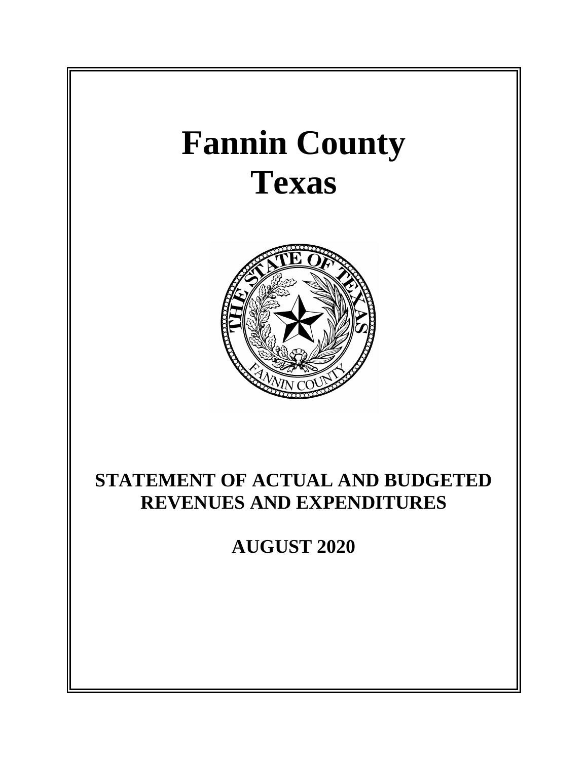# Fannin County
# Texas

## STATEMENT OF ACTUAL AND BUDGETED REVENUES AND EXPENDITURES

## AUGUST 2020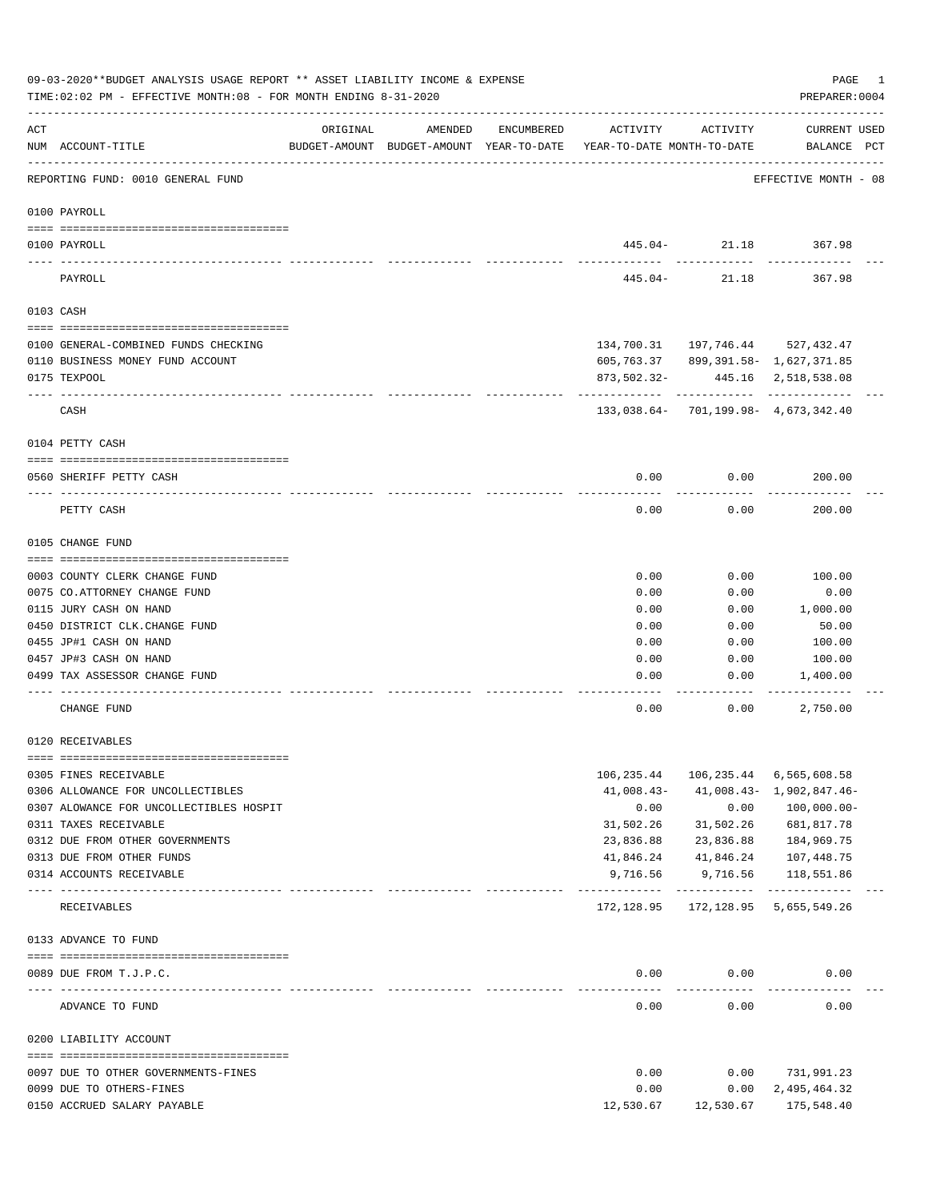09-03-2020**BUDGET ANALYSIS USAGE REPORT ** ASSET LIABILITY INCOME & EXPENSE

TIME:02:02 PM - EFFECTIVE MONTH:08 - FOR MONTH ENDING 8-31-2020

PREPARER:0004

| ACT NUM | ACCOUNT-TITLE | ORIGINAL BUDGET-AMOUNT | AMENDED BUDGET-AMOUNT | ENCUMBERED YEAR-TO-DATE | ACTIVITY YEAR-TO-DATE | ACTIVITY MONTH-TO-DATE | CURRENT BALANCE | USED PCT |
|---|---|---|---|---|---|---|---|---|
| | REPORTING FUND: 0010 GENERAL FUND | | | | | | EFFECTIVE MONTH - 08 | |
| | **0100 PAYROLL** | | | | | | | |
| 0100 | PAYROLL | | | | 445.04- | 21.18 | 367.98 | |
| | PAYROLL | | | | 445.04- | 21.18 | 367.98 | |
| | **0103 CASH** | | | | | | | |
| 0100 | GENERAL-COMBINED FUNDS CHECKING | | | | 134,700.31 | 197,746.44 | 527,432.47 | |
| 0110 | BUSINESS MONEY FUND ACCOUNT | | | | 605,763.37 | 899,391.58- | 1,627,371.85 | |
| 0175 | TEXPOOL | | | | 873,502.32- | 445.16 | 2,518,538.08 | |
| | CASH | | | | 133,038.64- | 701,199.98- | 4,673,342.40 | |
| | **0104 PETTY CASH** | | | | | | | |
| 0560 | SHERIFF PETTY CASH | | | | 0.00 | 0.00 | 200.00 | |
| | PETTY CASH | | | | 0.00 | 0.00 | 200.00 | |
| | **0105 CHANGE FUND** | | | | | | | |
| 0003 | COUNTY CLERK CHANGE FUND | | | | 0.00 | 0.00 | 100.00 | |
| 0075 | CO.ATTORNEY CHANGE FUND | | | | 0.00 | 0.00 | 0.00 | |
| 0115 | JURY CASH ON HAND | | | | 0.00 | 0.00 | 1,000.00 | |
| 0450 | DISTRICT CLK.CHANGE FUND | | | | 0.00 | 0.00 | 50.00 | |
| 0455 | JP#1 CASH ON HAND | | | | 0.00 | 0.00 | 100.00 | |
| 0457 | JP#3 CASH ON HAND | | | | 0.00 | 0.00 | 100.00 | |
| 0499 | TAX ASSESSOR CHANGE FUND | | | | 0.00 | 0.00 | 1,400.00 | |
| | CHANGE FUND | | | | 0.00 | 0.00 | 2,750.00 | |
| | **0120 RECEIVABLES** | | | | | | | |
| 0305 | FINES RECEIVABLE | | | | 106,235.44 | 106,235.44 | 6,565,608.58 | |
| 0306 | ALLOWANCE FOR UNCOLLECTIBLES | | | | 41,008.43- | 41,008.43- | 1,902,847.46- | |
| 0307 | ALOWANCE FOR UNCOLLECTIBLES HOSPIT | | | | 0.00 | 0.00 | 100,000.00- | |
| 0311 | TAXES RECEIVABLE | | | | 31,502.26 | 31,502.26 | 681,817.78 | |
| 0312 | DUE FROM OTHER GOVERNMENTS | | | | 23,836.88 | 23,836.88 | 184,969.75 | |
| 0313 | DUE FROM OTHER FUNDS | | | | 41,846.24 | 41,846.24 | 107,448.75 | |
| 0314 | ACCOUNTS RECEIVABLE | | | | 9,716.56 | 9,716.56 | 118,551.86 | |
| | RECEIVABLES | | | | 172,128.95 | 172,128.95 | 5,655,549.26 | |
| | **0133 ADVANCE TO FUND** | | | | | | | |
| 0089 | DUE FROM T.J.P.C. | | | | 0.00 | 0.00 | 0.00 | |
| | ADVANCE TO FUND | | | | 0.00 | 0.00 | 0.00 | |
| | **0200 LIABILITY ACCOUNT** | | | | | | | |
| 0097 | DUE TO OTHER GOVERNMENTS-FINES | | | | 0.00 | 0.00 | 731,991.23 | |
| 0099 | DUE TO OTHERS-FINES | | | | 0.00 | 0.00 | 2,495,464.32 | |
| 0150 | ACCRUED SALARY PAYABLE | | | | 12,530.67 | 12,530.67 | 175,548.40 | |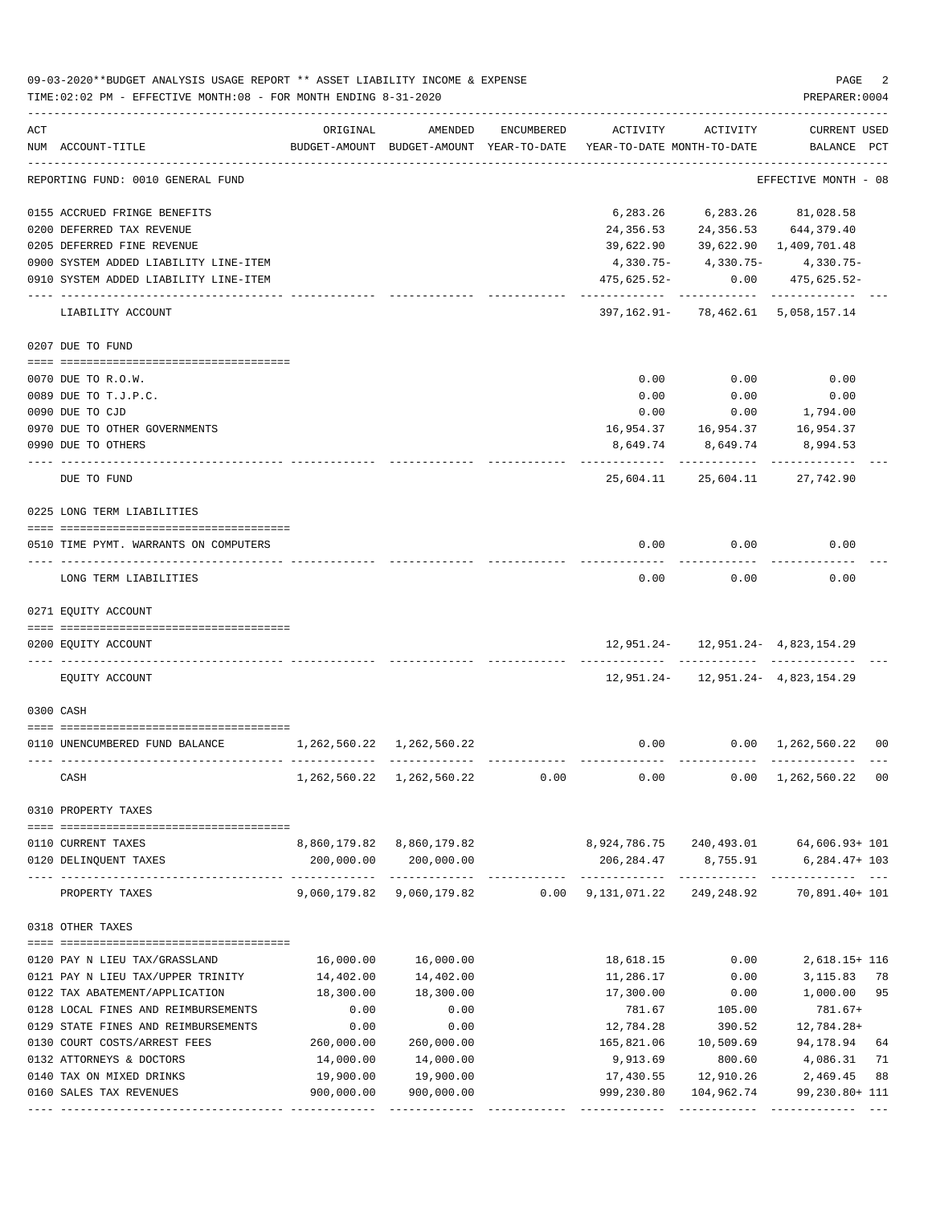09-03-2020**BUDGET ANALYSIS USAGE REPORT ** ASSET LIABILITY INCOME & EXPENSE

TIME:02:02 PM - EFFECTIVE MONTH:08 - FOR MONTH ENDING 8-31-2020

PREPARER:0004

| ACT NUM | ACCOUNT-TITLE | ORIGINAL BUDGET-AMOUNT | AMENDED BUDGET-AMOUNT | ENCUMBERED YEAR-TO-DATE | ACTIVITY YEAR-TO-DATE | ACTIVITY MONTH-TO-DATE | CURRENT USED BALANCE | PCT |
|---|---|---|---|---|---|---|---|---|
| | REPORTING FUND: 0010 GENERAL FUND | | | | | | EFFECTIVE MONTH - 08 | |
| 0155 | ACCRUED FRINGE BENEFITS | | | | 6,283.26 | 6,283.26 | 81,028.58 | |
| 0200 | DEFERRED TAX REVENUE | | | | 24,356.53 | 24,356.53 | 644,379.40 | |
| 0205 | DEFERRED FINE REVENUE | | | | 39,622.90 | 39,622.90 | 1,409,701.48 | |
| 0900 | SYSTEM ADDED LIABILITY LINE-ITEM | | | | 4,330.75- | 4,330.75- | 4,330.75- | |
| 0910 | SYSTEM ADDED LIABILITY LINE-ITEM | | | | 475,625.52- | 0.00 | 475,625.52- | |
| | LIABILITY ACCOUNT | | | | 397,162.91- | 78,462.61 | 5,058,157.14 | |
| | 0207 DUE TO FUND | | | | | | | |
| 0070 | DUE TO R.O.W. | | | | 0.00 | 0.00 | 0.00 | |
| 0089 | DUE TO T.J.P.C. | | | | 0.00 | 0.00 | 0.00 | |
| 0090 | DUE TO CJD | | | | 0.00 | 0.00 | 1,794.00 | |
| 0970 | DUE TO OTHER GOVERNMENTS | | | | 16,954.37 | 16,954.37 | 16,954.37 | |
| 0990 | DUE TO OTHERS | | | | 8,649.74 | 8,649.74 | 8,994.53 | |
| | DUE TO FUND | | | | 25,604.11 | 25,604.11 | 27,742.90 | |
| | 0225 LONG TERM LIABILITIES | | | | | | | |
| 0510 | TIME PYMT. WARRANTS ON COMPUTERS | | | | 0.00 | 0.00 | 0.00 | |
| | LONG TERM LIABILITIES | | | | 0.00 | 0.00 | 0.00 | |
| | 0271 EQUITY ACCOUNT | | | | | | | |
| 0200 | EQUITY ACCOUNT | | | | 12,951.24- | 12,951.24- | 4,823,154.29 | |
| | EQUITY ACCOUNT | | | | 12,951.24- | 12,951.24- | 4,823,154.29 | |
| | 0300 CASH | | | | | | | |
| 0110 | UNENCUMBERED FUND BALANCE | 1,262,560.22 | 1,262,560.22 | | 0.00 | 0.00 | 1,262,560.22 | 00 |
| | CASH | 1,262,560.22 | 1,262,560.22 | 0.00 | 0.00 | 0.00 | 1,262,560.22 | 00 |
| | 0310 PROPERTY TAXES | | | | | | | |
| 0110 | CURRENT TAXES | 8,860,179.82 | 8,860,179.82 | | 8,924,786.75 | 240,493.01 | 64,606.93+ | 101 |
| 0120 | DELINQUENT TAXES | 200,000.00 | 200,000.00 | | 206,284.47 | 8,755.91 | 6,284.47+ | 103 |
| | PROPERTY TAXES | 9,060,179.82 | 9,060,179.82 | 0.00 | 9,131,071.22 | 249,248.92 | 70,891.40+ | 101 |
| | 0318 OTHER TAXES | | | | | | | |
| 0120 | PAY N LIEU TAX/GRASSLAND | 16,000.00 | 16,000.00 | | 18,618.15 | 0.00 | 2,618.15+ | 116 |
| 0121 | PAY N LIEU TAX/UPPER TRINITY | 14,402.00 | 14,402.00 | | 11,286.17 | 0.00 | 3,115.83 | 78 |
| 0122 | TAX ABATEMENT/APPLICATION | 18,300.00 | 18,300.00 | | 17,300.00 | 0.00 | 1,000.00 | 95 |
| 0128 | LOCAL FINES AND REIMBURSEMENTS | 0.00 | 0.00 | | 781.67 | 105.00 | 781.67+ | |
| 0129 | STATE FINES AND REIMBURSEMENTS | 0.00 | 0.00 | | 12,784.28 | 390.52 | 12,784.28+ | |
| 0130 | COURT COSTS/ARREST FEES | 260,000.00 | 260,000.00 | | 165,821.06 | 10,509.69 | 94,178.94 | 64 |
| 0132 | ATTORNEYS & DOCTORS | 14,000.00 | 14,000.00 | | 9,913.69 | 800.60 | 4,086.31 | 71 |
| 0140 | TAX ON MIXED DRINKS | 19,900.00 | 19,900.00 | | 17,430.55 | 12,910.26 | 2,469.45 | 88 |
| 0160 | SALES TAX REVENUES | 900,000.00 | 900,000.00 | | 999,230.80 | 104,962.74 | 99,230.80+ | 111 |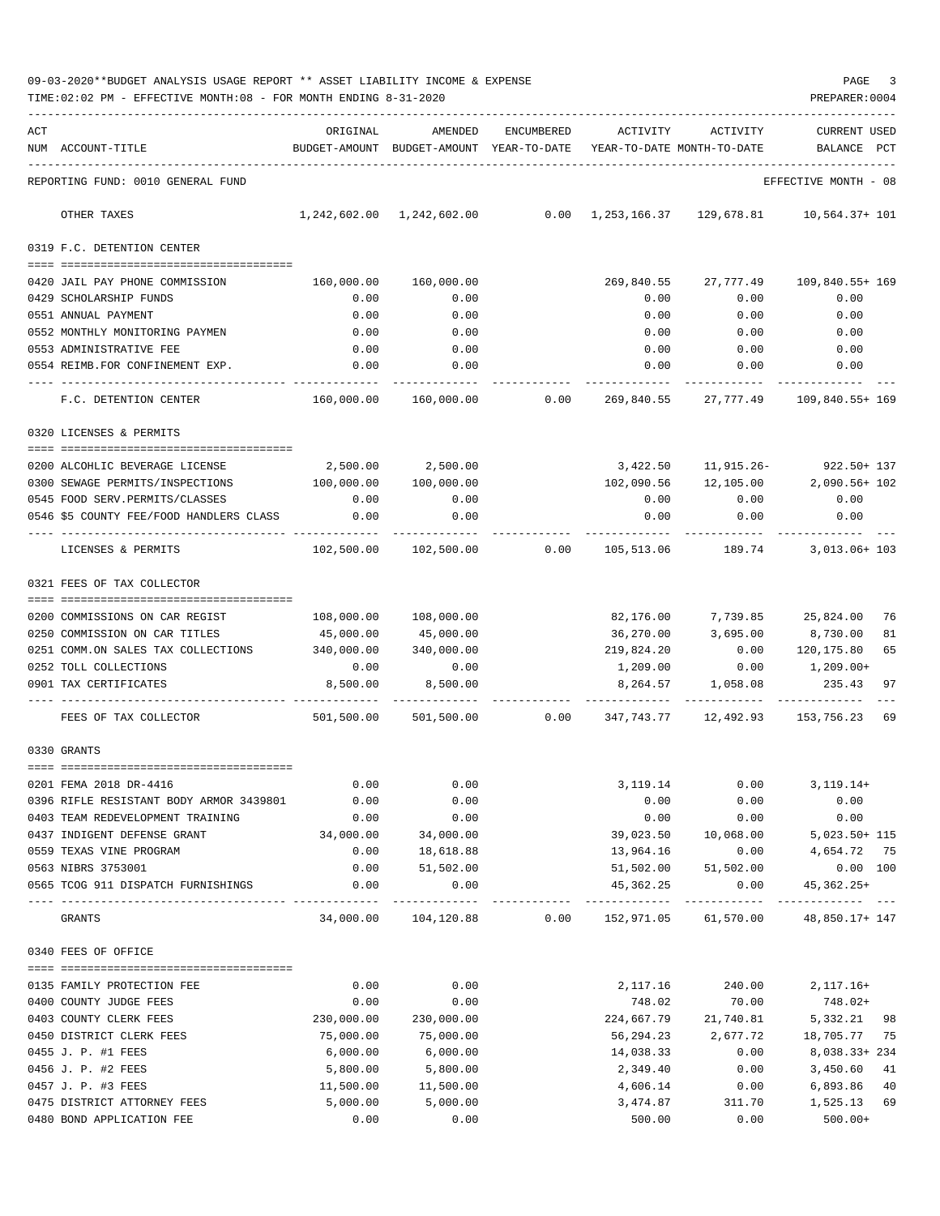09-03-2020**BUDGET ANALYSIS USAGE REPORT ** ASSET LIABILITY INCOME & EXPENSE

TIME:02:02 PM - EFFECTIVE MONTH:08 - FOR MONTH ENDING 8-31-2020

PREPARER:0004

| ACT NUM | ACCOUNT-TITLE | ORIGINAL BUDGET-AMOUNT | AMENDED BUDGET-AMOUNT | ENCUMBERED YEAR-TO-DATE | ACTIVITY YEAR-TO-DATE | ACTIVITY MONTH-TO-DATE | CURRENT USED BALANCE | PCT |
|---|---|---|---|---|---|---|---|---|
| | REPORTING FUND: 0010 GENERAL FUND | | | | | | EFFECTIVE MONTH - 08 | |
| | OTHER TAXES | 1,242,602.00 | 1,242,602.00 | 0.00 | 1,253,166.37 | 129,678.81 | 10,564.37+ | 101 |
| | 0319 F.C. DETENTION CENTER | | | | | | | |
| 0420 | JAIL PAY PHONE COMMISSION | 160,000.00 | 160,000.00 | | 269,840.55 | 27,777.49 | 109,840.55+ | 169 |
| 0429 | SCHOLARSHIP FUNDS | 0.00 | 0.00 | | 0.00 | 0.00 | 0.00 | |
| 0551 | ANNUAL PAYMENT | 0.00 | 0.00 | | 0.00 | 0.00 | 0.00 | |
| 0552 | MONTHLY MONITORING PAYMEN | 0.00 | 0.00 | | 0.00 | 0.00 | 0.00 | |
| 0553 | ADMINISTRATIVE FEE | 0.00 | 0.00 | | 0.00 | 0.00 | 0.00 | |
| 0554 | REIMB.FOR CONFINEMENT EXP. | 0.00 | 0.00 | | 0.00 | 0.00 | 0.00 | |
| | F.C. DETENTION CENTER | 160,000.00 | 160,000.00 | 0.00 | 269,840.55 | 27,777.49 | 109,840.55+ | 169 |
| | 0320 LICENSES & PERMITS | | | | | | | |
| 0200 | ALCOHLIC BEVERAGE LICENSE | 2,500.00 | 2,500.00 | | 3,422.50 | 11,915.26- | 922.50+ | 137 |
| 0300 | SEWAGE PERMITS/INSPECTIONS | 100,000.00 | 100,000.00 | | 102,090.56 | 12,105.00 | 2,090.56+ | 102 |
| 0545 | FOOD SERV.PERMITS/CLASSES | 0.00 | 0.00 | | 0.00 | 0.00 | 0.00 | |
| 0546 | $5 COUNTY FEE/FOOD HANDLERS CLASS | 0.00 | 0.00 | | 0.00 | 0.00 | 0.00 | |
| | LICENSES & PERMITS | 102,500.00 | 102,500.00 | 0.00 | 105,513.06 | 189.74 | 3,013.06+ | 103 |
| | 0321 FEES OF TAX COLLECTOR | | | | | | | |
| 0200 | COMMISSIONS ON CAR REGIST | 108,000.00 | 108,000.00 | | 82,176.00 | 7,739.85 | 25,824.00 | 76 |
| 0250 | COMMISSION ON CAR TITLES | 45,000.00 | 45,000.00 | | 36,270.00 | 3,695.00 | 8,730.00 | 81 |
| 0251 | COMM.ON SALES TAX COLLECTIONS | 340,000.00 | 340,000.00 | | 219,824.20 | 0.00 | 120,175.80 | 65 |
| 0252 | TOLL COLLECTIONS | 0.00 | 0.00 | | 1,209.00 | 0.00 | 1,209.00+ | |
| 0901 | TAX CERTIFICATES | 8,500.00 | 8,500.00 | | 8,264.57 | 1,058.08 | 235.43 | 97 |
| | FEES OF TAX COLLECTOR | 501,500.00 | 501,500.00 | 0.00 | 347,743.77 | 12,492.93 | 153,756.23 | 69 |
| | 0330 GRANTS | | | | | | | |
| 0201 | FEMA 2018 DR-4416 | 0.00 | 0.00 | | 3,119.14 | 0.00 | 3,119.14+ | |
| 0396 | RIFLE RESISTANT BODY ARMOR 3439801 | 0.00 | 0.00 | | 0.00 | 0.00 | 0.00 | |
| 0403 | TEAM REDEVELOPMENT TRAINING | 0.00 | 0.00 | | 0.00 | 0.00 | 0.00 | |
| 0437 | INDIGENT DEFENSE GRANT | 34,000.00 | 34,000.00 | | 39,023.50 | 10,068.00 | 5,023.50+ | 115 |
| 0559 | TEXAS VINE PROGRAM | 0.00 | 18,618.88 | | 13,964.16 | 0.00 | 4,654.72 | 75 |
| 0563 | NIBRS 3753001 | 0.00 | 51,502.00 | | 51,502.00 | 51,502.00 | 0.00 | 100 |
| 0565 | TCOG 911 DISPATCH FURNISHINGS | 0.00 | 0.00 | | 45,362.25 | 0.00 | 45,362.25+ | |
| | GRANTS | 34,000.00 | 104,120.88 | 0.00 | 152,971.05 | 61,570.00 | 48,850.17+ | 147 |
| | 0340 FEES OF OFFICE | | | | | | | |
| 0135 | FAMILY PROTECTION FEE | 0.00 | 0.00 | | 2,117.16 | 240.00 | 2,117.16+ | |
| 0400 | COUNTY JUDGE FEES | 0.00 | 0.00 | | 748.02 | 70.00 | 748.02+ | |
| 0403 | COUNTY CLERK FEES | 230,000.00 | 230,000.00 | | 224,667.79 | 21,740.81 | 5,332.21 | 98 |
| 0450 | DISTRICT CLERK FEES | 75,000.00 | 75,000.00 | | 56,294.23 | 2,677.72 | 18,705.77 | 75 |
| 0455 | J. P. #1 FEES | 6,000.00 | 6,000.00 | | 14,038.33 | 0.00 | 8,038.33+ | 234 |
| 0456 | J. P. #2 FEES | 5,800.00 | 5,800.00 | | 2,349.40 | 0.00 | 3,450.60 | 41 |
| 0457 | J. P. #3 FEES | 11,500.00 | 11,500.00 | | 4,606.14 | 0.00 | 6,893.86 | 40 |
| 0475 | DISTRICT ATTORNEY FEES | 5,000.00 | 5,000.00 | | 3,474.87 | 311.70 | 1,525.13 | 69 |
| 0480 | BOND APPLICATION FEE | 0.00 | 0.00 | | 500.00 | 0.00 | 500.00+ | |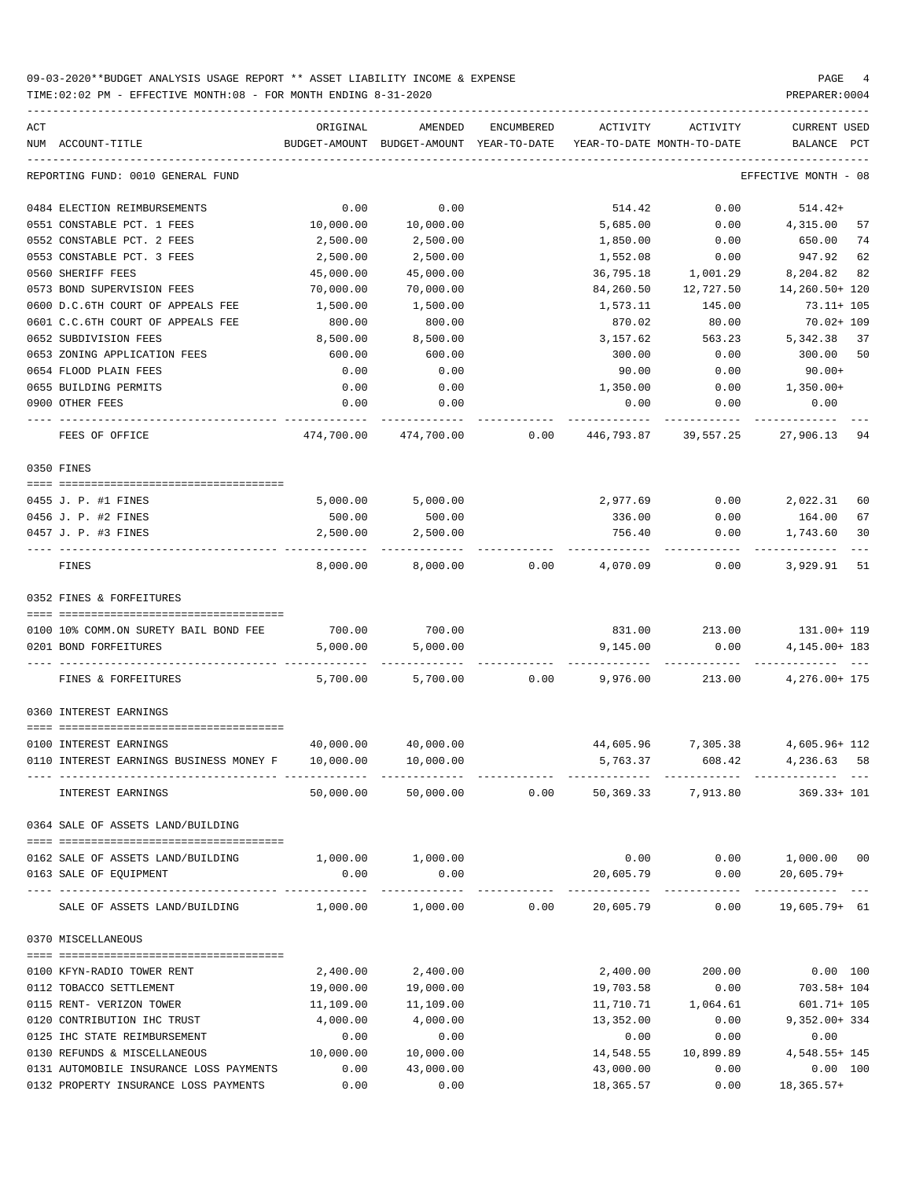09-03-2020**BUDGET ANALYSIS USAGE REPORT ** ASSET LIABILITY INCOME & EXPENSE

TIME:02:02 PM - EFFECTIVE MONTH:08 - FOR MONTH ENDING 8-31-2020

PREPARER:0004

REPORTING FUND: 0010 GENERAL FUND — EFFECTIVE MONTH - 08

| ACT NUM | ACCOUNT-TITLE | ORIGINAL BUDGET-AMOUNT | AMENDED BUDGET-AMOUNT | ENCUMBERED YEAR-TO-DATE | ACTIVITY YEAR-TO-DATE | ACTIVITY MONTH-TO-DATE | CURRENT BALANCE | USED PCT |
|---|---|---|---|---|---|---|---|---|
| 0484 | ELECTION REIMBURSEMENTS | 0.00 | 0.00 | | 514.42 | 0.00 | 514.42+ | |
| 0551 | CONSTABLE PCT. 1 FEES | 10,000.00 | 10,000.00 | | 5,685.00 | 0.00 | 4,315.00 | 57 |
| 0552 | CONSTABLE PCT. 2 FEES | 2,500.00 | 2,500.00 | | 1,850.00 | 0.00 | 650.00 | 74 |
| 0553 | CONSTABLE PCT. 3 FEES | 2,500.00 | 2,500.00 | | 1,552.08 | 0.00 | 947.92 | 62 |
| 0560 | SHERIFF FEES | 45,000.00 | 45,000.00 | | 36,795.18 | 1,001.29 | 8,204.82 | 82 |
| 0573 | BOND SUPERVISION FEES | 70,000.00 | 70,000.00 | | 84,260.50 | 12,727.50 | 14,260.50+ | 120 |
| 0600 | D.C.6TH COURT OF APPEALS FEE | 1,500.00 | 1,500.00 | | 1,573.11 | 145.00 | 73.11+ | 105 |
| 0601 | C.C.6TH COURT OF APPEALS FEE | 800.00 | 800.00 | | 870.02 | 80.00 | 70.02+ | 109 |
| 0652 | SUBDIVISION FEES | 8,500.00 | 8,500.00 | | 3,157.62 | 563.23 | 5,342.38 | 37 |
| 0653 | ZONING APPLICATION FEES | 600.00 | 600.00 | | 300.00 | 0.00 | 300.00 | 50 |
| 0654 | FLOOD PLAIN FEES | 0.00 | 0.00 | | 90.00 | 0.00 | 90.00+ | |
| 0655 | BUILDING PERMITS | 0.00 | 0.00 | | 1,350.00 | 0.00 | 1,350.00+ | |
| 0900 | OTHER FEES | 0.00 | 0.00 | | 0.00 | 0.00 | 0.00 | |
| | FEES OF OFFICE | 474,700.00 | 474,700.00 | 0.00 | 446,793.87 | 39,557.25 | 27,906.13 | 94 |
| | **0350 FINES** | | | | | | | |
| 0455 | J. P. #1 FINES | 5,000.00 | 5,000.00 | | 2,977.69 | 0.00 | 2,022.31 | 60 |
| 0456 | J. P. #2 FINES | 500.00 | 500.00 | | 336.00 | 0.00 | 164.00 | 67 |
| 0457 | J. P. #3 FINES | 2,500.00 | 2,500.00 | | 756.40 | 0.00 | 1,743.60 | 30 |
| | FINES | 8,000.00 | 8,000.00 | 0.00 | 4,070.09 | 0.00 | 3,929.91 | 51 |
| | **0352 FINES & FORFEITURES** | | | | | | | |
| 0100 | 10% COMM.ON SURETY BAIL BOND FEE | 700.00 | 700.00 | | 831.00 | 213.00 | 131.00+ | 119 |
| 0201 | BOND FORFEITURES | 5,000.00 | 5,000.00 | | 9,145.00 | 0.00 | 4,145.00+ | 183 |
| | FINES & FORFEITURES | 5,700.00 | 5,700.00 | 0.00 | 9,976.00 | 213.00 | 4,276.00+ | 175 |
| | **0360 INTEREST EARNINGS** | | | | | | | |
| 0100 | INTEREST EARNINGS | 40,000.00 | 40,000.00 | | 44,605.96 | 7,305.38 | 4,605.96+ | 112 |
| 0110 | INTEREST EARNINGS BUSINESS MONEY F | 10,000.00 | 10,000.00 | | 5,763.37 | 608.42 | 4,236.63 | 58 |
| | INTEREST EARNINGS | 50,000.00 | 50,000.00 | 0.00 | 50,369.33 | 7,913.80 | 369.33+ | 101 |
| | **0364 SALE OF ASSETS LAND/BUILDING** | | | | | | | |
| 0162 | SALE OF ASSETS LAND/BUILDING | 1,000.00 | 1,000.00 | | 0.00 | 0.00 | 1,000.00 | 00 |
| 0163 | SALE OF EQUIPMENT | 0.00 | 0.00 | | 20,605.79 | 0.00 | 20,605.79+ | |
| | SALE OF ASSETS LAND/BUILDING | 1,000.00 | 1,000.00 | 0.00 | 20,605.79 | 0.00 | 19,605.79+ | 61 |
| | **0370 MISCELLANEOUS** | | | | | | | |
| 0100 | KFYN-RADIO TOWER RENT | 2,400.00 | 2,400.00 | | 2,400.00 | 200.00 | 0.00 | 100 |
| 0112 | TOBACCO SETTLEMENT | 19,000.00 | 19,000.00 | | 19,703.58 | 0.00 | 703.58+ | 104 |
| 0115 | RENT- VERIZON TOWER | 11,109.00 | 11,109.00 | | 11,710.71 | 1,064.61 | 601.71+ | 105 |
| 0120 | CONTRIBUTION IHC TRUST | 4,000.00 | 4,000.00 | | 13,352.00 | 0.00 | 9,352.00+ | 334 |
| 0125 | IHC STATE REIMBURSEMENT | 0.00 | 0.00 | | 0.00 | 0.00 | 0.00 | |
| 0130 | REFUNDS & MISCELLANEOUS | 10,000.00 | 10,000.00 | | 14,548.55 | 10,899.89 | 4,548.55+ | 145 |
| 0131 | AUTOMOBILE INSURANCE LOSS PAYMENTS | 0.00 | 43,000.00 | | 43,000.00 | 0.00 | 0.00 | 100 |
| 0132 | PROPERTY INSURANCE LOSS PAYMENTS | 0.00 | 0.00 | | 18,365.57 | 0.00 | 18,365.57+ | |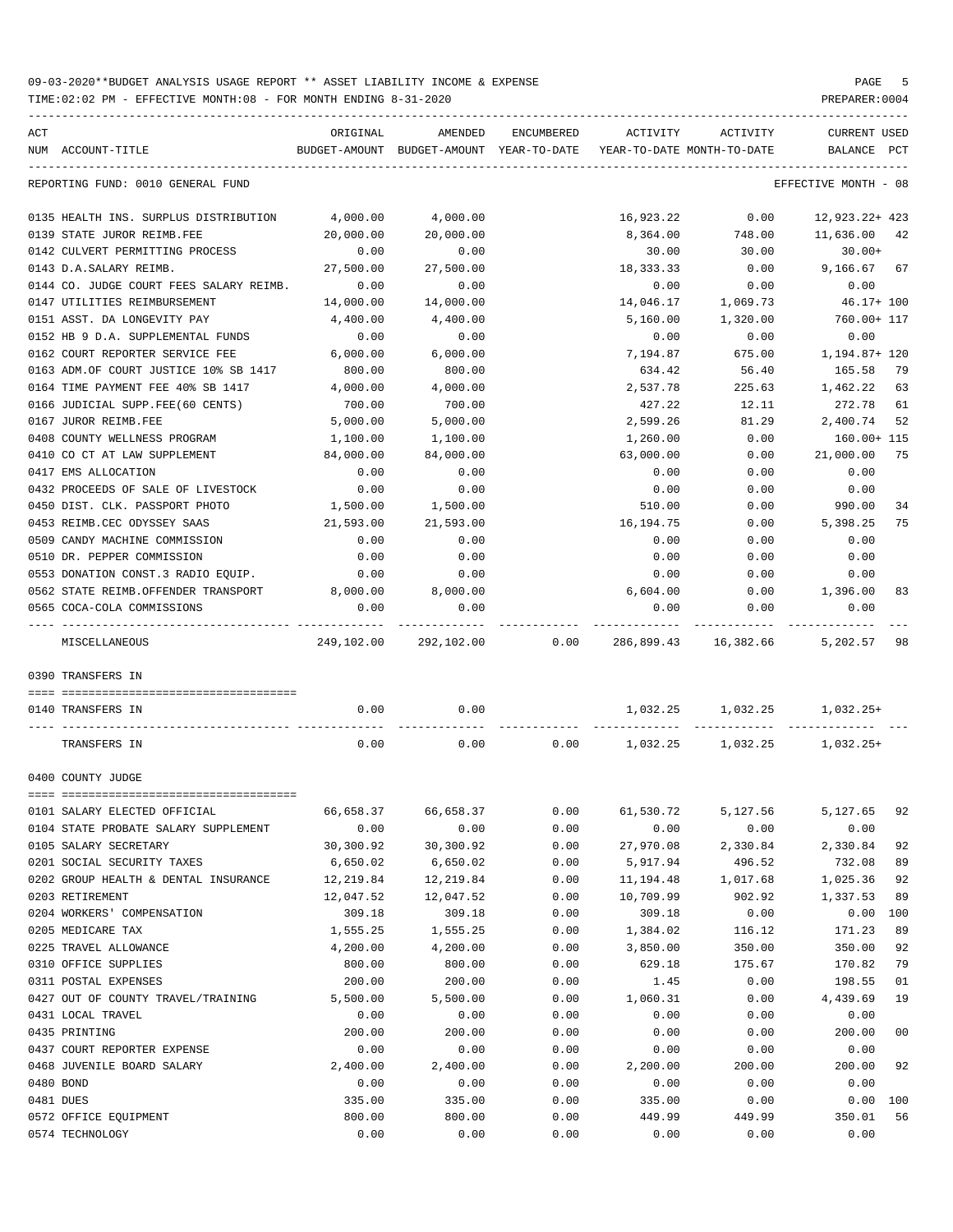09-03-2020**BUDGET ANALYSIS USAGE REPORT ** ASSET LIABILITY INCOME & EXPENSE

TIME:02:02 PM - EFFECTIVE MONTH:08 - FOR MONTH ENDING 8-31-2020

PREPARER:0004

| ACT NUM | ACCOUNT-TITLE | ORIGINAL BUDGET-AMOUNT | AMENDED BUDGET-AMOUNT | ENCUMBERED YEAR-TO-DATE | ACTIVITY YEAR-TO-DATE | ACTIVITY MONTH-TO-DATE | CURRENT USED BALANCE | PCT |
|---|---|---|---|---|---|---|---|---|
| | REPORTING FUND: 0010 GENERAL FUND | | | | | | EFFECTIVE MONTH - 08 | |
| 0135 | HEALTH INS. SURPLUS DISTRIBUTION | 4,000.00 | 4,000.00 | | 16,923.22 | 0.00 | 12,923.22+ | 423 |
| 0139 | STATE JUROR REIMB.FEE | 20,000.00 | 20,000.00 | | 8,364.00 | 748.00 | 11,636.00 | 42 |
| 0142 | CULVERT PERMITTING PROCESS | 0.00 | 0.00 | | 30.00 | 30.00 | 30.00+ | |
| 0143 | D.A.SALARY REIMB. | 27,500.00 | 27,500.00 | | 18,333.33 | 0.00 | 9,166.67 | 67 |
| 0144 | CO. JUDGE COURT FEES SALARY REIMB. | 0.00 | 0.00 | | 0.00 | 0.00 | 0.00 | |
| 0147 | UTILITIES REIMBURSEMENT | 14,000.00 | 14,000.00 | | 14,046.17 | 1,069.73 | 46.17+ | 100 |
| 0151 | ASST. DA LONGEVITY PAY | 4,400.00 | 4,400.00 | | 5,160.00 | 1,320.00 | 760.00+ | 117 |
| 0152 | HB 9 D.A. SUPPLEMENTAL FUNDS | 0.00 | 0.00 | | 0.00 | 0.00 | 0.00 | |
| 0162 | COURT REPORTER SERVICE FEE | 6,000.00 | 6,000.00 | | 7,194.87 | 675.00 | 1,194.87+ | 120 |
| 0163 | ADM.OF COURT JUSTICE 10% SB 1417 | 800.00 | 800.00 | | 634.42 | 56.40 | 165.58 | 79 |
| 0164 | TIME PAYMENT FEE 40% SB 1417 | 4,000.00 | 4,000.00 | | 2,537.78 | 225.63 | 1,462.22 | 63 |
| 0166 | JUDICIAL SUPP.FEE(60 CENTS) | 700.00 | 700.00 | | 427.22 | 12.11 | 272.78 | 61 |
| 0167 | JUROR REIMB.FEE | 5,000.00 | 5,000.00 | | 2,599.26 | 81.29 | 2,400.74 | 52 |
| 0408 | COUNTY WELLNESS PROGRAM | 1,100.00 | 1,100.00 | | 1,260.00 | 0.00 | 160.00+ | 115 |
| 0410 | CO CT AT LAW SUPPLEMENT | 84,000.00 | 84,000.00 | | 63,000.00 | 0.00 | 21,000.00 | 75 |
| 0417 | EMS ALLOCATION | 0.00 | 0.00 | | 0.00 | 0.00 | 0.00 | |
| 0432 | PROCEEDS OF SALE OF LIVESTOCK | 0.00 | 0.00 | | 0.00 | 0.00 | 0.00 | |
| 0450 | DIST. CLK. PASSPORT PHOTO | 1,500.00 | 1,500.00 | | 510.00 | 0.00 | 990.00 | 34 |
| 0453 | REIMB.CEC ODYSSEY SAAS | 21,593.00 | 21,593.00 | | 16,194.75 | 0.00 | 5,398.25 | 75 |
| 0509 | CANDY MACHINE COMMISSION | 0.00 | 0.00 | | 0.00 | 0.00 | 0.00 | |
| 0510 | DR. PEPPER COMMISSION | 0.00 | 0.00 | | 0.00 | 0.00 | 0.00 | |
| 0553 | DONATION CONST.3 RADIO EQUIP. | 0.00 | 0.00 | | 0.00 | 0.00 | 0.00 | |
| 0562 | STATE REIMB.OFFENDER TRANSPORT | 8,000.00 | 8,000.00 | | 6,604.00 | 0.00 | 1,396.00 | 83 |
| 0565 | COCA-COLA COMMISSIONS | 0.00 | 0.00 | | 0.00 | 0.00 | 0.00 | |
| | MISCELLANEOUS | 249,102.00 | 292,102.00 | 0.00 | 286,899.43 | 16,382.66 | 5,202.57 | 98 |
| | 0390 TRANSFERS IN | | | | | | | |
| 0140 | TRANSFERS IN | 0.00 | 0.00 | | 1,032.25 | 1,032.25 | 1,032.25+ | |
| | TRANSFERS IN | 0.00 | 0.00 | 0.00 | 1,032.25 | 1,032.25 | 1,032.25+ | |
| | 0400 COUNTY JUDGE | | | | | | | |
| 0101 | SALARY ELECTED OFFICIAL | 66,658.37 | 66,658.37 | 0.00 | 61,530.72 | 5,127.56 | 5,127.65 | 92 |
| 0104 | STATE PROBATE SALARY SUPPLEMENT | 0.00 | 0.00 | 0.00 | 0.00 | 0.00 | 0.00 | |
| 0105 | SALARY SECRETARY | 30,300.92 | 30,300.92 | 0.00 | 27,970.08 | 2,330.84 | 2,330.84 | 92 |
| 0201 | SOCIAL SECURITY TAXES | 6,650.02 | 6,650.02 | 0.00 | 5,917.94 | 496.52 | 732.08 | 89 |
| 0202 | GROUP HEALTH & DENTAL INSURANCE | 12,219.84 | 12,219.84 | 0.00 | 11,194.48 | 1,017.68 | 1,025.36 | 92 |
| 0203 | RETIREMENT | 12,047.52 | 12,047.52 | 0.00 | 10,709.99 | 902.92 | 1,337.53 | 89 |
| 0204 | WORKERS' COMPENSATION | 309.18 | 309.18 | 0.00 | 309.18 | 0.00 | 0.00 | 100 |
| 0205 | MEDICARE TAX | 1,555.25 | 1,555.25 | 0.00 | 1,384.02 | 116.12 | 171.23 | 89 |
| 0225 | TRAVEL ALLOWANCE | 4,200.00 | 4,200.00 | 0.00 | 3,850.00 | 350.00 | 350.00 | 92 |
| 0310 | OFFICE SUPPLIES | 800.00 | 800.00 | 0.00 | 629.18 | 175.67 | 170.82 | 79 |
| 0311 | POSTAL EXPENSES | 200.00 | 200.00 | 0.00 | 1.45 | 0.00 | 198.55 | 01 |
| 0427 | OUT OF COUNTY TRAVEL/TRAINING | 5,500.00 | 5,500.00 | 0.00 | 1,060.31 | 0.00 | 4,439.69 | 19 |
| 0431 | LOCAL TRAVEL | 0.00 | 0.00 | 0.00 | 0.00 | 0.00 | 0.00 | |
| 0435 | PRINTING | 200.00 | 200.00 | 0.00 | 0.00 | 0.00 | 200.00 | 00 |
| 0437 | COURT REPORTER EXPENSE | 0.00 | 0.00 | 0.00 | 0.00 | 0.00 | 0.00 | |
| 0468 | JUVENILE BOARD SALARY | 2,400.00 | 2,400.00 | 0.00 | 2,200.00 | 200.00 | 200.00 | 92 |
| 0480 | BOND | 0.00 | 0.00 | 0.00 | 0.00 | 0.00 | 0.00 | |
| 0481 | DUES | 335.00 | 335.00 | 0.00 | 335.00 | 0.00 | 0.00 | 100 |
| 0572 | OFFICE EQUIPMENT | 800.00 | 800.00 | 0.00 | 449.99 | 449.99 | 350.01 | 56 |
| 0574 | TECHNOLOGY | 0.00 | 0.00 | 0.00 | 0.00 | 0.00 | 0.00 | |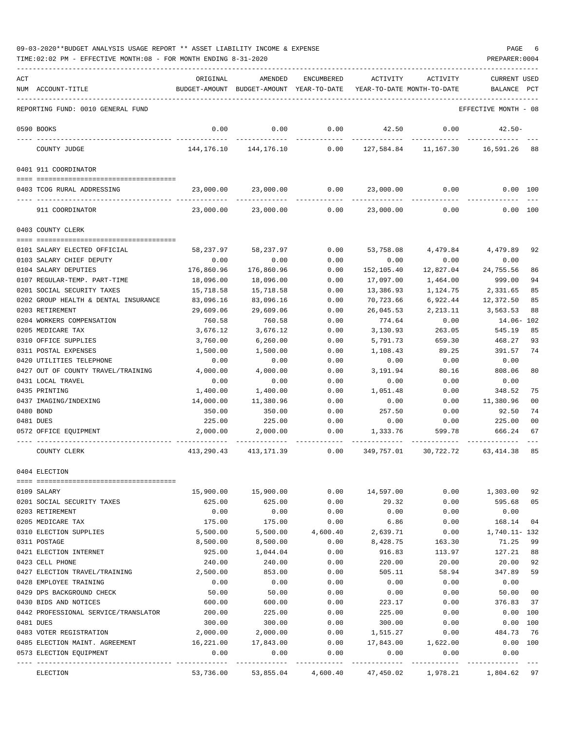09-03-2020**BUDGET ANALYSIS USAGE REPORT ** ASSET LIABILITY INCOME & EXPENSE

TIME:02:02 PM - EFFECTIVE MONTH:08 - FOR MONTH ENDING 8-31-2020

PREPARER:0004

| ACT NUM | ACCOUNT-TITLE | ORIGINAL BUDGET-AMOUNT | AMENDED BUDGET-AMOUNT | ENCUMBERED YEAR-TO-DATE | ACTIVITY YEAR-TO-DATE | ACTIVITY MONTH-TO-DATE | CURRENT BALANCE | USED PCT |
|---|---|---|---|---|---|---|---|---|
| | REPORTING FUND: 0010 GENERAL FUND | | | | | | EFFECTIVE MONTH - 08 | |
| 0590 | BOOKS | 0.00 | 0.00 | 0.00 | 42.50 | 0.00 | 42.50- | |
| | COUNTY JUDGE | 144,176.10 | 144,176.10 | 0.00 | 127,584.84 | 11,167.30 | 16,591.26 | 88 |
| | 0401 911 COORDINATOR | | | | | | | |
| 0403 | TCOG RURAL ADDRESSING | 23,000.00 | 23,000.00 | 0.00 | 23,000.00 | 0.00 | 0.00 | 100 |
| | 911 COORDINATOR | 23,000.00 | 23,000.00 | 0.00 | 23,000.00 | 0.00 | 0.00 | 100 |
| | 0403 COUNTY CLERK | | | | | | | |
| 0101 | SALARY ELECTED OFFICIAL | 58,237.97 | 58,237.97 | 0.00 | 53,758.08 | 4,479.84 | 4,479.89 | 92 |
| 0103 | SALARY CHIEF DEPUTY | 0.00 | 0.00 | 0.00 | 0.00 | 0.00 | 0.00 | |
| 0104 | SALARY DEPUTIES | 176,860.96 | 176,860.96 | 0.00 | 152,105.40 | 12,827.04 | 24,755.56 | 86 |
| 0107 | REGULAR-TEMP. PART-TIME | 18,096.00 | 18,096.00 | 0.00 | 17,097.00 | 1,464.00 | 999.00 | 94 |
| 0201 | SOCIAL SECURITY TAXES | 15,718.58 | 15,718.58 | 0.00 | 13,386.93 | 1,124.75 | 2,331.65 | 85 |
| 0202 | GROUP HEALTH & DENTAL INSURANCE | 83,096.16 | 83,096.16 | 0.00 | 70,723.66 | 6,922.44 | 12,372.50 | 85 |
| 0203 | RETIREMENT | 29,609.06 | 29,609.06 | 0.00 | 26,045.53 | 2,213.11 | 3,563.53 | 88 |
| 0204 | WORKERS COMPENSATION | 760.58 | 760.58 | 0.00 | 774.64 | 0.00 | 14.06- | 102 |
| 0205 | MEDICARE TAX | 3,676.12 | 3,676.12 | 0.00 | 3,130.93 | 263.05 | 545.19 | 85 |
| 0310 | OFFICE SUPPLIES | 3,760.00 | 6,260.00 | 0.00 | 5,791.73 | 659.30 | 468.27 | 93 |
| 0311 | POSTAL EXPENSES | 1,500.00 | 1,500.00 | 0.00 | 1,108.43 | 89.25 | 391.57 | 74 |
| 0420 | UTILITIES TELEPHONE | 0.00 | 0.00 | 0.00 | 0.00 | 0.00 | 0.00 | |
| 0427 | OUT OF COUNTY TRAVEL/TRAINING | 4,000.00 | 4,000.00 | 0.00 | 3,191.94 | 80.16 | 808.06 | 80 |
| 0431 | LOCAL TRAVEL | 0.00 | 0.00 | 0.00 | 0.00 | 0.00 | 0.00 | |
| 0435 | PRINTING | 1,400.00 | 1,400.00 | 0.00 | 1,051.48 | 0.00 | 348.52 | 75 |
| 0437 | IMAGING/INDEXING | 14,000.00 | 11,380.96 | 0.00 | 0.00 | 0.00 | 11,380.96 | 00 |
| 0480 | BOND | 350.00 | 350.00 | 0.00 | 257.50 | 0.00 | 92.50 | 74 |
| 0481 | DUES | 225.00 | 225.00 | 0.00 | 0.00 | 0.00 | 225.00 | 00 |
| 0572 | OFFICE EQUIPMENT | 2,000.00 | 2,000.00 | 0.00 | 1,333.76 | 599.78 | 666.24 | 67 |
| | COUNTY CLERK | 413,290.43 | 413,171.39 | 0.00 | 349,757.01 | 30,722.72 | 63,414.38 | 85 |
| | 0404 ELECTION | | | | | | | |
| 0109 | SALARY | 15,900.00 | 15,900.00 | 0.00 | 14,597.00 | 0.00 | 1,303.00 | 92 |
| 0201 | SOCIAL SECURITY TAXES | 625.00 | 625.00 | 0.00 | 29.32 | 0.00 | 595.68 | 05 |
| 0203 | RETIREMENT | 0.00 | 0.00 | 0.00 | 0.00 | 0.00 | 0.00 | |
| 0205 | MEDICARE TAX | 175.00 | 175.00 | 0.00 | 6.86 | 0.00 | 168.14 | 04 |
| 0310 | ELECTION SUPPLIES | 5,500.00 | 5,500.00 | 4,600.40 | 2,639.71 | 0.00 | 1,740.11- | 132 |
| 0311 | POSTAGE | 8,500.00 | 8,500.00 | 0.00 | 8,428.75 | 163.30 | 71.25 | 99 |
| 0421 | ELECTION INTERNET | 925.00 | 1,044.04 | 0.00 | 916.83 | 113.97 | 127.21 | 88 |
| 0423 | CELL PHONE | 240.00 | 240.00 | 0.00 | 220.00 | 20.00 | 20.00 | 92 |
| 0427 | ELECTION TRAVEL/TRAINING | 2,500.00 | 853.00 | 0.00 | 505.11 | 58.94 | 347.89 | 59 |
| 0428 | EMPLOYEE TRAINING | 0.00 | 0.00 | 0.00 | 0.00 | 0.00 | 0.00 | |
| 0429 | DPS BACKGROUND CHECK | 50.00 | 50.00 | 0.00 | 0.00 | 0.00 | 50.00 | 00 |
| 0430 | BIDS AND NOTICES | 600.00 | 600.00 | 0.00 | 223.17 | 0.00 | 376.83 | 37 |
| 0442 | PROFESSIONAL SERVICE/TRANSLATOR | 200.00 | 225.00 | 0.00 | 225.00 | 0.00 | 0.00 | 100 |
| 0481 | DUES | 300.00 | 300.00 | 0.00 | 300.00 | 0.00 | 0.00 | 100 |
| 0483 | VOTER REGISTRATION | 2,000.00 | 2,000.00 | 0.00 | 1,515.27 | 0.00 | 484.73 | 76 |
| 0485 | ELECTION MAINT. AGREEMENT | 16,221.00 | 17,843.00 | 0.00 | 17,843.00 | 1,622.00 | 0.00 | 100 |
| 0573 | ELECTION EQUIPMENT | 0.00 | 0.00 | 0.00 | 0.00 | 0.00 | 0.00 | |
| | ELECTION | 53,736.00 | 53,855.04 | 4,600.40 | 47,450.02 | 1,978.21 | 1,804.62 | 97 |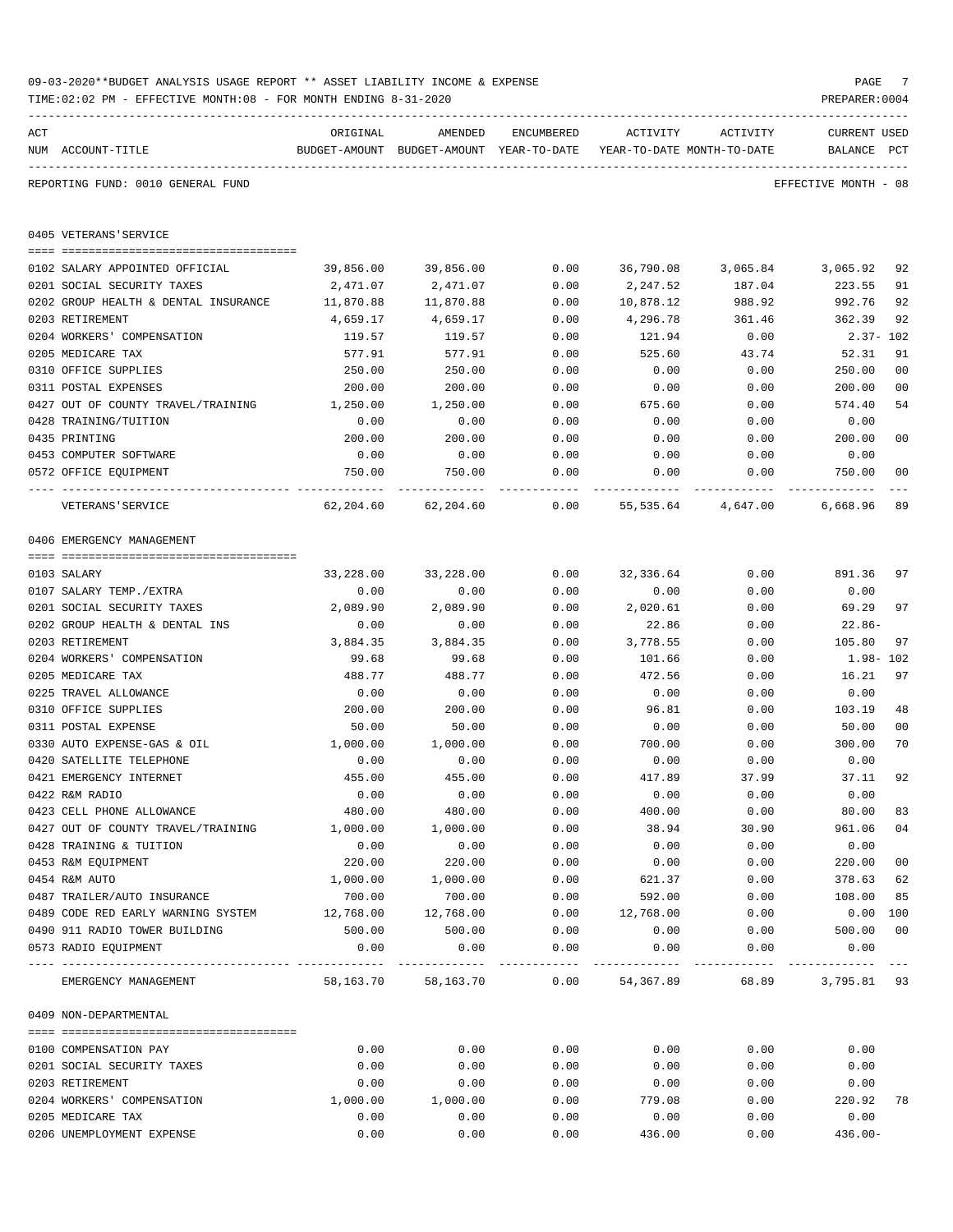09-03-2020**BUDGET ANALYSIS USAGE REPORT ** ASSET LIABILITY INCOME & EXPENSE

TIME:02:02 PM - EFFECTIVE MONTH:08 - FOR MONTH ENDING 8-31-2020

PREPARER:0004

REPORTING FUND: 0010 GENERAL FUND

EFFECTIVE MONTH - 08

## 0405 VETERANS'SERVICE

| ACT NUM | ACCOUNT-TITLE | ORIGINAL BUDGET-AMOUNT | AMENDED BUDGET-AMOUNT | ENCUMBERED YEAR-TO-DATE | ACTIVITY YEAR-TO-DATE | ACTIVITY MONTH-TO-DATE | CURRENT BALANCE | USED PCT |
|---|---|---|---|---|---|---|---|---|
| 0102 | SALARY APPOINTED OFFICIAL | 39,856.00 | 39,856.00 | 0.00 | 36,790.08 | 3,065.84 | 3,065.92 | 92 |
| 0201 | SOCIAL SECURITY TAXES | 2,471.07 | 2,471.07 | 0.00 | 2,247.52 | 187.04 | 223.55 | 91 |
| 0202 | GROUP HEALTH & DENTAL INSURANCE | 11,870.88 | 11,870.88 | 0.00 | 10,878.12 | 988.92 | 992.76 | 92 |
| 0203 | RETIREMENT | 4,659.17 | 4,659.17 | 0.00 | 4,296.78 | 361.46 | 362.39 | 92 |
| 0204 | WORKERS' COMPENSATION | 119.57 | 119.57 | 0.00 | 121.94 | 0.00 | 2.37- | 102 |
| 0205 | MEDICARE TAX | 577.91 | 577.91 | 0.00 | 525.60 | 43.74 | 52.31 | 91 |
| 0310 | OFFICE SUPPLIES | 250.00 | 250.00 | 0.00 | 0.00 | 0.00 | 250.00 | 00 |
| 0311 | POSTAL EXPENSES | 200.00 | 200.00 | 0.00 | 0.00 | 0.00 | 200.00 | 00 |
| 0427 | OUT OF COUNTY TRAVEL/TRAINING | 1,250.00 | 1,250.00 | 0.00 | 675.60 | 0.00 | 574.40 | 54 |
| 0428 | TRAINING/TUITION | 0.00 | 0.00 | 0.00 | 0.00 | 0.00 | 0.00 | |
| 0435 | PRINTING | 200.00 | 200.00 | 0.00 | 0.00 | 0.00 | 200.00 | 00 |
| 0453 | COMPUTER SOFTWARE | 0.00 | 0.00 | 0.00 | 0.00 | 0.00 | 0.00 | |
| 0572 | OFFICE EQUIPMENT | 750.00 | 750.00 | 0.00 | 0.00 | 0.00 | 750.00 | 00 |
| | VETERANS'SERVICE | 62,204.60 | 62,204.60 | 0.00 | 55,535.64 | 4,647.00 | 6,668.96 | 89 |

## 0406 EMERGENCY MANAGEMENT

| ACT NUM | ACCOUNT-TITLE | ORIGINAL BUDGET-AMOUNT | AMENDED BUDGET-AMOUNT | ENCUMBERED YEAR-TO-DATE | ACTIVITY YEAR-TO-DATE | ACTIVITY MONTH-TO-DATE | CURRENT BALANCE | USED PCT |
|---|---|---|---|---|---|---|---|---|
| 0103 | SALARY | 33,228.00 | 33,228.00 | 0.00 | 32,336.64 | 0.00 | 891.36 | 97 |
| 0107 | SALARY TEMP./EXTRA | 0.00 | 0.00 | 0.00 | 0.00 | 0.00 | 0.00 | |
| 0201 | SOCIAL SECURITY TAXES | 2,089.90 | 2,089.90 | 0.00 | 2,020.61 | 0.00 | 69.29 | 97 |
| 0202 | GROUP HEALTH & DENTAL INS | 0.00 | 0.00 | 0.00 | 22.86 | 0.00 | 22.86- | |
| 0203 | RETIREMENT | 3,884.35 | 3,884.35 | 0.00 | 3,778.55 | 0.00 | 105.80 | 97 |
| 0204 | WORKERS' COMPENSATION | 99.68 | 99.68 | 0.00 | 101.66 | 0.00 | 1.98- | 102 |
| 0205 | MEDICARE TAX | 488.77 | 488.77 | 0.00 | 472.56 | 0.00 | 16.21 | 97 |
| 0225 | TRAVEL ALLOWANCE | 0.00 | 0.00 | 0.00 | 0.00 | 0.00 | 0.00 | |
| 0310 | OFFICE SUPPLIES | 200.00 | 200.00 | 0.00 | 96.81 | 0.00 | 103.19 | 48 |
| 0311 | POSTAL EXPENSE | 50.00 | 50.00 | 0.00 | 0.00 | 0.00 | 50.00 | 00 |
| 0330 | AUTO EXPENSE-GAS & OIL | 1,000.00 | 1,000.00 | 0.00 | 700.00 | 0.00 | 300.00 | 70 |
| 0420 | SATELLITE TELEPHONE | 0.00 | 0.00 | 0.00 | 0.00 | 0.00 | 0.00 | |
| 0421 | EMERGENCY INTERNET | 455.00 | 455.00 | 0.00 | 417.89 | 37.99 | 37.11 | 92 |
| 0422 | R&M RADIO | 0.00 | 0.00 | 0.00 | 0.00 | 0.00 | 0.00 | |
| 0423 | CELL PHONE ALLOWANCE | 480.00 | 480.00 | 0.00 | 400.00 | 0.00 | 80.00 | 83 |
| 0427 | OUT OF COUNTY TRAVEL/TRAINING | 1,000.00 | 1,000.00 | 0.00 | 38.94 | 30.90 | 961.06 | 04 |
| 0428 | TRAINING & TUITION | 0.00 | 0.00 | 0.00 | 0.00 | 0.00 | 0.00 | |
| 0453 | R&M EQUIPMENT | 220.00 | 220.00 | 0.00 | 0.00 | 0.00 | 220.00 | 00 |
| 0454 | R&M AUTO | 1,000.00 | 1,000.00 | 0.00 | 621.37 | 0.00 | 378.63 | 62 |
| 0487 | TRAILER/AUTO INSURANCE | 700.00 | 700.00 | 0.00 | 592.00 | 0.00 | 108.00 | 85 |
| 0489 | CODE RED EARLY WARNING SYSTEM | 12,768.00 | 12,768.00 | 0.00 | 12,768.00 | 0.00 | 0.00 | 100 |
| 0490 | 911 RADIO TOWER BUILDING | 500.00 | 500.00 | 0.00 | 0.00 | 0.00 | 500.00 | 00 |
| 0573 | RADIO EQUIPMENT | 0.00 | 0.00 | 0.00 | 0.00 | 0.00 | 0.00 | |
| | EMERGENCY MANAGEMENT | 58,163.70 | 58,163.70 | 0.00 | 54,367.89 | 68.89 | 3,795.81 | 93 |

## 0409 NON-DEPARTMENTAL

| ACT NUM | ACCOUNT-TITLE | ORIGINAL BUDGET-AMOUNT | AMENDED BUDGET-AMOUNT | ENCUMBERED YEAR-TO-DATE | ACTIVITY YEAR-TO-DATE | ACTIVITY MONTH-TO-DATE | CURRENT BALANCE | USED PCT |
|---|---|---|---|---|---|---|---|---|
| 0100 | COMPENSATION PAY | 0.00 | 0.00 | 0.00 | 0.00 | 0.00 | 0.00 | |
| 0201 | SOCIAL SECURITY TAXES | 0.00 | 0.00 | 0.00 | 0.00 | 0.00 | 0.00 | |
| 0203 | RETIREMENT | 0.00 | 0.00 | 0.00 | 0.00 | 0.00 | 0.00 | |
| 0204 | WORKERS' COMPENSATION | 1,000.00 | 1,000.00 | 0.00 | 779.08 | 0.00 | 220.92 | 78 |
| 0205 | MEDICARE TAX | 0.00 | 0.00 | 0.00 | 0.00 | 0.00 | 0.00 | |
| 0206 | UNEMPLOYMENT EXPENSE | 0.00 | 0.00 | 0.00 | 436.00 | 0.00 | 436.00- | |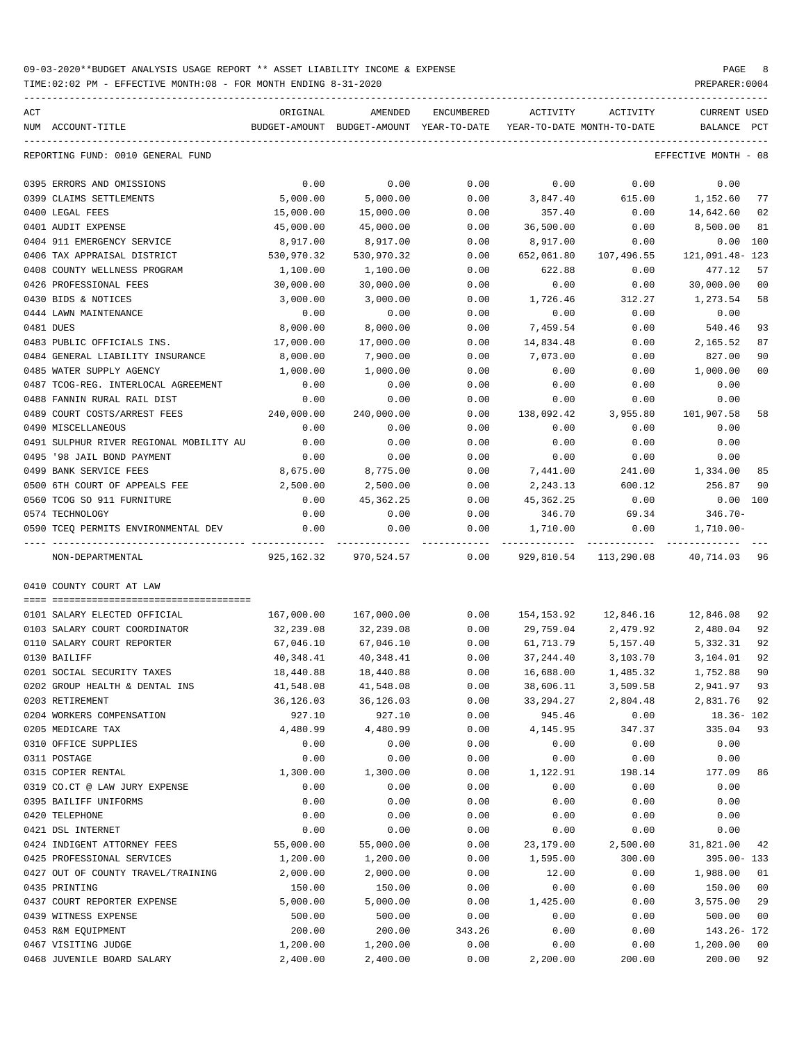09-03-2020**BUDGET ANALYSIS USAGE REPORT ** ASSET LIABILITY INCOME & EXPENSE

TIME:02:02 PM - EFFECTIVE MONTH:08 - FOR MONTH ENDING 8-31-2020 PREPARER:0004

| ACT NUM | ACCOUNT-TITLE | ORIGINAL BUDGET-AMOUNT | AMENDED BUDGET-AMOUNT | ENCUMBERED YEAR-TO-DATE | ACTIVITY YEAR-TO-DATE | ACTIVITY MONTH-TO-DATE | CURRENT BALANCE | USED PCT |
|---|---|---|---|---|---|---|---|---|
| | REPORTING FUND: 0010 GENERAL FUND | | | | | | EFFECTIVE MONTH - 08 | |
| 0395 | ERRORS AND OMISSIONS | 0.00 | 0.00 | 0.00 | 0.00 | 0.00 | 0.00 | |
| 0399 | CLAIMS SETTLEMENTS | 5,000.00 | 5,000.00 | 0.00 | 3,847.40 | 615.00 | 1,152.60 | 77 |
| 0400 | LEGAL FEES | 15,000.00 | 15,000.00 | 0.00 | 357.40 | 0.00 | 14,642.60 | 02 |
| 0401 | AUDIT EXPENSE | 45,000.00 | 45,000.00 | 0.00 | 36,500.00 | 0.00 | 8,500.00 | 81 |
| 0404 | 911 EMERGENCY SERVICE | 8,917.00 | 8,917.00 | 0.00 | 8,917.00 | 0.00 | 0.00 | 100 |
| 0406 | TAX APPRAISAL DISTRICT | 530,970.32 | 530,970.32 | 0.00 | 652,061.80 | 107,496.55 | 121,091.48- | 123 |
| 0408 | COUNTY WELLNESS PROGRAM | 1,100.00 | 1,100.00 | 0.00 | 622.88 | 0.00 | 477.12 | 57 |
| 0426 | PROFESSIONAL FEES | 30,000.00 | 30,000.00 | 0.00 | 0.00 | 0.00 | 30,000.00 | 00 |
| 0430 | BIDS & NOTICES | 3,000.00 | 3,000.00 | 0.00 | 1,726.46 | 312.27 | 1,273.54 | 58 |
| 0444 | LAWN MAINTENANCE | 0.00 | 0.00 | 0.00 | 0.00 | 0.00 | 0.00 | |
| 0481 | DUES | 8,000.00 | 8,000.00 | 0.00 | 7,459.54 | 0.00 | 540.46 | 93 |
| 0483 | PUBLIC OFFICIALS INS. | 17,000.00 | 17,000.00 | 0.00 | 14,834.48 | 0.00 | 2,165.52 | 87 |
| 0484 | GENERAL LIABILITY INSURANCE | 8,000.00 | 7,900.00 | 0.00 | 7,073.00 | 0.00 | 827.00 | 90 |
| 0485 | WATER SUPPLY AGENCY | 1,000.00 | 1,000.00 | 0.00 | 0.00 | 0.00 | 1,000.00 | 00 |
| 0487 | TCOG-REG. INTERLOCAL AGREEMENT | 0.00 | 0.00 | 0.00 | 0.00 | 0.00 | 0.00 | |
| 0488 | FANNIN RURAL RAIL DIST | 0.00 | 0.00 | 0.00 | 0.00 | 0.00 | 0.00 | |
| 0489 | COURT COSTS/ARREST FEES | 240,000.00 | 240,000.00 | 0.00 | 138,092.42 | 3,955.80 | 101,907.58 | 58 |
| 0490 | MISCELLANEOUS | 0.00 | 0.00 | 0.00 | 0.00 | 0.00 | 0.00 | |
| 0491 | SULPHUR RIVER REGIONAL MOBILITY AU | 0.00 | 0.00 | 0.00 | 0.00 | 0.00 | 0.00 | |
| 0495 | '98 JAIL BOND PAYMENT | 0.00 | 0.00 | 0.00 | 0.00 | 0.00 | 0.00 | |
| 0499 | BANK SERVICE FEES | 8,675.00 | 8,775.00 | 0.00 | 7,441.00 | 241.00 | 1,334.00 | 85 |
| 0500 | 6TH COURT OF APPEALS FEE | 2,500.00 | 2,500.00 | 0.00 | 2,243.13 | 600.12 | 256.87 | 90 |
| 0560 | TCOG SO 911 FURNITURE | 0.00 | 45,362.25 | 0.00 | 45,362.25 | 0.00 | 0.00 | 100 |
| 0574 | TECHNOLOGY | 0.00 | 0.00 | 0.00 | 346.70 | 69.34 | 346.70- | |
| 0590 | TCEQ PERMITS ENVIRONMENTAL DEV | 0.00 | 0.00 | 0.00 | 1,710.00 | 0.00 | 1,710.00- | |
| | NON-DEPARTMENTAL | 925,162.32 | 970,524.57 | 0.00 | 929,810.54 | 113,290.08 | 40,714.03 | 96 |
| | 0410 COUNTY COURT AT LAW | | | | | | | |
| 0101 | SALARY ELECTED OFFICIAL | 167,000.00 | 167,000.00 | 0.00 | 154,153.92 | 12,846.16 | 12,846.08 | 92 |
| 0103 | SALARY COURT COORDINATOR | 32,239.08 | 32,239.08 | 0.00 | 29,759.04 | 2,479.92 | 2,480.04 | 92 |
| 0110 | SALARY COURT REPORTER | 67,046.10 | 67,046.10 | 0.00 | 61,713.79 | 5,157.40 | 5,332.31 | 92 |
| 0130 | BAILIFF | 40,348.41 | 40,348.41 | 0.00 | 37,244.40 | 3,103.70 | 3,104.01 | 92 |
| 0201 | SOCIAL SECURITY TAXES | 18,440.88 | 18,440.88 | 0.00 | 16,688.00 | 1,485.32 | 1,752.88 | 90 |
| 0202 | GROUP HEALTH & DENTAL INS | 41,548.08 | 41,548.08 | 0.00 | 38,606.11 | 3,509.58 | 2,941.97 | 93 |
| 0203 | RETIREMENT | 36,126.03 | 36,126.03 | 0.00 | 33,294.27 | 2,804.48 | 2,831.76 | 92 |
| 0204 | WORKERS COMPENSATION | 927.10 | 927.10 | 0.00 | 945.46 | 0.00 | 18.36- | 102 |
| 0205 | MEDICARE TAX | 4,480.99 | 4,480.99 | 0.00 | 4,145.95 | 347.37 | 335.04 | 93 |
| 0310 | OFFICE SUPPLIES | 0.00 | 0.00 | 0.00 | 0.00 | 0.00 | 0.00 | |
| 0311 | POSTAGE | 0.00 | 0.00 | 0.00 | 0.00 | 0.00 | 0.00 | |
| 0315 | COPIER RENTAL | 1,300.00 | 1,300.00 | 0.00 | 1,122.91 | 198.14 | 177.09 | 86 |
| 0319 | CO.CT @ LAW JURY EXPENSE | 0.00 | 0.00 | 0.00 | 0.00 | 0.00 | 0.00 | |
| 0395 | BAILIFF UNIFORMS | 0.00 | 0.00 | 0.00 | 0.00 | 0.00 | 0.00 | |
| 0420 | TELEPHONE | 0.00 | 0.00 | 0.00 | 0.00 | 0.00 | 0.00 | |
| 0421 | DSL INTERNET | 0.00 | 0.00 | 0.00 | 0.00 | 0.00 | 0.00 | |
| 0424 | INDIGENT ATTORNEY FEES | 55,000.00 | 55,000.00 | 0.00 | 23,179.00 | 2,500.00 | 31,821.00 | 42 |
| 0425 | PROFESSIONAL SERVICES | 1,200.00 | 1,200.00 | 0.00 | 1,595.00 | 300.00 | 395.00- | 133 |
| 0427 | OUT OF COUNTY TRAVEL/TRAINING | 2,000.00 | 2,000.00 | 0.00 | 12.00 | 0.00 | 1,988.00 | 01 |
| 0435 | PRINTING | 150.00 | 150.00 | 0.00 | 0.00 | 0.00 | 150.00 | 00 |
| 0437 | COURT REPORTER EXPENSE | 5,000.00 | 5,000.00 | 0.00 | 1,425.00 | 0.00 | 3,575.00 | 29 |
| 0439 | WITNESS EXPENSE | 500.00 | 500.00 | 0.00 | 0.00 | 0.00 | 500.00 | 00 |
| 0453 | R&M EQUIPMENT | 200.00 | 200.00 | 343.26 | 0.00 | 0.00 | 143.26- | 172 |
| 0467 | VISITING JUDGE | 1,200.00 | 1,200.00 | 0.00 | 0.00 | 0.00 | 1,200.00 | 00 |
| 0468 | JUVENILE BOARD SALARY | 2,400.00 | 2,400.00 | 0.00 | 2,200.00 | 200.00 | 200.00 | 92 |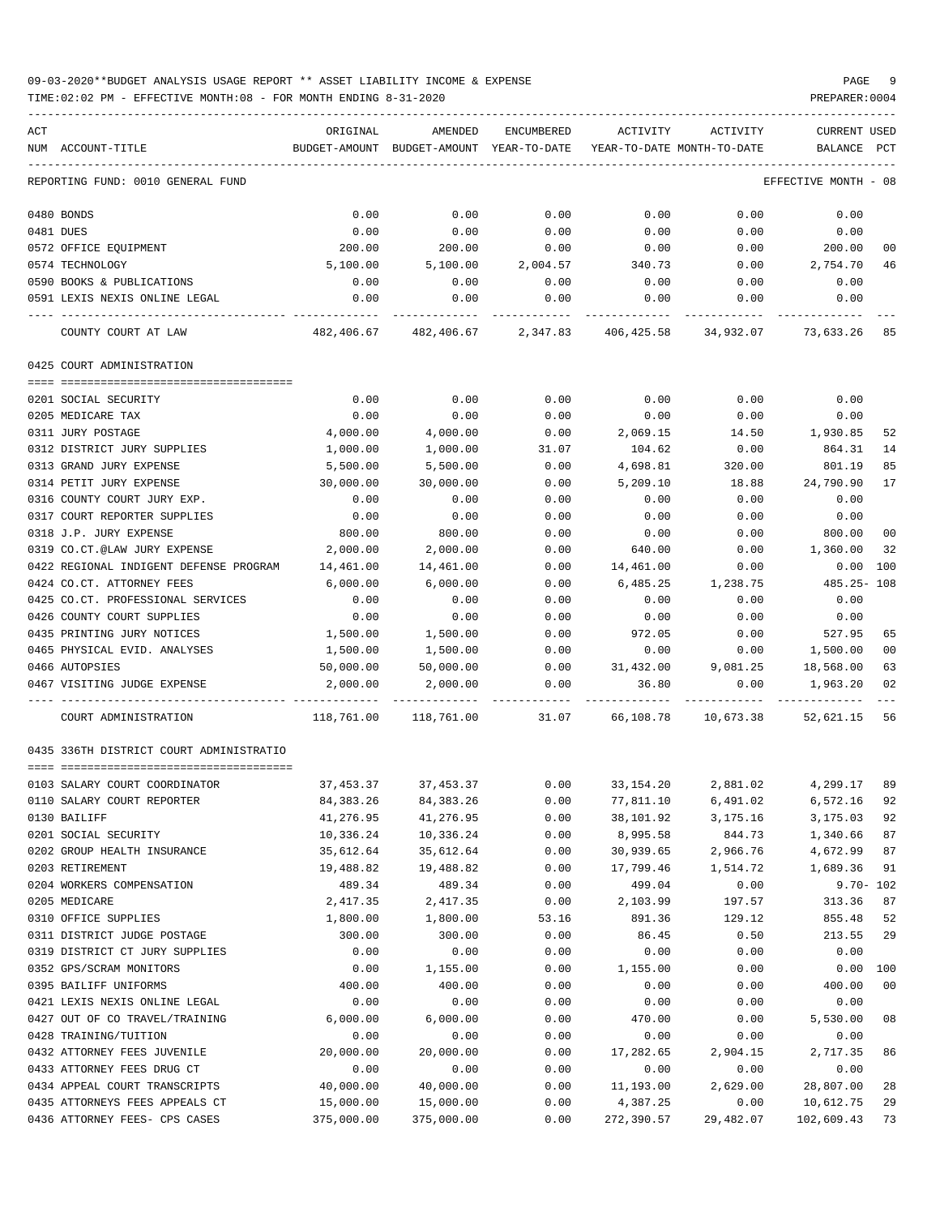09-03-2020**BUDGET ANALYSIS USAGE REPORT ** ASSET LIABILITY INCOME & EXPENSE

TIME:02:02 PM - EFFECTIVE MONTH:08 - FOR MONTH ENDING 8-31-2020

PREPARER:0004

| ACT NUM | ACCOUNT-TITLE | ORIGINAL BUDGET-AMOUNT | AMENDED BUDGET-AMOUNT | ENCUMBERED YEAR-TO-DATE | ACTIVITY YEAR-TO-DATE | ACTIVITY MONTH-TO-DATE | CURRENT USED BALANCE | PCT |
|---|---|---|---|---|---|---|---|---|
| | REPORTING FUND: 0010 GENERAL FUND | | | | | | EFFECTIVE MONTH - 08 | |
| 0480 | BONDS | 0.00 | 0.00 | 0.00 | 0.00 | 0.00 | 0.00 | |
| 0481 | DUES | 0.00 | 0.00 | 0.00 | 0.00 | 0.00 | 0.00 | |
| 0572 | OFFICE EQUIPMENT | 200.00 | 200.00 | 0.00 | 0.00 | 0.00 | 200.00 | 00 |
| 0574 | TECHNOLOGY | 5,100.00 | 5,100.00 | 2,004.57 | 340.73 | 0.00 | 2,754.70 | 46 |
| 0590 | BOOKS & PUBLICATIONS | 0.00 | 0.00 | 0.00 | 0.00 | 0.00 | 0.00 | |
| 0591 | LEXIS NEXIS ONLINE LEGAL | 0.00 | 0.00 | 0.00 | 0.00 | 0.00 | 0.00 | |
| | COUNTY COURT AT LAW | 482,406.67 | 482,406.67 | 2,347.83 | 406,425.58 | 34,932.07 | 73,633.26 | 85 |
| | 0425 COURT ADMINISTRATION | | | | | | | |
| 0201 | SOCIAL SECURITY | 0.00 | 0.00 | 0.00 | 0.00 | 0.00 | 0.00 | |
| 0205 | MEDICARE TAX | 0.00 | 0.00 | 0.00 | 0.00 | 0.00 | 0.00 | |
| 0311 | JURY POSTAGE | 4,000.00 | 4,000.00 | 0.00 | 2,069.15 | 14.50 | 1,930.85 | 52 |
| 0312 | DISTRICT JURY SUPPLIES | 1,000.00 | 1,000.00 | 31.07 | 104.62 | 0.00 | 864.31 | 14 |
| 0313 | GRAND JURY EXPENSE | 5,500.00 | 5,500.00 | 0.00 | 4,698.81 | 320.00 | 801.19 | 85 |
| 0314 | PETIT JURY EXPENSE | 30,000.00 | 30,000.00 | 0.00 | 5,209.10 | 18.88 | 24,790.90 | 17 |
| 0316 | COUNTY COURT JURY EXP. | 0.00 | 0.00 | 0.00 | 0.00 | 0.00 | 0.00 | |
| 0317 | COURT REPORTER SUPPLIES | 0.00 | 0.00 | 0.00 | 0.00 | 0.00 | 0.00 | |
| 0318 | J.P. JURY EXPENSE | 800.00 | 800.00 | 0.00 | 0.00 | 0.00 | 800.00 | 00 |
| 0319 | CO.CT.@LAW JURY EXPENSE | 2,000.00 | 2,000.00 | 0.00 | 640.00 | 0.00 | 1,360.00 | 32 |
| 0422 | REGIONAL INDIGENT DEFENSE PROGRAM | 14,461.00 | 14,461.00 | 0.00 | 14,461.00 | 0.00 | 0.00 | 100 |
| 0424 | CO.CT. ATTORNEY FEES | 6,000.00 | 6,000.00 | 0.00 | 6,485.25 | 1,238.75 | 485.25- | 108 |
| 0425 | CO.CT. PROFESSIONAL SERVICES | 0.00 | 0.00 | 0.00 | 0.00 | 0.00 | 0.00 | |
| 0426 | COUNTY COURT SUPPLIES | 0.00 | 0.00 | 0.00 | 0.00 | 0.00 | 0.00 | |
| 0435 | PRINTING JURY NOTICES | 1,500.00 | 1,500.00 | 0.00 | 972.05 | 0.00 | 527.95 | 65 |
| 0465 | PHYSICAL EVID. ANALYSES | 1,500.00 | 1,500.00 | 0.00 | 0.00 | 0.00 | 1,500.00 | 00 |
| 0466 | AUTOPSIES | 50,000.00 | 50,000.00 | 0.00 | 31,432.00 | 9,081.25 | 18,568.00 | 63 |
| 0467 | VISITING JUDGE EXPENSE | 2,000.00 | 2,000.00 | 0.00 | 36.80 | 0.00 | 1,963.20 | 02 |
| | COURT ADMINISTRATION | 118,761.00 | 118,761.00 | 31.07 | 66,108.78 | 10,673.38 | 52,621.15 | 56 |
| | 0435 336TH DISTRICT COURT ADMINISTRATIO | | | | | | | |
| 0103 | SALARY COURT COORDINATOR | 37,453.37 | 37,453.37 | 0.00 | 33,154.20 | 2,881.02 | 4,299.17 | 89 |
| 0110 | SALARY COURT REPORTER | 84,383.26 | 84,383.26 | 0.00 | 77,811.10 | 6,491.02 | 6,572.16 | 92 |
| 0130 | BAILIFF | 41,276.95 | 41,276.95 | 0.00 | 38,101.92 | 3,175.16 | 3,175.03 | 92 |
| 0201 | SOCIAL SECURITY | 10,336.24 | 10,336.24 | 0.00 | 8,995.58 | 844.73 | 1,340.66 | 87 |
| 0202 | GROUP HEALTH INSURANCE | 35,612.64 | 35,612.64 | 0.00 | 30,939.65 | 2,966.76 | 4,672.99 | 87 |
| 0203 | RETIREMENT | 19,488.82 | 19,488.82 | 0.00 | 17,799.46 | 1,514.72 | 1,689.36 | 91 |
| 0204 | WORKERS COMPENSATION | 489.34 | 489.34 | 0.00 | 499.04 | 0.00 | 9.70- | 102 |
| 0205 | MEDICARE | 2,417.35 | 2,417.35 | 0.00 | 2,103.99 | 197.57 | 313.36 | 87 |
| 0310 | OFFICE SUPPLIES | 1,800.00 | 1,800.00 | 53.16 | 891.36 | 129.12 | 855.48 | 52 |
| 0311 | DISTRICT JUDGE POSTAGE | 300.00 | 300.00 | 0.00 | 86.45 | 0.50 | 213.55 | 29 |
| 0319 | DISTRICT CT JURY SUPPLIES | 0.00 | 0.00 | 0.00 | 0.00 | 0.00 | 0.00 | |
| 0352 | GPS/SCRAM MONITORS | 0.00 | 1,155.00 | 0.00 | 1,155.00 | 0.00 | 0.00 | 100 |
| 0395 | BAILIFF UNIFORMS | 400.00 | 400.00 | 0.00 | 0.00 | 0.00 | 400.00 | 00 |
| 0421 | LEXIS NEXIS ONLINE LEGAL | 0.00 | 0.00 | 0.00 | 0.00 | 0.00 | 0.00 | |
| 0427 | OUT OF CO TRAVEL/TRAINING | 6,000.00 | 6,000.00 | 0.00 | 470.00 | 0.00 | 5,530.00 | 08 |
| 0428 | TRAINING/TUITION | 0.00 | 0.00 | 0.00 | 0.00 | 0.00 | 0.00 | |
| 0432 | ATTORNEY FEES JUVENILE | 20,000.00 | 20,000.00 | 0.00 | 17,282.65 | 2,904.15 | 2,717.35 | 86 |
| 0433 | ATTORNEY FEES DRUG CT | 0.00 | 0.00 | 0.00 | 0.00 | 0.00 | 0.00 | |
| 0434 | APPEAL COURT TRANSCRIPTS | 40,000.00 | 40,000.00 | 0.00 | 11,193.00 | 2,629.00 | 28,807.00 | 28 |
| 0435 | ATTORNEYS FEES APPEALS CT | 15,000.00 | 15,000.00 | 0.00 | 4,387.25 | 0.00 | 10,612.75 | 29 |
| 0436 | ATTORNEY FEES- CPS CASES | 375,000.00 | 375,000.00 | 0.00 | 272,390.57 | 29,482.07 | 102,609.43 | 73 |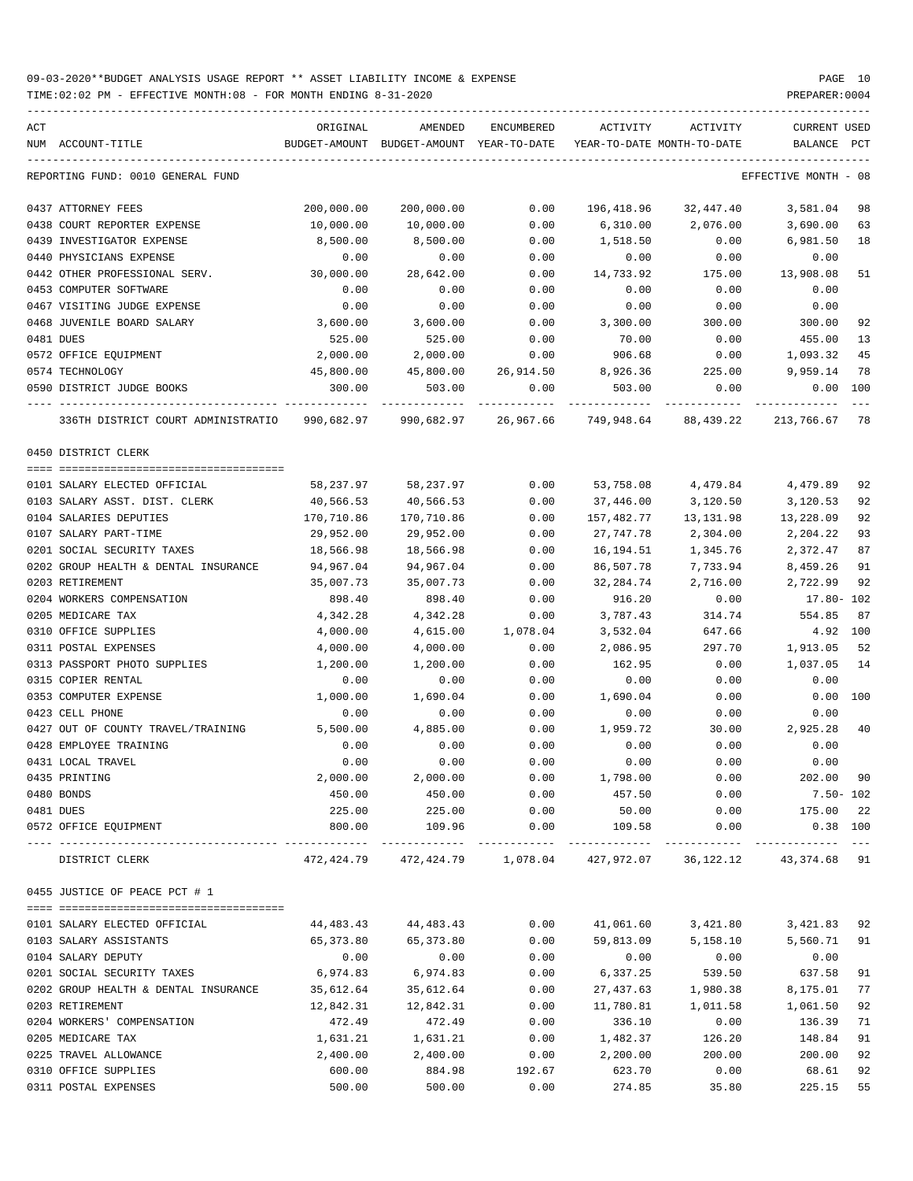09-03-2020**BUDGET ANALYSIS USAGE REPORT ** ASSET LIABILITY INCOME & EXPENSE

TIME:02:02 PM - EFFECTIVE MONTH:08 - FOR MONTH ENDING 8-31-2020

PREPARER:0004

| ACT NUM | ACCOUNT-TITLE | ORIGINAL BUDGET-AMOUNT | AMENDED BUDGET-AMOUNT | ENCUMBERED YEAR-TO-DATE | ACTIVITY YEAR-TO-DATE | ACTIVITY MONTH-TO-DATE | CURRENT BALANCE | USED PCT |
|---|---|---|---|---|---|---|---|---|
| | REPORTING FUND: 0010 GENERAL FUND | | | | | | EFFECTIVE MONTH - 08 | |
| 0437 | ATTORNEY FEES | 200,000.00 | 200,000.00 | 0.00 | 196,418.96 | 32,447.40 | 3,581.04 | 98 |
| 0438 | COURT REPORTER EXPENSE | 10,000.00 | 10,000.00 | 0.00 | 6,310.00 | 2,076.00 | 3,690.00 | 63 |
| 0439 | INVESTIGATOR EXPENSE | 8,500.00 | 8,500.00 | 0.00 | 1,518.50 | 0.00 | 6,981.50 | 18 |
| 0440 | PHYSICIANS EXPENSE | 0.00 | 0.00 | 0.00 | 0.00 | 0.00 | 0.00 | |
| 0442 | OTHER PROFESSIONAL SERV. | 30,000.00 | 28,642.00 | 0.00 | 14,733.92 | 175.00 | 13,908.08 | 51 |
| 0453 | COMPUTER SOFTWARE | 0.00 | 0.00 | 0.00 | 0.00 | 0.00 | 0.00 | |
| 0467 | VISITING JUDGE EXPENSE | 0.00 | 0.00 | 0.00 | 0.00 | 0.00 | 0.00 | |
| 0468 | JUVENILE BOARD SALARY | 3,600.00 | 3,600.00 | 0.00 | 3,300.00 | 300.00 | 300.00 | 92 |
| 0481 | DUES | 525.00 | 525.00 | 0.00 | 70.00 | 0.00 | 455.00 | 13 |
| 0572 | OFFICE EQUIPMENT | 2,000.00 | 2,000.00 | 0.00 | 906.68 | 0.00 | 1,093.32 | 45 |
| 0574 | TECHNOLOGY | 45,800.00 | 45,800.00 | 26,914.50 | 8,926.36 | 225.00 | 9,959.14 | 78 |
| 0590 | DISTRICT JUDGE BOOKS | 300.00 | 503.00 | 0.00 | 503.00 | 0.00 | 0.00 | 100 |
| | 336TH DISTRICT COURT ADMINISTRATIO | 990,682.97 | 990,682.97 | 26,967.66 | 749,948.64 | 88,439.22 | 213,766.67 | 78 |
| | 0450 DISTRICT CLERK | | | | | | | |
| 0101 | SALARY ELECTED OFFICIAL | 58,237.97 | 58,237.97 | 0.00 | 53,758.08 | 4,479.84 | 4,479.89 | 92 |
| 0103 | SALARY ASST. DIST. CLERK | 40,566.53 | 40,566.53 | 0.00 | 37,446.00 | 3,120.50 | 3,120.53 | 92 |
| 0104 | SALARIES DEPUTIES | 170,710.86 | 170,710.86 | 0.00 | 157,482.77 | 13,131.98 | 13,228.09 | 92 |
| 0107 | SALARY PART-TIME | 29,952.00 | 29,952.00 | 0.00 | 27,747.78 | 2,304.00 | 2,204.22 | 93 |
| 0201 | SOCIAL SECURITY TAXES | 18,566.98 | 18,566.98 | 0.00 | 16,194.51 | 1,345.76 | 2,372.47 | 87 |
| 0202 | GROUP HEALTH & DENTAL INSURANCE | 94,967.04 | 94,967.04 | 0.00 | 86,507.78 | 7,733.94 | 8,459.26 | 91 |
| 0203 | RETIREMENT | 35,007.73 | 35,007.73 | 0.00 | 32,284.74 | 2,716.00 | 2,722.99 | 92 |
| 0204 | WORKERS COMPENSATION | 898.40 | 898.40 | 0.00 | 916.20 | 0.00 | 17.80- | 102 |
| 0205 | MEDICARE TAX | 4,342.28 | 4,342.28 | 0.00 | 3,787.43 | 314.74 | 554.85 | 87 |
| 0310 | OFFICE SUPPLIES | 4,000.00 | 4,615.00 | 1,078.04 | 3,532.04 | 647.66 | 4.92 | 100 |
| 0311 | POSTAL EXPENSES | 4,000.00 | 4,000.00 | 0.00 | 2,086.95 | 297.70 | 1,913.05 | 52 |
| 0313 | PASSPORT PHOTO SUPPLIES | 1,200.00 | 1,200.00 | 0.00 | 162.95 | 0.00 | 1,037.05 | 14 |
| 0315 | COPIER RENTAL | 0.00 | 0.00 | 0.00 | 0.00 | 0.00 | 0.00 | |
| 0353 | COMPUTER EXPENSE | 1,000.00 | 1,690.04 | 0.00 | 1,690.04 | 0.00 | 0.00 | 100 |
| 0423 | CELL PHONE | 0.00 | 0.00 | 0.00 | 0.00 | 0.00 | 0.00 | |
| 0427 | OUT OF COUNTY TRAVEL/TRAINING | 5,500.00 | 4,885.00 | 0.00 | 1,959.72 | 30.00 | 2,925.28 | 40 |
| 0428 | EMPLOYEE TRAINING | 0.00 | 0.00 | 0.00 | 0.00 | 0.00 | 0.00 | |
| 0431 | LOCAL TRAVEL | 0.00 | 0.00 | 0.00 | 0.00 | 0.00 | 0.00 | |
| 0435 | PRINTING | 2,000.00 | 2,000.00 | 0.00 | 1,798.00 | 0.00 | 202.00 | 90 |
| 0480 | BONDS | 450.00 | 450.00 | 0.00 | 457.50 | 0.00 | 7.50- | 102 |
| 0481 | DUES | 225.00 | 225.00 | 0.00 | 50.00 | 0.00 | 175.00 | 22 |
| 0572 | OFFICE EQUIPMENT | 800.00 | 109.96 | 0.00 | 109.58 | 0.00 | 0.38 | 100 |
| | DISTRICT CLERK | 472,424.79 | 472,424.79 | 1,078.04 | 427,972.07 | 36,122.12 | 43,374.68 | 91 |
| | 0455 JUSTICE OF PEACE PCT # 1 | | | | | | | |
| 0101 | SALARY ELECTED OFFICIAL | 44,483.43 | 44,483.43 | 0.00 | 41,061.60 | 3,421.80 | 3,421.83 | 92 |
| 0103 | SALARY ASSISTANTS | 65,373.80 | 65,373.80 | 0.00 | 59,813.09 | 5,158.10 | 5,560.71 | 91 |
| 0104 | SALARY DEPUTY | 0.00 | 0.00 | 0.00 | 0.00 | 0.00 | 0.00 | |
| 0201 | SOCIAL SECURITY TAXES | 6,974.83 | 6,974.83 | 0.00 | 6,337.25 | 539.50 | 637.58 | 91 |
| 0202 | GROUP HEALTH & DENTAL INSURANCE | 35,612.64 | 35,612.64 | 0.00 | 27,437.63 | 1,980.38 | 8,175.01 | 77 |
| 0203 | RETIREMENT | 12,842.31 | 12,842.31 | 0.00 | 11,780.81 | 1,011.58 | 1,061.50 | 92 |
| 0204 | WORKERS' COMPENSATION | 472.49 | 472.49 | 0.00 | 336.10 | 0.00 | 136.39 | 71 |
| 0205 | MEDICARE TAX | 1,631.21 | 1,631.21 | 0.00 | 1,482.37 | 126.20 | 148.84 | 91 |
| 0225 | TRAVEL ALLOWANCE | 2,400.00 | 2,400.00 | 0.00 | 2,200.00 | 200.00 | 200.00 | 92 |
| 0310 | OFFICE SUPPLIES | 600.00 | 884.98 | 192.67 | 623.70 | 0.00 | 68.61 | 92 |
| 0311 | POSTAL EXPENSES | 500.00 | 500.00 | 0.00 | 274.85 | 35.80 | 225.15 | 55 |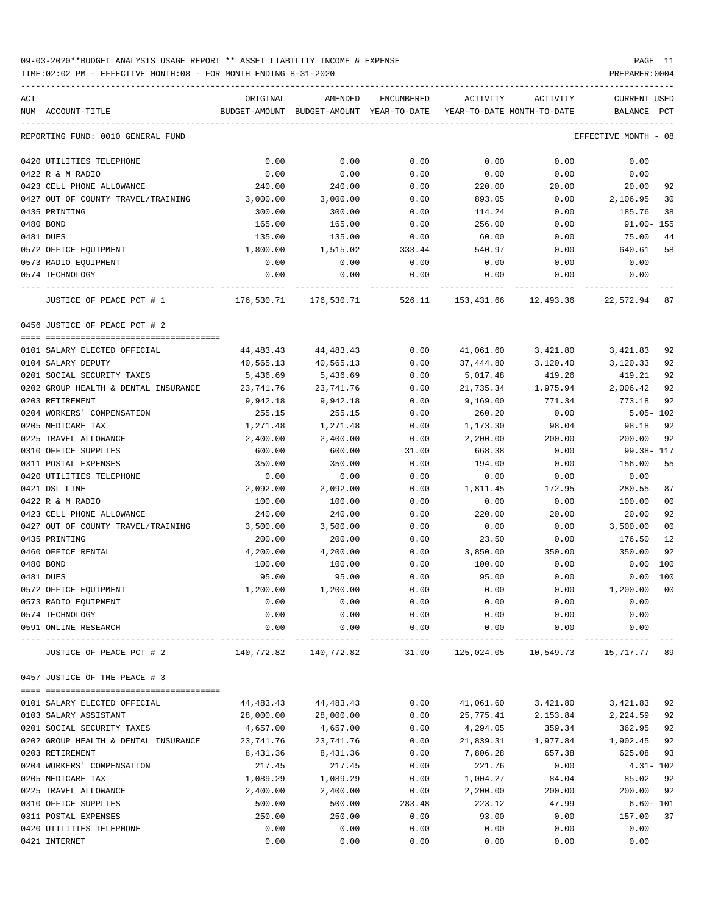09-03-2020**BUDGET ANALYSIS USAGE REPORT ** ASSET LIABILITY INCOME & EXPENSE

TIME:02:02 PM - EFFECTIVE MONTH:08 - FOR MONTH ENDING 8-31-2020

PREPARER:0004

| ACT NUM ACCOUNT-TITLE | ORIGINAL BUDGET-AMOUNT | AMENDED BUDGET-AMOUNT | ENCUMBERED YEAR-TO-DATE | ACTIVITY YEAR-TO-DATE | ACTIVITY MONTH-TO-DATE | CURRENT USED BALANCE | PCT |
|---|---|---|---|---|---|---|---|
| REPORTING FUND: 0010 GENERAL FUND | | | | | | EFFECTIVE MONTH - 08 | |
| 0420 UTILITIES TELEPHONE | 0.00 | 0.00 | 0.00 | 0.00 | 0.00 | 0.00 | |
| 0422 R & M RADIO | 0.00 | 0.00 | 0.00 | 0.00 | 0.00 | 0.00 | |
| 0423 CELL PHONE ALLOWANCE | 240.00 | 240.00 | 0.00 | 220.00 | 20.00 | 20.00 | 92 |
| 0427 OUT OF COUNTY TRAVEL/TRAINING | 3,000.00 | 3,000.00 | 0.00 | 893.05 | 0.00 | 2,106.95 | 30 |
| 0435 PRINTING | 300.00 | 300.00 | 0.00 | 114.24 | 0.00 | 185.76 | 38 |
| 0480 BOND | 165.00 | 165.00 | 0.00 | 256.00 | 0.00 | 91.00- | 155 |
| 0481 DUES | 135.00 | 135.00 | 0.00 | 60.00 | 0.00 | 75.00 | 44 |
| 0572 OFFICE EQUIPMENT | 1,800.00 | 1,515.02 | 333.44 | 540.97 | 0.00 | 640.61 | 58 |
| 0573 RADIO EQUIPMENT | 0.00 | 0.00 | 0.00 | 0.00 | 0.00 | 0.00 | |
| 0574 TECHNOLOGY | 0.00 | 0.00 | 0.00 | 0.00 | 0.00 | 0.00 | |
| JUSTICE OF PEACE PCT # 1 | 176,530.71 | 176,530.71 | 526.11 | 153,431.66 | 12,493.36 | 22,572.94 | 87 |
| 0456 JUSTICE OF PEACE PCT # 2 | | | | | | | |
| 0101 SALARY ELECTED OFFICIAL | 44,483.43 | 44,483.43 | 0.00 | 41,061.60 | 3,421.80 | 3,421.83 | 92 |
| 0104 SALARY DEPUTY | 40,565.13 | 40,565.13 | 0.00 | 37,444.80 | 3,120.40 | 3,120.33 | 92 |
| 0201 SOCIAL SECURITY TAXES | 5,436.69 | 5,436.69 | 0.00 | 5,017.48 | 419.26 | 419.21 | 92 |
| 0202 GROUP HEALTH & DENTAL INSURANCE | 23,741.76 | 23,741.76 | 0.00 | 21,735.34 | 1,975.94 | 2,006.42 | 92 |
| 0203 RETIREMENT | 9,942.18 | 9,942.18 | 0.00 | 9,169.00 | 771.34 | 773.18 | 92 |
| 0204 WORKERS' COMPENSATION | 255.15 | 255.15 | 0.00 | 260.20 | 0.00 | 5.05- | 102 |
| 0205 MEDICARE TAX | 1,271.48 | 1,271.48 | 0.00 | 1,173.30 | 98.04 | 98.18 | 92 |
| 0225 TRAVEL ALLOWANCE | 2,400.00 | 2,400.00 | 0.00 | 2,200.00 | 200.00 | 200.00 | 92 |
| 0310 OFFICE SUPPLIES | 600.00 | 600.00 | 31.00 | 668.38 | 0.00 | 99.38- | 117 |
| 0311 POSTAL EXPENSES | 350.00 | 350.00 | 0.00 | 194.00 | 0.00 | 156.00 | 55 |
| 0420 UTILITIES TELEPHONE | 0.00 | 0.00 | 0.00 | 0.00 | 0.00 | 0.00 | |
| 0421 DSL LINE | 2,092.00 | 2,092.00 | 0.00 | 1,811.45 | 172.95 | 280.55 | 87 |
| 0422 R & M RADIO | 100.00 | 100.00 | 0.00 | 0.00 | 0.00 | 100.00 | 00 |
| 0423 CELL PHONE ALLOWANCE | 240.00 | 240.00 | 0.00 | 220.00 | 20.00 | 20.00 | 92 |
| 0427 OUT OF COUNTY TRAVEL/TRAINING | 3,500.00 | 3,500.00 | 0.00 | 0.00 | 0.00 | 3,500.00 | 00 |
| 0435 PRINTING | 200.00 | 200.00 | 0.00 | 23.50 | 0.00 | 176.50 | 12 |
| 0460 OFFICE RENTAL | 4,200.00 | 4,200.00 | 0.00 | 3,850.00 | 350.00 | 350.00 | 92 |
| 0480 BOND | 100.00 | 100.00 | 0.00 | 100.00 | 0.00 | 0.00 | 100 |
| 0481 DUES | 95.00 | 95.00 | 0.00 | 95.00 | 0.00 | 0.00 | 100 |
| 0572 OFFICE EQUIPMENT | 1,200.00 | 1,200.00 | 0.00 | 0.00 | 0.00 | 1,200.00 | 00 |
| 0573 RADIO EQUIPMENT | 0.00 | 0.00 | 0.00 | 0.00 | 0.00 | 0.00 | |
| 0574 TECHNOLOGY | 0.00 | 0.00 | 0.00 | 0.00 | 0.00 | 0.00 | |
| 0591 ONLINE RESEARCH | 0.00 | 0.00 | 0.00 | 0.00 | 0.00 | 0.00 | |
| JUSTICE OF PEACE PCT # 2 | 140,772.82 | 140,772.82 | 31.00 | 125,024.05 | 10,549.73 | 15,717.77 | 89 |
| 0457 JUSTICE OF THE PEACE # 3 | | | | | | | |
| 0101 SALARY ELECTED OFFICIAL | 44,483.43 | 44,483.43 | 0.00 | 41,061.60 | 3,421.80 | 3,421.83 | 92 |
| 0103 SALARY ASSISTANT | 28,000.00 | 28,000.00 | 0.00 | 25,775.41 | 2,153.84 | 2,224.59 | 92 |
| 0201 SOCIAL SECURITY TAXES | 4,657.00 | 4,657.00 | 0.00 | 4,294.05 | 359.34 | 362.95 | 92 |
| 0202 GROUP HEALTH & DENTAL INSURANCE | 23,741.76 | 23,741.76 | 0.00 | 21,839.31 | 1,977.84 | 1,902.45 | 92 |
| 0203 RETIREMENT | 8,431.36 | 8,431.36 | 0.00 | 7,806.28 | 657.38 | 625.08 | 93 |
| 0204 WORKERS' COMPENSATION | 217.45 | 217.45 | 0.00 | 221.76 | 0.00 | 4.31- | 102 |
| 0205 MEDICARE TAX | 1,089.29 | 1,089.29 | 0.00 | 1,004.27 | 84.04 | 85.02 | 92 |
| 0225 TRAVEL ALLOWANCE | 2,400.00 | 2,400.00 | 0.00 | 2,200.00 | 200.00 | 200.00 | 92 |
| 0310 OFFICE SUPPLIES | 500.00 | 500.00 | 283.48 | 223.12 | 47.99 | 6.60- | 101 |
| 0311 POSTAL EXPENSES | 250.00 | 250.00 | 0.00 | 93.00 | 0.00 | 157.00 | 37 |
| 0420 UTILITIES TELEPHONE | 0.00 | 0.00 | 0.00 | 0.00 | 0.00 | 0.00 | |
| 0421 INTERNET | 0.00 | 0.00 | 0.00 | 0.00 | 0.00 | 0.00 | |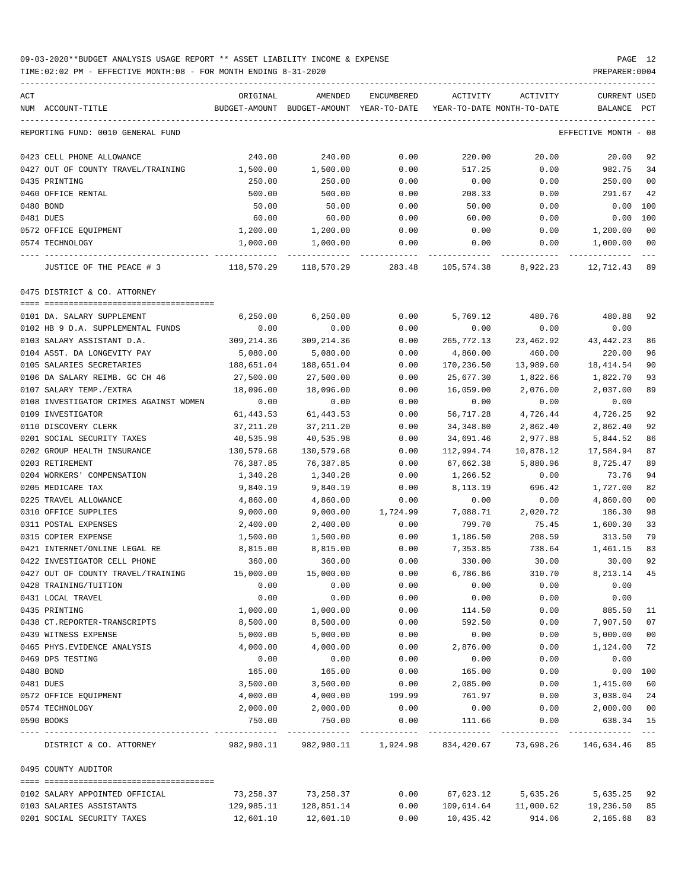09-03-2020**BUDGET ANALYSIS USAGE REPORT ** ASSET LIABILITY INCOME & EXPENSE

TIME:02:02 PM - EFFECTIVE MONTH:08 - FOR MONTH ENDING 8-31-2020

PREPARER:0004

REPORTING FUND: 0010 GENERAL FUND — EFFECTIVE MONTH - 08

| ACT NUM | ACCOUNT-TITLE | ORIGINAL BUDGET-AMOUNT | AMENDED BUDGET-AMOUNT | ENCUMBERED YEAR-TO-DATE | ACTIVITY YEAR-TO-DATE | ACTIVITY MONTH-TO-DATE | CURRENT BALANCE | USED PCT |
|---|---|---|---|---|---|---|---|---|
| 0423 | CELL PHONE ALLOWANCE | 240.00 | 240.00 | 0.00 | 220.00 | 20.00 | 20.00 | 92 |
| 0427 | OUT OF COUNTY TRAVEL/TRAINING | 1,500.00 | 1,500.00 | 0.00 | 517.25 | 0.00 | 982.75 | 34 |
| 0435 | PRINTING | 250.00 | 250.00 | 0.00 | 0.00 | 0.00 | 250.00 | 00 |
| 0460 | OFFICE RENTAL | 500.00 | 500.00 | 0.00 | 208.33 | 0.00 | 291.67 | 42 |
| 0480 | BOND | 50.00 | 50.00 | 0.00 | 50.00 | 0.00 | 0.00 | 100 |
| 0481 | DUES | 60.00 | 60.00 | 0.00 | 60.00 | 0.00 | 0.00 | 100 |
| 0572 | OFFICE EQUIPMENT | 1,200.00 | 1,200.00 | 0.00 | 0.00 | 0.00 | 1,200.00 | 00 |
| 0574 | TECHNOLOGY | 1,000.00 | 1,000.00 | 0.00 | 0.00 | 0.00 | 1,000.00 | 00 |
| | JUSTICE OF THE PEACE # 3 | 118,570.29 | 118,570.29 | 283.48 | 105,574.38 | 8,922.23 | 12,712.43 | 89 |

0475 DISTRICT & CO. ATTORNEY

| ACT NUM | ACCOUNT-TITLE | ORIGINAL BUDGET-AMOUNT | AMENDED BUDGET-AMOUNT | ENCUMBERED YEAR-TO-DATE | ACTIVITY YEAR-TO-DATE | ACTIVITY MONTH-TO-DATE | CURRENT BALANCE | USED PCT |
|---|---|---|---|---|---|---|---|---|
| 0101 | DA. SALARY SUPPLEMENT | 6,250.00 | 6,250.00 | 0.00 | 5,769.12 | 480.76 | 480.88 | 92 |
| 0102 | HB 9 D.A. SUPPLEMENTAL FUNDS | 0.00 | 0.00 | 0.00 | 0.00 | 0.00 | 0.00 | |
| 0103 | SALARY ASSISTANT D.A. | 309,214.36 | 309,214.36 | 0.00 | 265,772.13 | 23,462.92 | 43,442.23 | 86 |
| 0104 | ASST. DA LONGEVITY PAY | 5,080.00 | 5,080.00 | 0.00 | 4,860.00 | 460.00 | 220.00 | 96 |
| 0105 | SALARIES SECRETARIES | 188,651.04 | 188,651.04 | 0.00 | 170,236.50 | 13,989.60 | 18,414.54 | 90 |
| 0106 | DA SALARY REIMB. GC CH 46 | 27,500.00 | 27,500.00 | 0.00 | 25,677.30 | 1,822.66 | 1,822.70 | 93 |
| 0107 | SALARY TEMP./EXTRA | 18,096.00 | 18,096.00 | 0.00 | 16,059.00 | 2,076.00 | 2,037.00 | 89 |
| 0108 | INVESTIGATOR CRIMES AGAINST WOMEN | 0.00 | 0.00 | 0.00 | 0.00 | 0.00 | 0.00 | |
| 0109 | INVESTIGATOR | 61,443.53 | 61,443.53 | 0.00 | 56,717.28 | 4,726.44 | 4,726.25 | 92 |
| 0110 | DISCOVERY CLERK | 37,211.20 | 37,211.20 | 0.00 | 34,348.80 | 2,862.40 | 2,862.40 | 92 |
| 0201 | SOCIAL SECURITY TAXES | 40,535.98 | 40,535.98 | 0.00 | 34,691.46 | 2,977.88 | 5,844.52 | 86 |
| 0202 | GROUP HEALTH INSURANCE | 130,579.68 | 130,579.68 | 0.00 | 112,994.74 | 10,878.12 | 17,584.94 | 87 |
| 0203 | RETIREMENT | 76,387.85 | 76,387.85 | 0.00 | 67,662.38 | 5,880.96 | 8,725.47 | 89 |
| 0204 | WORKERS' COMPENSATION | 1,340.28 | 1,340.28 | 0.00 | 1,266.52 | 0.00 | 73.76 | 94 |
| 0205 | MEDICARE TAX | 9,840.19 | 9,840.19 | 0.00 | 8,113.19 | 696.42 | 1,727.00 | 82 |
| 0225 | TRAVEL ALLOWANCE | 4,860.00 | 4,860.00 | 0.00 | 0.00 | 0.00 | 4,860.00 | 00 |
| 0310 | OFFICE SUPPLIES | 9,000.00 | 9,000.00 | 1,724.99 | 7,088.71 | 2,020.72 | 186.30 | 98 |
| 0311 | POSTAL EXPENSES | 2,400.00 | 2,400.00 | 0.00 | 799.70 | 75.45 | 1,600.30 | 33 |
| 0315 | COPIER EXPENSE | 1,500.00 | 1,500.00 | 0.00 | 1,186.50 | 208.59 | 313.50 | 79 |
| 0421 | INTERNET/ONLINE LEGAL RE | 8,815.00 | 8,815.00 | 0.00 | 7,353.85 | 738.64 | 1,461.15 | 83 |
| 0422 | INVESTIGATOR CELL PHONE | 360.00 | 360.00 | 0.00 | 330.00 | 30.00 | 30.00 | 92 |
| 0427 | OUT OF COUNTY TRAVEL/TRAINING | 15,000.00 | 15,000.00 | 0.00 | 6,786.86 | 310.70 | 8,213.14 | 45 |
| 0428 | TRAINING/TUITION | 0.00 | 0.00 | 0.00 | 0.00 | 0.00 | 0.00 | |
| 0431 | LOCAL TRAVEL | 0.00 | 0.00 | 0.00 | 0.00 | 0.00 | 0.00 | |
| 0435 | PRINTING | 1,000.00 | 1,000.00 | 0.00 | 114.50 | 0.00 | 885.50 | 11 |
| 0438 | CT.REPORTER-TRANSCRIPTS | 8,500.00 | 8,500.00 | 0.00 | 592.50 | 0.00 | 7,907.50 | 07 |
| 0439 | WITNESS EXPENSE | 5,000.00 | 5,000.00 | 0.00 | 0.00 | 0.00 | 5,000.00 | 00 |
| 0465 | PHYS.EVIDENCE ANALYSIS | 4,000.00 | 4,000.00 | 0.00 | 2,876.00 | 0.00 | 1,124.00 | 72 |
| 0469 | DPS TESTING | 0.00 | 0.00 | 0.00 | 0.00 | 0.00 | 0.00 | |
| 0480 | BOND | 165.00 | 165.00 | 0.00 | 165.00 | 0.00 | 0.00 | 100 |
| 0481 | DUES | 3,500.00 | 3,500.00 | 0.00 | 2,085.00 | 0.00 | 1,415.00 | 60 |
| 0572 | OFFICE EQUIPMENT | 4,000.00 | 4,000.00 | 199.99 | 761.97 | 0.00 | 3,038.04 | 24 |
| 0574 | TECHNOLOGY | 2,000.00 | 2,000.00 | 0.00 | 0.00 | 0.00 | 2,000.00 | 00 |
| 0590 | BOOKS | 750.00 | 750.00 | 0.00 | 111.66 | 0.00 | 638.34 | 15 |
| | DISTRICT & CO. ATTORNEY | 982,980.11 | 982,980.11 | 1,924.98 | 834,420.67 | 73,698.26 | 146,634.46 | 85 |

0495 COUNTY AUDITOR

| ACT NUM | ACCOUNT-TITLE | ORIGINAL BUDGET-AMOUNT | AMENDED BUDGET-AMOUNT | ENCUMBERED YEAR-TO-DATE | ACTIVITY YEAR-TO-DATE | ACTIVITY MONTH-TO-DATE | CURRENT BALANCE | USED PCT |
|---|---|---|---|---|---|---|---|---|
| 0102 | SALARY APPOINTED OFFICIAL | 73,258.37 | 73,258.37 | 0.00 | 67,623.12 | 5,635.26 | 5,635.25 | 92 |
| 0103 | SALARIES ASSISTANTS | 129,985.11 | 128,851.14 | 0.00 | 109,614.64 | 11,000.62 | 19,236.50 | 85 |
| 0201 | SOCIAL SECURITY TAXES | 12,601.10 | 12,601.10 | 0.00 | 10,435.42 | 914.06 | 2,165.68 | 83 |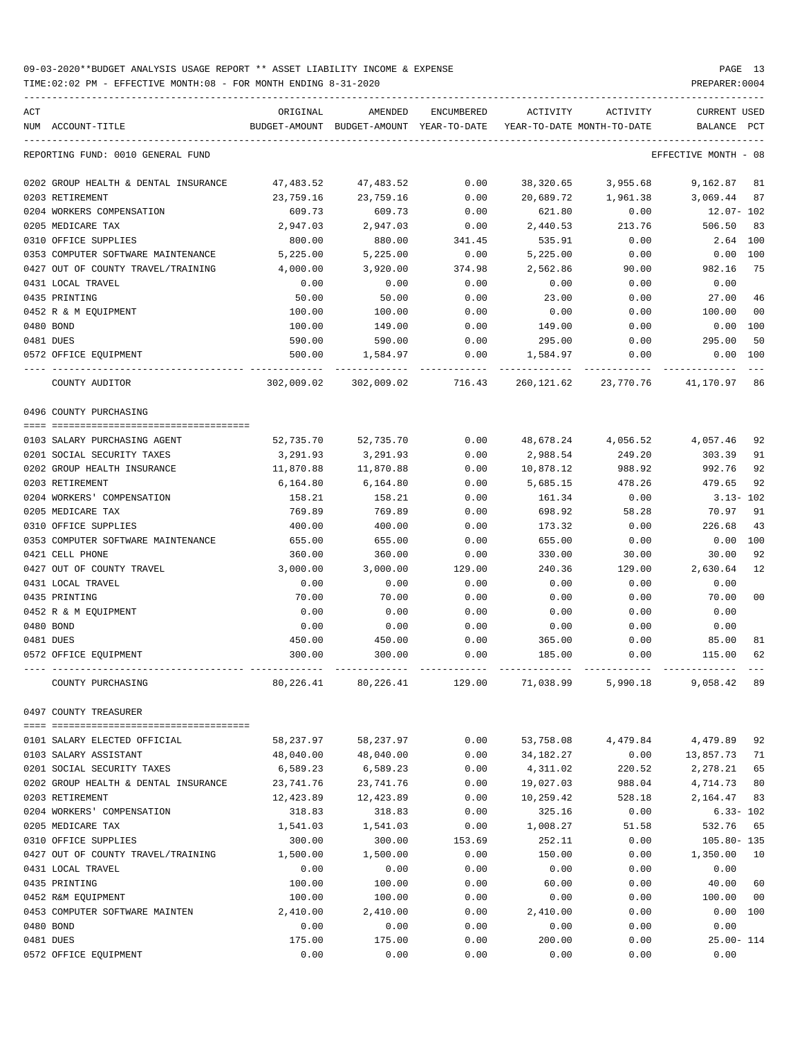09-03-2020**BUDGET ANALYSIS USAGE REPORT ** ASSET LIABILITY INCOME & EXPENSE

TIME:02:02 PM - EFFECTIVE MONTH:08 - FOR MONTH ENDING 8-31-2020

PREPARER:0004

| ACT NUM | ACCOUNT-TITLE | ORIGINAL BUDGET-AMOUNT | AMENDED BUDGET-AMOUNT | ENCUMBERED YEAR-TO-DATE | ACTIVITY YEAR-TO-DATE | ACTIVITY MONTH-TO-DATE | CURRENT BALANCE | USED PCT |
|---|---|---|---|---|---|---|---|---|
| | REPORTING FUND: 0010 GENERAL FUND | | | | | | EFFECTIVE MONTH - 08 | |
| 0202 | GROUP HEALTH & DENTAL INSURANCE | 47,483.52 | 47,483.52 | 0.00 | 38,320.65 | 3,955.68 | 9,162.87 | 81 |
| 0203 | RETIREMENT | 23,759.16 | 23,759.16 | 0.00 | 20,689.72 | 1,961.38 | 3,069.44 | 87 |
| 0204 | WORKERS COMPENSATION | 609.73 | 609.73 | 0.00 | 621.80 | 0.00 | 12.07- | 102 |
| 0205 | MEDICARE TAX | 2,947.03 | 2,947.03 | 0.00 | 2,440.53 | 213.76 | 506.50 | 83 |
| 0310 | OFFICE SUPPLIES | 800.00 | 880.00 | 341.45 | 535.91 | 0.00 | 2.64 | 100 |
| 0353 | COMPUTER SOFTWARE MAINTENANCE | 5,225.00 | 5,225.00 | 0.00 | 5,225.00 | 0.00 | 0.00 | 100 |
| 0427 | OUT OF COUNTY TRAVEL/TRAINING | 4,000.00 | 3,920.00 | 374.98 | 2,562.86 | 90.00 | 982.16 | 75 |
| 0431 | LOCAL TRAVEL | 0.00 | 0.00 | 0.00 | 0.00 | 0.00 | 0.00 | |
| 0435 | PRINTING | 50.00 | 50.00 | 0.00 | 23.00 | 0.00 | 27.00 | 46 |
| 0452 | R & M EQUIPMENT | 100.00 | 100.00 | 0.00 | 0.00 | 0.00 | 100.00 | 00 |
| 0480 | BOND | 100.00 | 149.00 | 0.00 | 149.00 | 0.00 | 0.00 | 100 |
| 0481 | DUES | 590.00 | 590.00 | 0.00 | 295.00 | 0.00 | 295.00 | 50 |
| 0572 | OFFICE EQUIPMENT | 500.00 | 1,584.97 | 0.00 | 1,584.97 | 0.00 | 0.00 | 100 |
| | COUNTY AUDITOR | 302,009.02 | 302,009.02 | 716.43 | 260,121.62 | 23,770.76 | 41,170.97 | 86 |
| | 0496 COUNTY PURCHASING | | | | | | | |
| 0103 | SALARY PURCHASING AGENT | 52,735.70 | 52,735.70 | 0.00 | 48,678.24 | 4,056.52 | 4,057.46 | 92 |
| 0201 | SOCIAL SECURITY TAXES | 3,291.93 | 3,291.93 | 0.00 | 2,988.54 | 249.20 | 303.39 | 91 |
| 0202 | GROUP HEALTH INSURANCE | 11,870.88 | 11,870.88 | 0.00 | 10,878.12 | 988.92 | 992.76 | 92 |
| 0203 | RETIREMENT | 6,164.80 | 6,164.80 | 0.00 | 5,685.15 | 478.26 | 479.65 | 92 |
| 0204 | WORKERS' COMPENSATION | 158.21 | 158.21 | 0.00 | 161.34 | 0.00 | 3.13- | 102 |
| 0205 | MEDICARE TAX | 769.89 | 769.89 | 0.00 | 698.92 | 58.28 | 70.97 | 91 |
| 0310 | OFFICE SUPPLIES | 400.00 | 400.00 | 0.00 | 173.32 | 0.00 | 226.68 | 43 |
| 0353 | COMPUTER SOFTWARE MAINTENANCE | 655.00 | 655.00 | 0.00 | 655.00 | 0.00 | 0.00 | 100 |
| 0421 | CELL PHONE | 360.00 | 360.00 | 0.00 | 330.00 | 30.00 | 30.00 | 92 |
| 0427 | OUT OF COUNTY TRAVEL | 3,000.00 | 3,000.00 | 129.00 | 240.36 | 129.00 | 2,630.64 | 12 |
| 0431 | LOCAL TRAVEL | 0.00 | 0.00 | 0.00 | 0.00 | 0.00 | 0.00 | |
| 0435 | PRINTING | 70.00 | 70.00 | 0.00 | 0.00 | 0.00 | 70.00 | 00 |
| 0452 | R & M EQUIPMENT | 0.00 | 0.00 | 0.00 | 0.00 | 0.00 | 0.00 | |
| 0480 | BOND | 0.00 | 0.00 | 0.00 | 0.00 | 0.00 | 0.00 | |
| 0481 | DUES | 450.00 | 450.00 | 0.00 | 365.00 | 0.00 | 85.00 | 81 |
| 0572 | OFFICE EQUIPMENT | 300.00 | 300.00 | 0.00 | 185.00 | 0.00 | 115.00 | 62 |
| | COUNTY PURCHASING | 80,226.41 | 80,226.41 | 129.00 | 71,038.99 | 5,990.18 | 9,058.42 | 89 |
| | 0497 COUNTY TREASURER | | | | | | | |
| 0101 | SALARY ELECTED OFFICIAL | 58,237.97 | 58,237.97 | 0.00 | 53,758.08 | 4,479.84 | 4,479.89 | 92 |
| 0103 | SALARY ASSISTANT | 48,040.00 | 48,040.00 | 0.00 | 34,182.27 | 0.00 | 13,857.73 | 71 |
| 0201 | SOCIAL SECURITY TAXES | 6,589.23 | 6,589.23 | 0.00 | 4,311.02 | 220.52 | 2,278.21 | 65 |
| 0202 | GROUP HEALTH & DENTAL INSURANCE | 23,741.76 | 23,741.76 | 0.00 | 19,027.03 | 988.04 | 4,714.73 | 80 |
| 0203 | RETIREMENT | 12,423.89 | 12,423.89 | 0.00 | 10,259.42 | 528.18 | 2,164.47 | 83 |
| 0204 | WORKERS' COMPENSATION | 318.83 | 318.83 | 0.00 | 325.16 | 0.00 | 6.33- | 102 |
| 0205 | MEDICARE TAX | 1,541.03 | 1,541.03 | 0.00 | 1,008.27 | 51.58 | 532.76 | 65 |
| 0310 | OFFICE SUPPLIES | 300.00 | 300.00 | 153.69 | 252.11 | 0.00 | 105.80- | 135 |
| 0427 | OUT OF COUNTY TRAVEL/TRAINING | 1,500.00 | 1,500.00 | 0.00 | 150.00 | 0.00 | 1,350.00 | 10 |
| 0431 | LOCAL TRAVEL | 0.00 | 0.00 | 0.00 | 0.00 | 0.00 | 0.00 | |
| 0435 | PRINTING | 100.00 | 100.00 | 0.00 | 60.00 | 0.00 | 40.00 | 60 |
| 0452 | R&M EQUIPMENT | 100.00 | 100.00 | 0.00 | 0.00 | 0.00 | 100.00 | 00 |
| 0453 | COMPUTER SOFTWARE MAINTEN | 2,410.00 | 2,410.00 | 0.00 | 2,410.00 | 0.00 | 0.00 | 100 |
| 0480 | BOND | 0.00 | 0.00 | 0.00 | 0.00 | 0.00 | 0.00 | |
| 0481 | DUES | 175.00 | 175.00 | 0.00 | 200.00 | 0.00 | 25.00- | 114 |
| 0572 | OFFICE EQUIPMENT | 0.00 | 0.00 | 0.00 | 0.00 | 0.00 | 0.00 | |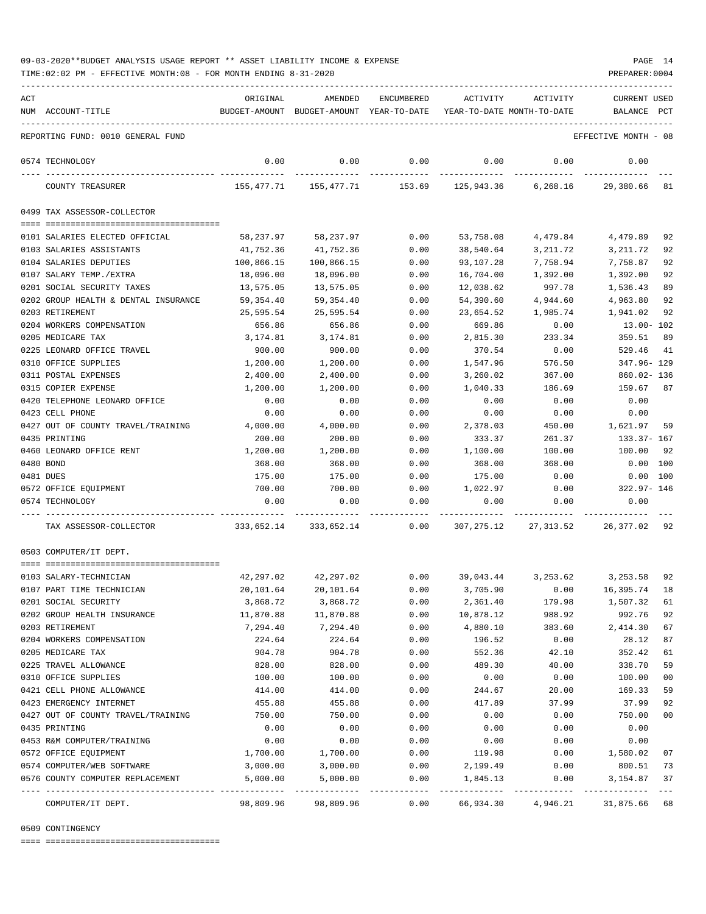09-03-2020**BUDGET ANALYSIS USAGE REPORT ** ASSET LIABILITY INCOME & EXPENSE

TIME:02:02 PM - EFFECTIVE MONTH:08 - FOR MONTH ENDING 8-31-2020

PREPARER:0004

| ACT NUM | ACCOUNT-TITLE | ORIGINAL BUDGET-AMOUNT | AMENDED BUDGET-AMOUNT | ENCUMBERED YEAR-TO-DATE | ACTIVITY YEAR-TO-DATE | ACTIVITY MONTH-TO-DATE | CURRENT BALANCE | USED PCT |
|---|---|---|---|---|---|---|---|---|
| | REPORTING FUND: 0010 GENERAL FUND | | | | | | EFFECTIVE MONTH - 08 | |
| 0574 | TECHNOLOGY | 0.00 | 0.00 | 0.00 | 0.00 | 0.00 | 0.00 | |
| | COUNTY TREASURER | 155,477.71 | 155,477.71 | 153.69 | 125,943.36 | 6,268.16 | 29,380.66 | 81 |
| | 0499 TAX ASSESSOR-COLLECTOR | | | | | | | |
| 0101 | SALARIES ELECTED OFFICIAL | 58,237.97 | 58,237.97 | 0.00 | 53,758.08 | 4,479.84 | 4,479.89 | 92 |
| 0103 | SALARIES ASSISTANTS | 41,752.36 | 41,752.36 | 0.00 | 38,540.64 | 3,211.72 | 3,211.72 | 92 |
| 0104 | SALARIES DEPUTIES | 100,866.15 | 100,866.15 | 0.00 | 93,107.28 | 7,758.94 | 7,758.87 | 92 |
| 0107 | SALARY TEMP./EXTRA | 18,096.00 | 18,096.00 | 0.00 | 16,704.00 | 1,392.00 | 1,392.00 | 92 |
| 0201 | SOCIAL SECURITY TAXES | 13,575.05 | 13,575.05 | 0.00 | 12,038.62 | 997.78 | 1,536.43 | 89 |
| 0202 | GROUP HEALTH & DENTAL INSURANCE | 59,354.40 | 59,354.40 | 0.00 | 54,390.60 | 4,944.60 | 4,963.80 | 92 |
| 0203 | RETIREMENT | 25,595.54 | 25,595.54 | 0.00 | 23,654.52 | 1,985.74 | 1,941.02 | 92 |
| 0204 | WORKERS COMPENSATION | 656.86 | 656.86 | 0.00 | 669.86 | 0.00 | 13.00- | 102 |
| 0205 | MEDICARE TAX | 3,174.81 | 3,174.81 | 0.00 | 2,815.30 | 233.34 | 359.51 | 89 |
| 0225 | LEONARD OFFICE TRAVEL | 900.00 | 900.00 | 0.00 | 370.54 | 0.00 | 529.46 | 41 |
| 0310 | OFFICE SUPPLIES | 1,200.00 | 1,200.00 | 0.00 | 1,547.96 | 576.50 | 347.96- | 129 |
| 0311 | POSTAL EXPENSES | 2,400.00 | 2,400.00 | 0.00 | 3,260.02 | 367.00 | 860.02- | 136 |
| 0315 | COPIER EXPENSE | 1,200.00 | 1,200.00 | 0.00 | 1,040.33 | 186.69 | 159.67 | 87 |
| 0420 | TELEPHONE LEONARD OFFICE | 0.00 | 0.00 | 0.00 | 0.00 | 0.00 | 0.00 | |
| 0423 | CELL PHONE | 0.00 | 0.00 | 0.00 | 0.00 | 0.00 | 0.00 | |
| 0427 | OUT OF COUNTY TRAVEL/TRAINING | 4,000.00 | 4,000.00 | 0.00 | 2,378.03 | 450.00 | 1,621.97 | 59 |
| 0435 | PRINTING | 200.00 | 200.00 | 0.00 | 333.37 | 261.37 | 133.37- | 167 |
| 0460 | LEONARD OFFICE RENT | 1,200.00 | 1,200.00 | 0.00 | 1,100.00 | 100.00 | 100.00 | 92 |
| 0480 | BOND | 368.00 | 368.00 | 0.00 | 368.00 | 368.00 | 0.00 | 100 |
| 0481 | DUES | 175.00 | 175.00 | 0.00 | 175.00 | 0.00 | 0.00 | 100 |
| 0572 | OFFICE EQUIPMENT | 700.00 | 700.00 | 0.00 | 1,022.97 | 0.00 | 322.97- | 146 |
| 0574 | TECHNOLOGY | 0.00 | 0.00 | 0.00 | 0.00 | 0.00 | 0.00 | |
| | TAX ASSESSOR-COLLECTOR | 333,652.14 | 333,652.14 | 0.00 | 307,275.12 | 27,313.52 | 26,377.02 | 92 |
| | 0503 COMPUTER/IT DEPT. | | | | | | | |
| 0103 | SALARY-TECHNICIAN | 42,297.02 | 42,297.02 | 0.00 | 39,043.44 | 3,253.62 | 3,253.58 | 92 |
| 0107 | PART TIME TECHNICIAN | 20,101.64 | 20,101.64 | 0.00 | 3,705.90 | 0.00 | 16,395.74 | 18 |
| 0201 | SOCIAL SECURITY | 3,868.72 | 3,868.72 | 0.00 | 2,361.40 | 179.98 | 1,507.32 | 61 |
| 0202 | GROUP HEALTH INSURANCE | 11,870.88 | 11,870.88 | 0.00 | 10,878.12 | 988.92 | 992.76 | 92 |
| 0203 | RETIREMENT | 7,294.40 | 7,294.40 | 0.00 | 4,880.10 | 383.60 | 2,414.30 | 67 |
| 0204 | WORKERS COMPENSATION | 224.64 | 224.64 | 0.00 | 196.52 | 0.00 | 28.12 | 87 |
| 0205 | MEDICARE TAX | 904.78 | 904.78 | 0.00 | 552.36 | 42.10 | 352.42 | 61 |
| 0225 | TRAVEL ALLOWANCE | 828.00 | 828.00 | 0.00 | 489.30 | 40.00 | 338.70 | 59 |
| 0310 | OFFICE SUPPLIES | 100.00 | 100.00 | 0.00 | 0.00 | 0.00 | 100.00 | 00 |
| 0421 | CELL PHONE ALLOWANCE | 414.00 | 414.00 | 0.00 | 244.67 | 20.00 | 169.33 | 59 |
| 0423 | EMERGENCY INTERNET | 455.88 | 455.88 | 0.00 | 417.89 | 37.99 | 37.99 | 92 |
| 0427 | OUT OF COUNTY TRAVEL/TRAINING | 750.00 | 750.00 | 0.00 | 0.00 | 0.00 | 750.00 | 00 |
| 0435 | PRINTING | 0.00 | 0.00 | 0.00 | 0.00 | 0.00 | 0.00 | |
| 0453 | R&M COMPUTER/TRAINING | 0.00 | 0.00 | 0.00 | 0.00 | 0.00 | 0.00 | |
| 0572 | OFFICE EQUIPMENT | 1,700.00 | 1,700.00 | 0.00 | 119.98 | 0.00 | 1,580.02 | 07 |
| 0574 | COMPUTER/WEB SOFTWARE | 3,000.00 | 3,000.00 | 0.00 | 2,199.49 | 0.00 | 800.51 | 73 |
| 0576 | COUNTY COMPUTER REPLACEMENT | 5,000.00 | 5,000.00 | 0.00 | 1,845.13 | 0.00 | 3,154.87 | 37 |
| | COMPUTER/IT DEPT. | 98,809.96 | 98,809.96 | 0.00 | 66,934.30 | 4,946.21 | 31,875.66 | 68 |
| | 0509 CONTINGENCY | | | | | | | |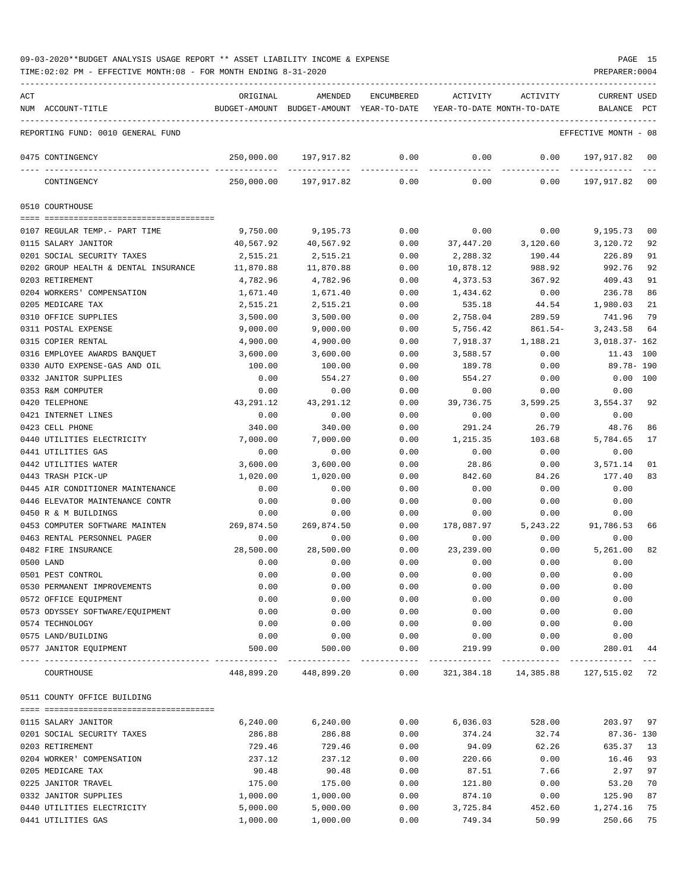09-03-2020**BUDGET ANALYSIS USAGE REPORT ** ASSET LIABILITY INCOME & EXPENSE

TIME:02:02 PM - EFFECTIVE MONTH:08 - FOR MONTH ENDING 8-31-2020

PREPARER:0004

| ACT NUM | ACCOUNT-TITLE | ORIGINAL BUDGET-AMOUNT | AMENDED BUDGET-AMOUNT | ENCUMBERED YEAR-TO-DATE | ACTIVITY YEAR-TO-DATE | ACTIVITY MONTH-TO-DATE | CURRENT BALANCE | USED PCT |
|---|---|---|---|---|---|---|---|---|
| | REPORTING FUND: 0010 GENERAL FUND | | | | | | EFFECTIVE MONTH - 08 | |
| 0475 | CONTINGENCY | 250,000.00 | 197,917.82 | 0.00 | 0.00 | 0.00 | 197,917.82 | 00 |
| | CONTINGENCY | 250,000.00 | 197,917.82 | 0.00 | 0.00 | 0.00 | 197,917.82 | 00 |
| | 0510 COURTHOUSE | | | | | | | |
| 0107 | REGULAR TEMP.- PART TIME | 9,750.00 | 9,195.73 | 0.00 | 0.00 | 0.00 | 9,195.73 | 00 |
| 0115 | SALARY JANITOR | 40,567.92 | 40,567.92 | 0.00 | 37,447.20 | 3,120.60 | 3,120.72 | 92 |
| 0201 | SOCIAL SECURITY TAXES | 2,515.21 | 2,515.21 | 0.00 | 2,288.32 | 190.44 | 226.89 | 91 |
| 0202 | GROUP HEALTH & DENTAL INSURANCE | 11,870.88 | 11,870.88 | 0.00 | 10,878.12 | 988.92 | 992.76 | 92 |
| 0203 | RETIREMENT | 4,782.96 | 4,782.96 | 0.00 | 4,373.53 | 367.92 | 409.43 | 91 |
| 0204 | WORKERS' COMPENSATION | 1,671.40 | 1,671.40 | 0.00 | 1,434.62 | 0.00 | 236.78 | 86 |
| 0205 | MEDICARE TAX | 2,515.21 | 2,515.21 | 0.00 | 535.18 | 44.54 | 1,980.03 | 21 |
| 0310 | OFFICE SUPPLIES | 3,500.00 | 3,500.00 | 0.00 | 2,758.04 | 289.59 | 741.96 | 79 |
| 0311 | POSTAL EXPENSE | 9,000.00 | 9,000.00 | 0.00 | 5,756.42 | 861.54- | 3,243.58 | 64 |
| 0315 | COPIER RENTAL | 4,900.00 | 4,900.00 | 0.00 | 7,918.37 | 1,188.21 | 3,018.37- | 162 |
| 0316 | EMPLOYEE AWARDS BANQUET | 3,600.00 | 3,600.00 | 0.00 | 3,588.57 | 0.00 | 11.43 | 100 |
| 0330 | AUTO EXPENSE-GAS AND OIL | 100.00 | 100.00 | 0.00 | 189.78 | 0.00 | 89.78- | 190 |
| 0332 | JANITOR SUPPLIES | 0.00 | 554.27 | 0.00 | 554.27 | 0.00 | 0.00 | 100 |
| 0353 | R&M COMPUTER | 0.00 | 0.00 | 0.00 | 0.00 | 0.00 | 0.00 | |
| 0420 | TELEPHONE | 43,291.12 | 43,291.12 | 0.00 | 39,736.75 | 3,599.25 | 3,554.37 | 92 |
| 0421 | INTERNET LINES | 0.00 | 0.00 | 0.00 | 0.00 | 0.00 | 0.00 | |
| 0423 | CELL PHONE | 340.00 | 340.00 | 0.00 | 291.24 | 26.79 | 48.76 | 86 |
| 0440 | UTILITIES ELECTRICITY | 7,000.00 | 7,000.00 | 0.00 | 1,215.35 | 103.68 | 5,784.65 | 17 |
| 0441 | UTILITIES GAS | 0.00 | 0.00 | 0.00 | 0.00 | 0.00 | 0.00 | |
| 0442 | UTILITIES WATER | 3,600.00 | 3,600.00 | 0.00 | 28.86 | 0.00 | 3,571.14 | 01 |
| 0443 | TRASH PICK-UP | 1,020.00 | 1,020.00 | 0.00 | 842.60 | 84.26 | 177.40 | 83 |
| 0445 | AIR CONDITIONER MAINTENANCE | 0.00 | 0.00 | 0.00 | 0.00 | 0.00 | 0.00 | |
| 0446 | ELEVATOR MAINTENANCE CONTR | 0.00 | 0.00 | 0.00 | 0.00 | 0.00 | 0.00 | |
| 0450 | R & M BUILDINGS | 0.00 | 0.00 | 0.00 | 0.00 | 0.00 | 0.00 | |
| 0453 | COMPUTER SOFTWARE MAINTEN | 269,874.50 | 269,874.50 | 0.00 | 178,087.97 | 5,243.22 | 91,786.53 | 66 |
| 0463 | RENTAL PERSONNEL PAGER | 0.00 | 0.00 | 0.00 | 0.00 | 0.00 | 0.00 | |
| 0482 | FIRE INSURANCE | 28,500.00 | 28,500.00 | 0.00 | 23,239.00 | 0.00 | 5,261.00 | 82 |
| 0500 | LAND | 0.00 | 0.00 | 0.00 | 0.00 | 0.00 | 0.00 | |
| 0501 | PEST CONTROL | 0.00 | 0.00 | 0.00 | 0.00 | 0.00 | 0.00 | |
| 0530 | PERMANENT IMPROVEMENTS | 0.00 | 0.00 | 0.00 | 0.00 | 0.00 | 0.00 | |
| 0572 | OFFICE EQUIPMENT | 0.00 | 0.00 | 0.00 | 0.00 | 0.00 | 0.00 | |
| 0573 | ODYSSEY SOFTWARE/EQUIPMENT | 0.00 | 0.00 | 0.00 | 0.00 | 0.00 | 0.00 | |
| 0574 | TECHNOLOGY | 0.00 | 0.00 | 0.00 | 0.00 | 0.00 | 0.00 | |
| 0575 | LAND/BUILDING | 0.00 | 0.00 | 0.00 | 0.00 | 0.00 | 0.00 | |
| 0577 | JANITOR EQUIPMENT | 500.00 | 500.00 | 0.00 | 219.99 | 0.00 | 280.01 | 44 |
| | COURTHOUSE | 448,899.20 | 448,899.20 | 0.00 | 321,384.18 | 14,385.88 | 127,515.02 | 72 |
| | 0511 COUNTY OFFICE BUILDING | | | | | | | |
| 0115 | SALARY JANITOR | 6,240.00 | 6,240.00 | 0.00 | 6,036.03 | 528.00 | 203.97 | 97 |
| 0201 | SOCIAL SECURITY TAXES | 286.88 | 286.88 | 0.00 | 374.24 | 32.74 | 87.36- | 130 |
| 0203 | RETIREMENT | 729.46 | 729.46 | 0.00 | 94.09 | 62.26 | 635.37 | 13 |
| 0204 | WORKER' COMPENSATION | 237.12 | 237.12 | 0.00 | 220.66 | 0.00 | 16.46 | 93 |
| 0205 | MEDICARE TAX | 90.48 | 90.48 | 0.00 | 87.51 | 7.66 | 2.97 | 97 |
| 0225 | JANITOR TRAVEL | 175.00 | 175.00 | 0.00 | 121.80 | 0.00 | 53.20 | 70 |
| 0332 | JANITOR SUPPLIES | 1,000.00 | 1,000.00 | 0.00 | 874.10 | 0.00 | 125.90 | 87 |
| 0440 | UTILITIES ELECTRICITY | 5,000.00 | 5,000.00 | 0.00 | 3,725.84 | 452.60 | 1,274.16 | 75 |
| 0441 | UTILITIES GAS | 1,000.00 | 1,000.00 | 0.00 | 749.34 | 50.99 | 250.66 | 75 |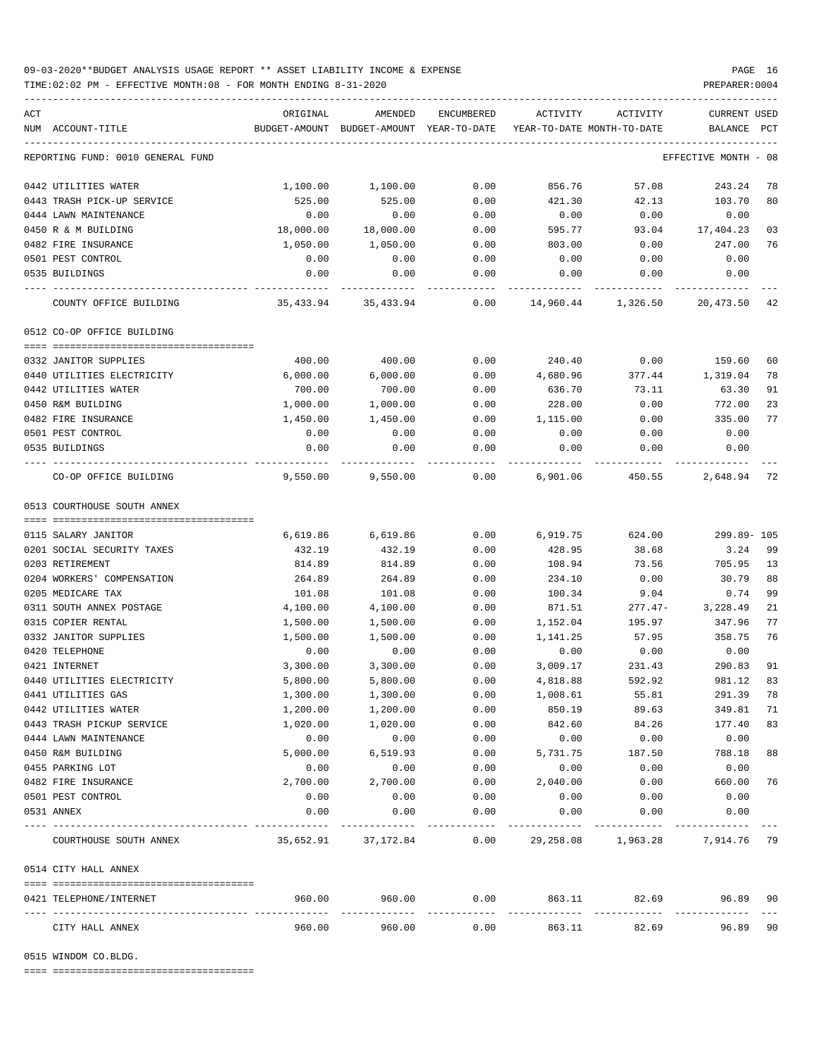09-03-2020**BUDGET ANALYSIS USAGE REPORT ** ASSET LIABILITY INCOME & EXPENSE

TIME:02:02 PM - EFFECTIVE MONTH:08 - FOR MONTH ENDING 8-31-2020

PREPARER:0004

| ACT NUM | ACCOUNT-TITLE | ORIGINAL BUDGET-AMOUNT | AMENDED BUDGET-AMOUNT | ENCUMBERED YEAR-TO-DATE | ACTIVITY YEAR-TO-DATE | ACTIVITY MONTH-TO-DATE | CURRENT BALANCE | USED PCT |
|---|---|---|---|---|---|---|---|---|
| | REPORTING FUND: 0010 GENERAL FUND | | | | | | EFFECTIVE MONTH - 08 | |
| 0442 | UTILITIES WATER | 1,100.00 | 1,100.00 | 0.00 | 856.76 | 57.08 | 243.24 | 78 |
| 0443 | TRASH PICK-UP SERVICE | 525.00 | 525.00 | 0.00 | 421.30 | 42.13 | 103.70 | 80 |
| 0444 | LAWN MAINTENANCE | 0.00 | 0.00 | 0.00 | 0.00 | 0.00 | 0.00 | |
| 0450 | R & M BUILDING | 18,000.00 | 18,000.00 | 0.00 | 595.77 | 93.04 | 17,404.23 | 03 |
| 0482 | FIRE INSURANCE | 1,050.00 | 1,050.00 | 0.00 | 803.00 | 0.00 | 247.00 | 76 |
| 0501 | PEST CONTROL | 0.00 | 0.00 | 0.00 | 0.00 | 0.00 | 0.00 | |
| 0535 | BUILDINGS | 0.00 | 0.00 | 0.00 | 0.00 | 0.00 | 0.00 | |
| | COUNTY OFFICE BUILDING | 35,433.94 | 35,433.94 | 0.00 | 14,960.44 | 1,326.50 | 20,473.50 | 42 |
| | 0512 CO-OP OFFICE BUILDING | | | | | | | |
| 0332 | JANITOR SUPPLIES | 400.00 | 400.00 | 0.00 | 240.40 | 0.00 | 159.60 | 60 |
| 0440 | UTILITIES ELECTRICITY | 6,000.00 | 6,000.00 | 0.00 | 4,680.96 | 377.44 | 1,319.04 | 78 |
| 0442 | UTILITIES WATER | 700.00 | 700.00 | 0.00 | 636.70 | 73.11 | 63.30 | 91 |
| 0450 | R&M BUILDING | 1,000.00 | 1,000.00 | 0.00 | 228.00 | 0.00 | 772.00 | 23 |
| 0482 | FIRE INSURANCE | 1,450.00 | 1,450.00 | 0.00 | 1,115.00 | 0.00 | 335.00 | 77 |
| 0501 | PEST CONTROL | 0.00 | 0.00 | 0.00 | 0.00 | 0.00 | 0.00 | |
| 0535 | BUILDINGS | 0.00 | 0.00 | 0.00 | 0.00 | 0.00 | 0.00 | |
| | CO-OP OFFICE BUILDING | 9,550.00 | 9,550.00 | 0.00 | 6,901.06 | 450.55 | 2,648.94 | 72 |
| | 0513 COURTHOUSE SOUTH ANNEX | | | | | | | |
| 0115 | SALARY JANITOR | 6,619.86 | 6,619.86 | 0.00 | 6,919.75 | 624.00 | 299.89- | 105 |
| 0201 | SOCIAL SECURITY TAXES | 432.19 | 432.19 | 0.00 | 428.95 | 38.68 | 3.24 | 99 |
| 0203 | RETIREMENT | 814.89 | 814.89 | 0.00 | 108.94 | 73.56 | 705.95 | 13 |
| 0204 | WORKERS' COMPENSATION | 264.89 | 264.89 | 0.00 | 234.10 | 0.00 | 30.79 | 88 |
| 0205 | MEDICARE TAX | 101.08 | 101.08 | 0.00 | 100.34 | 9.04 | 0.74 | 99 |
| 0311 | SOUTH ANNEX POSTAGE | 4,100.00 | 4,100.00 | 0.00 | 871.51 | 277.47- | 3,228.49 | 21 |
| 0315 | COPIER RENTAL | 1,500.00 | 1,500.00 | 0.00 | 1,152.04 | 195.97 | 347.96 | 77 |
| 0332 | JANITOR SUPPLIES | 1,500.00 | 1,500.00 | 0.00 | 1,141.25 | 57.95 | 358.75 | 76 |
| 0420 | TELEPHONE | 0.00 | 0.00 | 0.00 | 0.00 | 0.00 | 0.00 | |
| 0421 | INTERNET | 3,300.00 | 3,300.00 | 0.00 | 3,009.17 | 231.43 | 290.83 | 91 |
| 0440 | UTILITIES ELECTRICITY | 5,800.00 | 5,800.00 | 0.00 | 4,818.88 | 592.92 | 981.12 | 83 |
| 0441 | UTILITIES GAS | 1,300.00 | 1,300.00 | 0.00 | 1,008.61 | 55.81 | 291.39 | 78 |
| 0442 | UTILITIES WATER | 1,200.00 | 1,200.00 | 0.00 | 850.19 | 89.63 | 349.81 | 71 |
| 0443 | TRASH PICKUP SERVICE | 1,020.00 | 1,020.00 | 0.00 | 842.60 | 84.26 | 177.40 | 83 |
| 0444 | LAWN MAINTENANCE | 0.00 | 0.00 | 0.00 | 0.00 | 0.00 | 0.00 | |
| 0450 | R&M BUILDING | 5,000.00 | 6,519.93 | 0.00 | 5,731.75 | 187.50 | 788.18 | 88 |
| 0455 | PARKING LOT | 0.00 | 0.00 | 0.00 | 0.00 | 0.00 | 0.00 | |
| 0482 | FIRE INSURANCE | 2,700.00 | 2,700.00 | 0.00 | 2,040.00 | 0.00 | 660.00 | 76 |
| 0501 | PEST CONTROL | 0.00 | 0.00 | 0.00 | 0.00 | 0.00 | 0.00 | |
| 0531 | ANNEX | 0.00 | 0.00 | 0.00 | 0.00 | 0.00 | 0.00 | |
| | COURTHOUSE SOUTH ANNEX | 35,652.91 | 37,172.84 | 0.00 | 29,258.08 | 1,963.28 | 7,914.76 | 79 |
| | 0514 CITY HALL ANNEX | | | | | | | |
| 0421 | TELEPHONE/INTERNET | 960.00 | 960.00 | 0.00 | 863.11 | 82.69 | 96.89 | 90 |
| | CITY HALL ANNEX | 960.00 | 960.00 | 0.00 | 863.11 | 82.69 | 96.89 | 90 |
| | 0515 WINDOM CO.BLDG. | | | | | | | |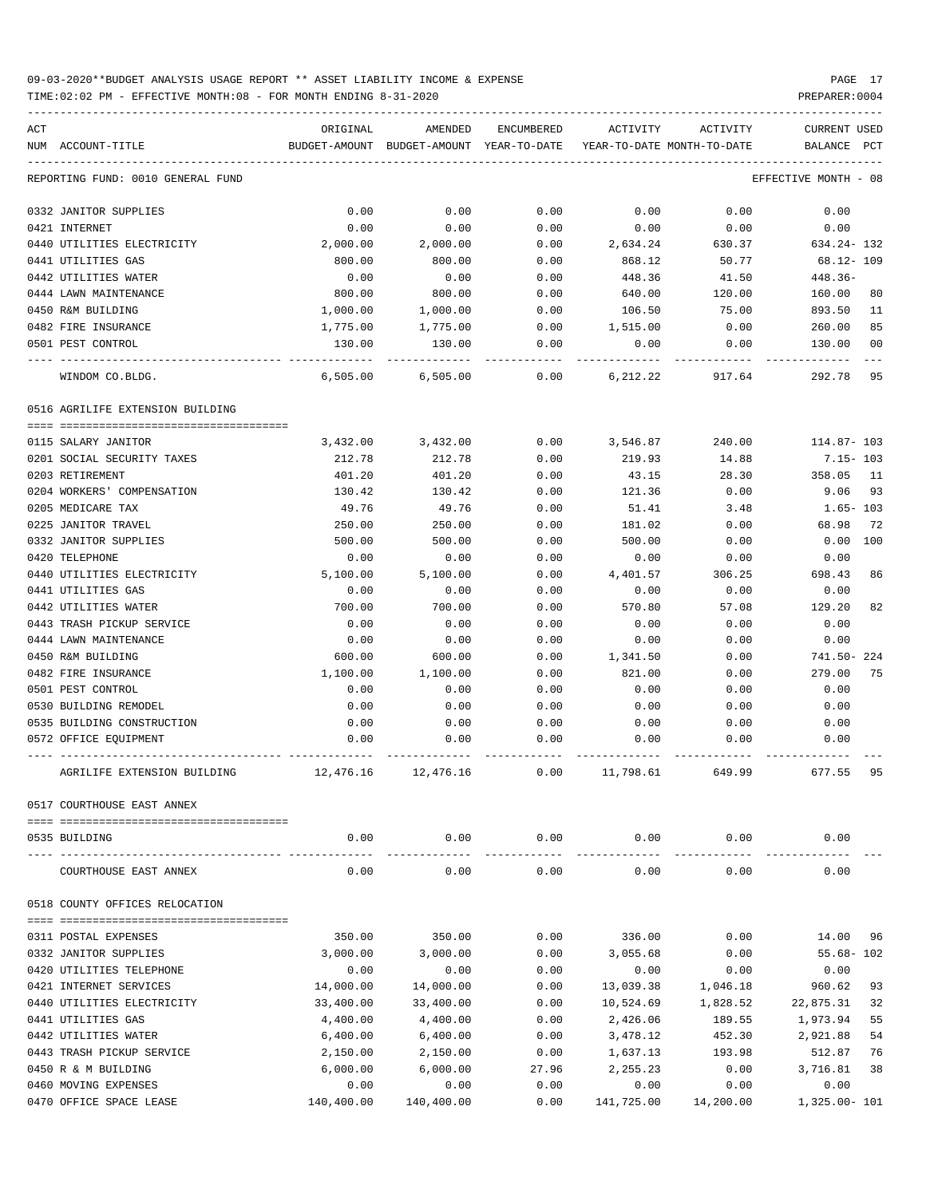09-03-2020**BUDGET ANALYSIS USAGE REPORT ** ASSET LIABILITY INCOME & EXPENSE

TIME:02:02 PM - EFFECTIVE MONTH:08 - FOR MONTH ENDING 8-31-2020

PREPARER:0004

| ACT NUM | ACCOUNT-TITLE | ORIGINAL BUDGET-AMOUNT | AMENDED BUDGET-AMOUNT | ENCUMBERED YEAR-TO-DATE | ACTIVITY YEAR-TO-DATE | ACTIVITY MONTH-TO-DATE | CURRENT USED BALANCE | PCT |
|---|---|---|---|---|---|---|---|---|
| | REPORTING FUND: 0010 GENERAL FUND | | | | | | EFFECTIVE MONTH - 08 | |
| 0332 | JANITOR SUPPLIES | 0.00 | 0.00 | 0.00 | 0.00 | 0.00 | 0.00 | |
| 0421 | INTERNET | 0.00 | 0.00 | 0.00 | 0.00 | 0.00 | 0.00 | |
| 0440 | UTILITIES ELECTRICITY | 2,000.00 | 2,000.00 | 0.00 | 2,634.24 | 630.37 | 634.24- | 132 |
| 0441 | UTILITIES GAS | 800.00 | 800.00 | 0.00 | 868.12 | 50.77 | 68.12- | 109 |
| 0442 | UTILITIES WATER | 0.00 | 0.00 | 0.00 | 448.36 | 41.50 | 448.36- | |
| 0444 | LAWN MAINTENANCE | 800.00 | 800.00 | 0.00 | 640.00 | 120.00 | 160.00 | 80 |
| 0450 | R&M BUILDING | 1,000.00 | 1,000.00 | 0.00 | 106.50 | 75.00 | 893.50 | 11 |
| 0482 | FIRE INSURANCE | 1,775.00 | 1,775.00 | 0.00 | 1,515.00 | 0.00 | 260.00 | 85 |
| 0501 | PEST CONTROL | 130.00 | 130.00 | 0.00 | 0.00 | 0.00 | 130.00 | 00 |
| | WINDOM CO.BLDG. | 6,505.00 | 6,505.00 | 0.00 | 6,212.22 | 917.64 | 292.78 | 95 |
| | 0516 AGRILIFE EXTENSION BUILDING | | | | | | | |
| 0115 | SALARY JANITOR | 3,432.00 | 3,432.00 | 0.00 | 3,546.87 | 240.00 | 114.87- | 103 |
| 0201 | SOCIAL SECURITY TAXES | 212.78 | 212.78 | 0.00 | 219.93 | 14.88 | 7.15- | 103 |
| 0203 | RETIREMENT | 401.20 | 401.20 | 0.00 | 43.15 | 28.30 | 358.05 | 11 |
| 0204 | WORKERS' COMPENSATION | 130.42 | 130.42 | 0.00 | 121.36 | 0.00 | 9.06 | 93 |
| 0205 | MEDICARE TAX | 49.76 | 49.76 | 0.00 | 51.41 | 3.48 | 1.65- | 103 |
| 0225 | JANITOR TRAVEL | 250.00 | 250.00 | 0.00 | 181.02 | 0.00 | 68.98 | 72 |
| 0332 | JANITOR SUPPLIES | 500.00 | 500.00 | 0.00 | 500.00 | 0.00 | 0.00 | 100 |
| 0420 | TELEPHONE | 0.00 | 0.00 | 0.00 | 0.00 | 0.00 | 0.00 | |
| 0440 | UTILITIES ELECTRICITY | 5,100.00 | 5,100.00 | 0.00 | 4,401.57 | 306.25 | 698.43 | 86 |
| 0441 | UTILITIES GAS | 0.00 | 0.00 | 0.00 | 0.00 | 0.00 | 0.00 | |
| 0442 | UTILITIES WATER | 700.00 | 700.00 | 0.00 | 570.80 | 57.08 | 129.20 | 82 |
| 0443 | TRASH PICKUP SERVICE | 0.00 | 0.00 | 0.00 | 0.00 | 0.00 | 0.00 | |
| 0444 | LAWN MAINTENANCE | 0.00 | 0.00 | 0.00 | 0.00 | 0.00 | 0.00 | |
| 0450 | R&M BUILDING | 600.00 | 600.00 | 0.00 | 1,341.50 | 0.00 | 741.50- | 224 |
| 0482 | FIRE INSURANCE | 1,100.00 | 1,100.00 | 0.00 | 821.00 | 0.00 | 279.00 | 75 |
| 0501 | PEST CONTROL | 0.00 | 0.00 | 0.00 | 0.00 | 0.00 | 0.00 | |
| 0530 | BUILDING REMODEL | 0.00 | 0.00 | 0.00 | 0.00 | 0.00 | 0.00 | |
| 0535 | BUILDING CONSTRUCTION | 0.00 | 0.00 | 0.00 | 0.00 | 0.00 | 0.00 | |
| 0572 | OFFICE EQUIPMENT | 0.00 | 0.00 | 0.00 | 0.00 | 0.00 | 0.00 | |
| | AGRILIFE EXTENSION BUILDING | 12,476.16 | 12,476.16 | 0.00 | 11,798.61 | 649.99 | 677.55 | 95 |
| | 0517 COURTHOUSE EAST ANNEX | | | | | | | |
| 0535 | BUILDING | 0.00 | 0.00 | 0.00 | 0.00 | 0.00 | 0.00 | |
| | COURTHOUSE EAST ANNEX | 0.00 | 0.00 | 0.00 | 0.00 | 0.00 | 0.00 | |
| | 0518 COUNTY OFFICES RELOCATION | | | | | | | |
| 0311 | POSTAL EXPENSES | 350.00 | 350.00 | 0.00 | 336.00 | 0.00 | 14.00 | 96 |
| 0332 | JANITOR SUPPLIES | 3,000.00 | 3,000.00 | 0.00 | 3,055.68 | 0.00 | 55.68- | 102 |
| 0420 | UTILITIES TELEPHONE | 0.00 | 0.00 | 0.00 | 0.00 | 0.00 | 0.00 | |
| 0421 | INTERNET SERVICES | 14,000.00 | 14,000.00 | 0.00 | 13,039.38 | 1,046.18 | 960.62 | 93 |
| 0440 | UTILITIES ELECTRICITY | 33,400.00 | 33,400.00 | 0.00 | 10,524.69 | 1,828.52 | 22,875.31 | 32 |
| 0441 | UTILITIES GAS | 4,400.00 | 4,400.00 | 0.00 | 2,426.06 | 189.55 | 1,973.94 | 55 |
| 0442 | UTILITIES WATER | 6,400.00 | 6,400.00 | 0.00 | 3,478.12 | 452.30 | 2,921.88 | 54 |
| 0443 | TRASH PICKUP SERVICE | 2,150.00 | 2,150.00 | 0.00 | 1,637.13 | 193.98 | 512.87 | 76 |
| 0450 | R & M BUILDING | 6,000.00 | 6,000.00 | 27.96 | 2,255.23 | 0.00 | 3,716.81 | 38 |
| 0460 | MOVING EXPENSES | 0.00 | 0.00 | 0.00 | 0.00 | 0.00 | 0.00 | |
| 0470 | OFFICE SPACE LEASE | 140,400.00 | 140,400.00 | 0.00 | 141,725.00 | 14,200.00 | 1,325.00- | 101 |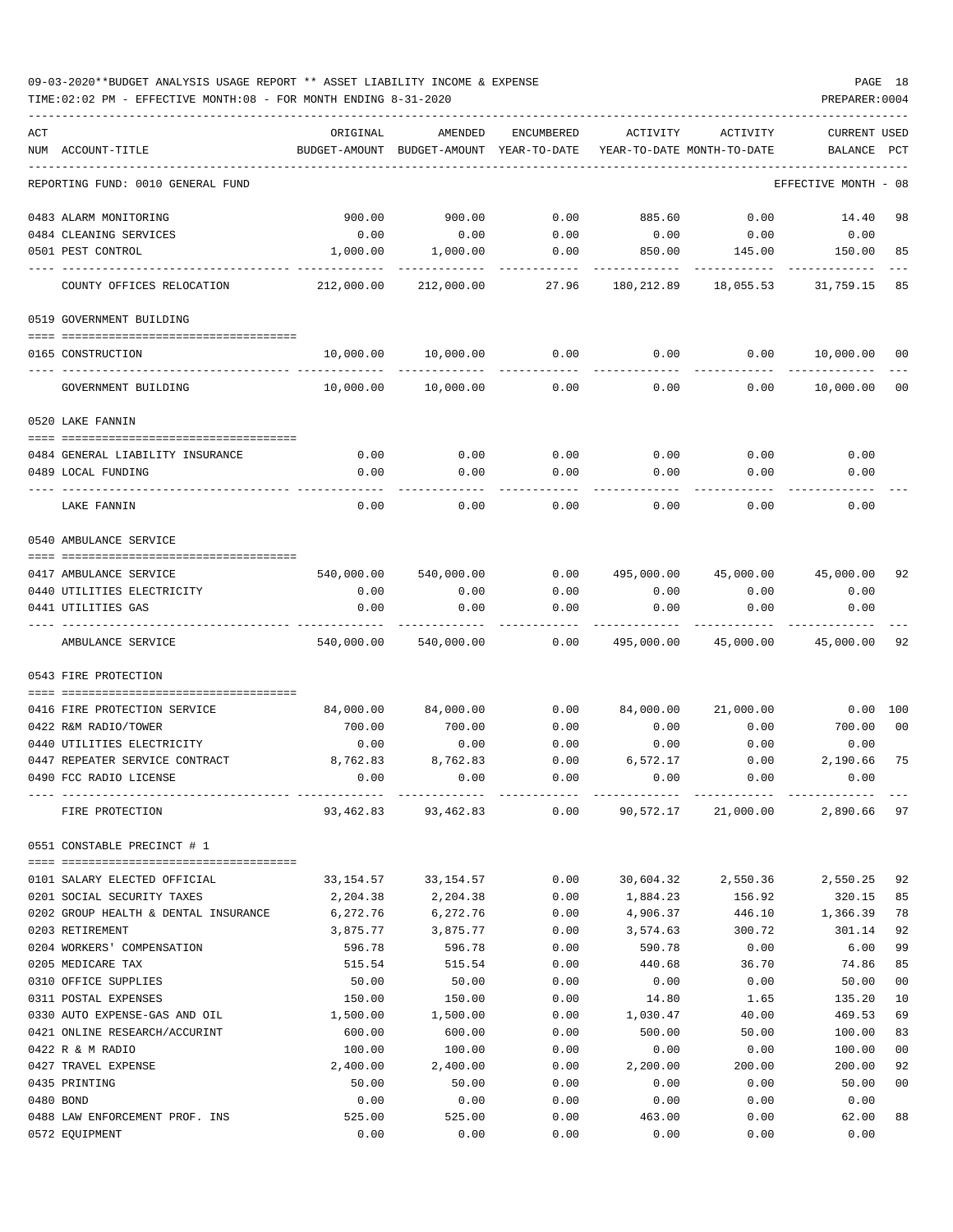09-03-2020**BUDGET ANALYSIS USAGE REPORT ** ASSET LIABILITY INCOME & EXPENSE

TIME:02:02 PM - EFFECTIVE MONTH:08 - FOR MONTH ENDING 8-31-2020

PREPARER:0004

| ACT NUM | ACCOUNT-TITLE | ORIGINAL BUDGET-AMOUNT | AMENDED BUDGET-AMOUNT | ENCUMBERED YEAR-TO-DATE | ACTIVITY YEAR-TO-DATE | ACTIVITY MONTH-TO-DATE | CURRENT BALANCE | USED PCT |
|---|---|---|---|---|---|---|---|---|
| | REPORTING FUND: 0010 GENERAL FUND | | | | | | EFFECTIVE MONTH - 08 | |
| 0483 | ALARM MONITORING | 900.00 | 900.00 | 0.00 | 885.60 | 0.00 | 14.40 | 98 |
| 0484 | CLEANING SERVICES | 0.00 | 0.00 | 0.00 | 0.00 | 0.00 | 0.00 | |
| 0501 | PEST CONTROL | 1,000.00 | 1,000.00 | 0.00 | 850.00 | 145.00 | 150.00 | 85 |
| | COUNTY OFFICES RELOCATION | 212,000.00 | 212,000.00 | 27.96 | 180,212.89 | 18,055.53 | 31,759.15 | 85 |
| | 0519 GOVERNMENT BUILDING | | | | | | | |
| 0165 | CONSTRUCTION | 10,000.00 | 10,000.00 | 0.00 | 0.00 | 0.00 | 10,000.00 | 00 |
| | GOVERNMENT BUILDING | 10,000.00 | 10,000.00 | 0.00 | 0.00 | 0.00 | 10,000.00 | 00 |
| | 0520 LAKE FANNIN | | | | | | | |
| 0484 | GENERAL LIABILITY INSURANCE | 0.00 | 0.00 | 0.00 | 0.00 | 0.00 | 0.00 | |
| 0489 | LOCAL FUNDING | 0.00 | 0.00 | 0.00 | 0.00 | 0.00 | 0.00 | |
| | LAKE FANNIN | 0.00 | 0.00 | 0.00 | 0.00 | 0.00 | 0.00 | |
| | 0540 AMBULANCE SERVICE | | | | | | | |
| 0417 | AMBULANCE SERVICE | 540,000.00 | 540,000.00 | 0.00 | 495,000.00 | 45,000.00 | 45,000.00 | 92 |
| 0440 | UTILITIES ELECTRICITY | 0.00 | 0.00 | 0.00 | 0.00 | 0.00 | 0.00 | |
| 0441 | UTILITIES GAS | 0.00 | 0.00 | 0.00 | 0.00 | 0.00 | 0.00 | |
| | AMBULANCE SERVICE | 540,000.00 | 540,000.00 | 0.00 | 495,000.00 | 45,000.00 | 45,000.00 | 92 |
| | 0543 FIRE PROTECTION | | | | | | | |
| 0416 | FIRE PROTECTION SERVICE | 84,000.00 | 84,000.00 | 0.00 | 84,000.00 | 21,000.00 | 0.00 | 100 |
| 0422 | R&M RADIO/TOWER | 700.00 | 700.00 | 0.00 | 0.00 | 0.00 | 700.00 | 00 |
| 0440 | UTILITIES ELECTRICITY | 0.00 | 0.00 | 0.00 | 0.00 | 0.00 | 0.00 | |
| 0447 | REPEATER SERVICE CONTRACT | 8,762.83 | 8,762.83 | 0.00 | 6,572.17 | 0.00 | 2,190.66 | 75 |
| 0490 | FCC RADIO LICENSE | 0.00 | 0.00 | 0.00 | 0.00 | 0.00 | 0.00 | |
| | FIRE PROTECTION | 93,462.83 | 93,462.83 | 0.00 | 90,572.17 | 21,000.00 | 2,890.66 | 97 |
| | 0551 CONSTABLE PRECINCT # 1 | | | | | | | |
| 0101 | SALARY ELECTED OFFICIAL | 33,154.57 | 33,154.57 | 0.00 | 30,604.32 | 2,550.36 | 2,550.25 | 92 |
| 0201 | SOCIAL SECURITY TAXES | 2,204.38 | 2,204.38 | 0.00 | 1,884.23 | 156.92 | 320.15 | 85 |
| 0202 | GROUP HEALTH & DENTAL INSURANCE | 6,272.76 | 6,272.76 | 0.00 | 4,906.37 | 446.10 | 1,366.39 | 78 |
| 0203 | RETIREMENT | 3,875.77 | 3,875.77 | 0.00 | 3,574.63 | 300.72 | 301.14 | 92 |
| 0204 | WORKERS' COMPENSATION | 596.78 | 596.78 | 0.00 | 590.78 | 0.00 | 6.00 | 99 |
| 0205 | MEDICARE TAX | 515.54 | 515.54 | 0.00 | 440.68 | 36.70 | 74.86 | 85 |
| 0310 | OFFICE SUPPLIES | 50.00 | 50.00 | 0.00 | 0.00 | 0.00 | 50.00 | 00 |
| 0311 | POSTAL EXPENSES | 150.00 | 150.00 | 0.00 | 14.80 | 1.65 | 135.20 | 10 |
| 0330 | AUTO EXPENSE-GAS AND OIL | 1,500.00 | 1,500.00 | 0.00 | 1,030.47 | 40.00 | 469.53 | 69 |
| 0421 | ONLINE RESEARCH/ACCURINT | 600.00 | 600.00 | 0.00 | 500.00 | 50.00 | 100.00 | 83 |
| 0422 | R & M RADIO | 100.00 | 100.00 | 0.00 | 0.00 | 0.00 | 100.00 | 00 |
| 0427 | TRAVEL EXPENSE | 2,400.00 | 2,400.00 | 0.00 | 2,200.00 | 200.00 | 200.00 | 92 |
| 0435 | PRINTING | 50.00 | 50.00 | 0.00 | 0.00 | 0.00 | 50.00 | 00 |
| 0480 | BOND | 0.00 | 0.00 | 0.00 | 0.00 | 0.00 | 0.00 | |
| 0488 | LAW ENFORCEMENT PROF. INS | 525.00 | 525.00 | 0.00 | 463.00 | 0.00 | 62.00 | 88 |
| 0572 | EQUIPMENT | 0.00 | 0.00 | 0.00 | 0.00 | 0.00 | 0.00 | |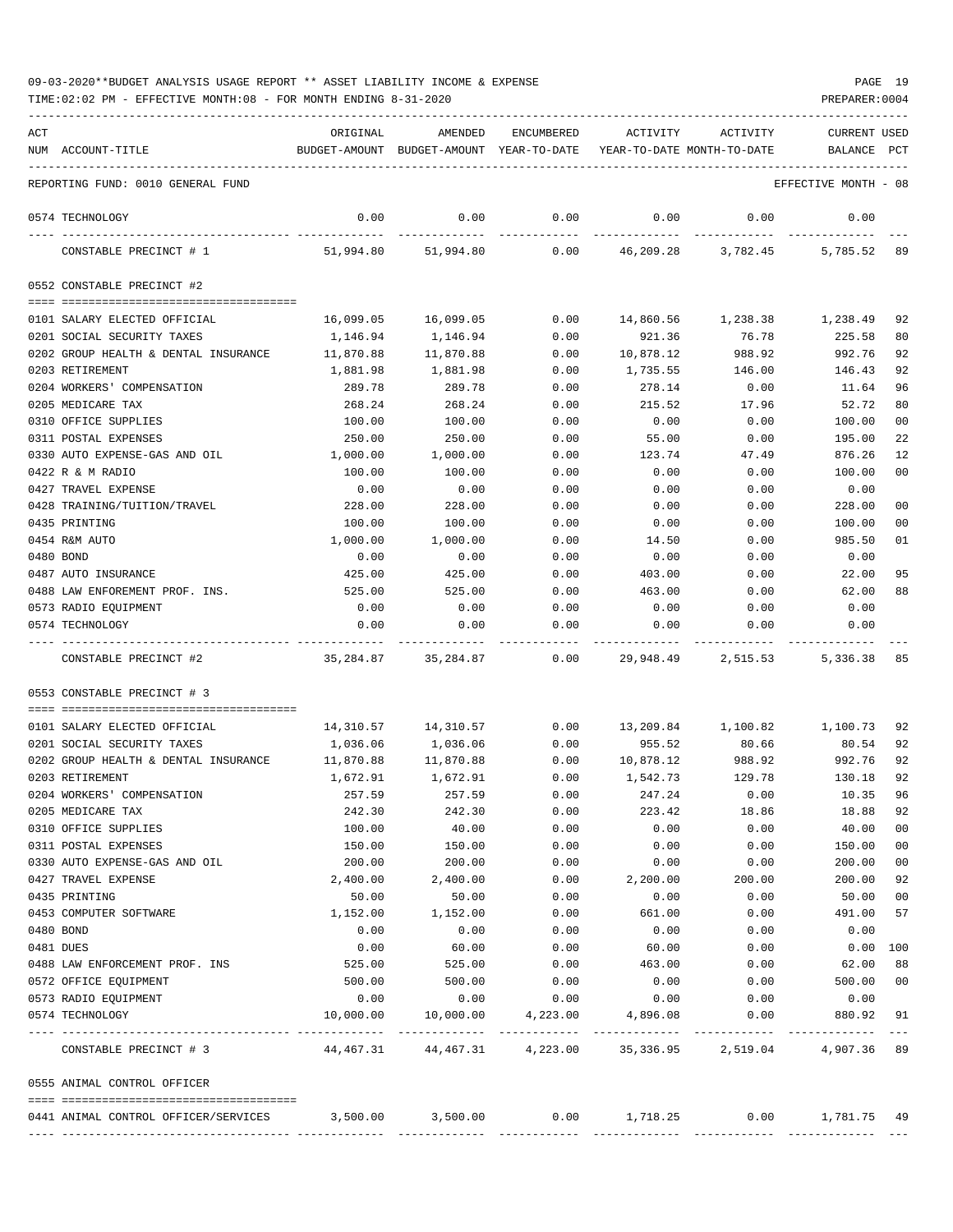REPORTING FUND: 0010 GENERAL FUND — EFFECTIVE MONTH - 08

| ACT NUM | ACCOUNT-TITLE | ORIGINAL BUDGET-AMOUNT | AMENDED BUDGET-AMOUNT | ENCUMBERED YEAR-TO-DATE | ACTIVITY YEAR-TO-DATE | ACTIVITY MONTH-TO-DATE | CURRENT BALANCE | USED PCT |
|---|---|---|---|---|---|---|---|---|
| 0574 | TECHNOLOGY | 0.00 | 0.00 | 0.00 | 0.00 | 0.00 | 0.00 | |
| | CONSTABLE PRECINCT # 1 | 51,994.80 | 51,994.80 | 0.00 | 46,209.28 | 3,782.45 | 5,785.52 | 89 |
| | **0552 CONSTABLE PRECINCT #2** | | | | | | | |
| 0101 | SALARY ELECTED OFFICIAL | 16,099.05 | 16,099.05 | 0.00 | 14,860.56 | 1,238.38 | 1,238.49 | 92 |
| 0201 | SOCIAL SECURITY TAXES | 1,146.94 | 1,146.94 | 0.00 | 921.36 | 76.78 | 225.58 | 80 |
| 0202 | GROUP HEALTH & DENTAL INSURANCE | 11,870.88 | 11,870.88 | 0.00 | 10,878.12 | 988.92 | 992.76 | 92 |
| 0203 | RETIREMENT | 1,881.98 | 1,881.98 | 0.00 | 1,735.55 | 146.00 | 146.43 | 92 |
| 0204 | WORKERS' COMPENSATION | 289.78 | 289.78 | 0.00 | 278.14 | 0.00 | 11.64 | 96 |
| 0205 | MEDICARE TAX | 268.24 | 268.24 | 0.00 | 215.52 | 17.96 | 52.72 | 80 |
| 0310 | OFFICE SUPPLIES | 100.00 | 100.00 | 0.00 | 0.00 | 0.00 | 100.00 | 00 |
| 0311 | POSTAL EXPENSES | 250.00 | 250.00 | 0.00 | 55.00 | 0.00 | 195.00 | 22 |
| 0330 | AUTO EXPENSE-GAS AND OIL | 1,000.00 | 1,000.00 | 0.00 | 123.74 | 47.49 | 876.26 | 12 |
| 0422 | R & M RADIO | 100.00 | 100.00 | 0.00 | 0.00 | 0.00 | 100.00 | 00 |
| 0427 | TRAVEL EXPENSE | 0.00 | 0.00 | 0.00 | 0.00 | 0.00 | 0.00 | |
| 0428 | TRAINING/TUITION/TRAVEL | 228.00 | 228.00 | 0.00 | 0.00 | 0.00 | 228.00 | 00 |
| 0435 | PRINTING | 100.00 | 100.00 | 0.00 | 0.00 | 0.00 | 100.00 | 00 |
| 0454 | R&M AUTO | 1,000.00 | 1,000.00 | 0.00 | 14.50 | 0.00 | 985.50 | 01 |
| 0480 | BOND | 0.00 | 0.00 | 0.00 | 0.00 | 0.00 | 0.00 | |
| 0487 | AUTO INSURANCE | 425.00 | 425.00 | 0.00 | 403.00 | 0.00 | 22.00 | 95 |
| 0488 | LAW ENFOREMENT PROF. INS. | 525.00 | 525.00 | 0.00 | 463.00 | 0.00 | 62.00 | 88 |
| 0573 | RADIO EQUIPMENT | 0.00 | 0.00 | 0.00 | 0.00 | 0.00 | 0.00 | |
| 0574 | TECHNOLOGY | 0.00 | 0.00 | 0.00 | 0.00 | 0.00 | 0.00 | |
| | CONSTABLE PRECINCT #2 | 35,284.87 | 35,284.87 | 0.00 | 29,948.49 | 2,515.53 | 5,336.38 | 85 |
| | **0553 CONSTABLE PRECINCT # 3** | | | | | | | |
| 0101 | SALARY ELECTED OFFICIAL | 14,310.57 | 14,310.57 | 0.00 | 13,209.84 | 1,100.82 | 1,100.73 | 92 |
| 0201 | SOCIAL SECURITY TAXES | 1,036.06 | 1,036.06 | 0.00 | 955.52 | 80.66 | 80.54 | 92 |
| 0202 | GROUP HEALTH & DENTAL INSURANCE | 11,870.88 | 11,870.88 | 0.00 | 10,878.12 | 988.92 | 992.76 | 92 |
| 0203 | RETIREMENT | 1,672.91 | 1,672.91 | 0.00 | 1,542.73 | 129.78 | 130.18 | 92 |
| 0204 | WORKERS' COMPENSATION | 257.59 | 257.59 | 0.00 | 247.24 | 0.00 | 10.35 | 96 |
| 0205 | MEDICARE TAX | 242.30 | 242.30 | 0.00 | 223.42 | 18.86 | 18.88 | 92 |
| 0310 | OFFICE SUPPLIES | 100.00 | 40.00 | 0.00 | 0.00 | 0.00 | 40.00 | 00 |
| 0311 | POSTAL EXPENSES | 150.00 | 150.00 | 0.00 | 0.00 | 0.00 | 150.00 | 00 |
| 0330 | AUTO EXPENSE-GAS AND OIL | 200.00 | 200.00 | 0.00 | 0.00 | 0.00 | 200.00 | 00 |
| 0427 | TRAVEL EXPENSE | 2,400.00 | 2,400.00 | 0.00 | 2,200.00 | 200.00 | 200.00 | 92 |
| 0435 | PRINTING | 50.00 | 50.00 | 0.00 | 0.00 | 0.00 | 50.00 | 00 |
| 0453 | COMPUTER SOFTWARE | 1,152.00 | 1,152.00 | 0.00 | 661.00 | 0.00 | 491.00 | 57 |
| 0480 | BOND | 0.00 | 0.00 | 0.00 | 0.00 | 0.00 | 0.00 | |
| 0481 | DUES | 0.00 | 60.00 | 0.00 | 60.00 | 0.00 | 0.00 | 100 |
| 0488 | LAW ENFORCEMENT PROF. INS | 525.00 | 525.00 | 0.00 | 463.00 | 0.00 | 62.00 | 88 |
| 0572 | OFFICE EQUIPMENT | 500.00 | 500.00 | 0.00 | 0.00 | 0.00 | 500.00 | 00 |
| 0573 | RADIO EQUIPMENT | 0.00 | 0.00 | 0.00 | 0.00 | 0.00 | 0.00 | |
| 0574 | TECHNOLOGY | 10,000.00 | 10,000.00 | 4,223.00 | 4,896.08 | 0.00 | 880.92 | 91 |
| | CONSTABLE PRECINCT # 3 | 44,467.31 | 44,467.31 | 4,223.00 | 35,336.95 | 2,519.04 | 4,907.36 | 89 |
| | **0555 ANIMAL CONTROL OFFICER** | | | | | | | |
| 0441 | ANIMAL CONTROL OFFICER/SERVICES | 3,500.00 | 3,500.00 | 0.00 | 1,718.25 | 0.00 | 1,781.75 | 49 |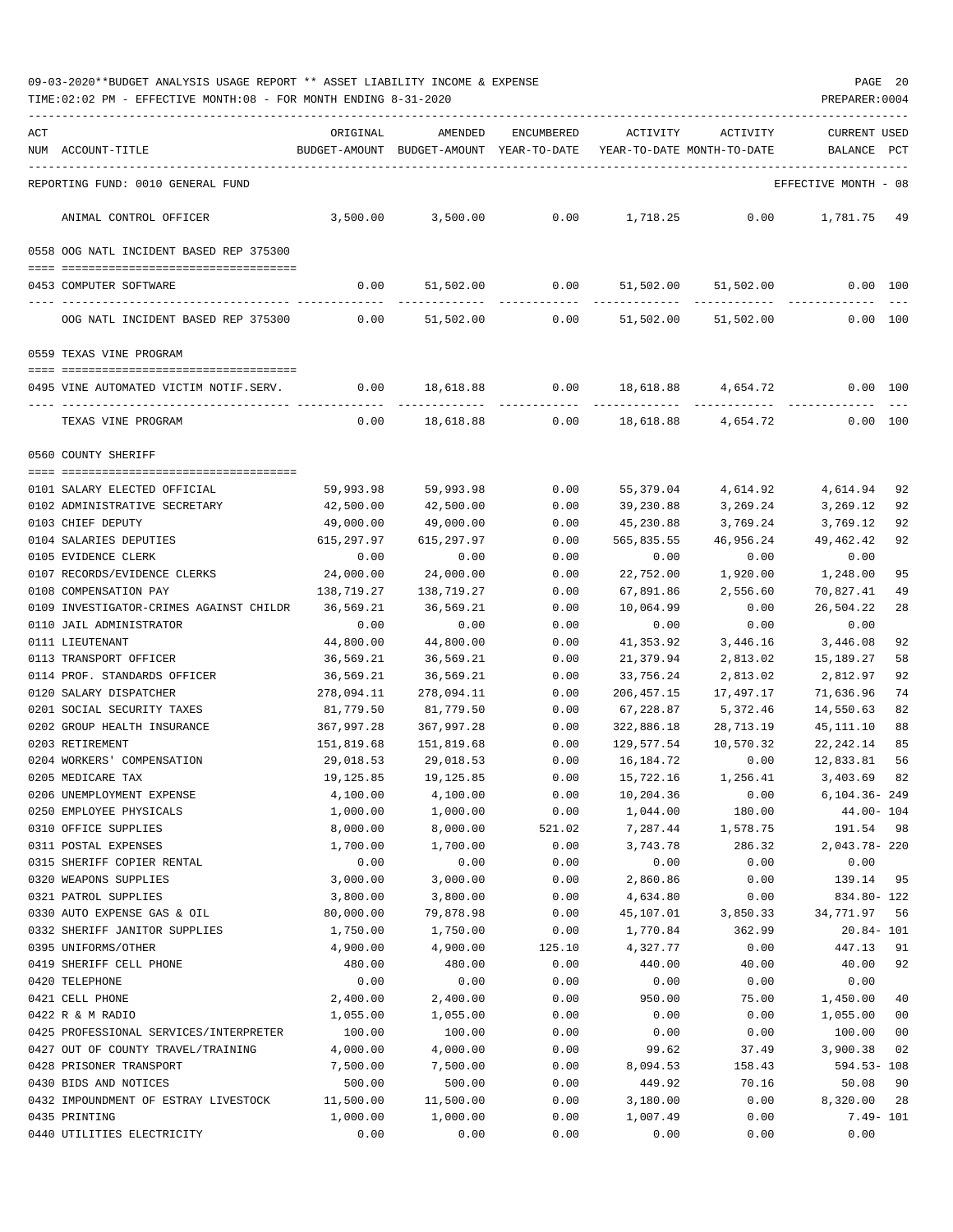09-03-2020**BUDGET ANALYSIS USAGE REPORT ** ASSET LIABILITY INCOME & EXPENSE

TIME:02:02 PM - EFFECTIVE MONTH:08 - FOR MONTH ENDING 8-31-2020

| ACT NUM | ACCOUNT-TITLE | ORIGINAL BUDGET-AMOUNT | AMENDED BUDGET-AMOUNT | ENCUMBERED YEAR-TO-DATE | ACTIVITY YEAR-TO-DATE | ACTIVITY MONTH-TO-DATE | CURRENT USED BALANCE | PCT |
|---|---|---|---|---|---|---|---|---|
| | REPORTING FUND: 0010 GENERAL FUND | | | | | | EFFECTIVE MONTH - 08 | |
| | ANIMAL CONTROL OFFICER | 3,500.00 | 3,500.00 | 0.00 | 1,718.25 | 0.00 | 1,781.75 | 49 |
| | 0558 OOG NATL INCIDENT BASED REP 375300 | | | | | | | |
| 0453 | COMPUTER SOFTWARE | 0.00 | 51,502.00 | 0.00 | 51,502.00 | 51,502.00 | 0.00 | 100 |
| | OOG NATL INCIDENT BASED REP 375300 | 0.00 | 51,502.00 | 0.00 | 51,502.00 | 51,502.00 | 0.00 | 100 |
| | 0559 TEXAS VINE PROGRAM | | | | | | | |
| 0495 | VINE AUTOMATED VICTIM NOTIF.SERV. | 0.00 | 18,618.88 | 0.00 | 18,618.88 | 4,654.72 | 0.00 | 100 |
| | TEXAS VINE PROGRAM | 0.00 | 18,618.88 | 0.00 | 18,618.88 | 4,654.72 | 0.00 | 100 |
| | 0560 COUNTY SHERIFF | | | | | | | |
| 0101 | SALARY ELECTED OFFICIAL | 59,993.98 | 59,993.98 | 0.00 | 55,379.04 | 4,614.92 | 4,614.94 | 92 |
| 0102 | ADMINISTRATIVE SECRETARY | 42,500.00 | 42,500.00 | 0.00 | 39,230.88 | 3,269.24 | 3,269.12 | 92 |
| 0103 | CHIEF DEPUTY | 49,000.00 | 49,000.00 | 0.00 | 45,230.88 | 3,769.24 | 3,769.12 | 92 |
| 0104 | SALARIES DEPUTIES | 615,297.97 | 615,297.97 | 0.00 | 565,835.55 | 46,956.24 | 49,462.42 | 92 |
| 0105 | EVIDENCE CLERK | 0.00 | 0.00 | 0.00 | 0.00 | 0.00 | 0.00 | |
| 0107 | RECORDS/EVIDENCE CLERKS | 24,000.00 | 24,000.00 | 0.00 | 22,752.00 | 1,920.00 | 1,248.00 | 95 |
| 0108 | COMPENSATION PAY | 138,719.27 | 138,719.27 | 0.00 | 67,891.86 | 2,556.60 | 70,827.41 | 49 |
| 0109 | INVESTIGATOR-CRIMES AGAINST CHILDR | 36,569.21 | 36,569.21 | 0.00 | 10,064.99 | 0.00 | 26,504.22 | 28 |
| 0110 | JAIL ADMINISTRATOR | 0.00 | 0.00 | 0.00 | 0.00 | 0.00 | 0.00 | |
| 0111 | LIEUTENANT | 44,800.00 | 44,800.00 | 0.00 | 41,353.92 | 3,446.16 | 3,446.08 | 92 |
| 0113 | TRANSPORT OFFICER | 36,569.21 | 36,569.21 | 0.00 | 21,379.94 | 2,813.02 | 15,189.27 | 58 |
| 0114 | PROF. STANDARDS OFFICER | 36,569.21 | 36,569.21 | 0.00 | 33,756.24 | 2,813.02 | 2,812.97 | 92 |
| 0120 | SALARY DISPATCHER | 278,094.11 | 278,094.11 | 0.00 | 206,457.15 | 17,497.17 | 71,636.96 | 74 |
| 0201 | SOCIAL SECURITY TAXES | 81,779.50 | 81,779.50 | 0.00 | 67,228.87 | 5,372.46 | 14,550.63 | 82 |
| 0202 | GROUP HEALTH INSURANCE | 367,997.28 | 367,997.28 | 0.00 | 322,886.18 | 28,713.19 | 45,111.10 | 88 |
| 0203 | RETIREMENT | 151,819.68 | 151,819.68 | 0.00 | 129,577.54 | 10,570.32 | 22,242.14 | 85 |
| 0204 | WORKERS' COMPENSATION | 29,018.53 | 29,018.53 | 0.00 | 16,184.72 | 0.00 | 12,833.81 | 56 |
| 0205 | MEDICARE TAX | 19,125.85 | 19,125.85 | 0.00 | 15,722.16 | 1,256.41 | 3,403.69 | 82 |
| 0206 | UNEMPLOYMENT EXPENSE | 4,100.00 | 4,100.00 | 0.00 | 10,204.36 | 0.00 | 6,104.36- | 249 |
| 0250 | EMPLOYEE PHYSICALS | 1,000.00 | 1,000.00 | 0.00 | 1,044.00 | 180.00 | 44.00- | 104 |
| 0310 | OFFICE SUPPLIES | 8,000.00 | 8,000.00 | 521.02 | 7,287.44 | 1,578.75 | 191.54 | 98 |
| 0311 | POSTAL EXPENSES | 1,700.00 | 1,700.00 | 0.00 | 3,743.78 | 286.32 | 2,043.78- | 220 |
| 0315 | SHERIFF COPIER RENTAL | 0.00 | 0.00 | 0.00 | 0.00 | 0.00 | 0.00 | |
| 0320 | WEAPONS SUPPLIES | 3,000.00 | 3,000.00 | 0.00 | 2,860.86 | 0.00 | 139.14 | 95 |
| 0321 | PATROL SUPPLIES | 3,800.00 | 3,800.00 | 0.00 | 4,634.80 | 0.00 | 834.80- | 122 |
| 0330 | AUTO EXPENSE GAS & OIL | 80,000.00 | 79,878.98 | 0.00 | 45,107.01 | 3,850.33 | 34,771.97 | 56 |
| 0332 | SHERIFF JANITOR SUPPLIES | 1,750.00 | 1,750.00 | 0.00 | 1,770.84 | 362.99 | 20.84- | 101 |
| 0395 | UNIFORMS/OTHER | 4,900.00 | 4,900.00 | 125.10 | 4,327.77 | 0.00 | 447.13 | 91 |
| 0419 | SHERIFF CELL PHONE | 480.00 | 480.00 | 0.00 | 440.00 | 40.00 | 40.00 | 92 |
| 0420 | TELEPHONE | 0.00 | 0.00 | 0.00 | 0.00 | 0.00 | 0.00 | |
| 0421 | CELL PHONE | 2,400.00 | 2,400.00 | 0.00 | 950.00 | 75.00 | 1,450.00 | 40 |
| 0422 | R & M RADIO | 1,055.00 | 1,055.00 | 0.00 | 0.00 | 0.00 | 1,055.00 | 00 |
| 0425 | PROFESSIONAL SERVICES/INTERPRETER | 100.00 | 100.00 | 0.00 | 0.00 | 0.00 | 100.00 | 00 |
| 0427 | OUT OF COUNTY TRAVEL/TRAINING | 4,000.00 | 4,000.00 | 0.00 | 99.62 | 37.49 | 3,900.38 | 02 |
| 0428 | PRISONER TRANSPORT | 7,500.00 | 7,500.00 | 0.00 | 8,094.53 | 158.43 | 594.53- | 108 |
| 0430 | BIDS AND NOTICES | 500.00 | 500.00 | 0.00 | 449.92 | 70.16 | 50.08 | 90 |
| 0432 | IMPOUNDMENT OF ESTRAY LIVESTOCK | 11,500.00 | 11,500.00 | 0.00 | 3,180.00 | 0.00 | 8,320.00 | 28 |
| 0435 | PRINTING | 1,000.00 | 1,000.00 | 0.00 | 1,007.49 | 0.00 | 7.49- | 101 |
| 0440 | UTILITIES ELECTRICITY | 0.00 | 0.00 | 0.00 | 0.00 | 0.00 | 0.00 | |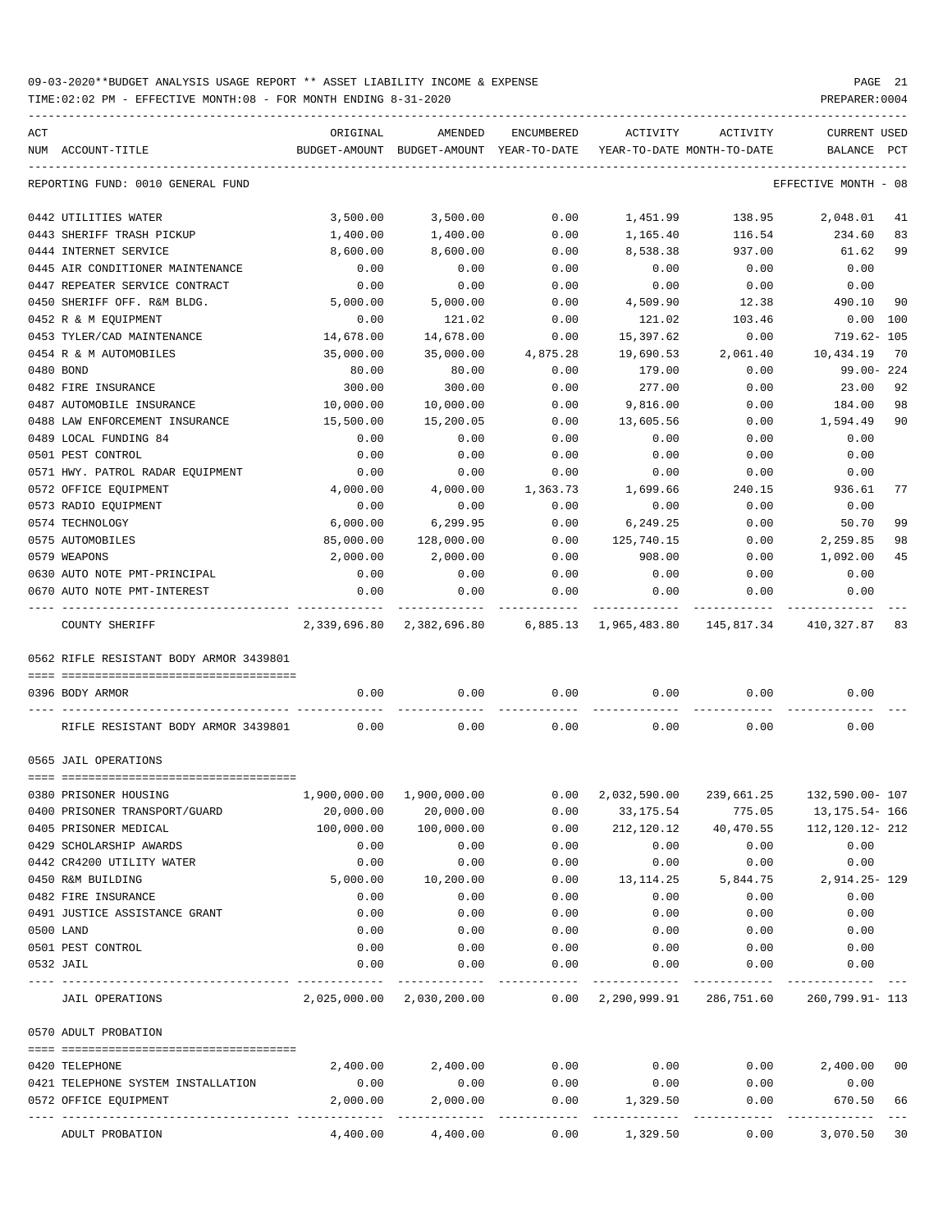09-03-2020**BUDGET ANALYSIS USAGE REPORT ** ASSET LIABILITY INCOME & EXPENSE

TIME:02:02 PM - EFFECTIVE MONTH:08 - FOR MONTH ENDING 8-31-2020

PREPARER:0004

| ACT NUM | ACCOUNT-TITLE | ORIGINAL BUDGET-AMOUNT | AMENDED BUDGET-AMOUNT | ENCUMBERED YEAR-TO-DATE | ACTIVITY YEAR-TO-DATE | ACTIVITY MONTH-TO-DATE | CURRENT BALANCE | USED PCT |
|---|---|---|---|---|---|---|---|---|
| | REPORTING FUND: 0010 GENERAL FUND | | | | | | EFFECTIVE MONTH - 08 | |
| 0442 | UTILITIES WATER | 3,500.00 | 3,500.00 | 0.00 | 1,451.99 | 138.95 | 2,048.01 | 41 |
| 0443 | SHERIFF TRASH PICKUP | 1,400.00 | 1,400.00 | 0.00 | 1,165.40 | 116.54 | 234.60 | 83 |
| 0444 | INTERNET SERVICE | 8,600.00 | 8,600.00 | 0.00 | 8,538.38 | 937.00 | 61.62 | 99 |
| 0445 | AIR CONDITIONER MAINTENANCE | 0.00 | 0.00 | 0.00 | 0.00 | 0.00 | 0.00 | |
| 0447 | REPEATER SERVICE CONTRACT | 0.00 | 0.00 | 0.00 | 0.00 | 0.00 | 0.00 | |
| 0450 | SHERIFF OFF. R&M BLDG. | 5,000.00 | 5,000.00 | 0.00 | 4,509.90 | 12.38 | 490.10 | 90 |
| 0452 | R & M EQUIPMENT | 0.00 | 121.02 | 0.00 | 121.02 | 103.46 | 0.00 | 100 |
| 0453 | TYLER/CAD MAINTENANCE | 14,678.00 | 14,678.00 | 0.00 | 15,397.62 | 0.00 | 719.62- | 105 |
| 0454 | R & M AUTOMOBILES | 35,000.00 | 35,000.00 | 4,875.28 | 19,690.53 | 2,061.40 | 10,434.19 | 70 |
| 0480 | BOND | 80.00 | 80.00 | 0.00 | 179.00 | 0.00 | 99.00- | 224 |
| 0482 | FIRE INSURANCE | 300.00 | 300.00 | 0.00 | 277.00 | 0.00 | 23.00 | 92 |
| 0487 | AUTOMOBILE INSURANCE | 10,000.00 | 10,000.00 | 0.00 | 9,816.00 | 0.00 | 184.00 | 98 |
| 0488 | LAW ENFORCEMENT INSURANCE | 15,500.00 | 15,200.05 | 0.00 | 13,605.56 | 0.00 | 1,594.49 | 90 |
| 0489 | LOCAL FUNDING 84 | 0.00 | 0.00 | 0.00 | 0.00 | 0.00 | 0.00 | |
| 0501 | PEST CONTROL | 0.00 | 0.00 | 0.00 | 0.00 | 0.00 | 0.00 | |
| 0571 | HWY. PATROL RADAR EQUIPMENT | 0.00 | 0.00 | 0.00 | 0.00 | 0.00 | 0.00 | |
| 0572 | OFFICE EQUIPMENT | 4,000.00 | 4,000.00 | 1,363.73 | 1,699.66 | 240.15 | 936.61 | 77 |
| 0573 | RADIO EQUIPMENT | 0.00 | 0.00 | 0.00 | 0.00 | 0.00 | 0.00 | |
| 0574 | TECHNOLOGY | 6,000.00 | 6,299.95 | 0.00 | 6,249.25 | 0.00 | 50.70 | 99 |
| 0575 | AUTOMOBILES | 85,000.00 | 128,000.00 | 0.00 | 125,740.15 | 0.00 | 2,259.85 | 98 |
| 0579 | WEAPONS | 2,000.00 | 2,000.00 | 0.00 | 908.00 | 0.00 | 1,092.00 | 45 |
| 0630 | AUTO NOTE PMT-PRINCIPAL | 0.00 | 0.00 | 0.00 | 0.00 | 0.00 | 0.00 | |
| 0670 | AUTO NOTE PMT-INTEREST | 0.00 | 0.00 | 0.00 | 0.00 | 0.00 | 0.00 | |
| | COUNTY SHERIFF | 2,339,696.80 | 2,382,696.80 | 6,885.13 | 1,965,483.80 | 145,817.34 | 410,327.87 | 83 |
| | 0562 RIFLE RESISTANT BODY ARMOR 3439801 | | | | | | | |
| 0396 | BODY ARMOR | 0.00 | 0.00 | 0.00 | 0.00 | 0.00 | 0.00 | |
| | RIFLE RESISTANT BODY ARMOR 3439801 | 0.00 | 0.00 | 0.00 | 0.00 | 0.00 | 0.00 | |
| | 0565 JAIL OPERATIONS | | | | | | | |
| 0380 | PRISONER HOUSING | 1,900,000.00 | 1,900,000.00 | 0.00 | 2,032,590.00 | 239,661.25 | 132,590.00- | 107 |
| 0400 | PRISONER TRANSPORT/GUARD | 20,000.00 | 20,000.00 | 0.00 | 33,175.54 | 775.05 | 13,175.54- | 166 |
| 0405 | PRISONER MEDICAL | 100,000.00 | 100,000.00 | 0.00 | 212,120.12 | 40,470.55 | 112,120.12- | 212 |
| 0429 | SCHOLARSHIP AWARDS | 0.00 | 0.00 | 0.00 | 0.00 | 0.00 | 0.00 | |
| 0442 | CR4200 UTILITY WATER | 0.00 | 0.00 | 0.00 | 0.00 | 0.00 | 0.00 | |
| 0450 | R&M BUILDING | 5,000.00 | 10,200.00 | 0.00 | 13,114.25 | 5,844.75 | 2,914.25- | 129 |
| 0482 | FIRE INSURANCE | 0.00 | 0.00 | 0.00 | 0.00 | 0.00 | 0.00 | |
| 0491 | JUSTICE ASSISTANCE GRANT | 0.00 | 0.00 | 0.00 | 0.00 | 0.00 | 0.00 | |
| 0500 | LAND | 0.00 | 0.00 | 0.00 | 0.00 | 0.00 | 0.00 | |
| 0501 | PEST CONTROL | 0.00 | 0.00 | 0.00 | 0.00 | 0.00 | 0.00 | |
| 0532 | JAIL | 0.00 | 0.00 | 0.00 | 0.00 | 0.00 | 0.00 | |
| | JAIL OPERATIONS | 2,025,000.00 | 2,030,200.00 | 0.00 | 2,290,999.91 | 286,751.60 | 260,799.91- | 113 |
| | 0570 ADULT PROBATION | | | | | | | |
| 0420 | TELEPHONE | 2,400.00 | 2,400.00 | 0.00 | 0.00 | 0.00 | 2,400.00 | 00 |
| 0421 | TELEPHONE SYSTEM INSTALLATION | 0.00 | 0.00 | 0.00 | 0.00 | 0.00 | 0.00 | |
| 0572 | OFFICE EQUIPMENT | 2,000.00 | 2,000.00 | 0.00 | 1,329.50 | 0.00 | 670.50 | 66 |
| | ADULT PROBATION | 4,400.00 | 4,400.00 | 0.00 | 1,329.50 | 0.00 | 3,070.50 | 30 |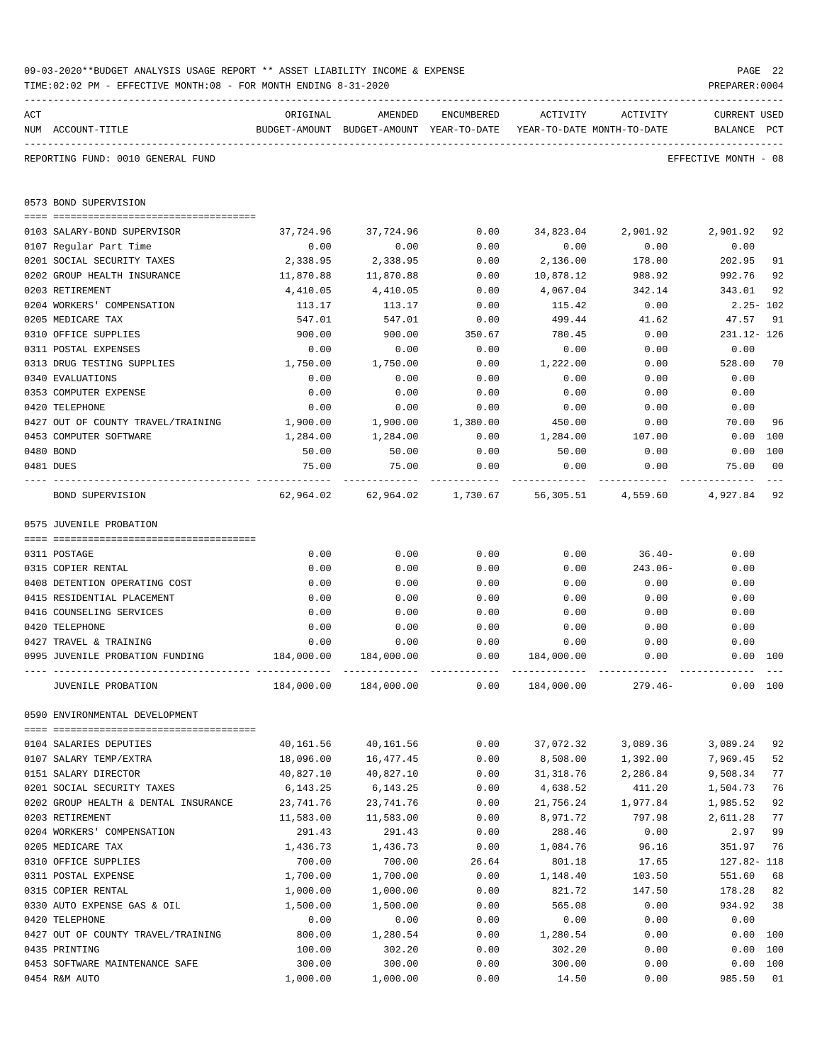09-03-2020**BUDGET ANALYSIS USAGE REPORT ** ASSET LIABILITY INCOME & EXPENSE

TIME:02:02 PM - EFFECTIVE MONTH:08 - FOR MONTH ENDING 8-31-2020

PREPARER:0004

REPORTING FUND: 0010 GENERAL FUND — EFFECTIVE MONTH - 08

| ACT NUM | ACCOUNT-TITLE | ORIGINAL BUDGET-AMOUNT | AMENDED BUDGET-AMOUNT | ENCUMBERED YEAR-TO-DATE | ACTIVITY YEAR-TO-DATE | ACTIVITY MONTH-TO-DATE | CURRENT USED BALANCE | PCT |
|---|---|---|---|---|---|---|---|---|
| | **0573 BOND SUPERVISION** | | | | | | | |
| 0103 | SALARY-BOND SUPERVISOR | 37,724.96 | 37,724.96 | 0.00 | 34,823.04 | 2,901.92 | 2,901.92 | 92 |
| 0107 | Regular Part Time | 0.00 | 0.00 | 0.00 | 0.00 | 0.00 | 0.00 | |
| 0201 | SOCIAL SECURITY TAXES | 2,338.95 | 2,338.95 | 0.00 | 2,136.00 | 178.00 | 202.95 | 91 |
| 0202 | GROUP HEALTH INSURANCE | 11,870.88 | 11,870.88 | 0.00 | 10,878.12 | 988.92 | 992.76 | 92 |
| 0203 | RETIREMENT | 4,410.05 | 4,410.05 | 0.00 | 4,067.04 | 342.14 | 343.01 | 92 |
| 0204 | WORKERS' COMPENSATION | 113.17 | 113.17 | 0.00 | 115.42 | 0.00 | 2.25- | 102 |
| 0205 | MEDICARE TAX | 547.01 | 547.01 | 0.00 | 499.44 | 41.62 | 47.57 | 91 |
| 0310 | OFFICE SUPPLIES | 900.00 | 900.00 | 350.67 | 780.45 | 0.00 | 231.12- | 126 |
| 0311 | POSTAL EXPENSES | 0.00 | 0.00 | 0.00 | 0.00 | 0.00 | 0.00 | |
| 0313 | DRUG TESTING SUPPLIES | 1,750.00 | 1,750.00 | 0.00 | 1,222.00 | 0.00 | 528.00 | 70 |
| 0340 | EVALUATIONS | 0.00 | 0.00 | 0.00 | 0.00 | 0.00 | 0.00 | |
| 0353 | COMPUTER EXPENSE | 0.00 | 0.00 | 0.00 | 0.00 | 0.00 | 0.00 | |
| 0420 | TELEPHONE | 0.00 | 0.00 | 0.00 | 0.00 | 0.00 | 0.00 | |
| 0427 | OUT OF COUNTY TRAVEL/TRAINING | 1,900.00 | 1,900.00 | 1,380.00 | 450.00 | 0.00 | 70.00 | 96 |
| 0453 | COMPUTER SOFTWARE | 1,284.00 | 1,284.00 | 0.00 | 1,284.00 | 107.00 | 0.00 | 100 |
| 0480 | BOND | 50.00 | 50.00 | 0.00 | 50.00 | 0.00 | 0.00 | 100 |
| 0481 | DUES | 75.00 | 75.00 | 0.00 | 0.00 | 0.00 | 75.00 | 00 |
| | BOND SUPERVISION | 62,964.02 | 62,964.02 | 1,730.67 | 56,305.51 | 4,559.60 | 4,927.84 | 92 |
| | **0575 JUVENILE PROBATION** | | | | | | | |
| 0311 | POSTAGE | 0.00 | 0.00 | 0.00 | 0.00 | 36.40- | 0.00 | |
| 0315 | COPIER RENTAL | 0.00 | 0.00 | 0.00 | 0.00 | 243.06- | 0.00 | |
| 0408 | DETENTION OPERATING COST | 0.00 | 0.00 | 0.00 | 0.00 | 0.00 | 0.00 | |
| 0415 | RESIDENTIAL PLACEMENT | 0.00 | 0.00 | 0.00 | 0.00 | 0.00 | 0.00 | |
| 0416 | COUNSELING SERVICES | 0.00 | 0.00 | 0.00 | 0.00 | 0.00 | 0.00 | |
| 0420 | TELEPHONE | 0.00 | 0.00 | 0.00 | 0.00 | 0.00 | 0.00 | |
| 0427 | TRAVEL & TRAINING | 0.00 | 0.00 | 0.00 | 0.00 | 0.00 | 0.00 | |
| 0995 | JUVENILE PROBATION FUNDING | 184,000.00 | 184,000.00 | 0.00 | 184,000.00 | 0.00 | 0.00 | 100 |
| | JUVENILE PROBATION | 184,000.00 | 184,000.00 | 0.00 | 184,000.00 | 279.46- | 0.00 | 100 |
| | **0590 ENVIRONMENTAL DEVELOPMENT** | | | | | | | |
| 0104 | SALARIES DEPUTIES | 40,161.56 | 40,161.56 | 0.00 | 37,072.32 | 3,089.36 | 3,089.24 | 92 |
| 0107 | SALARY TEMP/EXTRA | 18,096.00 | 16,477.45 | 0.00 | 8,508.00 | 1,392.00 | 7,969.45 | 52 |
| 0151 | SALARY DIRECTOR | 40,827.10 | 40,827.10 | 0.00 | 31,318.76 | 2,286.84 | 9,508.34 | 77 |
| 0201 | SOCIAL SECURITY TAXES | 6,143.25 | 6,143.25 | 0.00 | 4,638.52 | 411.20 | 1,504.73 | 76 |
| 0202 | GROUP HEALTH & DENTAL INSURANCE | 23,741.76 | 23,741.76 | 0.00 | 21,756.24 | 1,977.84 | 1,985.52 | 92 |
| 0203 | RETIREMENT | 11,583.00 | 11,583.00 | 0.00 | 8,971.72 | 797.98 | 2,611.28 | 77 |
| 0204 | WORKERS' COMPENSATION | 291.43 | 291.43 | 0.00 | 288.46 | 0.00 | 2.97 | 99 |
| 0205 | MEDICARE TAX | 1,436.73 | 1,436.73 | 0.00 | 1,084.76 | 96.16 | 351.97 | 76 |
| 0310 | OFFICE SUPPLIES | 700.00 | 700.00 | 26.64 | 801.18 | 17.65 | 127.82- | 118 |
| 0311 | POSTAL EXPENSE | 1,700.00 | 1,700.00 | 0.00 | 1,148.40 | 103.50 | 551.60 | 68 |
| 0315 | COPIER RENTAL | 1,000.00 | 1,000.00 | 0.00 | 821.72 | 147.50 | 178.28 | 82 |
| 0330 | AUTO EXPENSE GAS & OIL | 1,500.00 | 1,500.00 | 0.00 | 565.08 | 0.00 | 934.92 | 38 |
| 0420 | TELEPHONE | 0.00 | 0.00 | 0.00 | 0.00 | 0.00 | 0.00 | |
| 0427 | OUT OF COUNTY TRAVEL/TRAINING | 800.00 | 1,280.54 | 0.00 | 1,280.54 | 0.00 | 0.00 | 100 |
| 0435 | PRINTING | 100.00 | 302.20 | 0.00 | 302.20 | 0.00 | 0.00 | 100 |
| 0453 | SOFTWARE MAINTENANCE SAFE | 300.00 | 300.00 | 0.00 | 300.00 | 0.00 | 0.00 | 100 |
| 0454 | R&M AUTO | 1,000.00 | 1,000.00 | 0.00 | 14.50 | 0.00 | 985.50 | 01 |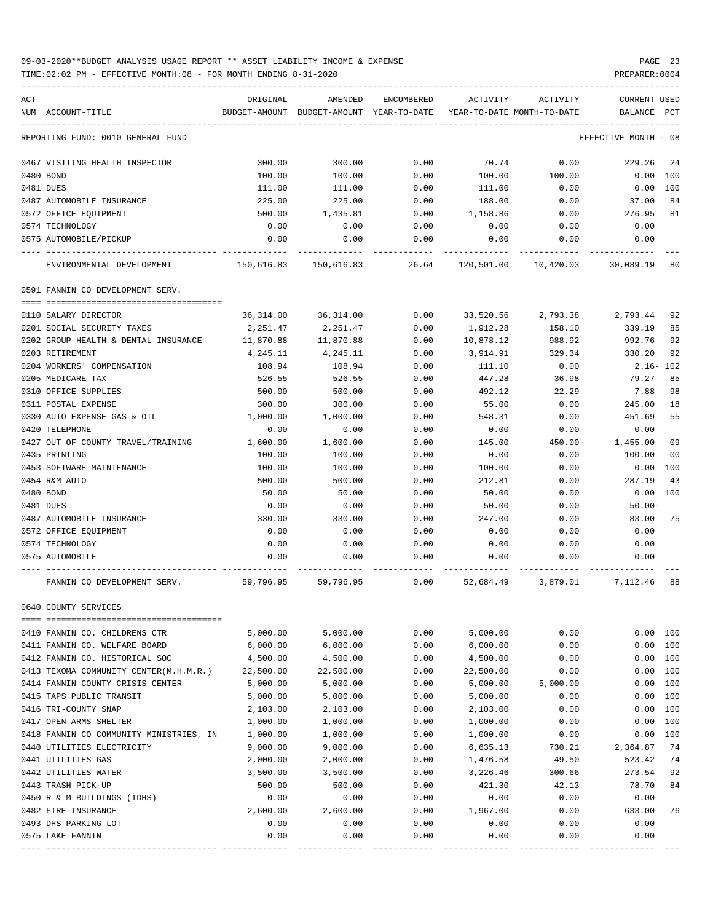09-03-2020**BUDGET ANALYSIS USAGE REPORT ** ASSET LIABILITY INCOME & EXPENSE

TIME:02:02 PM - EFFECTIVE MONTH:08 - FOR MONTH ENDING 8-31-2020

PREPARER:0004

REPORTING FUND: 0010 GENERAL FUND

EFFECTIVE MONTH - 08

| ACT NUM | ACCOUNT-TITLE | ORIGINAL BUDGET-AMOUNT | AMENDED BUDGET-AMOUNT | ENCUMBERED YEAR-TO-DATE | ACTIVITY YEAR-TO-DATE | ACTIVITY MONTH-TO-DATE | CURRENT BALANCE | USED PCT |
|---|---|---|---|---|---|---|---|---|
| 0467 | VISITING HEALTH INSPECTOR | 300.00 | 300.00 | 0.00 | 70.74 | 0.00 | 229.26 | 24 |
| 0480 | BOND | 100.00 | 100.00 | 0.00 | 100.00 | 100.00 | 0.00 | 100 |
| 0481 | DUES | 111.00 | 111.00 | 0.00 | 111.00 | 0.00 | 0.00 | 100 |
| 0487 | AUTOMOBILE INSURANCE | 225.00 | 225.00 | 0.00 | 188.00 | 0.00 | 37.00 | 84 |
| 0572 | OFFICE EQUIPMENT | 500.00 | 1,435.81 | 0.00 | 1,158.86 | 0.00 | 276.95 | 81 |
| 0574 | TECHNOLOGY | 0.00 | 0.00 | 0.00 | 0.00 | 0.00 | 0.00 | |
| 0575 | AUTOMOBILE/PICKUP | 0.00 | 0.00 | 0.00 | 0.00 | 0.00 | 0.00 | |
| | ENVIRONMENTAL DEVELOPMENT | 150,616.83 | 150,616.83 | 26.64 | 120,501.00 | 10,420.03 | 30,089.19 | 80 |
| | **0591 FANNIN CO DEVELOPMENT SERV.** | | | | | | | |
| 0110 | SALARY DIRECTOR | 36,314.00 | 36,314.00 | 0.00 | 33,520.56 | 2,793.38 | 2,793.44 | 92 |
| 0201 | SOCIAL SECURITY TAXES | 2,251.47 | 2,251.47 | 0.00 | 1,912.28 | 158.10 | 339.19 | 85 |
| 0202 | GROUP HEALTH & DENTAL INSURANCE | 11,870.88 | 11,870.88 | 0.00 | 10,878.12 | 988.92 | 992.76 | 92 |
| 0203 | RETIREMENT | 4,245.11 | 4,245.11 | 0.00 | 3,914.91 | 329.34 | 330.20 | 92 |
| 0204 | WORKERS' COMPENSATION | 108.94 | 108.94 | 0.00 | 111.10 | 0.00 | 2.16- | 102 |
| 0205 | MEDICARE TAX | 526.55 | 526.55 | 0.00 | 447.28 | 36.98 | 79.27 | 85 |
| 0310 | OFFICE SUPPLIES | 500.00 | 500.00 | 0.00 | 492.12 | 22.29 | 7.88 | 98 |
| 0311 | POSTAL EXPENSE | 300.00 | 300.00 | 0.00 | 55.00 | 0.00 | 245.00 | 18 |
| 0330 | AUTO EXPENSE GAS & OIL | 1,000.00 | 1,000.00 | 0.00 | 548.31 | 0.00 | 451.69 | 55 |
| 0420 | TELEPHONE | 0.00 | 0.00 | 0.00 | 0.00 | 0.00 | 0.00 | |
| 0427 | OUT OF COUNTY TRAVEL/TRAINING | 1,600.00 | 1,600.00 | 0.00 | 145.00 | 450.00- | 1,455.00 | 09 |
| 0435 | PRINTING | 100.00 | 100.00 | 0.00 | 0.00 | 0.00 | 100.00 | 00 |
| 0453 | SOFTWARE MAINTENANCE | 100.00 | 100.00 | 0.00 | 100.00 | 0.00 | 0.00 | 100 |
| 0454 | R&M AUTO | 500.00 | 500.00 | 0.00 | 212.81 | 0.00 | 287.19 | 43 |
| 0480 | BOND | 50.00 | 50.00 | 0.00 | 50.00 | 0.00 | 0.00 | 100 |
| 0481 | DUES | 0.00 | 0.00 | 0.00 | 50.00 | 0.00 | 50.00- | |
| 0487 | AUTOMOBILE INSURANCE | 330.00 | 330.00 | 0.00 | 247.00 | 0.00 | 83.00 | 75 |
| 0572 | OFFICE EQUIPMENT | 0.00 | 0.00 | 0.00 | 0.00 | 0.00 | 0.00 | |
| 0574 | TECHNOLOGY | 0.00 | 0.00 | 0.00 | 0.00 | 0.00 | 0.00 | |
| 0575 | AUTOMOBILE | 0.00 | 0.00 | 0.00 | 0.00 | 0.00 | 0.00 | |
| | FANNIN CO DEVELOPMENT SERV. | 59,796.95 | 59,796.95 | 0.00 | 52,684.49 | 3,879.01 | 7,112.46 | 88 |
| | **0640 COUNTY SERVICES** | | | | | | | |
| 0410 | FANNIN CO. CHILDRENS CTR | 5,000.00 | 5,000.00 | 0.00 | 5,000.00 | 0.00 | 0.00 | 100 |
| 0411 | FANNIN CO. WELFARE BOARD | 6,000.00 | 6,000.00 | 0.00 | 6,000.00 | 0.00 | 0.00 | 100 |
| 0412 | FANNIN CO. HISTORICAL SOC | 4,500.00 | 4,500.00 | 0.00 | 4,500.00 | 0.00 | 0.00 | 100 |
| 0413 | TEXOMA COMMUNITY CENTER(M.H.M.R.) | 22,500.00 | 22,500.00 | 0.00 | 22,500.00 | 0.00 | 0.00 | 100 |
| 0414 | FANNIN COUNTY CRISIS CENTER | 5,000.00 | 5,000.00 | 0.00 | 5,000.00 | 5,000.00 | 0.00 | 100 |
| 0415 | TAPS PUBLIC TRANSIT | 5,000.00 | 5,000.00 | 0.00 | 5,000.00 | 0.00 | 0.00 | 100 |
| 0416 | TRI-COUNTY SNAP | 2,103.00 | 2,103.00 | 0.00 | 2,103.00 | 0.00 | 0.00 | 100 |
| 0417 | OPEN ARMS SHELTER | 1,000.00 | 1,000.00 | 0.00 | 1,000.00 | 0.00 | 0.00 | 100 |
| 0418 | FANNIN CO COMMUNITY MINISTRIES, IN | 1,000.00 | 1,000.00 | 0.00 | 1,000.00 | 0.00 | 0.00 | 100 |
| 0440 | UTILITIES ELECTRICITY | 9,000.00 | 9,000.00 | 0.00 | 6,635.13 | 730.21 | 2,364.87 | 74 |
| 0441 | UTILITIES GAS | 2,000.00 | 2,000.00 | 0.00 | 1,476.58 | 49.50 | 523.42 | 74 |
| 0442 | UTILITIES WATER | 3,500.00 | 3,500.00 | 0.00 | 3,226.46 | 300.66 | 273.54 | 92 |
| 0443 | TRASH PICK-UP | 500.00 | 500.00 | 0.00 | 421.30 | 42.13 | 78.70 | 84 |
| 0450 | R & M BUILDINGS (TDHS) | 0.00 | 0.00 | 0.00 | 0.00 | 0.00 | 0.00 | |
| 0482 | FIRE INSURANCE | 2,600.00 | 2,600.00 | 0.00 | 1,967.00 | 0.00 | 633.00 | 76 |
| 0493 | DHS PARKING LOT | 0.00 | 0.00 | 0.00 | 0.00 | 0.00 | 0.00 | |
| 0575 | LAKE FANNIN | 0.00 | 0.00 | 0.00 | 0.00 | 0.00 | 0.00 | |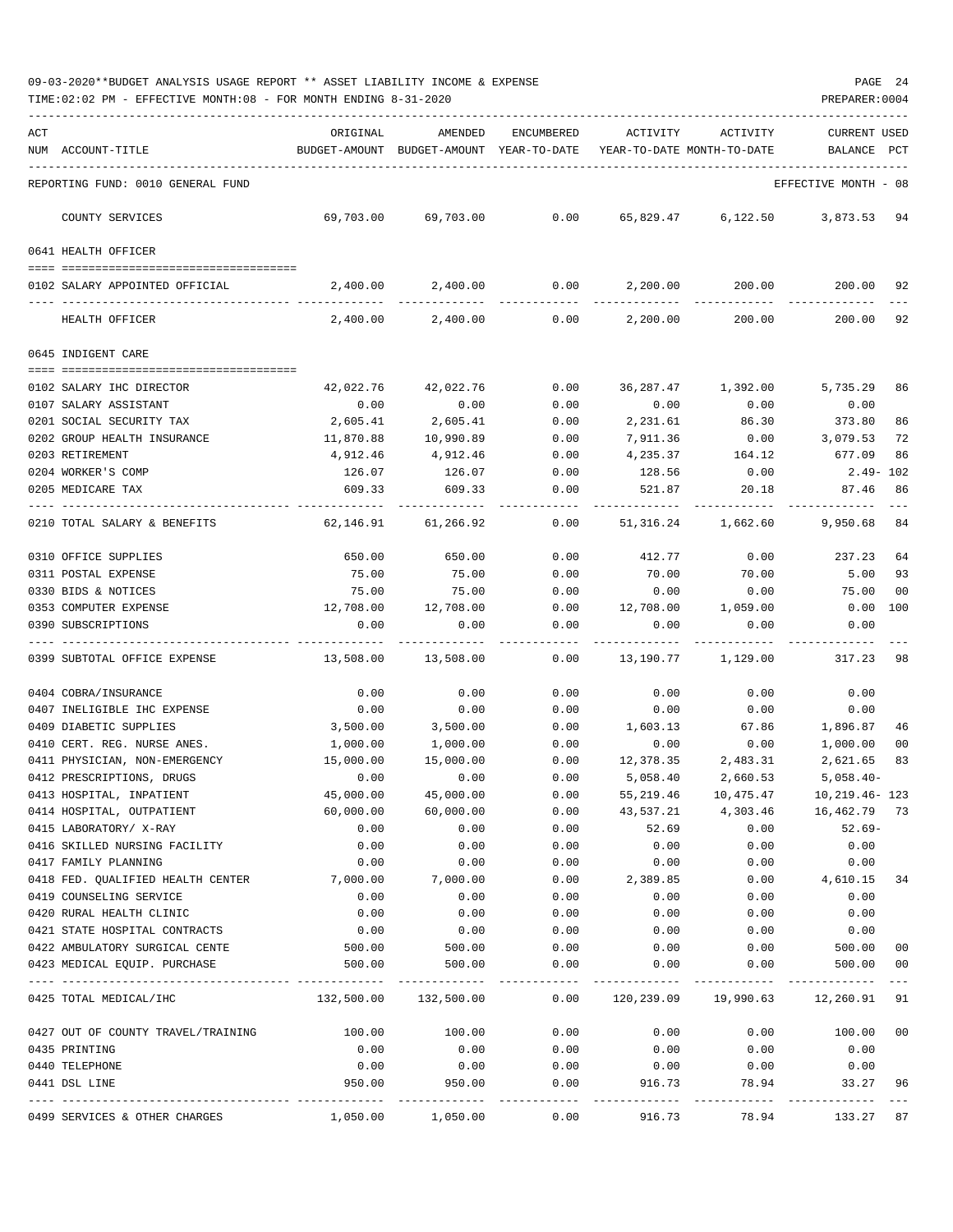09-03-2020**BUDGET ANALYSIS USAGE REPORT ** ASSET LIABILITY INCOME & EXPENSE

TIME:02:02 PM - EFFECTIVE MONTH:08 - FOR MONTH ENDING 8-31-2020

PREPARER:0004

| ACT NUM | ACCOUNT-TITLE | ORIGINAL BUDGET-AMOUNT | AMENDED BUDGET-AMOUNT | ENCUMBERED YEAR-TO-DATE | ACTIVITY YEAR-TO-DATE | ACTIVITY MONTH-TO-DATE | CURRENT BALANCE | USED PCT |
|---|---|---|---|---|---|---|---|---|
| | REPORTING FUND: 0010 GENERAL FUND | | | | | | EFFECTIVE MONTH - 08 | |
| | COUNTY SERVICES | 69,703.00 | 69,703.00 | 0.00 | 65,829.47 | 6,122.50 | 3,873.53 | 94 |
| | 0641 HEALTH OFFICER | | | | | | | |
| 0102 | SALARY APPOINTED OFFICIAL | 2,400.00 | 2,400.00 | 0.00 | 2,200.00 | 200.00 | 200.00 | 92 |
| | HEALTH OFFICER | 2,400.00 | 2,400.00 | 0.00 | 2,200.00 | 200.00 | 200.00 | 92 |
| | 0645 INDIGENT CARE | | | | | | | |
| 0102 | SALARY IHC DIRECTOR | 42,022.76 | 42,022.76 | 0.00 | 36,287.47 | 1,392.00 | 5,735.29 | 86 |
| 0107 | SALARY ASSISTANT | 0.00 | 0.00 | 0.00 | 0.00 | 0.00 | 0.00 | |
| 0201 | SOCIAL SECURITY TAX | 2,605.41 | 2,605.41 | 0.00 | 2,231.61 | 86.30 | 373.80 | 86 |
| 0202 | GROUP HEALTH INSURANCE | 11,870.88 | 10,990.89 | 0.00 | 7,911.36 | 0.00 | 3,079.53 | 72 |
| 0203 | RETIREMENT | 4,912.46 | 4,912.46 | 0.00 | 4,235.37 | 164.12 | 677.09 | 86 |
| 0204 | WORKER'S COMP | 126.07 | 126.07 | 0.00 | 128.56 | 0.00 | 2.49- | 102 |
| 0205 | MEDICARE TAX | 609.33 | 609.33 | 0.00 | 521.87 | 20.18 | 87.46 | 86 |
| 0210 | TOTAL SALARY & BENEFITS | 62,146.91 | 61,266.92 | 0.00 | 51,316.24 | 1,662.60 | 9,950.68 | 84 |
| 0310 | OFFICE SUPPLIES | 650.00 | 650.00 | 0.00 | 412.77 | 0.00 | 237.23 | 64 |
| 0311 | POSTAL EXPENSE | 75.00 | 75.00 | 0.00 | 70.00 | 70.00 | 5.00 | 93 |
| 0330 | BIDS & NOTICES | 75.00 | 75.00 | 0.00 | 0.00 | 0.00 | 75.00 | 00 |
| 0353 | COMPUTER EXPENSE | 12,708.00 | 12,708.00 | 0.00 | 12,708.00 | 1,059.00 | 0.00 | 100 |
| 0390 | SUBSCRIPTIONS | 0.00 | 0.00 | 0.00 | 0.00 | 0.00 | 0.00 | |
| 0399 | SUBTOTAL OFFICE EXPENSE | 13,508.00 | 13,508.00 | 0.00 | 13,190.77 | 1,129.00 | 317.23 | 98 |
| 0404 | COBRA/INSURANCE | 0.00 | 0.00 | 0.00 | 0.00 | 0.00 | 0.00 | |
| 0407 | INELIGIBLE IHC EXPENSE | 0.00 | 0.00 | 0.00 | 0.00 | 0.00 | 0.00 | |
| 0409 | DIABETIC SUPPLIES | 3,500.00 | 3,500.00 | 0.00 | 1,603.13 | 67.86 | 1,896.87 | 46 |
| 0410 | CERT. REG. NURSE ANES. | 1,000.00 | 1,000.00 | 0.00 | 0.00 | 0.00 | 1,000.00 | 00 |
| 0411 | PHYSICIAN, NON-EMERGENCY | 15,000.00 | 15,000.00 | 0.00 | 12,378.35 | 2,483.31 | 2,621.65 | 83 |
| 0412 | PRESCRIPTIONS, DRUGS | 0.00 | 0.00 | 0.00 | 5,058.40 | 2,660.53 | 5,058.40- | |
| 0413 | HOSPITAL, INPATIENT | 45,000.00 | 45,000.00 | 0.00 | 55,219.46 | 10,475.47 | 10,219.46- | 123 |
| 0414 | HOSPITAL, OUTPATIENT | 60,000.00 | 60,000.00 | 0.00 | 43,537.21 | 4,303.46 | 16,462.79 | 73 |
| 0415 | LABORATORY/ X-RAY | 0.00 | 0.00 | 0.00 | 52.69 | 0.00 | 52.69- | |
| 0416 | SKILLED NURSING FACILITY | 0.00 | 0.00 | 0.00 | 0.00 | 0.00 | 0.00 | |
| 0417 | FAMILY PLANNING | 0.00 | 0.00 | 0.00 | 0.00 | 0.00 | 0.00 | |
| 0418 | FED. QUALIFIED HEALTH CENTER | 7,000.00 | 7,000.00 | 0.00 | 2,389.85 | 0.00 | 4,610.15 | 34 |
| 0419 | COUNSELING SERVICE | 0.00 | 0.00 | 0.00 | 0.00 | 0.00 | 0.00 | |
| 0420 | RURAL HEALTH CLINIC | 0.00 | 0.00 | 0.00 | 0.00 | 0.00 | 0.00 | |
| 0421 | STATE HOSPITAL CONTRACTS | 0.00 | 0.00 | 0.00 | 0.00 | 0.00 | 0.00 | |
| 0422 | AMBULATORY SURGICAL CENTE | 500.00 | 500.00 | 0.00 | 0.00 | 0.00 | 500.00 | 00 |
| 0423 | MEDICAL EQUIP. PURCHASE | 500.00 | 500.00 | 0.00 | 0.00 | 0.00 | 500.00 | 00 |
| 0425 | TOTAL MEDICAL/IHC | 132,500.00 | 132,500.00 | 0.00 | 120,239.09 | 19,990.63 | 12,260.91 | 91 |
| 0427 | OUT OF COUNTY TRAVEL/TRAINING | 100.00 | 100.00 | 0.00 | 0.00 | 0.00 | 100.00 | 00 |
| 0435 | PRINTING | 0.00 | 0.00 | 0.00 | 0.00 | 0.00 | 0.00 | |
| 0440 | TELEPHONE | 0.00 | 0.00 | 0.00 | 0.00 | 0.00 | 0.00 | |
| 0441 | DSL LINE | 950.00 | 950.00 | 0.00 | 916.73 | 78.94 | 33.27 | 96 |
| 0499 | SERVICES & OTHER CHARGES | 1,050.00 | 1,050.00 | 0.00 | 916.73 | 78.94 | 133.27 | 87 |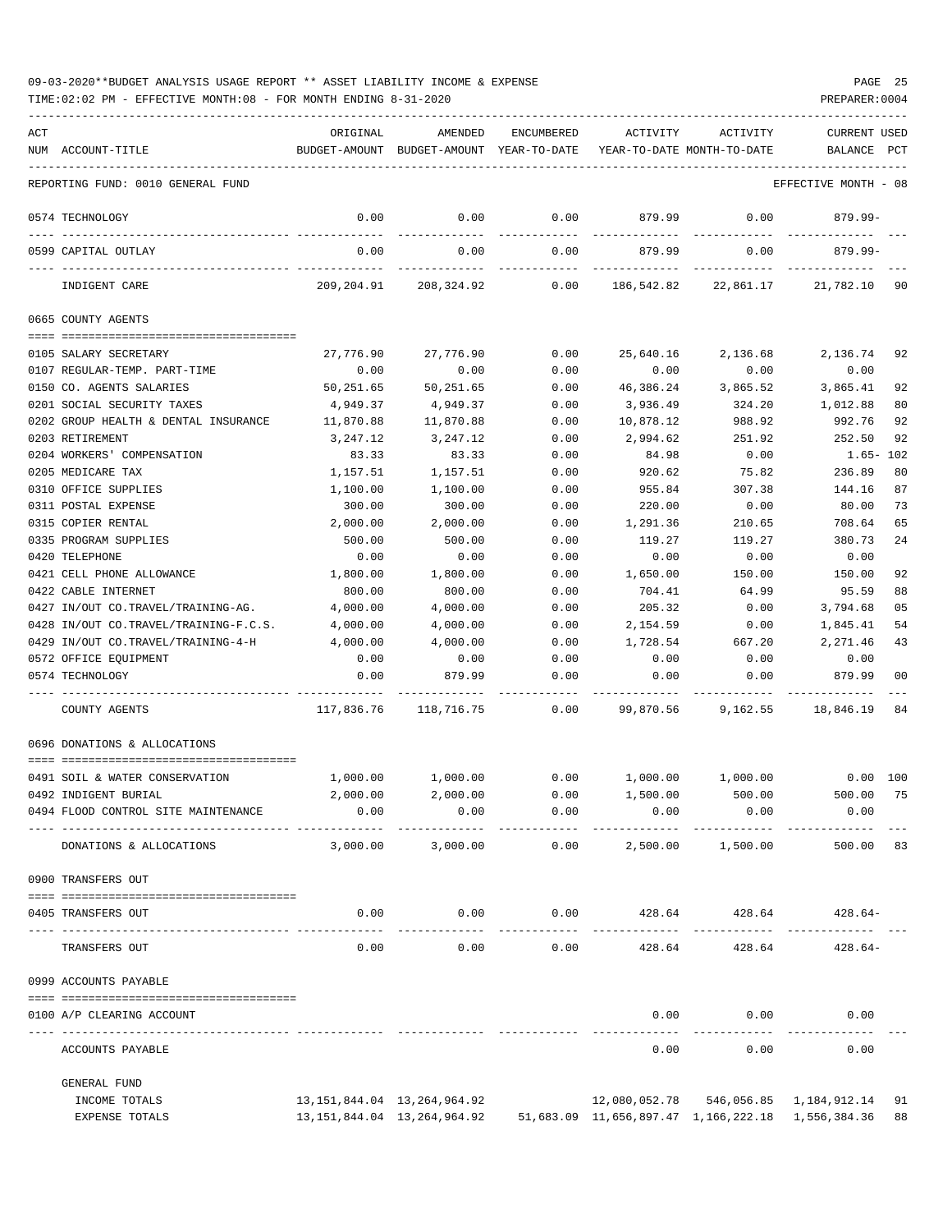09-03-2020**BUDGET ANALYSIS USAGE REPORT ** ASSET LIABILITY INCOME & EXPENSE

TIME:02:02 PM - EFFECTIVE MONTH:08 - FOR MONTH ENDING 8-31-2020

PREPARER:0004

| ACT NUM | ACCOUNT-TITLE | ORIGINAL BUDGET-AMOUNT | AMENDED BUDGET-AMOUNT | ENCUMBERED YEAR-TO-DATE | ACTIVITY YEAR-TO-DATE | ACTIVITY MONTH-TO-DATE | CURRENT USED BALANCE | PCT |
|---|---|---|---|---|---|---|---|---|
| | REPORTING FUND: 0010 GENERAL FUND | | | | | | EFFECTIVE MONTH - 08 | |
| 0574 | TECHNOLOGY | 0.00 | 0.00 | 0.00 | 879.99 | 0.00 | 879.99- | |
| 0599 | CAPITAL OUTLAY | 0.00 | 0.00 | 0.00 | 879.99 | 0.00 | 879.99- | |
| | INDIGENT CARE | 209,204.91 | 208,324.92 | 0.00 | 186,542.82 | 22,861.17 | 21,782.10 | 90 |
| | 0665 COUNTY AGENTS | | | | | | | |
| 0105 | SALARY SECRETARY | 27,776.90 | 27,776.90 | 0.00 | 25,640.16 | 2,136.68 | 2,136.74 | 92 |
| 0107 | REGULAR-TEMP. PART-TIME | 0.00 | 0.00 | 0.00 | 0.00 | 0.00 | 0.00 | |
| 0150 | CO. AGENTS SALARIES | 50,251.65 | 50,251.65 | 0.00 | 46,386.24 | 3,865.52 | 3,865.41 | 92 |
| 0201 | SOCIAL SECURITY TAXES | 4,949.37 | 4,949.37 | 0.00 | 3,936.49 | 324.20 | 1,012.88 | 80 |
| 0202 | GROUP HEALTH & DENTAL INSURANCE | 11,870.88 | 11,870.88 | 0.00 | 10,878.12 | 988.92 | 992.76 | 92 |
| 0203 | RETIREMENT | 3,247.12 | 3,247.12 | 0.00 | 2,994.62 | 251.92 | 252.50 | 92 |
| 0204 | WORKERS' COMPENSATION | 83.33 | 83.33 | 0.00 | 84.98 | 0.00 | 1.65- | 102 |
| 0205 | MEDICARE TAX | 1,157.51 | 1,157.51 | 0.00 | 920.62 | 75.82 | 236.89 | 80 |
| 0310 | OFFICE SUPPLIES | 1,100.00 | 1,100.00 | 0.00 | 955.84 | 307.38 | 144.16 | 87 |
| 0311 | POSTAL EXPENSE | 300.00 | 300.00 | 0.00 | 220.00 | 0.00 | 80.00 | 73 |
| 0315 | COPIER RENTAL | 2,000.00 | 2,000.00 | 0.00 | 1,291.36 | 210.65 | 708.64 | 65 |
| 0335 | PROGRAM SUPPLIES | 500.00 | 500.00 | 0.00 | 119.27 | 119.27 | 380.73 | 24 |
| 0420 | TELEPHONE | 0.00 | 0.00 | 0.00 | 0.00 | 0.00 | 0.00 | |
| 0421 | CELL PHONE ALLOWANCE | 1,800.00 | 1,800.00 | 0.00 | 1,650.00 | 150.00 | 150.00 | 92 |
| 0422 | CABLE INTERNET | 800.00 | 800.00 | 0.00 | 704.41 | 64.99 | 95.59 | 88 |
| 0427 | IN/OUT CO.TRAVEL/TRAINING-AG. | 4,000.00 | 4,000.00 | 0.00 | 205.32 | 0.00 | 3,794.68 | 05 |
| 0428 | IN/OUT CO.TRAVEL/TRAINING-F.C.S. | 4,000.00 | 4,000.00 | 0.00 | 2,154.59 | 0.00 | 1,845.41 | 54 |
| 0429 | IN/OUT CO.TRAVEL/TRAINING-4-H | 4,000.00 | 4,000.00 | 0.00 | 1,728.54 | 667.20 | 2,271.46 | 43 |
| 0572 | OFFICE EQUIPMENT | 0.00 | 0.00 | 0.00 | 0.00 | 0.00 | 0.00 | |
| 0574 | TECHNOLOGY | 0.00 | 879.99 | 0.00 | 0.00 | 0.00 | 879.99 | 00 |
| | COUNTY AGENTS | 117,836.76 | 118,716.75 | 0.00 | 99,870.56 | 9,162.55 | 18,846.19 | 84 |
| | 0696 DONATIONS & ALLOCATIONS | | | | | | | |
| 0491 | SOIL & WATER CONSERVATION | 1,000.00 | 1,000.00 | 0.00 | 1,000.00 | 1,000.00 | 0.00 | 100 |
| 0492 | INDIGENT BURIAL | 2,000.00 | 2,000.00 | 0.00 | 1,500.00 | 500.00 | 500.00 | 75 |
| 0494 | FLOOD CONTROL SITE MAINTENANCE | 0.00 | 0.00 | 0.00 | 0.00 | 0.00 | 0.00 | |
| | DONATIONS & ALLOCATIONS | 3,000.00 | 3,000.00 | 0.00 | 2,500.00 | 1,500.00 | 500.00 | 83 |
| | 0900 TRANSFERS OUT | | | | | | | |
| 0405 | TRANSFERS OUT | 0.00 | 0.00 | 0.00 | 428.64 | 428.64 | 428.64- | |
| | TRANSFERS OUT | 0.00 | 0.00 | 0.00 | 428.64 | 428.64 | 428.64- | |
| | 0999 ACCOUNTS PAYABLE | | | | | | | |
| 0100 | A/P CLEARING ACCOUNT | | | | 0.00 | 0.00 | 0.00 | |
| | ACCOUNTS PAYABLE | | | | 0.00 | 0.00 | 0.00 | |
| | GENERAL FUND | | | | | | | |
| | INCOME TOTALS | 13,151,844.04 | 13,264,964.92 | | 12,080,052.78 | 546,056.85 | 1,184,912.14 | 91 |
| | EXPENSE TOTALS | 13,151,844.04 | 13,264,964.92 | 51,683.09 | 11,656,897.47 | 1,166,222.18 | 1,556,384.36 | 88 |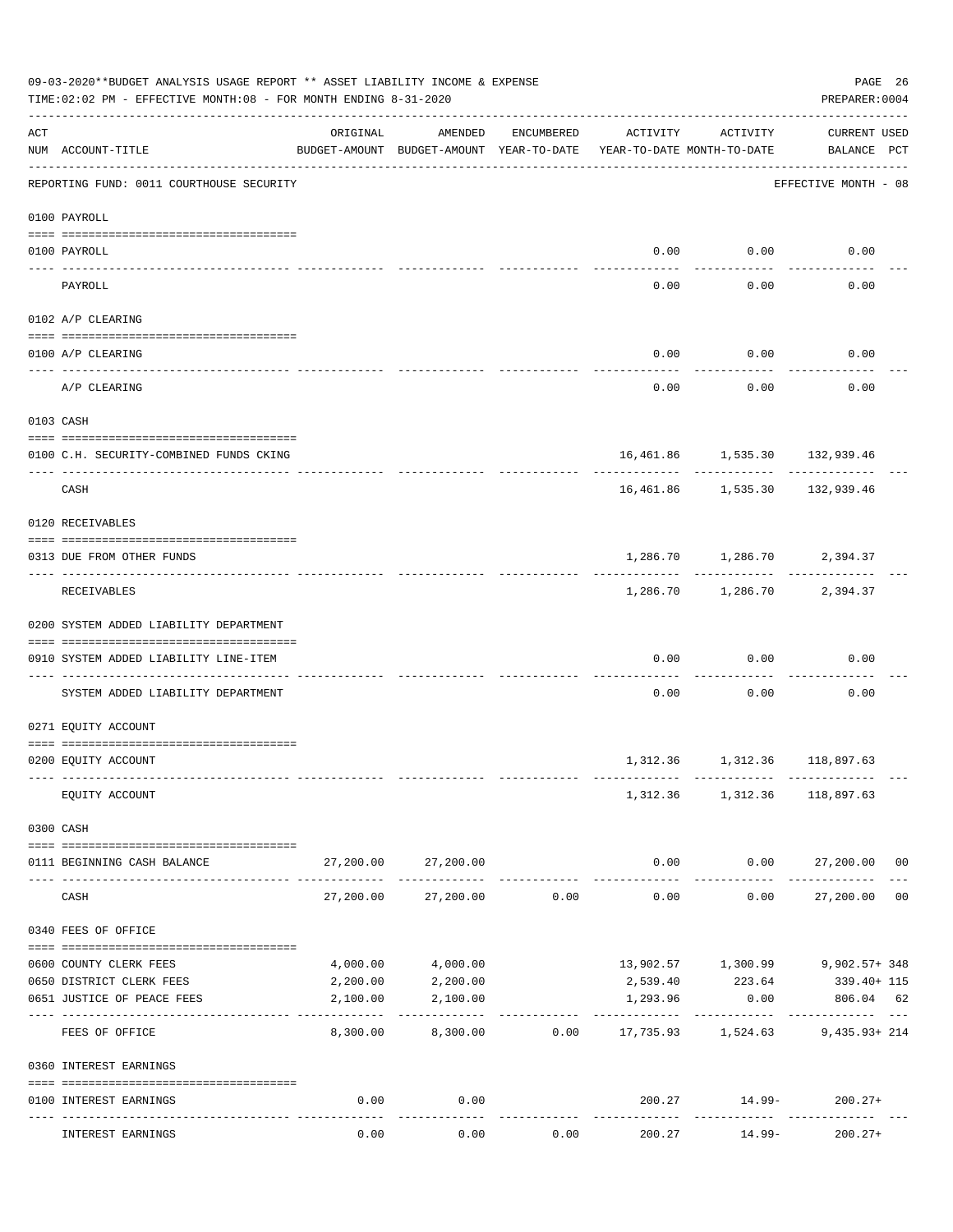09-03-2020**BUDGET ANALYSIS USAGE REPORT ** ASSET LIABILITY INCOME & EXPENSE

TIME:02:02 PM - EFFECTIVE MONTH:08 - FOR MONTH ENDING 8-31-2020

PREPARER:0004

| ACT NUM | ACCOUNT-TITLE | ORIGINAL BUDGET-AMOUNT | AMENDED BUDGET-AMOUNT | ENCUMBERED YEAR-TO-DATE | ACTIVITY YEAR-TO-DATE | ACTIVITY MONTH-TO-DATE | CURRENT USED BALANCE | PCT |
|---|---|---|---|---|---|---|---|---|
| | REPORTING FUND: 0011 COURTHOUSE SECURITY | | | | | | EFFECTIVE MONTH - 08 | |
| | 0100 PAYROLL | | | | | | | |
| 0100 | PAYROLL | | | | 0.00 | 0.00 | 0.00 | |
| | PAYROLL | | | | 0.00 | 0.00 | 0.00 | |
| | 0102 A/P CLEARING | | | | | | | |
| 0100 | A/P CLEARING | | | | 0.00 | 0.00 | 0.00 | |
| | A/P CLEARING | | | | 0.00 | 0.00 | 0.00 | |
| | 0103 CASH | | | | | | | |
| 0100 | C.H. SECURITY-COMBINED FUNDS CKING | | | | 16,461.86 | 1,535.30 | 132,939.46 | |
| | CASH | | | | 16,461.86 | 1,535.30 | 132,939.46 | |
| | 0120 RECEIVABLES | | | | | | | |
| 0313 | DUE FROM OTHER FUNDS | | | | 1,286.70 | 1,286.70 | 2,394.37 | |
| | RECEIVABLES | | | | 1,286.70 | 1,286.70 | 2,394.37 | |
| | 0200 SYSTEM ADDED LIABILITY DEPARTMENT | | | | | | | |
| 0910 | SYSTEM ADDED LIABILITY LINE-ITEM | | | | 0.00 | 0.00 | 0.00 | |
| | SYSTEM ADDED LIABILITY DEPARTMENT | | | | 0.00 | 0.00 | 0.00 | |
| | 0271 EQUITY ACCOUNT | | | | | | | |
| 0200 | EQUITY ACCOUNT | | | | 1,312.36 | 1,312.36 | 118,897.63 | |
| | EQUITY ACCOUNT | | | | 1,312.36 | 1,312.36 | 118,897.63 | |
| | 0300 CASH | | | | | | | |
| 0111 | BEGINNING CASH BALANCE | 27,200.00 | 27,200.00 | | 0.00 | 0.00 | 27,200.00 | 00 |
| | CASH | 27,200.00 | 27,200.00 | 0.00 | 0.00 | 0.00 | 27,200.00 | 00 |
| | 0340 FEES OF OFFICE | | | | | | | |
| 0600 | COUNTY CLERK FEES | 4,000.00 | 4,000.00 | | 13,902.57 | 1,300.99 | 9,902.57+ | 348 |
| 0650 | DISTRICT CLERK FEES | 2,200.00 | 2,200.00 | | 2,539.40 | 223.64 | 339.40+ | 115 |
| 0651 | JUSTICE OF PEACE FEES | 2,100.00 | 2,100.00 | | 1,293.96 | 0.00 | 806.04 | 62 |
| | FEES OF OFFICE | 8,300.00 | 8,300.00 | 0.00 | 17,735.93 | 1,524.63 | 9,435.93+ | 214 |
| | 0360 INTEREST EARNINGS | | | | | | | |
| 0100 | INTEREST EARNINGS | 0.00 | 0.00 | | 200.27 | 14.99- | 200.27+ | |
| | INTEREST EARNINGS | 0.00 | 0.00 | 0.00 | 200.27 | 14.99- | 200.27+ | |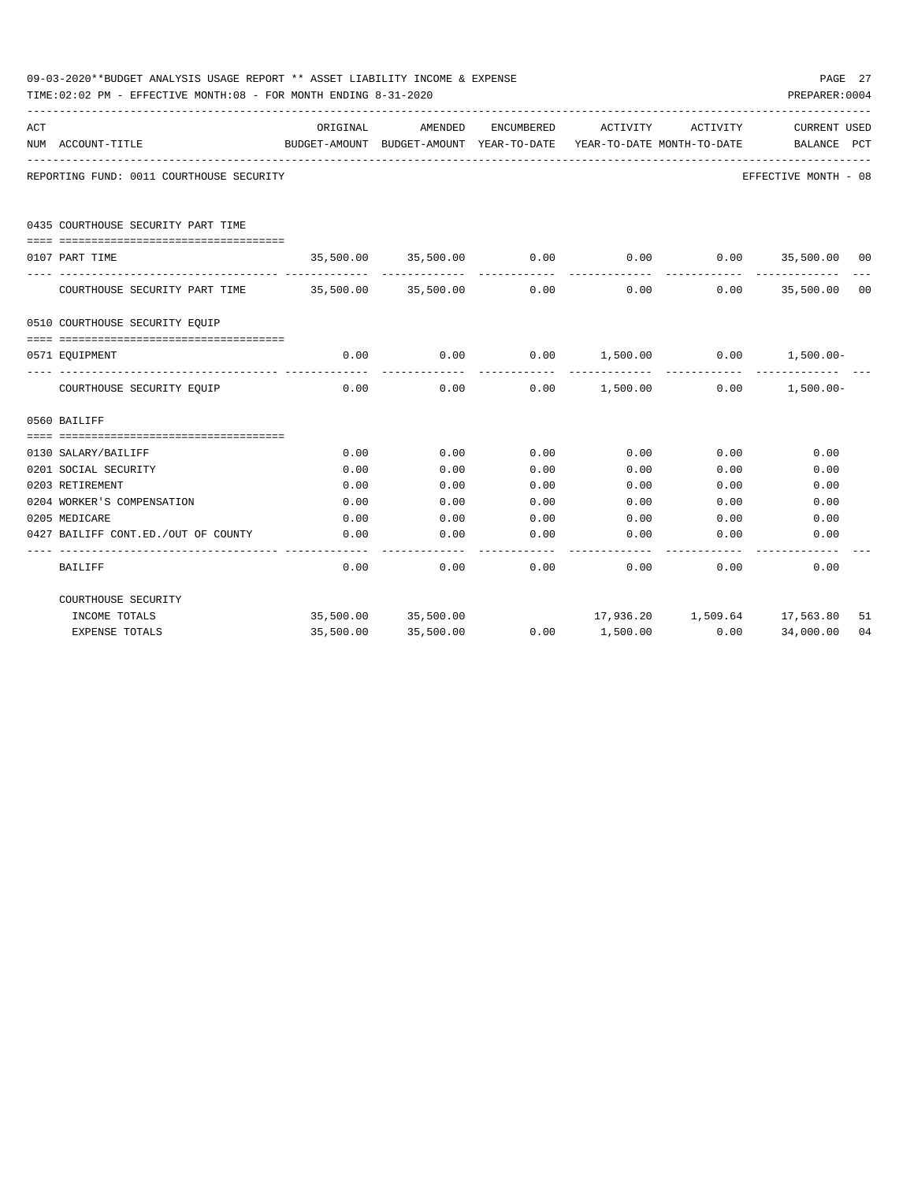09-03-2020**BUDGET ANALYSIS USAGE REPORT ** ASSET LIABILITY INCOME & EXPENSE

TIME:02:02 PM - EFFECTIVE MONTH:08 - FOR MONTH ENDING 8-31-2020

PREPARER:0004

REPORTING FUND: 0011 COURTHOUSE SECURITY — EFFECTIVE MONTH - 08

| ACT NUM | ACCOUNT-TITLE | ORIGINAL BUDGET-AMOUNT | AMENDED BUDGET-AMOUNT | ENCUMBERED YEAR-TO-DATE | ACTIVITY YEAR-TO-DATE | ACTIVITY MONTH-TO-DATE | CURRENT BALANCE | USED PCT |
|---|---|---|---|---|---|---|---|---|
| | **0435 COURTHOUSE SECURITY PART TIME** | | | | | | | |
| 0107 | PART TIME | 35,500.00 | 35,500.00 | 0.00 | 0.00 | 0.00 | 35,500.00 | 00 |
| | COURTHOUSE SECURITY PART TIME | 35,500.00 | 35,500.00 | 0.00 | 0.00 | 0.00 | 35,500.00 | 00 |
| | **0510 COURTHOUSE SECURITY EQUIP** | | | | | | | |
| 0571 | EQUIPMENT | 0.00 | 0.00 | 0.00 | 1,500.00 | 0.00 | 1,500.00- | |
| | COURTHOUSE SECURITY EQUIP | 0.00 | 0.00 | 0.00 | 1,500.00 | 0.00 | 1,500.00- | |
| | **0560 BAILIFF** | | | | | | | |
| 0130 | SALARY/BAILIFF | 0.00 | 0.00 | 0.00 | 0.00 | 0.00 | 0.00 | |
| 0201 | SOCIAL SECURITY | 0.00 | 0.00 | 0.00 | 0.00 | 0.00 | 0.00 | |
| 0203 | RETIREMENT | 0.00 | 0.00 | 0.00 | 0.00 | 0.00 | 0.00 | |
| 0204 | WORKER'S COMPENSATION | 0.00 | 0.00 | 0.00 | 0.00 | 0.00 | 0.00 | |
| 0205 | MEDICARE | 0.00 | 0.00 | 0.00 | 0.00 | 0.00 | 0.00 | |
| 0427 | BAILIFF CONT.ED./OUT OF COUNTY | 0.00 | 0.00 | 0.00 | 0.00 | 0.00 | 0.00 | |
| | BAILIFF | 0.00 | 0.00 | 0.00 | 0.00 | 0.00 | 0.00 | |
| | **COURTHOUSE SECURITY** | | | | | | | |
| | INCOME TOTALS | 35,500.00 | 35,500.00 | | 17,936.20 | 1,509.64 | 17,563.80 | 51 |
| | EXPENSE TOTALS | 35,500.00 | 35,500.00 | 0.00 | 1,500.00 | 0.00 | 34,000.00 | 04 |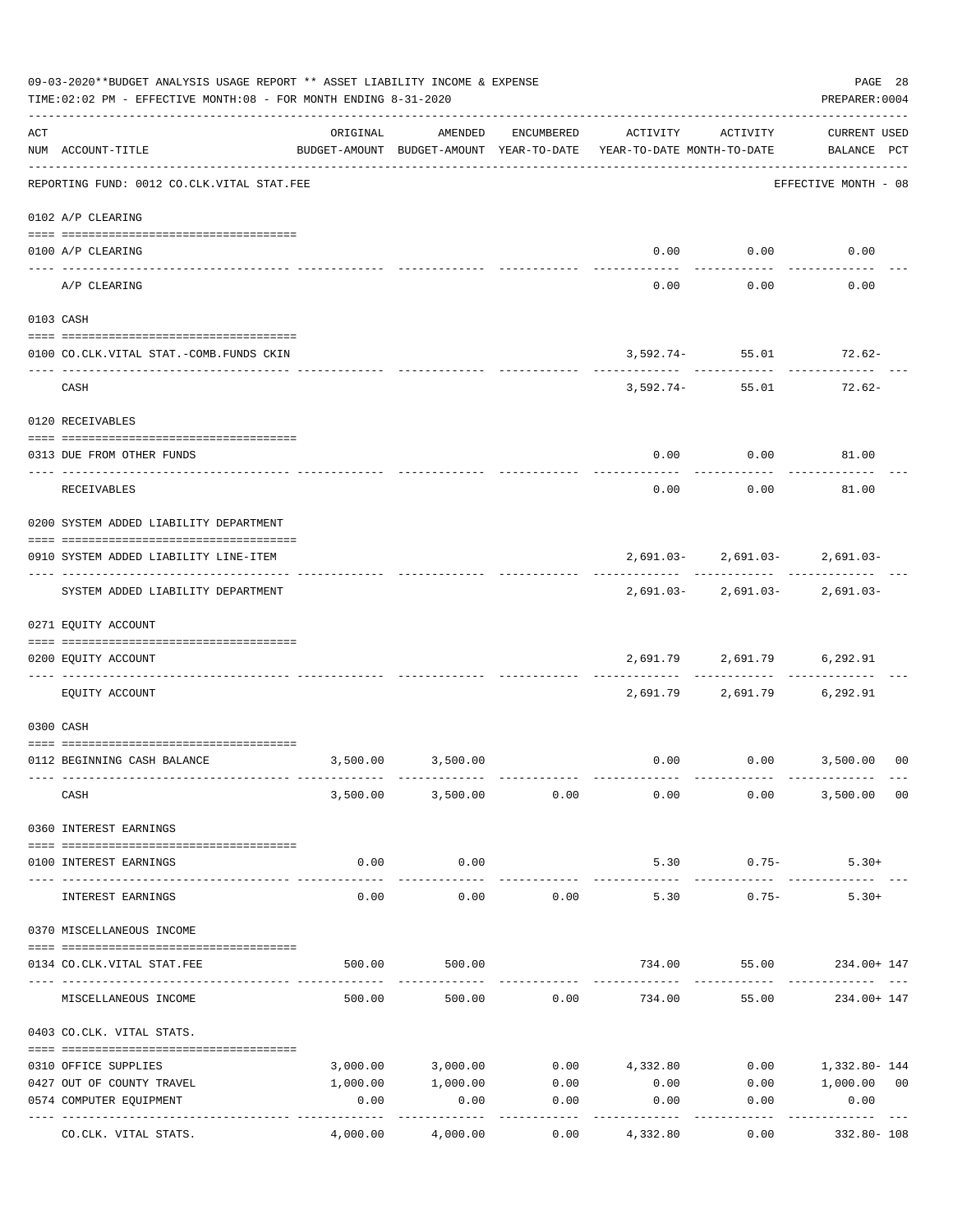09-03-2020**BUDGET ANALYSIS USAGE REPORT ** ASSET LIABILITY INCOME & EXPENSE

TIME:02:02 PM - EFFECTIVE MONTH:08 - FOR MONTH ENDING 8-31-2020

PREPARER:0004

| ACT NUM | ACCOUNT-TITLE | ORIGINAL BUDGET-AMOUNT | AMENDED BUDGET-AMOUNT | ENCUMBERED YEAR-TO-DATE | ACTIVITY YEAR-TO-DATE | ACTIVITY MONTH-TO-DATE | CURRENT USED BALANCE | PCT |
|---|---|---|---|---|---|---|---|---|
| | REPORTING FUND: 0012 CO.CLK.VITAL STAT.FEE | | | | | | EFFECTIVE MONTH - 08 | |
| | 0102 A/P CLEARING | | | | | | | |
| 0100 | A/P CLEARING | | | | 0.00 | 0.00 | 0.00 | |
| | A/P CLEARING | | | | 0.00 | 0.00 | 0.00 | |
| | 0103 CASH | | | | | | | |
| 0100 | CO.CLK.VITAL STAT.-COMB.FUNDS CKIN | | | | 3,592.74- | 55.01 | 72.62- | |
| | CASH | | | | 3,592.74- | 55.01 | 72.62- | |
| | 0120 RECEIVABLES | | | | | | | |
| 0313 | DUE FROM OTHER FUNDS | | | | 0.00 | 0.00 | 81.00 | |
| | RECEIVABLES | | | | 0.00 | 0.00 | 81.00 | |
| | 0200 SYSTEM ADDED LIABILITY DEPARTMENT | | | | | | | |
| 0910 | SYSTEM ADDED LIABILITY LINE-ITEM | | | | 2,691.03- | 2,691.03- | 2,691.03- | |
| | SYSTEM ADDED LIABILITY DEPARTMENT | | | | 2,691.03- | 2,691.03- | 2,691.03- | |
| | 0271 EQUITY ACCOUNT | | | | | | | |
| 0200 | EQUITY ACCOUNT | | | | 2,691.79 | 2,691.79 | 6,292.91 | |
| | EQUITY ACCOUNT | | | | 2,691.79 | 2,691.79 | 6,292.91 | |
| | 0300 CASH | | | | | | | |
| 0112 | BEGINNING CASH BALANCE | 3,500.00 | 3,500.00 | | 0.00 | 0.00 | 3,500.00 | 00 |
| | CASH | 3,500.00 | 3,500.00 | 0.00 | 0.00 | 0.00 | 3,500.00 | 00 |
| | 0360 INTEREST EARNINGS | | | | | | | |
| 0100 | INTEREST EARNINGS | 0.00 | 0.00 | | 5.30 | 0.75- | 5.30+ | |
| | INTEREST EARNINGS | 0.00 | 0.00 | 0.00 | 5.30 | 0.75- | 5.30+ | |
| | 0370 MISCELLANEOUS INCOME | | | | | | | |
| 0134 | CO.CLK.VITAL STAT.FEE | 500.00 | 500.00 | | 734.00 | 55.00 | 234.00+ | 147 |
| | MISCELLANEOUS INCOME | 500.00 | 500.00 | 0.00 | 734.00 | 55.00 | 234.00+ | 147 |
| | 0403 CO.CLK. VITAL STATS. | | | | | | | |
| 0310 | OFFICE SUPPLIES | 3,000.00 | 3,000.00 | 0.00 | 4,332.80 | 0.00 | 1,332.80- | 144 |
| 0427 | OUT OF COUNTY TRAVEL | 1,000.00 | 1,000.00 | 0.00 | 0.00 | 0.00 | 1,000.00 | 00 |
| 0574 | COMPUTER EQUIPMENT | 0.00 | 0.00 | 0.00 | 0.00 | 0.00 | 0.00 | |
| | CO.CLK. VITAL STATS. | 4,000.00 | 4,000.00 | 0.00 | 4,332.80 | 0.00 | 332.80- | 108 |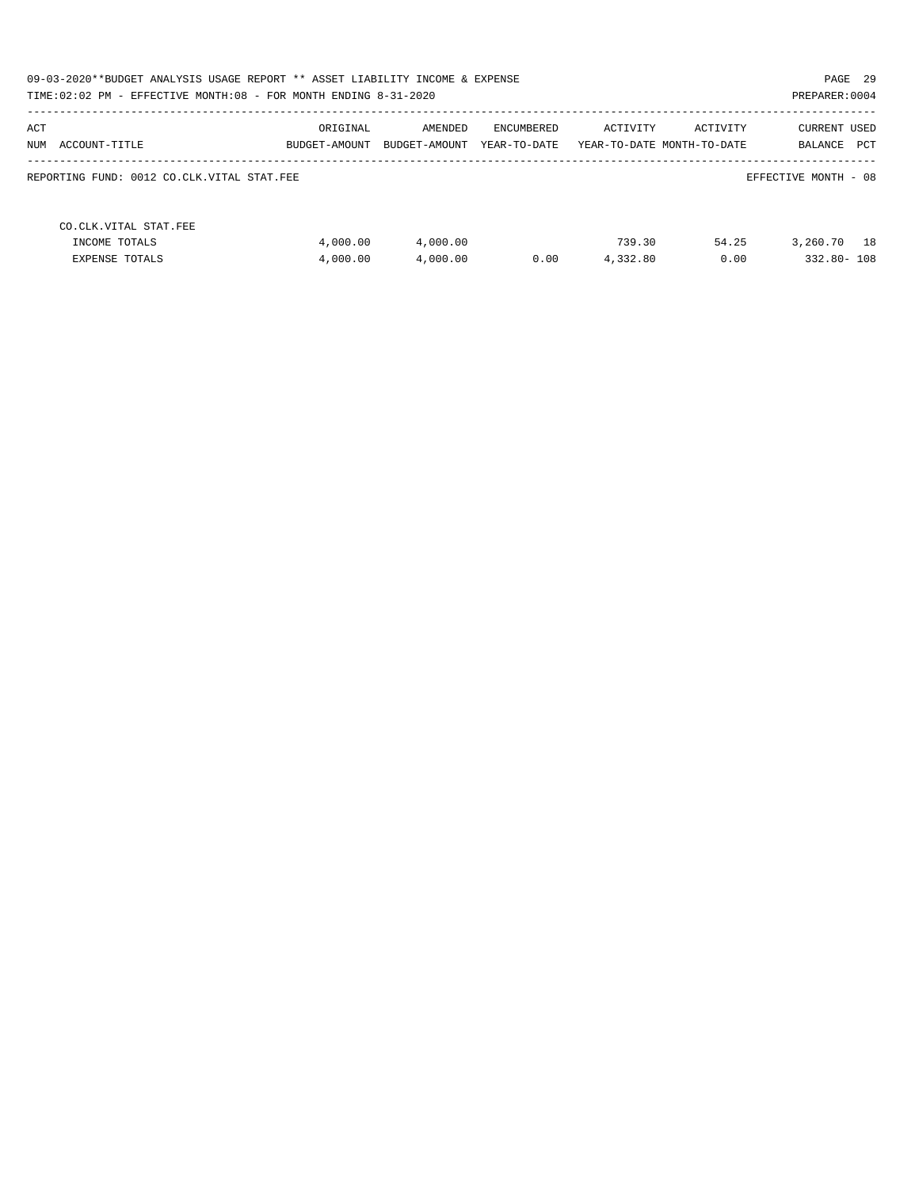09-03-2020**BUDGET ANALYSIS USAGE REPORT ** ASSET LIABILITY INCOME & EXPENSE

TIME:02:02 PM - EFFECTIVE MONTH:08 - FOR MONTH ENDING 8-31-2020

PREPARER:0004

| ACT NUM ACCOUNT-TITLE | ORIGINAL BUDGET-AMOUNT | AMENDED BUDGET-AMOUNT | ENCUMBERED YEAR-TO-DATE | ACTIVITY YEAR-TO-DATE | ACTIVITY MONTH-TO-DATE | CURRENT BALANCE | USED PCT |
|---|---|---|---|---|---|---|---|
| REPORTING FUND: 0012 CO.CLK.VITAL STAT.FEE | | | | | | EFFECTIVE MONTH - 08 | |
| CO.CLK.VITAL STAT.FEE | | | | | | | |
| INCOME TOTALS | 4,000.00 | 4,000.00 | | 739.30 | 54.25 | 3,260.70 | 18 |
| EXPENSE TOTALS | 4,000.00 | 4,000.00 | 0.00 | 4,332.80 | 0.00 | 332.80- | 108 |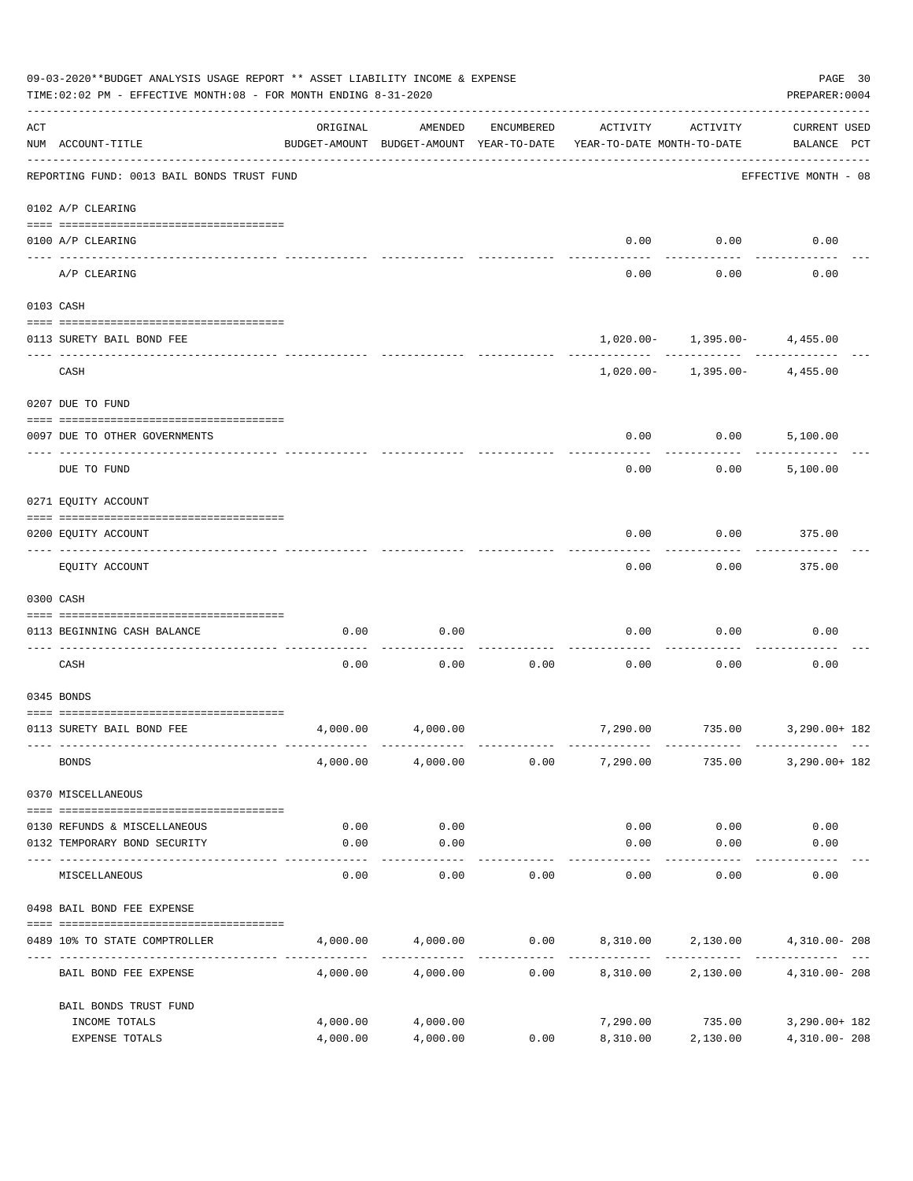09-03-2020**BUDGET ANALYSIS USAGE REPORT ** ASSET LIABILITY INCOME & EXPENSE

TIME:02:02 PM - EFFECTIVE MONTH:08 - FOR MONTH ENDING 8-31-2020

PREPARER:0004

| ACT NUM | ACCOUNT-TITLE | ORIGINAL BUDGET-AMOUNT | AMENDED BUDGET-AMOUNT | ENCUMBERED YEAR-TO-DATE | ACTIVITY YEAR-TO-DATE | ACTIVITY MONTH-TO-DATE | CURRENT USED BALANCE | PCT |
|---|---|---|---|---|---|---|---|---|
| | REPORTING FUND: 0013 BAIL BONDS TRUST FUND | | | | | | EFFECTIVE MONTH - 08 | |
| | 0102 A/P CLEARING | | | | | | | |
| 0100 | A/P CLEARING | | | | 0.00 | 0.00 | 0.00 | |
| | A/P CLEARING | | | | 0.00 | 0.00 | 0.00 | |
| | 0103 CASH | | | | | | | |
| 0113 | SURETY BAIL BOND FEE | | | | 1,020.00- | 1,395.00- | 4,455.00 | |
| | CASH | | | | 1,020.00- | 1,395.00- | 4,455.00 | |
| | 0207 DUE TO FUND | | | | | | | |
| 0097 | DUE TO OTHER GOVERNMENTS | | | | 0.00 | 0.00 | 5,100.00 | |
| | DUE TO FUND | | | | 0.00 | 0.00 | 5,100.00 | |
| | 0271 EQUITY ACCOUNT | | | | | | | |
| 0200 | EQUITY ACCOUNT | | | | 0.00 | 0.00 | 375.00 | |
| | EQUITY ACCOUNT | | | | 0.00 | 0.00 | 375.00 | |
| | 0300 CASH | | | | | | | |
| 0113 | BEGINNING CASH BALANCE | 0.00 | 0.00 | | 0.00 | 0.00 | 0.00 | |
| | CASH | 0.00 | 0.00 | 0.00 | 0.00 | 0.00 | 0.00 | |
| | 0345 BONDS | | | | | | | |
| 0113 | SURETY BAIL BOND FEE | 4,000.00 | 4,000.00 | | 7,290.00 | 735.00 | 3,290.00+ | 182 |
| | BONDS | 4,000.00 | 4,000.00 | 0.00 | 7,290.00 | 735.00 | 3,290.00+ | 182 |
| | 0370 MISCELLANEOUS | | | | | | | |
| 0130 | REFUNDS & MISCELLANEOUS | 0.00 | 0.00 | | 0.00 | 0.00 | 0.00 | |
| 0132 | TEMPORARY BOND SECURITY | 0.00 | 0.00 | | 0.00 | 0.00 | 0.00 | |
| | MISCELLANEOUS | 0.00 | 0.00 | 0.00 | 0.00 | 0.00 | 0.00 | |
| | 0498 BAIL BOND FEE EXPENSE | | | | | | | |
| 0489 | 10% TO STATE COMPTROLLER | 4,000.00 | 4,000.00 | 0.00 | 8,310.00 | 2,130.00 | 4,310.00- | 208 |
| | BAIL BOND FEE EXPENSE | 4,000.00 | 4,000.00 | 0.00 | 8,310.00 | 2,130.00 | 4,310.00- | 208 |
| | BAIL BONDS TRUST FUND | | | | | | | |
| | INCOME TOTALS | 4,000.00 | 4,000.00 | | 7,290.00 | 735.00 | 3,290.00+ | 182 |
| | EXPENSE TOTALS | 4,000.00 | 4,000.00 | 0.00 | 8,310.00 | 2,130.00 | 4,310.00- | 208 |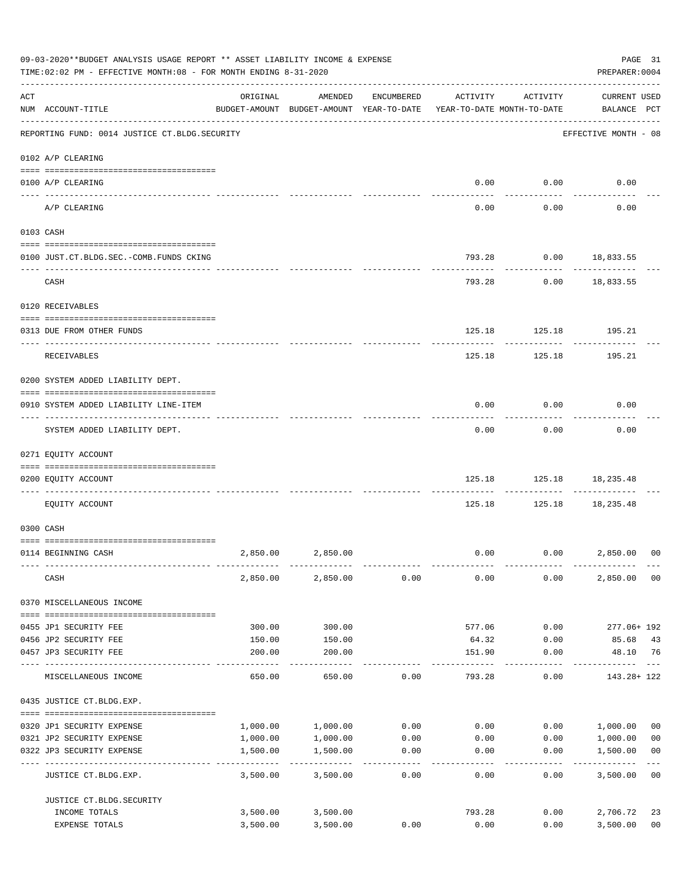09-03-2020**BUDGET ANALYSIS USAGE REPORT ** ASSET LIABILITY INCOME & EXPENSE

TIME:02:02 PM - EFFECTIVE MONTH:08 - FOR MONTH ENDING 8-31-2020

PREPARER:0004

| ACT NUM | ACCOUNT-TITLE | ORIGINAL BUDGET-AMOUNT | AMENDED BUDGET-AMOUNT | ENCUMBERED YEAR-TO-DATE | ACTIVITY YEAR-TO-DATE | ACTIVITY MONTH-TO-DATE | CURRENT BALANCE | USED PCT |
|---|---|---|---|---|---|---|---|---|
| | REPORTING FUND: 0014 JUSTICE CT.BLDG.SECURITY | | | | | | EFFECTIVE MONTH - 08 | |
| | 0102 A/P CLEARING | | | | | | | |
| 0100 | A/P CLEARING | | | | 0.00 | 0.00 | 0.00 | |
| | A/P CLEARING | | | | 0.00 | 0.00 | 0.00 | |
| | 0103 CASH | | | | | | | |
| 0100 | JUST.CT.BLDG.SEC.-COMB.FUNDS CKING | | | | 793.28 | 0.00 | 18,833.55 | |
| | CASH | | | | 793.28 | 0.00 | 18,833.55 | |
| | 0120 RECEIVABLES | | | | | | | |
| 0313 | DUE FROM OTHER FUNDS | | | | 125.18 | 125.18 | 195.21 | |
| | RECEIVABLES | | | | 125.18 | 125.18 | 195.21 | |
| | 0200 SYSTEM ADDED LIABILITY DEPT. | | | | | | | |
| 0910 | SYSTEM ADDED LIABILITY LINE-ITEM | | | | 0.00 | 0.00 | 0.00 | |
| | SYSTEM ADDED LIABILITY DEPT. | | | | 0.00 | 0.00 | 0.00 | |
| | 0271 EQUITY ACCOUNT | | | | | | | |
| 0200 | EQUITY ACCOUNT | | | | 125.18 | 125.18 | 18,235.48 | |
| | EQUITY ACCOUNT | | | | 125.18 | 125.18 | 18,235.48 | |
| | 0300 CASH | | | | | | | |
| 0114 | BEGINNING CASH | 2,850.00 | 2,850.00 | | 0.00 | 0.00 | 2,850.00 | 00 |
| | CASH | 2,850.00 | 2,850.00 | 0.00 | 0.00 | 0.00 | 2,850.00 | 00 |
| | 0370 MISCELLANEOUS INCOME | | | | | | | |
| 0455 | JP1 SECURITY FEE | 300.00 | 300.00 | | 577.06 | 0.00 | 277.06+ | 192 |
| 0456 | JP2 SECURITY FEE | 150.00 | 150.00 | | 64.32 | 0.00 | 85.68 | 43 |
| 0457 | JP3 SECURITY FEE | 200.00 | 200.00 | | 151.90 | 0.00 | 48.10 | 76 |
| | MISCELLANEOUS INCOME | 650.00 | 650.00 | 0.00 | 793.28 | 0.00 | 143.28+ | 122 |
| | 0435 JUSTICE CT.BLDG.EXP. | | | | | | | |
| 0320 | JP1 SECURITY EXPENSE | 1,000.00 | 1,000.00 | 0.00 | 0.00 | 0.00 | 1,000.00 | 00 |
| 0321 | JP2 SECURITY EXPENSE | 1,000.00 | 1,000.00 | 0.00 | 0.00 | 0.00 | 1,000.00 | 00 |
| 0322 | JP3 SECURITY EXPENSE | 1,500.00 | 1,500.00 | 0.00 | 0.00 | 0.00 | 1,500.00 | 00 |
| | JUSTICE CT.BLDG.EXP. | 3,500.00 | 3,500.00 | 0.00 | 0.00 | 0.00 | 3,500.00 | 00 |
| | JUSTICE CT.BLDG.SECURITY | | | | | | | |
| | INCOME TOTALS | 3,500.00 | 3,500.00 | | 793.28 | 0.00 | 2,706.72 | 23 |
| | EXPENSE TOTALS | 3,500.00 | 3,500.00 | 0.00 | 0.00 | 0.00 | 3,500.00 | 00 |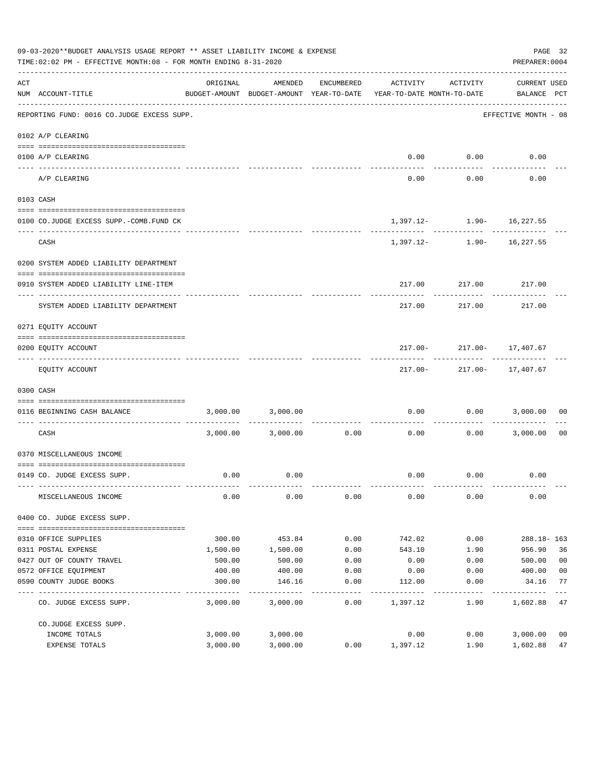09-03-2020**BUDGET ANALYSIS USAGE REPORT ** ASSET LIABILITY INCOME & EXPENSE

TIME:02:02 PM - EFFECTIVE MONTH:08 - FOR MONTH ENDING 8-31-2020

PREPARER:0004

| ACT NUM | ACCOUNT-TITLE | ORIGINAL BUDGET-AMOUNT | AMENDED BUDGET-AMOUNT | ENCUMBERED YEAR-TO-DATE | ACTIVITY YEAR-TO-DATE | ACTIVITY MONTH-TO-DATE | CURRENT BALANCE | USED PCT |
|---|---|---|---|---|---|---|---|---|
| | REPORTING FUND: 0016 CO.JUDGE EXCESS SUPP. | | | | | | EFFECTIVE MONTH - 08 | |
| | 0102 A/P CLEARING | | | | | | | |
| 0100 | A/P CLEARING | | | | 0.00 | 0.00 | 0.00 | |
| | A/P CLEARING | | | | 0.00 | 0.00 | 0.00 | |
| | 0103 CASH | | | | | | | |
| 0100 | CO.JUDGE EXCESS SUPP.-COMB.FUND CK | | | | 1,397.12- | 1.90- | 16,227.55 | |
| | CASH | | | | 1,397.12- | 1.90- | 16,227.55 | |
| | 0200 SYSTEM ADDED LIABILITY DEPARTMENT | | | | | | | |
| 0910 | SYSTEM ADDED LIABILITY LINE-ITEM | | | | 217.00 | 217.00 | 217.00 | |
| | SYSTEM ADDED LIABILITY DEPARTMENT | | | | 217.00 | 217.00 | 217.00 | |
| | 0271 EQUITY ACCOUNT | | | | | | | |
| 0200 | EQUITY ACCOUNT | | | | 217.00- | 217.00- | 17,407.67 | |
| | EQUITY ACCOUNT | | | | 217.00- | 217.00- | 17,407.67 | |
| | 0300 CASH | | | | | | | |
| 0116 | BEGINNING CASH BALANCE | 3,000.00 | 3,000.00 | | 0.00 | 0.00 | 3,000.00 | 00 |
| | CASH | 3,000.00 | 3,000.00 | 0.00 | 0.00 | 0.00 | 3,000.00 | 00 |
| | 0370 MISCELLANEOUS INCOME | | | | | | | |
| 0149 | CO. JUDGE EXCESS SUPP. | 0.00 | 0.00 | | 0.00 | 0.00 | 0.00 | |
| | MISCELLANEOUS INCOME | 0.00 | 0.00 | 0.00 | 0.00 | 0.00 | 0.00 | |
| | 0400 CO. JUDGE EXCESS SUPP. | | | | | | | |
| 0310 | OFFICE SUPPLIES | 300.00 | 453.84 | 0.00 | 742.02 | 0.00 | 288.18- | 163 |
| 0311 | POSTAL EXPENSE | 1,500.00 | 1,500.00 | 0.00 | 543.10 | 1.90 | 956.90 | 36 |
| 0427 | OUT OF COUNTY TRAVEL | 500.00 | 500.00 | 0.00 | 0.00 | 0.00 | 500.00 | 00 |
| 0572 | OFFICE EQUIPMENT | 400.00 | 400.00 | 0.00 | 0.00 | 0.00 | 400.00 | 00 |
| 0590 | COUNTY JUDGE BOOKS | 300.00 | 146.16 | 0.00 | 112.00 | 0.00 | 34.16 | 77 |
| | CO. JUDGE EXCESS SUPP. | 3,000.00 | 3,000.00 | 0.00 | 1,397.12 | 1.90 | 1,602.88 | 47 |
| | CO.JUDGE EXCESS SUPP. | | | | | | | |
| | INCOME TOTALS | 3,000.00 | 3,000.00 | | 0.00 | 0.00 | 3,000.00 | 00 |
| | EXPENSE TOTALS | 3,000.00 | 3,000.00 | 0.00 | 1,397.12 | 1.90 | 1,602.88 | 47 |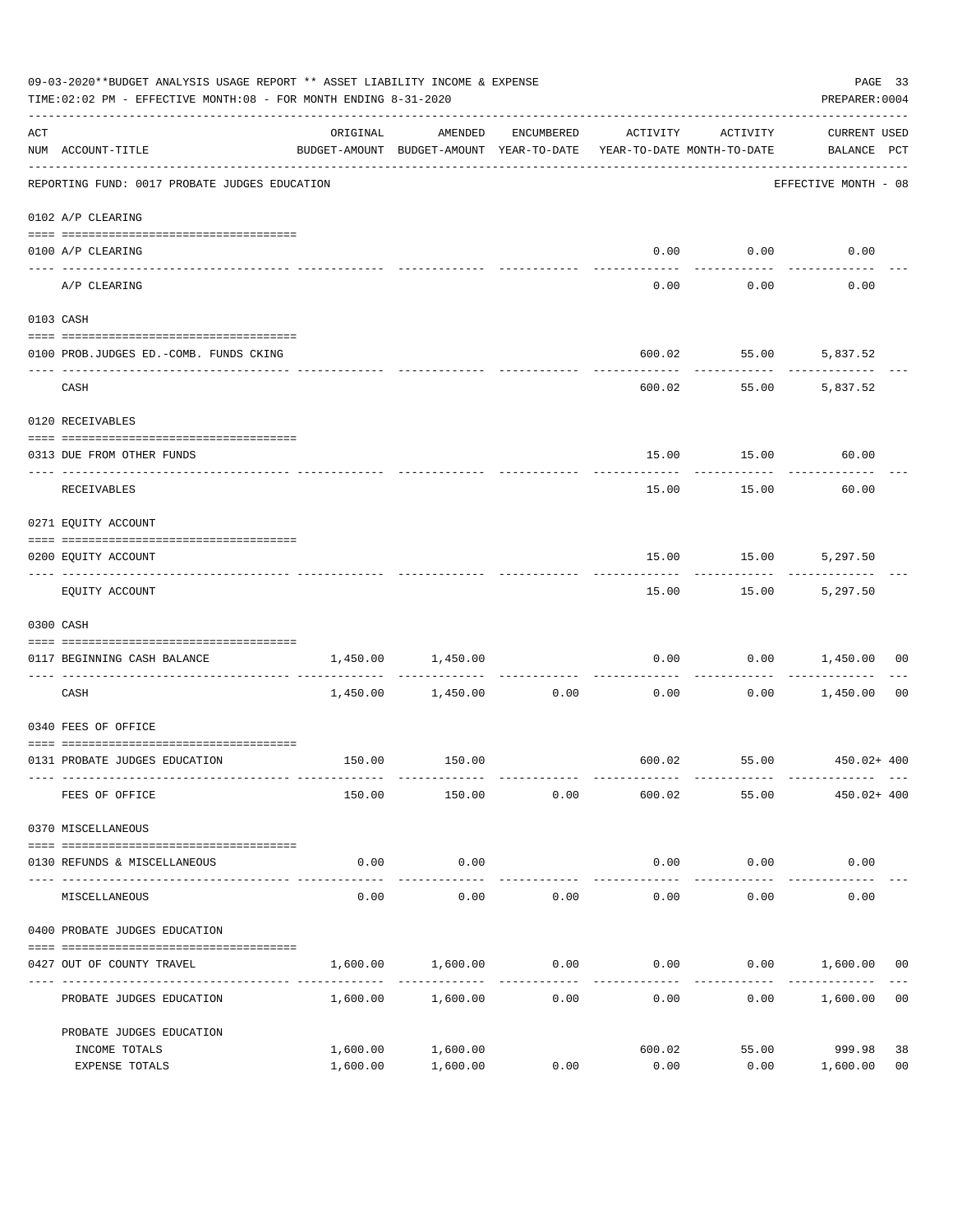09-03-2020**BUDGET ANALYSIS USAGE REPORT ** ASSET LIABILITY INCOME & EXPENSE

TIME:02:02 PM - EFFECTIVE MONTH:08 - FOR MONTH ENDING 8-31-2020

PREPARER:0004

| ACT NUM | ACCOUNT-TITLE | ORIGINAL BUDGET-AMOUNT | AMENDED BUDGET-AMOUNT | ENCUMBERED YEAR-TO-DATE | ACTIVITY YEAR-TO-DATE | ACTIVITY MONTH-TO-DATE | CURRENT USED BALANCE | PCT |
|---|---|---|---|---|---|---|---|---|
| | REPORTING FUND: 0017 PROBATE JUDGES EDUCATION | | | | | | EFFECTIVE MONTH - 08 | |
| | 0102 A/P CLEARING | | | | | | | |
| 0100 | A/P CLEARING | | | | 0.00 | 0.00 | 0.00 | |
| | A/P CLEARING | | | | 0.00 | 0.00 | 0.00 | |
| | 0103 CASH | | | | | | | |
| 0100 | PROB.JUDGES ED.-COMB. FUNDS CKING | | | | 600.02 | 55.00 | 5,837.52 | |
| | CASH | | | | 600.02 | 55.00 | 5,837.52 | |
| | 0120 RECEIVABLES | | | | | | | |
| 0313 | DUE FROM OTHER FUNDS | | | | 15.00 | 15.00 | 60.00 | |
| | RECEIVABLES | | | | 15.00 | 15.00 | 60.00 | |
| | 0271 EQUITY ACCOUNT | | | | | | | |
| 0200 | EQUITY ACCOUNT | | | | 15.00 | 15.00 | 5,297.50 | |
| | EQUITY ACCOUNT | | | | 15.00 | 15.00 | 5,297.50 | |
| | 0300 CASH | | | | | | | |
| 0117 | BEGINNING CASH BALANCE | 1,450.00 | 1,450.00 | | 0.00 | 0.00 | 1,450.00 | 00 |
| | CASH | 1,450.00 | 1,450.00 | 0.00 | 0.00 | 0.00 | 1,450.00 | 00 |
| | 0340 FEES OF OFFICE | | | | | | | |
| 0131 | PROBATE JUDGES EDUCATION | 150.00 | 150.00 | | 600.02 | 55.00 | 450.02+ | 400 |
| | FEES OF OFFICE | 150.00 | 150.00 | 0.00 | 600.02 | 55.00 | 450.02+ | 400 |
| | 0370 MISCELLANEOUS | | | | | | | |
| 0130 | REFUNDS & MISCELLANEOUS | 0.00 | 0.00 | | 0.00 | 0.00 | 0.00 | |
| | MISCELLANEOUS | 0.00 | 0.00 | 0.00 | 0.00 | 0.00 | 0.00 | |
| | 0400 PROBATE JUDGES EDUCATION | | | | | | | |
| 0427 | OUT OF COUNTY TRAVEL | 1,600.00 | 1,600.00 | 0.00 | 0.00 | 0.00 | 1,600.00 | 00 |
| | PROBATE JUDGES EDUCATION | 1,600.00 | 1,600.00 | 0.00 | 0.00 | 0.00 | 1,600.00 | 00 |
| | PROBATE JUDGES EDUCATION | | | | | | | |
| | INCOME TOTALS | 1,600.00 | 1,600.00 | | 600.02 | 55.00 | 999.98 | 38 |
| | EXPENSE TOTALS | 1,600.00 | 1,600.00 | 0.00 | 0.00 | 0.00 | 1,600.00 | 00 |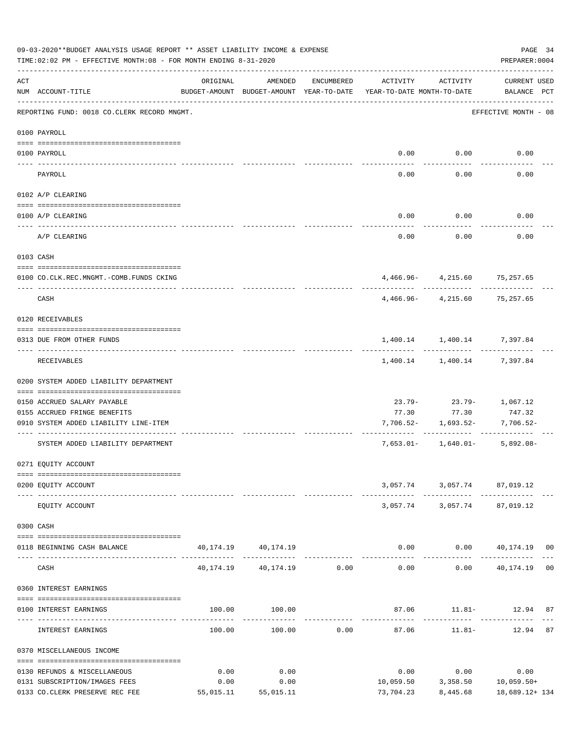09-03-2020**BUDGET ANALYSIS USAGE REPORT ** ASSET LIABILITY INCOME & EXPENSE

TIME:02:02 PM - EFFECTIVE MONTH:08 - FOR MONTH ENDING 8-31-2020

PREPARER:0004

REPORTING FUND: 0018 CO.CLERK RECORD MNGMT.

EFFECTIVE MONTH - 08

| ACT NUM | ACCOUNT-TITLE | ORIGINAL BUDGET-AMOUNT | AMENDED BUDGET-AMOUNT | ENCUMBERED YEAR-TO-DATE | ACTIVITY YEAR-TO-DATE | ACTIVITY MONTH-TO-DATE | CURRENT BALANCE | USED PCT |
|---|---|---|---|---|---|---|---|---|
| | **0100 PAYROLL** | | | | | | | |
| 0100 | PAYROLL | | | | 0.00 | 0.00 | 0.00 | |
| | PAYROLL | | | | 0.00 | 0.00 | 0.00 | |
| | **0102 A/P CLEARING** | | | | | | | |
| 0100 | A/P CLEARING | | | | 0.00 | 0.00 | 0.00 | |
| | A/P CLEARING | | | | 0.00 | 0.00 | 0.00 | |
| | **0103 CASH** | | | | | | | |
| 0100 | CO.CLK.REC.MNGMT.-COMB.FUNDS CKING | | | | 4,466.96- | 4,215.60 | 75,257.65 | |
| | CASH | | | | 4,466.96- | 4,215.60 | 75,257.65 | |
| | **0120 RECEIVABLES** | | | | | | | |
| 0313 | DUE FROM OTHER FUNDS | | | | 1,400.14 | 1,400.14 | 7,397.84 | |
| | RECEIVABLES | | | | 1,400.14 | 1,400.14 | 7,397.84 | |
| | **0200 SYSTEM ADDED LIABILITY DEPARTMENT** | | | | | | | |
| 0150 | ACCRUED SALARY PAYABLE | | | | 23.79- | 23.79- | 1,067.12 | |
| 0155 | ACCRUED FRINGE BENEFITS | | | | 77.30 | 77.30 | 747.32 | |
| 0910 | SYSTEM ADDED LIABILITY LINE-ITEM | | | | 7,706.52- | 1,693.52- | 7,706.52- | |
| | SYSTEM ADDED LIABILITY DEPARTMENT | | | | 7,653.01- | 1,640.01- | 5,892.08- | |
| | **0271 EQUITY ACCOUNT** | | | | | | | |
| 0200 | EQUITY ACCOUNT | | | | 3,057.74 | 3,057.74 | 87,019.12 | |
| | EQUITY ACCOUNT | | | | 3,057.74 | 3,057.74 | 87,019.12 | |
| | **0300 CASH** | | | | | | | |
| 0118 | BEGINNING CASH BALANCE | 40,174.19 | 40,174.19 | | 0.00 | 0.00 | 40,174.19 | 00 |
| | CASH | 40,174.19 | 40,174.19 | 0.00 | 0.00 | 0.00 | 40,174.19 | 00 |
| | **0360 INTEREST EARNINGS** | | | | | | | |
| 0100 | INTEREST EARNINGS | 100.00 | 100.00 | | 87.06 | 11.81- | 12.94 | 87 |
| | INTEREST EARNINGS | 100.00 | 100.00 | 0.00 | 87.06 | 11.81- | 12.94 | 87 |
| | **0370 MISCELLANEOUS INCOME** | | | | | | | |
| 0130 | REFUNDS & MISCELLANEOUS | 0.00 | 0.00 | | 0.00 | 0.00 | 0.00 | |
| 0131 | SUBSCRIPTION/IMAGES FEES | 0.00 | 0.00 | | 10,059.50 | 3,358.50 | 10,059.50+ | |
| 0133 | CO.CLERK PRESERVE REC FEE | 55,015.11 | 55,015.11 | | 73,704.23 | 8,445.68 | 18,689.12+ | 134 |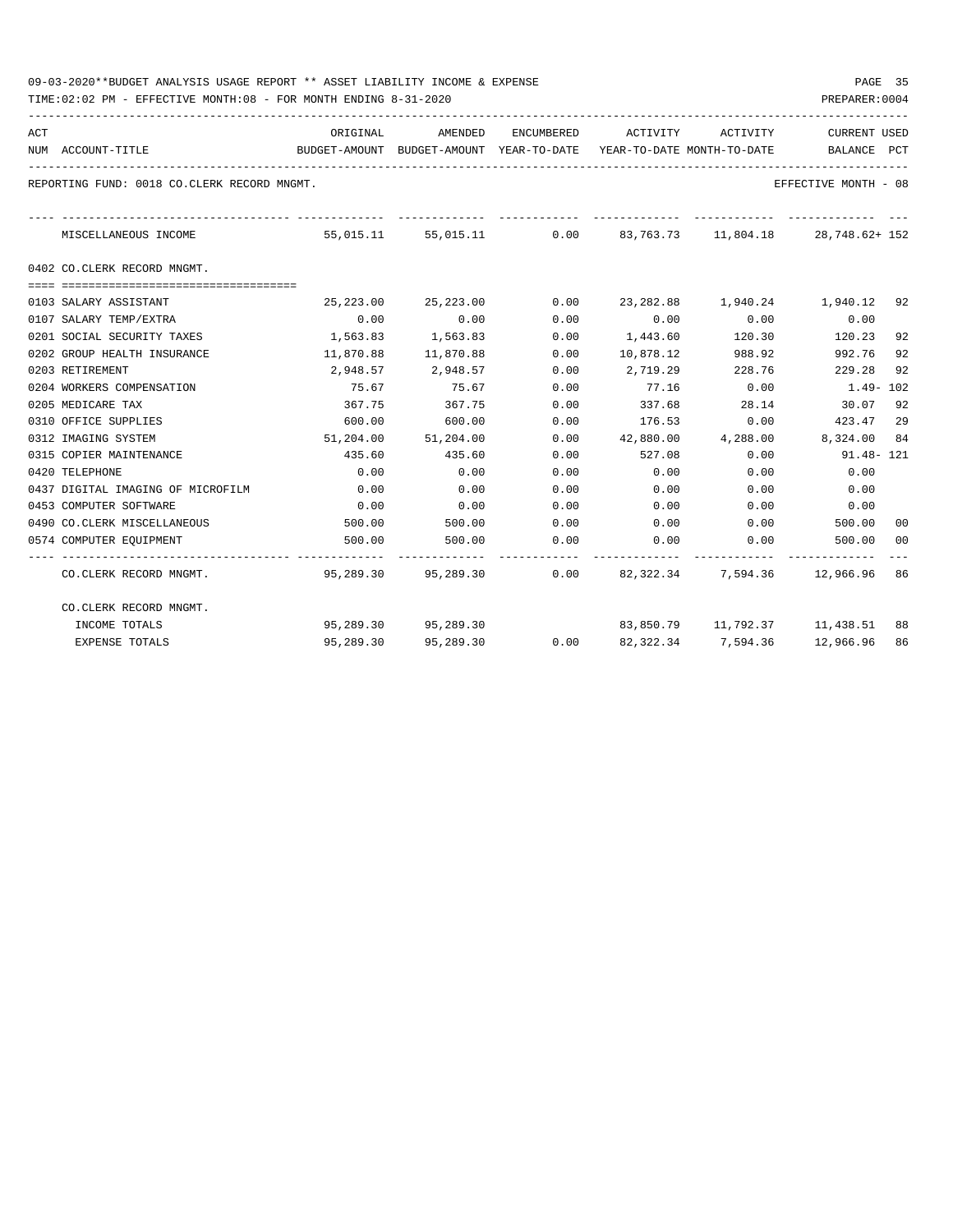09-03-2020**BUDGET ANALYSIS USAGE REPORT ** ASSET LIABILITY INCOME & EXPENSE

TIME:02:02 PM - EFFECTIVE MONTH:08 - FOR MONTH ENDING 8-31-2020

PREPARER:0004

REPORTING FUND: 0018 CO.CLERK RECORD MNGMT. EFFECTIVE MONTH - 08

| ACT NUM | ACCOUNT-TITLE | ORIGINAL BUDGET-AMOUNT | AMENDED BUDGET-AMOUNT | ENCUMBERED YEAR-TO-DATE | ACTIVITY YEAR-TO-DATE | ACTIVITY MONTH-TO-DATE | CURRENT BALANCE | USED PCT |
|---|---|---|---|---|---|---|---|---|
| | MISCELLANEOUS INCOME | 55,015.11 | 55,015.11 | 0.00 | 83,763.73 | 11,804.18 | 28,748.62+ | 152 |
| | **0402 CO.CLERK RECORD MNGMT.** | | | | | | | |
| 0103 | SALARY ASSISTANT | 25,223.00 | 25,223.00 | 0.00 | 23,282.88 | 1,940.24 | 1,940.12 | 92 |
| 0107 | SALARY TEMP/EXTRA | 0.00 | 0.00 | 0.00 | 0.00 | 0.00 | 0.00 | |
| 0201 | SOCIAL SECURITY TAXES | 1,563.83 | 1,563.83 | 0.00 | 1,443.60 | 120.30 | 120.23 | 92 |
| 0202 | GROUP HEALTH INSURANCE | 11,870.88 | 11,870.88 | 0.00 | 10,878.12 | 988.92 | 992.76 | 92 |
| 0203 | RETIREMENT | 2,948.57 | 2,948.57 | 0.00 | 2,719.29 | 228.76 | 229.28 | 92 |
| 0204 | WORKERS COMPENSATION | 75.67 | 75.67 | 0.00 | 77.16 | 0.00 | 1.49- | 102 |
| 0205 | MEDICARE TAX | 367.75 | 367.75 | 0.00 | 337.68 | 28.14 | 30.07 | 92 |
| 0310 | OFFICE SUPPLIES | 600.00 | 600.00 | 0.00 | 176.53 | 0.00 | 423.47 | 29 |
| 0312 | IMAGING SYSTEM | 51,204.00 | 51,204.00 | 0.00 | 42,880.00 | 4,288.00 | 8,324.00 | 84 |
| 0315 | COPIER MAINTENANCE | 435.60 | 435.60 | 0.00 | 527.08 | 0.00 | 91.48- | 121 |
| 0420 | TELEPHONE | 0.00 | 0.00 | 0.00 | 0.00 | 0.00 | 0.00 | |
| 0437 | DIGITAL IMAGING OF MICROFILM | 0.00 | 0.00 | 0.00 | 0.00 | 0.00 | 0.00 | |
| 0453 | COMPUTER SOFTWARE | 0.00 | 0.00 | 0.00 | 0.00 | 0.00 | 0.00 | |
| 0490 | CO.CLERK MISCELLANEOUS | 500.00 | 500.00 | 0.00 | 0.00 | 0.00 | 500.00 | 00 |
| 0574 | COMPUTER EQUIPMENT | 500.00 | 500.00 | 0.00 | 0.00 | 0.00 | 500.00 | 00 |
| | CO.CLERK RECORD MNGMT. | 95,289.30 | 95,289.30 | 0.00 | 82,322.34 | 7,594.36 | 12,966.96 | 86 |
| | CO.CLERK RECORD MNGMT. | | | | | | | |
| | INCOME TOTALS | 95,289.30 | 95,289.30 | | 83,850.79 | 11,792.37 | 11,438.51 | 88 |
| | EXPENSE TOTALS | 95,289.30 | 95,289.30 | 0.00 | 82,322.34 | 7,594.36 | 12,966.96 | 86 |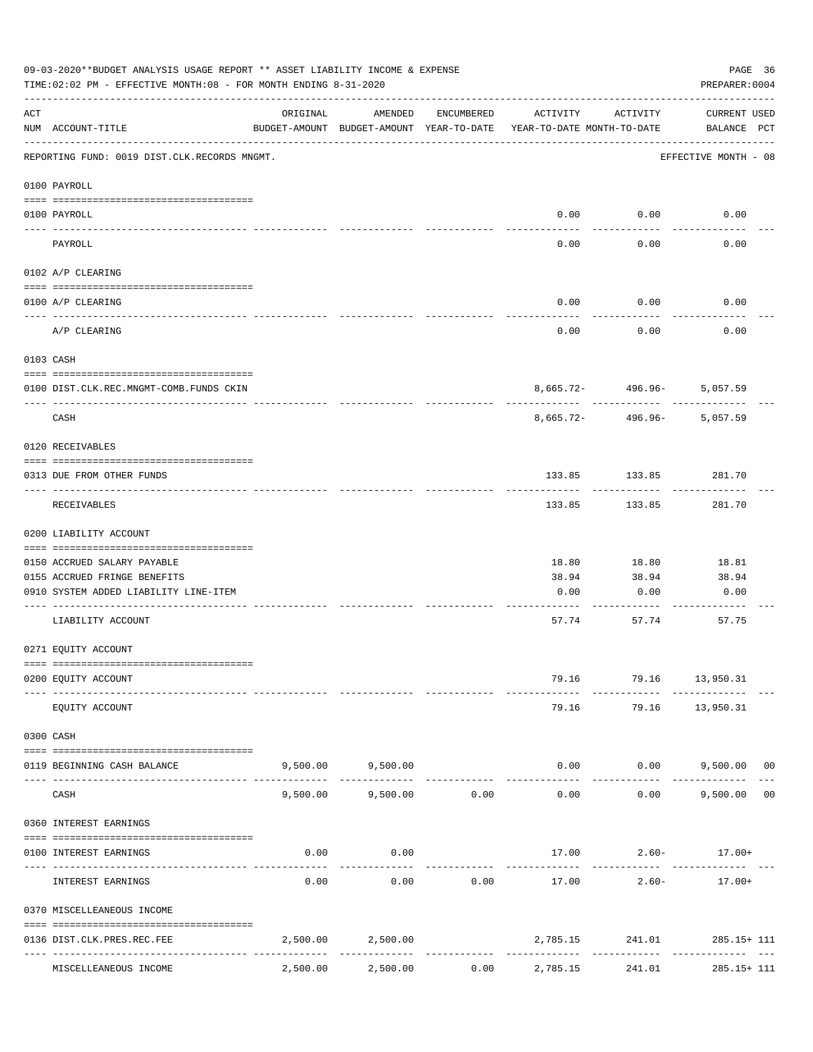09-03-2020**BUDGET ANALYSIS USAGE REPORT ** ASSET LIABILITY INCOME & EXPENSE

TIME:02:02 PM - EFFECTIVE MONTH:08 - FOR MONTH ENDING 8-31-2020

PREPARER:0004

REPORTING FUND: 0019 DIST.CLK.RECORDS MNGMT. — EFFECTIVE MONTH - 08

| ACT NUM | ACCOUNT-TITLE | ORIGINAL BUDGET-AMOUNT | AMENDED BUDGET-AMOUNT | ENCUMBERED YEAR-TO-DATE | ACTIVITY YEAR-TO-DATE | ACTIVITY MONTH-TO-DATE | CURRENT BALANCE | USED PCT |
|---|---|---|---|---|---|---|---|---|
| **0100** | **PAYROLL** | | | | | | | |
| 0100 | PAYROLL | | | | 0.00 | 0.00 | 0.00 | |
| | PAYROLL | | | | 0.00 | 0.00 | 0.00 | |
| **0102** | **A/P CLEARING** | | | | | | | |
| 0100 | A/P CLEARING | | | | 0.00 | 0.00 | 0.00 | |
| | A/P CLEARING | | | | 0.00 | 0.00 | 0.00 | |
| **0103** | **CASH** | | | | | | | |
| 0100 | DIST.CLK.REC.MNGMT-COMB.FUNDS CKIN | | | | 8,665.72- | 496.96- | 5,057.59 | |
| | CASH | | | | 8,665.72- | 496.96- | 5,057.59 | |
| **0120** | **RECEIVABLES** | | | | | | | |
| 0313 | DUE FROM OTHER FUNDS | | | | 133.85 | 133.85 | 281.70 | |
| | RECEIVABLES | | | | 133.85 | 133.85 | 281.70 | |
| **0200** | **LIABILITY ACCOUNT** | | | | | | | |
| 0150 | ACCRUED SALARY PAYABLE | | | | 18.80 | 18.80 | 18.81 | |
| 0155 | ACCRUED FRINGE BENEFITS | | | | 38.94 | 38.94 | 38.94 | |
| 0910 | SYSTEM ADDED LIABILITY LINE-ITEM | | | | 0.00 | 0.00 | 0.00 | |
| | LIABILITY ACCOUNT | | | | 57.74 | 57.74 | 57.75 | |
| **0271** | **EQUITY ACCOUNT** | | | | | | | |
| 0200 | EQUITY ACCOUNT | | | | 79.16 | 79.16 | 13,950.31 | |
| | EQUITY ACCOUNT | | | | 79.16 | 79.16 | 13,950.31 | |
| **0300** | **CASH** | | | | | | | |
| 0119 | BEGINNING CASH BALANCE | 9,500.00 | 9,500.00 | | 0.00 | 0.00 | 9,500.00 | 00 |
| | CASH | 9,500.00 | 9,500.00 | 0.00 | 0.00 | 0.00 | 9,500.00 | 00 |
| **0360** | **INTEREST EARNINGS** | | | | | | | |
| 0100 | INTEREST EARNINGS | 0.00 | 0.00 | | 17.00 | 2.60- | 17.00+ | |
| | INTEREST EARNINGS | 0.00 | 0.00 | 0.00 | 17.00 | 2.60- | 17.00+ | |
| **0370** | **MISCELLEANEOUS INCOME** | | | | | | | |
| 0136 | DIST.CLK.PRES.REC.FEE | 2,500.00 | 2,500.00 | | 2,785.15 | 241.01 | 285.15+ | 111 |
| | MISCELLEANEOUS INCOME | 2,500.00 | 2,500.00 | 0.00 | 2,785.15 | 241.01 | 285.15+ | 111 |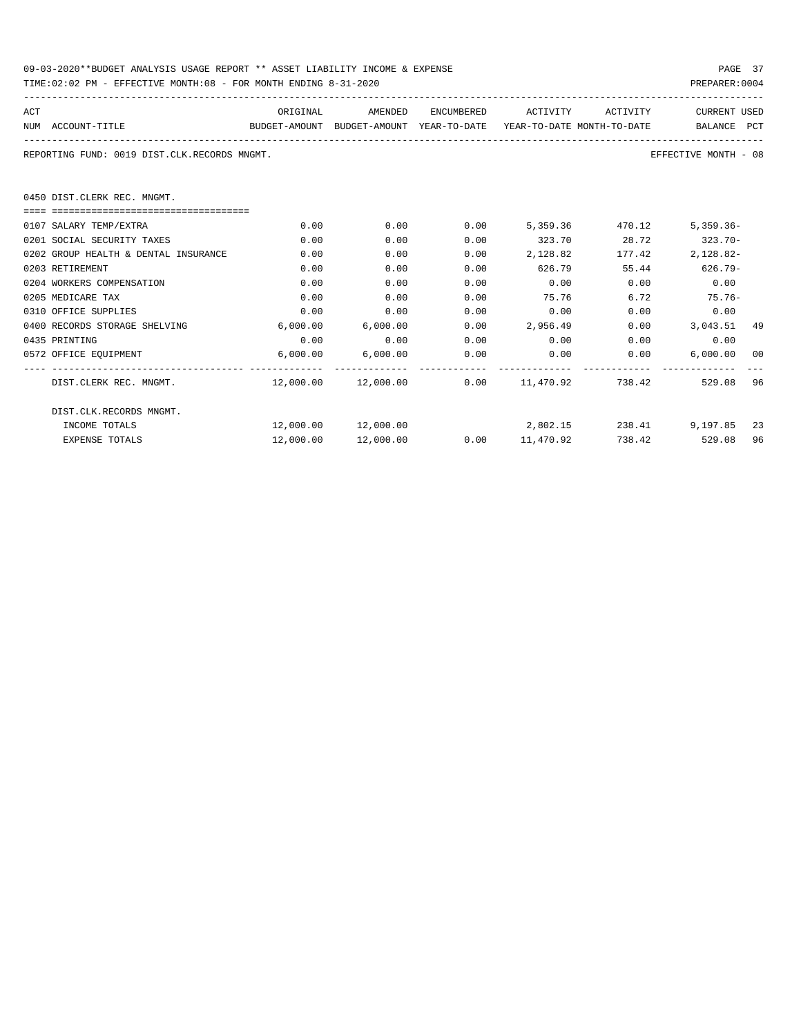09-03-2020**BUDGET ANALYSIS USAGE REPORT ** ASSET LIABILITY INCOME & EXPENSE

TIME:02:02 PM - EFFECTIVE MONTH:08 - FOR MONTH ENDING 8-31-2020

PREPARER:0004

REPORTING FUND: 0019 DIST.CLK.RECORDS MNGMT.

EFFECTIVE MONTH - 08

0450 DIST.CLERK REC. MNGMT.

| ACT NUM | ACCOUNT-TITLE | ORIGINAL BUDGET-AMOUNT | AMENDED BUDGET-AMOUNT | ENCUMBERED YEAR-TO-DATE | ACTIVITY YEAR-TO-DATE | ACTIVITY MONTH-TO-DATE | CURRENT BALANCE | USED PCT |
|---|---|---|---|---|---|---|---|---|
| 0107 | SALARY TEMP/EXTRA | 0.00 | 0.00 | 0.00 | 5,359.36 | 470.12 | 5,359.36- | |
| 0201 | SOCIAL SECURITY TAXES | 0.00 | 0.00 | 0.00 | 323.70 | 28.72 | 323.70- | |
| 0202 | GROUP HEALTH & DENTAL INSURANCE | 0.00 | 0.00 | 0.00 | 2,128.82 | 177.42 | 2,128.82- | |
| 0203 | RETIREMENT | 0.00 | 0.00 | 0.00 | 626.79 | 55.44 | 626.79- | |
| 0204 | WORKERS COMPENSATION | 0.00 | 0.00 | 0.00 | 0.00 | 0.00 | 0.00 | |
| 0205 | MEDICARE TAX | 0.00 | 0.00 | 0.00 | 75.76 | 6.72 | 75.76- | |
| 0310 | OFFICE SUPPLIES | 0.00 | 0.00 | 0.00 | 0.00 | 0.00 | 0.00 | |
| 0400 | RECORDS STORAGE SHELVING | 6,000.00 | 6,000.00 | 0.00 | 2,956.49 | 0.00 | 3,043.51 | 49 |
| 0435 | PRINTING | 0.00 | 0.00 | 0.00 | 0.00 | 0.00 | 0.00 | |
| 0572 | OFFICE EQUIPMENT | 6,000.00 | 6,000.00 | 0.00 | 0.00 | 0.00 | 6,000.00 | 00 |
| | DIST.CLERK REC. MNGMT. | 12,000.00 | 12,000.00 | 0.00 | 11,470.92 | 738.42 | 529.08 | 96 |
| | DIST.CLK.RECORDS MNGMT. | | | | | | | |
| | INCOME TOTALS | 12,000.00 | 12,000.00 | | 2,802.15 | 238.41 | 9,197.85 | 23 |
| | EXPENSE TOTALS | 12,000.00 | 12,000.00 | 0.00 | 11,470.92 | 738.42 | 529.08 | 96 |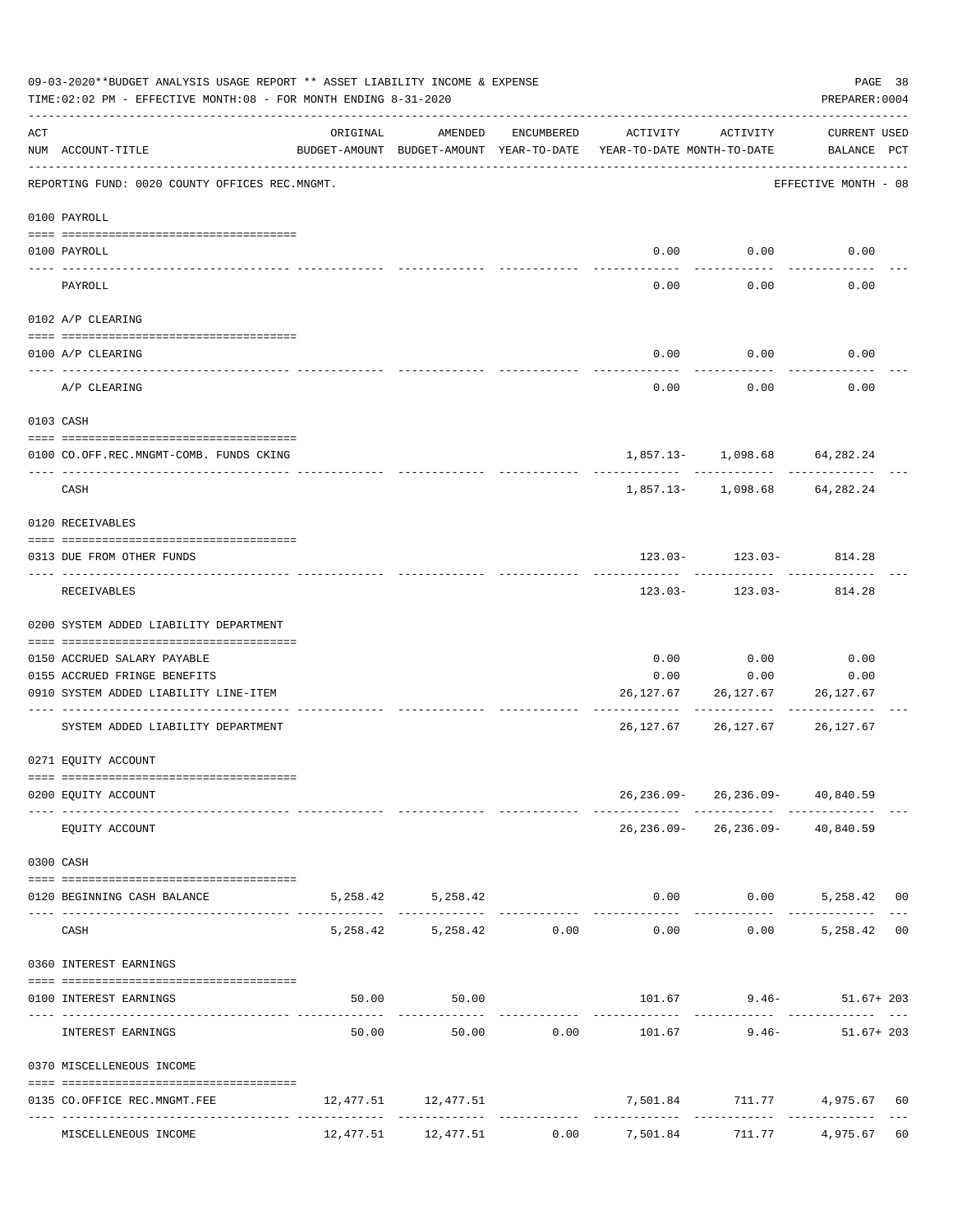09-03-2020**BUDGET ANALYSIS USAGE REPORT ** ASSET LIABILITY INCOME & EXPENSE

TIME:02:02 PM - EFFECTIVE MONTH:08 - FOR MONTH ENDING 8-31-2020

PREPARER:0004

| ACT NUM | ACCOUNT-TITLE | ORIGINAL BUDGET-AMOUNT | AMENDED BUDGET-AMOUNT | ENCUMBERED YEAR-TO-DATE | ACTIVITY YEAR-TO-DATE | ACTIVITY MONTH-TO-DATE | CURRENT BALANCE | USED PCT |
|---|---|---|---|---|---|---|---|---|
| | REPORTING FUND: 0020 COUNTY OFFICES REC.MNGMT. | | | | | | EFFECTIVE MONTH - 08 | |
| | 0100 PAYROLL | | | | | | | |
| 0100 | PAYROLL | | | | 0.00 | 0.00 | 0.00 | |
| | PAYROLL | | | | 0.00 | 0.00 | 0.00 | |
| | 0102 A/P CLEARING | | | | | | | |
| 0100 | A/P CLEARING | | | | 0.00 | 0.00 | 0.00 | |
| | A/P CLEARING | | | | 0.00 | 0.00 | 0.00 | |
| | 0103 CASH | | | | | | | |
| 0100 | CO.OFF.REC.MNGMT-COMB. FUNDS CKING | | | | 1,857.13- | 1,098.68 | 64,282.24 | |
| | CASH | | | | 1,857.13- | 1,098.68 | 64,282.24 | |
| | 0120 RECEIVABLES | | | | | | | |
| 0313 | DUE FROM OTHER FUNDS | | | | 123.03- | 123.03- | 814.28 | |
| | RECEIVABLES | | | | 123.03- | 123.03- | 814.28 | |
| | 0200 SYSTEM ADDED LIABILITY DEPARTMENT | | | | | | | |
| 0150 | ACCRUED SALARY PAYABLE | | | | 0.00 | 0.00 | 0.00 | |
| 0155 | ACCRUED FRINGE BENEFITS | | | | 0.00 | 0.00 | 0.00 | |
| 0910 | SYSTEM ADDED LIABILITY LINE-ITEM | | | | 26,127.67 | 26,127.67 | 26,127.67 | |
| | SYSTEM ADDED LIABILITY DEPARTMENT | | | | 26,127.67 | 26,127.67 | 26,127.67 | |
| | 0271 EQUITY ACCOUNT | | | | | | | |
| 0200 | EQUITY ACCOUNT | | | | 26,236.09- | 26,236.09- | 40,840.59 | |
| | EQUITY ACCOUNT | | | | 26,236.09- | 26,236.09- | 40,840.59 | |
| | 0300 CASH | | | | | | | |
| 0120 | BEGINNING CASH BALANCE | 5,258.42 | 5,258.42 | | 0.00 | 0.00 | 5,258.42 | 00 |
| | CASH | 5,258.42 | 5,258.42 | 0.00 | 0.00 | 0.00 | 5,258.42 | 00 |
| | 0360 INTEREST EARNINGS | | | | | | | |
| 0100 | INTEREST EARNINGS | 50.00 | 50.00 | | 101.67 | 9.46- | 51.67+ | 203 |
| | INTEREST EARNINGS | 50.00 | 50.00 | 0.00 | 101.67 | 9.46- | 51.67+ | 203 |
| | 0370 MISCELLENEOUS INCOME | | | | | | | |
| 0135 | CO.OFFICE REC.MNGMT.FEE | 12,477.51 | 12,477.51 | | 7,501.84 | 711.77 | 4,975.67 | 60 |
| | MISCELLENEOUS INCOME | 12,477.51 | 12,477.51 | 0.00 | 7,501.84 | 711.77 | 4,975.67 | 60 |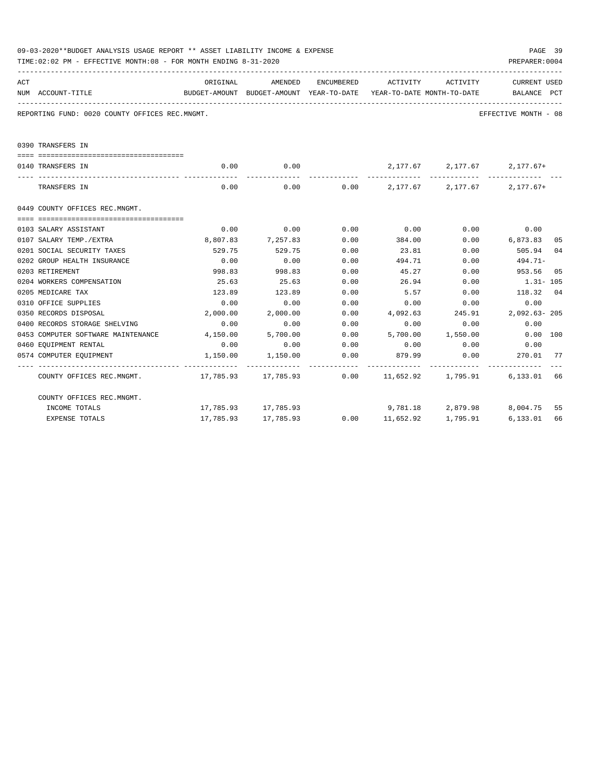09-03-2020**BUDGET ANALYSIS USAGE REPORT ** ASSET LIABILITY INCOME & EXPENSE

TIME:02:02 PM - EFFECTIVE MONTH:08 - FOR MONTH ENDING 8-31-2020

PREPARER:0004

REPORTING FUND: 0020 COUNTY OFFICES REC.MNGMT.

EFFECTIVE MONTH - 08

| ACT NUM | ACCOUNT-TITLE | ORIGINAL BUDGET-AMOUNT | AMENDED BUDGET-AMOUNT | ENCUMBERED YEAR-TO-DATE | ACTIVITY YEAR-TO-DATE | ACTIVITY MONTH-TO-DATE | CURRENT BALANCE | USED PCT |
|---|---|---|---|---|---|---|---|---|
| | **0390 TRANSFERS IN** | | | | | | | |
| 0140 | TRANSFERS IN | 0.00 | 0.00 | | 2,177.67 | 2,177.67 | 2,177.67+ | |
| | TRANSFERS IN | 0.00 | 0.00 | 0.00 | 2,177.67 | 2,177.67 | 2,177.67+ | |
| | **0449 COUNTY OFFICES REC.MNGMT.** | | | | | | | |
| 0103 | SALARY ASSISTANT | 0.00 | 0.00 | 0.00 | 0.00 | 0.00 | 0.00 | |
| 0107 | SALARY TEMP./EXTRA | 8,807.83 | 7,257.83 | 0.00 | 384.00 | 0.00 | 6,873.83 | 05 |
| 0201 | SOCIAL SECURITY TAXES | 529.75 | 529.75 | 0.00 | 23.81 | 0.00 | 505.94 | 04 |
| 0202 | GROUP HEALTH INSURANCE | 0.00 | 0.00 | 0.00 | 494.71 | 0.00 | 494.71- | |
| 0203 | RETIREMENT | 998.83 | 998.83 | 0.00 | 45.27 | 0.00 | 953.56 | 05 |
| 0204 | WORKERS COMPENSATION | 25.63 | 25.63 | 0.00 | 26.94 | 0.00 | 1.31- | 105 |
| 0205 | MEDICARE TAX | 123.89 | 123.89 | 0.00 | 5.57 | 0.00 | 118.32 | 04 |
| 0310 | OFFICE SUPPLIES | 0.00 | 0.00 | 0.00 | 0.00 | 0.00 | 0.00 | |
| 0350 | RECORDS DISPOSAL | 2,000.00 | 2,000.00 | 0.00 | 4,092.63 | 245.91 | 2,092.63- | 205 |
| 0400 | RECORDS STORAGE SHELVING | 0.00 | 0.00 | 0.00 | 0.00 | 0.00 | 0.00 | |
| 0453 | COMPUTER SOFTWARE MAINTENANCE | 4,150.00 | 5,700.00 | 0.00 | 5,700.00 | 1,550.00 | 0.00 | 100 |
| 0460 | EQUIPMENT RENTAL | 0.00 | 0.00 | 0.00 | 0.00 | 0.00 | 0.00 | |
| 0574 | COMPUTER EQUIPMENT | 1,150.00 | 1,150.00 | 0.00 | 879.99 | 0.00 | 270.01 | 77 |
| | COUNTY OFFICES REC.MNGMT. | 17,785.93 | 17,785.93 | 0.00 | 11,652.92 | 1,795.91 | 6,133.01 | 66 |
| | COUNTY OFFICES REC.MNGMT. | | | | | | | |
| | INCOME TOTALS | 17,785.93 | 17,785.93 | | 9,781.18 | 2,879.98 | 8,004.75 | 55 |
| | EXPENSE TOTALS | 17,785.93 | 17,785.93 | 0.00 | 11,652.92 | 1,795.91 | 6,133.01 | 66 |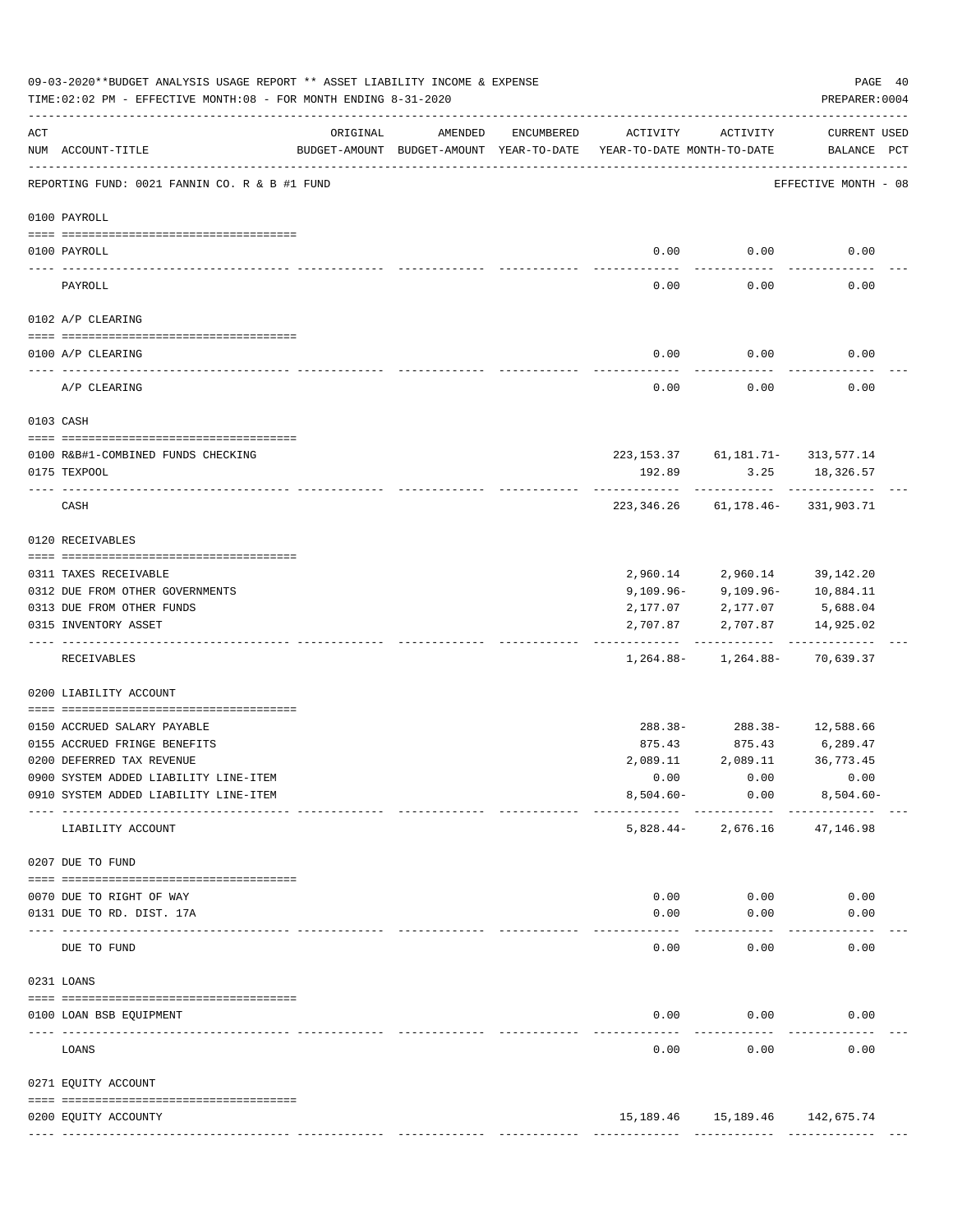09-03-2020**BUDGET ANALYSIS USAGE REPORT ** ASSET LIABILITY INCOME & EXPENSE

TIME:02:02 PM - EFFECTIVE MONTH:08 - FOR MONTH ENDING 8-31-2020

PREPARER:0004

| ACT NUM | ACCOUNT-TITLE | ORIGINAL BUDGET-AMOUNT | AMENDED BUDGET-AMOUNT | ENCUMBERED YEAR-TO-DATE | ACTIVITY YEAR-TO-DATE | ACTIVITY MONTH-TO-DATE | CURRENT BALANCE | USED PCT |
|---|---|---|---|---|---|---|---|---|

REPORTING FUND: 0021 FANNIN CO. R & B #1 FUND — EFFECTIVE MONTH - 08

| ACT NUM | ACCOUNT-TITLE | ORIGINAL BUDGET-AMOUNT | AMENDED BUDGET-AMOUNT | ENCUMBERED YEAR-TO-DATE | ACTIVITY YEAR-TO-DATE | ACTIVITY MONTH-TO-DATE | CURRENT BALANCE | USED PCT |
|---|---|---|---|---|---|---|---|---|
| | **0100 PAYROLL** | | | | | | | |
| 0100 | PAYROLL | | | | 0.00 | 0.00 | 0.00 | |
| | PAYROLL | | | | 0.00 | 0.00 | 0.00 | |
| | **0102 A/P CLEARING** | | | | | | | |
| 0100 | A/P CLEARING | | | | 0.00 | 0.00 | 0.00 | |
| | A/P CLEARING | | | | 0.00 | 0.00 | 0.00 | |
| | **0103 CASH** | | | | | | | |
| 0100 | R&B#1-COMBINED FUNDS CHECKING | | | | 223,153.37 | 61,181.71- | 313,577.14 | |
| 0175 | TEXPOOL | | | | 192.89 | 3.25 | 18,326.57 | |
| | CASH | | | | 223,346.26 | 61,178.46- | 331,903.71 | |
| | **0120 RECEIVABLES** | | | | | | | |
| 0311 | TAXES RECEIVABLE | | | | 2,960.14 | 2,960.14 | 39,142.20 | |
| 0312 | DUE FROM OTHER GOVERNMENTS | | | | 9,109.96- | 9,109.96- | 10,884.11 | |
| 0313 | DUE FROM OTHER FUNDS | | | | 2,177.07 | 2,177.07 | 5,688.04 | |
| 0315 | INVENTORY ASSET | | | | 2,707.87 | 2,707.87 | 14,925.02 | |
| | RECEIVABLES | | | | 1,264.88- | 1,264.88- | 70,639.37 | |
| | **0200 LIABILITY ACCOUNT** | | | | | | | |
| 0150 | ACCRUED SALARY PAYABLE | | | | 288.38- | 288.38- | 12,588.66 | |
| 0155 | ACCRUED FRINGE BENEFITS | | | | 875.43 | 875.43 | 6,289.47 | |
| 0200 | DEFERRED TAX REVENUE | | | | 2,089.11 | 2,089.11 | 36,773.45 | |
| 0900 | SYSTEM ADDED LIABILITY LINE-ITEM | | | | 0.00 | 0.00 | 0.00 | |
| 0910 | SYSTEM ADDED LIABILITY LINE-ITEM | | | | 8,504.60- | 0.00 | 8,504.60- | |
| | LIABILITY ACCOUNT | | | | 5,828.44- | 2,676.16 | 47,146.98 | |
| | **0207 DUE TO FUND** | | | | | | | |
| 0070 | DUE TO RIGHT OF WAY | | | | 0.00 | 0.00 | 0.00 | |
| 0131 | DUE TO RD. DIST. 17A | | | | 0.00 | 0.00 | 0.00 | |
| | DUE TO FUND | | | | 0.00 | 0.00 | 0.00 | |
| | **0231 LOANS** | | | | | | | |
| 0100 | LOAN BSB EQUIPMENT | | | | 0.00 | 0.00 | 0.00 | |
| | LOANS | | | | 0.00 | 0.00 | 0.00 | |
| | **0271 EQUITY ACCOUNT** | | | | | | | |
| 0200 | EQUITY ACCOUNTY | | | | 15,189.46 | 15,189.46 | 142,675.74 | |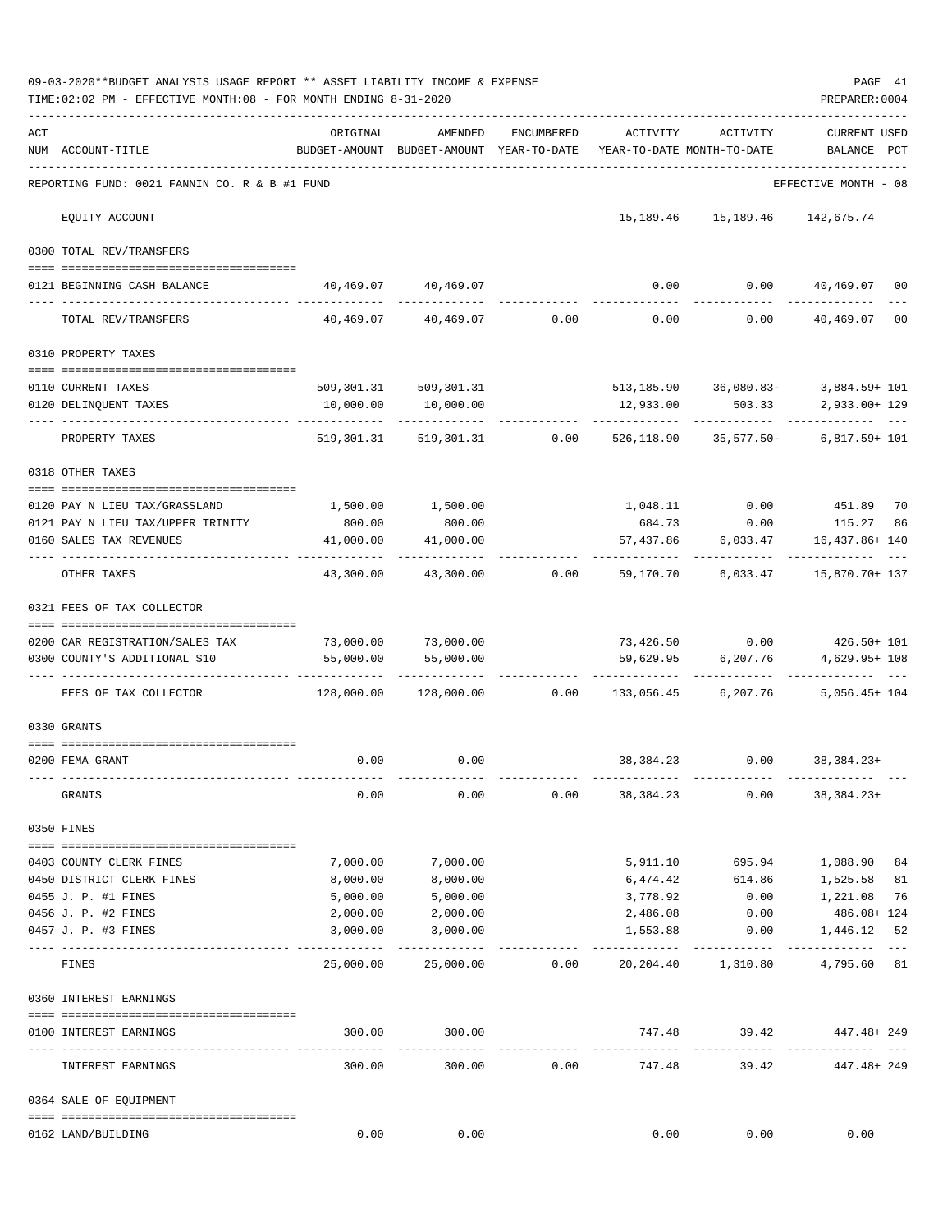09-03-2020**BUDGET ANALYSIS USAGE REPORT ** ASSET LIABILITY INCOME & EXPENSE

TIME:02:02 PM - EFFECTIVE MONTH:08 - FOR MONTH ENDING 8-31-2020

PREPARER:0004

REPORTING FUND: 0021 FANNIN CO. R & B #1 FUND — EFFECTIVE MONTH - 08

| ACT NUM | ACCOUNT-TITLE | ORIGINAL BUDGET-AMOUNT | AMENDED BUDGET-AMOUNT | ENCUMBERED YEAR-TO-DATE | ACTIVITY YEAR-TO-DATE | ACTIVITY MONTH-TO-DATE | CURRENT USED BALANCE | PCT |
|---|---|---|---|---|---|---|---|---|
| | EQUITY ACCOUNT | | | | 15,189.46 | 15,189.46 | 142,675.74 | |
| | **0300 TOTAL REV/TRANSFERS** | | | | | | | |
| 0121 | BEGINNING CASH BALANCE | 40,469.07 | 40,469.07 | | 0.00 | 0.00 | 40,469.07 | 00 |
| | TOTAL REV/TRANSFERS | 40,469.07 | 40,469.07 | 0.00 | 0.00 | 0.00 | 40,469.07 | 00 |
| | **0310 PROPERTY TAXES** | | | | | | | |
| 0110 | CURRENT TAXES | 509,301.31 | 509,301.31 | | 513,185.90 | 36,080.83- | 3,884.59+ | 101 |
| 0120 | DELINQUENT TAXES | 10,000.00 | 10,000.00 | | 12,933.00 | 503.33 | 2,933.00+ | 129 |
| | PROPERTY TAXES | 519,301.31 | 519,301.31 | 0.00 | 526,118.90 | 35,577.50- | 6,817.59+ | 101 |
| | **0318 OTHER TAXES** | | | | | | | |
| 0120 | PAY N LIEU TAX/GRASSLAND | 1,500.00 | 1,500.00 | | 1,048.11 | 0.00 | 451.89 | 70 |
| 0121 | PAY N LIEU TAX/UPPER TRINITY | 800.00 | 800.00 | | 684.73 | 0.00 | 115.27 | 86 |
| 0160 | SALES TAX REVENUES | 41,000.00 | 41,000.00 | | 57,437.86 | 6,033.47 | 16,437.86+ | 140 |
| | OTHER TAXES | 43,300.00 | 43,300.00 | 0.00 | 59,170.70 | 6,033.47 | 15,870.70+ | 137 |
| | **0321 FEES OF TAX COLLECTOR** | | | | | | | |
| 0200 | CAR REGISTRATION/SALES TAX | 73,000.00 | 73,000.00 | | 73,426.50 | 0.00 | 426.50+ | 101 |
| 0300 | COUNTY'S ADDITIONAL $10 | 55,000.00 | 55,000.00 | | 59,629.95 | 6,207.76 | 4,629.95+ | 108 |
| | FEES OF TAX COLLECTOR | 128,000.00 | 128,000.00 | 0.00 | 133,056.45 | 6,207.76 | 5,056.45+ | 104 |
| | **0330 GRANTS** | | | | | | | |
| 0200 | FEMA GRANT | 0.00 | 0.00 | | 38,384.23 | 0.00 | 38,384.23+ | |
| | GRANTS | 0.00 | 0.00 | 0.00 | 38,384.23 | 0.00 | 38,384.23+ | |
| | **0350 FINES** | | | | | | | |
| 0403 | COUNTY CLERK FINES | 7,000.00 | 7,000.00 | | 5,911.10 | 695.94 | 1,088.90 | 84 |
| 0450 | DISTRICT CLERK FINES | 8,000.00 | 8,000.00 | | 6,474.42 | 614.86 | 1,525.58 | 81 |
| 0455 | J. P. #1 FINES | 5,000.00 | 5,000.00 | | 3,778.92 | 0.00 | 1,221.08 | 76 |
| 0456 | J. P. #2 FINES | 2,000.00 | 2,000.00 | | 2,486.08 | 0.00 | 486.08+ | 124 |
| 0457 | J. P. #3 FINES | 3,000.00 | 3,000.00 | | 1,553.88 | 0.00 | 1,446.12 | 52 |
| | FINES | 25,000.00 | 25,000.00 | 0.00 | 20,204.40 | 1,310.80 | 4,795.60 | 81 |
| | **0360 INTEREST EARNINGS** | | | | | | | |
| 0100 | INTEREST EARNINGS | 300.00 | 300.00 | | 747.48 | 39.42 | 447.48+ | 249 |
| | INTEREST EARNINGS | 300.00 | 300.00 | 0.00 | 747.48 | 39.42 | 447.48+ | 249 |
| | **0364 SALE OF EQUIPMENT** | | | | | | | |
| 0162 | LAND/BUILDING | 0.00 | 0.00 | | 0.00 | 0.00 | 0.00 | |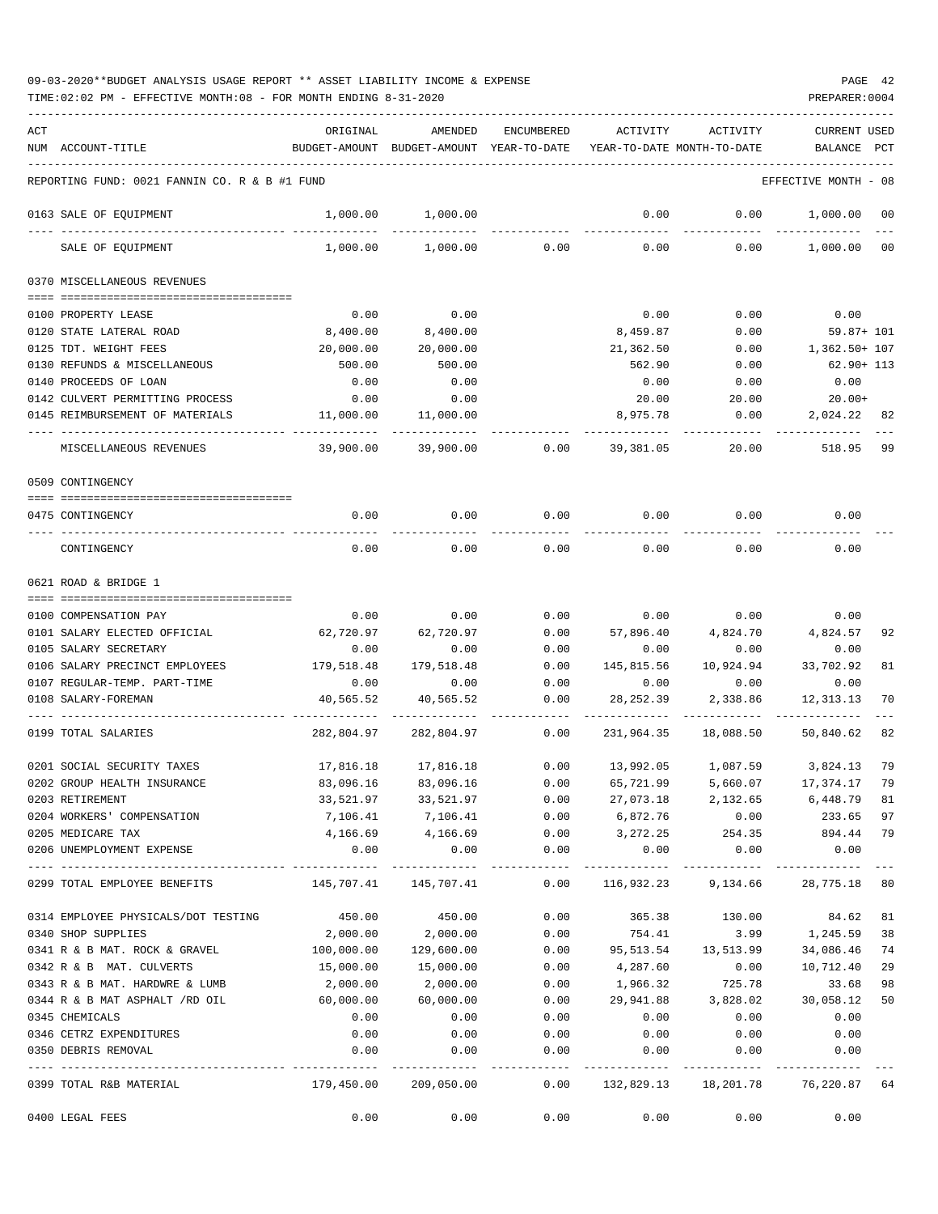09-03-2020**BUDGET ANALYSIS USAGE REPORT ** ASSET LIABILITY INCOME & EXPENSE

TIME:02:02 PM - EFFECTIVE MONTH:08 - FOR MONTH ENDING 8-31-2020

PREPARER:0004

REPORTING FUND: 0021 FANNIN CO. R & B #1 FUND

EFFECTIVE MONTH - 08

| ACT NUM | ACCOUNT-TITLE | ORIGINAL BUDGET-AMOUNT | AMENDED BUDGET-AMOUNT | ENCUMBERED YEAR-TO-DATE | ACTIVITY YEAR-TO-DATE | ACTIVITY MONTH-TO-DATE | CURRENT BALANCE | USED PCT |
|---|---|---|---|---|---|---|---|---|
| 0163 | SALE OF EQUIPMENT | 1,000.00 | 1,000.00 | | 0.00 | 0.00 | 1,000.00 | 00 |
| | SALE OF EQUIPMENT | 1,000.00 | 1,000.00 | 0.00 | 0.00 | 0.00 | 1,000.00 | 00 |
| | **0370 MISCELLANEOUS REVENUES** | | | | | | | |
| 0100 | PROPERTY LEASE | 0.00 | 0.00 | | 0.00 | 0.00 | 0.00 | |
| 0120 | STATE LATERAL ROAD | 8,400.00 | 8,400.00 | | 8,459.87 | 0.00 | 59.87+ | 101 |
| 0125 | TDT. WEIGHT FEES | 20,000.00 | 20,000.00 | | 21,362.50 | 0.00 | 1,362.50+ | 107 |
| 0130 | REFUNDS & MISCELLANEOUS | 500.00 | 500.00 | | 562.90 | 0.00 | 62.90+ | 113 |
| 0140 | PROCEEDS OF LOAN | 0.00 | 0.00 | | 0.00 | 0.00 | 0.00 | |
| 0142 | CULVERT PERMITTING PROCESS | 0.00 | 0.00 | | 20.00 | 20.00 | 20.00+ | |
| 0145 | REIMBURSEMENT OF MATERIALS | 11,000.00 | 11,000.00 | | 8,975.78 | 0.00 | 2,024.22 | 82 |
| | MISCELLANEOUS REVENUES | 39,900.00 | 39,900.00 | 0.00 | 39,381.05 | 20.00 | 518.95 | 99 |
| | **0509 CONTINGENCY** | | | | | | | |
| 0475 | CONTINGENCY | 0.00 | 0.00 | 0.00 | 0.00 | 0.00 | 0.00 | |
| | CONTINGENCY | 0.00 | 0.00 | 0.00 | 0.00 | 0.00 | 0.00 | |
| | **0621 ROAD & BRIDGE 1** | | | | | | | |
| 0100 | COMPENSATION PAY | 0.00 | 0.00 | 0.00 | 0.00 | 0.00 | 0.00 | |
| 0101 | SALARY ELECTED OFFICIAL | 62,720.97 | 62,720.97 | 0.00 | 57,896.40 | 4,824.70 | 4,824.57 | 92 |
| 0105 | SALARY SECRETARY | 0.00 | 0.00 | 0.00 | 0.00 | 0.00 | 0.00 | |
| 0106 | SALARY PRECINCT EMPLOYEES | 179,518.48 | 179,518.48 | 0.00 | 145,815.56 | 10,924.94 | 33,702.92 | 81 |
| 0107 | REGULAR-TEMP. PART-TIME | 0.00 | 0.00 | 0.00 | 0.00 | 0.00 | 0.00 | |
| 0108 | SALARY-FOREMAN | 40,565.52 | 40,565.52 | 0.00 | 28,252.39 | 2,338.86 | 12,313.13 | 70 |
| 0199 | TOTAL SALARIES | 282,804.97 | 282,804.97 | 0.00 | 231,964.35 | 18,088.50 | 50,840.62 | 82 |
| 0201 | SOCIAL SECURITY TAXES | 17,816.18 | 17,816.18 | 0.00 | 13,992.05 | 1,087.59 | 3,824.13 | 79 |
| 0202 | GROUP HEALTH INSURANCE | 83,096.16 | 83,096.16 | 0.00 | 65,721.99 | 5,660.07 | 17,374.17 | 79 |
| 0203 | RETIREMENT | 33,521.97 | 33,521.97 | 0.00 | 27,073.18 | 2,132.65 | 6,448.79 | 81 |
| 0204 | WORKERS' COMPENSATION | 7,106.41 | 7,106.41 | 0.00 | 6,872.76 | 0.00 | 233.65 | 97 |
| 0205 | MEDICARE TAX | 4,166.69 | 4,166.69 | 0.00 | 3,272.25 | 254.35 | 894.44 | 79 |
| 0206 | UNEMPLOYMENT EXPENSE | 0.00 | 0.00 | 0.00 | 0.00 | 0.00 | 0.00 | |
| 0299 | TOTAL EMPLOYEE BENEFITS | 145,707.41 | 145,707.41 | 0.00 | 116,932.23 | 9,134.66 | 28,775.18 | 80 |
| 0314 | EMPLOYEE PHYSICALS/DOT TESTING | 450.00 | 450.00 | 0.00 | 365.38 | 130.00 | 84.62 | 81 |
| 0340 | SHOP SUPPLIES | 2,000.00 | 2,000.00 | 0.00 | 754.41 | 3.99 | 1,245.59 | 38 |
| 0341 | R & B MAT. ROCK & GRAVEL | 100,000.00 | 129,600.00 | 0.00 | 95,513.54 | 13,513.99 | 34,086.46 | 74 |
| 0342 | R & B MAT. CULVERTS | 15,000.00 | 15,000.00 | 0.00 | 4,287.60 | 0.00 | 10,712.40 | 29 |
| 0343 | R & B MAT. HARDWRE & LUMB | 2,000.00 | 2,000.00 | 0.00 | 1,966.32 | 725.78 | 33.68 | 98 |
| 0344 | R & B MAT ASPHALT /RD OIL | 60,000.00 | 60,000.00 | 0.00 | 29,941.88 | 3,828.02 | 30,058.12 | 50 |
| 0345 | CHEMICALS | 0.00 | 0.00 | 0.00 | 0.00 | 0.00 | 0.00 | |
| 0346 | CETRZ EXPENDITURES | 0.00 | 0.00 | 0.00 | 0.00 | 0.00 | 0.00 | |
| 0350 | DEBRIS REMOVAL | 0.00 | 0.00 | 0.00 | 0.00 | 0.00 | 0.00 | |
| 0399 | TOTAL R&B MATERIAL | 179,450.00 | 209,050.00 | 0.00 | 132,829.13 | 18,201.78 | 76,220.87 | 64 |
| 0400 | LEGAL FEES | 0.00 | 0.00 | 0.00 | 0.00 | 0.00 | 0.00 | |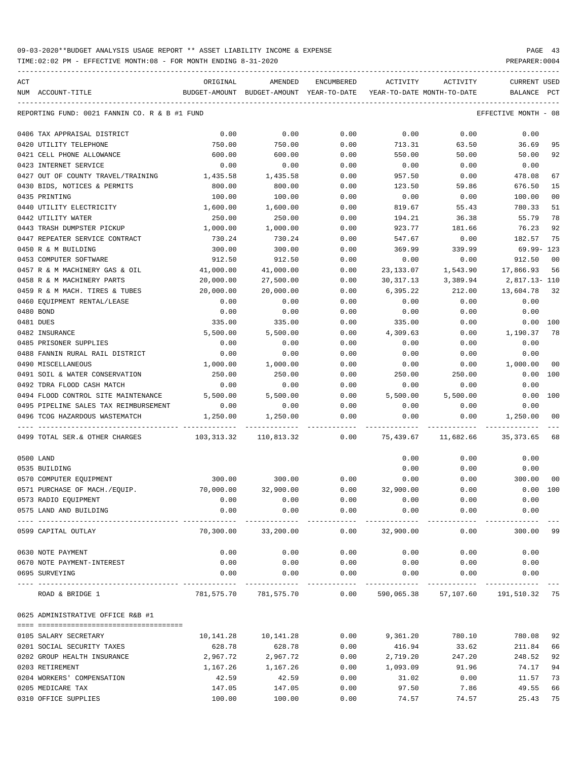09-03-2020**BUDGET ANALYSIS USAGE REPORT ** ASSET LIABILITY INCOME & EXPENSE

TIME:02:02 PM - EFFECTIVE MONTH:08 - FOR MONTH ENDING 8-31-2020

PREPARER:0004

REPORTING FUND: 0021 FANNIN CO. R & B #1 FUND — EFFECTIVE MONTH - 08

| ACT NUM | ACCOUNT-TITLE | ORIGINAL BUDGET-AMOUNT | AMENDED BUDGET-AMOUNT | ENCUMBERED YEAR-TO-DATE | ACTIVITY YEAR-TO-DATE | ACTIVITY MONTH-TO-DATE | CURRENT BALANCE | USED PCT |
|---|---|---|---|---|---|---|---|---|
| 0406 | TAX APPRAISAL DISTRICT | 0.00 | 0.00 | 0.00 | 0.00 | 0.00 | 0.00 | |
| 0420 | UTILITY TELEPHONE | 750.00 | 750.00 | 0.00 | 713.31 | 63.50 | 36.69 | 95 |
| 0421 | CELL PHONE ALLOWANCE | 600.00 | 600.00 | 0.00 | 550.00 | 50.00 | 50.00 | 92 |
| 0423 | INTERNET SERVICE | 0.00 | 0.00 | 0.00 | 0.00 | 0.00 | 0.00 | |
| 0427 | OUT OF COUNTY TRAVEL/TRAINING | 1,435.58 | 1,435.58 | 0.00 | 957.50 | 0.00 | 478.08 | 67 |
| 0430 | BIDS, NOTICES & PERMITS | 800.00 | 800.00 | 0.00 | 123.50 | 59.86 | 676.50 | 15 |
| 0435 | PRINTING | 100.00 | 100.00 | 0.00 | 0.00 | 0.00 | 100.00 | 00 |
| 0440 | UTILITY ELECTRICITY | 1,600.00 | 1,600.00 | 0.00 | 819.67 | 55.43 | 780.33 | 51 |
| 0442 | UTILITY WATER | 250.00 | 250.00 | 0.00 | 194.21 | 36.38 | 55.79 | 78 |
| 0443 | TRASH DUMPSTER PICKUP | 1,000.00 | 1,000.00 | 0.00 | 923.77 | 181.66 | 76.23 | 92 |
| 0447 | REPEATER SERVICE CONTRACT | 730.24 | 730.24 | 0.00 | 547.67 | 0.00 | 182.57 | 75 |
| 0450 | R & M BUILDING | 300.00 | 300.00 | 0.00 | 369.99 | 339.99 | 69.99- | 123 |
| 0453 | COMPUTER SOFTWARE | 912.50 | 912.50 | 0.00 | 0.00 | 0.00 | 912.50 | 00 |
| 0457 | R & M MACHINERY GAS & OIL | 41,000.00 | 41,000.00 | 0.00 | 23,133.07 | 1,543.90 | 17,866.93 | 56 |
| 0458 | R & M MACHINERY PARTS | 20,000.00 | 27,500.00 | 0.00 | 30,317.13 | 3,389.94 | 2,817.13- | 110 |
| 0459 | R & M MACH. TIRES & TUBES | 20,000.00 | 20,000.00 | 0.00 | 6,395.22 | 212.00 | 13,604.78 | 32 |
| 0460 | EQUIPMENT RENTAL/LEASE | 0.00 | 0.00 | 0.00 | 0.00 | 0.00 | 0.00 | |
| 0480 | BOND | 0.00 | 0.00 | 0.00 | 0.00 | 0.00 | 0.00 | |
| 0481 | DUES | 335.00 | 335.00 | 0.00 | 335.00 | 0.00 | 0.00 | 100 |
| 0482 | INSURANCE | 5,500.00 | 5,500.00 | 0.00 | 4,309.63 | 0.00 | 1,190.37 | 78 |
| 0485 | PRISONER SUPPLIES | 0.00 | 0.00 | 0.00 | 0.00 | 0.00 | 0.00 | |
| 0488 | FANNIN RURAL RAIL DISTRICT | 0.00 | 0.00 | 0.00 | 0.00 | 0.00 | 0.00 | |
| 0490 | MISCELLANEOUS | 1,000.00 | 1,000.00 | 0.00 | 0.00 | 0.00 | 1,000.00 | 00 |
| 0491 | SOIL & WATER CONSERVATION | 250.00 | 250.00 | 0.00 | 250.00 | 250.00 | 0.00 | 100 |
| 0492 | TDRA FLOOD CASH MATCH | 0.00 | 0.00 | 0.00 | 0.00 | 0.00 | 0.00 | |
| 0494 | FLOOD CONTROL SITE MAINTENANCE | 5,500.00 | 5,500.00 | 0.00 | 5,500.00 | 5,500.00 | 0.00 | 100 |
| 0495 | PIPELINE SALES TAX REIMBURSEMENT | 0.00 | 0.00 | 0.00 | 0.00 | 0.00 | 0.00 | |
| 0496 | TCOG HAZARDOUS WASTEMATCH | 1,250.00 | 1,250.00 | 0.00 | 0.00 | 0.00 | 1,250.00 | 00 |
| 0499 | TOTAL SER.& OTHER CHARGES | 103,313.32 | 110,813.32 | 0.00 | 75,439.67 | 11,682.66 | 35,373.65 | 68 |
| 0500 | LAND | | | | 0.00 | 0.00 | 0.00 | |
| 0535 | BUILDING | | | | 0.00 | 0.00 | 0.00 | |
| 0570 | COMPUTER EQUIPMENT | 300.00 | 300.00 | 0.00 | 0.00 | 0.00 | 300.00 | 00 |
| 0571 | PURCHASE OF MACH./EQUIP. | 70,000.00 | 32,900.00 | 0.00 | 32,900.00 | 0.00 | 0.00 | 100 |
| 0573 | RADIO EQUIPMENT | 0.00 | 0.00 | 0.00 | 0.00 | 0.00 | 0.00 | |
| 0575 | LAND AND BUILDING | 0.00 | 0.00 | 0.00 | 0.00 | 0.00 | 0.00 | |
| 0599 | CAPITAL OUTLAY | 70,300.00 | 33,200.00 | 0.00 | 32,900.00 | 0.00 | 300.00 | 99 |
| 0630 | NOTE PAYMENT | 0.00 | 0.00 | 0.00 | 0.00 | 0.00 | 0.00 | |
| 0670 | NOTE PAYMENT-INTEREST | 0.00 | 0.00 | 0.00 | 0.00 | 0.00 | 0.00 | |
| 0695 | SURVEYING | 0.00 | 0.00 | 0.00 | 0.00 | 0.00 | 0.00 | |
| | ROAD & BRIDGE 1 | 781,575.70 | 781,575.70 | 0.00 | 590,065.38 | 57,107.60 | 191,510.32 | 75 |

0625 ADMINISTRATIVE OFFICE R&B #1

| ACT NUM | ACCOUNT-TITLE | ORIGINAL BUDGET-AMOUNT | AMENDED BUDGET-AMOUNT | ENCUMBERED YEAR-TO-DATE | ACTIVITY YEAR-TO-DATE | ACTIVITY MONTH-TO-DATE | CURRENT BALANCE | USED PCT |
|---|---|---|---|---|---|---|---|---|
| 0105 | SALARY SECRETARY | 10,141.28 | 10,141.28 | 0.00 | 9,361.20 | 780.10 | 780.08 | 92 |
| 0201 | SOCIAL SECURITY TAXES | 628.78 | 628.78 | 0.00 | 416.94 | 33.62 | 211.84 | 66 |
| 0202 | GROUP HEALTH INSURANCE | 2,967.72 | 2,967.72 | 0.00 | 2,719.20 | 247.20 | 248.52 | 92 |
| 0203 | RETIREMENT | 1,167.26 | 1,167.26 | 0.00 | 1,093.09 | 91.96 | 74.17 | 94 |
| 0204 | WORKERS' COMPENSATION | 42.59 | 42.59 | 0.00 | 31.02 | 0.00 | 11.57 | 73 |
| 0205 | MEDICARE TAX | 147.05 | 147.05 | 0.00 | 97.50 | 7.86 | 49.55 | 66 |
| 0310 | OFFICE SUPPLIES | 100.00 | 100.00 | 0.00 | 74.57 | 74.57 | 25.43 | 75 |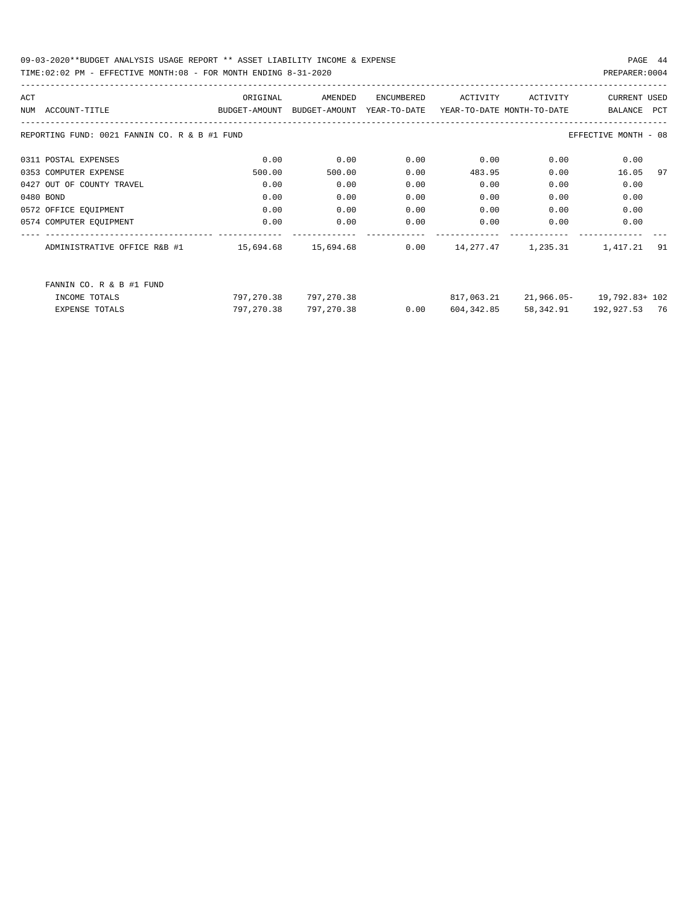09-03-2020**BUDGET ANALYSIS USAGE REPORT ** ASSET LIABILITY INCOME & EXPENSE

TIME:02:02 PM - EFFECTIVE MONTH:08 - FOR MONTH ENDING 8-31-2020

PREPARER:0004

REPORTING FUND: 0021 FANNIN CO. R & B #1 FUND — EFFECTIVE MONTH - 08

| ACT NUM | ACCOUNT-TITLE | ORIGINAL BUDGET-AMOUNT | AMENDED BUDGET-AMOUNT | ENCUMBERED YEAR-TO-DATE | ACTIVITY YEAR-TO-DATE | ACTIVITY MONTH-TO-DATE | CURRENT BALANCE | USED PCT |
|---|---|---|---|---|---|---|---|---|
| 0311 | POSTAL EXPENSES | 0.00 | 0.00 | 0.00 | 0.00 | 0.00 | 0.00 | |
| 0353 | COMPUTER EXPENSE | 500.00 | 500.00 | 0.00 | 483.95 | 0.00 | 16.05 | 97 |
| 0427 | OUT OF COUNTY TRAVEL | 0.00 | 0.00 | 0.00 | 0.00 | 0.00 | 0.00 | |
| 0480 | BOND | 0.00 | 0.00 | 0.00 | 0.00 | 0.00 | 0.00 | |
| 0572 | OFFICE EQUIPMENT | 0.00 | 0.00 | 0.00 | 0.00 | 0.00 | 0.00 | |
| 0574 | COMPUTER EQUIPMENT | 0.00 | 0.00 | 0.00 | 0.00 | 0.00 | 0.00 | |
| | ADMINISTRATIVE OFFICE R&B #1 | 15,694.68 | 15,694.68 | 0.00 | 14,277.47 | 1,235.31 | 1,417.21 | 91 |
| | FANNIN CO. R & B #1 FUND | | | | | | | |
| | INCOME TOTALS | 797,270.38 | 797,270.38 | | 817,063.21 | 21,966.05- | 19,792.83+ | 102 |
| | EXPENSE TOTALS | 797,270.38 | 797,270.38 | 0.00 | 604,342.85 | 58,342.91 | 192,927.53 | 76 |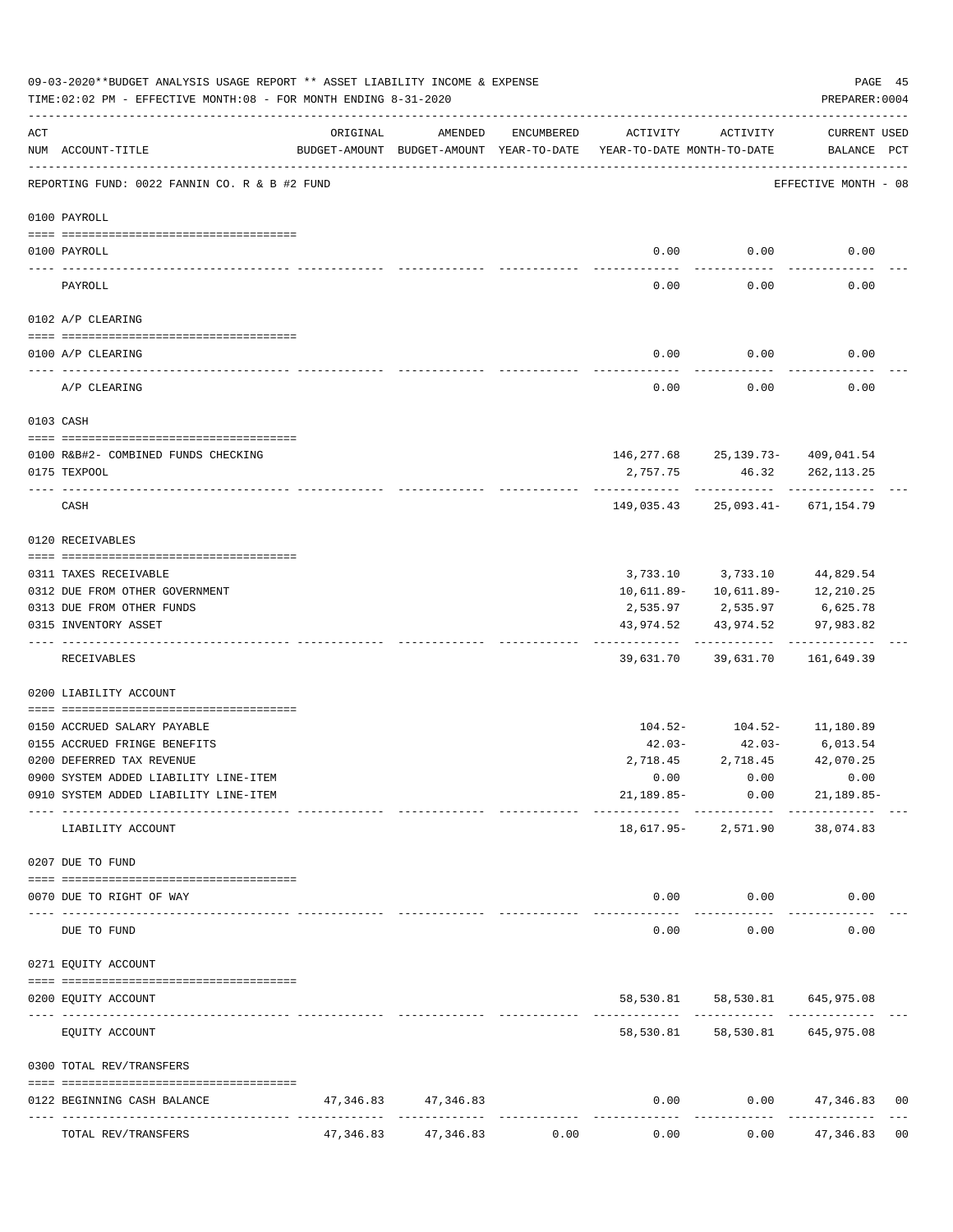09-03-2020**BUDGET ANALYSIS USAGE REPORT ** ASSET LIABILITY INCOME & EXPENSE

TIME:02:02 PM - EFFECTIVE MONTH:08 - FOR MONTH ENDING 8-31-2020

PREPARER:0004

| ACT NUM | ACCOUNT-TITLE | ORIGINAL BUDGET-AMOUNT | AMENDED BUDGET-AMOUNT | ENCUMBERED YEAR-TO-DATE | ACTIVITY YEAR-TO-DATE | ACTIVITY MONTH-TO-DATE | CURRENT BALANCE | USED PCT |
|---|---|---|---|---|---|---|---|---|
| | REPORTING FUND: 0022 FANNIN CO. R & B #2 FUND | | | | | | EFFECTIVE MONTH - 08 | |
| | 0100 PAYROLL | | | | | | | |
| 0100 | PAYROLL | | | | 0.00 | 0.00 | 0.00 | |
| | PAYROLL | | | | 0.00 | 0.00 | 0.00 | |
| | 0102 A/P CLEARING | | | | | | | |
| 0100 | A/P CLEARING | | | | 0.00 | 0.00 | 0.00 | |
| | A/P CLEARING | | | | 0.00 | 0.00 | 0.00 | |
| | 0103 CASH | | | | | | | |
| 0100 | R&B#2- COMBINED FUNDS CHECKING | | | | 146,277.68 | 25,139.73- | 409,041.54 | |
| 0175 | TEXPOOL | | | | 2,757.75 | 46.32 | 262,113.25 | |
| | CASH | | | | 149,035.43 | 25,093.41- | 671,154.79 | |
| | 0120 RECEIVABLES | | | | | | | |
| 0311 | TAXES RECEIVABLE | | | | 3,733.10 | 3,733.10 | 44,829.54 | |
| 0312 | DUE FROM OTHER GOVERNMENT | | | | 10,611.89- | 10,611.89- | 12,210.25 | |
| 0313 | DUE FROM OTHER FUNDS | | | | 2,535.97 | 2,535.97 | 6,625.78 | |
| 0315 | INVENTORY ASSET | | | | 43,974.52 | 43,974.52 | 97,983.82 | |
| | RECEIVABLES | | | | 39,631.70 | 39,631.70 | 161,649.39 | |
| | 0200 LIABILITY ACCOUNT | | | | | | | |
| 0150 | ACCRUED SALARY PAYABLE | | | | 104.52- | 104.52- | 11,180.89 | |
| 0155 | ACCRUED FRINGE BENEFITS | | | | 42.03- | 42.03- | 6,013.54 | |
| 0200 | DEFERRED TAX REVENUE | | | | 2,718.45 | 2,718.45 | 42,070.25 | |
| 0900 | SYSTEM ADDED LIABILITY LINE-ITEM | | | | 0.00 | 0.00 | 0.00 | |
| 0910 | SYSTEM ADDED LIABILITY LINE-ITEM | | | | 21,189.85- | 0.00 | 21,189.85- | |
| | LIABILITY ACCOUNT | | | | 18,617.95- | 2,571.90 | 38,074.83 | |
| | 0207 DUE TO FUND | | | | | | | |
| 0070 | DUE TO RIGHT OF WAY | | | | 0.00 | 0.00 | 0.00 | |
| | DUE TO FUND | | | | 0.00 | 0.00 | 0.00 | |
| | 0271 EQUITY ACCOUNT | | | | | | | |
| 0200 | EQUITY ACCOUNT | | | | 58,530.81 | 58,530.81 | 645,975.08 | |
| | EQUITY ACCOUNT | | | | 58,530.81 | 58,530.81 | 645,975.08 | |
| | 0300 TOTAL REV/TRANSFERS | | | | | | | |
| 0122 | BEGINNING CASH BALANCE | 47,346.83 | 47,346.83 | | 0.00 | 0.00 | 47,346.83 | 00 |
| | TOTAL REV/TRANSFERS | 47,346.83 | 47,346.83 | 0.00 | 0.00 | 0.00 | 47,346.83 | 00 |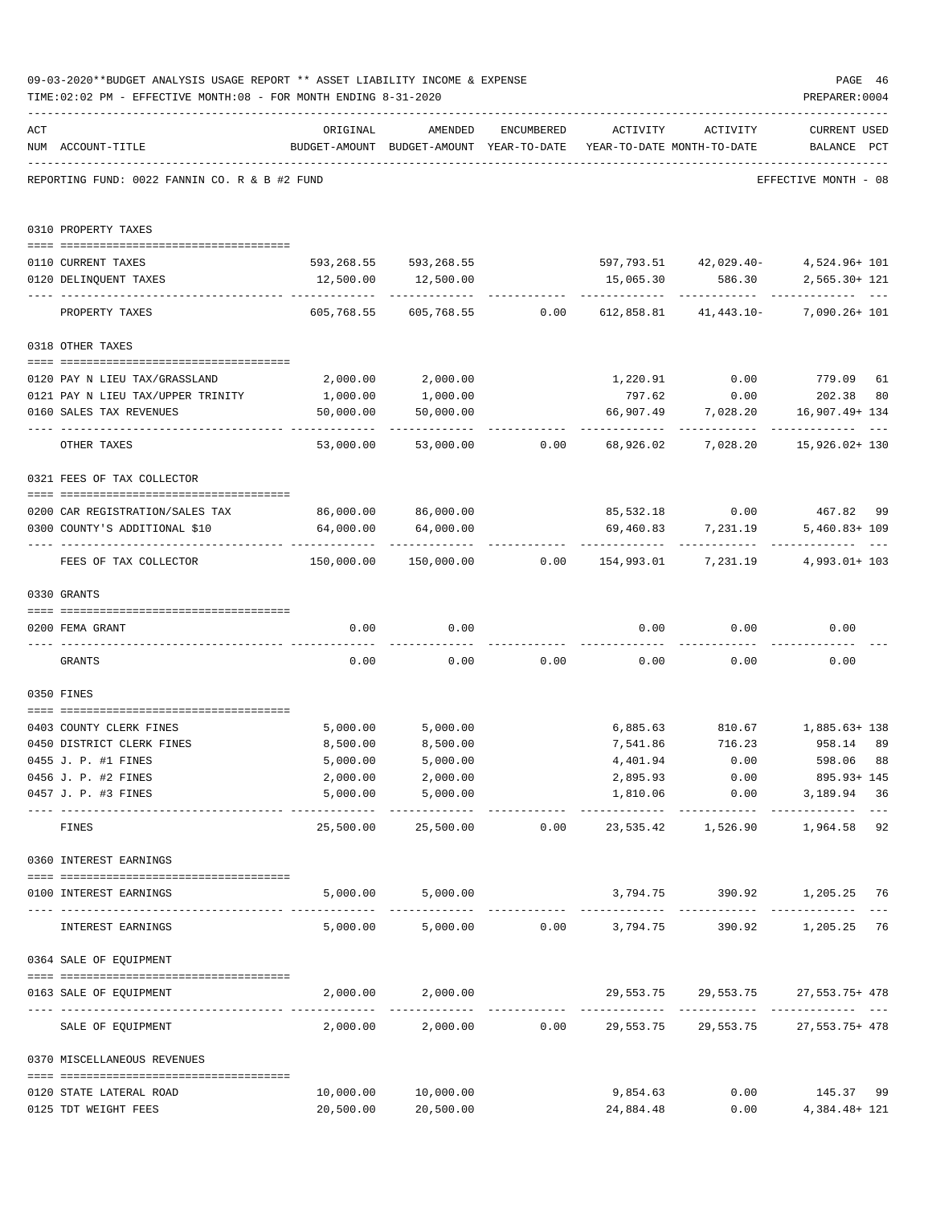09-03-2020**BUDGET ANALYSIS USAGE REPORT ** ASSET LIABILITY INCOME & EXPENSE

TIME:02:02 PM - EFFECTIVE MONTH:08 - FOR MONTH ENDING 8-31-2020

PREPARER:0004

REPORTING FUND: 0022 FANNIN CO. R & B #2 FUND

EFFECTIVE MONTH - 08

| ACT NUM | ACCOUNT-TITLE | ORIGINAL BUDGET-AMOUNT | AMENDED BUDGET-AMOUNT | ENCUMBERED YEAR-TO-DATE | ACTIVITY YEAR-TO-DATE | ACTIVITY MONTH-TO-DATE | CURRENT BALANCE | USED PCT |
|---|---|---|---|---|---|---|---|---|
| | **0310 PROPERTY TAXES** | | | | | | | |
| 0110 | CURRENT TAXES | 593,268.55 | 593,268.55 | | 597,793.51 | 42,029.40- | 4,524.96+ | 101 |
| 0120 | DELINQUENT TAXES | 12,500.00 | 12,500.00 | | 15,065.30 | 586.30 | 2,565.30+ | 121 |
| | PROPERTY TAXES | 605,768.55 | 605,768.55 | 0.00 | 612,858.81 | 41,443.10- | 7,090.26+ | 101 |
| | **0318 OTHER TAXES** | | | | | | | |
| 0120 | PAY N LIEU TAX/GRASSLAND | 2,000.00 | 2,000.00 | | 1,220.91 | 0.00 | 779.09 | 61 |
| 0121 | PAY N LIEU TAX/UPPER TRINITY | 1,000.00 | 1,000.00 | | 797.62 | 0.00 | 202.38 | 80 |
| 0160 | SALES TAX REVENUES | 50,000.00 | 50,000.00 | | 66,907.49 | 7,028.20 | 16,907.49+ | 134 |
| | OTHER TAXES | 53,000.00 | 53,000.00 | 0.00 | 68,926.02 | 7,028.20 | 15,926.02+ | 130 |
| | **0321 FEES OF TAX COLLECTOR** | | | | | | | |
| 0200 | CAR REGISTRATION/SALES TAX | 86,000.00 | 86,000.00 | | 85,532.18 | 0.00 | 467.82 | 99 |
| 0300 | COUNTY'S ADDITIONAL $10 | 64,000.00 | 64,000.00 | | 69,460.83 | 7,231.19 | 5,460.83+ | 109 |
| | FEES OF TAX COLLECTOR | 150,000.00 | 150,000.00 | 0.00 | 154,993.01 | 7,231.19 | 4,993.01+ | 103 |
| | **0330 GRANTS** | | | | | | | |
| 0200 | FEMA GRANT | 0.00 | 0.00 | | 0.00 | 0.00 | 0.00 | |
| | GRANTS | 0.00 | 0.00 | 0.00 | 0.00 | 0.00 | 0.00 | |
| | **0350 FINES** | | | | | | | |
| 0403 | COUNTY CLERK FINES | 5,000.00 | 5,000.00 | | 6,885.63 | 810.67 | 1,885.63+ | 138 |
| 0450 | DISTRICT CLERK FINES | 8,500.00 | 8,500.00 | | 7,541.86 | 716.23 | 958.14 | 89 |
| 0455 | J. P. #1 FINES | 5,000.00 | 5,000.00 | | 4,401.94 | 0.00 | 598.06 | 88 |
| 0456 | J. P. #2 FINES | 2,000.00 | 2,000.00 | | 2,895.93 | 0.00 | 895.93+ | 145 |
| 0457 | J. P. #3 FINES | 5,000.00 | 5,000.00 | | 1,810.06 | 0.00 | 3,189.94 | 36 |
| | FINES | 25,500.00 | 25,500.00 | 0.00 | 23,535.42 | 1,526.90 | 1,964.58 | 92 |
| | **0360 INTEREST EARNINGS** | | | | | | | |
| 0100 | INTEREST EARNINGS | 5,000.00 | 5,000.00 | | 3,794.75 | 390.92 | 1,205.25 | 76 |
| | INTEREST EARNINGS | 5,000.00 | 5,000.00 | 0.00 | 3,794.75 | 390.92 | 1,205.25 | 76 |
| | **0364 SALE OF EQUIPMENT** | | | | | | | |
| 0163 | SALE OF EQUIPMENT | 2,000.00 | 2,000.00 | | 29,553.75 | 29,553.75 | 27,553.75+ | 478 |
| | SALE OF EQUIPMENT | 2,000.00 | 2,000.00 | 0.00 | 29,553.75 | 29,553.75 | 27,553.75+ | 478 |
| | **0370 MISCELLANEOUS REVENUES** | | | | | | | |
| 0120 | STATE LATERAL ROAD | 10,000.00 | 10,000.00 | | 9,854.63 | 0.00 | 145.37 | 99 |
| 0125 | TDT WEIGHT FEES | 20,500.00 | 20,500.00 | | 24,884.48 | 0.00 | 4,384.48+ | 121 |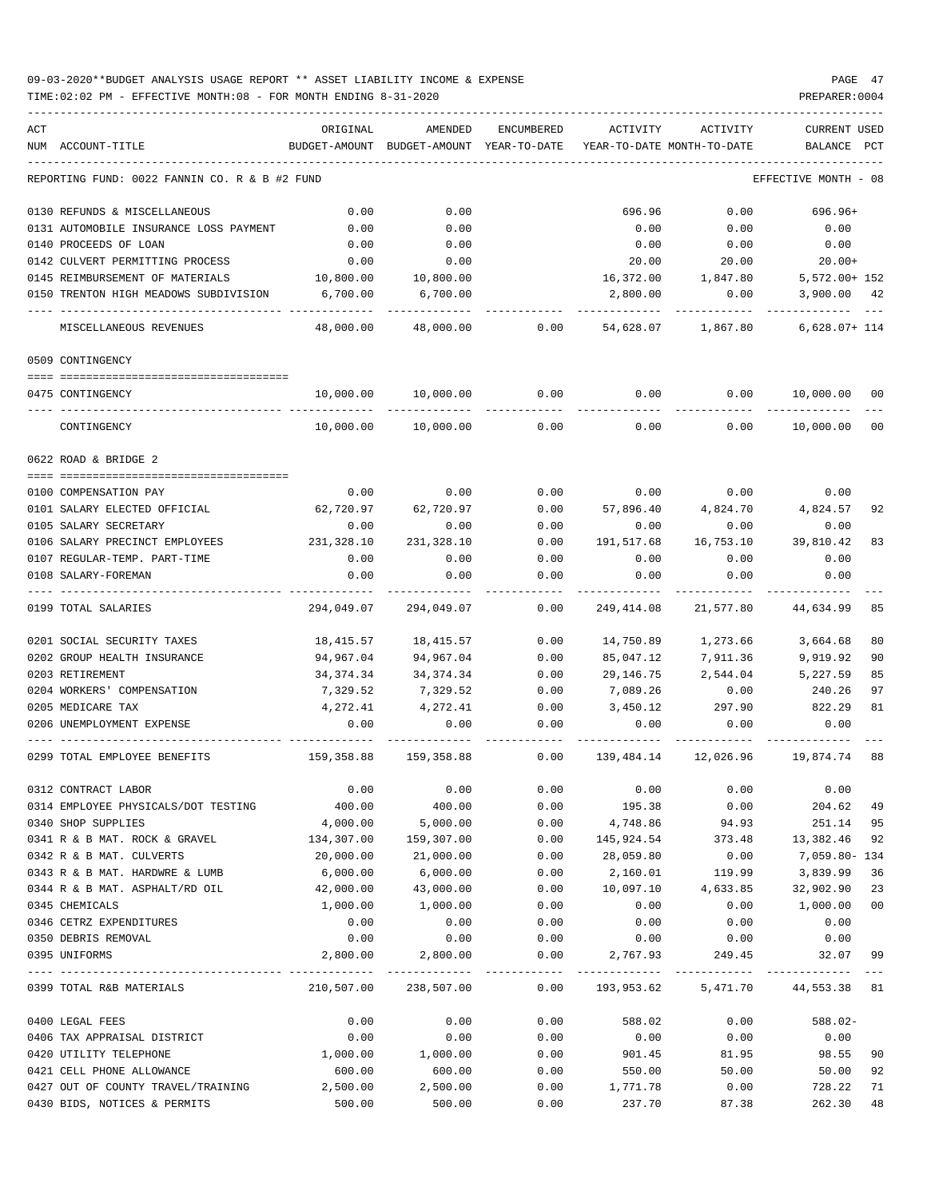09-03-2020**BUDGET ANALYSIS USAGE REPORT ** ASSET LIABILITY INCOME & EXPENSE

TIME:02:02 PM - EFFECTIVE MONTH:08 - FOR MONTH ENDING 8-31-2020

PREPARER:0004

| ACT NUM | ACCOUNT-TITLE | ORIGINAL BUDGET-AMOUNT | AMENDED BUDGET-AMOUNT | ENCUMBERED YEAR-TO-DATE | ACTIVITY YEAR-TO-DATE | ACTIVITY MONTH-TO-DATE | CURRENT USED BALANCE | PCT |
|---|---|---|---|---|---|---|---|---|
| | REPORTING FUND: 0022 FANNIN CO. R & B #2 FUND | | | | | | EFFECTIVE MONTH - 08 | |
| 0130 | REFUNDS & MISCELLANEOUS | 0.00 | 0.00 | | 696.96 | 0.00 | 696.96+ | |
| 0131 | AUTOMOBILE INSURANCE LOSS PAYMENT | 0.00 | 0.00 | | 0.00 | 0.00 | 0.00 | |
| 0140 | PROCEEDS OF LOAN | 0.00 | 0.00 | | 0.00 | 0.00 | 0.00 | |
| 0142 | CULVERT PERMITTING PROCESS | 0.00 | 0.00 | | 20.00 | 20.00 | 20.00+ | |
| 0145 | REIMBURSEMENT OF MATERIALS | 10,800.00 | 10,800.00 | | 16,372.00 | 1,847.80 | 5,572.00+ | 152 |
| 0150 | TRENTON HIGH MEADOWS SUBDIVISION | 6,700.00 | 6,700.00 | | 2,800.00 | 0.00 | 3,900.00 | 42 |
| | MISCELLANEOUS REVENUES | 48,000.00 | 48,000.00 | 0.00 | 54,628.07 | 1,867.80 | 6,628.07+ | 114 |
| | 0509 CONTINGENCY | | | | | | | |
| 0475 | CONTINGENCY | 10,000.00 | 10,000.00 | 0.00 | 0.00 | 0.00 | 10,000.00 | 00 |
| | CONTINGENCY | 10,000.00 | 10,000.00 | 0.00 | 0.00 | 0.00 | 10,000.00 | 00 |
| | 0622 ROAD & BRIDGE 2 | | | | | | | |
| 0100 | COMPENSATION PAY | 0.00 | 0.00 | 0.00 | 0.00 | 0.00 | 0.00 | |
| 0101 | SALARY ELECTED OFFICIAL | 62,720.97 | 62,720.97 | 0.00 | 57,896.40 | 4,824.70 | 4,824.57 | 92 |
| 0105 | SALARY SECRETARY | 0.00 | 0.00 | 0.00 | 0.00 | 0.00 | 0.00 | |
| 0106 | SALARY PRECINCT EMPLOYEES | 231,328.10 | 231,328.10 | 0.00 | 191,517.68 | 16,753.10 | 39,810.42 | 83 |
| 0107 | REGULAR-TEMP. PART-TIME | 0.00 | 0.00 | 0.00 | 0.00 | 0.00 | 0.00 | |
| 0108 | SALARY-FOREMAN | 0.00 | 0.00 | 0.00 | 0.00 | 0.00 | 0.00 | |
| 0199 | TOTAL SALARIES | 294,049.07 | 294,049.07 | 0.00 | 249,414.08 | 21,577.80 | 44,634.99 | 85 |
| 0201 | SOCIAL SECURITY TAXES | 18,415.57 | 18,415.57 | 0.00 | 14,750.89 | 1,273.66 | 3,664.68 | 80 |
| 0202 | GROUP HEALTH INSURANCE | 94,967.04 | 94,967.04 | 0.00 | 85,047.12 | 7,911.36 | 9,919.92 | 90 |
| 0203 | RETIREMENT | 34,374.34 | 34,374.34 | 0.00 | 29,146.75 | 2,544.04 | 5,227.59 | 85 |
| 0204 | WORKERS' COMPENSATION | 7,329.52 | 7,329.52 | 0.00 | 7,089.26 | 0.00 | 240.26 | 97 |
| 0205 | MEDICARE TAX | 4,272.41 | 4,272.41 | 0.00 | 3,450.12 | 297.90 | 822.29 | 81 |
| 0206 | UNEMPLOYMENT EXPENSE | 0.00 | 0.00 | 0.00 | 0.00 | 0.00 | 0.00 | |
| 0299 | TOTAL EMPLOYEE BENEFITS | 159,358.88 | 159,358.88 | 0.00 | 139,484.14 | 12,026.96 | 19,874.74 | 88 |
| 0312 | CONTRACT LABOR | 0.00 | 0.00 | 0.00 | 0.00 | 0.00 | 0.00 | |
| 0314 | EMPLOYEE PHYSICALS/DOT TESTING | 400.00 | 400.00 | 0.00 | 195.38 | 0.00 | 204.62 | 49 |
| 0340 | SHOP SUPPLIES | 4,000.00 | 5,000.00 | 0.00 | 4,748.86 | 94.93 | 251.14 | 95 |
| 0341 | R & B MAT. ROCK & GRAVEL | 134,307.00 | 159,307.00 | 0.00 | 145,924.54 | 373.48 | 13,382.46 | 92 |
| 0342 | R & B MAT. CULVERTS | 20,000.00 | 21,000.00 | 0.00 | 28,059.80 | 0.00 | 7,059.80- | 134 |
| 0343 | R & B MAT. HARDWRE & LUMB | 6,000.00 | 6,000.00 | 0.00 | 2,160.01 | 119.99 | 3,839.99 | 36 |
| 0344 | R & B MAT. ASPHALT/RD OIL | 42,000.00 | 43,000.00 | 0.00 | 10,097.10 | 4,633.85 | 32,902.90 | 23 |
| 0345 | CHEMICALS | 1,000.00 | 1,000.00 | 0.00 | 0.00 | 0.00 | 1,000.00 | 00 |
| 0346 | CETRZ EXPENDITURES | 0.00 | 0.00 | 0.00 | 0.00 | 0.00 | 0.00 | |
| 0350 | DEBRIS REMOVAL | 0.00 | 0.00 | 0.00 | 0.00 | 0.00 | 0.00 | |
| 0395 | UNIFORMS | 2,800.00 | 2,800.00 | 0.00 | 2,767.93 | 249.45 | 32.07 | 99 |
| 0399 | TOTAL R&B MATERIALS | 210,507.00 | 238,507.00 | 0.00 | 193,953.62 | 5,471.70 | 44,553.38 | 81 |
| 0400 | LEGAL FEES | 0.00 | 0.00 | 0.00 | 588.02 | 0.00 | 588.02- | |
| 0406 | TAX APPRAISAL DISTRICT | 0.00 | 0.00 | 0.00 | 0.00 | 0.00 | 0.00 | |
| 0420 | UTILITY TELEPHONE | 1,000.00 | 1,000.00 | 0.00 | 901.45 | 81.95 | 98.55 | 90 |
| 0421 | CELL PHONE ALLOWANCE | 600.00 | 600.00 | 0.00 | 550.00 | 50.00 | 50.00 | 92 |
| 0427 | OUT OF COUNTY TRAVEL/TRAINING | 2,500.00 | 2,500.00 | 0.00 | 1,771.78 | 0.00 | 728.22 | 71 |
| 0430 | BIDS, NOTICES & PERMITS | 500.00 | 500.00 | 0.00 | 237.70 | 87.38 | 262.30 | 48 |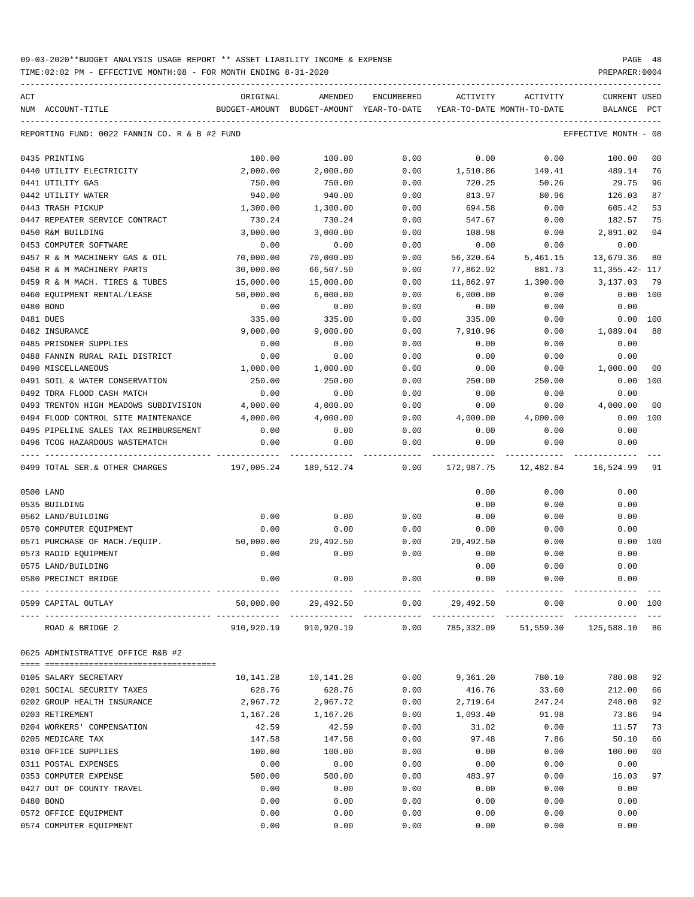09-03-2020**BUDGET ANALYSIS USAGE REPORT ** ASSET LIABILITY INCOME & EXPENSE

TIME:02:02 PM - EFFECTIVE MONTH:08 - FOR MONTH ENDING 8-31-2020

| ACT NUM | ACCOUNT-TITLE | ORIGINAL BUDGET-AMOUNT | AMENDED BUDGET-AMOUNT | ENCUMBERED YEAR-TO-DATE | ACTIVITY YEAR-TO-DATE | ACTIVITY MONTH-TO-DATE | CURRENT BALANCE | USED PCT |
|---|---|---|---|---|---|---|---|---|
| | REPORTING FUND: 0022 FANNIN CO. R & B #2 FUND | | | | | | EFFECTIVE MONTH - 08 | |
| 0435 | PRINTING | 100.00 | 100.00 | 0.00 | 0.00 | 0.00 | 100.00 | 00 |
| 0440 | UTILITY ELECTRICITY | 2,000.00 | 2,000.00 | 0.00 | 1,510.86 | 149.41 | 489.14 | 76 |
| 0441 | UTILITY GAS | 750.00 | 750.00 | 0.00 | 720.25 | 50.26 | 29.75 | 96 |
| 0442 | UTILITY WATER | 940.00 | 940.00 | 0.00 | 813.97 | 80.96 | 126.03 | 87 |
| 0443 | TRASH PICKUP | 1,300.00 | 1,300.00 | 0.00 | 694.58 | 0.00 | 605.42 | 53 |
| 0447 | REPEATER SERVICE CONTRACT | 730.24 | 730.24 | 0.00 | 547.67 | 0.00 | 182.57 | 75 |
| 0450 | R&M BUILDING | 3,000.00 | 3,000.00 | 0.00 | 108.98 | 0.00 | 2,891.02 | 04 |
| 0453 | COMPUTER SOFTWARE | 0.00 | 0.00 | 0.00 | 0.00 | 0.00 | 0.00 | |
| 0457 | R & M MACHINERY GAS & OIL | 70,000.00 | 70,000.00 | 0.00 | 56,320.64 | 5,461.15 | 13,679.36 | 80 |
| 0458 | R & M MACHINERY PARTS | 30,000.00 | 66,507.50 | 0.00 | 77,862.92 | 881.73 | 11,355.42- | 117 |
| 0459 | R & M MACH. TIRES & TUBES | 15,000.00 | 15,000.00 | 0.00 | 11,862.97 | 1,390.00 | 3,137.03 | 79 |
| 0460 | EQUIPMENT RENTAL/LEASE | 50,000.00 | 6,000.00 | 0.00 | 6,000.00 | 0.00 | 0.00 | 100 |
| 0480 | BOND | 0.00 | 0.00 | 0.00 | 0.00 | 0.00 | 0.00 | |
| 0481 | DUES | 335.00 | 335.00 | 0.00 | 335.00 | 0.00 | 0.00 | 100 |
| 0482 | INSURANCE | 9,000.00 | 9,000.00 | 0.00 | 7,910.96 | 0.00 | 1,089.04 | 88 |
| 0485 | PRISONER SUPPLIES | 0.00 | 0.00 | 0.00 | 0.00 | 0.00 | 0.00 | |
| 0488 | FANNIN RURAL RAIL DISTRICT | 0.00 | 0.00 | 0.00 | 0.00 | 0.00 | 0.00 | |
| 0490 | MISCELLANEOUS | 1,000.00 | 1,000.00 | 0.00 | 0.00 | 0.00 | 1,000.00 | 00 |
| 0491 | SOIL & WATER CONSERVATION | 250.00 | 250.00 | 0.00 | 250.00 | 250.00 | 0.00 | 100 |
| 0492 | TDRA FLOOD CASH MATCH | 0.00 | 0.00 | 0.00 | 0.00 | 0.00 | 0.00 | |
| 0493 | TRENTON HIGH MEADOWS SUBDIVISION | 4,000.00 | 4,000.00 | 0.00 | 0.00 | 0.00 | 4,000.00 | 00 |
| 0494 | FLOOD CONTROL SITE MAINTENANCE | 4,000.00 | 4,000.00 | 0.00 | 4,000.00 | 4,000.00 | 0.00 | 100 |
| 0495 | PIPELINE SALES TAX REIMBURSEMENT | 0.00 | 0.00 | 0.00 | 0.00 | 0.00 | 0.00 | |
| 0496 | TCOG HAZARDOUS WASTEMATCH | 0.00 | 0.00 | 0.00 | 0.00 | 0.00 | 0.00 | |
| 0499 | TOTAL SER.& OTHER CHARGES | 197,005.24 | 189,512.74 | 0.00 | 172,987.75 | 12,482.84 | 16,524.99 | 91 |
| 0500 | LAND | | | | 0.00 | 0.00 | 0.00 | |
| 0535 | BUILDING | | | | 0.00 | 0.00 | 0.00 | |
| 0562 | LAND/BUILDING | 0.00 | 0.00 | 0.00 | 0.00 | 0.00 | 0.00 | |
| 0570 | COMPUTER EQUIPMENT | 0.00 | 0.00 | 0.00 | 0.00 | 0.00 | 0.00 | |
| 0571 | PURCHASE OF MACH./EQUIP. | 50,000.00 | 29,492.50 | 0.00 | 29,492.50 | 0.00 | 0.00 | 100 |
| 0573 | RADIO EQUIPMENT | 0.00 | 0.00 | 0.00 | 0.00 | 0.00 | 0.00 | |
| 0575 | LAND/BUILDING | | | | 0.00 | 0.00 | 0.00 | |
| 0580 | PRECINCT BRIDGE | 0.00 | 0.00 | 0.00 | 0.00 | 0.00 | 0.00 | |
| 0599 | CAPITAL OUTLAY | 50,000.00 | 29,492.50 | 0.00 | 29,492.50 | 0.00 | 0.00 | 100 |
| | ROAD & BRIDGE 2 | 910,920.19 | 910,920.19 | 0.00 | 785,332.09 | 51,559.30 | 125,588.10 | 86 |
| 0625 | ADMINISTRATIVE OFFICE R&B #2 | | | | | | | |
| 0105 | SALARY SECRETARY | 10,141.28 | 10,141.28 | 0.00 | 9,361.20 | 780.10 | 780.08 | 92 |
| 0201 | SOCIAL SECURITY TAXES | 628.76 | 628.76 | 0.00 | 416.76 | 33.60 | 212.00 | 66 |
| 0202 | GROUP HEALTH INSURANCE | 2,967.72 | 2,967.72 | 0.00 | 2,719.64 | 247.24 | 248.08 | 92 |
| 0203 | RETIREMENT | 1,167.26 | 1,167.26 | 0.00 | 1,093.40 | 91.98 | 73.86 | 94 |
| 0204 | WORKERS' COMPENSATION | 42.59 | 42.59 | 0.00 | 31.02 | 0.00 | 11.57 | 73 |
| 0205 | MEDICARE TAX | 147.58 | 147.58 | 0.00 | 97.48 | 7.86 | 50.10 | 66 |
| 0310 | OFFICE SUPPLIES | 100.00 | 100.00 | 0.00 | 0.00 | 0.00 | 100.00 | 00 |
| 0311 | POSTAL EXPENSES | 0.00 | 0.00 | 0.00 | 0.00 | 0.00 | 0.00 | |
| 0353 | COMPUTER EXPENSE | 500.00 | 500.00 | 0.00 | 483.97 | 0.00 | 16.03 | 97 |
| 0427 | OUT OF COUNTY TRAVEL | 0.00 | 0.00 | 0.00 | 0.00 | 0.00 | 0.00 | |
| 0480 | BOND | 0.00 | 0.00 | 0.00 | 0.00 | 0.00 | 0.00 | |
| 0572 | OFFICE EQUIPMENT | 0.00 | 0.00 | 0.00 | 0.00 | 0.00 | 0.00 | |
| 0574 | COMPUTER EQUIPMENT | 0.00 | 0.00 | 0.00 | 0.00 | 0.00 | 0.00 | |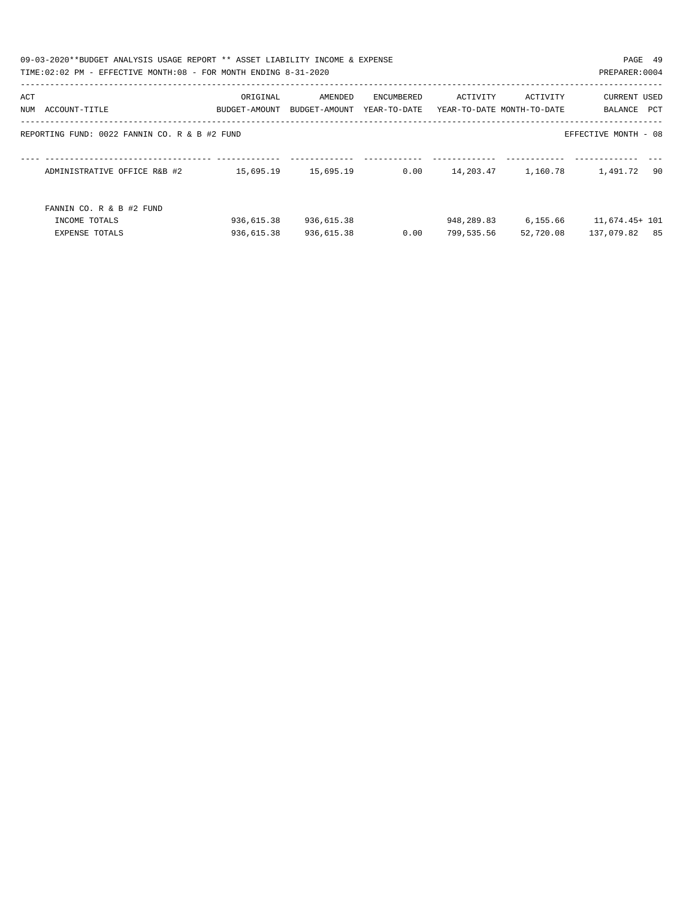09-03-2020**BUDGET ANALYSIS USAGE REPORT ** ASSET LIABILITY INCOME & EXPENSE

TIME:02:02 PM - EFFECTIVE MONTH:08 - FOR MONTH ENDING 8-31-2020

PREPARER:0004

REPORTING FUND: 0022 FANNIN CO. R & B #2 FUND

EFFECTIVE MONTH - 08

| ACT NUM | ACCOUNT-TITLE | ORIGINAL BUDGET-AMOUNT | AMENDED BUDGET-AMOUNT | ENCUMBERED YEAR-TO-DATE | ACTIVITY YEAR-TO-DATE | ACTIVITY MONTH-TO-DATE | CURRENT BALANCE | USED PCT |
|---|---|---|---|---|---|---|---|---|
| | ADMINISTRATIVE OFFICE R&B #2 | 15,695.19 | 15,695.19 | 0.00 | 14,203.47 | 1,160.78 | 1,491.72 | 90 |
| | FANNIN CO. R & B #2 FUND | | | | | | | |
| | INCOME TOTALS | 936,615.38 | 936,615.38 | | 948,289.83 | 6,155.66 | 11,674.45+ | 101 |
| | EXPENSE TOTALS | 936,615.38 | 936,615.38 | 0.00 | 799,535.56 | 52,720.08 | 137,079.82 | 85 |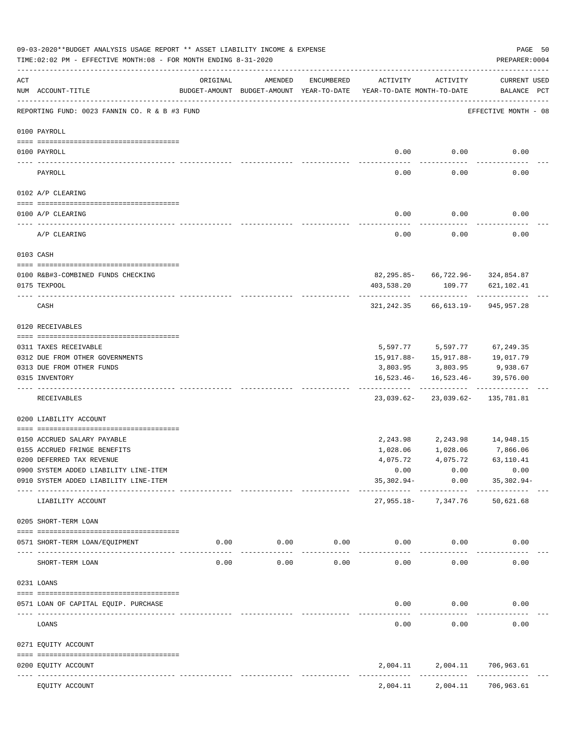09-03-2020**BUDGET ANALYSIS USAGE REPORT ** ASSET LIABILITY INCOME & EXPENSE

TIME:02:02 PM - EFFECTIVE MONTH:08 - FOR MONTH ENDING 8-31-2020

PREPARER:0004

| ACT NUM | ACCOUNT-TITLE | ORIGINAL BUDGET-AMOUNT | AMENDED BUDGET-AMOUNT | ENCUMBERED YEAR-TO-DATE | ACTIVITY YEAR-TO-DATE | ACTIVITY MONTH-TO-DATE | CURRENT BALANCE | USED PCT |
|---|---|---|---|---|---|---|---|---|
| | REPORTING FUND: 0023 FANNIN CO. R & B #3 FUND | | | | | | EFFECTIVE MONTH - 08 | |
| | **0100 PAYROLL** | | | | | | | |
| 0100 | PAYROLL | | | | 0.00 | 0.00 | 0.00 | |
| | PAYROLL | | | | 0.00 | 0.00 | 0.00 | |
| | **0102 A/P CLEARING** | | | | | | | |
| 0100 | A/P CLEARING | | | | 0.00 | 0.00 | 0.00 | |
| | A/P CLEARING | | | | 0.00 | 0.00 | 0.00 | |
| | **0103 CASH** | | | | | | | |
| 0100 | R&B#3-COMBINED FUNDS CHECKING | | | | 82,295.85- | 66,722.96- | 324,854.87 | |
| 0175 | TEXPOOL | | | | 403,538.20 | 109.77 | 621,102.41 | |
| | CASH | | | | 321,242.35 | 66,613.19- | 945,957.28 | |
| | **0120 RECEIVABLES** | | | | | | | |
| 0311 | TAXES RECEIVABLE | | | | 5,597.77 | 5,597.77 | 67,249.35 | |
| 0312 | DUE FROM OTHER GOVERNMENTS | | | | 15,917.88- | 15,917.88- | 19,017.79 | |
| 0313 | DUE FROM OTHER FUNDS | | | | 3,803.95 | 3,803.95 | 9,938.67 | |
| 0315 | INVENTORY | | | | 16,523.46- | 16,523.46- | 39,576.00 | |
| | RECEIVABLES | | | | 23,039.62- | 23,039.62- | 135,781.81 | |
| | **0200 LIABILITY ACCOUNT** | | | | | | | |
| 0150 | ACCRUED SALARY PAYABLE | | | | 2,243.98 | 2,243.98 | 14,948.15 | |
| 0155 | ACCRUED FRINGE BENEFITS | | | | 1,028.06 | 1,028.06 | 7,866.06 | |
| 0200 | DEFERRED TAX REVENUE | | | | 4,075.72 | 4,075.72 | 63,110.41 | |
| 0900 | SYSTEM ADDED LIABILITY LINE-ITEM | | | | 0.00 | 0.00 | 0.00 | |
| 0910 | SYSTEM ADDED LIABILITY LINE-ITEM | | | | 35,302.94- | 0.00 | 35,302.94- | |
| | LIABILITY ACCOUNT | | | | 27,955.18- | 7,347.76 | 50,621.68 | |
| | **0205 SHORT-TERM LOAN** | | | | | | | |
| 0571 | SHORT-TERM LOAN/EQUIPMENT | 0.00 | 0.00 | 0.00 | 0.00 | 0.00 | 0.00 | |
| | SHORT-TERM LOAN | 0.00 | 0.00 | 0.00 | 0.00 | 0.00 | 0.00 | |
| | **0231 LOANS** | | | | | | | |
| 0571 | LOAN OF CAPITAL EQUIP. PURCHASE | | | | 0.00 | 0.00 | 0.00 | |
| | LOANS | | | | 0.00 | 0.00 | 0.00 | |
| | **0271 EQUITY ACCOUNT** | | | | | | | |
| 0200 | EQUITY ACCOUNT | | | | 2,004.11 | 2,004.11 | 706,963.61 | |
| | EQUITY ACCOUNT | | | | 2,004.11 | 2,004.11 | 706,963.61 | |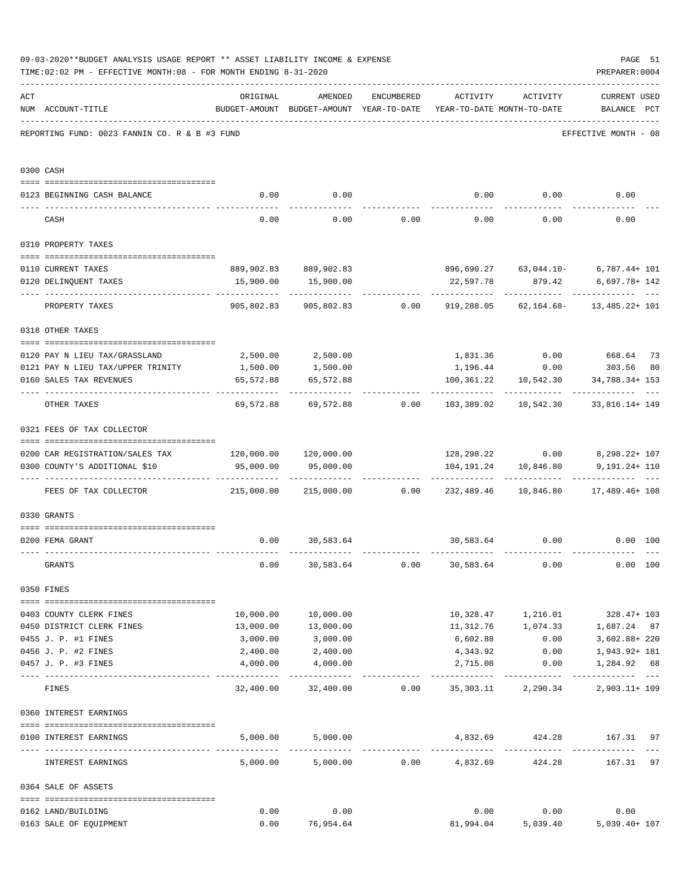09-03-2020**BUDGET ANALYSIS USAGE REPORT ** ASSET LIABILITY INCOME & EXPENSE

TIME:02:02 PM - EFFECTIVE MONTH:08 - FOR MONTH ENDING 8-31-2020

PREPARER:0004

REPORTING FUND: 0023 FANNIN CO. R & B #3 FUND — EFFECTIVE MONTH - 08

| ACT NUM | ACCOUNT-TITLE | ORIGINAL BUDGET-AMOUNT | AMENDED BUDGET-AMOUNT | ENCUMBERED YEAR-TO-DATE | ACTIVITY YEAR-TO-DATE | ACTIVITY MONTH-TO-DATE | CURRENT USED BALANCE | PCT |
|---|---|---|---|---|---|---|---|---|
| **0300** | **CASH** | | | | | | | |
| 0123 | BEGINNING CASH BALANCE | 0.00 | 0.00 | | 0.00 | 0.00 | 0.00 | |
| | CASH | 0.00 | 0.00 | 0.00 | 0.00 | 0.00 | 0.00 | |
| **0310** | **PROPERTY TAXES** | | | | | | | |
| 0110 | CURRENT TAXES | 889,902.83 | 889,902.83 | | 896,690.27 | 63,044.10- | 6,787.44+ | 101 |
| 0120 | DELINQUENT TAXES | 15,900.00 | 15,900.00 | | 22,597.78 | 879.42 | 6,697.78+ | 142 |
| | PROPERTY TAXES | 905,802.83 | 905,802.83 | 0.00 | 919,288.05 | 62,164.68- | 13,485.22+ | 101 |
| **0318** | **OTHER TAXES** | | | | | | | |
| 0120 | PAY N LIEU TAX/GRASSLAND | 2,500.00 | 2,500.00 | | 1,831.36 | 0.00 | 668.64 | 73 |
| 0121 | PAY N LIEU TAX/UPPER TRINITY | 1,500.00 | 1,500.00 | | 1,196.44 | 0.00 | 303.56 | 80 |
| 0160 | SALES TAX REVENUES | 65,572.88 | 65,572.88 | | 100,361.22 | 10,542.30 | 34,788.34+ | 153 |
| | OTHER TAXES | 69,572.88 | 69,572.88 | 0.00 | 103,389.02 | 10,542.30 | 33,816.14+ | 149 |
| **0321** | **FEES OF TAX COLLECTOR** | | | | | | | |
| 0200 | CAR REGISTRATION/SALES TAX | 120,000.00 | 120,000.00 | | 128,298.22 | 0.00 | 8,298.22+ | 107 |
| 0300 | COUNTY'S ADDITIONAL $10 | 95,000.00 | 95,000.00 | | 104,191.24 | 10,846.80 | 9,191.24+ | 110 |
| | FEES OF TAX COLLECTOR | 215,000.00 | 215,000.00 | 0.00 | 232,489.46 | 10,846.80 | 17,489.46+ | 108 |
| **0330** | **GRANTS** | | | | | | | |
| 0200 | FEMA GRANT | 0.00 | 30,583.64 | | 30,583.64 | 0.00 | 0.00 | 100 |
| | GRANTS | 0.00 | 30,583.64 | 0.00 | 30,583.64 | 0.00 | 0.00 | 100 |
| **0350** | **FINES** | | | | | | | |
| 0403 | COUNTY CLERK FINES | 10,000.00 | 10,000.00 | | 10,328.47 | 1,216.01 | 328.47+ | 103 |
| 0450 | DISTRICT CLERK FINES | 13,000.00 | 13,000.00 | | 11,312.76 | 1,074.33 | 1,687.24 | 87 |
| 0455 | J. P. #1 FINES | 3,000.00 | 3,000.00 | | 6,602.88 | 0.00 | 3,602.88+ | 220 |
| 0456 | J. P. #2 FINES | 2,400.00 | 2,400.00 | | 4,343.92 | 0.00 | 1,943.92+ | 181 |
| 0457 | J. P. #3 FINES | 4,000.00 | 4,000.00 | | 2,715.08 | 0.00 | 1,284.92 | 68 |
| | FINES | 32,400.00 | 32,400.00 | 0.00 | 35,303.11 | 2,290.34 | 2,903.11+ | 109 |
| **0360** | **INTEREST EARNINGS** | | | | | | | |
| 0100 | INTEREST EARNINGS | 5,000.00 | 5,000.00 | | 4,832.69 | 424.28 | 167.31 | 97 |
| | INTEREST EARNINGS | 5,000.00 | 5,000.00 | 0.00 | 4,832.69 | 424.28 | 167.31 | 97 |
| **0364** | **SALE OF ASSETS** | | | | | | | |
| 0162 | LAND/BUILDING | 0.00 | 0.00 | | 0.00 | 0.00 | 0.00 | |
| 0163 | SALE OF EQUIPMENT | 0.00 | 76,954.64 | | 81,994.04 | 5,039.40 | 5,039.40+ | 107 |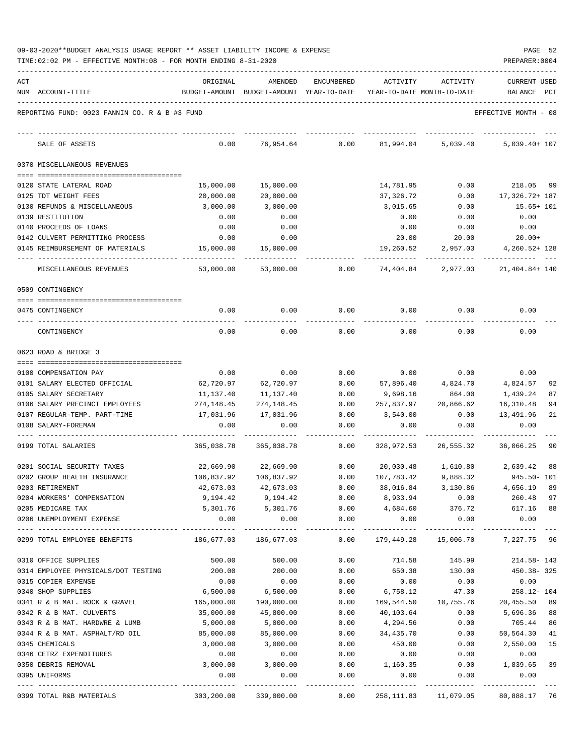09-03-2020**BUDGET ANALYSIS USAGE REPORT ** ASSET LIABILITY INCOME & EXPENSE

TIME:02:02 PM - EFFECTIVE MONTH:08 - FOR MONTH ENDING 8-31-2020 PREPARER:0004

REPORTING FUND: 0023 FANNIN CO. R & B #3 FUND EFFECTIVE MONTH - 08

| ACT NUM | ACCOUNT-TITLE | ORIGINAL BUDGET-AMOUNT | AMENDED BUDGET-AMOUNT | ENCUMBERED YEAR-TO-DATE | ACTIVITY YEAR-TO-DATE | ACTIVITY MONTH-TO-DATE | CURRENT USED BALANCE | PCT |
|---|---|---|---|---|---|---|---|---|
| | SALE OF ASSETS | 0.00 | 76,954.64 | 0.00 | 81,994.04 | 5,039.40 | 5,039.40+ | 107 |
| | **0370 MISCELLANEOUS REVENUES** | | | | | | | |
| 0120 | STATE LATERAL ROAD | 15,000.00 | 15,000.00 | | 14,781.95 | 0.00 | 218.05 | 99 |
| 0125 | TDT WEIGHT FEES | 20,000.00 | 20,000.00 | | 37,326.72 | 0.00 | 17,326.72+ | 187 |
| 0130 | REFUNDS & MISCELLANEOUS | 3,000.00 | 3,000.00 | | 3,015.65 | 0.00 | 15.65+ | 101 |
| 0139 | RESTITUTION | 0.00 | 0.00 | | 0.00 | 0.00 | 0.00 | |
| 0140 | PROCEEDS OF LOANS | 0.00 | 0.00 | | 0.00 | 0.00 | 0.00 | |
| 0142 | CULVERT PERMITTING PROCESS | 0.00 | 0.00 | | 20.00 | 20.00 | 20.00+ | |
| 0145 | REIMBURSEMENT OF MATERIALS | 15,000.00 | 15,000.00 | | 19,260.52 | 2,957.03 | 4,260.52+ | 128 |
| | MISCELLANEOUS REVENUES | 53,000.00 | 53,000.00 | 0.00 | 74,404.84 | 2,977.03 | 21,404.84+ | 140 |
| | **0509 CONTINGENCY** | | | | | | | |
| 0475 | CONTINGENCY | 0.00 | 0.00 | 0.00 | 0.00 | 0.00 | 0.00 | |
| | CONTINGENCY | 0.00 | 0.00 | 0.00 | 0.00 | 0.00 | 0.00 | |
| | **0623 ROAD & BRIDGE 3** | | | | | | | |
| 0100 | COMPENSATION PAY | 0.00 | 0.00 | 0.00 | 0.00 | 0.00 | 0.00 | |
| 0101 | SALARY ELECTED OFFICIAL | 62,720.97 | 62,720.97 | 0.00 | 57,896.40 | 4,824.70 | 4,824.57 | 92 |
| 0105 | SALARY SECRETARY | 11,137.40 | 11,137.40 | 0.00 | 9,698.16 | 864.00 | 1,439.24 | 87 |
| 0106 | SALARY PRECINCT EMPLOYEES | 274,148.45 | 274,148.45 | 0.00 | 257,837.97 | 20,866.62 | 16,310.48 | 94 |
| 0107 | REGULAR-TEMP. PART-TIME | 17,031.96 | 17,031.96 | 0.00 | 3,540.00 | 0.00 | 13,491.96 | 21 |
| 0108 | SALARY-FOREMAN | 0.00 | 0.00 | 0.00 | 0.00 | 0.00 | 0.00 | |
| 0199 | TOTAL SALARIES | 365,038.78 | 365,038.78 | 0.00 | 328,972.53 | 26,555.32 | 36,066.25 | 90 |
| 0201 | SOCIAL SECURITY TAXES | 22,669.90 | 22,669.90 | 0.00 | 20,030.48 | 1,610.80 | 2,639.42 | 88 |
| 0202 | GROUP HEALTH INSURANCE | 106,837.92 | 106,837.92 | 0.00 | 107,783.42 | 9,888.32 | 945.50- | 101 |
| 0203 | RETIREMENT | 42,673.03 | 42,673.03 | 0.00 | 38,016.84 | 3,130.86 | 4,656.19 | 89 |
| 0204 | WORKERS' COMPENSATION | 9,194.42 | 9,194.42 | 0.00 | 8,933.94 | 0.00 | 260.48 | 97 |
| 0205 | MEDICARE TAX | 5,301.76 | 5,301.76 | 0.00 | 4,684.60 | 376.72 | 617.16 | 88 |
| 0206 | UNEMPLOYMENT EXPENSE | 0.00 | 0.00 | 0.00 | 0.00 | 0.00 | 0.00 | |
| 0299 | TOTAL EMPLOYEE BENEFITS | 186,677.03 | 186,677.03 | 0.00 | 179,449.28 | 15,006.70 | 7,227.75 | 96 |
| 0310 | OFFICE SUPPLIES | 500.00 | 500.00 | 0.00 | 714.58 | 145.99 | 214.58- | 143 |
| 0314 | EMPLOYEE PHYSICALS/DOT TESTING | 200.00 | 200.00 | 0.00 | 650.38 | 130.00 | 450.38- | 325 |
| 0315 | COPIER EXPENSE | 0.00 | 0.00 | 0.00 | 0.00 | 0.00 | 0.00 | |
| 0340 | SHOP SUPPLIES | 6,500.00 | 6,500.00 | 0.00 | 6,758.12 | 47.30 | 258.12- | 104 |
| 0341 | R & B MAT. ROCK & GRAVEL | 165,000.00 | 190,000.00 | 0.00 | 169,544.50 | 10,755.76 | 20,455.50 | 89 |
| 0342 | R & B MAT. CULVERTS | 35,000.00 | 45,800.00 | 0.00 | 40,103.64 | 0.00 | 5,696.36 | 88 |
| 0343 | R & B MAT. HARDWRE & LUMB | 5,000.00 | 5,000.00 | 0.00 | 4,294.56 | 0.00 | 705.44 | 86 |
| 0344 | R & B MAT. ASPHALT/RD OIL | 85,000.00 | 85,000.00 | 0.00 | 34,435.70 | 0.00 | 50,564.30 | 41 |
| 0345 | CHEMICALS | 3,000.00 | 3,000.00 | 0.00 | 450.00 | 0.00 | 2,550.00 | 15 |
| 0346 | CETRZ EXPENDITURES | 0.00 | 0.00 | 0.00 | 0.00 | 0.00 | 0.00 | |
| 0350 | DEBRIS REMOVAL | 3,000.00 | 3,000.00 | 0.00 | 1,160.35 | 0.00 | 1,839.65 | 39 |
| 0395 | UNIFORMS | 0.00 | 0.00 | 0.00 | 0.00 | 0.00 | 0.00 | |
| 0399 | TOTAL R&B MATERIALS | 303,200.00 | 339,000.00 | 0.00 | 258,111.83 | 11,079.05 | 80,888.17 | 76 |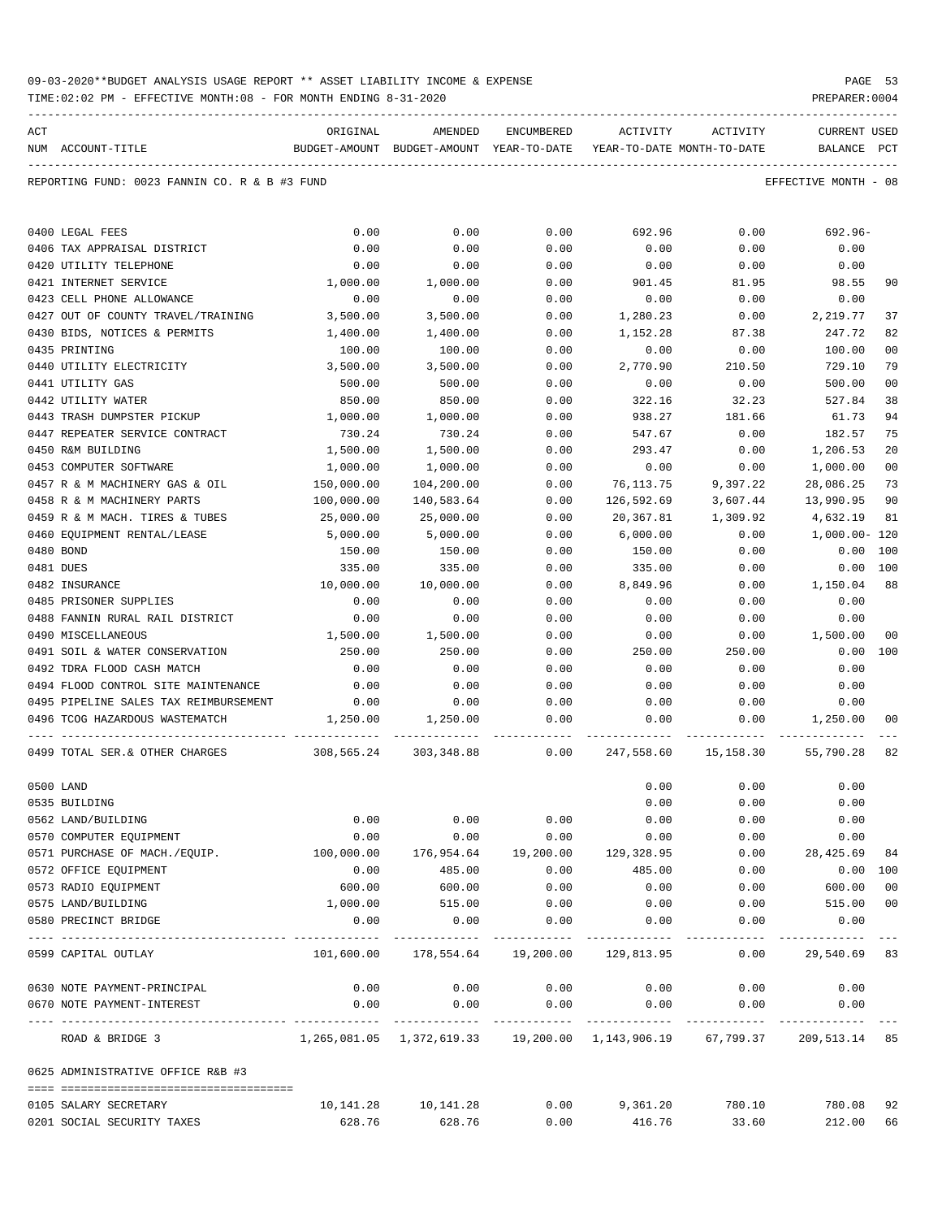09-03-2020**BUDGET ANALYSIS USAGE REPORT ** ASSET LIABILITY INCOME & EXPENSE

TIME:02:02 PM - EFFECTIVE MONTH:08 - FOR MONTH ENDING 8-31-2020

| ACT NUM | ACCOUNT-TITLE | ORIGINAL BUDGET-AMOUNT | AMENDED BUDGET-AMOUNT | ENCUMBERED YEAR-TO-DATE | ACTIVITY YEAR-TO-DATE | ACTIVITY MONTH-TO-DATE | CURRENT BALANCE | USED PCT |
|---|---|---|---|---|---|---|---|---|
| | REPORTING FUND: 0023 FANNIN CO. R & B #3 FUND | | | | | | EFFECTIVE MONTH - 08 | |
| 0400 | LEGAL FEES | 0.00 | 0.00 | 0.00 | 692.96 | 0.00 | 692.96- | |
| 0406 | TAX APPRAISAL DISTRICT | 0.00 | 0.00 | 0.00 | 0.00 | 0.00 | 0.00 | |
| 0420 | UTILITY TELEPHONE | 0.00 | 0.00 | 0.00 | 0.00 | 0.00 | 0.00 | |
| 0421 | INTERNET SERVICE | 1,000.00 | 1,000.00 | 0.00 | 901.45 | 81.95 | 98.55 | 90 |
| 0423 | CELL PHONE ALLOWANCE | 0.00 | 0.00 | 0.00 | 0.00 | 0.00 | 0.00 | |
| 0427 | OUT OF COUNTY TRAVEL/TRAINING | 3,500.00 | 3,500.00 | 0.00 | 1,280.23 | 0.00 | 2,219.77 | 37 |
| 0430 | BIDS, NOTICES & PERMITS | 1,400.00 | 1,400.00 | 0.00 | 1,152.28 | 87.38 | 247.72 | 82 |
| 0435 | PRINTING | 100.00 | 100.00 | 0.00 | 0.00 | 0.00 | 100.00 | 00 |
| 0440 | UTILITY ELECTRICITY | 3,500.00 | 3,500.00 | 0.00 | 2,770.90 | 210.50 | 729.10 | 79 |
| 0441 | UTILITY GAS | 500.00 | 500.00 | 0.00 | 0.00 | 0.00 | 500.00 | 00 |
| 0442 | UTILITY WATER | 850.00 | 850.00 | 0.00 | 322.16 | 32.23 | 527.84 | 38 |
| 0443 | TRASH DUMPSTER PICKUP | 1,000.00 | 1,000.00 | 0.00 | 938.27 | 181.66 | 61.73 | 94 |
| 0447 | REPEATER SERVICE CONTRACT | 730.24 | 730.24 | 0.00 | 547.67 | 0.00 | 182.57 | 75 |
| 0450 | R&M BUILDING | 1,500.00 | 1,500.00 | 0.00 | 293.47 | 0.00 | 1,206.53 | 20 |
| 0453 | COMPUTER SOFTWARE | 1,000.00 | 1,000.00 | 0.00 | 0.00 | 0.00 | 1,000.00 | 00 |
| 0457 | R & M MACHINERY GAS & OIL | 150,000.00 | 104,200.00 | 0.00 | 76,113.75 | 9,397.22 | 28,086.25 | 73 |
| 0458 | R & M MACHINERY PARTS | 100,000.00 | 140,583.64 | 0.00 | 126,592.69 | 3,607.44 | 13,990.95 | 90 |
| 0459 | R & M MACH. TIRES & TUBES | 25,000.00 | 25,000.00 | 0.00 | 20,367.81 | 1,309.92 | 4,632.19 | 81 |
| 0460 | EQUIPMENT RENTAL/LEASE | 5,000.00 | 5,000.00 | 0.00 | 6,000.00 | 0.00 | 1,000.00- | 120 |
| 0480 | BOND | 150.00 | 150.00 | 0.00 | 150.00 | 0.00 | 0.00 | 100 |
| 0481 | DUES | 335.00 | 335.00 | 0.00 | 335.00 | 0.00 | 0.00 | 100 |
| 0482 | INSURANCE | 10,000.00 | 10,000.00 | 0.00 | 8,849.96 | 0.00 | 1,150.04 | 88 |
| 0485 | PRISONER SUPPLIES | 0.00 | 0.00 | 0.00 | 0.00 | 0.00 | 0.00 | |
| 0488 | FANNIN RURAL RAIL DISTRICT | 0.00 | 0.00 | 0.00 | 0.00 | 0.00 | 0.00 | |
| 0490 | MISCELLANEOUS | 1,500.00 | 1,500.00 | 0.00 | 0.00 | 0.00 | 1,500.00 | 00 |
| 0491 | SOIL & WATER CONSERVATION | 250.00 | 250.00 | 0.00 | 250.00 | 250.00 | 0.00 | 100 |
| 0492 | TDRA FLOOD CASH MATCH | 0.00 | 0.00 | 0.00 | 0.00 | 0.00 | 0.00 | |
| 0494 | FLOOD CONTROL SITE MAINTENANCE | 0.00 | 0.00 | 0.00 | 0.00 | 0.00 | 0.00 | |
| 0495 | PIPELINE SALES TAX REIMBURSEMENT | 0.00 | 0.00 | 0.00 | 0.00 | 0.00 | 0.00 | |
| 0496 | TCOG HAZARDOUS WASTEMATCH | 1,250.00 | 1,250.00 | 0.00 | 0.00 | 0.00 | 1,250.00 | 00 |
| 0499 | TOTAL SER.& OTHER CHARGES | 308,565.24 | 303,348.88 | 0.00 | 247,558.60 | 15,158.30 | 55,790.28 | 82 |
| 0500 | LAND | | | | 0.00 | 0.00 | 0.00 | |
| 0535 | BUILDING | | | | 0.00 | 0.00 | 0.00 | |
| 0562 | LAND/BUILDING | 0.00 | 0.00 | 0.00 | 0.00 | 0.00 | 0.00 | |
| 0570 | COMPUTER EQUIPMENT | 0.00 | 0.00 | 0.00 | 0.00 | 0.00 | 0.00 | |
| 0571 | PURCHASE OF MACH./EQUIP. | 100,000.00 | 176,954.64 | 19,200.00 | 129,328.95 | 0.00 | 28,425.69 | 84 |
| 0572 | OFFICE EQUIPMENT | 0.00 | 485.00 | 0.00 | 485.00 | 0.00 | 0.00 | 100 |
| 0573 | RADIO EQUIPMENT | 600.00 | 600.00 | 0.00 | 0.00 | 0.00 | 600.00 | 00 |
| 0575 | LAND/BUILDING | 1,000.00 | 515.00 | 0.00 | 0.00 | 0.00 | 515.00 | 00 |
| 0580 | PRECINCT BRIDGE | 0.00 | 0.00 | 0.00 | 0.00 | 0.00 | 0.00 | |
| 0599 | CAPITAL OUTLAY | 101,600.00 | 178,554.64 | 19,200.00 | 129,813.95 | 0.00 | 29,540.69 | 83 |
| 0630 | NOTE PAYMENT-PRINCIPAL | 0.00 | 0.00 | 0.00 | 0.00 | 0.00 | 0.00 | |
| 0670 | NOTE PAYMENT-INTEREST | 0.00 | 0.00 | 0.00 | 0.00 | 0.00 | 0.00 | |
| | ROAD & BRIDGE 3 | 1,265,081.05 | 1,372,619.33 | 19,200.00 | 1,143,906.19 | 67,799.37 | 209,513.14 | 85 |
| 0625 | ADMINISTRATIVE OFFICE R&B #3 | | | | | | | |
| 0105 | SALARY SECRETARY | 10,141.28 | 10,141.28 | 0.00 | 9,361.20 | 780.10 | 780.08 | 92 |
| 0201 | SOCIAL SECURITY TAXES | 628.76 | 628.76 | 0.00 | 416.76 | 33.60 | 212.00 | 66 |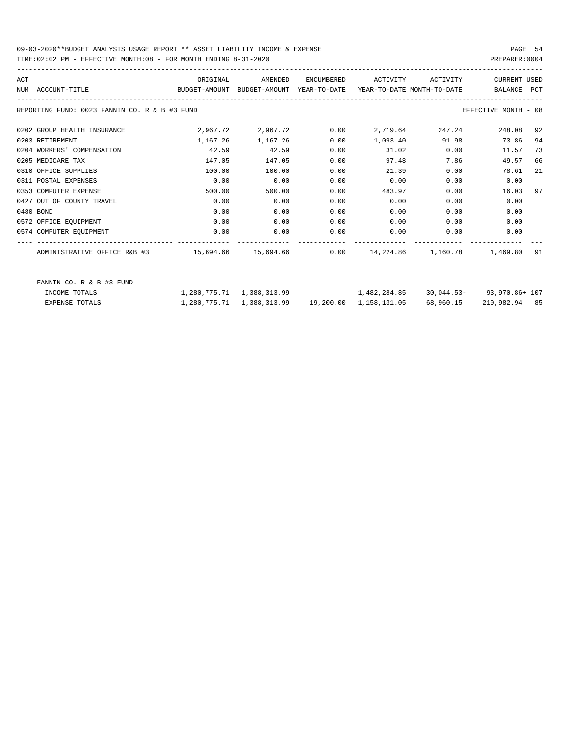09-03-2020**BUDGET ANALYSIS USAGE REPORT ** ASSET LIABILITY INCOME & EXPENSE

TIME:02:02 PM - EFFECTIVE MONTH:08 - FOR MONTH ENDING 8-31-2020

PREPARER:0004

REPORTING FUND: 0023 FANNIN CO. R & B #3 FUND — EFFECTIVE MONTH - 08

| ACT NUM | ACCOUNT-TITLE | ORIGINAL BUDGET-AMOUNT | AMENDED BUDGET-AMOUNT | ENCUMBERED YEAR-TO-DATE | ACTIVITY YEAR-TO-DATE | ACTIVITY MONTH-TO-DATE | CURRENT BALANCE | USED PCT |
|---|---|---|---|---|---|---|---|---|
| 0202 | GROUP HEALTH INSURANCE | 2,967.72 | 2,967.72 | 0.00 | 2,719.64 | 247.24 | 248.08 | 92 |
| 0203 | RETIREMENT | 1,167.26 | 1,167.26 | 0.00 | 1,093.40 | 91.98 | 73.86 | 94 |
| 0204 | WORKERS' COMPENSATION | 42.59 | 42.59 | 0.00 | 31.02 | 0.00 | 11.57 | 73 |
| 0205 | MEDICARE TAX | 147.05 | 147.05 | 0.00 | 97.48 | 7.86 | 49.57 | 66 |
| 0310 | OFFICE SUPPLIES | 100.00 | 100.00 | 0.00 | 21.39 | 0.00 | 78.61 | 21 |
| 0311 | POSTAL EXPENSES | 0.00 | 0.00 | 0.00 | 0.00 | 0.00 | 0.00 | |
| 0353 | COMPUTER EXPENSE | 500.00 | 500.00 | 0.00 | 483.97 | 0.00 | 16.03 | 97 |
| 0427 | OUT OF COUNTY TRAVEL | 0.00 | 0.00 | 0.00 | 0.00 | 0.00 | 0.00 | |
| 0480 | BOND | 0.00 | 0.00 | 0.00 | 0.00 | 0.00 | 0.00 | |
| 0572 | OFFICE EQUIPMENT | 0.00 | 0.00 | 0.00 | 0.00 | 0.00 | 0.00 | |
| 0574 | COMPUTER EQUIPMENT | 0.00 | 0.00 | 0.00 | 0.00 | 0.00 | 0.00 | |
| | ADMINISTRATIVE OFFICE R&B #3 | 15,694.66 | 15,694.66 | 0.00 | 14,224.86 | 1,160.78 | 1,469.80 | 91 |

FANNIN CO. R & B #3 FUND

| | ORIGINAL BUDGET-AMOUNT | AMENDED BUDGET-AMOUNT | ENCUMBERED YEAR-TO-DATE | ACTIVITY YEAR-TO-DATE | ACTIVITY MONTH-TO-DATE | CURRENT BALANCE | USED PCT |
|---|---|---|---|---|---|---|---|
| INCOME TOTALS | 1,280,775.71 | 1,388,313.99 | | 1,482,284.85 | 30,044.53- | 93,970.86+ | 107 |
| EXPENSE TOTALS | 1,280,775.71 | 1,388,313.99 | 19,200.00 | 1,158,131.05 | 68,960.15 | 210,982.94 | 85 |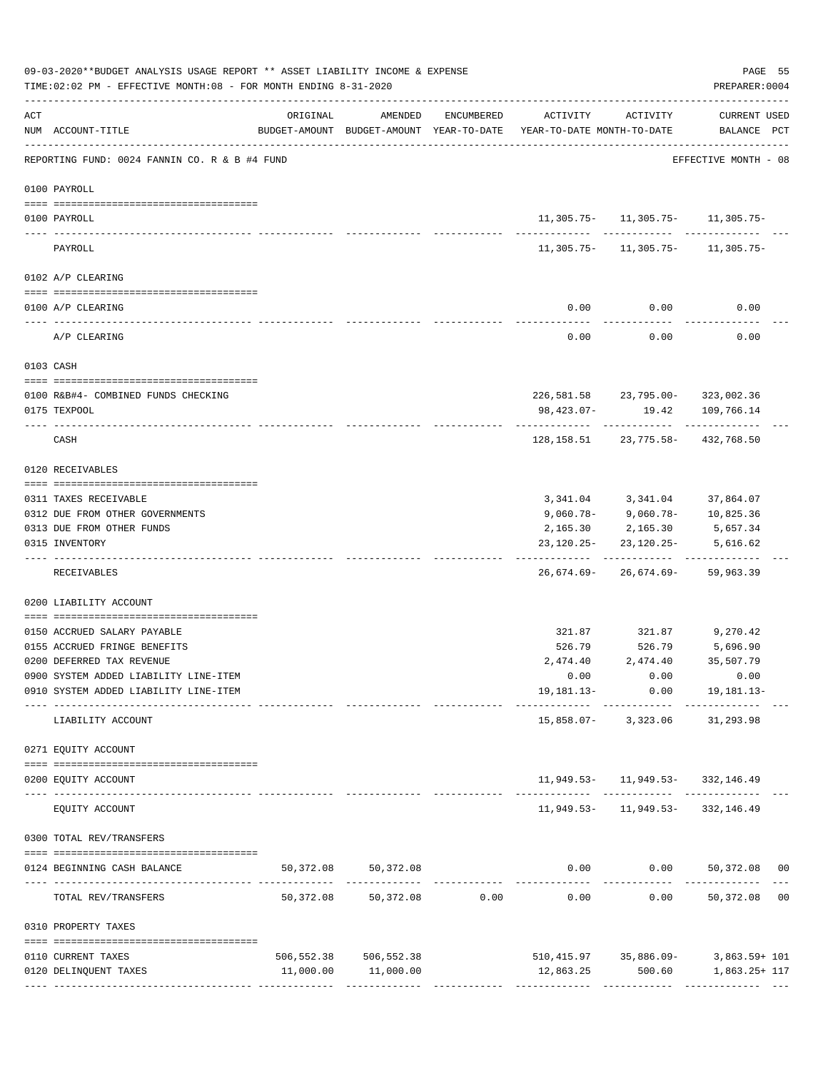09-03-2020**BUDGET ANALYSIS USAGE REPORT ** ASSET LIABILITY INCOME & EXPENSE

TIME:02:02 PM - EFFECTIVE MONTH:08 - FOR MONTH ENDING 8-31-2020

PREPARER:0004

REPORTING FUND: 0024 FANNIN CO. R & B #4 FUND — EFFECTIVE MONTH - 08

| ACT NUM | ACCOUNT-TITLE | ORIGINAL BUDGET-AMOUNT | AMENDED BUDGET-AMOUNT | ENCUMBERED YEAR-TO-DATE | ACTIVITY YEAR-TO-DATE | ACTIVITY MONTH-TO-DATE | CURRENT USED BALANCE | PCT |
|---|---|---|---|---|---|---|---|---|
| 0100 | PAYROLL | | | | | | | |
| 0100 | PAYROLL | | | | 11,305.75- | 11,305.75- | 11,305.75- | |
| | PAYROLL | | | | 11,305.75- | 11,305.75- | 11,305.75- | |
| 0102 | A/P CLEARING | | | | | | | |
| 0100 | A/P CLEARING | | | | 0.00 | 0.00 | 0.00 | |
| | A/P CLEARING | | | | 0.00 | 0.00 | 0.00 | |
| 0103 | CASH | | | | | | | |
| 0100 | R&B#4- COMBINED FUNDS CHECKING | | | | 226,581.58 | 23,795.00- | 323,002.36 | |
| 0175 | TEXPOOL | | | | 98,423.07- | 19.42 | 109,766.14 | |
| | CASH | | | | 128,158.51 | 23,775.58- | 432,768.50 | |
| 0120 | RECEIVABLES | | | | | | | |
| 0311 | TAXES RECEIVABLE | | | | 3,341.04 | 3,341.04 | 37,864.07 | |
| 0312 | DUE FROM OTHER GOVERNMENTS | | | | 9,060.78- | 9,060.78- | 10,825.36 | |
| 0313 | DUE FROM OTHER FUNDS | | | | 2,165.30 | 2,165.30 | 5,657.34 | |
| 0315 | INVENTORY | | | | 23,120.25- | 23,120.25- | 5,616.62 | |
| | RECEIVABLES | | | | 26,674.69- | 26,674.69- | 59,963.39 | |
| 0200 | LIABILITY ACCOUNT | | | | | | | |
| 0150 | ACCRUED SALARY PAYABLE | | | | 321.87 | 321.87 | 9,270.42 | |
| 0155 | ACCRUED FRINGE BENEFITS | | | | 526.79 | 526.79 | 5,696.90 | |
| 0200 | DEFERRED TAX REVENUE | | | | 2,474.40 | 2,474.40 | 35,507.79 | |
| 0900 | SYSTEM ADDED LIABILITY LINE-ITEM | | | | 0.00 | 0.00 | 0.00 | |
| 0910 | SYSTEM ADDED LIABILITY LINE-ITEM | | | | 19,181.13- | 0.00 | 19,181.13- | |
| | LIABILITY ACCOUNT | | | | 15,858.07- | 3,323.06 | 31,293.98 | |
| 0271 | EQUITY ACCOUNT | | | | | | | |
| 0200 | EQUITY ACCOUNT | | | | 11,949.53- | 11,949.53- | 332,146.49 | |
| | EQUITY ACCOUNT | | | | 11,949.53- | 11,949.53- | 332,146.49 | |
| 0300 | TOTAL REV/TRANSFERS | | | | | | | |
| 0124 | BEGINNING CASH BALANCE | 50,372.08 | 50,372.08 | | 0.00 | 0.00 | 50,372.08 | 00 |
| | TOTAL REV/TRANSFERS | 50,372.08 | 50,372.08 | 0.00 | 0.00 | 0.00 | 50,372.08 | 00 |
| 0310 | PROPERTY TAXES | | | | | | | |
| 0110 | CURRENT TAXES | 506,552.38 | 506,552.38 | | 510,415.97 | 35,886.09- | 3,863.59+ | 101 |
| 0120 | DELINQUENT TAXES | 11,000.00 | 11,000.00 | | 12,863.25 | 500.60 | 1,863.25+ | 117 |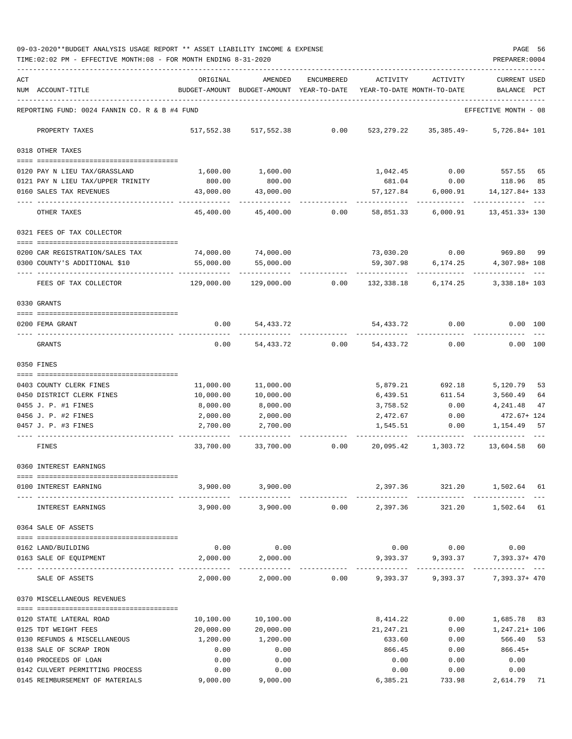09-03-2020**BUDGET ANALYSIS USAGE REPORT ** ASSET LIABILITY INCOME & EXPENSE

TIME:02:02 PM - EFFECTIVE MONTH:08 - FOR MONTH ENDING 8-31-2020

PREPARER:0004

| ACT NUM | ACCOUNT-TITLE | ORIGINAL BUDGET-AMOUNT | AMENDED BUDGET-AMOUNT | ENCUMBERED YEAR-TO-DATE | ACTIVITY YEAR-TO-DATE | ACTIVITY MONTH-TO-DATE | CURRENT USED BALANCE | PCT |
|---|---|---|---|---|---|---|---|---|
| | REPORTING FUND: 0024 FANNIN CO. R & B #4 FUND | | | | | | EFFECTIVE MONTH - 08 | |
| | PROPERTY TAXES | 517,552.38 | 517,552.38 | 0.00 | 523,279.22 | 35,385.49- | 5,726.84+ | 101 |
| | 0318 OTHER TAXES | | | | | | | |
| 0120 | PAY N LIEU TAX/GRASSLAND | 1,600.00 | 1,600.00 | | 1,042.45 | 0.00 | 557.55 | 65 |
| 0121 | PAY N LIEU TAX/UPPER TRINITY | 800.00 | 800.00 | | 681.04 | 0.00 | 118.96 | 85 |
| 0160 | SALES TAX REVENUES | 43,000.00 | 43,000.00 | | 57,127.84 | 6,000.91 | 14,127.84+ | 133 |
| | OTHER TAXES | 45,400.00 | 45,400.00 | 0.00 | 58,851.33 | 6,000.91 | 13,451.33+ | 130 |
| | 0321 FEES OF TAX COLLECTOR | | | | | | | |
| 0200 | CAR REGISTRATION/SALES TAX | 74,000.00 | 74,000.00 | | 73,030.20 | 0.00 | 969.80 | 99 |
| 0300 | COUNTY'S ADDITIONAL $10 | 55,000.00 | 55,000.00 | | 59,307.98 | 6,174.25 | 4,307.98+ | 108 |
| | FEES OF TAX COLLECTOR | 129,000.00 | 129,000.00 | 0.00 | 132,338.18 | 6,174.25 | 3,338.18+ | 103 |
| | 0330 GRANTS | | | | | | | |
| 0200 | FEMA GRANT | 0.00 | 54,433.72 | | 54,433.72 | 0.00 | 0.00 | 100 |
| | GRANTS | 0.00 | 54,433.72 | 0.00 | 54,433.72 | 0.00 | 0.00 | 100 |
| | 0350 FINES | | | | | | | |
| 0403 | COUNTY CLERK FINES | 11,000.00 | 11,000.00 | | 5,879.21 | 692.18 | 5,120.79 | 53 |
| 0450 | DISTRICT CLERK FINES | 10,000.00 | 10,000.00 | | 6,439.51 | 611.54 | 3,560.49 | 64 |
| 0455 | J. P. #1 FINES | 8,000.00 | 8,000.00 | | 3,758.52 | 0.00 | 4,241.48 | 47 |
| 0456 | J. P. #2 FINES | 2,000.00 | 2,000.00 | | 2,472.67 | 0.00 | 472.67+ | 124 |
| 0457 | J. P. #3 FINES | 2,700.00 | 2,700.00 | | 1,545.51 | 0.00 | 1,154.49 | 57 |
| | FINES | 33,700.00 | 33,700.00 | 0.00 | 20,095.42 | 1,303.72 | 13,604.58 | 60 |
| | 0360 INTEREST EARNINGS | | | | | | | |
| 0100 | INTEREST EARNING | 3,900.00 | 3,900.00 | | 2,397.36 | 321.20 | 1,502.64 | 61 |
| | INTEREST EARNINGS | 3,900.00 | 3,900.00 | 0.00 | 2,397.36 | 321.20 | 1,502.64 | 61 |
| | 0364 SALE OF ASSETS | | | | | | | |
| 0162 | LAND/BUILDING | 0.00 | 0.00 | | 0.00 | 0.00 | 0.00 | |
| 0163 | SALE OF EQUIPMENT | 2,000.00 | 2,000.00 | | 9,393.37 | 9,393.37 | 7,393.37+ | 470 |
| | SALE OF ASSETS | 2,000.00 | 2,000.00 | 0.00 | 9,393.37 | 9,393.37 | 7,393.37+ | 470 |
| | 0370 MISCELLANEOUS REVENUES | | | | | | | |
| 0120 | STATE LATERAL ROAD | 10,100.00 | 10,100.00 | | 8,414.22 | 0.00 | 1,685.78 | 83 |
| 0125 | TDT WEIGHT FEES | 20,000.00 | 20,000.00 | | 21,247.21 | 0.00 | 1,247.21+ | 106 |
| 0130 | REFUNDS & MISCELLANEOUS | 1,200.00 | 1,200.00 | | 633.60 | 0.00 | 566.40 | 53 |
| 0138 | SALE OF SCRAP IRON | 0.00 | 0.00 | | 866.45 | 0.00 | 866.45+ | |
| 0140 | PROCEEDS OF LOAN | 0.00 | 0.00 | | 0.00 | 0.00 | 0.00 | |
| 0142 | CULVERT PERMITTING PROCESS | 0.00 | 0.00 | | 0.00 | 0.00 | 0.00 | |
| 0145 | REIMBURSEMENT OF MATERIALS | 9,000.00 | 9,000.00 | | 6,385.21 | 733.98 | 2,614.79 | 71 |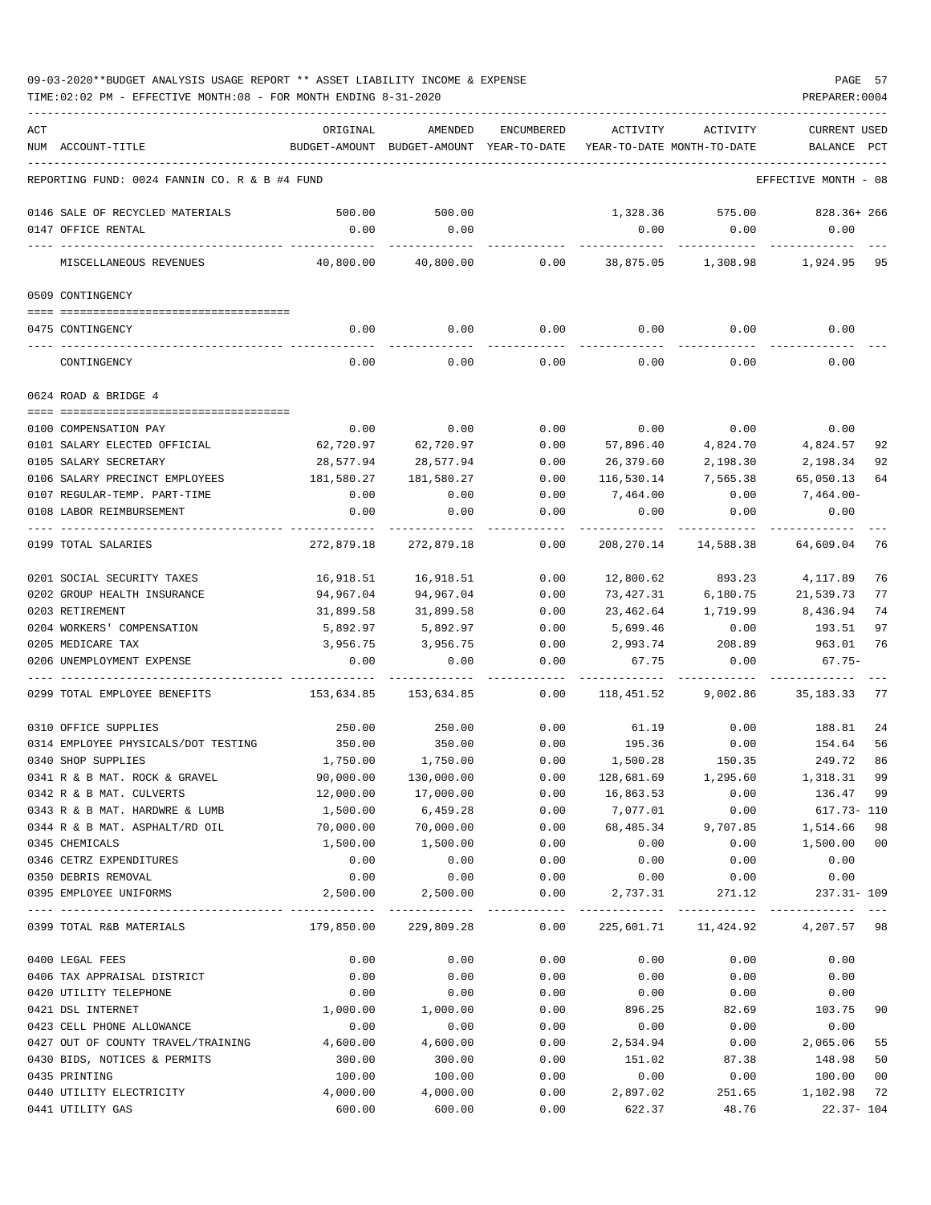09-03-2020**BUDGET ANALYSIS USAGE REPORT ** ASSET LIABILITY INCOME & EXPENSE

TIME:02:02 PM - EFFECTIVE MONTH:08 - FOR MONTH ENDING 8-31-2020

PREPARER:0004

| ACT NUM | ACCOUNT-TITLE | ORIGINAL BUDGET-AMOUNT | AMENDED BUDGET-AMOUNT | ENCUMBERED YEAR-TO-DATE | ACTIVITY YEAR-TO-DATE | ACTIVITY MONTH-TO-DATE | CURRENT USED BALANCE | PCT |
|---|---|---|---|---|---|---|---|---|
| | REPORTING FUND: 0024 FANNIN CO. R & B #4 FUND | | | | | | EFFECTIVE MONTH - 08 | |
| 0146 | SALE OF RECYCLED MATERIALS | 500.00 | 500.00 | | 1,328.36 | 575.00 | 828.36+ | 266 |
| 0147 | OFFICE RENTAL | 0.00 | 0.00 | | 0.00 | 0.00 | 0.00 | |
| | MISCELLANEOUS REVENUES | 40,800.00 | 40,800.00 | 0.00 | 38,875.05 | 1,308.98 | 1,924.95 | 95 |
| | 0509 CONTINGENCY | | | | | | | |
| 0475 | CONTINGENCY | 0.00 | 0.00 | 0.00 | 0.00 | 0.00 | 0.00 | |
| | CONTINGENCY | 0.00 | 0.00 | 0.00 | 0.00 | 0.00 | 0.00 | |
| | 0624 ROAD & BRIDGE 4 | | | | | | | |
| 0100 | COMPENSATION PAY | 0.00 | 0.00 | 0.00 | 0.00 | 0.00 | 0.00 | |
| 0101 | SALARY ELECTED OFFICIAL | 62,720.97 | 62,720.97 | 0.00 | 57,896.40 | 4,824.70 | 4,824.57 | 92 |
| 0105 | SALARY SECRETARY | 28,577.94 | 28,577.94 | 0.00 | 26,379.60 | 2,198.30 | 2,198.34 | 92 |
| 0106 | SALARY PRECINCT EMPLOYEES | 181,580.27 | 181,580.27 | 0.00 | 116,530.14 | 7,565.38 | 65,050.13 | 64 |
| 0107 | REGULAR-TEMP. PART-TIME | 0.00 | 0.00 | 0.00 | 7,464.00 | 0.00 | 7,464.00- | |
| 0108 | LABOR REIMBURSEMENT | 0.00 | 0.00 | 0.00 | 0.00 | 0.00 | 0.00 | |
| 0199 | TOTAL SALARIES | 272,879.18 | 272,879.18 | 0.00 | 208,270.14 | 14,588.38 | 64,609.04 | 76 |
| 0201 | SOCIAL SECURITY TAXES | 16,918.51 | 16,918.51 | 0.00 | 12,800.62 | 893.23 | 4,117.89 | 76 |
| 0202 | GROUP HEALTH INSURANCE | 94,967.04 | 94,967.04 | 0.00 | 73,427.31 | 6,180.75 | 21,539.73 | 77 |
| 0203 | RETIREMENT | 31,899.58 | 31,899.58 | 0.00 | 23,462.64 | 1,719.99 | 8,436.94 | 74 |
| 0204 | WORKERS' COMPENSATION | 5,892.97 | 5,892.97 | 0.00 | 5,699.46 | 0.00 | 193.51 | 97 |
| 0205 | MEDICARE TAX | 3,956.75 | 3,956.75 | 0.00 | 2,993.74 | 208.89 | 963.01 | 76 |
| 0206 | UNEMPLOYMENT EXPENSE | 0.00 | 0.00 | 0.00 | 67.75 | 0.00 | 67.75- | |
| 0299 | TOTAL EMPLOYEE BENEFITS | 153,634.85 | 153,634.85 | 0.00 | 118,451.52 | 9,002.86 | 35,183.33 | 77 |
| 0310 | OFFICE SUPPLIES | 250.00 | 250.00 | 0.00 | 61.19 | 0.00 | 188.81 | 24 |
| 0314 | EMPLOYEE PHYSICALS/DOT TESTING | 350.00 | 350.00 | 0.00 | 195.36 | 0.00 | 154.64 | 56 |
| 0340 | SHOP SUPPLIES | 1,750.00 | 1,750.00 | 0.00 | 1,500.28 | 150.35 | 249.72 | 86 |
| 0341 | R & B MAT. ROCK & GRAVEL | 90,000.00 | 130,000.00 | 0.00 | 128,681.69 | 1,295.60 | 1,318.31 | 99 |
| 0342 | R & B MAT. CULVERTS | 12,000.00 | 17,000.00 | 0.00 | 16,863.53 | 0.00 | 136.47 | 99 |
| 0343 | R & B MAT. HARDWRE & LUMB | 1,500.00 | 6,459.28 | 0.00 | 7,077.01 | 0.00 | 617.73- | 110 |
| 0344 | R & B MAT. ASPHALT/RD OIL | 70,000.00 | 70,000.00 | 0.00 | 68,485.34 | 9,707.85 | 1,514.66 | 98 |
| 0345 | CHEMICALS | 1,500.00 | 1,500.00 | 0.00 | 0.00 | 0.00 | 1,500.00 | 00 |
| 0346 | CETRZ EXPENDITURES | 0.00 | 0.00 | 0.00 | 0.00 | 0.00 | 0.00 | |
| 0350 | DEBRIS REMOVAL | 0.00 | 0.00 | 0.00 | 0.00 | 0.00 | 0.00 | |
| 0395 | EMPLOYEE UNIFORMS | 2,500.00 | 2,500.00 | 0.00 | 2,737.31 | 271.12 | 237.31- | 109 |
| 0399 | TOTAL R&B MATERIALS | 179,850.00 | 229,809.28 | 0.00 | 225,601.71 | 11,424.92 | 4,207.57 | 98 |
| 0400 | LEGAL FEES | 0.00 | 0.00 | 0.00 | 0.00 | 0.00 | 0.00 | |
| 0406 | TAX APPRAISAL DISTRICT | 0.00 | 0.00 | 0.00 | 0.00 | 0.00 | 0.00 | |
| 0420 | UTILITY TELEPHONE | 0.00 | 0.00 | 0.00 | 0.00 | 0.00 | 0.00 | |
| 0421 | DSL INTERNET | 1,000.00 | 1,000.00 | 0.00 | 896.25 | 82.69 | 103.75 | 90 |
| 0423 | CELL PHONE ALLOWANCE | 0.00 | 0.00 | 0.00 | 0.00 | 0.00 | 0.00 | |
| 0427 | OUT OF COUNTY TRAVEL/TRAINING | 4,600.00 | 4,600.00 | 0.00 | 2,534.94 | 0.00 | 2,065.06 | 55 |
| 0430 | BIDS, NOTICES & PERMITS | 300.00 | 300.00 | 0.00 | 151.02 | 87.38 | 148.98 | 50 |
| 0435 | PRINTING | 100.00 | 100.00 | 0.00 | 0.00 | 0.00 | 100.00 | 00 |
| 0440 | UTILITY ELECTRICITY | 4,000.00 | 4,000.00 | 0.00 | 2,897.02 | 251.65 | 1,102.98 | 72 |
| 0441 | UTILITY GAS | 600.00 | 600.00 | 0.00 | 622.37 | 48.76 | 22.37- | 104 |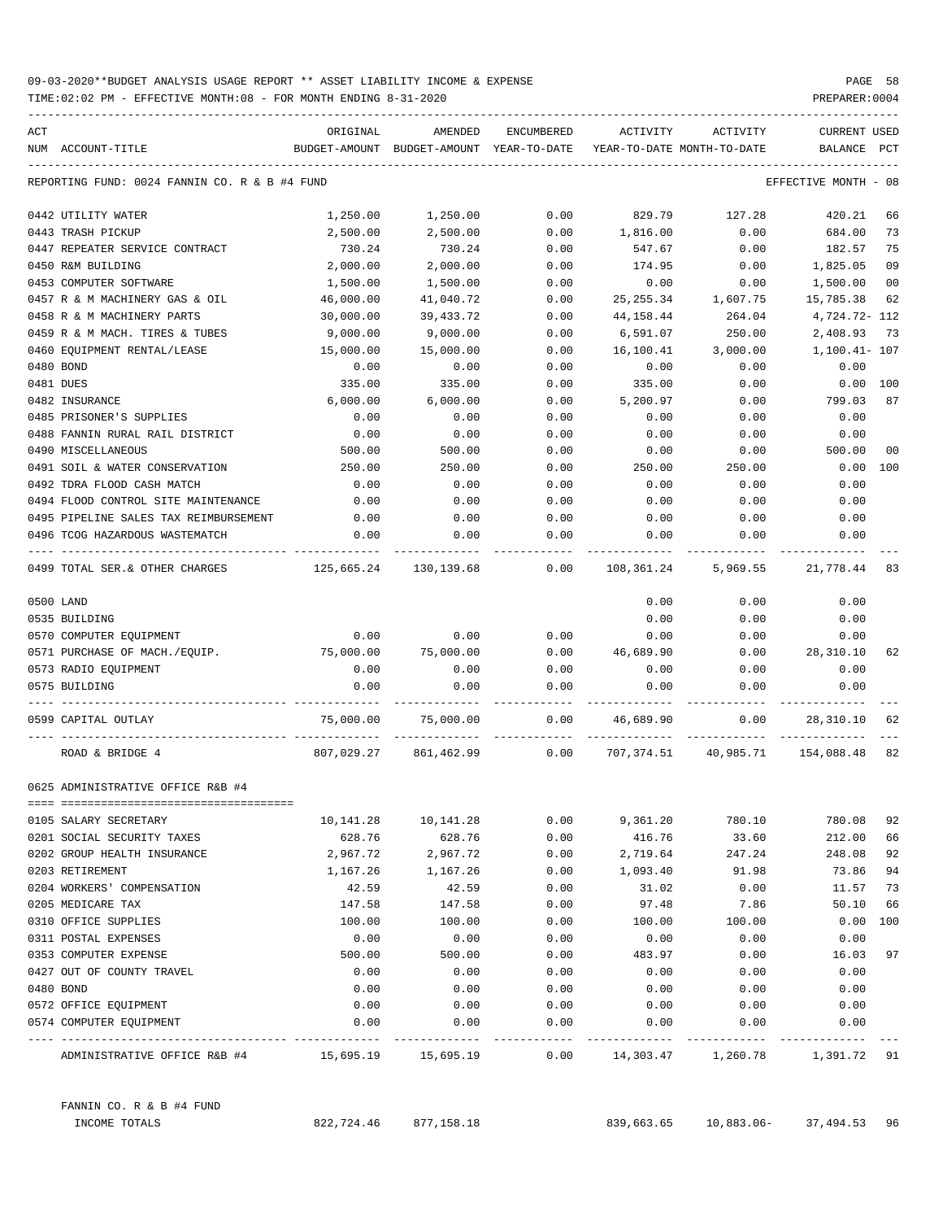09-03-2020**BUDGET ANALYSIS USAGE REPORT ** ASSET LIABILITY INCOME & EXPENSE

TIME:02:02 PM - EFFECTIVE MONTH:08 - FOR MONTH ENDING 8-31-2020

PREPARER:0004

| ACT NUM | ACCOUNT-TITLE | ORIGINAL BUDGET-AMOUNT | AMENDED BUDGET-AMOUNT | ENCUMBERED YEAR-TO-DATE | ACTIVITY YEAR-TO-DATE | ACTIVITY MONTH-TO-DATE | CURRENT BALANCE | USED PCT |
|---|---|---|---|---|---|---|---|---|
| | REPORTING FUND: 0024 FANNIN CO. R & B #4 FUND | | | | | | EFFECTIVE MONTH - 08 | |
| 0442 | UTILITY WATER | 1,250.00 | 1,250.00 | 0.00 | 829.79 | 127.28 | 420.21 | 66 |
| 0443 | TRASH PICKUP | 2,500.00 | 2,500.00 | 0.00 | 1,816.00 | 0.00 | 684.00 | 73 |
| 0447 | REPEATER SERVICE CONTRACT | 730.24 | 730.24 | 0.00 | 547.67 | 0.00 | 182.57 | 75 |
| 0450 | R&M BUILDING | 2,000.00 | 2,000.00 | 0.00 | 174.95 | 0.00 | 1,825.05 | 09 |
| 0453 | COMPUTER SOFTWARE | 1,500.00 | 1,500.00 | 0.00 | 0.00 | 0.00 | 1,500.00 | 00 |
| 0457 | R & M MACHINERY GAS & OIL | 46,000.00 | 41,040.72 | 0.00 | 25,255.34 | 1,607.75 | 15,785.38 | 62 |
| 0458 | R & M MACHINERY PARTS | 30,000.00 | 39,433.72 | 0.00 | 44,158.44 | 264.04 | 4,724.72- | 112 |
| 0459 | R & M MACH. TIRES & TUBES | 9,000.00 | 9,000.00 | 0.00 | 6,591.07 | 250.00 | 2,408.93 | 73 |
| 0460 | EQUIPMENT RENTAL/LEASE | 15,000.00 | 15,000.00 | 0.00 | 16,100.41 | 3,000.00 | 1,100.41- | 107 |
| 0480 | BOND | 0.00 | 0.00 | 0.00 | 0.00 | 0.00 | 0.00 | |
| 0481 | DUES | 335.00 | 335.00 | 0.00 | 335.00 | 0.00 | 0.00 | 100 |
| 0482 | INSURANCE | 6,000.00 | 6,000.00 | 0.00 | 5,200.97 | 0.00 | 799.03 | 87 |
| 0485 | PRISONER'S SUPPLIES | 0.00 | 0.00 | 0.00 | 0.00 | 0.00 | 0.00 | |
| 0488 | FANNIN RURAL RAIL DISTRICT | 0.00 | 0.00 | 0.00 | 0.00 | 0.00 | 0.00 | |
| 0490 | MISCELLANEOUS | 500.00 | 500.00 | 0.00 | 0.00 | 0.00 | 500.00 | 00 |
| 0491 | SOIL & WATER CONSERVATION | 250.00 | 250.00 | 0.00 | 250.00 | 250.00 | 0.00 | 100 |
| 0492 | TDRA FLOOD CASH MATCH | 0.00 | 0.00 | 0.00 | 0.00 | 0.00 | 0.00 | |
| 0494 | FLOOD CONTROL SITE MAINTENANCE | 0.00 | 0.00 | 0.00 | 0.00 | 0.00 | 0.00 | |
| 0495 | PIPELINE SALES TAX REIMBURSEMENT | 0.00 | 0.00 | 0.00 | 0.00 | 0.00 | 0.00 | |
| 0496 | TCOG HAZARDOUS WASTEMATCH | 0.00 | 0.00 | 0.00 | 0.00 | 0.00 | 0.00 | |
| 0499 | TOTAL SER.& OTHER CHARGES | 125,665.24 | 130,139.68 | 0.00 | 108,361.24 | 5,969.55 | 21,778.44 | 83 |
| 0500 | LAND | | | | 0.00 | 0.00 | 0.00 | |
| 0535 | BUILDING | | | | 0.00 | 0.00 | 0.00 | |
| 0570 | COMPUTER EQUIPMENT | 0.00 | 0.00 | 0.00 | 0.00 | 0.00 | 0.00 | |
| 0571 | PURCHASE OF MACH./EQUIP. | 75,000.00 | 75,000.00 | 0.00 | 46,689.90 | 0.00 | 28,310.10 | 62 |
| 0573 | RADIO EQUIPMENT | 0.00 | 0.00 | 0.00 | 0.00 | 0.00 | 0.00 | |
| 0575 | BUILDING | 0.00 | 0.00 | 0.00 | 0.00 | 0.00 | 0.00 | |
| 0599 | CAPITAL OUTLAY | 75,000.00 | 75,000.00 | 0.00 | 46,689.90 | 0.00 | 28,310.10 | 62 |
| | ROAD & BRIDGE 4 | 807,029.27 | 861,462.99 | 0.00 | 707,374.51 | 40,985.71 | 154,088.48 | 82 |
| 0625 | ADMINISTRATIVE OFFICE R&B #4 | | | | | | | |
| 0105 | SALARY SECRETARY | 10,141.28 | 10,141.28 | 0.00 | 9,361.20 | 780.10 | 780.08 | 92 |
| 0201 | SOCIAL SECURITY TAXES | 628.76 | 628.76 | 0.00 | 416.76 | 33.60 | 212.00 | 66 |
| 0202 | GROUP HEALTH INSURANCE | 2,967.72 | 2,967.72 | 0.00 | 2,719.64 | 247.24 | 248.08 | 92 |
| 0203 | RETIREMENT | 1,167.26 | 1,167.26 | 0.00 | 1,093.40 | 91.98 | 73.86 | 94 |
| 0204 | WORKERS' COMPENSATION | 42.59 | 42.59 | 0.00 | 31.02 | 0.00 | 11.57 | 73 |
| 0205 | MEDICARE TAX | 147.58 | 147.58 | 0.00 | 97.48 | 7.86 | 50.10 | 66 |
| 0310 | OFFICE SUPPLIES | 100.00 | 100.00 | 0.00 | 100.00 | 100.00 | 0.00 | 100 |
| 0311 | POSTAL EXPENSES | 0.00 | 0.00 | 0.00 | 0.00 | 0.00 | 0.00 | |
| 0353 | COMPUTER EXPENSE | 500.00 | 500.00 | 0.00 | 483.97 | 0.00 | 16.03 | 97 |
| 0427 | OUT OF COUNTY TRAVEL | 0.00 | 0.00 | 0.00 | 0.00 | 0.00 | 0.00 | |
| 0480 | BOND | 0.00 | 0.00 | 0.00 | 0.00 | 0.00 | 0.00 | |
| 0572 | OFFICE EQUIPMENT | 0.00 | 0.00 | 0.00 | 0.00 | 0.00 | 0.00 | |
| 0574 | COMPUTER EQUIPMENT | 0.00 | 0.00 | 0.00 | 0.00 | 0.00 | 0.00 | |
| | ADMINISTRATIVE OFFICE R&B #4 | 15,695.19 | 15,695.19 | 0.00 | 14,303.47 | 1,260.78 | 1,391.72 | 91 |
| | FANNIN CO. R & B #4 FUND INCOME TOTALS | 822,724.46 | 877,158.18 | | 839,663.65 | 10,883.06- | 37,494.53 | 96 |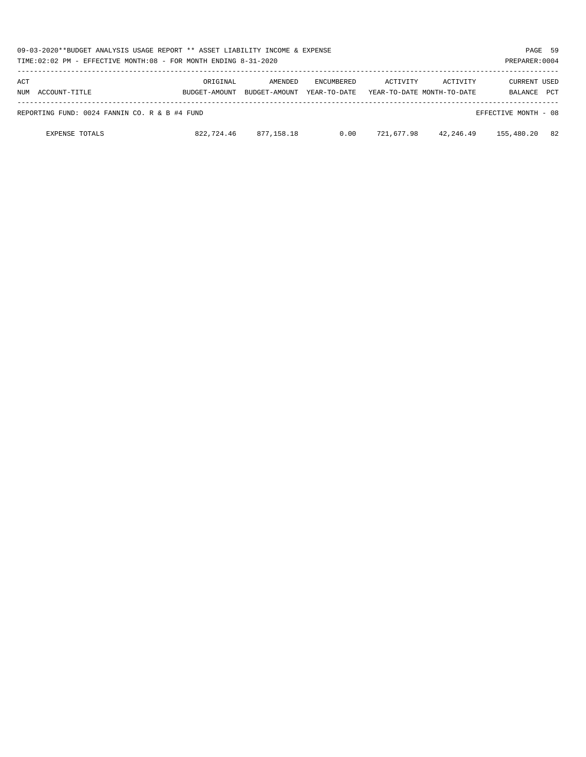| ACT NUM | ACCOUNT-TITLE | ORIGINAL BUDGET-AMOUNT | AMENDED BUDGET-AMOUNT | ENCUMBERED YEAR-TO-DATE | ACTIVITY YEAR-TO-DATE | ACTIVITY MONTH-TO-DATE | CURRENT BALANCE | USED PCT |
|---|---|---|---|---|---|---|---|---|
| REPORTING FUND: 0024 FANNIN CO. R & B #4 FUND | | | | | | | EFFECTIVE MONTH - 08 | |
| | EXPENSE TOTALS | 822,724.46 | 877,158.18 | 0.00 | 721,677.98 | 42,246.49 | 155,480.20 | 82 |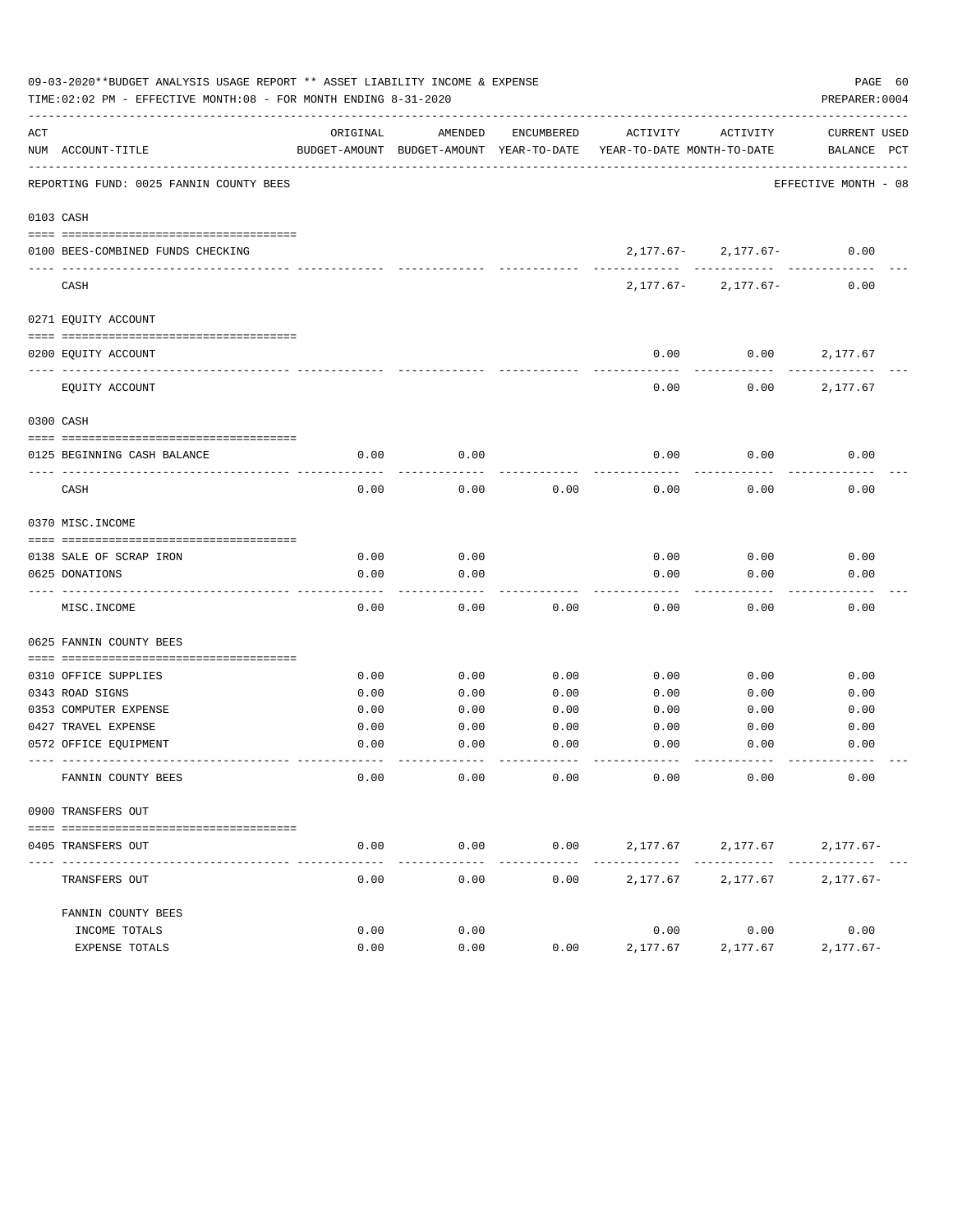09-03-2020**BUDGET ANALYSIS USAGE REPORT ** ASSET LIABILITY INCOME & EXPENSE

TIME:02:02 PM - EFFECTIVE MONTH:08 - FOR MONTH ENDING 8-31-2020

PREPARER:0004

REPORTING FUND: 0025 FANNIN COUNTY BEES — EFFECTIVE MONTH - 08

| ACT NUM | ACCOUNT-TITLE | ORIGINAL BUDGET-AMOUNT | AMENDED BUDGET-AMOUNT | ENCUMBERED YEAR-TO-DATE | ACTIVITY YEAR-TO-DATE | ACTIVITY MONTH-TO-DATE | CURRENT BALANCE | USED PCT |
|---|---|---|---|---|---|---|---|---|
| 0103 | CASH | | | | | | | |
| 0100 | BEES-COMBINED FUNDS CHECKING | | | | 2,177.67- | 2,177.67- | 0.00 | |
| | CASH | | | | 2,177.67- | 2,177.67- | 0.00 | |
| 0271 | EQUITY ACCOUNT | | | | | | | |
| 0200 | EQUITY ACCOUNT | | | | 0.00 | 0.00 | 2,177.67 | |
| | EQUITY ACCOUNT | | | | 0.00 | 0.00 | 2,177.67 | |
| 0300 | CASH | | | | | | | |
| 0125 | BEGINNING CASH BALANCE | 0.00 | 0.00 | | 0.00 | 0.00 | 0.00 | |
| | CASH | 0.00 | 0.00 | 0.00 | 0.00 | 0.00 | 0.00 | |
| 0370 | MISC.INCOME | | | | | | | |
| 0138 | SALE OF SCRAP IRON | 0.00 | 0.00 | | 0.00 | 0.00 | 0.00 | |
| 0625 | DONATIONS | 0.00 | 0.00 | | 0.00 | 0.00 | 0.00 | |
| | MISC.INCOME | 0.00 | 0.00 | 0.00 | 0.00 | 0.00 | 0.00 | |
| 0625 | FANNIN COUNTY BEES | | | | | | | |
| 0310 | OFFICE SUPPLIES | 0.00 | 0.00 | 0.00 | 0.00 | 0.00 | 0.00 | |
| 0343 | ROAD SIGNS | 0.00 | 0.00 | 0.00 | 0.00 | 0.00 | 0.00 | |
| 0353 | COMPUTER EXPENSE | 0.00 | 0.00 | 0.00 | 0.00 | 0.00 | 0.00 | |
| 0427 | TRAVEL EXPENSE | 0.00 | 0.00 | 0.00 | 0.00 | 0.00 | 0.00 | |
| 0572 | OFFICE EQUIPMENT | 0.00 | 0.00 | 0.00 | 0.00 | 0.00 | 0.00 | |
| | FANNIN COUNTY BEES | 0.00 | 0.00 | 0.00 | 0.00 | 0.00 | 0.00 | |
| 0900 | TRANSFERS OUT | | | | | | | |
| 0405 | TRANSFERS OUT | 0.00 | 0.00 | 0.00 | 2,177.67 | 2,177.67 | 2,177.67- | |
| | TRANSFERS OUT | 0.00 | 0.00 | 0.00 | 2,177.67 | 2,177.67 | 2,177.67- | |
| | FANNIN COUNTY BEES | | | | | | | |
| | INCOME TOTALS | 0.00 | 0.00 | | 0.00 | 0.00 | 0.00 | |
| | EXPENSE TOTALS | 0.00 | 0.00 | 0.00 | 2,177.67 | 2,177.67 | 2,177.67- | |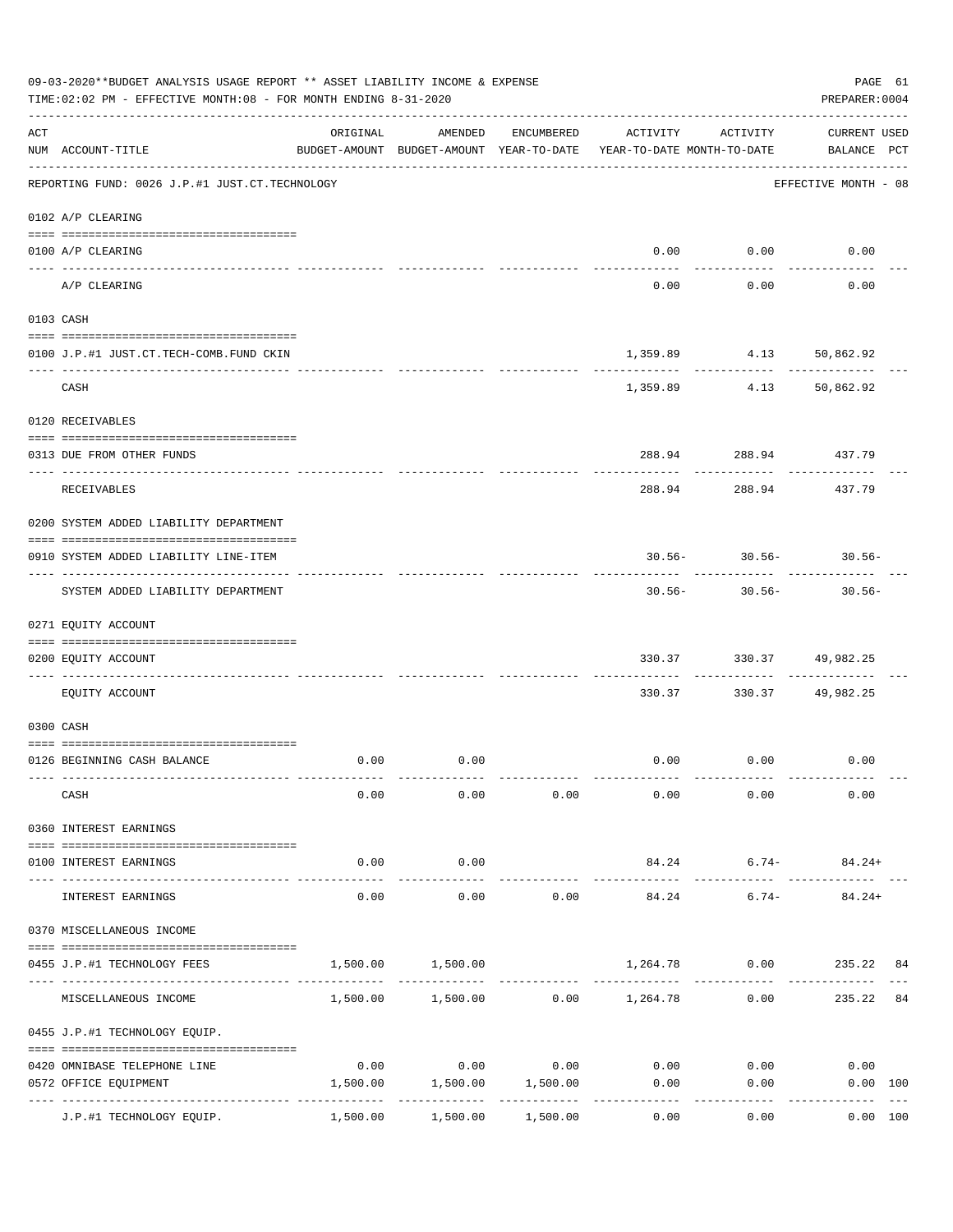09-03-2020**BUDGET ANALYSIS USAGE REPORT ** ASSET LIABILITY INCOME & EXPENSE

TIME:02:02 PM - EFFECTIVE MONTH:08 - FOR MONTH ENDING 8-31-2020

PREPARER:0004

| ACT NUM | ACCOUNT-TITLE | ORIGINAL BUDGET-AMOUNT | AMENDED BUDGET-AMOUNT | ENCUMBERED YEAR-TO-DATE | ACTIVITY YEAR-TO-DATE | ACTIVITY MONTH-TO-DATE | CURRENT USED BALANCE | PCT |
|---|---|---|---|---|---|---|---|---|
| | REPORTING FUND: 0026 J.P.#1 JUST.CT.TECHNOLOGY | | | | | | EFFECTIVE MONTH - 08 | |
| | 0102 A/P CLEARING | | | | | | | |
| 0100 | A/P CLEARING | | | | 0.00 | 0.00 | 0.00 | |
| | A/P CLEARING | | | | 0.00 | 0.00 | 0.00 | |
| | 0103 CASH | | | | | | | |
| 0100 | J.P.#1 JUST.CT.TECH-COMB.FUND CKIN | | | | 1,359.89 | 4.13 | 50,862.92 | |
| | CASH | | | | 1,359.89 | 4.13 | 50,862.92 | |
| | 0120 RECEIVABLES | | | | | | | |
| 0313 | DUE FROM OTHER FUNDS | | | | 288.94 | 288.94 | 437.79 | |
| | RECEIVABLES | | | | 288.94 | 288.94 | 437.79 | |
| | 0200 SYSTEM ADDED LIABILITY DEPARTMENT | | | | | | | |
| 0910 | SYSTEM ADDED LIABILITY LINE-ITEM | | | | 30.56- | 30.56- | 30.56- | |
| | SYSTEM ADDED LIABILITY DEPARTMENT | | | | 30.56- | 30.56- | 30.56- | |
| | 0271 EQUITY ACCOUNT | | | | | | | |
| 0200 | EQUITY ACCOUNT | | | | 330.37 | 330.37 | 49,982.25 | |
| | EQUITY ACCOUNT | | | | 330.37 | 330.37 | 49,982.25 | |
| | 0300 CASH | | | | | | | |
| 0126 | BEGINNING CASH BALANCE | 0.00 | 0.00 | | 0.00 | 0.00 | 0.00 | |
| | CASH | 0.00 | 0.00 | 0.00 | 0.00 | 0.00 | 0.00 | |
| | 0360 INTEREST EARNINGS | | | | | | | |
| 0100 | INTEREST EARNINGS | 0.00 | 0.00 | | 84.24 | 6.74- | 84.24+ | |
| | INTEREST EARNINGS | 0.00 | 0.00 | 0.00 | 84.24 | 6.74- | 84.24+ | |
| | 0370 MISCELLANEOUS INCOME | | | | | | | |
| 0455 | J.P.#1 TECHNOLOGY FEES | 1,500.00 | 1,500.00 | | 1,264.78 | 0.00 | 235.22 | 84 |
| | MISCELLANEOUS INCOME | 1,500.00 | 1,500.00 | 0.00 | 1,264.78 | 0.00 | 235.22 | 84 |
| | 0455 J.P.#1 TECHNOLOGY EQUIP. | | | | | | | |
| 0420 | OMNIBASE TELEPHONE LINE | 0.00 | 0.00 | 0.00 | 0.00 | 0.00 | 0.00 | |
| 0572 | OFFICE EQUIPMENT | 1,500.00 | 1,500.00 | 1,500.00 | 0.00 | 0.00 | 0.00 | 100 |
| | J.P.#1 TECHNOLOGY EQUIP. | 1,500.00 | 1,500.00 | 1,500.00 | 0.00 | 0.00 | 0.00 | 100 |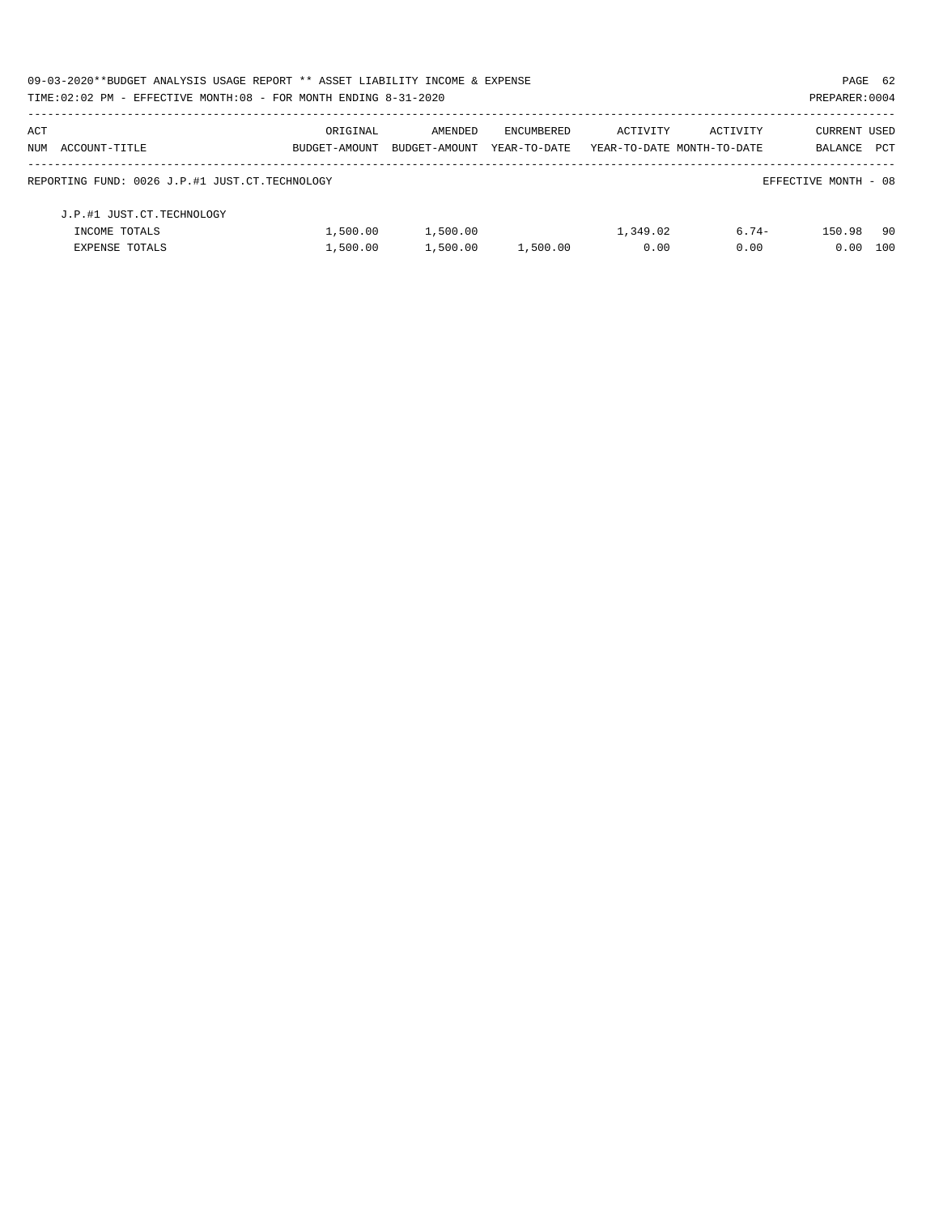REPORTING FUND: 0026 J.P.#1 JUST.CT.TECHNOLOGY — EFFECTIVE MONTH - 08

| ACT NUM ACCOUNT-TITLE | ORIGINAL BUDGET-AMOUNT | AMENDED BUDGET-AMOUNT | ENCUMBERED YEAR-TO-DATE | ACTIVITY YEAR-TO-DATE | ACTIVITY MONTH-TO-DATE | CURRENT BALANCE | USED PCT |
|---|---|---|---|---|---|---|---|
| J.P.#1 JUST.CT.TECHNOLOGY | | | | | | | |
| INCOME TOTALS | 1,500.00 | 1,500.00 | | 1,349.02 | 6.74- | 150.98 | 90 |
| EXPENSE TOTALS | 1,500.00 | 1,500.00 | 1,500.00 | 0.00 | 0.00 | 0.00 | 100 |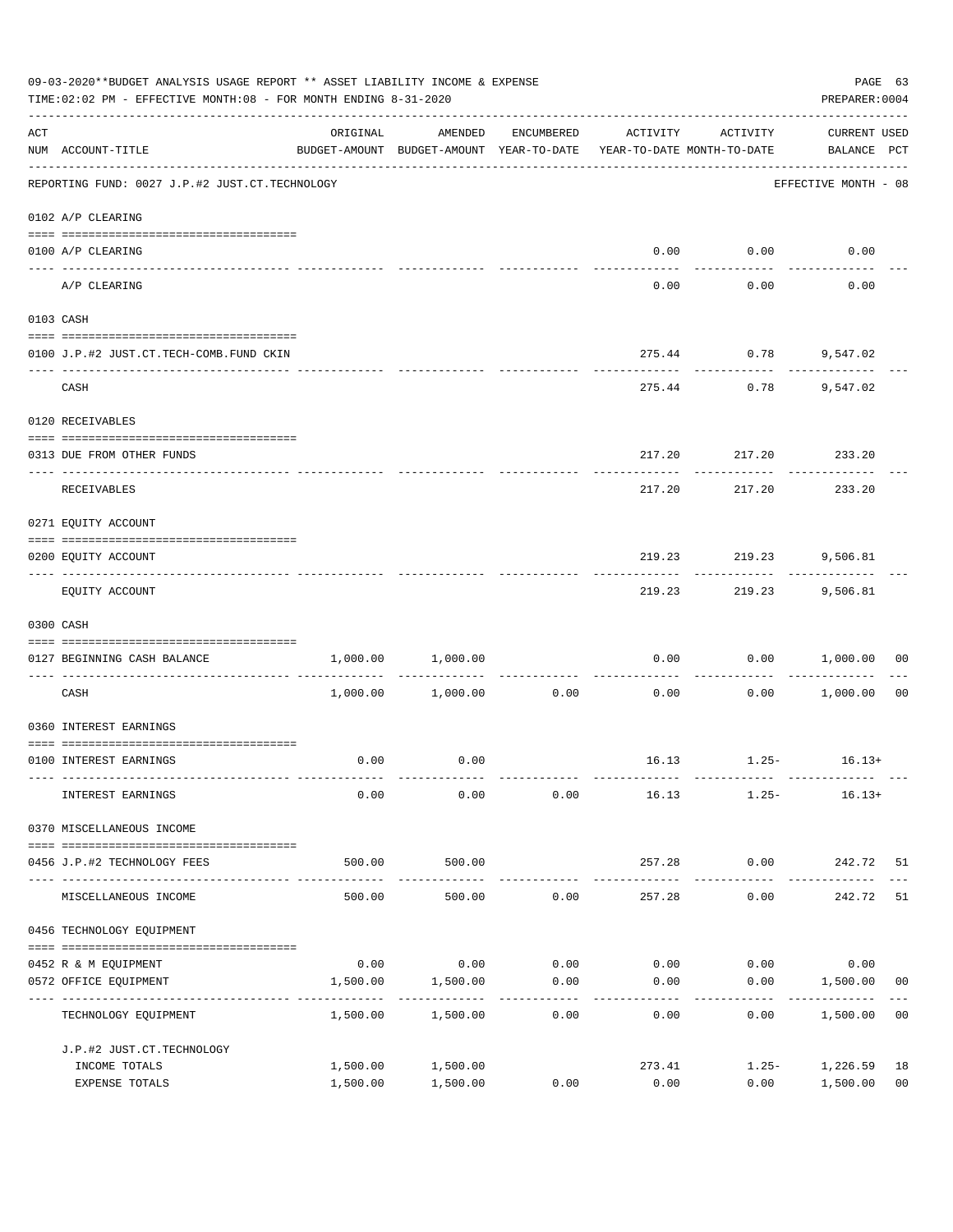09-03-2020**BUDGET ANALYSIS USAGE REPORT ** ASSET LIABILITY INCOME & EXPENSE

TIME:02:02 PM - EFFECTIVE MONTH:08 - FOR MONTH ENDING 8-31-2020

PREPARER:0004

| ACT NUM | ACCOUNT-TITLE | ORIGINAL BUDGET-AMOUNT | AMENDED BUDGET-AMOUNT | ENCUMBERED YEAR-TO-DATE | ACTIVITY YEAR-TO-DATE | ACTIVITY MONTH-TO-DATE | CURRENT USED BALANCE | PCT |
|---|---|---|---|---|---|---|---|---|
| | REPORTING FUND: 0027 J.P.#2 JUST.CT.TECHNOLOGY | | | | | | EFFECTIVE MONTH - 08 | |
| 0102 | A/P CLEARING | | | | | | | |
| 0100 | A/P CLEARING | | | | 0.00 | 0.00 | 0.00 | |
| | A/P CLEARING | | | | 0.00 | 0.00 | 0.00 | |
| 0103 | CASH | | | | | | | |
| 0100 | J.P.#2 JUST.CT.TECH-COMB.FUND CKIN | | | | 275.44 | 0.78 | 9,547.02 | |
| | CASH | | | | 275.44 | 0.78 | 9,547.02 | |
| 0120 | RECEIVABLES | | | | | | | |
| 0313 | DUE FROM OTHER FUNDS | | | | 217.20 | 217.20 | 233.20 | |
| | RECEIVABLES | | | | 217.20 | 217.20 | 233.20 | |
| 0271 | EQUITY ACCOUNT | | | | | | | |
| 0200 | EQUITY ACCOUNT | | | | 219.23 | 219.23 | 9,506.81 | |
| | EQUITY ACCOUNT | | | | 219.23 | 219.23 | 9,506.81 | |
| 0300 | CASH | | | | | | | |
| 0127 | BEGINNING CASH BALANCE | 1,000.00 | 1,000.00 | | 0.00 | 0.00 | 1,000.00 | 00 |
| | CASH | 1,000.00 | 1,000.00 | 0.00 | 0.00 | 0.00 | 1,000.00 | 00 |
| 0360 | INTEREST EARNINGS | | | | | | | |
| 0100 | INTEREST EARNINGS | 0.00 | 0.00 | | 16.13 | 1.25- | 16.13+ | |
| | INTEREST EARNINGS | 0.00 | 0.00 | 0.00 | 16.13 | 1.25- | 16.13+ | |
| 0370 | MISCELLANEOUS INCOME | | | | | | | |
| 0456 | J.P.#2 TECHNOLOGY FEES | 500.00 | 500.00 | | 257.28 | 0.00 | 242.72 | 51 |
| | MISCELLANEOUS INCOME | 500.00 | 500.00 | 0.00 | 257.28 | 0.00 | 242.72 | 51 |
| 0456 | TECHNOLOGY EQUIPMENT | | | | | | | |
| 0452 | R & M EQUIPMENT | 0.00 | 0.00 | 0.00 | 0.00 | 0.00 | 0.00 | |
| 0572 | OFFICE EQUIPMENT | 1,500.00 | 1,500.00 | 0.00 | 0.00 | 0.00 | 1,500.00 | 00 |
| | TECHNOLOGY EQUIPMENT | 1,500.00 | 1,500.00 | 0.00 | 0.00 | 0.00 | 1,500.00 | 00 |
| | J.P.#2 JUST.CT.TECHNOLOGY | | | | | | | |
| | INCOME TOTALS | 1,500.00 | 1,500.00 | | 273.41 | 1.25- | 1,226.59 | 18 |
| | EXPENSE TOTALS | 1,500.00 | 1,500.00 | 0.00 | 0.00 | 0.00 | 1,500.00 | 00 |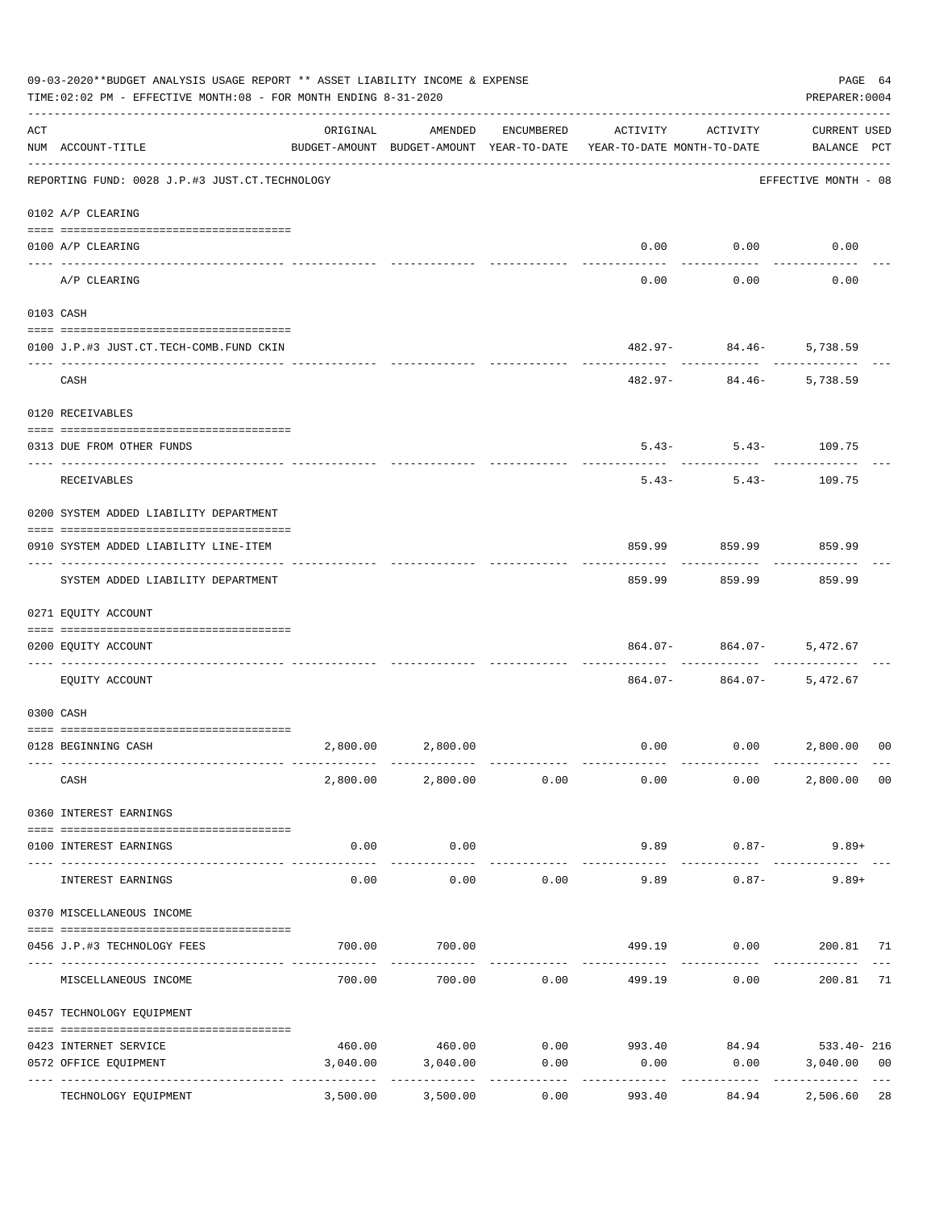09-03-2020**BUDGET ANALYSIS USAGE REPORT ** ASSET LIABILITY INCOME & EXPENSE

TIME:02:02 PM - EFFECTIVE MONTH:08 - FOR MONTH ENDING 8-31-2020

PREPARER:0004

REPORTING FUND: 0028 J.P.#3 JUST.CT.TECHNOLOGY — EFFECTIVE MONTH - 08

| ACT NUM | ACCOUNT-TITLE | ORIGINAL BUDGET-AMOUNT | AMENDED BUDGET-AMOUNT | ENCUMBERED YEAR-TO-DATE | ACTIVITY YEAR-TO-DATE | ACTIVITY MONTH-TO-DATE | CURRENT BALANCE | USED PCT |
|---|---|---|---|---|---|---|---|---|
| 0102 | A/P CLEARING | | | | | | | |
| 0100 | A/P CLEARING | | | | 0.00 | 0.00 | 0.00 | |
| | A/P CLEARING | | | | 0.00 | 0.00 | 0.00 | |
| 0103 | CASH | | | | | | | |
| 0100 | J.P.#3 JUST.CT.TECH-COMB.FUND CKIN | | | | 482.97- | 84.46- | 5,738.59 | |
| | CASH | | | | 482.97- | 84.46- | 5,738.59 | |
| 0120 | RECEIVABLES | | | | | | | |
| 0313 | DUE FROM OTHER FUNDS | | | | 5.43- | 5.43- | 109.75 | |
| | RECEIVABLES | | | | 5.43- | 5.43- | 109.75 | |
| 0200 | SYSTEM ADDED LIABILITY DEPARTMENT | | | | | | | |
| 0910 | SYSTEM ADDED LIABILITY LINE-ITEM | | | | 859.99 | 859.99 | 859.99 | |
| | SYSTEM ADDED LIABILITY DEPARTMENT | | | | 859.99 | 859.99 | 859.99 | |
| 0271 | EQUITY ACCOUNT | | | | | | | |
| 0200 | EQUITY ACCOUNT | | | | 864.07- | 864.07- | 5,472.67 | |
| | EQUITY ACCOUNT | | | | 864.07- | 864.07- | 5,472.67 | |
| 0300 | CASH | | | | | | | |
| 0128 | BEGINNING CASH | 2,800.00 | 2,800.00 | | 0.00 | 0.00 | 2,800.00 | 00 |
| | CASH | 2,800.00 | 2,800.00 | 0.00 | 0.00 | 0.00 | 2,800.00 | 00 |
| 0360 | INTEREST EARNINGS | | | | | | | |
| 0100 | INTEREST EARNINGS | 0.00 | 0.00 | | 9.89 | 0.87- | 9.89+ | |
| | INTEREST EARNINGS | 0.00 | 0.00 | 0.00 | 9.89 | 0.87- | 9.89+ | |
| 0370 | MISCELLANEOUS INCOME | | | | | | | |
| 0456 | J.P.#3 TECHNOLOGY FEES | 700.00 | 700.00 | | 499.19 | 0.00 | 200.81 | 71 |
| | MISCELLANEOUS INCOME | 700.00 | 700.00 | 0.00 | 499.19 | 0.00 | 200.81 | 71 |
| 0457 | TECHNOLOGY EQUIPMENT | | | | | | | |
| 0423 | INTERNET SERVICE | 460.00 | 460.00 | 0.00 | 993.40 | 84.94 | 533.40- | 216 |
| 0572 | OFFICE EQUIPMENT | 3,040.00 | 3,040.00 | 0.00 | 0.00 | 0.00 | 3,040.00 | 00 |
| | TECHNOLOGY EQUIPMENT | 3,500.00 | 3,500.00 | 0.00 | 993.40 | 84.94 | 2,506.60 | 28 |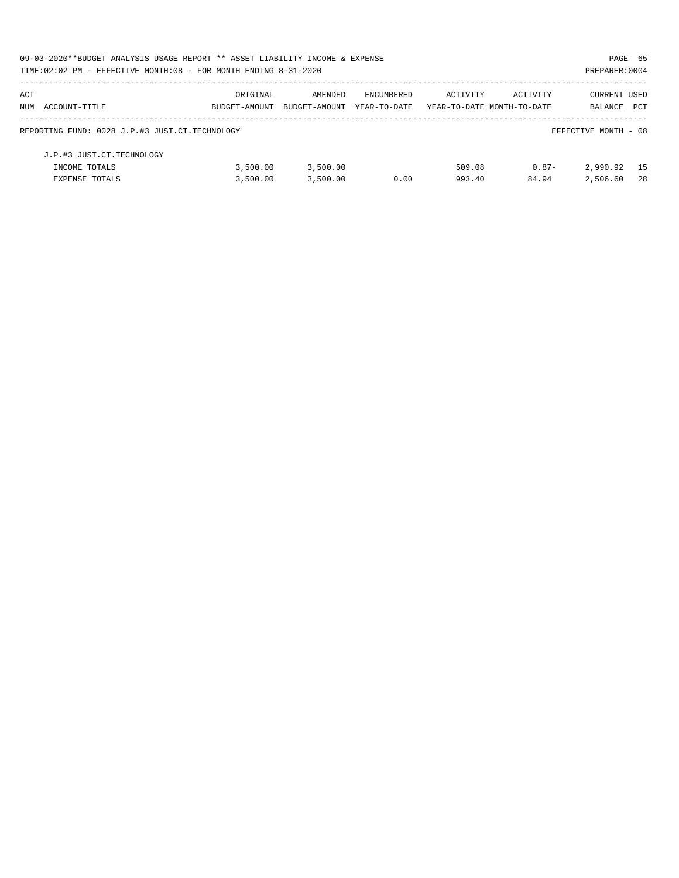| ACT NUM | ACCOUNT-TITLE | ORIGINAL BUDGET-AMOUNT | AMENDED BUDGET-AMOUNT | ENCUMBERED YEAR-TO-DATE | ACTIVITY YEAR-TO-DATE | ACTIVITY MONTH-TO-DATE | CURRENT BALANCE | USED PCT |
|---|---|---|---|---|---|---|---|---|
| REPORTING FUND: 0028 J.P.#3 JUST.CT.TECHNOLOGY | | | | | | | EFFECTIVE MONTH - 08 | |
| | J.P.#3 JUST.CT.TECHNOLOGY | | | | | | | |
| | INCOME TOTALS | 3,500.00 | 3,500.00 | | 509.08 | 0.87- | 2,990.92 | 15 |
| | EXPENSE TOTALS | 3,500.00 | 3,500.00 | 0.00 | 993.40 | 84.94 | 2,506.60 | 28 |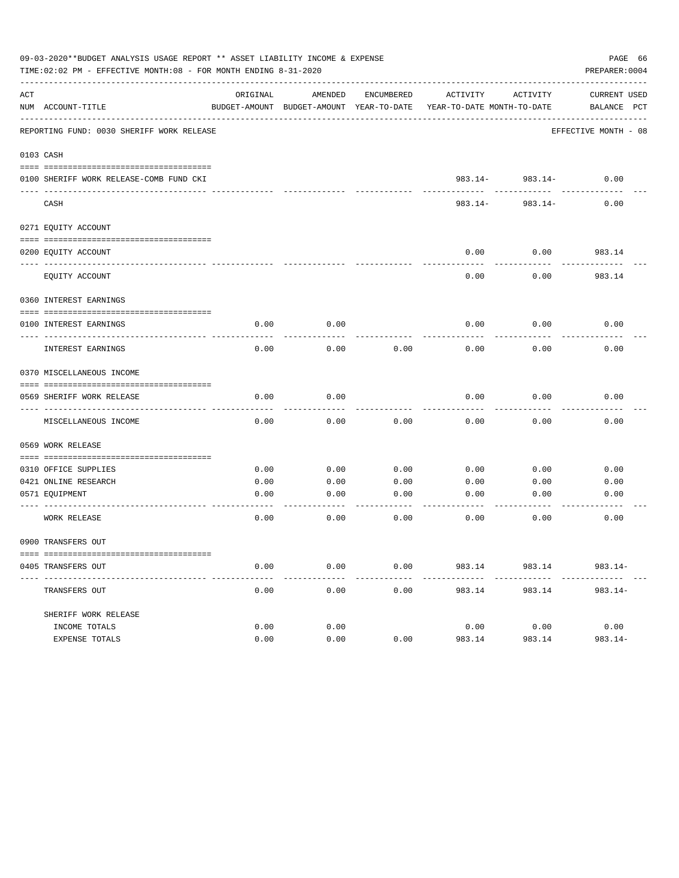09-03-2020**BUDGET ANALYSIS USAGE REPORT ** ASSET LIABILITY INCOME & EXPENSE

TIME:02:02 PM - EFFECTIVE MONTH:08 - FOR MONTH ENDING 8-31-2020

PREPARER:0004

REPORTING FUND: 0030 SHERIFF WORK RELEASE — EFFECTIVE MONTH - 08

| ACT NUM | ACCOUNT-TITLE | ORIGINAL BUDGET-AMOUNT | AMENDED BUDGET-AMOUNT | ENCUMBERED YEAR-TO-DATE | ACTIVITY YEAR-TO-DATE | ACTIVITY MONTH-TO-DATE | CURRENT BALANCE | USED PCT |
|---|---|---|---|---|---|---|---|---|
| **0103** | **CASH** | | | | | | | |
| 0100 | SHERIFF WORK RELEASE-COMB FUND CKI | | | | 983.14- | 983.14- | 0.00 | |
| | CASH | | | | 983.14- | 983.14- | 0.00 | |
| **0271** | **EQUITY ACCOUNT** | | | | | | | |
| 0200 | EQUITY ACCOUNT | | | | 0.00 | 0.00 | 983.14 | |
| | EQUITY ACCOUNT | | | | 0.00 | 0.00 | 983.14 | |
| **0360** | **INTEREST EARNINGS** | | | | | | | |
| 0100 | INTEREST EARNINGS | 0.00 | 0.00 | | 0.00 | 0.00 | 0.00 | |
| | INTEREST EARNINGS | 0.00 | 0.00 | 0.00 | 0.00 | 0.00 | 0.00 | |
| **0370** | **MISCELLANEOUS INCOME** | | | | | | | |
| 0569 | SHERIFF WORK RELEASE | 0.00 | 0.00 | | 0.00 | 0.00 | 0.00 | |
| | MISCELLANEOUS INCOME | 0.00 | 0.00 | 0.00 | 0.00 | 0.00 | 0.00 | |
| **0569** | **WORK RELEASE** | | | | | | | |
| 0310 | OFFICE SUPPLIES | 0.00 | 0.00 | 0.00 | 0.00 | 0.00 | 0.00 | |
| 0421 | ONLINE RESEARCH | 0.00 | 0.00 | 0.00 | 0.00 | 0.00 | 0.00 | |
| 0571 | EQUIPMENT | 0.00 | 0.00 | 0.00 | 0.00 | 0.00 | 0.00 | |
| | WORK RELEASE | 0.00 | 0.00 | 0.00 | 0.00 | 0.00 | 0.00 | |
| **0900** | **TRANSFERS OUT** | | | | | | | |
| 0405 | TRANSFERS OUT | 0.00 | 0.00 | 0.00 | 983.14 | 983.14 | 983.14- | |
| | TRANSFERS OUT | 0.00 | 0.00 | 0.00 | 983.14 | 983.14 | 983.14- | |
| | SHERIFF WORK RELEASE | | | | | | | |
| | INCOME TOTALS | 0.00 | 0.00 | | 0.00 | 0.00 | 0.00 | |
| | EXPENSE TOTALS | 0.00 | 0.00 | 0.00 | 983.14 | 983.14 | 983.14- | |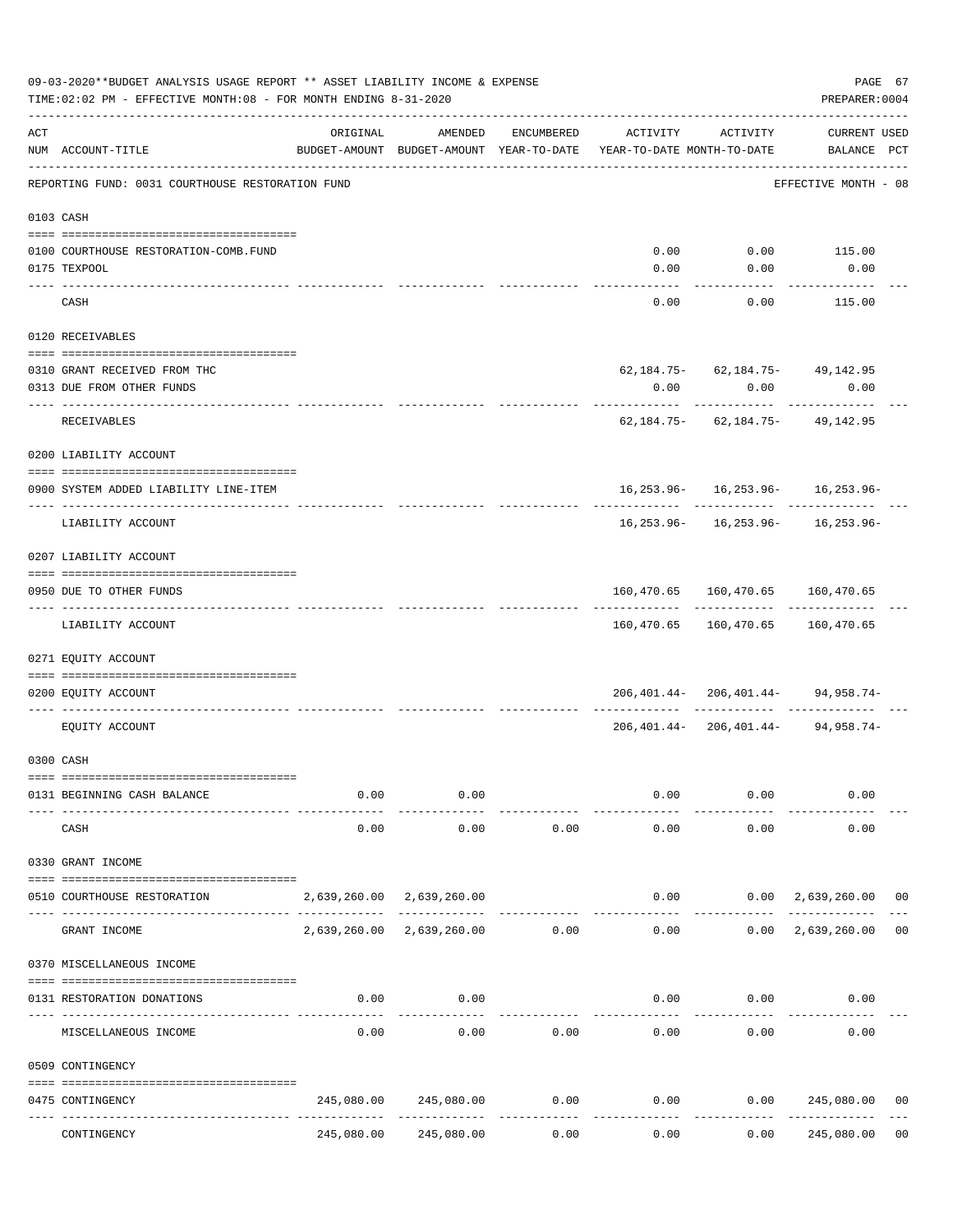09-03-2020**BUDGET ANALYSIS USAGE REPORT ** ASSET LIABILITY INCOME & EXPENSE

TIME:02:02 PM - EFFECTIVE MONTH:08 - FOR MONTH ENDING 8-31-2020

PREPARER:0004

| ACT NUM | ACCOUNT-TITLE | ORIGINAL BUDGET-AMOUNT | AMENDED BUDGET-AMOUNT | ENCUMBERED YEAR-TO-DATE | ACTIVITY YEAR-TO-DATE | ACTIVITY MONTH-TO-DATE | CURRENT BALANCE | USED PCT |
|---|---|---|---|---|---|---|---|---|
| | REPORTING FUND: 0031 COURTHOUSE RESTORATION FUND | | | | | | EFFECTIVE MONTH - 08 | |
| 0103 | CASH | | | | | | | |
| 0100 | COURTHOUSE RESTORATION-COMB.FUND | | | | 0.00 | 0.00 | 115.00 | |
| 0175 | TEXPOOL | | | | 0.00 | 0.00 | 0.00 | |
| | CASH | | | | 0.00 | 0.00 | 115.00 | |
| 0120 | RECEIVABLES | | | | | | | |
| 0310 | GRANT RECEIVED FROM THC | | | | 62,184.75- | 62,184.75- | 49,142.95 | |
| 0313 | DUE FROM OTHER FUNDS | | | | 0.00 | 0.00 | 0.00 | |
| | RECEIVABLES | | | | 62,184.75- | 62,184.75- | 49,142.95 | |
| 0200 | LIABILITY ACCOUNT | | | | | | | |
| 0900 | SYSTEM ADDED LIABILITY LINE-ITEM | | | | 16,253.96- | 16,253.96- | 16,253.96- | |
| | LIABILITY ACCOUNT | | | | 16,253.96- | 16,253.96- | 16,253.96- | |
| 0207 | LIABILITY ACCOUNT | | | | | | | |
| 0950 | DUE TO OTHER FUNDS | | | | 160,470.65 | 160,470.65 | 160,470.65 | |
| | LIABILITY ACCOUNT | | | | 160,470.65 | 160,470.65 | 160,470.65 | |
| 0271 | EQUITY ACCOUNT | | | | | | | |
| 0200 | EQUITY ACCOUNT | | | | 206,401.44- | 206,401.44- | 94,958.74- | |
| | EQUITY ACCOUNT | | | | 206,401.44- | 206,401.44- | 94,958.74- | |
| 0300 | CASH | | | | | | | |
| 0131 | BEGINNING CASH BALANCE | 0.00 | 0.00 | | 0.00 | 0.00 | 0.00 | |
| | CASH | 0.00 | 0.00 | 0.00 | 0.00 | 0.00 | 0.00 | |
| 0330 | GRANT INCOME | | | | | | | |
| 0510 | COURTHOUSE RESTORATION | 2,639,260.00 | 2,639,260.00 | | 0.00 | 0.00 | 2,639,260.00 | 00 |
| | GRANT INCOME | 2,639,260.00 | 2,639,260.00 | 0.00 | 0.00 | 0.00 | 2,639,260.00 | 00 |
| 0370 | MISCELLANEOUS INCOME | | | | | | | |
| 0131 | RESTORATION DONATIONS | 0.00 | 0.00 | | 0.00 | 0.00 | 0.00 | |
| | MISCELLANEOUS INCOME | 0.00 | 0.00 | 0.00 | 0.00 | 0.00 | 0.00 | |
| 0509 | CONTINGENCY | | | | | | | |
| 0475 | CONTINGENCY | 245,080.00 | 245,080.00 | 0.00 | 0.00 | 0.00 | 245,080.00 | 00 |
| | CONTINGENCY | 245,080.00 | 245,080.00 | 0.00 | 0.00 | 0.00 | 245,080.00 | 00 |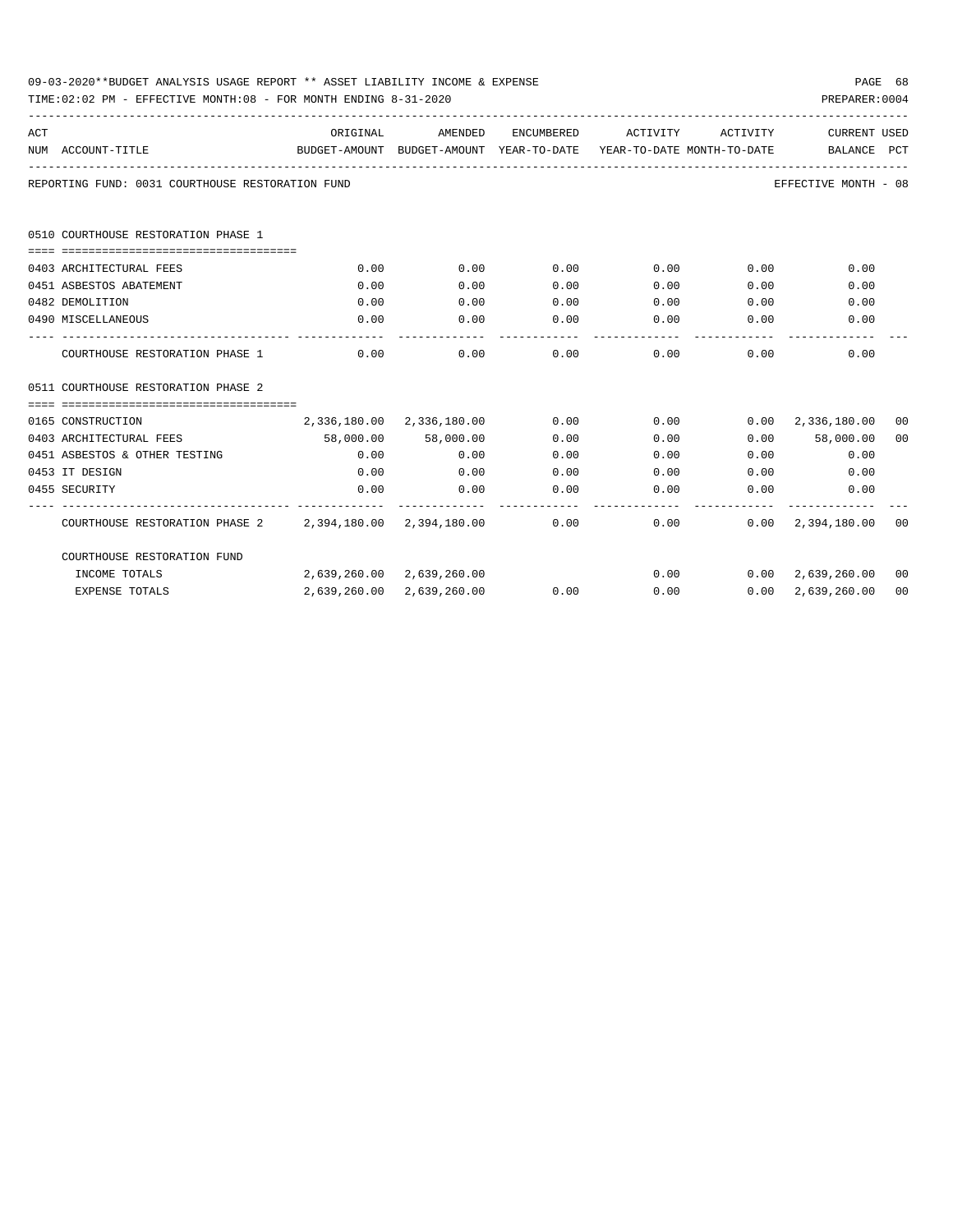09-03-2020**BUDGET ANALYSIS USAGE REPORT ** ASSET LIABILITY INCOME & EXPENSE

TIME:02:02 PM - EFFECTIVE MONTH:08 - FOR MONTH ENDING 8-31-2020

PREPARER:0004

| ACT NUM | ACCOUNT-TITLE | ORIGINAL BUDGET-AMOUNT | AMENDED BUDGET-AMOUNT | ENCUMBERED YEAR-TO-DATE | ACTIVITY YEAR-TO-DATE | ACTIVITY MONTH-TO-DATE | CURRENT BALANCE | USED PCT |
|---|---|---|---|---|---|---|---|---|

REPORTING FUND: 0031 COURTHOUSE RESTORATION FUND — EFFECTIVE MONTH - 08

**0510 COURTHOUSE RESTORATION PHASE 1**

| ACT NUM | ACCOUNT-TITLE | ORIGINAL BUDGET-AMOUNT | AMENDED BUDGET-AMOUNT | ENCUMBERED YEAR-TO-DATE | ACTIVITY YEAR-TO-DATE | ACTIVITY MONTH-TO-DATE | CURRENT BALANCE | USED PCT |
|---|---|---|---|---|---|---|---|---|
| 0403 | ARCHITECTURAL FEES | 0.00 | 0.00 | 0.00 | 0.00 | 0.00 | 0.00 | |
| 0451 | ASBESTOS ABATEMENT | 0.00 | 0.00 | 0.00 | 0.00 | 0.00 | 0.00 | |
| 0482 | DEMOLITION | 0.00 | 0.00 | 0.00 | 0.00 | 0.00 | 0.00 | |
| 0490 | MISCELLANEOUS | 0.00 | 0.00 | 0.00 | 0.00 | 0.00 | 0.00 | |
| | COURTHOUSE RESTORATION PHASE 1 | 0.00 | 0.00 | 0.00 | 0.00 | 0.00 | 0.00 | |

**0511 COURTHOUSE RESTORATION PHASE 2**

| ACT NUM | ACCOUNT-TITLE | ORIGINAL BUDGET-AMOUNT | AMENDED BUDGET-AMOUNT | ENCUMBERED YEAR-TO-DATE | ACTIVITY YEAR-TO-DATE | ACTIVITY MONTH-TO-DATE | CURRENT BALANCE | USED PCT |
|---|---|---|---|---|---|---|---|---|
| 0165 | CONSTRUCTION | 2,336,180.00 | 2,336,180.00 | 0.00 | 0.00 | 0.00 | 2,336,180.00 | 00 |
| 0403 | ARCHITECTURAL FEES | 58,000.00 | 58,000.00 | 0.00 | 0.00 | 0.00 | 58,000.00 | 00 |
| 0451 | ASBESTOS & OTHER TESTING | 0.00 | 0.00 | 0.00 | 0.00 | 0.00 | 0.00 | |
| 0453 | IT DESIGN | 0.00 | 0.00 | 0.00 | 0.00 | 0.00 | 0.00 | |
| 0455 | SECURITY | 0.00 | 0.00 | 0.00 | 0.00 | 0.00 | 0.00 | |
| | COURTHOUSE RESTORATION PHASE 2 | 2,394,180.00 | 2,394,180.00 | 0.00 | 0.00 | 0.00 | 2,394,180.00 | 00 |

**COURTHOUSE RESTORATION FUND**

| | ORIGINAL BUDGET-AMOUNT | AMENDED BUDGET-AMOUNT | ENCUMBERED YEAR-TO-DATE | ACTIVITY YEAR-TO-DATE | ACTIVITY MONTH-TO-DATE | CURRENT BALANCE | USED PCT |
|---|---|---|---|---|---|---|---|
| INCOME TOTALS | 2,639,260.00 | 2,639,260.00 | | 0.00 | 0.00 | 2,639,260.00 | 00 |
| EXPENSE TOTALS | 2,639,260.00 | 2,639,260.00 | 0.00 | 0.00 | 0.00 | 2,639,260.00 | 00 |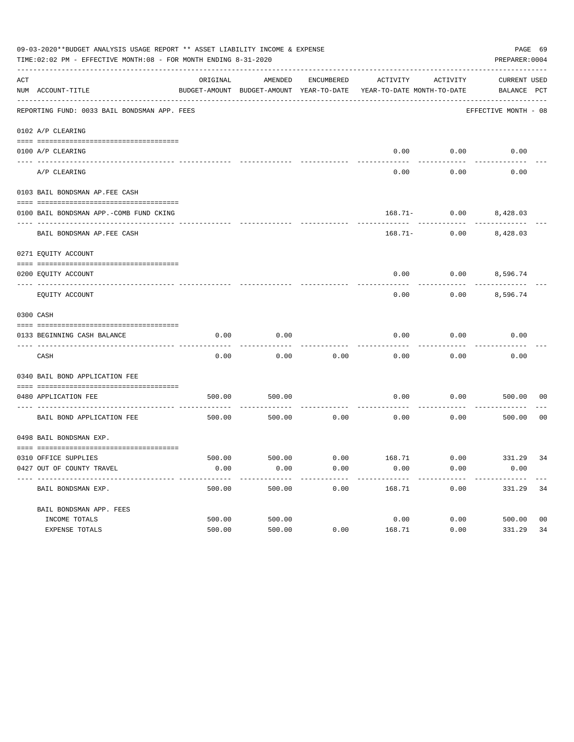09-03-2020**BUDGET ANALYSIS USAGE REPORT ** ASSET LIABILITY INCOME & EXPENSE

TIME:02:02 PM - EFFECTIVE MONTH:08 - FOR MONTH ENDING 8-31-2020

PREPARER:0004

| ACT NUM | ACCOUNT-TITLE | ORIGINAL BUDGET-AMOUNT | AMENDED BUDGET-AMOUNT | ENCUMBERED YEAR-TO-DATE | ACTIVITY YEAR-TO-DATE | ACTIVITY MONTH-TO-DATE | CURRENT BALANCE | USED PCT |
|---|---|---|---|---|---|---|---|---|
| | REPORTING FUND: 0033 BAIL BONDSMAN APP. FEES | | | | | | EFFECTIVE MONTH - 08 | |
| | 0102 A/P CLEARING | | | | | | | |
| 0100 | A/P CLEARING | | | | 0.00 | 0.00 | 0.00 | |
| | A/P CLEARING | | | | 0.00 | 0.00 | 0.00 | |
| | 0103 BAIL BONDSMAN AP.FEE CASH | | | | | | | |
| 0100 | BAIL BONDSMAN APP.-COMB FUND CKING | | | | 168.71- | 0.00 | 8,428.03 | |
| | BAIL BONDSMAN AP.FEE CASH | | | | 168.71- | 0.00 | 8,428.03 | |
| | 0271 EQUITY ACCOUNT | | | | | | | |
| 0200 | EQUITY ACCOUNT | | | | 0.00 | 0.00 | 8,596.74 | |
| | EQUITY ACCOUNT | | | | 0.00 | 0.00 | 8,596.74 | |
| | 0300 CASH | | | | | | | |
| 0133 | BEGINNING CASH BALANCE | 0.00 | 0.00 | | 0.00 | 0.00 | 0.00 | |
| | CASH | 0.00 | 0.00 | 0.00 | 0.00 | 0.00 | 0.00 | |
| | 0340 BAIL BOND APPLICATION FEE | | | | | | | |
| 0480 | APPLICATION FEE | 500.00 | 500.00 | | 0.00 | 0.00 | 500.00 | 00 |
| | BAIL BOND APPLICATION FEE | 500.00 | 500.00 | 0.00 | 0.00 | 0.00 | 500.00 | 00 |
| | 0498 BAIL BONDSMAN EXP. | | | | | | | |
| 0310 | OFFICE SUPPLIES | 500.00 | 500.00 | 0.00 | 168.71 | 0.00 | 331.29 | 34 |
| 0427 | OUT OF COUNTY TRAVEL | 0.00 | 0.00 | 0.00 | 0.00 | 0.00 | 0.00 | |
| | BAIL BONDSMAN EXP. | 500.00 | 500.00 | 0.00 | 168.71 | 0.00 | 331.29 | 34 |
| | BAIL BONDSMAN APP. FEES | | | | | | | |
| | INCOME TOTALS | 500.00 | 500.00 | | 0.00 | 0.00 | 500.00 | 00 |
| | EXPENSE TOTALS | 500.00 | 500.00 | 0.00 | 168.71 | 0.00 | 331.29 | 34 |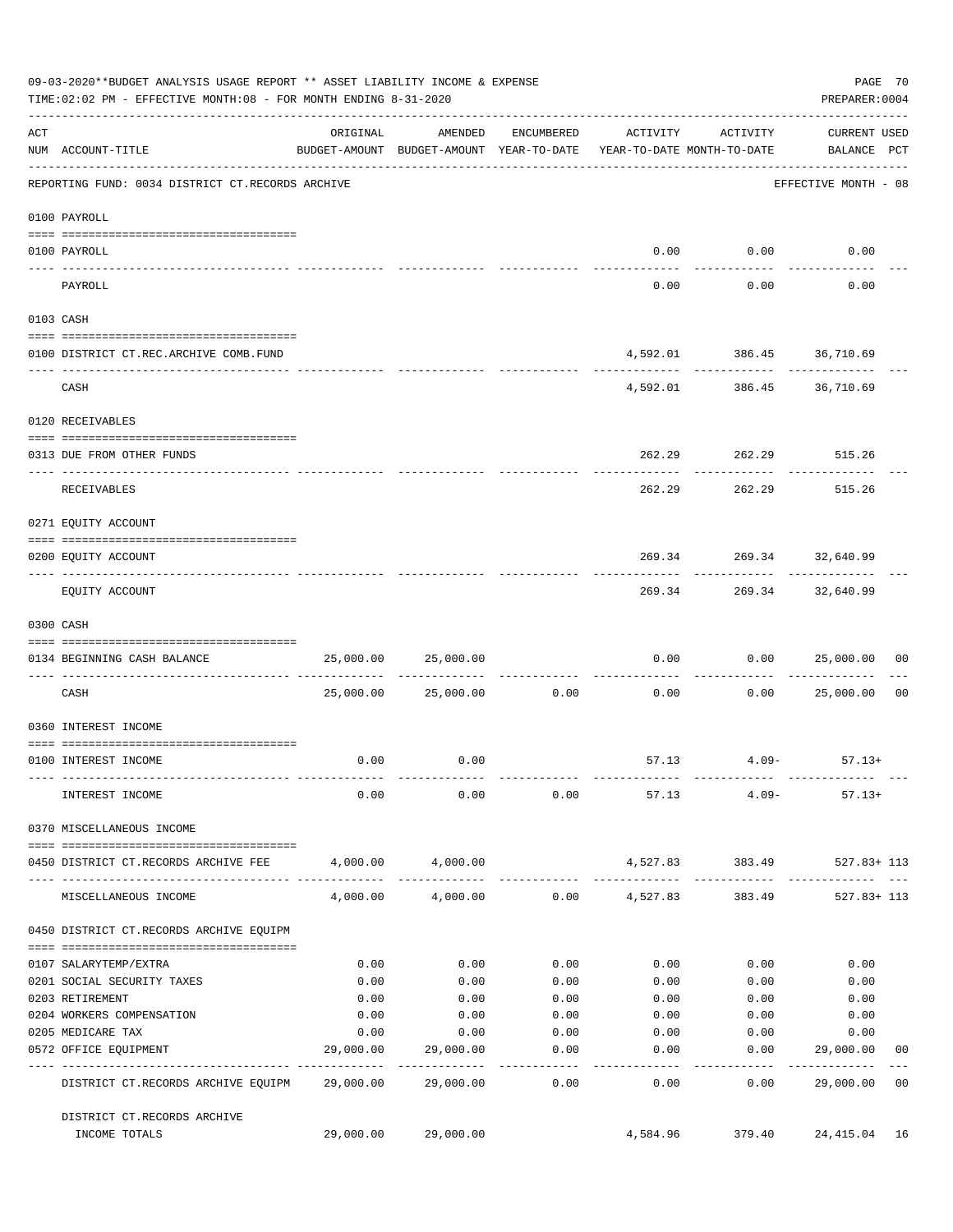09-03-2020**BUDGET ANALYSIS USAGE REPORT ** ASSET LIABILITY INCOME & EXPENSE

TIME:02:02 PM - EFFECTIVE MONTH:08 - FOR MONTH ENDING 8-31-2020

PREPARER:0004

| ACT NUM | ACCOUNT-TITLE | ORIGINAL BUDGET-AMOUNT | AMENDED BUDGET-AMOUNT | ENCUMBERED YEAR-TO-DATE | ACTIVITY YEAR-TO-DATE | ACTIVITY MONTH-TO-DATE | CURRENT USED BALANCE | PCT |
|---|---|---|---|---|---|---|---|---|
| | REPORTING FUND: 0034 DISTRICT CT.RECORDS ARCHIVE | | | | | | EFFECTIVE MONTH - 08 | |
| | 0100 PAYROLL | | | | | | | |
| 0100 | PAYROLL | | | | 0.00 | 0.00 | 0.00 | |
| | PAYROLL | | | | 0.00 | 0.00 | 0.00 | |
| | 0103 CASH | | | | | | | |
| 0100 | DISTRICT CT.REC.ARCHIVE COMB.FUND | | | | 4,592.01 | 386.45 | 36,710.69 | |
| | CASH | | | | 4,592.01 | 386.45 | 36,710.69 | |
| | 0120 RECEIVABLES | | | | | | | |
| 0313 | DUE FROM OTHER FUNDS | | | | 262.29 | 262.29 | 515.26 | |
| | RECEIVABLES | | | | 262.29 | 262.29 | 515.26 | |
| | 0271 EQUITY ACCOUNT | | | | | | | |
| 0200 | EQUITY ACCOUNT | | | | 269.34 | 269.34 | 32,640.99 | |
| | EQUITY ACCOUNT | | | | 269.34 | 269.34 | 32,640.99 | |
| | 0300 CASH | | | | | | | |
| 0134 | BEGINNING CASH BALANCE | 25,000.00 | 25,000.00 | | 0.00 | 0.00 | 25,000.00 | 00 |
| | CASH | 25,000.00 | 25,000.00 | 0.00 | 0.00 | 0.00 | 25,000.00 | 00 |
| | 0360 INTEREST INCOME | | | | | | | |
| 0100 | INTEREST INCOME | 0.00 | 0.00 | | 57.13 | 4.09- | 57.13+ | |
| | INTEREST INCOME | 0.00 | 0.00 | 0.00 | 57.13 | 4.09- | 57.13+ | |
| | 0370 MISCELLANEOUS INCOME | | | | | | | |
| 0450 | DISTRICT CT.RECORDS ARCHIVE FEE | 4,000.00 | 4,000.00 | | 4,527.83 | 383.49 | 527.83+ | 113 |
| | MISCELLANEOUS INCOME | 4,000.00 | 4,000.00 | 0.00 | 4,527.83 | 383.49 | 527.83+ | 113 |
| | 0450 DISTRICT CT.RECORDS ARCHIVE EQUIPM | | | | | | | |
| 0107 | SALARYTEMP/EXTRA | 0.00 | 0.00 | 0.00 | 0.00 | 0.00 | 0.00 | |
| 0201 | SOCIAL SECURITY TAXES | 0.00 | 0.00 | 0.00 | 0.00 | 0.00 | 0.00 | |
| 0203 | RETIREMENT | 0.00 | 0.00 | 0.00 | 0.00 | 0.00 | 0.00 | |
| 0204 | WORKERS COMPENSATION | 0.00 | 0.00 | 0.00 | 0.00 | 0.00 | 0.00 | |
| 0205 | MEDICARE TAX | 0.00 | 0.00 | 0.00 | 0.00 | 0.00 | 0.00 | |
| 0572 | OFFICE EQUIPMENT | 29,000.00 | 29,000.00 | 0.00 | 0.00 | 0.00 | 29,000.00 | 00 |
| | DISTRICT CT.RECORDS ARCHIVE EQUIPM | 29,000.00 | 29,000.00 | 0.00 | 0.00 | 0.00 | 29,000.00 | 00 |
| | DISTRICT CT.RECORDS ARCHIVE INCOME TOTALS | 29,000.00 | 29,000.00 | | 4,584.96 | 379.40 | 24,415.04 | 16 |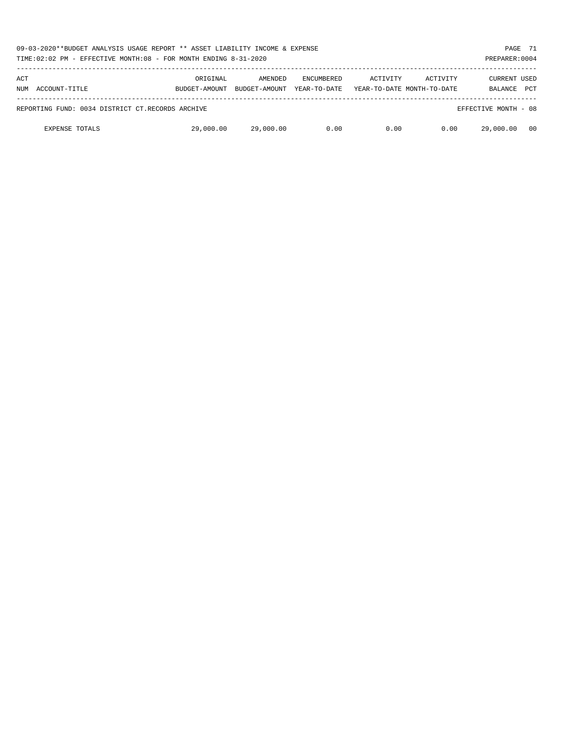09-03-2020**BUDGET ANALYSIS USAGE REPORT ** ASSET LIABILITY INCOME & EXPENSE

TIME:02:02 PM - EFFECTIVE MONTH:08 - FOR MONTH ENDING 8-31-2020

PREPARER:0004

| ACT NUM | ACCOUNT-TITLE | ORIGINAL BUDGET-AMOUNT | AMENDED BUDGET-AMOUNT | ENCUMBERED YEAR-TO-DATE | ACTIVITY YEAR-TO-DATE | ACTIVITY MONTH-TO-DATE | CURRENT BALANCE | USED PCT |
|---|---|---|---|---|---|---|---|---|
| | REPORTING FUND: 0034 DISTRICT CT.RECORDS ARCHIVE | | | | | | EFFECTIVE MONTH - 08 | |
| | EXPENSE TOTALS | 29,000.00 | 29,000.00 | 0.00 | 0.00 | 0.00 | 29,000.00 | 00 |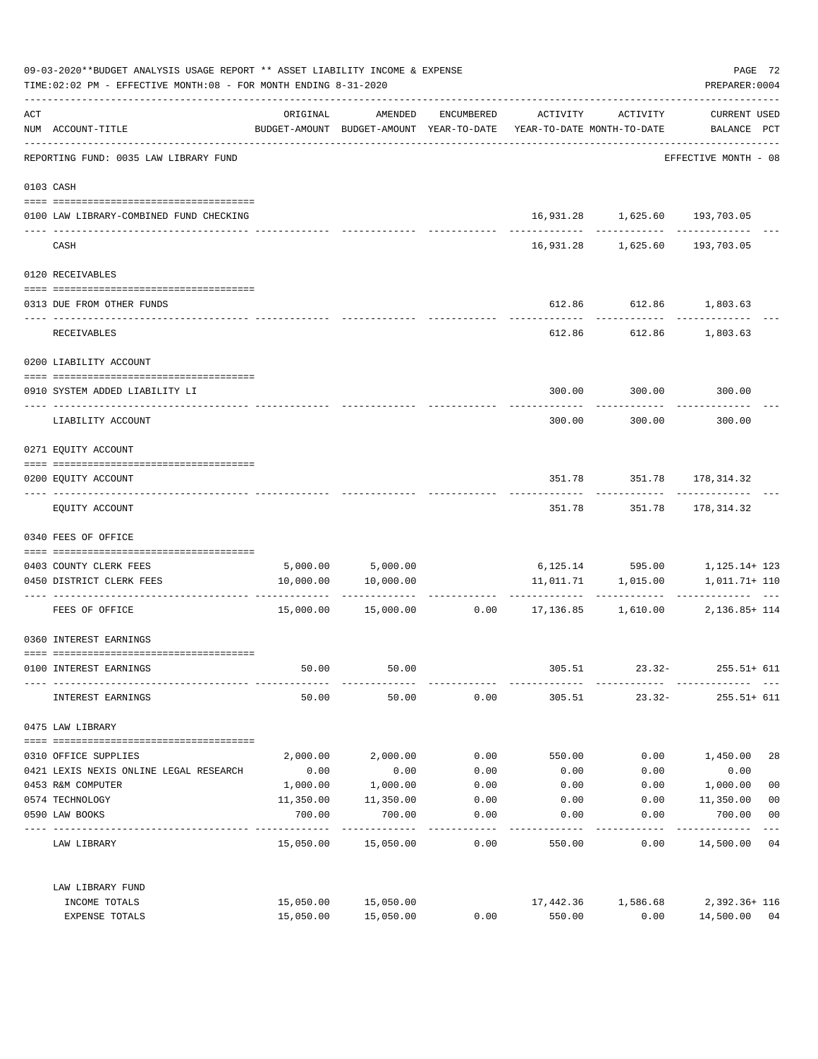09-03-2020**BUDGET ANALYSIS USAGE REPORT ** ASSET LIABILITY INCOME & EXPENSE

TIME:02:02 PM - EFFECTIVE MONTH:08 - FOR MONTH ENDING 8-31-2020

PREPARER:0004

| ACT NUM | ACCOUNT-TITLE | ORIGINAL BUDGET-AMOUNT | AMENDED BUDGET-AMOUNT | ENCUMBERED YEAR-TO-DATE | ACTIVITY YEAR-TO-DATE | ACTIVITY MONTH-TO-DATE | CURRENT USED BALANCE | PCT |
|---|---|---|---|---|---|---|---|---|
| | REPORTING FUND: 0035 LAW LIBRARY FUND | | | | | | EFFECTIVE MONTH - 08 | |
| | 0103 CASH | | | | | | | |
| 0100 | LAW LIBRARY-COMBINED FUND CHECKING | | | | 16,931.28 | 1,625.60 | 193,703.05 | |
| | CASH | | | | 16,931.28 | 1,625.60 | 193,703.05 | |
| | 0120 RECEIVABLES | | | | | | | |
| 0313 | DUE FROM OTHER FUNDS | | | | 612.86 | 612.86 | 1,803.63 | |
| | RECEIVABLES | | | | 612.86 | 612.86 | 1,803.63 | |
| | 0200 LIABILITY ACCOUNT | | | | | | | |
| 0910 | SYSTEM ADDED LIABILITY LI | | | | 300.00 | 300.00 | 300.00 | |
| | LIABILITY ACCOUNT | | | | 300.00 | 300.00 | 300.00 | |
| | 0271 EQUITY ACCOUNT | | | | | | | |
| 0200 | EQUITY ACCOUNT | | | | 351.78 | 351.78 | 178,314.32 | |
| | EQUITY ACCOUNT | | | | 351.78 | 351.78 | 178,314.32 | |
| | 0340 FEES OF OFFICE | | | | | | | |
| 0403 | COUNTY CLERK FEES | 5,000.00 | 5,000.00 | | 6,125.14 | 595.00 | 1,125.14+ | 123 |
| 0450 | DISTRICT CLERK FEES | 10,000.00 | 10,000.00 | | 11,011.71 | 1,015.00 | 1,011.71+ | 110 |
| | FEES OF OFFICE | 15,000.00 | 15,000.00 | 0.00 | 17,136.85 | 1,610.00 | 2,136.85+ | 114 |
| | 0360 INTEREST EARNINGS | | | | | | | |
| 0100 | INTEREST EARNINGS | 50.00 | 50.00 | | 305.51 | 23.32- | 255.51+ | 611 |
| | INTEREST EARNINGS | 50.00 | 50.00 | 0.00 | 305.51 | 23.32- | 255.51+ | 611 |
| | 0475 LAW LIBRARY | | | | | | | |
| 0310 | OFFICE SUPPLIES | 2,000.00 | 2,000.00 | 0.00 | 550.00 | 0.00 | 1,450.00 | 28 |
| 0421 | LEXIS NEXIS ONLINE LEGAL RESEARCH | 0.00 | 0.00 | 0.00 | 0.00 | 0.00 | 0.00 | |
| 0453 | R&M COMPUTER | 1,000.00 | 1,000.00 | 0.00 | 0.00 | 0.00 | 1,000.00 | 00 |
| 0574 | TECHNOLOGY | 11,350.00 | 11,350.00 | 0.00 | 0.00 | 0.00 | 11,350.00 | 00 |
| 0590 | LAW BOOKS | 700.00 | 700.00 | 0.00 | 0.00 | 0.00 | 700.00 | 00 |
| | LAW LIBRARY | 15,050.00 | 15,050.00 | 0.00 | 550.00 | 0.00 | 14,500.00 | 04 |
| | LAW LIBRARY FUND | | | | | | | |
| | INCOME TOTALS | 15,050.00 | 15,050.00 | | 17,442.36 | 1,586.68 | 2,392.36+ | 116 |
| | EXPENSE TOTALS | 15,050.00 | 15,050.00 | 0.00 | 550.00 | 0.00 | 14,500.00 | 04 |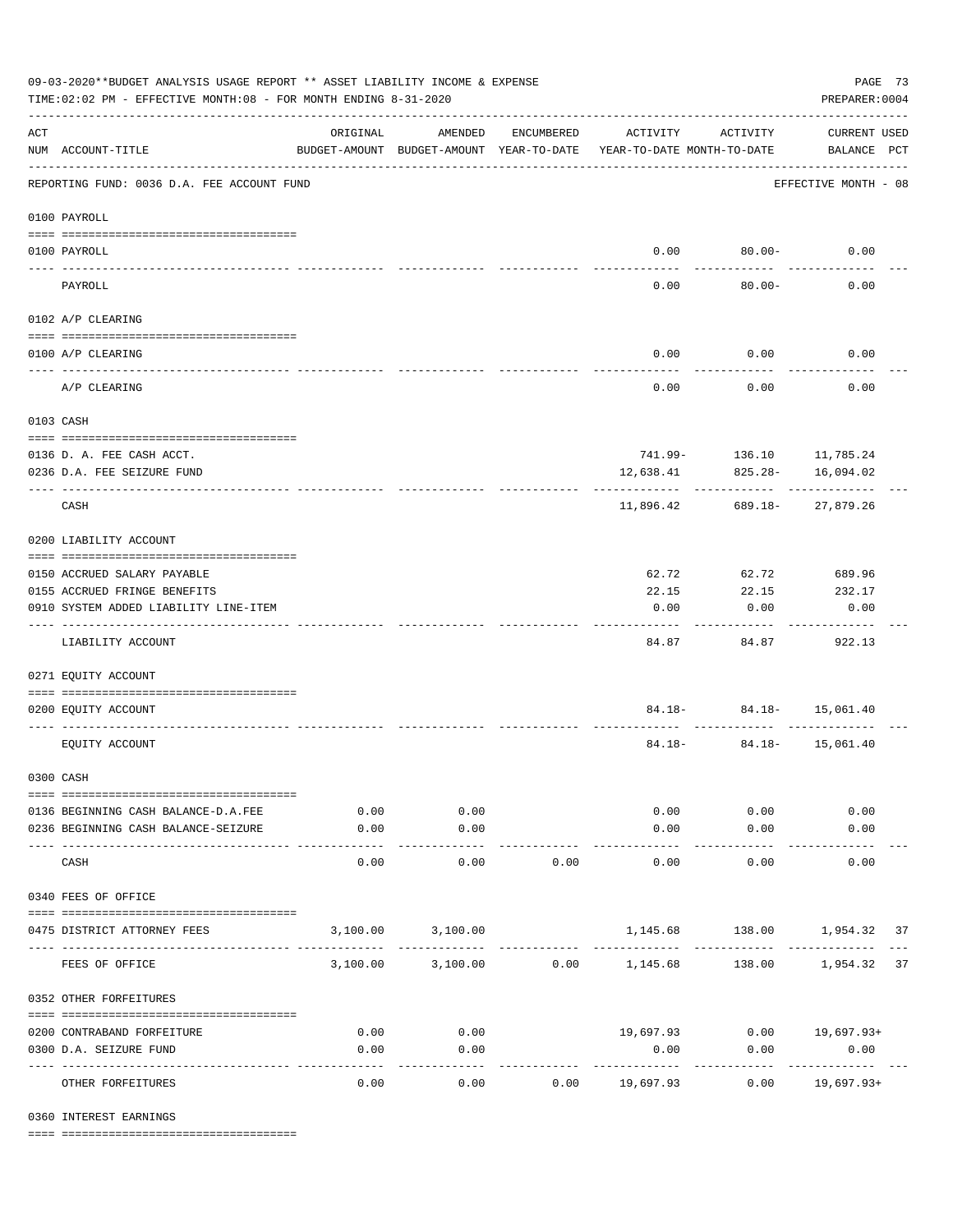09-03-2020**BUDGET ANALYSIS USAGE REPORT ** ASSET LIABILITY INCOME & EXPENSE

TIME:02:02 PM - EFFECTIVE MONTH:08 - FOR MONTH ENDING 8-31-2020

PREPARER:0004

REPORTING FUND: 0036 D.A. FEE ACCOUNT FUND — EFFECTIVE MONTH - 08

| ACT NUM | ACCOUNT-TITLE | ORIGINAL BUDGET-AMOUNT | AMENDED BUDGET-AMOUNT | ENCUMBERED YEAR-TO-DATE | ACTIVITY YEAR-TO-DATE | ACTIVITY MONTH-TO-DATE | CURRENT USED BALANCE | PCT |
|---|---|---|---|---|---|---|---|---|
| **0100** | **PAYROLL** | | | | | | | |
| 0100 | PAYROLL | | | | 0.00 | 80.00- | 0.00 | |
| | PAYROLL | | | | 0.00 | 80.00- | 0.00 | |
| **0102** | **A/P CLEARING** | | | | | | | |
| 0100 | A/P CLEARING | | | | 0.00 | 0.00 | 0.00 | |
| | A/P CLEARING | | | | 0.00 | 0.00 | 0.00 | |
| **0103** | **CASH** | | | | | | | |
| 0136 | D. A. FEE CASH ACCT. | | | | 741.99- | 136.10 | 11,785.24 | |
| 0236 | D.A. FEE SEIZURE FUND | | | | 12,638.41 | 825.28- | 16,094.02 | |
| | CASH | | | | 11,896.42 | 689.18- | 27,879.26 | |
| **0200** | **LIABILITY ACCOUNT** | | | | | | | |
| 0150 | ACCRUED SALARY PAYABLE | | | | 62.72 | 62.72 | 689.96 | |
| 0155 | ACCRUED FRINGE BENEFITS | | | | 22.15 | 22.15 | 232.17 | |
| 0910 | SYSTEM ADDED LIABILITY LINE-ITEM | | | | 0.00 | 0.00 | 0.00 | |
| | LIABILITY ACCOUNT | | | | 84.87 | 84.87 | 922.13 | |
| **0271** | **EQUITY ACCOUNT** | | | | | | | |
| 0200 | EQUITY ACCOUNT | | | | 84.18- | 84.18- | 15,061.40 | |
| | EQUITY ACCOUNT | | | | 84.18- | 84.18- | 15,061.40 | |
| **0300** | **CASH** | | | | | | | |
| 0136 | BEGINNING CASH BALANCE-D.A.FEE | 0.00 | 0.00 | | 0.00 | 0.00 | 0.00 | |
| 0236 | BEGINNING CASH BALANCE-SEIZURE | 0.00 | 0.00 | | 0.00 | 0.00 | 0.00 | |
| | CASH | 0.00 | 0.00 | 0.00 | 0.00 | 0.00 | 0.00 | |
| **0340** | **FEES OF OFFICE** | | | | | | | |
| 0475 | DISTRICT ATTORNEY FEES | 3,100.00 | 3,100.00 | | 1,145.68 | 138.00 | 1,954.32 | 37 |
| | FEES OF OFFICE | 3,100.00 | 3,100.00 | 0.00 | 1,145.68 | 138.00 | 1,954.32 | 37 |
| **0352** | **OTHER FORFEITURES** | | | | | | | |
| 0200 | CONTRABAND FORFEITURE | 0.00 | 0.00 | | 19,697.93 | 0.00 | 19,697.93+ | |
| 0300 | D.A. SEIZURE FUND | 0.00 | 0.00 | | 0.00 | 0.00 | 0.00 | |
| | OTHER FORFEITURES | 0.00 | 0.00 | 0.00 | 19,697.93 | 0.00 | 19,697.93+ | |
| **0360** | **INTEREST EARNINGS** | | | | | | | |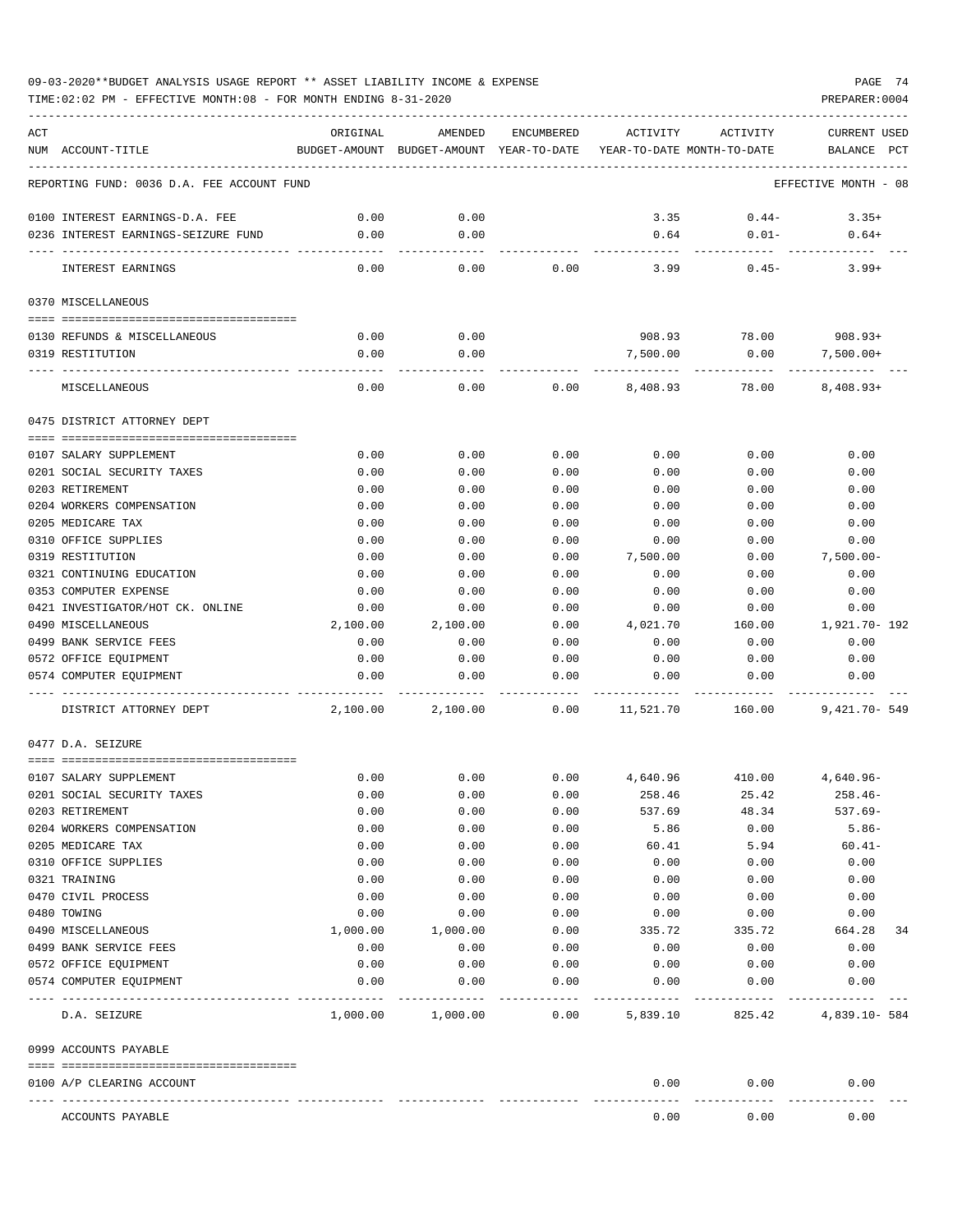09-03-2020**BUDGET ANALYSIS USAGE REPORT ** ASSET LIABILITY INCOME & EXPENSE

TIME:02:02 PM - EFFECTIVE MONTH:08 - FOR MONTH ENDING 8-31-2020

PREPARER:0004

| ACT NUM | ACCOUNT-TITLE | ORIGINAL BUDGET-AMOUNT | AMENDED BUDGET-AMOUNT | ENCUMBERED YEAR-TO-DATE | ACTIVITY YEAR-TO-DATE | ACTIVITY MONTH-TO-DATE | CURRENT USED BALANCE | PCT |
|---|---|---|---|---|---|---|---|---|
| | REPORTING FUND: 0036 D.A. FEE ACCOUNT FUND | | | | | | EFFECTIVE MONTH - 08 | |
| 0100 | INTEREST EARNINGS-D.A. FEE | 0.00 | 0.00 | | 3.35 | 0.44- | 3.35+ | |
| 0236 | INTEREST EARNINGS-SEIZURE FUND | 0.00 | 0.00 | | 0.64 | 0.01- | 0.64+ | |
| | INTEREST EARNINGS | 0.00 | 0.00 | 0.00 | 3.99 | 0.45- | 3.99+ | |
| | 0370 MISCELLANEOUS | | | | | | | |
| 0130 | REFUNDS & MISCELLANEOUS | 0.00 | 0.00 | | 908.93 | 78.00 | 908.93+ | |
| 0319 | RESTITUTION | 0.00 | 0.00 | | 7,500.00 | 0.00 | 7,500.00+ | |
| | MISCELLANEOUS | 0.00 | 0.00 | 0.00 | 8,408.93 | 78.00 | 8,408.93+ | |
| | 0475 DISTRICT ATTORNEY DEPT | | | | | | | |
| 0107 | SALARY SUPPLEMENT | 0.00 | 0.00 | 0.00 | 0.00 | 0.00 | 0.00 | |
| 0201 | SOCIAL SECURITY TAXES | 0.00 | 0.00 | 0.00 | 0.00 | 0.00 | 0.00 | |
| 0203 | RETIREMENT | 0.00 | 0.00 | 0.00 | 0.00 | 0.00 | 0.00 | |
| 0204 | WORKERS COMPENSATION | 0.00 | 0.00 | 0.00 | 0.00 | 0.00 | 0.00 | |
| 0205 | MEDICARE TAX | 0.00 | 0.00 | 0.00 | 0.00 | 0.00 | 0.00 | |
| 0310 | OFFICE SUPPLIES | 0.00 | 0.00 | 0.00 | 0.00 | 0.00 | 0.00 | |
| 0319 | RESTITUTION | 0.00 | 0.00 | 0.00 | 7,500.00 | 0.00 | 7,500.00- | |
| 0321 | CONTINUING EDUCATION | 0.00 | 0.00 | 0.00 | 0.00 | 0.00 | 0.00 | |
| 0353 | COMPUTER EXPENSE | 0.00 | 0.00 | 0.00 | 0.00 | 0.00 | 0.00 | |
| 0421 | INVESTIGATOR/HOT CK. ONLINE | 0.00 | 0.00 | 0.00 | 0.00 | 0.00 | 0.00 | |
| 0490 | MISCELLANEOUS | 2,100.00 | 2,100.00 | 0.00 | 4,021.70 | 160.00 | 1,921.70- | 192 |
| 0499 | BANK SERVICE FEES | 0.00 | 0.00 | 0.00 | 0.00 | 0.00 | 0.00 | |
| 0572 | OFFICE EQUIPMENT | 0.00 | 0.00 | 0.00 | 0.00 | 0.00 | 0.00 | |
| 0574 | COMPUTER EQUIPMENT | 0.00 | 0.00 | 0.00 | 0.00 | 0.00 | 0.00 | |
| | DISTRICT ATTORNEY DEPT | 2,100.00 | 2,100.00 | 0.00 | 11,521.70 | 160.00 | 9,421.70- | 549 |
| | 0477 D.A. SEIZURE | | | | | | | |
| 0107 | SALARY SUPPLEMENT | 0.00 | 0.00 | 0.00 | 4,640.96 | 410.00 | 4,640.96- | |
| 0201 | SOCIAL SECURITY TAXES | 0.00 | 0.00 | 0.00 | 258.46 | 25.42 | 258.46- | |
| 0203 | RETIREMENT | 0.00 | 0.00 | 0.00 | 537.69 | 48.34 | 537.69- | |
| 0204 | WORKERS COMPENSATION | 0.00 | 0.00 | 0.00 | 5.86 | 0.00 | 5.86- | |
| 0205 | MEDICARE TAX | 0.00 | 0.00 | 0.00 | 60.41 | 5.94 | 60.41- | |
| 0310 | OFFICE SUPPLIES | 0.00 | 0.00 | 0.00 | 0.00 | 0.00 | 0.00 | |
| 0321 | TRAINING | 0.00 | 0.00 | 0.00 | 0.00 | 0.00 | 0.00 | |
| 0470 | CIVIL PROCESS | 0.00 | 0.00 | 0.00 | 0.00 | 0.00 | 0.00 | |
| 0480 | TOWING | 0.00 | 0.00 | 0.00 | 0.00 | 0.00 | 0.00 | |
| 0490 | MISCELLANEOUS | 1,000.00 | 1,000.00 | 0.00 | 335.72 | 335.72 | 664.28 | 34 |
| 0499 | BANK SERVICE FEES | 0.00 | 0.00 | 0.00 | 0.00 | 0.00 | 0.00 | |
| 0572 | OFFICE EQUIPMENT | 0.00 | 0.00 | 0.00 | 0.00 | 0.00 | 0.00 | |
| 0574 | COMPUTER EQUIPMENT | 0.00 | 0.00 | 0.00 | 0.00 | 0.00 | 0.00 | |
| | D.A. SEIZURE | 1,000.00 | 1,000.00 | 0.00 | 5,839.10 | 825.42 | 4,839.10- | 584 |
| | 0999 ACCOUNTS PAYABLE | | | | | | | |
| 0100 | A/P CLEARING ACCOUNT | | | | 0.00 | 0.00 | 0.00 | |
| | ACCOUNTS PAYABLE | | | | 0.00 | 0.00 | 0.00 | |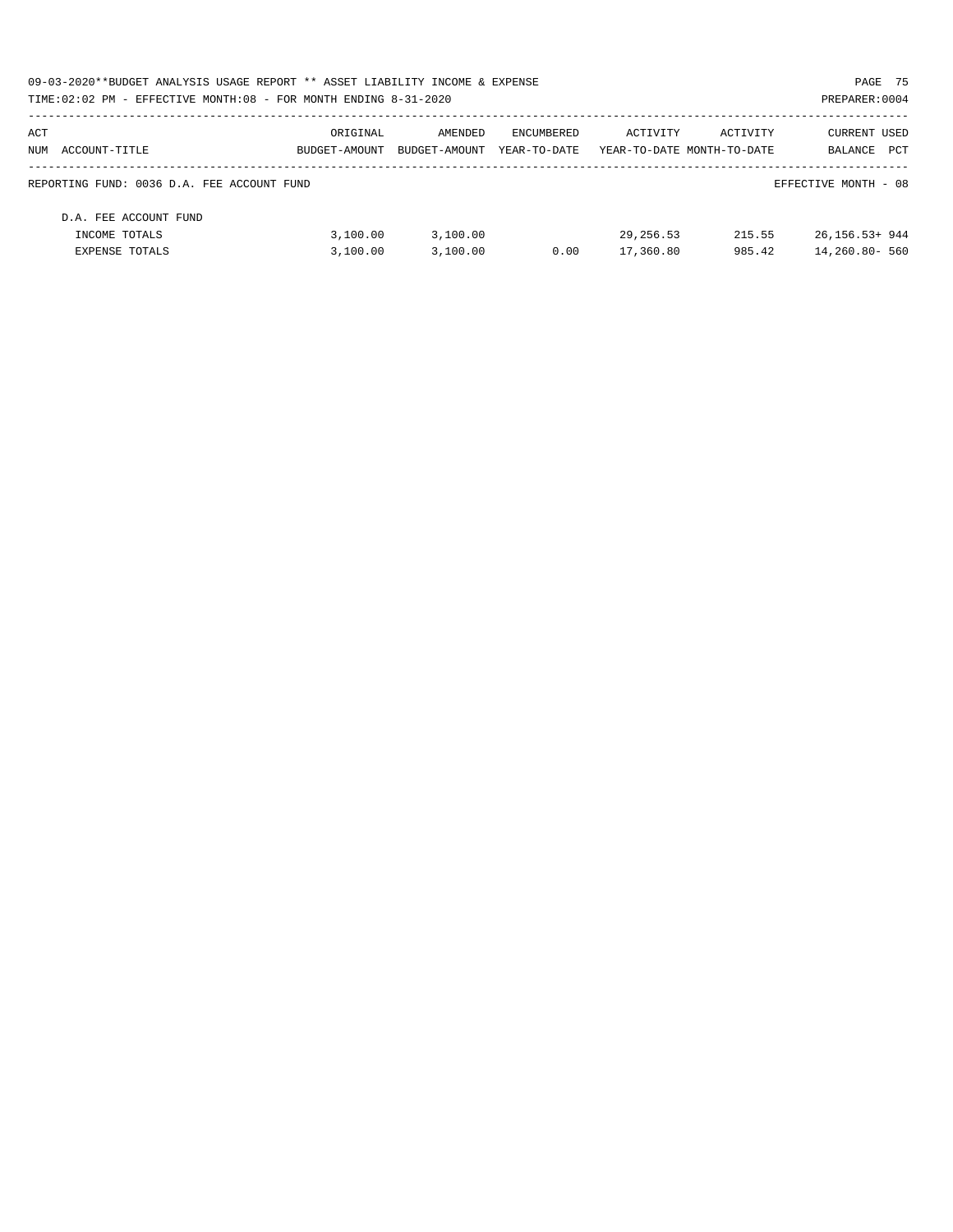REPORTING FUND: 0036 D.A. FEE ACCOUNT FUND — EFFECTIVE MONTH - 08

| ACT NUM | ACCOUNT-TITLE | ORIGINAL BUDGET-AMOUNT | AMENDED BUDGET-AMOUNT | ENCUMBERED YEAR-TO-DATE | ACTIVITY YEAR-TO-DATE | ACTIVITY MONTH-TO-DATE | CURRENT BALANCE | USED PCT |
|---|---|---|---|---|---|---|---|---|
| | D.A. FEE ACCOUNT FUND | | | | | | | |
| | INCOME TOTALS | 3,100.00 | 3,100.00 | | 29,256.53 | 215.55 | 26,156.53+ | 944 |
| | EXPENSE TOTALS | 3,100.00 | 3,100.00 | 0.00 | 17,360.80 | 985.42 | 14,260.80- | 560 |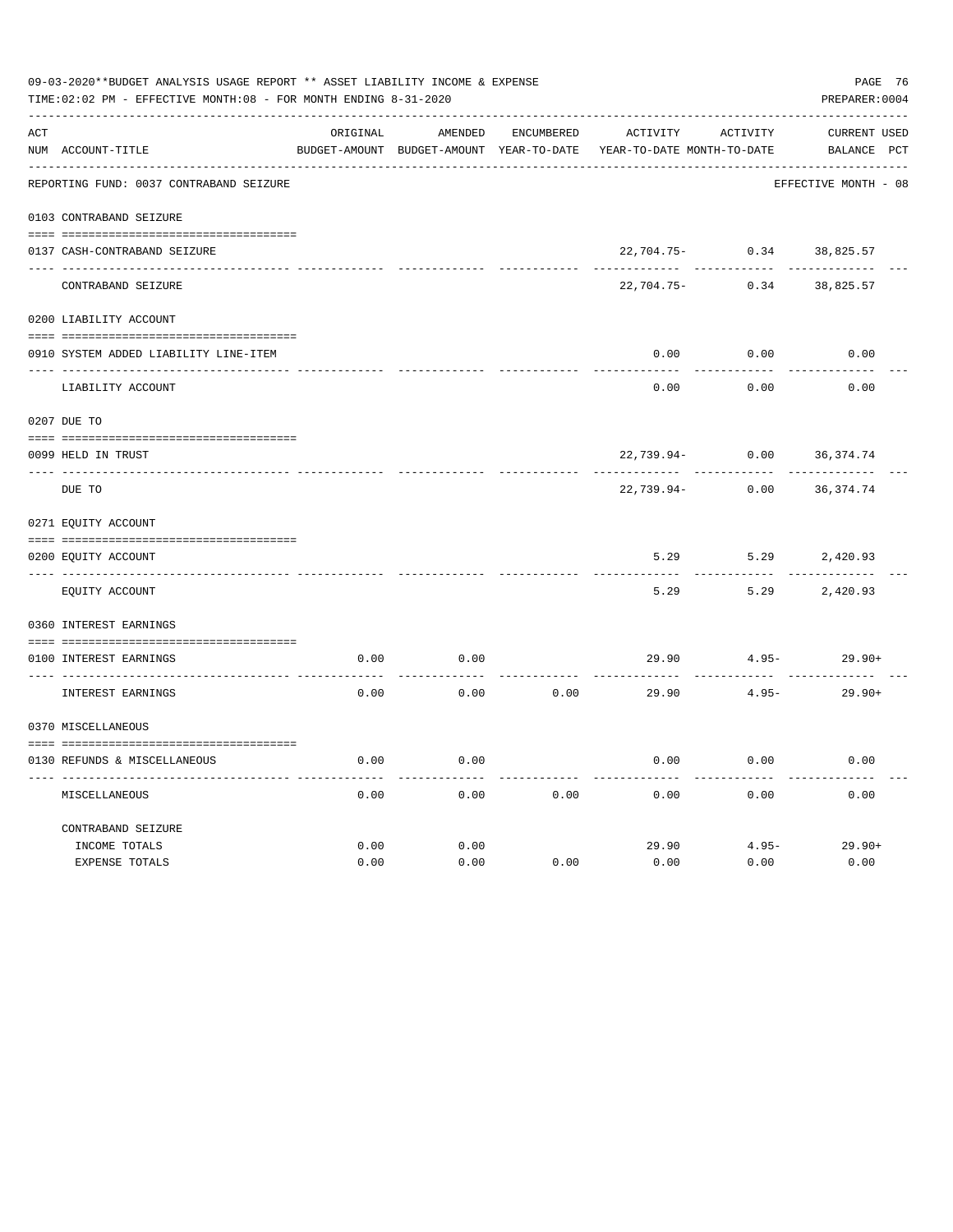09-03-2020**BUDGET ANALYSIS USAGE REPORT ** ASSET LIABILITY INCOME & EXPENSE

TIME:02:02 PM - EFFECTIVE MONTH:08 - FOR MONTH ENDING 8-31-2020

PREPARER:0004

| ACT NUM | ACCOUNT-TITLE | ORIGINAL BUDGET-AMOUNT | AMENDED BUDGET-AMOUNT | ENCUMBERED YEAR-TO-DATE | ACTIVITY YEAR-TO-DATE | ACTIVITY MONTH-TO-DATE | CURRENT BALANCE | USED PCT |
|---|---|---|---|---|---|---|---|---|
| | REPORTING FUND: 0037 CONTRABAND SEIZURE | | | | | | EFFECTIVE MONTH - 08 | |
| | 0103 CONTRABAND SEIZURE | | | | | | | |
| 0137 | CASH-CONTRABAND SEIZURE | | | | 22,704.75- | 0.34 | 38,825.57 | |
| | CONTRABAND SEIZURE | | | | 22,704.75- | 0.34 | 38,825.57 | |
| | 0200 LIABILITY ACCOUNT | | | | | | | |
| 0910 | SYSTEM ADDED LIABILITY LINE-ITEM | | | | 0.00 | 0.00 | 0.00 | |
| | LIABILITY ACCOUNT | | | | 0.00 | 0.00 | 0.00 | |
| | 0207 DUE TO | | | | | | | |
| 0099 | HELD IN TRUST | | | | 22,739.94- | 0.00 | 36,374.74 | |
| | DUE TO | | | | 22,739.94- | 0.00 | 36,374.74 | |
| | 0271 EQUITY ACCOUNT | | | | | | | |
| 0200 | EQUITY ACCOUNT | | | | 5.29 | 5.29 | 2,420.93 | |
| | EQUITY ACCOUNT | | | | 5.29 | 5.29 | 2,420.93 | |
| | 0360 INTEREST EARNINGS | | | | | | | |
| 0100 | INTEREST EARNINGS | 0.00 | 0.00 | | 29.90 | 4.95- | 29.90+ | |
| | INTEREST EARNINGS | 0.00 | 0.00 | 0.00 | 29.90 | 4.95- | 29.90+ | |
| | 0370 MISCELLANEOUS | | | | | | | |
| 0130 | REFUNDS & MISCELLANEOUS | 0.00 | 0.00 | | 0.00 | 0.00 | 0.00 | |
| | MISCELLANEOUS | 0.00 | 0.00 | 0.00 | 0.00 | 0.00 | 0.00 | |
| | CONTRABAND SEIZURE | | | | | | | |
| | INCOME TOTALS | 0.00 | 0.00 | | 29.90 | 4.95- | 29.90+ | |
| | EXPENSE TOTALS | 0.00 | 0.00 | 0.00 | 0.00 | 0.00 | 0.00 | |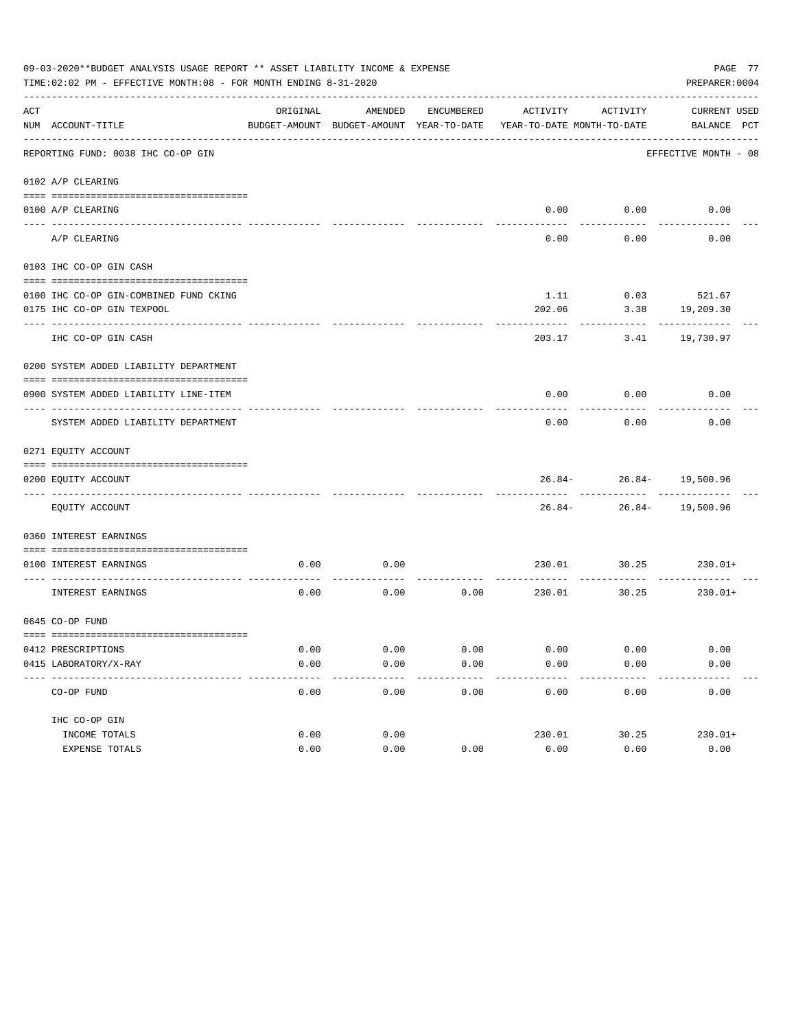09-03-2020**BUDGET ANALYSIS USAGE REPORT ** ASSET LIABILITY INCOME & EXPENSE

TIME:02:02 PM - EFFECTIVE MONTH:08 - FOR MONTH ENDING 8-31-2020

PREPARER:0004

REPORTING FUND: 0038 IHC CO-OP GIN — EFFECTIVE MONTH - 08

| ACT NUM | ACCOUNT-TITLE | ORIGINAL BUDGET-AMOUNT | AMENDED BUDGET-AMOUNT | ENCUMBERED YEAR-TO-DATE | ACTIVITY YEAR-TO-DATE | ACTIVITY MONTH-TO-DATE | CURRENT BALANCE | USED PCT |
|---|---|---|---|---|---|---|---|---|
| 0102 | A/P CLEARING | | | | | | | |
| 0100 | A/P CLEARING | | | | 0.00 | 0.00 | 0.00 | |
| | A/P CLEARING | | | | 0.00 | 0.00 | 0.00 | |
| 0103 | IHC CO-OP GIN CASH | | | | | | | |
| 0100 | IHC CO-OP GIN-COMBINED FUND CKING | | | | 1.11 | 0.03 | 521.67 | |
| 0175 | IHC CO-OP GIN TEXPOOL | | | | 202.06 | 3.38 | 19,209.30 | |
| | IHC CO-OP GIN CASH | | | | 203.17 | 3.41 | 19,730.97 | |
| 0200 | SYSTEM ADDED LIABILITY DEPARTMENT | | | | | | | |
| 0900 | SYSTEM ADDED LIABILITY LINE-ITEM | | | | 0.00 | 0.00 | 0.00 | |
| | SYSTEM ADDED LIABILITY DEPARTMENT | | | | 0.00 | 0.00 | 0.00 | |
| 0271 | EQUITY ACCOUNT | | | | | | | |
| 0200 | EQUITY ACCOUNT | | | | 26.84- | 26.84- | 19,500.96 | |
| | EQUITY ACCOUNT | | | | 26.84- | 26.84- | 19,500.96 | |
| 0360 | INTEREST EARNINGS | | | | | | | |
| 0100 | INTEREST EARNINGS | 0.00 | 0.00 | | 230.01 | 30.25 | 230.01+ | |
| | INTEREST EARNINGS | 0.00 | 0.00 | 0.00 | 230.01 | 30.25 | 230.01+ | |
| 0645 | CO-OP FUND | | | | | | | |
| 0412 | PRESCRIPTIONS | 0.00 | 0.00 | 0.00 | 0.00 | 0.00 | 0.00 | |
| 0415 | LABORATORY/X-RAY | 0.00 | 0.00 | 0.00 | 0.00 | 0.00 | 0.00 | |
| | CO-OP FUND | 0.00 | 0.00 | 0.00 | 0.00 | 0.00 | 0.00 | |
| | IHC CO-OP GIN | | | | | | | |
| | INCOME TOTALS | 0.00 | 0.00 | | 230.01 | 30.25 | 230.01+ | |
| | EXPENSE TOTALS | 0.00 | 0.00 | 0.00 | 0.00 | 0.00 | 0.00 | |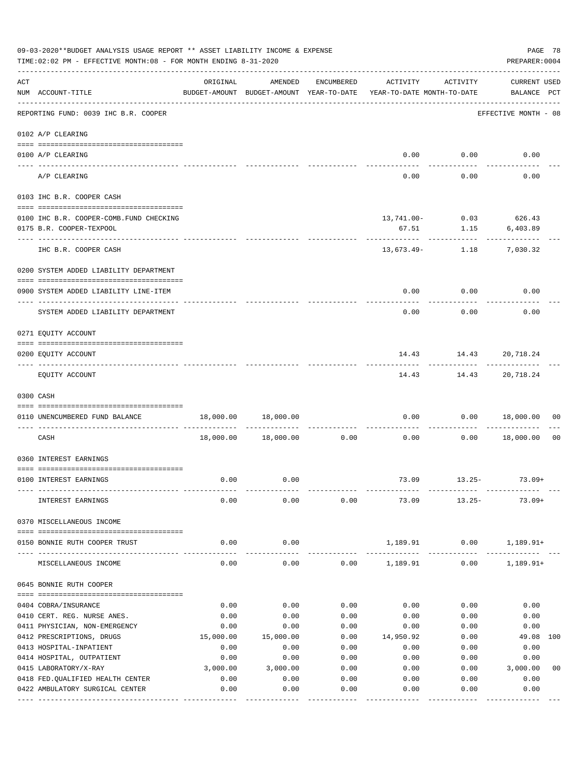09-03-2020**BUDGET ANALYSIS USAGE REPORT ** ASSET LIABILITY INCOME & EXPENSE

TIME:02:02 PM - EFFECTIVE MONTH:08 - FOR MONTH ENDING 8-31-2020

PREPARER:0004

REPORTING FUND: 0039 IHC B.R. COOPER — EFFECTIVE MONTH - 08

| ACT NUM | ACCOUNT-TITLE | ORIGINAL BUDGET-AMOUNT | AMENDED BUDGET-AMOUNT | ENCUMBERED YEAR-TO-DATE | ACTIVITY YEAR-TO-DATE | ACTIVITY MONTH-TO-DATE | CURRENT USED BALANCE | PCT |
|---|---|---|---|---|---|---|---|---|
| | **0102 A/P CLEARING** | | | | | | | |
| 0100 | A/P CLEARING | | | | 0.00 | 0.00 | 0.00 | |
| | A/P CLEARING | | | | 0.00 | 0.00 | 0.00 | |
| | **0103 IHC B.R. COOPER CASH** | | | | | | | |
| 0100 | IHC B.R. COOPER-COMB.FUND CHECKING | | | | 13,741.00- | 0.03 | 626.43 | |
| 0175 | B.R. COOPER-TEXPOOL | | | | 67.51 | 1.15 | 6,403.89 | |
| | IHC B.R. COOPER CASH | | | | 13,673.49- | 1.18 | 7,030.32 | |
| | **0200 SYSTEM ADDED LIABILITY DEPARTMENT** | | | | | | | |
| 0900 | SYSTEM ADDED LIABILITY LINE-ITEM | | | | 0.00 | 0.00 | 0.00 | |
| | SYSTEM ADDED LIABILITY DEPARTMENT | | | | 0.00 | 0.00 | 0.00 | |
| | **0271 EQUITY ACCOUNT** | | | | | | | |
| 0200 | EQUITY ACCOUNT | | | | 14.43 | 14.43 | 20,718.24 | |
| | EQUITY ACCOUNT | | | | 14.43 | 14.43 | 20,718.24 | |
| | **0300 CASH** | | | | | | | |
| 0110 | UNENCUMBERED FUND BALANCE | 18,000.00 | 18,000.00 | | 0.00 | 0.00 | 18,000.00 | 00 |
| | CASH | 18,000.00 | 18,000.00 | 0.00 | 0.00 | 0.00 | 18,000.00 | 00 |
| | **0360 INTEREST EARNINGS** | | | | | | | |
| 0100 | INTEREST EARNINGS | 0.00 | 0.00 | | 73.09 | 13.25- | 73.09+ | |
| | INTEREST EARNINGS | 0.00 | 0.00 | 0.00 | 73.09 | 13.25- | 73.09+ | |
| | **0370 MISCELLANEOUS INCOME** | | | | | | | |
| 0150 | BONNIE RUTH COOPER TRUST | 0.00 | 0.00 | | 1,189.91 | 0.00 | 1,189.91+ | |
| | MISCELLANEOUS INCOME | 0.00 | 0.00 | 0.00 | 1,189.91 | 0.00 | 1,189.91+ | |
| | **0645 BONNIE RUTH COOPER** | | | | | | | |
| 0404 | COBRA/INSURANCE | 0.00 | 0.00 | 0.00 | 0.00 | 0.00 | 0.00 | |
| 0410 | CERT. REG. NURSE ANES. | 0.00 | 0.00 | 0.00 | 0.00 | 0.00 | 0.00 | |
| 0411 | PHYSICIAN, NON-EMERGENCY | 0.00 | 0.00 | 0.00 | 0.00 | 0.00 | 0.00 | |
| 0412 | PRESCRIPTIONS, DRUGS | 15,000.00 | 15,000.00 | 0.00 | 14,950.92 | 0.00 | 49.08 | 100 |
| 0413 | HOSPITAL-INPATIENT | 0.00 | 0.00 | 0.00 | 0.00 | 0.00 | 0.00 | |
| 0414 | HOSPITAL, OUTPATIENT | 0.00 | 0.00 | 0.00 | 0.00 | 0.00 | 0.00 | |
| 0415 | LABORATORY/X-RAY | 3,000.00 | 3,000.00 | 0.00 | 0.00 | 0.00 | 3,000.00 | 00 |
| 0418 | FED.QUALIFIED HEALTH CENTER | 0.00 | 0.00 | 0.00 | 0.00 | 0.00 | 0.00 | |
| 0422 | AMBULATORY SURGICAL CENTER | 0.00 | 0.00 | 0.00 | 0.00 | 0.00 | 0.00 | |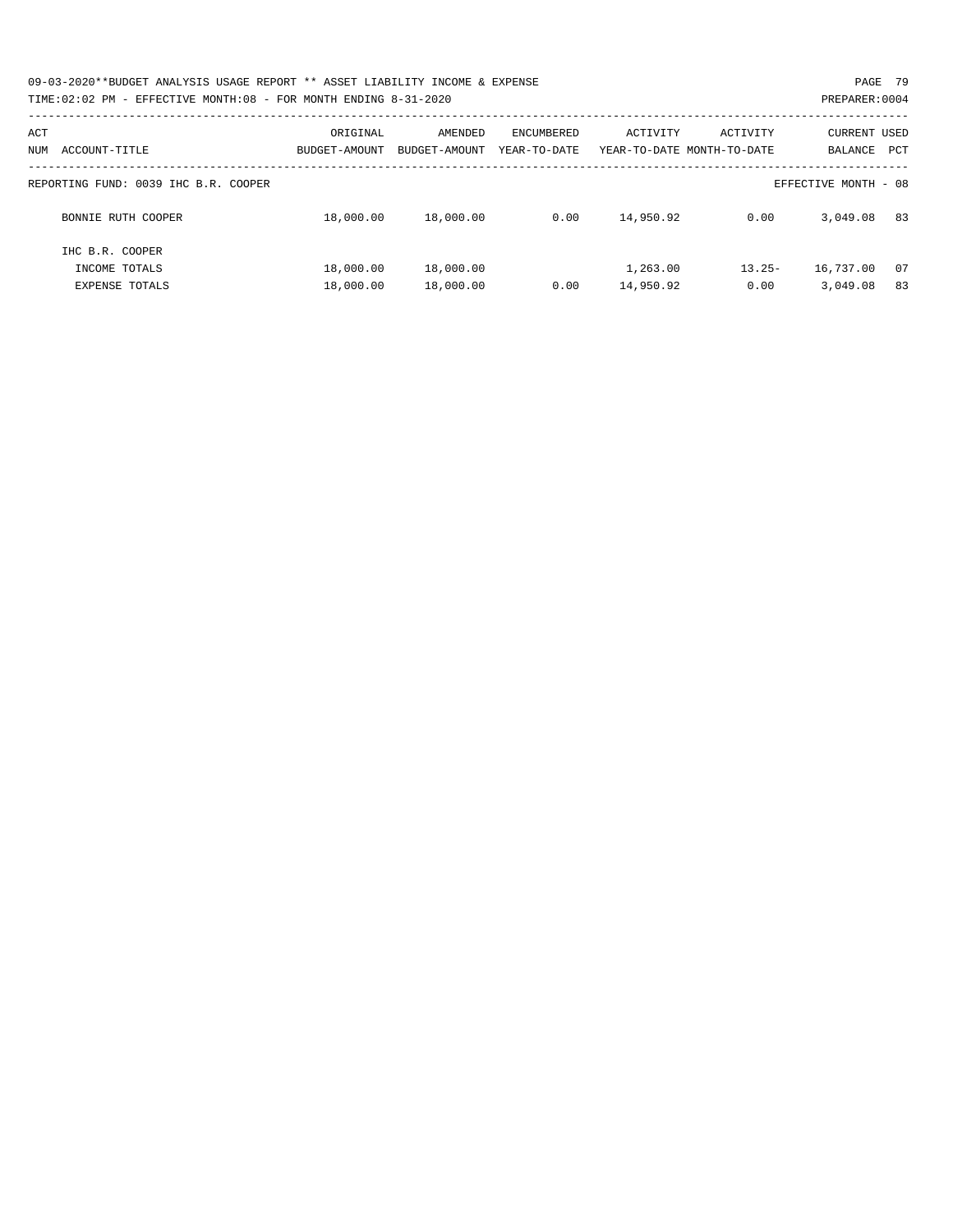| ACT NUM ACCOUNT-TITLE | ORIGINAL BUDGET-AMOUNT | AMENDED BUDGET-AMOUNT | ENCUMBERED YEAR-TO-DATE | ACTIVITY YEAR-TO-DATE | ACTIVITY MONTH-TO-DATE | CURRENT BALANCE | USED PCT |
|---|---|---|---|---|---|---|---|
| REPORTING FUND: 0039 IHC B.R. COOPER | | | | | | EFFECTIVE MONTH - 08 | |
| BONNIE RUTH COOPER | 18,000.00 | 18,000.00 | 0.00 | 14,950.92 | 0.00 | 3,049.08 | 83 |
| IHC B.R. COOPER | | | | | | | |
| INCOME TOTALS | 18,000.00 | 18,000.00 | | 1,263.00 | 13.25- | 16,737.00 | 07 |
| EXPENSE TOTALS | 18,000.00 | 18,000.00 | 0.00 | 14,950.92 | 0.00 | 3,049.08 | 83 |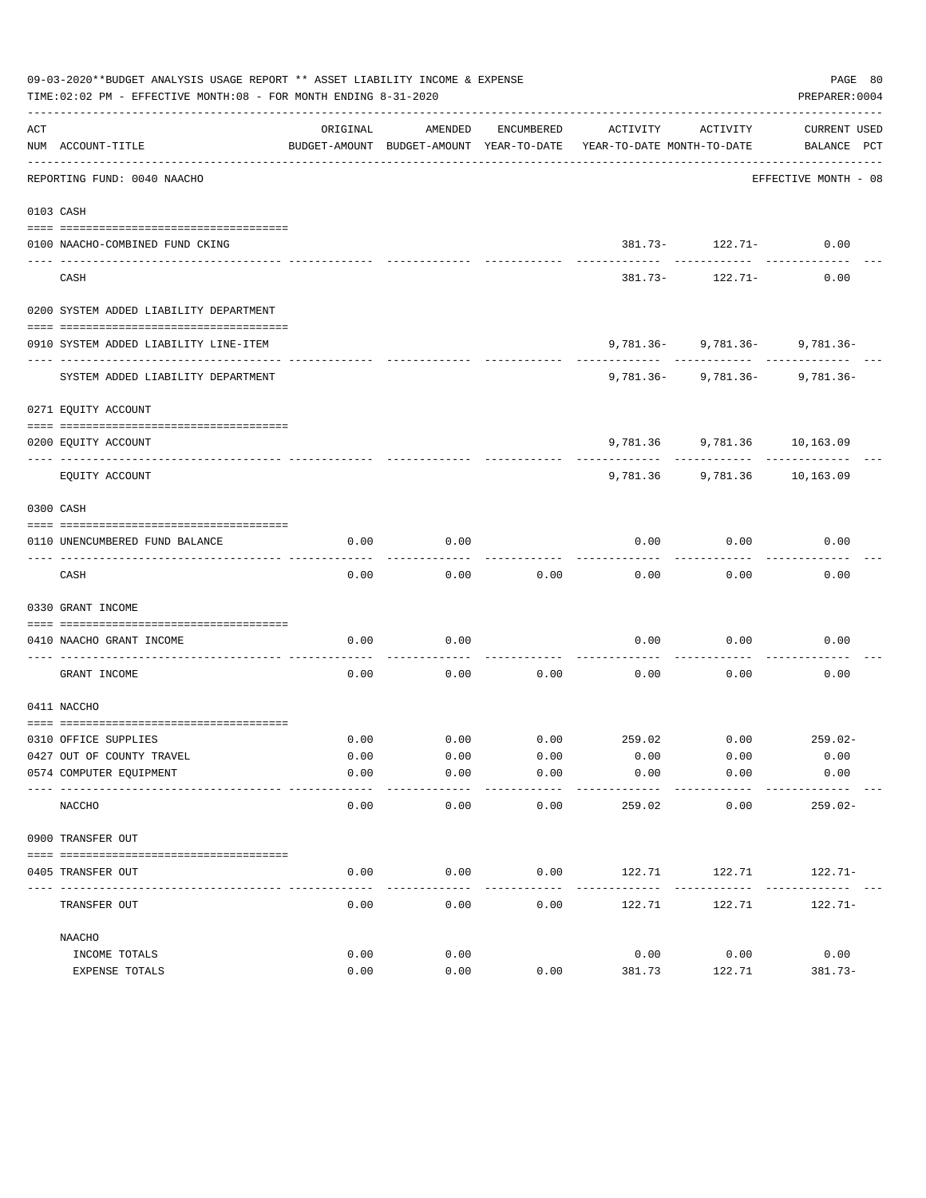09-03-2020**BUDGET ANALYSIS USAGE REPORT ** ASSET LIABILITY INCOME & EXPENSE

TIME:02:02 PM - EFFECTIVE MONTH:08 - FOR MONTH ENDING 8-31-2020

PREPARER:0004

| ACT NUM | ACCOUNT-TITLE | ORIGINAL BUDGET-AMOUNT | AMENDED BUDGET-AMOUNT | ENCUMBERED YEAR-TO-DATE | ACTIVITY YEAR-TO-DATE | ACTIVITY MONTH-TO-DATE | CURRENT BALANCE | USED PCT |
|---|---|---|---|---|---|---|---|---|
| | REPORTING FUND: 0040 NAACHO | | | | | | EFFECTIVE MONTH - 08 | |
| | 0103 CASH | | | | | | | |
| 0100 | NAACHO-COMBINED FUND CKING | | | | 381.73- | 122.71- | 0.00 | |
| | CASH | | | | 381.73- | 122.71- | 0.00 | |
| | 0200 SYSTEM ADDED LIABILITY DEPARTMENT | | | | | | | |
| 0910 | SYSTEM ADDED LIABILITY LINE-ITEM | | | | 9,781.36- | 9,781.36- | 9,781.36- | |
| | SYSTEM ADDED LIABILITY DEPARTMENT | | | | 9,781.36- | 9,781.36- | 9,781.36- | |
| | 0271 EQUITY ACCOUNT | | | | | | | |
| 0200 | EQUITY ACCOUNT | | | | 9,781.36 | 9,781.36 | 10,163.09 | |
| | EQUITY ACCOUNT | | | | 9,781.36 | 9,781.36 | 10,163.09 | |
| | 0300 CASH | | | | | | | |
| 0110 | UNENCUMBERED FUND BALANCE | 0.00 | 0.00 | | 0.00 | 0.00 | 0.00 | |
| | CASH | 0.00 | 0.00 | 0.00 | 0.00 | 0.00 | 0.00 | |
| | 0330 GRANT INCOME | | | | | | | |
| 0410 | NAACHO GRANT INCOME | 0.00 | 0.00 | | 0.00 | 0.00 | 0.00 | |
| | GRANT INCOME | 0.00 | 0.00 | 0.00 | 0.00 | 0.00 | 0.00 | |
| | 0411 NACCHO | | | | | | | |
| 0310 | OFFICE SUPPLIES | 0.00 | 0.00 | 0.00 | 259.02 | 0.00 | 259.02- | |
| 0427 | OUT OF COUNTY TRAVEL | 0.00 | 0.00 | 0.00 | 0.00 | 0.00 | 0.00 | |
| 0574 | COMPUTER EQUIPMENT | 0.00 | 0.00 | 0.00 | 0.00 | 0.00 | 0.00 | |
| | NACCHO | 0.00 | 0.00 | 0.00 | 259.02 | 0.00 | 259.02- | |
| | 0900 TRANSFER OUT | | | | | | | |
| 0405 | TRANSFER OUT | 0.00 | 0.00 | 0.00 | 122.71 | 122.71 | 122.71- | |
| | TRANSFER OUT | 0.00 | 0.00 | 0.00 | 122.71 | 122.71 | 122.71- | |
| | NAACHO | | | | | | | |
| | INCOME TOTALS | 0.00 | 0.00 | | 0.00 | 0.00 | 0.00 | |
| | EXPENSE TOTALS | 0.00 | 0.00 | 0.00 | 381.73 | 122.71 | 381.73- | |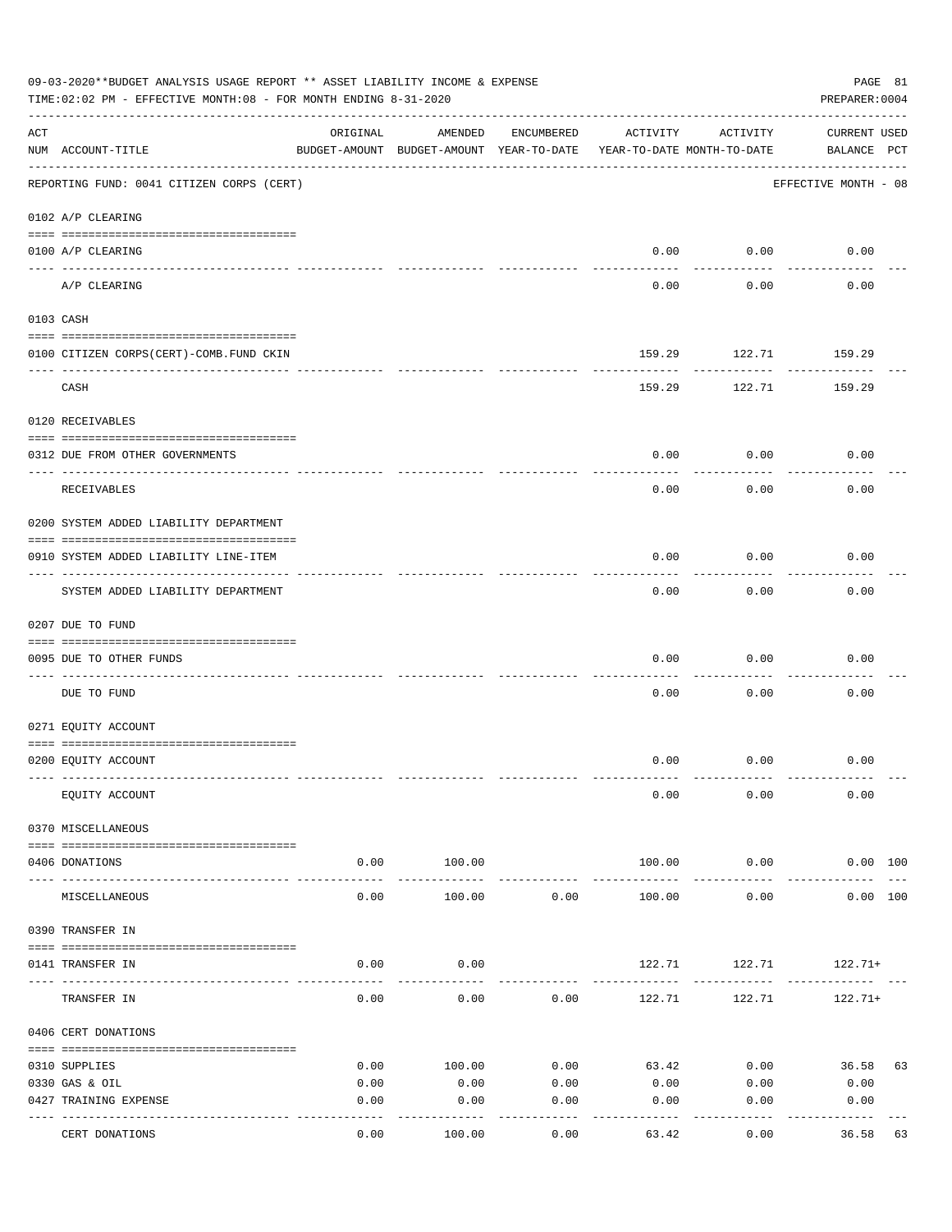09-03-2020**BUDGET ANALYSIS USAGE REPORT ** ASSET LIABILITY INCOME & EXPENSE

TIME:02:02 PM - EFFECTIVE MONTH:08 - FOR MONTH ENDING 8-31-2020

PREPARER:0004

REPORTING FUND: 0041 CITIZEN CORPS (CERT) — EFFECTIVE MONTH - 08

| ACT NUM | ACCOUNT-TITLE | ORIGINAL BUDGET-AMOUNT | AMENDED BUDGET-AMOUNT | ENCUMBERED YEAR-TO-DATE | ACTIVITY YEAR-TO-DATE | ACTIVITY MONTH-TO-DATE | CURRENT BALANCE | USED PCT |
|---|---|---|---|---|---|---|---|---|
| 0102 | A/P CLEARING | | | | | | | |
| 0100 | A/P CLEARING | | | | 0.00 | 0.00 | 0.00 | |
| | A/P CLEARING | | | | 0.00 | 0.00 | 0.00 | |
| 0103 | CASH | | | | | | | |
| 0100 | CITIZEN CORPS(CERT)-COMB.FUND CKIN | | | | 159.29 | 122.71 | 159.29 | |
| | CASH | | | | 159.29 | 122.71 | 159.29 | |
| 0120 | RECEIVABLES | | | | | | | |
| 0312 | DUE FROM OTHER GOVERNMENTS | | | | 0.00 | 0.00 | 0.00 | |
| | RECEIVABLES | | | | 0.00 | 0.00 | 0.00 | |
| 0200 | SYSTEM ADDED LIABILITY DEPARTMENT | | | | | | | |
| 0910 | SYSTEM ADDED LIABILITY LINE-ITEM | | | | 0.00 | 0.00 | 0.00 | |
| | SYSTEM ADDED LIABILITY DEPARTMENT | | | | 0.00 | 0.00 | 0.00 | |
| 0207 | DUE TO FUND | | | | | | | |
| 0095 | DUE TO OTHER FUNDS | | | | 0.00 | 0.00 | 0.00 | |
| | DUE TO FUND | | | | 0.00 | 0.00 | 0.00 | |
| 0271 | EQUITY ACCOUNT | | | | | | | |
| 0200 | EQUITY ACCOUNT | | | | 0.00 | 0.00 | 0.00 | |
| | EQUITY ACCOUNT | | | | 0.00 | 0.00 | 0.00 | |
| 0370 | MISCELLANEOUS | | | | | | | |
| 0406 | DONATIONS | 0.00 | 100.00 | | 100.00 | 0.00 | 0.00 | 100 |
| | MISCELLANEOUS | 0.00 | 100.00 | 0.00 | 100.00 | 0.00 | 0.00 | 100 |
| 0390 | TRANSFER IN | | | | | | | |
| 0141 | TRANSFER IN | 0.00 | 0.00 | | 122.71 | 122.71 | 122.71+ | |
| | TRANSFER IN | 0.00 | 0.00 | 0.00 | 122.71 | 122.71 | 122.71+ | |
| 0406 | CERT DONATIONS | | | | | | | |
| 0310 | SUPPLIES | 0.00 | 100.00 | 0.00 | 63.42 | 0.00 | 36.58 | 63 |
| 0330 | GAS & OIL | 0.00 | 0.00 | 0.00 | 0.00 | 0.00 | 0.00 | |
| 0427 | TRAINING EXPENSE | 0.00 | 0.00 | 0.00 | 0.00 | 0.00 | 0.00 | |
| | CERT DONATIONS | 0.00 | 100.00 | 0.00 | 63.42 | 0.00 | 36.58 | 63 |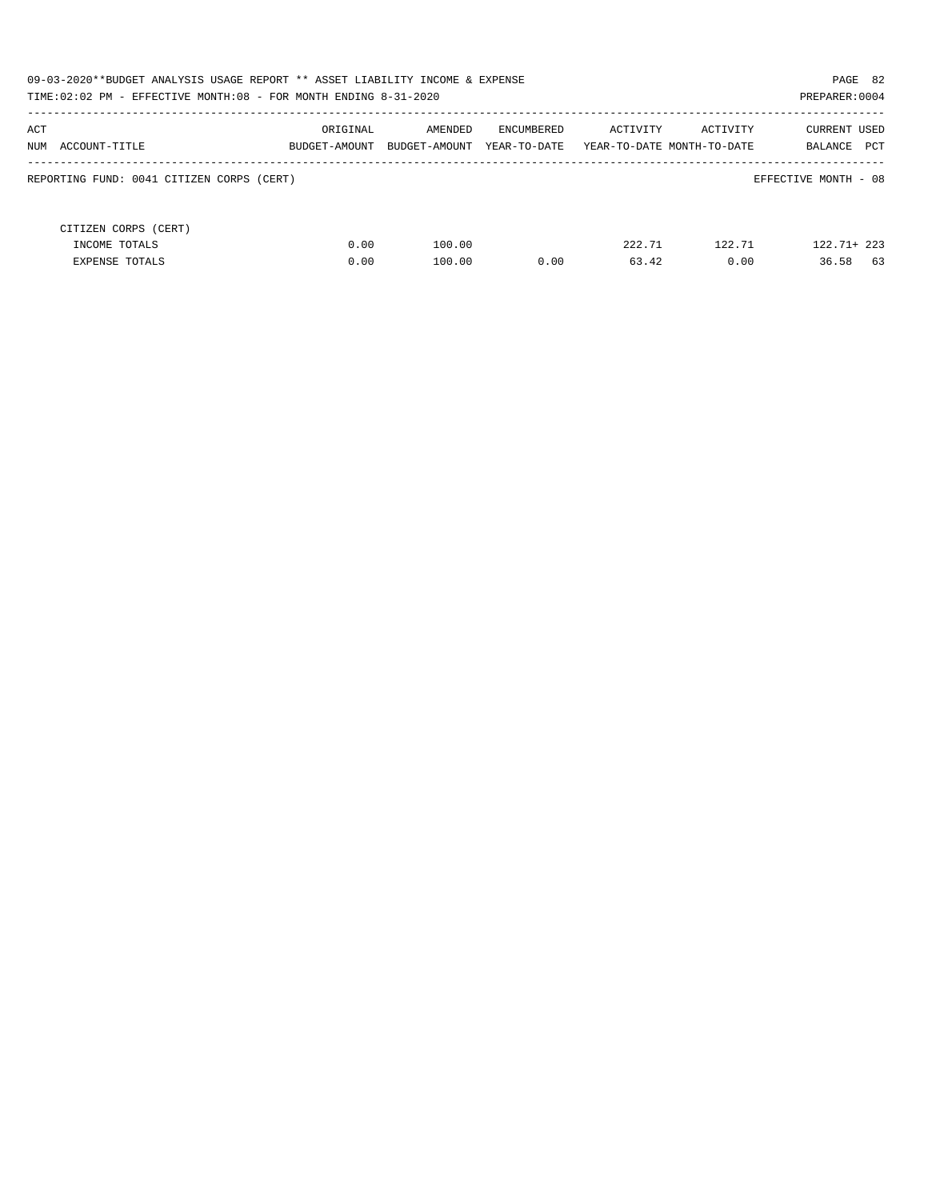09-03-2020**BUDGET ANALYSIS USAGE REPORT ** ASSET LIABILITY INCOME & EXPENSE

TIME:02:02 PM - EFFECTIVE MONTH:08 - FOR MONTH ENDING 8-31-2020

PREPARER:0004

| ACT NUM | ACCOUNT-TITLE | ORIGINAL BUDGET-AMOUNT | AMENDED BUDGET-AMOUNT | ENCUMBERED YEAR-TO-DATE | ACTIVITY YEAR-TO-DATE | ACTIVITY MONTH-TO-DATE | CURRENT BALANCE | USED PCT |
|---|---|---|---|---|---|---|---|---|
| | REPORTING FUND: 0041 CITIZEN CORPS (CERT) | | | | | | EFFECTIVE MONTH - 08 | |
| | CITIZEN CORPS (CERT) | | | | | | | |
| | INCOME TOTALS | 0.00 | 100.00 | | 222.71 | 122.71 | 122.71+ | 223 |
| | EXPENSE TOTALS | 0.00 | 100.00 | 0.00 | 63.42 | 0.00 | 36.58 | 63 |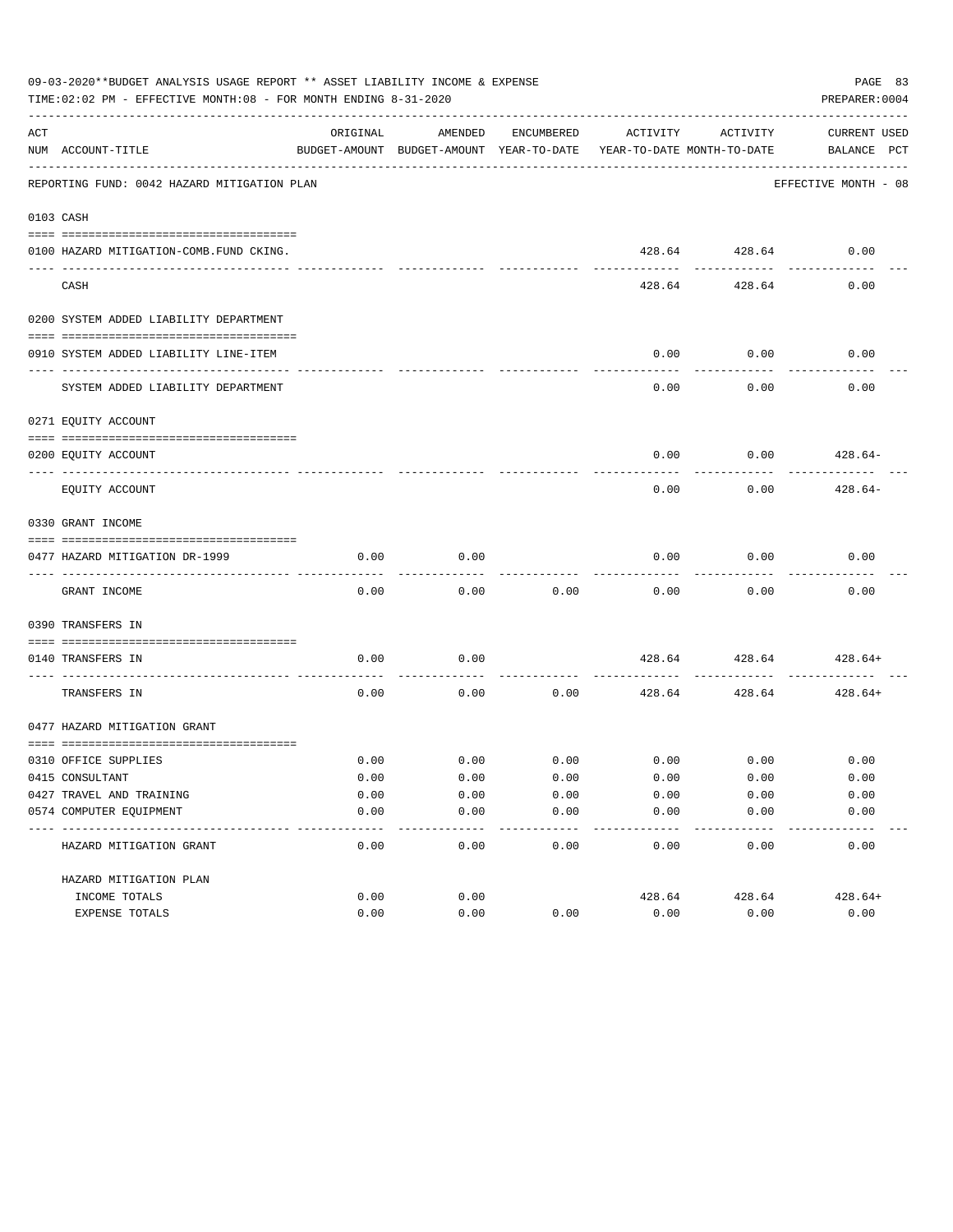09-03-2020**BUDGET ANALYSIS USAGE REPORT ** ASSET LIABILITY INCOME & EXPENSE

TIME:02:02 PM - EFFECTIVE MONTH:08 - FOR MONTH ENDING 8-31-2020

PREPARER:0004

REPORTING FUND: 0042 HAZARD MITIGATION PLAN — EFFECTIVE MONTH - 08

| ACT NUM | ACCOUNT-TITLE | ORIGINAL BUDGET-AMOUNT | AMENDED BUDGET-AMOUNT | ENCUMBERED YEAR-TO-DATE | ACTIVITY YEAR-TO-DATE | ACTIVITY MONTH-TO-DATE | CURRENT BALANCE | USED PCT |
|---|---|---|---|---|---|---|---|---|
| **0103** | **CASH** | | | | | | | |
| 0100 | HAZARD MITIGATION-COMB.FUND CKING. | | | | 428.64 | 428.64 | 0.00 | |
| | CASH | | | | 428.64 | 428.64 | 0.00 | |
| **0200** | **SYSTEM ADDED LIABILITY DEPARTMENT** | | | | | | | |
| 0910 | SYSTEM ADDED LIABILITY LINE-ITEM | | | | 0.00 | 0.00 | 0.00 | |
| | SYSTEM ADDED LIABILITY DEPARTMENT | | | | 0.00 | 0.00 | 0.00 | |
| **0271** | **EQUITY ACCOUNT** | | | | | | | |
| 0200 | EQUITY ACCOUNT | | | | 0.00 | 0.00 | 428.64- | |
| | EQUITY ACCOUNT | | | | 0.00 | 0.00 | 428.64- | |
| **0330** | **GRANT INCOME** | | | | | | | |
| 0477 | HAZARD MITIGATION DR-1999 | 0.00 | 0.00 | | 0.00 | 0.00 | 0.00 | |
| | GRANT INCOME | 0.00 | 0.00 | 0.00 | 0.00 | 0.00 | 0.00 | |
| **0390** | **TRANSFERS IN** | | | | | | | |
| 0140 | TRANSFERS IN | 0.00 | 0.00 | | 428.64 | 428.64 | 428.64+ | |
| | TRANSFERS IN | 0.00 | 0.00 | 0.00 | 428.64 | 428.64 | 428.64+ | |
| **0477** | **HAZARD MITIGATION GRANT** | | | | | | | |
| 0310 | OFFICE SUPPLIES | 0.00 | 0.00 | 0.00 | 0.00 | 0.00 | 0.00 | |
| 0415 | CONSULTANT | 0.00 | 0.00 | 0.00 | 0.00 | 0.00 | 0.00 | |
| 0427 | TRAVEL AND TRAINING | 0.00 | 0.00 | 0.00 | 0.00 | 0.00 | 0.00 | |
| 0574 | COMPUTER EQUIPMENT | 0.00 | 0.00 | 0.00 | 0.00 | 0.00 | 0.00 | |
| | HAZARD MITIGATION GRANT | 0.00 | 0.00 | 0.00 | 0.00 | 0.00 | 0.00 | |
| | HAZARD MITIGATION PLAN | | | | | | | |
| | INCOME TOTALS | 0.00 | 0.00 | | 428.64 | 428.64 | 428.64+ | |
| | EXPENSE TOTALS | 0.00 | 0.00 | 0.00 | 0.00 | 0.00 | 0.00 | |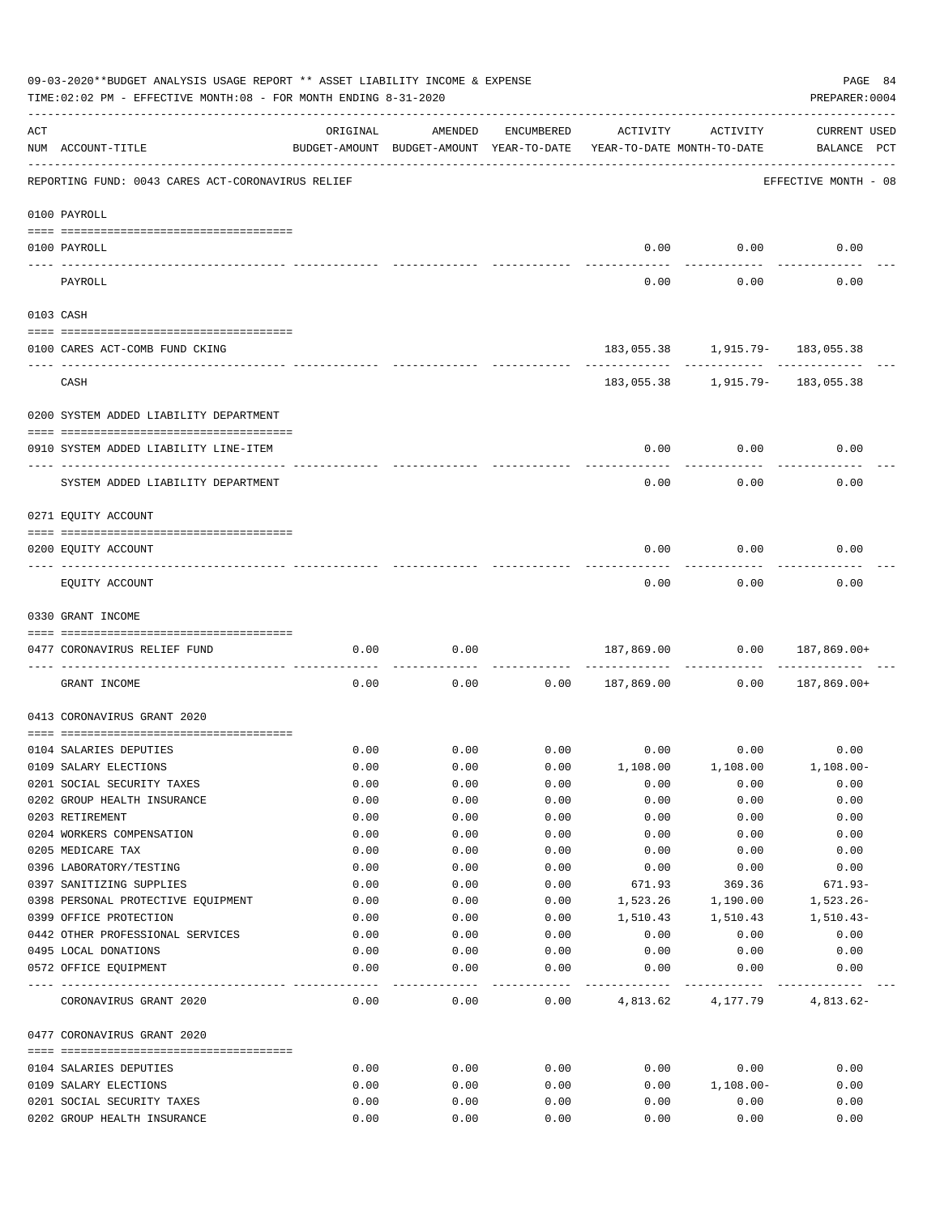09-03-2020**BUDGET ANALYSIS USAGE REPORT ** ASSET LIABILITY INCOME & EXPENSE

TIME:02:02 PM - EFFECTIVE MONTH:08 - FOR MONTH ENDING 8-31-2020

PREPARER:0004

REPORTING FUND: 0043 CARES ACT-CORONAVIRUS RELIEF

EFFECTIVE MONTH - 08

| ACT NUM | ACCOUNT-TITLE | ORIGINAL BUDGET-AMOUNT | AMENDED BUDGET-AMOUNT | ENCUMBERED YEAR-TO-DATE | ACTIVITY YEAR-TO-DATE | ACTIVITY MONTH-TO-DATE | CURRENT USED BALANCE | PCT |
|---|---|---|---|---|---|---|---|---|
| | **0100 PAYROLL** | | | | | | | |
| 0100 | PAYROLL | | | | 0.00 | 0.00 | 0.00 | |
| | PAYROLL | | | | 0.00 | 0.00 | 0.00 | |
| | **0103 CASH** | | | | | | | |
| 0100 | CARES ACT-COMB FUND CKING | | | | 183,055.38 | 1,915.79- | 183,055.38 | |
| | CASH | | | | 183,055.38 | 1,915.79- | 183,055.38 | |
| | **0200 SYSTEM ADDED LIABILITY DEPARTMENT** | | | | | | | |
| 0910 | SYSTEM ADDED LIABILITY LINE-ITEM | | | | 0.00 | 0.00 | 0.00 | |
| | SYSTEM ADDED LIABILITY DEPARTMENT | | | | 0.00 | 0.00 | 0.00 | |
| | **0271 EQUITY ACCOUNT** | | | | | | | |
| 0200 | EQUITY ACCOUNT | | | | 0.00 | 0.00 | 0.00 | |
| | EQUITY ACCOUNT | | | | 0.00 | 0.00 | 0.00 | |
| | **0330 GRANT INCOME** | | | | | | | |
| 0477 | CORONAVIRUS RELIEF FUND | 0.00 | 0.00 | | 187,869.00 | 0.00 | 187,869.00+ | |
| | GRANT INCOME | 0.00 | 0.00 | 0.00 | 187,869.00 | 0.00 | 187,869.00+ | |
| | **0413 CORONAVIRUS GRANT 2020** | | | | | | | |
| 0104 | SALARIES DEPUTIES | 0.00 | 0.00 | 0.00 | 0.00 | 0.00 | 0.00 | |
| 0109 | SALARY ELECTIONS | 0.00 | 0.00 | 0.00 | 1,108.00 | 1,108.00 | 1,108.00- | |
| 0201 | SOCIAL SECURITY TAXES | 0.00 | 0.00 | 0.00 | 0.00 | 0.00 | 0.00 | |
| 0202 | GROUP HEALTH INSURANCE | 0.00 | 0.00 | 0.00 | 0.00 | 0.00 | 0.00 | |
| 0203 | RETIREMENT | 0.00 | 0.00 | 0.00 | 0.00 | 0.00 | 0.00 | |
| 0204 | WORKERS COMPENSATION | 0.00 | 0.00 | 0.00 | 0.00 | 0.00 | 0.00 | |
| 0205 | MEDICARE TAX | 0.00 | 0.00 | 0.00 | 0.00 | 0.00 | 0.00 | |
| 0396 | LABORATORY/TESTING | 0.00 | 0.00 | 0.00 | 0.00 | 0.00 | 0.00 | |
| 0397 | SANITIZING SUPPLIES | 0.00 | 0.00 | 0.00 | 671.93 | 369.36 | 671.93- | |
| 0398 | PERSONAL PROTECTIVE EQUIPMENT | 0.00 | 0.00 | 0.00 | 1,523.26 | 1,190.00 | 1,523.26- | |
| 0399 | OFFICE PROTECTION | 0.00 | 0.00 | 0.00 | 1,510.43 | 1,510.43 | 1,510.43- | |
| 0442 | OTHER PROFESSIONAL SERVICES | 0.00 | 0.00 | 0.00 | 0.00 | 0.00 | 0.00 | |
| 0495 | LOCAL DONATIONS | 0.00 | 0.00 | 0.00 | 0.00 | 0.00 | 0.00 | |
| 0572 | OFFICE EQUIPMENT | 0.00 | 0.00 | 0.00 | 0.00 | 0.00 | 0.00 | |
| | CORONAVIRUS GRANT 2020 | 0.00 | 0.00 | 0.00 | 4,813.62 | 4,177.79 | 4,813.62- | |
| | **0477 CORONAVIRUS GRANT 2020** | | | | | | | |
| 0104 | SALARIES DEPUTIES | 0.00 | 0.00 | 0.00 | 0.00 | 0.00 | 0.00 | |
| 0109 | SALARY ELECTIONS | 0.00 | 0.00 | 0.00 | 0.00 | 1,108.00- | 0.00 | |
| 0201 | SOCIAL SECURITY TAXES | 0.00 | 0.00 | 0.00 | 0.00 | 0.00 | 0.00 | |
| 0202 | GROUP HEALTH INSURANCE | 0.00 | 0.00 | 0.00 | 0.00 | 0.00 | 0.00 | |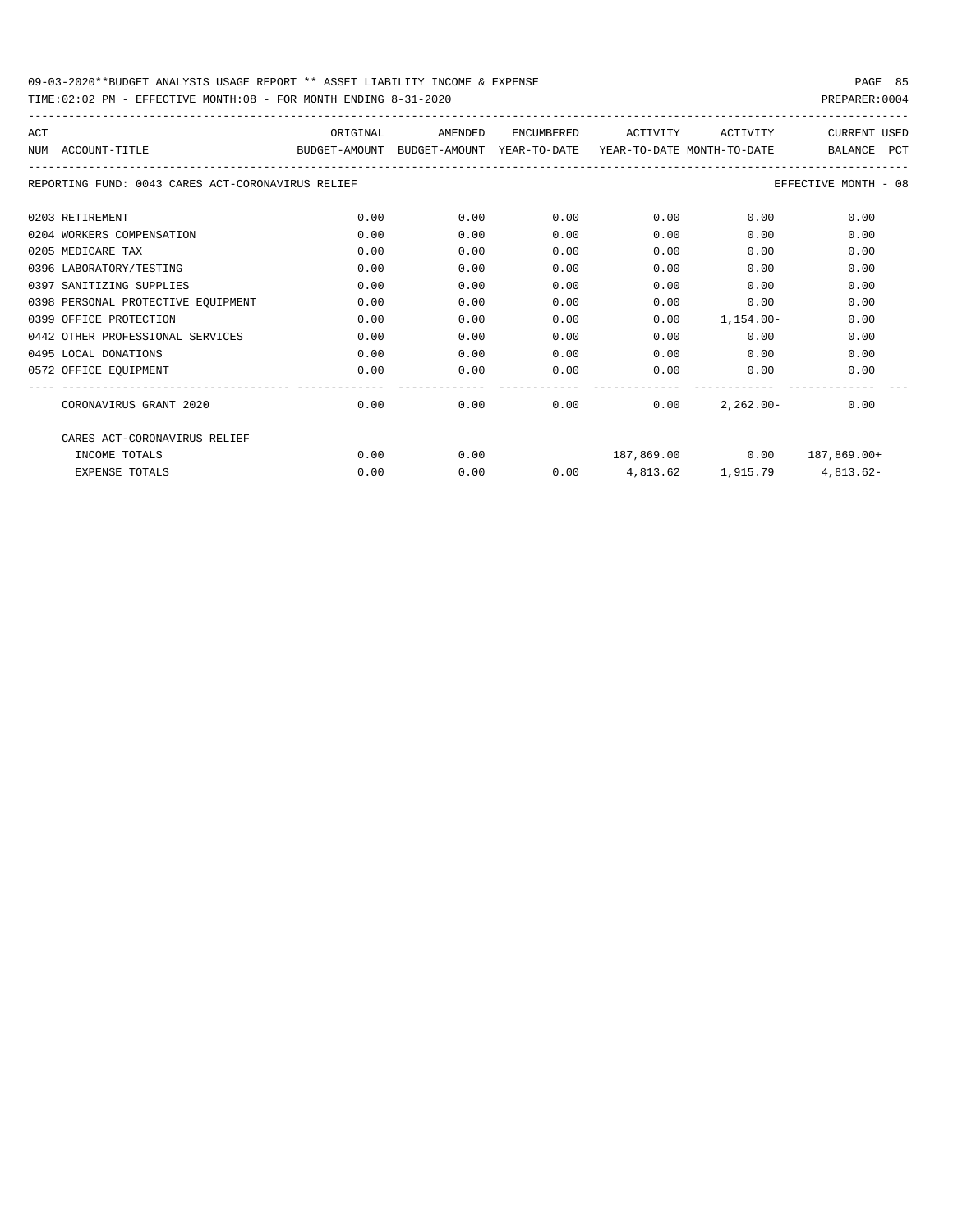09-03-2020**BUDGET ANALYSIS USAGE REPORT ** ASSET LIABILITY INCOME & EXPENSE

TIME:02:02 PM - EFFECTIVE MONTH:08 - FOR MONTH ENDING 8-31-2020

PREPARER:0004

| ACT NUM | ACCOUNT-TITLE | ORIGINAL BUDGET-AMOUNT | AMENDED BUDGET-AMOUNT | ENCUMBERED YEAR-TO-DATE | ACTIVITY YEAR-TO-DATE | ACTIVITY MONTH-TO-DATE | CURRENT BALANCE | USED PCT |
|---|---|---|---|---|---|---|---|---|
| | REPORTING FUND: 0043 CARES ACT-CORONAVIRUS RELIEF | | | | | | EFFECTIVE MONTH - 08 | |
| 0203 | RETIREMENT | 0.00 | 0.00 | 0.00 | 0.00 | 0.00 | 0.00 | |
| 0204 | WORKERS COMPENSATION | 0.00 | 0.00 | 0.00 | 0.00 | 0.00 | 0.00 | |
| 0205 | MEDICARE TAX | 0.00 | 0.00 | 0.00 | 0.00 | 0.00 | 0.00 | |
| 0396 | LABORATORY/TESTING | 0.00 | 0.00 | 0.00 | 0.00 | 0.00 | 0.00 | |
| 0397 | SANITIZING SUPPLIES | 0.00 | 0.00 | 0.00 | 0.00 | 0.00 | 0.00 | |
| 0398 | PERSONAL PROTECTIVE EQUIPMENT | 0.00 | 0.00 | 0.00 | 0.00 | 0.00 | 0.00 | |
| 0399 | OFFICE PROTECTION | 0.00 | 0.00 | 0.00 | 0.00 | 1,154.00- | 0.00 | |
| 0442 | OTHER PROFESSIONAL SERVICES | 0.00 | 0.00 | 0.00 | 0.00 | 0.00 | 0.00 | |
| 0495 | LOCAL DONATIONS | 0.00 | 0.00 | 0.00 | 0.00 | 0.00 | 0.00 | |
| 0572 | OFFICE EQUIPMENT | 0.00 | 0.00 | 0.00 | 0.00 | 0.00 | 0.00 | |
| | CORONAVIRUS GRANT 2020 | 0.00 | 0.00 | 0.00 | 0.00 | 2,262.00- | 0.00 | |
| | CARES ACT-CORONAVIRUS RELIEF | | | | | | | |
| | INCOME TOTALS | 0.00 | 0.00 | | 187,869.00 | 0.00 | 187,869.00+ | |
| | EXPENSE TOTALS | 0.00 | 0.00 | 0.00 | 4,813.62 | 1,915.79 | 4,813.62- | |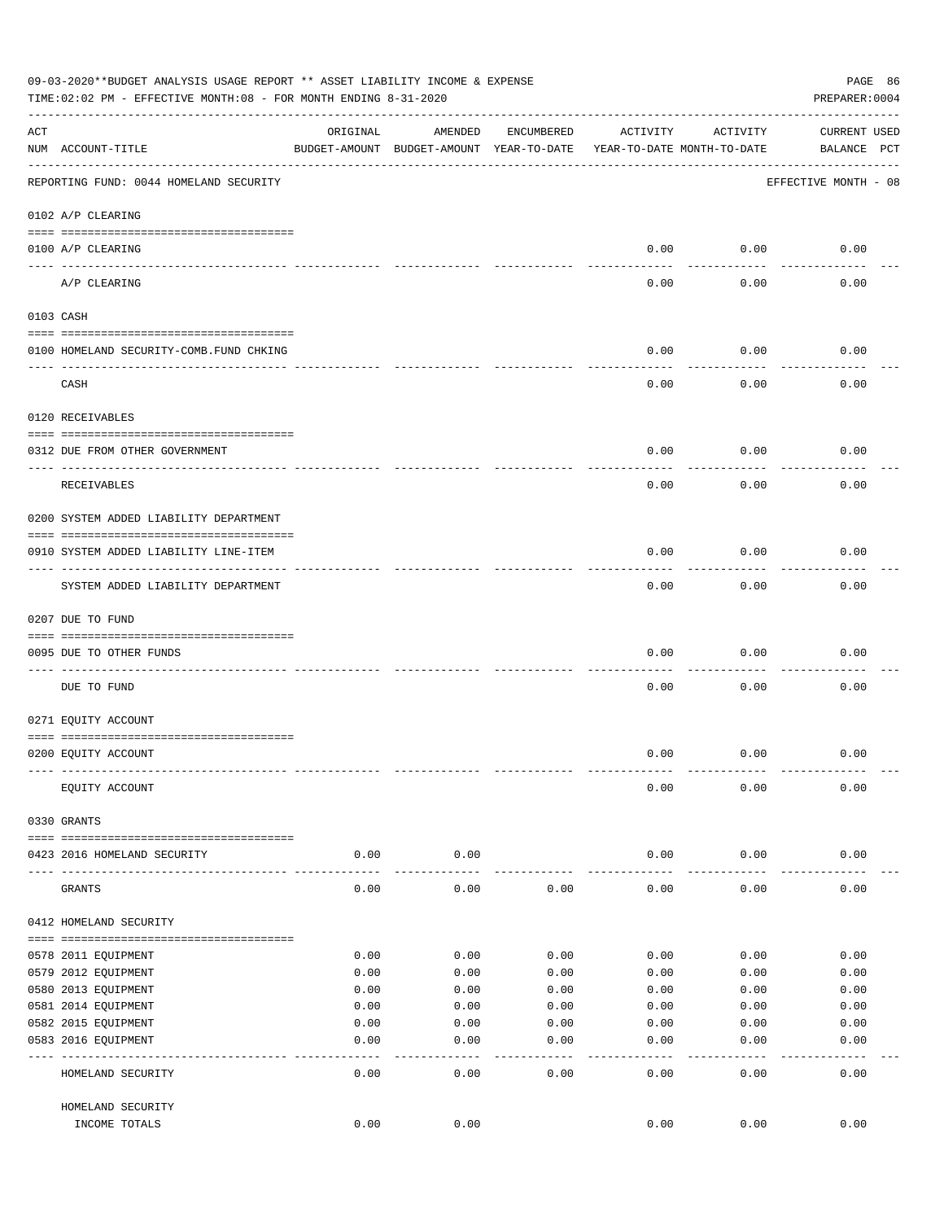09-03-2020**BUDGET ANALYSIS USAGE REPORT ** ASSET LIABILITY INCOME & EXPENSE

TIME:02:02 PM - EFFECTIVE MONTH:08 - FOR MONTH ENDING 8-31-2020

PREPARER:0004

| ACT NUM | ACCOUNT-TITLE | ORIGINAL BUDGET-AMOUNT | AMENDED BUDGET-AMOUNT | ENCUMBERED YEAR-TO-DATE | ACTIVITY YEAR-TO-DATE | ACTIVITY MONTH-TO-DATE | CURRENT BALANCE | USED PCT |
|---|---|---|---|---|---|---|---|---|
| | REPORTING FUND: 0044 HOMELAND SECURITY | | | | | | EFFECTIVE MONTH - 08 | |
| | 0102 A/P CLEARING | | | | | | | |
| 0100 | A/P CLEARING | | | | 0.00 | 0.00 | 0.00 | |
| | A/P CLEARING | | | | 0.00 | 0.00 | 0.00 | |
| | 0103 CASH | | | | | | | |
| 0100 | HOMELAND SECURITY-COMB.FUND CHKING | | | | 0.00 | 0.00 | 0.00 | |
| | CASH | | | | 0.00 | 0.00 | 0.00 | |
| | 0120 RECEIVABLES | | | | | | | |
| 0312 | DUE FROM OTHER GOVERNMENT | | | | 0.00 | 0.00 | 0.00 | |
| | RECEIVABLES | | | | 0.00 | 0.00 | 0.00 | |
| | 0200 SYSTEM ADDED LIABILITY DEPARTMENT | | | | | | | |
| 0910 | SYSTEM ADDED LIABILITY LINE-ITEM | | | | 0.00 | 0.00 | 0.00 | |
| | SYSTEM ADDED LIABILITY DEPARTMENT | | | | 0.00 | 0.00 | 0.00 | |
| | 0207 DUE TO FUND | | | | | | | |
| 0095 | DUE TO OTHER FUNDS | | | | 0.00 | 0.00 | 0.00 | |
| | DUE TO FUND | | | | 0.00 | 0.00 | 0.00 | |
| | 0271 EQUITY ACCOUNT | | | | | | | |
| 0200 | EQUITY ACCOUNT | | | | 0.00 | 0.00 | 0.00 | |
| | EQUITY ACCOUNT | | | | 0.00 | 0.00 | 0.00 | |
| | 0330 GRANTS | | | | | | | |
| 0423 | 2016 HOMELAND SECURITY | 0.00 | 0.00 | | 0.00 | 0.00 | 0.00 | |
| | GRANTS | 0.00 | 0.00 | 0.00 | 0.00 | 0.00 | 0.00 | |
| | 0412 HOMELAND SECURITY | | | | | | | |
| 0578 | 2011 EQUIPMENT | 0.00 | 0.00 | 0.00 | 0.00 | 0.00 | 0.00 | |
| 0579 | 2012 EQUIPMENT | 0.00 | 0.00 | 0.00 | 0.00 | 0.00 | 0.00 | |
| 0580 | 2013 EQUIPMENT | 0.00 | 0.00 | 0.00 | 0.00 | 0.00 | 0.00 | |
| 0581 | 2014 EQUIPMENT | 0.00 | 0.00 | 0.00 | 0.00 | 0.00 | 0.00 | |
| 0582 | 2015 EQUIPMENT | 0.00 | 0.00 | 0.00 | 0.00 | 0.00 | 0.00 | |
| 0583 | 2016 EQUIPMENT | 0.00 | 0.00 | 0.00 | 0.00 | 0.00 | 0.00 | |
| | HOMELAND SECURITY | 0.00 | 0.00 | 0.00 | 0.00 | 0.00 | 0.00 | |
| | HOMELAND SECURITY INCOME TOTALS | 0.00 | 0.00 | | 0.00 | 0.00 | 0.00 | |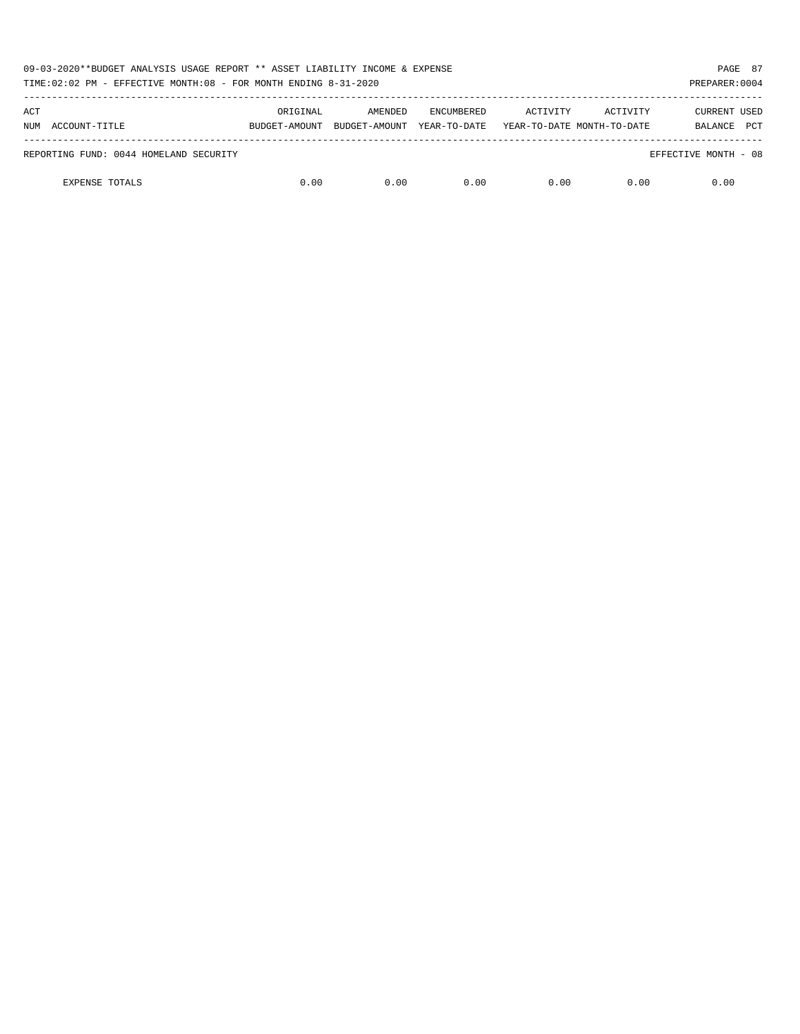09-03-2020**BUDGET ANALYSIS USAGE REPORT ** ASSET LIABILITY INCOME & EXPENSE

TIME:02:02 PM - EFFECTIVE MONTH:08 - FOR MONTH ENDING 8-31-2020

PREPARER:0004

| ACT NUM ACCOUNT-TITLE | ORIGINAL BUDGET-AMOUNT | AMENDED BUDGET-AMOUNT | ENCUMBERED YEAR-TO-DATE | ACTIVITY YEAR-TO-DATE | ACTIVITY MONTH-TO-DATE | CURRENT BALANCE | USED PCT |
|---|---|---|---|---|---|---|---|
| REPORTING FUND: 0044 HOMELAND SECURITY | | | | | | EFFECTIVE MONTH - 08 | |
| EXPENSE TOTALS | 0.00 | 0.00 | 0.00 | 0.00 | 0.00 | 0.00 | |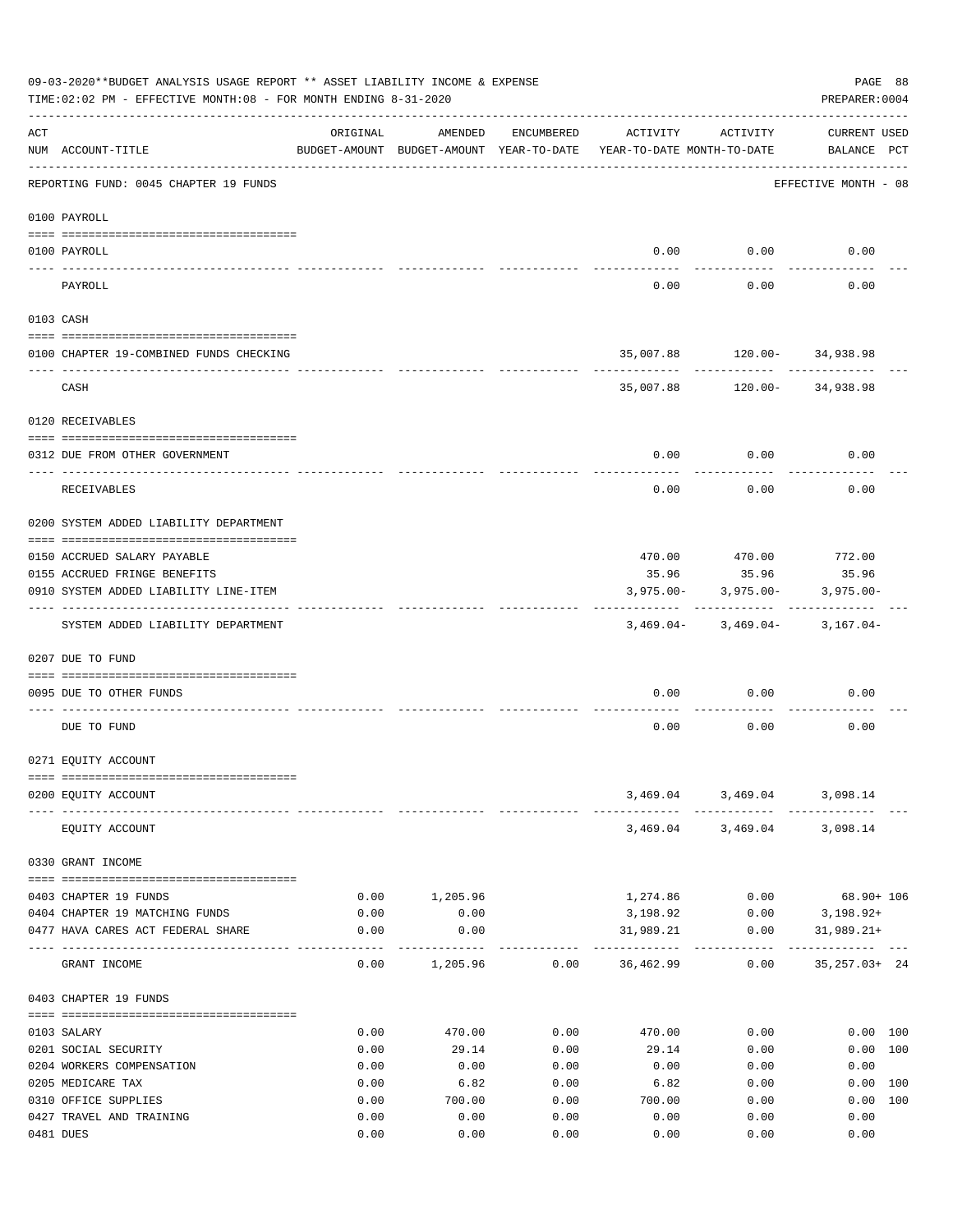09-03-2020**BUDGET ANALYSIS USAGE REPORT ** ASSET LIABILITY INCOME & EXPENSE

TIME:02:02 PM - EFFECTIVE MONTH:08 - FOR MONTH ENDING 8-31-2020

PREPARER:0004

| ACT NUM | ACCOUNT-TITLE | ORIGINAL BUDGET-AMOUNT | AMENDED BUDGET-AMOUNT | ENCUMBERED YEAR-TO-DATE | ACTIVITY YEAR-TO-DATE | ACTIVITY MONTH-TO-DATE | CURRENT USED BALANCE | PCT |
|---|---|---|---|---|---|---|---|---|
| | REPORTING FUND: 0045 CHAPTER 19 FUNDS | | | | | | EFFECTIVE MONTH - 08 | |
| | 0100 PAYROLL | | | | | | | |
| 0100 | PAYROLL | | | | 0.00 | 0.00 | 0.00 | |
| | PAYROLL | | | | 0.00 | 0.00 | 0.00 | |
| | 0103 CASH | | | | | | | |
| 0100 | CHAPTER 19-COMBINED FUNDS CHECKING | | | | 35,007.88 | 120.00- | 34,938.98 | |
| | CASH | | | | 35,007.88 | 120.00- | 34,938.98 | |
| | 0120 RECEIVABLES | | | | | | | |
| 0312 | DUE FROM OTHER GOVERNMENT | | | | 0.00 | 0.00 | 0.00 | |
| | RECEIVABLES | | | | 0.00 | 0.00 | 0.00 | |
| | 0200 SYSTEM ADDED LIABILITY DEPARTMENT | | | | | | | |
| 0150 | ACCRUED SALARY PAYABLE | | | | 470.00 | 470.00 | 772.00 | |
| 0155 | ACCRUED FRINGE BENEFITS | | | | 35.96 | 35.96 | 35.96 | |
| 0910 | SYSTEM ADDED LIABILITY LINE-ITEM | | | | 3,975.00- | 3,975.00- | 3,975.00- | |
| | SYSTEM ADDED LIABILITY DEPARTMENT | | | | 3,469.04- | 3,469.04- | 3,167.04- | |
| | 0207 DUE TO FUND | | | | | | | |
| 0095 | DUE TO OTHER FUNDS | | | | 0.00 | 0.00 | 0.00 | |
| | DUE TO FUND | | | | 0.00 | 0.00 | 0.00 | |
| | 0271 EQUITY ACCOUNT | | | | | | | |
| 0200 | EQUITY ACCOUNT | | | | 3,469.04 | 3,469.04 | 3,098.14 | |
| | EQUITY ACCOUNT | | | | 3,469.04 | 3,469.04 | 3,098.14 | |
| | 0330 GRANT INCOME | | | | | | | |
| 0403 | CHAPTER 19 FUNDS | 0.00 | 1,205.96 | | 1,274.86 | 0.00 | 68.90+ | 106 |
| 0404 | CHAPTER 19 MATCHING FUNDS | 0.00 | 0.00 | | 3,198.92 | 0.00 | 3,198.92+ | |
| 0477 | HAVA CARES ACT FEDERAL SHARE | 0.00 | 0.00 | | 31,989.21 | 0.00 | 31,989.21+ | |
| | GRANT INCOME | 0.00 | 1,205.96 | 0.00 | 36,462.99 | 0.00 | 35,257.03+ | 24 |
| | 0403 CHAPTER 19 FUNDS | | | | | | | |
| 0103 | SALARY | 0.00 | 470.00 | 0.00 | 470.00 | 0.00 | 0.00 | 100 |
| 0201 | SOCIAL SECURITY | 0.00 | 29.14 | 0.00 | 29.14 | 0.00 | 0.00 | 100 |
| 0204 | WORKERS COMPENSATION | 0.00 | 0.00 | 0.00 | 0.00 | 0.00 | 0.00 | |
| 0205 | MEDICARE TAX | 0.00 | 6.82 | 0.00 | 6.82 | 0.00 | 0.00 | 100 |
| 0310 | OFFICE SUPPLIES | 0.00 | 700.00 | 0.00 | 700.00 | 0.00 | 0.00 | 100 |
| 0427 | TRAVEL AND TRAINING | 0.00 | 0.00 | 0.00 | 0.00 | 0.00 | 0.00 | |
| 0481 | DUES | 0.00 | 0.00 | 0.00 | 0.00 | 0.00 | 0.00 | |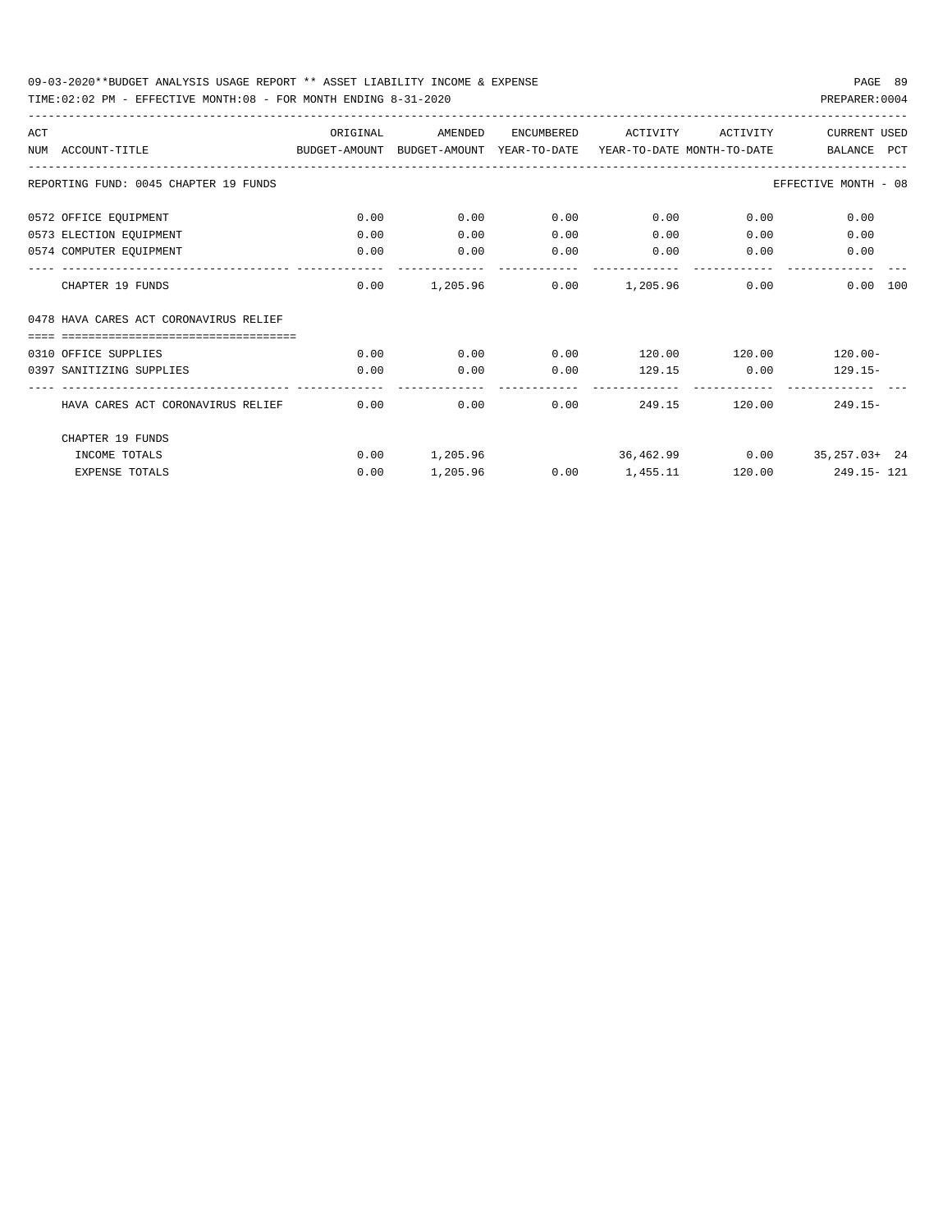09-03-2020**BUDGET ANALYSIS USAGE REPORT ** ASSET LIABILITY INCOME & EXPENSE

TIME:02:02 PM - EFFECTIVE MONTH:08 - FOR MONTH ENDING 8-31-2020

PREPARER:0004

| ACT NUM | ACCOUNT-TITLE | ORIGINAL BUDGET-AMOUNT | AMENDED BUDGET-AMOUNT | ENCUMBERED YEAR-TO-DATE | ACTIVITY YEAR-TO-DATE | ACTIVITY MONTH-TO-DATE | CURRENT BALANCE | USED PCT |
|---|---|---|---|---|---|---|---|---|
| | REPORTING FUND: 0045 CHAPTER 19 FUNDS | | | | | | EFFECTIVE MONTH - 08 | |
| 0572 | OFFICE EQUIPMENT | 0.00 | 0.00 | 0.00 | 0.00 | 0.00 | 0.00 | |
| 0573 | ELECTION EQUIPMENT | 0.00 | 0.00 | 0.00 | 0.00 | 0.00 | 0.00 | |
| 0574 | COMPUTER EQUIPMENT | 0.00 | 0.00 | 0.00 | 0.00 | 0.00 | 0.00 | |
| | CHAPTER 19 FUNDS | 0.00 | 1,205.96 | 0.00 | 1,205.96 | 0.00 | 0.00 | 100 |
| 0478 | HAVA CARES ACT CORONAVIRUS RELIEF | | | | | | | |
| 0310 | OFFICE SUPPLIES | 0.00 | 0.00 | 0.00 | 120.00 | 120.00 | 120.00- | |
| 0397 | SANITIZING SUPPLIES | 0.00 | 0.00 | 0.00 | 129.15 | 0.00 | 129.15- | |
| | HAVA CARES ACT CORONAVIRUS RELIEF | 0.00 | 0.00 | 0.00 | 249.15 | 120.00 | 249.15- | |
| | CHAPTER 19 FUNDS | | | | | | | |
| | INCOME TOTALS | 0.00 | 1,205.96 | | 36,462.99 | 0.00 | 35,257.03+ | 24 |
| | EXPENSE TOTALS | 0.00 | 1,205.96 | 0.00 | 1,455.11 | 120.00 | 249.15- | 121 |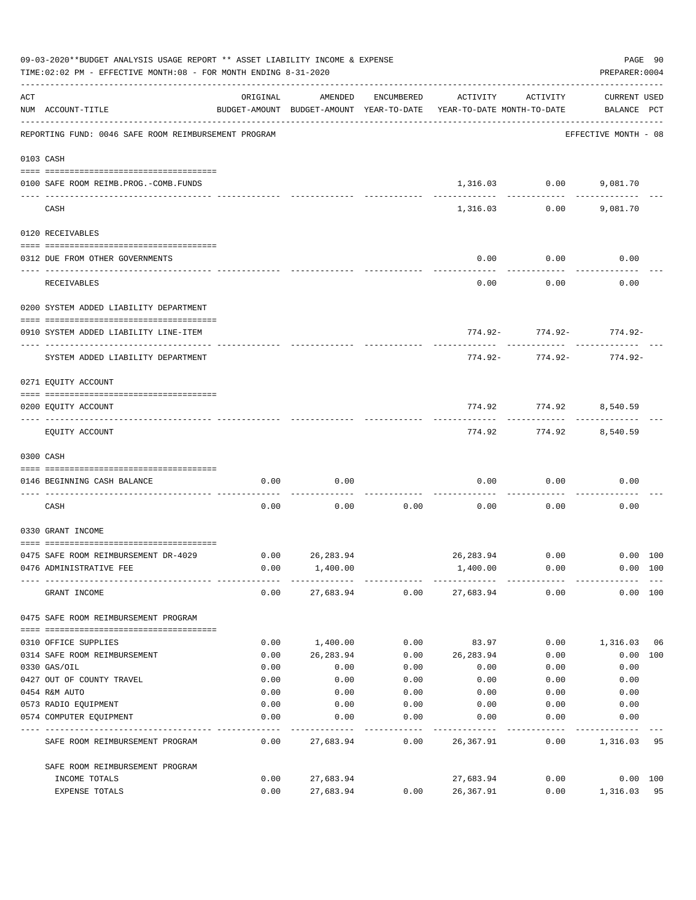09-03-2020**BUDGET ANALYSIS USAGE REPORT ** ASSET LIABILITY INCOME & EXPENSE

TIME:02:02 PM - EFFECTIVE MONTH:08 - FOR MONTH ENDING 8-31-2020

PREPARER:0004

REPORTING FUND: 0046 SAFE ROOM REIMBURSEMENT PROGRAM — EFFECTIVE MONTH - 08

| ACT NUM | ACCOUNT-TITLE | ORIGINAL BUDGET-AMOUNT | AMENDED BUDGET-AMOUNT | ENCUMBERED YEAR-TO-DATE | ACTIVITY YEAR-TO-DATE | ACTIVITY MONTH-TO-DATE | CURRENT USED BALANCE | PCT |
|---|---|---|---|---|---|---|---|---|
| 0103 | CASH | | | | | | | |
| 0100 | SAFE ROOM REIMB.PROG.-COMB.FUNDS | | | | 1,316.03 | 0.00 | 9,081.70 | |
| | CASH | | | | 1,316.03 | 0.00 | 9,081.70 | |
| 0120 | RECEIVABLES | | | | | | | |
| 0312 | DUE FROM OTHER GOVERNMENTS | | | | 0.00 | 0.00 | 0.00 | |
| | RECEIVABLES | | | | 0.00 | 0.00 | 0.00 | |
| 0200 | SYSTEM ADDED LIABILITY DEPARTMENT | | | | | | | |
| 0910 | SYSTEM ADDED LIABILITY LINE-ITEM | | | | 774.92- | 774.92- | 774.92- | |
| | SYSTEM ADDED LIABILITY DEPARTMENT | | | | 774.92- | 774.92- | 774.92- | |
| 0271 | EQUITY ACCOUNT | | | | | | | |
| 0200 | EQUITY ACCOUNT | | | | 774.92 | 774.92 | 8,540.59 | |
| | EQUITY ACCOUNT | | | | 774.92 | 774.92 | 8,540.59 | |
| 0300 | CASH | | | | | | | |
| 0146 | BEGINNING CASH BALANCE | 0.00 | 0.00 | | 0.00 | 0.00 | 0.00 | |
| | CASH | 0.00 | 0.00 | 0.00 | 0.00 | 0.00 | 0.00 | |
| 0330 | GRANT INCOME | | | | | | | |
| 0475 | SAFE ROOM REIMBURSEMENT DR-4029 | 0.00 | 26,283.94 | | 26,283.94 | 0.00 | 0.00 | 100 |
| 0476 | ADMINISTRATIVE FEE | 0.00 | 1,400.00 | | 1,400.00 | 0.00 | 0.00 | 100 |
| | GRANT INCOME | 0.00 | 27,683.94 | 0.00 | 27,683.94 | 0.00 | 0.00 | 100 |
| 0475 | SAFE ROOM REIMBURSEMENT PROGRAM | | | | | | | |
| 0310 | OFFICE SUPPLIES | 0.00 | 1,400.00 | 0.00 | 83.97 | 0.00 | 1,316.03 | 06 |
| 0314 | SAFE ROOM REIMBURSEMENT | 0.00 | 26,283.94 | 0.00 | 26,283.94 | 0.00 | 0.00 | 100 |
| 0330 | GAS/OIL | 0.00 | 0.00 | 0.00 | 0.00 | 0.00 | 0.00 | |
| 0427 | OUT OF COUNTY TRAVEL | 0.00 | 0.00 | 0.00 | 0.00 | 0.00 | 0.00 | |
| 0454 | R&M AUTO | 0.00 | 0.00 | 0.00 | 0.00 | 0.00 | 0.00 | |
| 0573 | RADIO EQUIPMENT | 0.00 | 0.00 | 0.00 | 0.00 | 0.00 | 0.00 | |
| 0574 | COMPUTER EQUIPMENT | 0.00 | 0.00 | 0.00 | 0.00 | 0.00 | 0.00 | |
| | SAFE ROOM REIMBURSEMENT PROGRAM | 0.00 | 27,683.94 | 0.00 | 26,367.91 | 0.00 | 1,316.03 | 95 |
| | SAFE ROOM REIMBURSEMENT PROGRAM | | | | | | | |
| | INCOME TOTALS | 0.00 | 27,683.94 | | 27,683.94 | 0.00 | 0.00 | 100 |
| | EXPENSE TOTALS | 0.00 | 27,683.94 | 0.00 | 26,367.91 | 0.00 | 1,316.03 | 95 |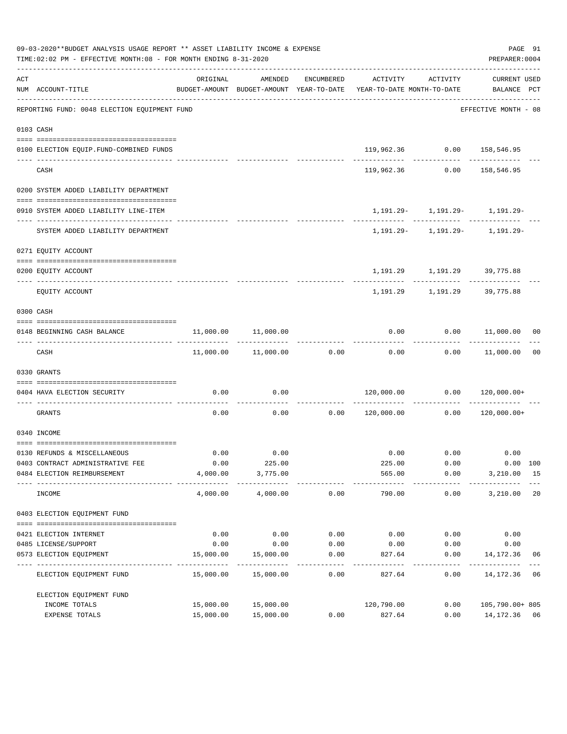09-03-2020**BUDGET ANALYSIS USAGE REPORT ** ASSET LIABILITY INCOME & EXPENSE

TIME:02:02 PM - EFFECTIVE MONTH:08 - FOR MONTH ENDING 8-31-2020

PREPARER:0004

| ACT NUM | ACCOUNT-TITLE | ORIGINAL BUDGET-AMOUNT | AMENDED BUDGET-AMOUNT | ENCUMBERED YEAR-TO-DATE | ACTIVITY YEAR-TO-DATE | ACTIVITY MONTH-TO-DATE | CURRENT BALANCE | USED PCT |
|---|---|---|---|---|---|---|---|---|
| | REPORTING FUND: 0048 ELECTION EQUIPMENT FUND | | | | | | EFFECTIVE MONTH - 08 | |
| 0103 | CASH | | | | | | | |
| 0100 | ELECTION EQUIP.FUND-COMBINED FUNDS | | | | 119,962.36 | 0.00 | 158,546.95 | |
| | CASH | | | | 119,962.36 | 0.00 | 158,546.95 | |
| 0200 | SYSTEM ADDED LIABILITY DEPARTMENT | | | | | | | |
| 0910 | SYSTEM ADDED LIABILITY LINE-ITEM | | | | 1,191.29- | 1,191.29- | 1,191.29- | |
| | SYSTEM ADDED LIABILITY DEPARTMENT | | | | 1,191.29- | 1,191.29- | 1,191.29- | |
| 0271 | EQUITY ACCOUNT | | | | | | | |
| 0200 | EQUITY ACCOUNT | | | | 1,191.29 | 1,191.29 | 39,775.88 | |
| | EQUITY ACCOUNT | | | | 1,191.29 | 1,191.29 | 39,775.88 | |
| 0300 | CASH | | | | | | | |
| 0148 | BEGINNING CASH BALANCE | 11,000.00 | 11,000.00 | | 0.00 | 0.00 | 11,000.00 | 00 |
| | CASH | 11,000.00 | 11,000.00 | 0.00 | 0.00 | 0.00 | 11,000.00 | 00 |
| 0330 | GRANTS | | | | | | | |
| 0404 | HAVA ELECTION SECURITY | 0.00 | 0.00 | | 120,000.00 | 0.00 | 120,000.00+ | |
| | GRANTS | 0.00 | 0.00 | 0.00 | 120,000.00 | 0.00 | 120,000.00+ | |
| 0340 | INCOME | | | | | | | |
| 0130 | REFUNDS & MISCELLANEOUS | 0.00 | 0.00 | | 0.00 | 0.00 | 0.00 | |
| 0403 | CONTRACT ADMINISTRATIVE FEE | 0.00 | 225.00 | | 225.00 | 0.00 | 0.00 | 100 |
| 0484 | ELECTION REIMBURSEMENT | 4,000.00 | 3,775.00 | | 565.00 | 0.00 | 3,210.00 | 15 |
| | INCOME | 4,000.00 | 4,000.00 | 0.00 | 790.00 | 0.00 | 3,210.00 | 20 |
| 0403 | ELECTION EQUIPMENT FUND | | | | | | | |
| 0421 | ELECTION INTERNET | 0.00 | 0.00 | 0.00 | 0.00 | 0.00 | 0.00 | |
| 0485 | LICENSE/SUPPORT | 0.00 | 0.00 | 0.00 | 0.00 | 0.00 | 0.00 | |
| 0573 | ELECTION EQUIPMENT | 15,000.00 | 15,000.00 | 0.00 | 827.64 | 0.00 | 14,172.36 | 06 |
| | ELECTION EQUIPMENT FUND | 15,000.00 | 15,000.00 | 0.00 | 827.64 | 0.00 | 14,172.36 | 06 |
| | ELECTION EQUIPMENT FUND | | | | | | | |
| | INCOME TOTALS | 15,000.00 | 15,000.00 | | 120,790.00 | 0.00 | 105,790.00+ | 805 |
| | EXPENSE TOTALS | 15,000.00 | 15,000.00 | 0.00 | 827.64 | 0.00 | 14,172.36 | 06 |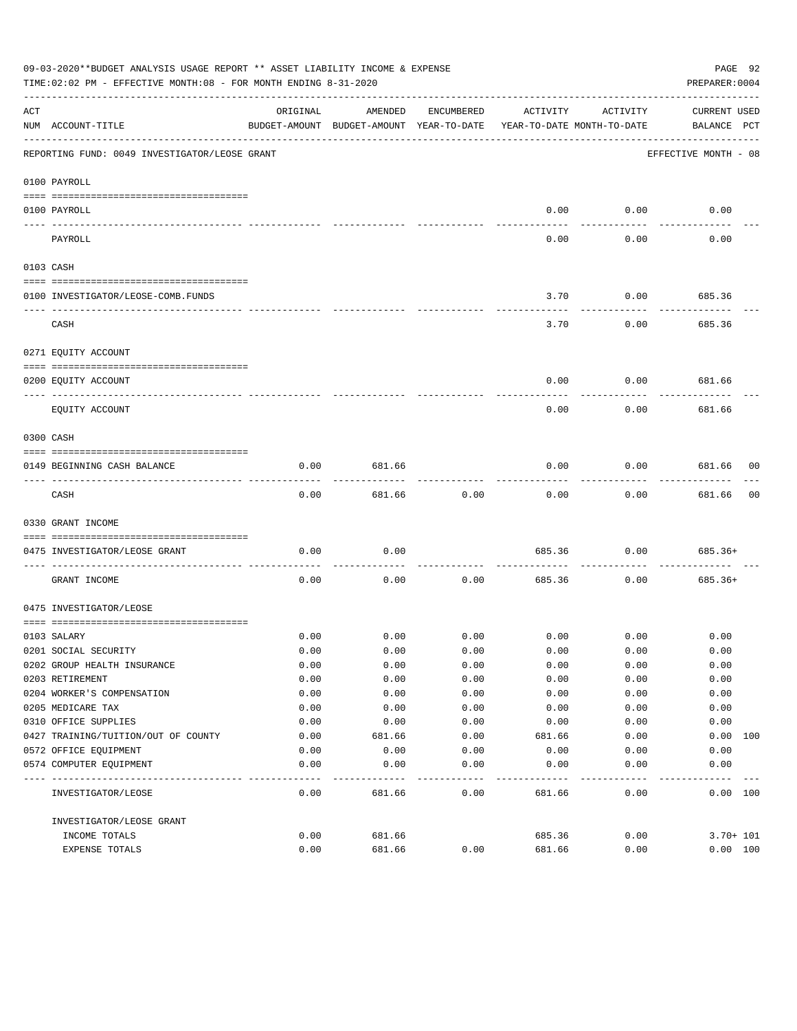09-03-2020**BUDGET ANALYSIS USAGE REPORT ** ASSET LIABILITY INCOME & EXPENSE

TIME:02:02 PM - EFFECTIVE MONTH:08 - FOR MONTH ENDING 8-31-2020

PREPARER:0004

REPORTING FUND: 0049 INVESTIGATOR/LEOSE GRANT — EFFECTIVE MONTH - 08

| ACT NUM | ACCOUNT-TITLE | ORIGINAL BUDGET-AMOUNT | AMENDED BUDGET-AMOUNT | ENCUMBERED YEAR-TO-DATE | ACTIVITY YEAR-TO-DATE | ACTIVITY MONTH-TO-DATE | CURRENT BALANCE | USED PCT |
|---|---|---|---|---|---|---|---|---|
| 0100 | PAYROLL | | | | | | | |
| 0100 | PAYROLL | | | | 0.00 | 0.00 | 0.00 | |
| | PAYROLL | | | | 0.00 | 0.00 | 0.00 | |
| 0103 | CASH | | | | | | | |
| 0100 | INVESTIGATOR/LEOSE-COMB.FUNDS | | | | 3.70 | 0.00 | 685.36 | |
| | CASH | | | | 3.70 | 0.00 | 685.36 | |
| 0271 | EQUITY ACCOUNT | | | | | | | |
| 0200 | EQUITY ACCOUNT | | | | 0.00 | 0.00 | 681.66 | |
| | EQUITY ACCOUNT | | | | 0.00 | 0.00 | 681.66 | |
| 0300 | CASH | | | | | | | |
| 0149 | BEGINNING CASH BALANCE | 0.00 | 681.66 | | 0.00 | 0.00 | 681.66 | 00 |
| | CASH | 0.00 | 681.66 | 0.00 | 0.00 | 0.00 | 681.66 | 00 |
| 0330 | GRANT INCOME | | | | | | | |
| 0475 | INVESTIGATOR/LEOSE GRANT | 0.00 | 0.00 | | 685.36 | 0.00 | 685.36+ | |
| | GRANT INCOME | 0.00 | 0.00 | 0.00 | 685.36 | 0.00 | 685.36+ | |
| 0475 | INVESTIGATOR/LEOSE | | | | | | | |
| 0103 | SALARY | 0.00 | 0.00 | 0.00 | 0.00 | 0.00 | 0.00 | |
| 0201 | SOCIAL SECURITY | 0.00 | 0.00 | 0.00 | 0.00 | 0.00 | 0.00 | |
| 0202 | GROUP HEALTH INSURANCE | 0.00 | 0.00 | 0.00 | 0.00 | 0.00 | 0.00 | |
| 0203 | RETIREMENT | 0.00 | 0.00 | 0.00 | 0.00 | 0.00 | 0.00 | |
| 0204 | WORKER'S COMPENSATION | 0.00 | 0.00 | 0.00 | 0.00 | 0.00 | 0.00 | |
| 0205 | MEDICARE TAX | 0.00 | 0.00 | 0.00 | 0.00 | 0.00 | 0.00 | |
| 0310 | OFFICE SUPPLIES | 0.00 | 0.00 | 0.00 | 0.00 | 0.00 | 0.00 | |
| 0427 | TRAINING/TUITION/OUT OF COUNTY | 0.00 | 681.66 | 0.00 | 681.66 | 0.00 | 0.00 | 100 |
| 0572 | OFFICE EQUIPMENT | 0.00 | 0.00 | 0.00 | 0.00 | 0.00 | 0.00 | |
| 0574 | COMPUTER EQUIPMENT | 0.00 | 0.00 | 0.00 | 0.00 | 0.00 | 0.00 | |
| | INVESTIGATOR/LEOSE | 0.00 | 681.66 | 0.00 | 681.66 | 0.00 | 0.00 | 100 |
| | INVESTIGATOR/LEOSE GRANT | | | | | | | |
| | INCOME TOTALS | 0.00 | 681.66 | | 685.36 | 0.00 | 3.70+ | 101 |
| | EXPENSE TOTALS | 0.00 | 681.66 | 0.00 | 681.66 | 0.00 | 0.00 | 100 |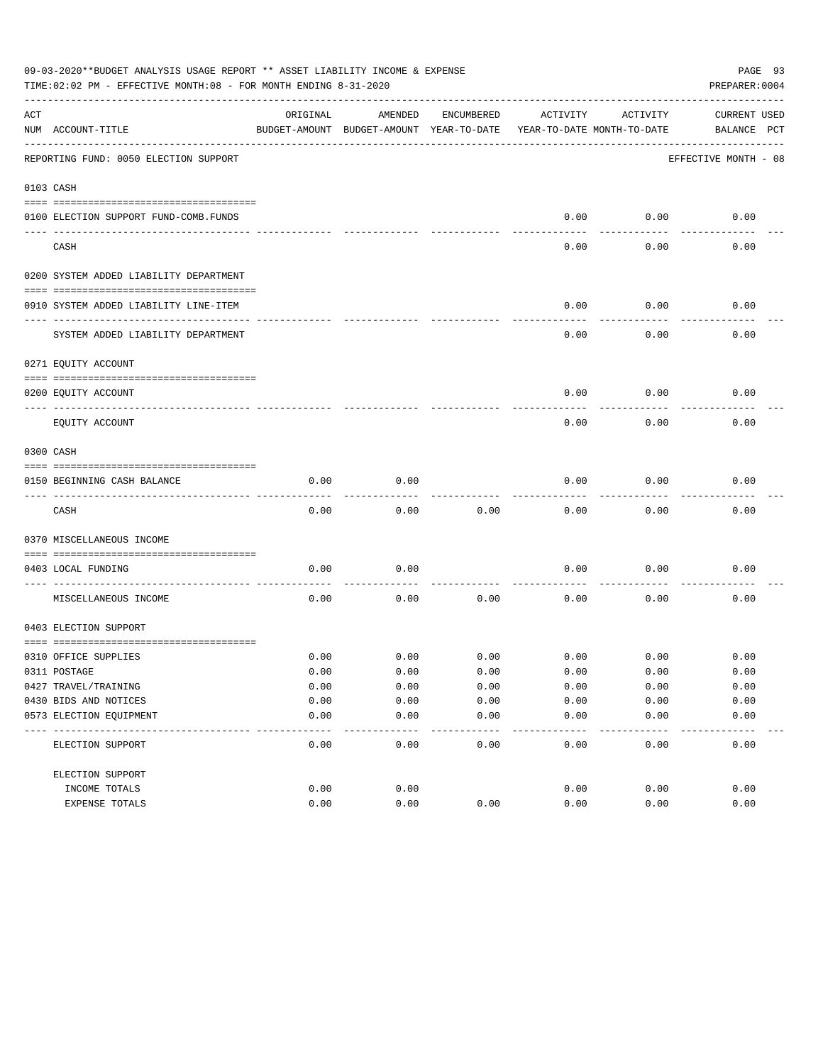09-03-2020**BUDGET ANALYSIS USAGE REPORT ** ASSET LIABILITY INCOME & EXPENSE

TIME:02:02 PM - EFFECTIVE MONTH:08 - FOR MONTH ENDING 8-31-2020

PREPARER:0004

| ACT NUM | ACCOUNT-TITLE | ORIGINAL BUDGET-AMOUNT | AMENDED BUDGET-AMOUNT | ENCUMBERED YEAR-TO-DATE | ACTIVITY YEAR-TO-DATE | ACTIVITY MONTH-TO-DATE | CURRENT BALANCE | USED PCT |
|---|---|---|---|---|---|---|---|---|
| | REPORTING FUND: 0050 ELECTION SUPPORT | | | | | | EFFECTIVE MONTH - 08 | |
| | 0103 CASH | | | | | | | |
| 0100 | ELECTION SUPPORT FUND-COMB.FUNDS | | | | 0.00 | 0.00 | 0.00 | |
| | CASH | | | | 0.00 | 0.00 | 0.00 | |
| | 0200 SYSTEM ADDED LIABILITY DEPARTMENT | | | | | | | |
| 0910 | SYSTEM ADDED LIABILITY LINE-ITEM | | | | 0.00 | 0.00 | 0.00 | |
| | SYSTEM ADDED LIABILITY DEPARTMENT | | | | 0.00 | 0.00 | 0.00 | |
| | 0271 EQUITY ACCOUNT | | | | | | | |
| 0200 | EQUITY ACCOUNT | | | | 0.00 | 0.00 | 0.00 | |
| | EQUITY ACCOUNT | | | | 0.00 | 0.00 | 0.00 | |
| | 0300 CASH | | | | | | | |
| 0150 | BEGINNING CASH BALANCE | 0.00 | 0.00 | | 0.00 | 0.00 | 0.00 | |
| | CASH | 0.00 | 0.00 | 0.00 | 0.00 | 0.00 | 0.00 | |
| | 0370 MISCELLANEOUS INCOME | | | | | | | |
| 0403 | LOCAL FUNDING | 0.00 | 0.00 | | 0.00 | 0.00 | 0.00 | |
| | MISCELLANEOUS INCOME | 0.00 | 0.00 | 0.00 | 0.00 | 0.00 | 0.00 | |
| | 0403 ELECTION SUPPORT | | | | | | | |
| 0310 | OFFICE SUPPLIES | 0.00 | 0.00 | 0.00 | 0.00 | 0.00 | 0.00 | |
| 0311 | POSTAGE | 0.00 | 0.00 | 0.00 | 0.00 | 0.00 | 0.00 | |
| 0427 | TRAVEL/TRAINING | 0.00 | 0.00 | 0.00 | 0.00 | 0.00 | 0.00 | |
| 0430 | BIDS AND NOTICES | 0.00 | 0.00 | 0.00 | 0.00 | 0.00 | 0.00 | |
| 0573 | ELECTION EQUIPMENT | 0.00 | 0.00 | 0.00 | 0.00 | 0.00 | 0.00 | |
| | ELECTION SUPPORT | 0.00 | 0.00 | 0.00 | 0.00 | 0.00 | 0.00 | |
| | ELECTION SUPPORT | | | | | | | |
| | INCOME TOTALS | 0.00 | 0.00 | | 0.00 | 0.00 | 0.00 | |
| | EXPENSE TOTALS | 0.00 | 0.00 | 0.00 | 0.00 | 0.00 | 0.00 | |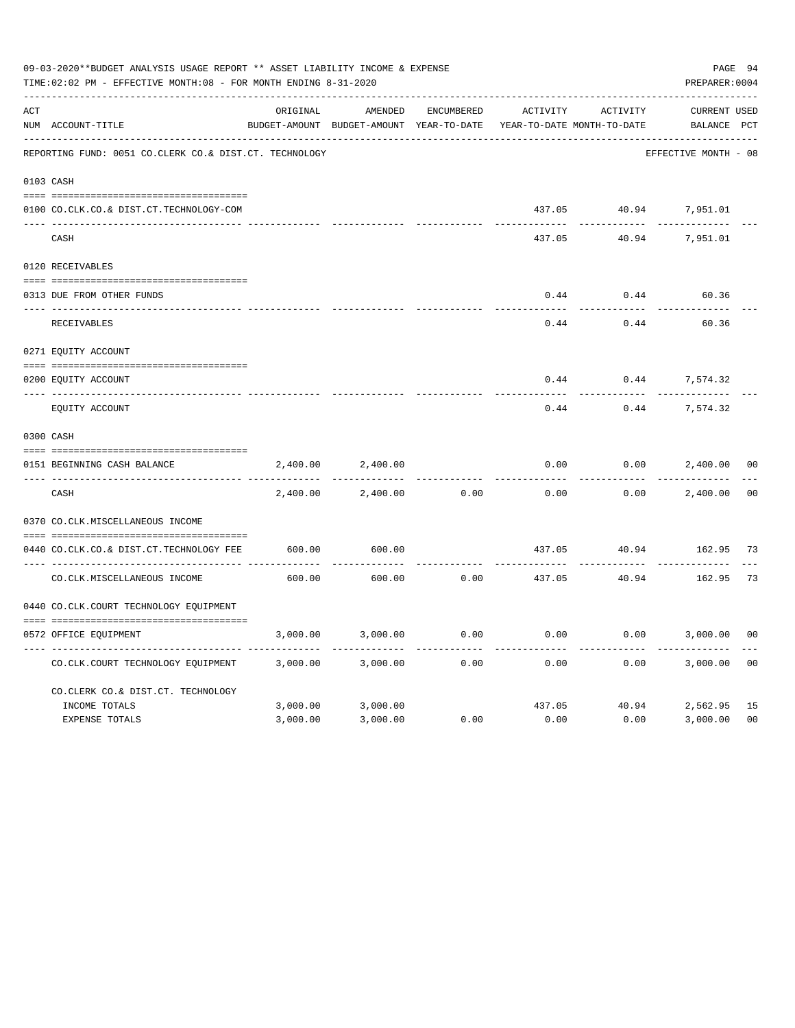09-03-2020**BUDGET ANALYSIS USAGE REPORT ** ASSET LIABILITY INCOME & EXPENSE

TIME:02:02 PM - EFFECTIVE MONTH:08 - FOR MONTH ENDING 8-31-2020

PREPARER:0004

| ACT NUM | ACCOUNT-TITLE | ORIGINAL BUDGET-AMOUNT | AMENDED BUDGET-AMOUNT | ENCUMBERED YEAR-TO-DATE | ACTIVITY YEAR-TO-DATE | ACTIVITY MONTH-TO-DATE | CURRENT BALANCE | USED PCT |
|---|---|---|---|---|---|---|---|---|
| | REPORTING FUND: 0051 CO.CLERK CO.& DIST.CT. TECHNOLOGY | | | | | | EFFECTIVE MONTH - 08 | |
| 0103 | CASH | | | | | | | |
| 0100 | CO.CLK.CO.& DIST.CT.TECHNOLOGY-COM | | | | 437.05 | 40.94 | 7,951.01 | |
| | CASH | | | | 437.05 | 40.94 | 7,951.01 | |
| 0120 | RECEIVABLES | | | | | | | |
| 0313 | DUE FROM OTHER FUNDS | | | | 0.44 | 0.44 | 60.36 | |
| | RECEIVABLES | | | | 0.44 | 0.44 | 60.36 | |
| 0271 | EQUITY ACCOUNT | | | | | | | |
| 0200 | EQUITY ACCOUNT | | | | 0.44 | 0.44 | 7,574.32 | |
| | EQUITY ACCOUNT | | | | 0.44 | 0.44 | 7,574.32 | |
| 0300 | CASH | | | | | | | |
| 0151 | BEGINNING CASH BALANCE | 2,400.00 | 2,400.00 | | 0.00 | 0.00 | 2,400.00 | 00 |
| | CASH | 2,400.00 | 2,400.00 | 0.00 | 0.00 | 0.00 | 2,400.00 | 00 |
| 0370 | CO.CLK.MISCELLANEOUS INCOME | | | | | | | |
| 0440 | CO.CLK.CO.& DIST.CT.TECHNOLOGY FEE | 600.00 | 600.00 | | 437.05 | 40.94 | 162.95 | 73 |
| | CO.CLK.MISCELLANEOUS INCOME | 600.00 | 600.00 | 0.00 | 437.05 | 40.94 | 162.95 | 73 |
| 0440 | CO.CLK.COURT TECHNOLOGY EQUIPMENT | | | | | | | |
| 0572 | OFFICE EQUIPMENT | 3,000.00 | 3,000.00 | 0.00 | 0.00 | 0.00 | 3,000.00 | 00 |
| | CO.CLK.COURT TECHNOLOGY EQUIPMENT | 3,000.00 | 3,000.00 | 0.00 | 0.00 | 0.00 | 3,000.00 | 00 |
| | CO.CLERK CO.& DIST.CT. TECHNOLOGY | | | | | | | |
| | INCOME TOTALS | 3,000.00 | 3,000.00 | | 437.05 | 40.94 | 2,562.95 | 15 |
| | EXPENSE TOTALS | 3,000.00 | 3,000.00 | 0.00 | 0.00 | 0.00 | 3,000.00 | 00 |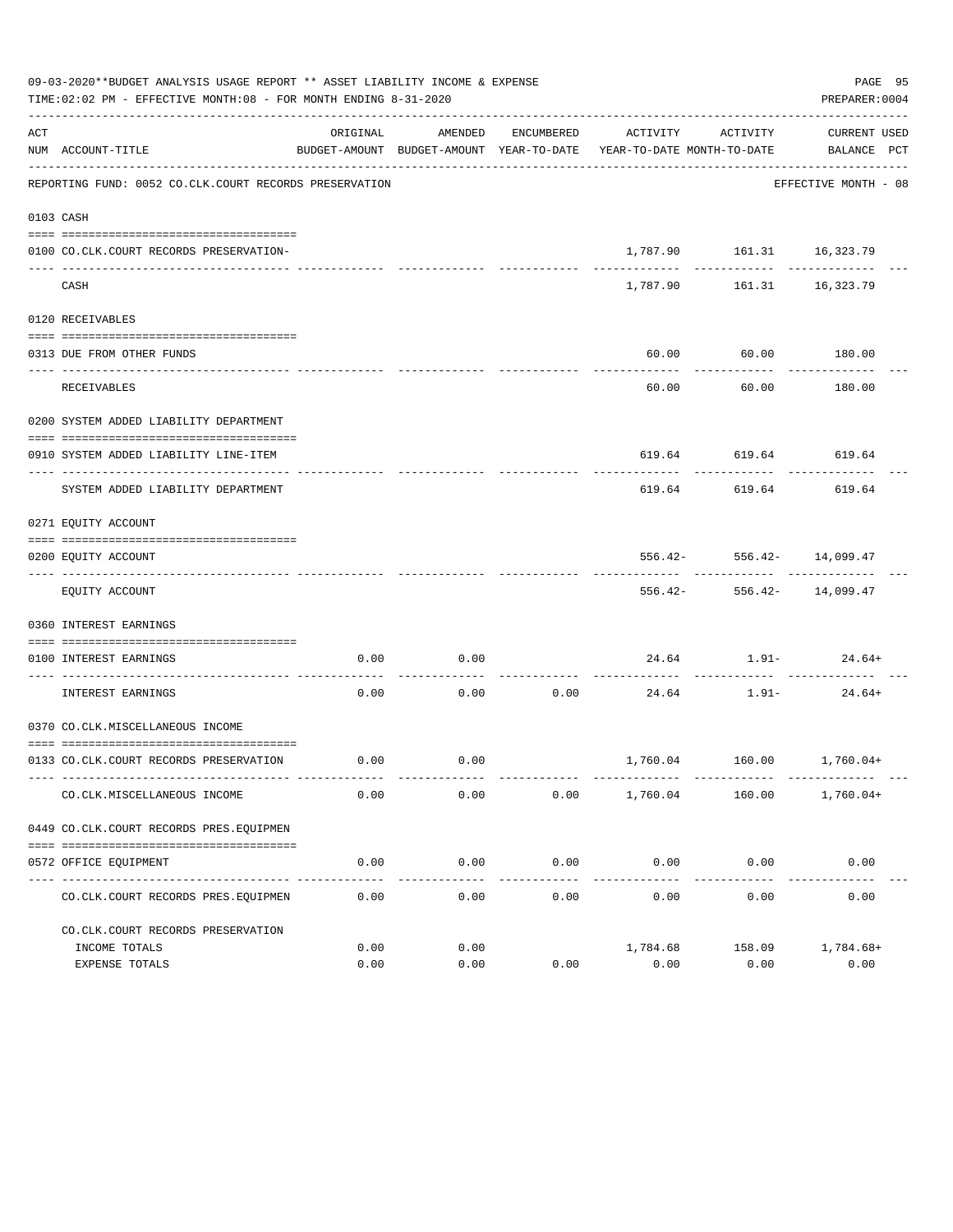09-03-2020**BUDGET ANALYSIS USAGE REPORT ** ASSET LIABILITY INCOME & EXPENSE

TIME:02:02 PM - EFFECTIVE MONTH:08 - FOR MONTH ENDING 8-31-2020

PREPARER:0004

| ACT NUM | ACCOUNT-TITLE | ORIGINAL BUDGET-AMOUNT | AMENDED BUDGET-AMOUNT | ENCUMBERED YEAR-TO-DATE | ACTIVITY YEAR-TO-DATE | ACTIVITY MONTH-TO-DATE | CURRENT BALANCE | USED PCT |
|---|---|---|---|---|---|---|---|---|
| | REPORTING FUND: 0052 CO.CLK.COURT RECORDS PRESERVATION | | | | | | EFFECTIVE MONTH - 08 | |
| 0103 | CASH | | | | | | | |
| 0100 | CO.CLK.COURT RECORDS PRESERVATION- | | | | 1,787.90 | 161.31 | 16,323.79 | |
| | CASH | | | | 1,787.90 | 161.31 | 16,323.79 | |
| 0120 | RECEIVABLES | | | | | | | |
| 0313 | DUE FROM OTHER FUNDS | | | | 60.00 | 60.00 | 180.00 | |
| | RECEIVABLES | | | | 60.00 | 60.00 | 180.00 | |
| 0200 | SYSTEM ADDED LIABILITY DEPARTMENT | | | | | | | |
| 0910 | SYSTEM ADDED LIABILITY LINE-ITEM | | | | 619.64 | 619.64 | 619.64 | |
| | SYSTEM ADDED LIABILITY DEPARTMENT | | | | 619.64 | 619.64 | 619.64 | |
| 0271 | EQUITY ACCOUNT | | | | | | | |
| 0200 | EQUITY ACCOUNT | | | | 556.42- | 556.42- | 14,099.47 | |
| | EQUITY ACCOUNT | | | | 556.42- | 556.42- | 14,099.47 | |
| 0360 | INTEREST EARNINGS | | | | | | | |
| 0100 | INTEREST EARNINGS | 0.00 | 0.00 | | 24.64 | 1.91- | 24.64+ | |
| | INTEREST EARNINGS | 0.00 | 0.00 | 0.00 | 24.64 | 1.91- | 24.64+ | |
| 0370 | CO.CLK.MISCELLANEOUS INCOME | | | | | | | |
| 0133 | CO.CLK.COURT RECORDS PRESERVATION | 0.00 | 0.00 | | 1,760.04 | 160.00 | 1,760.04+ | |
| | CO.CLK.MISCELLANEOUS INCOME | 0.00 | 0.00 | 0.00 | 1,760.04 | 160.00 | 1,760.04+ | |
| 0449 | CO.CLK.COURT RECORDS PRES.EQUIPMEN | | | | | | | |
| 0572 | OFFICE EQUIPMENT | 0.00 | 0.00 | 0.00 | 0.00 | 0.00 | 0.00 | |
| | CO.CLK.COURT RECORDS PRES.EQUIPMEN | 0.00 | 0.00 | 0.00 | 0.00 | 0.00 | 0.00 | |
| | CO.CLK.COURT RECORDS PRESERVATION | | | | | | | |
| | INCOME TOTALS | 0.00 | 0.00 | | 1,784.68 | 158.09 | 1,784.68+ | |
| | EXPENSE TOTALS | 0.00 | 0.00 | 0.00 | 0.00 | 0.00 | 0.00 | |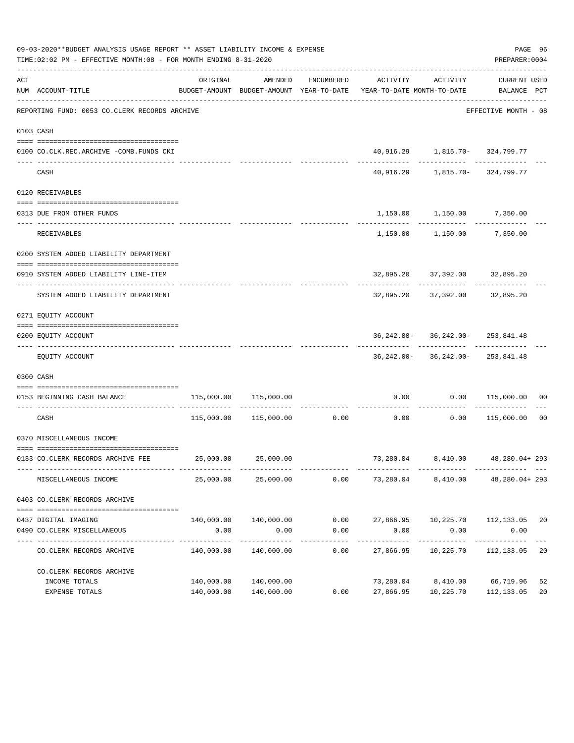09-03-2020**BUDGET ANALYSIS USAGE REPORT ** ASSET LIABILITY INCOME & EXPENSE

TIME:02:02 PM - EFFECTIVE MONTH:08 - FOR MONTH ENDING 8-31-2020

PREPARER:0004

| ACT NUM | ACCOUNT-TITLE | ORIGINAL BUDGET-AMOUNT | AMENDED BUDGET-AMOUNT | ENCUMBERED YEAR-TO-DATE | ACTIVITY YEAR-TO-DATE | ACTIVITY MONTH-TO-DATE | CURRENT BALANCE | USED PCT |
|---|---|---|---|---|---|---|---|---|
| | REPORTING FUND: 0053 CO.CLERK RECORDS ARCHIVE | | | | | | EFFECTIVE MONTH - 08 | |
| 0103 | CASH | | | | | | | |
| 0100 | CO.CLK.REC.ARCHIVE -COMB.FUNDS CKI | | | | 40,916.29 | 1,815.70- | 324,799.77 | |
| | CASH | | | | 40,916.29 | 1,815.70- | 324,799.77 | |
| 0120 | RECEIVABLES | | | | | | | |
| 0313 | DUE FROM OTHER FUNDS | | | | 1,150.00 | 1,150.00 | 7,350.00 | |
| | RECEIVABLES | | | | 1,150.00 | 1,150.00 | 7,350.00 | |
| 0200 | SYSTEM ADDED LIABILITY DEPARTMENT | | | | | | | |
| 0910 | SYSTEM ADDED LIABILITY LINE-ITEM | | | | 32,895.20 | 37,392.00 | 32,895.20 | |
| | SYSTEM ADDED LIABILITY DEPARTMENT | | | | 32,895.20 | 37,392.00 | 32,895.20 | |
| 0271 | EQUITY ACCOUNT | | | | | | | |
| 0200 | EQUITY ACCOUNT | | | | 36,242.00- | 36,242.00- | 253,841.48 | |
| | EQUITY ACCOUNT | | | | 36,242.00- | 36,242.00- | 253,841.48 | |
| 0300 | CASH | | | | | | | |
| 0153 | BEGINNING CASH BALANCE | 115,000.00 | 115,000.00 | | 0.00 | 0.00 | 115,000.00 | 00 |
| | CASH | 115,000.00 | 115,000.00 | 0.00 | 0.00 | 0.00 | 115,000.00 | 00 |
| 0370 | MISCELLANEOUS INCOME | | | | | | | |
| 0133 | CO.CLERK RECORDS ARCHIVE FEE | 25,000.00 | 25,000.00 | | 73,280.04 | 8,410.00 | 48,280.04+ | 293 |
| | MISCELLANEOUS INCOME | 25,000.00 | 25,000.00 | 0.00 | 73,280.04 | 8,410.00 | 48,280.04+ | 293 |
| 0403 | CO.CLERK RECORDS ARCHIVE | | | | | | | |
| 0437 | DIGITAL IMAGING | 140,000.00 | 140,000.00 | 0.00 | 27,866.95 | 10,225.70 | 112,133.05 | 20 |
| 0490 | CO.CLERK MISCELLANEOUS | 0.00 | 0.00 | 0.00 | 0.00 | 0.00 | 0.00 | |
| | CO.CLERK RECORDS ARCHIVE | 140,000.00 | 140,000.00 | 0.00 | 27,866.95 | 10,225.70 | 112,133.05 | 20 |
| | CO.CLERK RECORDS ARCHIVE | | | | | | | |
| | INCOME TOTALS | 140,000.00 | 140,000.00 | | 73,280.04 | 8,410.00 | 66,719.96 | 52 |
| | EXPENSE TOTALS | 140,000.00 | 140,000.00 | 0.00 | 27,866.95 | 10,225.70 | 112,133.05 | 20 |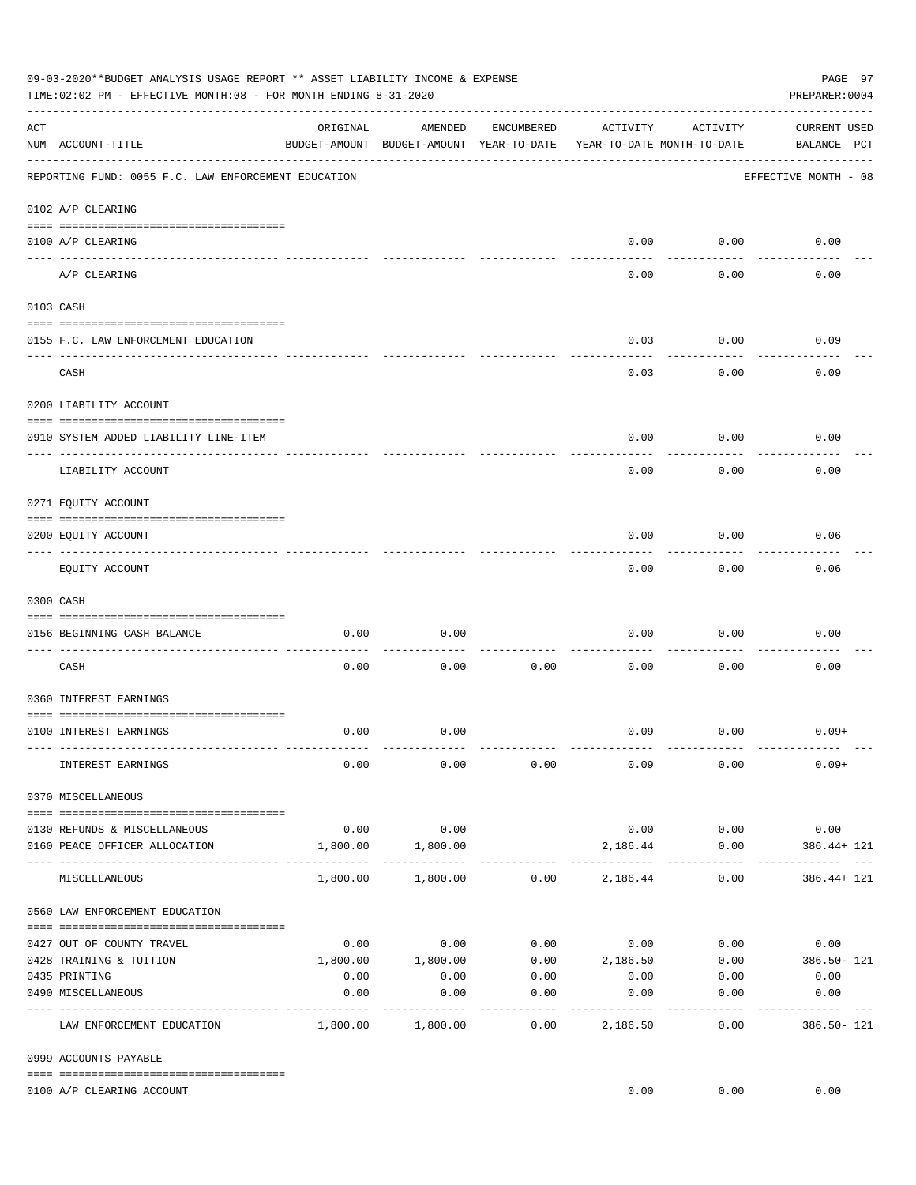09-03-2020**BUDGET ANALYSIS USAGE REPORT ** ASSET LIABILITY INCOME & EXPENSE

TIME:02:02 PM - EFFECTIVE MONTH:08 - FOR MONTH ENDING 8-31-2020

PREPARER:0004

REPORTING FUND: 0055 F.C. LAW ENFORCEMENT EDUCATION

EFFECTIVE MONTH - 08

| ACT NUM | ACCOUNT-TITLE | ORIGINAL BUDGET-AMOUNT | AMENDED BUDGET-AMOUNT | ENCUMBERED YEAR-TO-DATE | ACTIVITY YEAR-TO-DATE | ACTIVITY MONTH-TO-DATE | CURRENT BALANCE | USED PCT |
|---|---|---|---|---|---|---|---|---|
| | **0102 A/P CLEARING** | | | | | | | |
| 0100 | A/P CLEARING | | | | 0.00 | 0.00 | 0.00 | |
| | A/P CLEARING | | | | 0.00 | 0.00 | 0.00 | |
| | **0103 CASH** | | | | | | | |
| 0155 | F.C. LAW ENFORCEMENT EDUCATION | | | | 0.03 | 0.00 | 0.09 | |
| | CASH | | | | 0.03 | 0.00 | 0.09 | |
| | **0200 LIABILITY ACCOUNT** | | | | | | | |
| 0910 | SYSTEM ADDED LIABILITY LINE-ITEM | | | | 0.00 | 0.00 | 0.00 | |
| | LIABILITY ACCOUNT | | | | 0.00 | 0.00 | 0.00 | |
| | **0271 EQUITY ACCOUNT** | | | | | | | |
| 0200 | EQUITY ACCOUNT | | | | 0.00 | 0.00 | 0.06 | |
| | EQUITY ACCOUNT | | | | 0.00 | 0.00 | 0.06 | |
| | **0300 CASH** | | | | | | | |
| 0156 | BEGINNING CASH BALANCE | 0.00 | 0.00 | | 0.00 | 0.00 | 0.00 | |
| | CASH | 0.00 | 0.00 | 0.00 | 0.00 | 0.00 | 0.00 | |
| | **0360 INTEREST EARNINGS** | | | | | | | |
| 0100 | INTEREST EARNINGS | 0.00 | 0.00 | | 0.09 | 0.00 | 0.09+ | |
| | INTEREST EARNINGS | 0.00 | 0.00 | 0.00 | 0.09 | 0.00 | 0.09+ | |
| | **0370 MISCELLANEOUS** | | | | | | | |
| 0130 | REFUNDS & MISCELLANEOUS | 0.00 | 0.00 | | 0.00 | 0.00 | 0.00 | |
| 0160 | PEACE OFFICER ALLOCATION | 1,800.00 | 1,800.00 | | 2,186.44 | 0.00 | 386.44+ | 121 |
| | MISCELLANEOUS | 1,800.00 | 1,800.00 | 0.00 | 2,186.44 | 0.00 | 386.44+ | 121 |
| | **0560 LAW ENFORCEMENT EDUCATION** | | | | | | | |
| 0427 | OUT OF COUNTY TRAVEL | 0.00 | 0.00 | 0.00 | 0.00 | 0.00 | 0.00 | |
| 0428 | TRAINING & TUITION | 1,800.00 | 1,800.00 | 0.00 | 2,186.50 | 0.00 | 386.50- | 121 |
| 0435 | PRINTING | 0.00 | 0.00 | 0.00 | 0.00 | 0.00 | 0.00 | |
| 0490 | MISCELLANEOUS | 0.00 | 0.00 | 0.00 | 0.00 | 0.00 | 0.00 | |
| | LAW ENFORCEMENT EDUCATION | 1,800.00 | 1,800.00 | 0.00 | 2,186.50 | 0.00 | 386.50- | 121 |
| | **0999 ACCOUNTS PAYABLE** | | | | | | | |
| 0100 | A/P CLEARING ACCOUNT | | | | 0.00 | 0.00 | 0.00 | |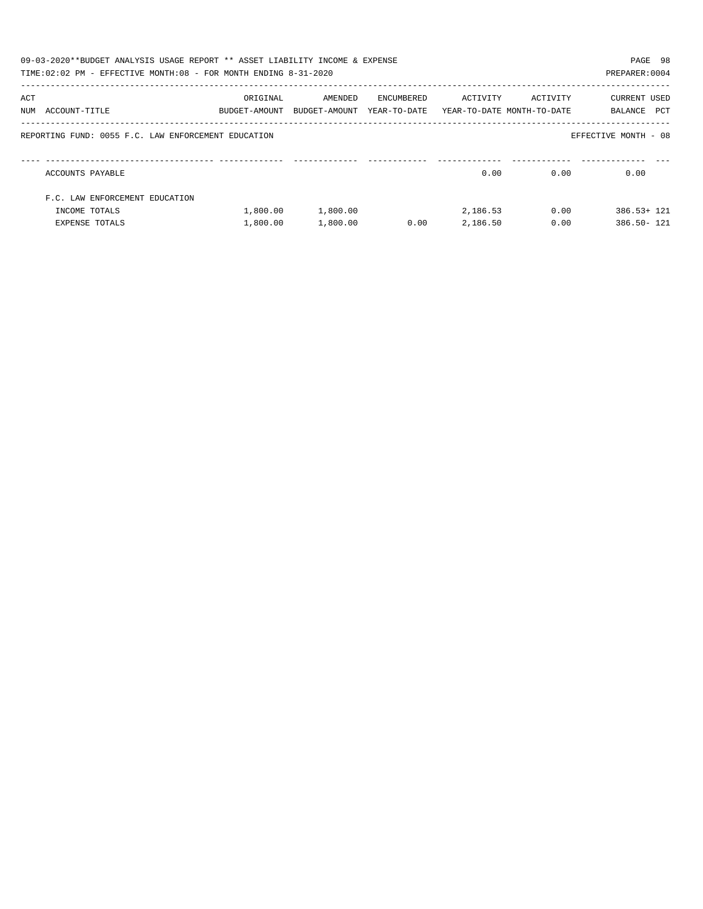09-03-2020**BUDGET ANALYSIS USAGE REPORT ** ASSET LIABILITY INCOME & EXPENSE

TIME:02:02 PM - EFFECTIVE MONTH:08 - FOR MONTH ENDING 8-31-2020 PREPARER:0004

REPORTING FUND: 0055 F.C. LAW ENFORCEMENT EDUCATION EFFECTIVE MONTH - 08

| ACT NUM | ACCOUNT-TITLE | ORIGINAL BUDGET-AMOUNT | AMENDED BUDGET-AMOUNT | ENCUMBERED YEAR-TO-DATE | ACTIVITY YEAR-TO-DATE | ACTIVITY MONTH-TO-DATE | CURRENT BALANCE | USED PCT |
|---|---|---|---|---|---|---|---|---|
| | ACCOUNTS PAYABLE | | | | 0.00 | 0.00 | 0.00 | |
| | F.C. LAW ENFORCEMENT EDUCATION | | | | | | | |
| | INCOME TOTALS | 1,800.00 | 1,800.00 | | 2,186.53 | 0.00 | 386.53+ | 121 |
| | EXPENSE TOTALS | 1,800.00 | 1,800.00 | 0.00 | 2,186.50 | 0.00 | 386.50- | 121 |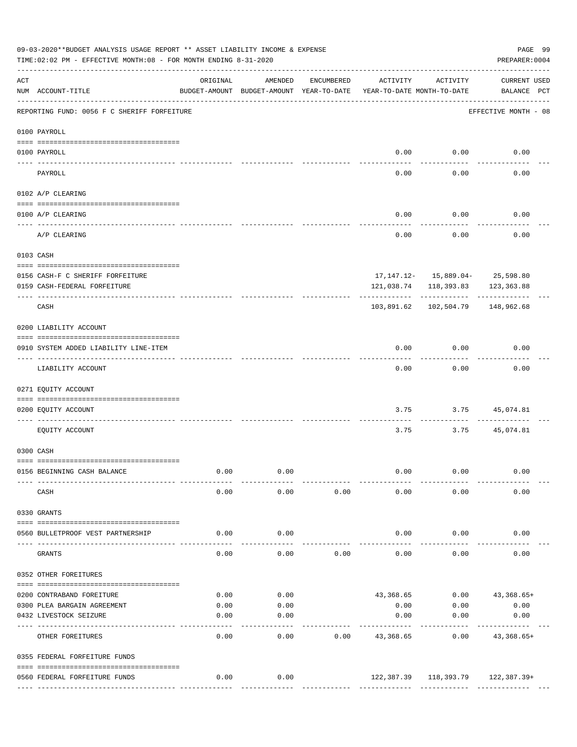09-03-2020**BUDGET ANALYSIS USAGE REPORT ** ASSET LIABILITY INCOME & EXPENSE

TIME:02:02 PM - EFFECTIVE MONTH:08 - FOR MONTH ENDING 8-31-2020

PREPARER:0004

REPORTING FUND: 0056 F C SHERIFF FORFEITURE — EFFECTIVE MONTH - 08

| ACT NUM | ACCOUNT-TITLE | ORIGINAL BUDGET-AMOUNT | AMENDED BUDGET-AMOUNT | ENCUMBERED YEAR-TO-DATE | ACTIVITY YEAR-TO-DATE | ACTIVITY MONTH-TO-DATE | CURRENT BALANCE | USED PCT |
|---|---|---|---|---|---|---|---|---|
| **0100** | **PAYROLL** | | | | | | | |
| 0100 | PAYROLL | | | | 0.00 | 0.00 | 0.00 | |
| | PAYROLL | | | | 0.00 | 0.00 | 0.00 | |
| **0102** | **A/P CLEARING** | | | | | | | |
| 0100 | A/P CLEARING | | | | 0.00 | 0.00 | 0.00 | |
| | A/P CLEARING | | | | 0.00 | 0.00 | 0.00 | |
| **0103** | **CASH** | | | | | | | |
| 0156 | CASH-F C SHERIFF FORFEITURE | | | | 17,147.12- | 15,889.04- | 25,598.80 | |
| 0159 | CASH-FEDERAL FORFEITURE | | | | 121,038.74 | 118,393.83 | 123,363.88 | |
| | CASH | | | | 103,891.62 | 102,504.79 | 148,962.68 | |
| **0200** | **LIABILITY ACCOUNT** | | | | | | | |
| 0910 | SYSTEM ADDED LIABILITY LINE-ITEM | | | | 0.00 | 0.00 | 0.00 | |
| | LIABILITY ACCOUNT | | | | 0.00 | 0.00 | 0.00 | |
| **0271** | **EQUITY ACCOUNT** | | | | | | | |
| 0200 | EQUITY ACCOUNT | | | | 3.75 | 3.75 | 45,074.81 | |
| | EQUITY ACCOUNT | | | | 3.75 | 3.75 | 45,074.81 | |
| **0300** | **CASH** | | | | | | | |
| 0156 | BEGINNING CASH BALANCE | 0.00 | 0.00 | | 0.00 | 0.00 | 0.00 | |
| | CASH | 0.00 | 0.00 | 0.00 | 0.00 | 0.00 | 0.00 | |
| **0330** | **GRANTS** | | | | | | | |
| 0560 | BULLETPROOF VEST PARTNERSHIP | 0.00 | 0.00 | | 0.00 | 0.00 | 0.00 | |
| | GRANTS | 0.00 | 0.00 | 0.00 | 0.00 | 0.00 | 0.00 | |
| **0352** | **OTHER FOREITURES** | | | | | | | |
| 0200 | CONTRABAND FOREITURE | 0.00 | 0.00 | | 43,368.65 | 0.00 | 43,368.65+ | |
| 0300 | PLEA BARGAIN AGREEMENT | 0.00 | 0.00 | | 0.00 | 0.00 | 0.00 | |
| 0432 | LIVESTOCK SEIZURE | 0.00 | 0.00 | | 0.00 | 0.00 | 0.00 | |
| | OTHER FOREITURES | 0.00 | 0.00 | 0.00 | 43,368.65 | 0.00 | 43,368.65+ | |
| **0355** | **FEDERAL FORFEITURE FUNDS** | | | | | | | |
| 0560 | FEDERAL FORFEITURE FUNDS | 0.00 | 0.00 | | 122,387.39 | 118,393.79 | 122,387.39+ | |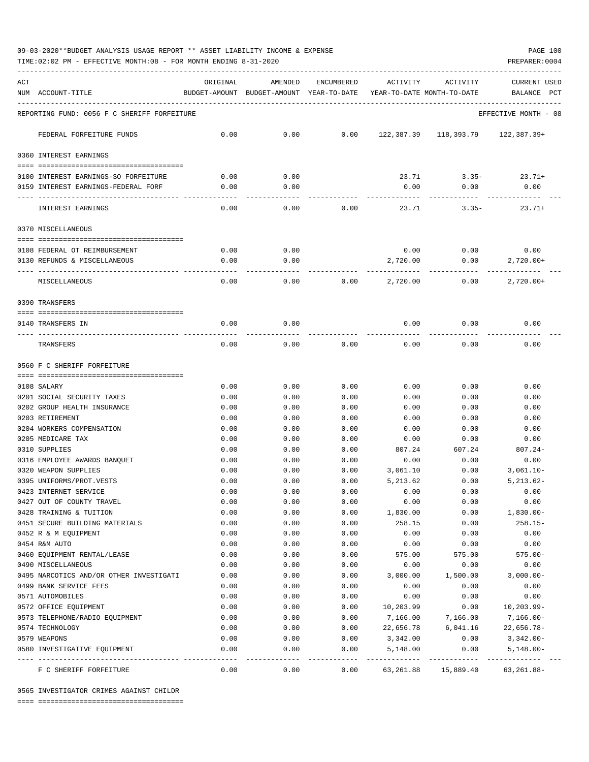09-03-2020**BUDGET ANALYSIS USAGE REPORT ** ASSET LIABILITY INCOME & EXPENSE

TIME:02:02 PM - EFFECTIVE MONTH:08 - FOR MONTH ENDING 8-31-2020

PREPARER:0004

| ACT NUM | ACCOUNT-TITLE | ORIGINAL BUDGET-AMOUNT | AMENDED BUDGET-AMOUNT | ENCUMBERED YEAR-TO-DATE | ACTIVITY YEAR-TO-DATE | ACTIVITY MONTH-TO-DATE | CURRENT USED BALANCE PCT |
|---|---|---|---|---|---|---|---|
| | REPORTING FUND: 0056 F C SHERIFF FORFEITURE | | | | | | EFFECTIVE MONTH - 08 |
| | FEDERAL FORFEITURE FUNDS | 0.00 | 0.00 | 0.00 | 122,387.39 | 118,393.79 | 122,387.39+ |
| | 0360 INTEREST EARNINGS | | | | | | |
| 0100 | INTEREST EARNINGS-SO FORFEITURE | 0.00 | 0.00 | | 23.71 | 3.35- | 23.71+ |
| 0159 | INTEREST EARNINGS-FEDERAL FORF | 0.00 | 0.00 | | 0.00 | 0.00 | 0.00 |
| | INTEREST EARNINGS | 0.00 | 0.00 | 0.00 | 23.71 | 3.35- | 23.71+ |
| | 0370 MISCELLANEOUS | | | | | | |
| 0108 | FEDERAL OT REIMBURSEMENT | 0.00 | 0.00 | | 0.00 | 0.00 | 0.00 |
| 0130 | REFUNDS & MISCELLANEOUS | 0.00 | 0.00 | | 2,720.00 | 0.00 | 2,720.00+ |
| | MISCELLANEOUS | 0.00 | 0.00 | 0.00 | 2,720.00 | 0.00 | 2,720.00+ |
| | 0390 TRANSFERS | | | | | | |
| 0140 | TRANSFERS IN | 0.00 | 0.00 | | 0.00 | 0.00 | 0.00 |
| | TRANSFERS | 0.00 | 0.00 | 0.00 | 0.00 | 0.00 | 0.00 |
| | 0560 F C SHERIFF FORFEITURE | | | | | | |
| 0108 | SALARY | 0.00 | 0.00 | 0.00 | 0.00 | 0.00 | 0.00 |
| 0201 | SOCIAL SECURITY TAXES | 0.00 | 0.00 | 0.00 | 0.00 | 0.00 | 0.00 |
| 0202 | GROUP HEALTH INSURANCE | 0.00 | 0.00 | 0.00 | 0.00 | 0.00 | 0.00 |
| 0203 | RETIREMENT | 0.00 | 0.00 | 0.00 | 0.00 | 0.00 | 0.00 |
| 0204 | WORKERS COMPENSATION | 0.00 | 0.00 | 0.00 | 0.00 | 0.00 | 0.00 |
| 0205 | MEDICARE TAX | 0.00 | 0.00 | 0.00 | 0.00 | 0.00 | 0.00 |
| 0310 | SUPPLIES | 0.00 | 0.00 | 0.00 | 807.24 | 607.24 | 807.24- |
| 0316 | EMPLOYEE AWARDS BANQUET | 0.00 | 0.00 | 0.00 | 0.00 | 0.00 | 0.00 |
| 0320 | WEAPON SUPPLIES | 0.00 | 0.00 | 0.00 | 3,061.10 | 0.00 | 3,061.10- |
| 0395 | UNIFORMS/PROT.VESTS | 0.00 | 0.00 | 0.00 | 5,213.62 | 0.00 | 5,213.62- |
| 0423 | INTERNET SERVICE | 0.00 | 0.00 | 0.00 | 0.00 | 0.00 | 0.00 |
| 0427 | OUT OF COUNTY TRAVEL | 0.00 | 0.00 | 0.00 | 0.00 | 0.00 | 0.00 |
| 0428 | TRAINING & TUITION | 0.00 | 0.00 | 0.00 | 1,830.00 | 0.00 | 1,830.00- |
| 0451 | SECURE BUILDING MATERIALS | 0.00 | 0.00 | 0.00 | 258.15 | 0.00 | 258.15- |
| 0452 | R & M EQUIPMENT | 0.00 | 0.00 | 0.00 | 0.00 | 0.00 | 0.00 |
| 0454 | R&M AUTO | 0.00 | 0.00 | 0.00 | 0.00 | 0.00 | 0.00 |
| 0460 | EQUIPMENT RENTAL/LEASE | 0.00 | 0.00 | 0.00 | 575.00 | 575.00 | 575.00- |
| 0490 | MISCELLANEOUS | 0.00 | 0.00 | 0.00 | 0.00 | 0.00 | 0.00 |
| 0495 | NARCOTICS AND/OR OTHER INVESTIGATI | 0.00 | 0.00 | 0.00 | 3,000.00 | 1,500.00 | 3,000.00- |
| 0499 | BANK SERVICE FEES | 0.00 | 0.00 | 0.00 | 0.00 | 0.00 | 0.00 |
| 0571 | AUTOMOBILES | 0.00 | 0.00 | 0.00 | 0.00 | 0.00 | 0.00 |
| 0572 | OFFICE EQUIPMENT | 0.00 | 0.00 | 0.00 | 10,203.99 | 0.00 | 10,203.99- |
| 0573 | TELEPHONE/RADIO EQUIPMENT | 0.00 | 0.00 | 0.00 | 7,166.00 | 7,166.00 | 7,166.00- |
| 0574 | TECHNOLOGY | 0.00 | 0.00 | 0.00 | 22,656.78 | 6,041.16 | 22,656.78- |
| 0579 | WEAPONS | 0.00 | 0.00 | 0.00 | 3,342.00 | 0.00 | 3,342.00- |
| 0580 | INVESTIGATIVE EQUIPMENT | 0.00 | 0.00 | 0.00 | 5,148.00 | 0.00 | 5,148.00- |
| | F C SHERIFF FORFEITURE | 0.00 | 0.00 | 0.00 | 63,261.88 | 15,889.40 | 63,261.88- |
| | 0565 INVESTIGATOR CRIMES AGAINST CHILDR | | | | | | |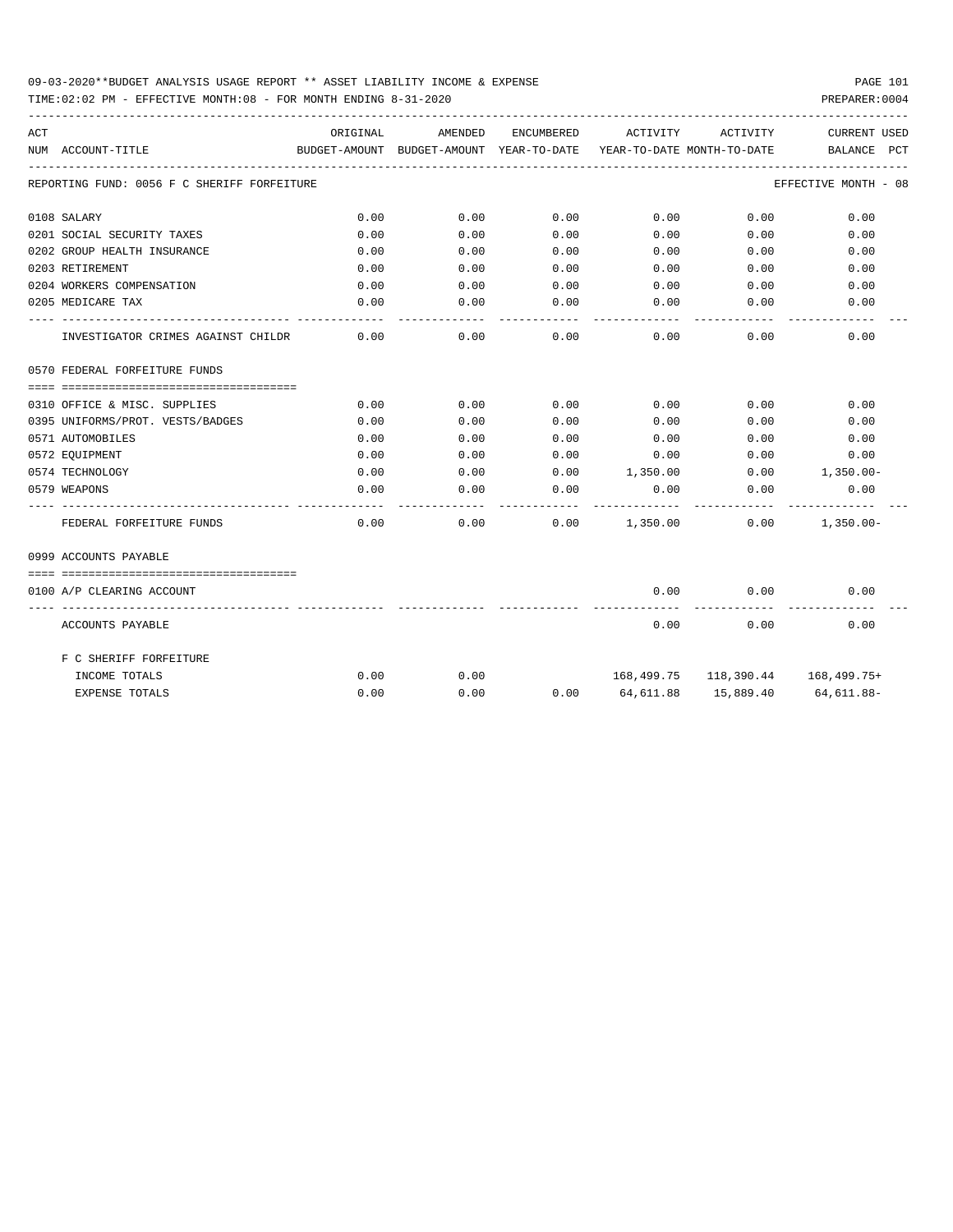09-03-2020**BUDGET ANALYSIS USAGE REPORT ** ASSET LIABILITY INCOME & EXPENSE

TIME:02:02 PM - EFFECTIVE MONTH:08 - FOR MONTH ENDING 8-31-2020

PREPARER:0004

| ACT NUM | ACCOUNT-TITLE | ORIGINAL BUDGET-AMOUNT | AMENDED BUDGET-AMOUNT | ENCUMBERED YEAR-TO-DATE | ACTIVITY YEAR-TO-DATE | ACTIVITY MONTH-TO-DATE | CURRENT BALANCE | USED PCT |
|---|---|---|---|---|---|---|---|---|
| | REPORTING FUND: 0056 F C SHERIFF FORFEITURE | | | | | | EFFECTIVE MONTH - 08 | |
| 0108 | SALARY | 0.00 | 0.00 | 0.00 | 0.00 | 0.00 | 0.00 | |
| 0201 | SOCIAL SECURITY TAXES | 0.00 | 0.00 | 0.00 | 0.00 | 0.00 | 0.00 | |
| 0202 | GROUP HEALTH INSURANCE | 0.00 | 0.00 | 0.00 | 0.00 | 0.00 | 0.00 | |
| 0203 | RETIREMENT | 0.00 | 0.00 | 0.00 | 0.00 | 0.00 | 0.00 | |
| 0204 | WORKERS COMPENSATION | 0.00 | 0.00 | 0.00 | 0.00 | 0.00 | 0.00 | |
| 0205 | MEDICARE TAX | 0.00 | 0.00 | 0.00 | 0.00 | 0.00 | 0.00 | |
| | INVESTIGATOR CRIMES AGAINST CHILDR | 0.00 | 0.00 | 0.00 | 0.00 | 0.00 | 0.00 | |
| | 0570 FEDERAL FORFEITURE FUNDS | | | | | | | |
| 0310 | OFFICE & MISC. SUPPLIES | 0.00 | 0.00 | 0.00 | 0.00 | 0.00 | 0.00 | |
| 0395 | UNIFORMS/PROT. VESTS/BADGES | 0.00 | 0.00 | 0.00 | 0.00 | 0.00 | 0.00 | |
| 0571 | AUTOMOBILES | 0.00 | 0.00 | 0.00 | 0.00 | 0.00 | 0.00 | |
| 0572 | EQUIPMENT | 0.00 | 0.00 | 0.00 | 0.00 | 0.00 | 0.00 | |
| 0574 | TECHNOLOGY | 0.00 | 0.00 | 0.00 | 1,350.00 | 0.00 | 1,350.00- | |
| 0579 | WEAPONS | 0.00 | 0.00 | 0.00 | 0.00 | 0.00 | 0.00 | |
| | FEDERAL FORFEITURE FUNDS | 0.00 | 0.00 | 0.00 | 1,350.00 | 0.00 | 1,350.00- | |
| | 0999 ACCOUNTS PAYABLE | | | | | | | |
| 0100 | A/P CLEARING ACCOUNT | | | | 0.00 | 0.00 | 0.00 | |
| | ACCOUNTS PAYABLE | | | | 0.00 | 0.00 | 0.00 | |
| | F C SHERIFF FORFEITURE | | | | | | | |
| | INCOME TOTALS | 0.00 | 0.00 | | 168,499.75 | 118,390.44 | 168,499.75+ | |
| | EXPENSE TOTALS | 0.00 | 0.00 | 0.00 | 64,611.88 | 15,889.40 | 64,611.88- | |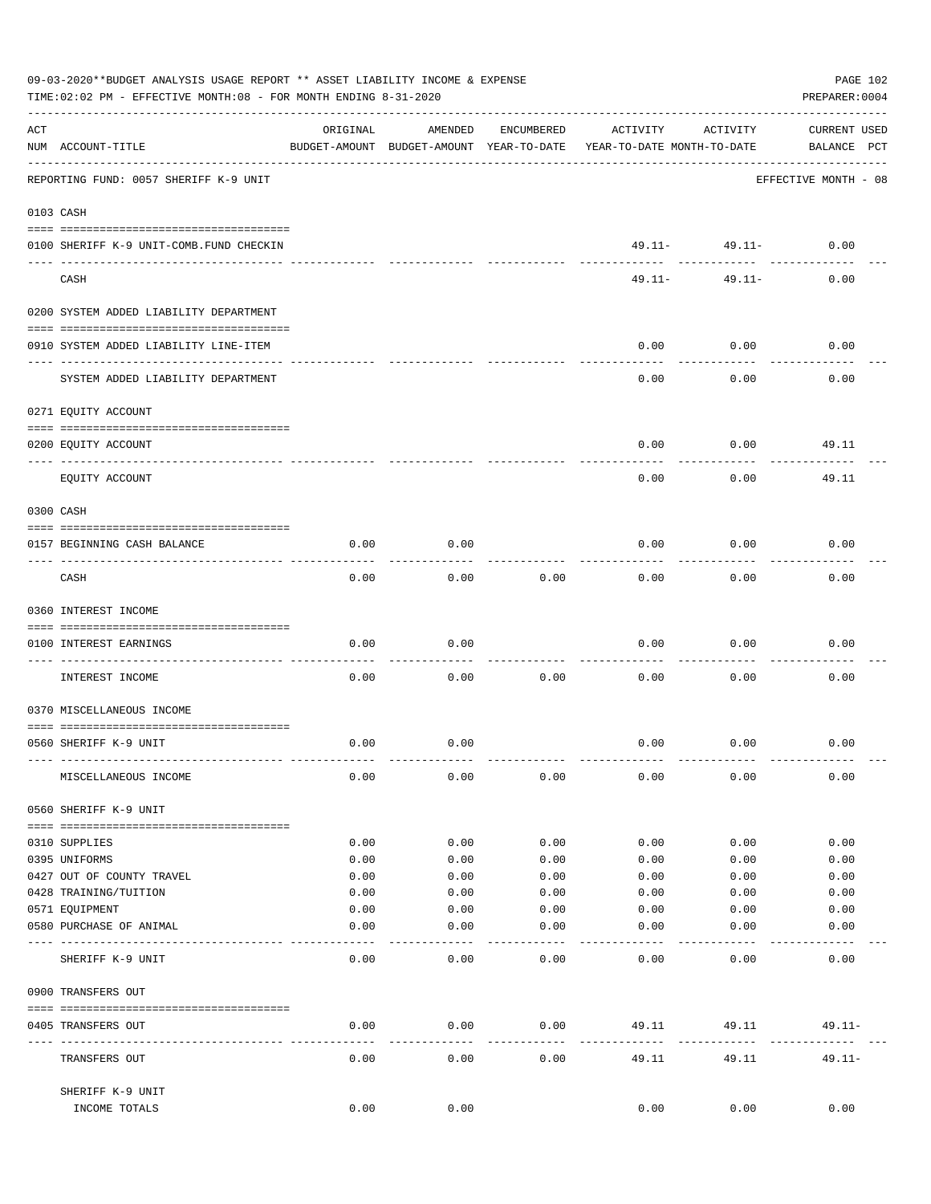09-03-2020**BUDGET ANALYSIS USAGE REPORT ** ASSET LIABILITY INCOME & EXPENSE

TIME:02:02 PM - EFFECTIVE MONTH:08 - FOR MONTH ENDING 8-31-2020

PREPARER:0004

| ACT NUM | ACCOUNT-TITLE | ORIGINAL BUDGET-AMOUNT | AMENDED BUDGET-AMOUNT | ENCUMBERED YEAR-TO-DATE | ACTIVITY YEAR-TO-DATE | ACTIVITY MONTH-TO-DATE | CURRENT BALANCE | USED PCT |
|---|---|---|---|---|---|---|---|---|
| | REPORTING FUND: 0057 SHERIFF K-9 UNIT | | | | | | EFFECTIVE MONTH - 08 | |
| | 0103 CASH | | | | | | | |
| 0100 | SHERIFF K-9 UNIT-COMB.FUND CHECKIN | | | | 49.11- | 49.11- | 0.00 | |
| | CASH | | | | 49.11- | 49.11- | 0.00 | |
| | 0200 SYSTEM ADDED LIABILITY DEPARTMENT | | | | | | | |
| 0910 | SYSTEM ADDED LIABILITY LINE-ITEM | | | | 0.00 | 0.00 | 0.00 | |
| | SYSTEM ADDED LIABILITY DEPARTMENT | | | | 0.00 | 0.00 | 0.00 | |
| | 0271 EQUITY ACCOUNT | | | | | | | |
| 0200 | EQUITY ACCOUNT | | | | 0.00 | 0.00 | 49.11 | |
| | EQUITY ACCOUNT | | | | 0.00 | 0.00 | 49.11 | |
| | 0300 CASH | | | | | | | |
| 0157 | BEGINNING CASH BALANCE | 0.00 | 0.00 | | 0.00 | 0.00 | 0.00 | |
| | CASH | 0.00 | 0.00 | 0.00 | 0.00 | 0.00 | 0.00 | |
| | 0360 INTEREST INCOME | | | | | | | |
| 0100 | INTEREST EARNINGS | 0.00 | 0.00 | | 0.00 | 0.00 | 0.00 | |
| | INTEREST INCOME | 0.00 | 0.00 | 0.00 | 0.00 | 0.00 | 0.00 | |
| | 0370 MISCELLANEOUS INCOME | | | | | | | |
| 0560 | SHERIFF K-9 UNIT | 0.00 | 0.00 | | 0.00 | 0.00 | 0.00 | |
| | MISCELLANEOUS INCOME | 0.00 | 0.00 | 0.00 | 0.00 | 0.00 | 0.00 | |
| | 0560 SHERIFF K-9 UNIT | | | | | | | |
| 0310 | SUPPLIES | 0.00 | 0.00 | 0.00 | 0.00 | 0.00 | 0.00 | |
| 0395 | UNIFORMS | 0.00 | 0.00 | 0.00 | 0.00 | 0.00 | 0.00 | |
| 0427 | OUT OF COUNTY TRAVEL | 0.00 | 0.00 | 0.00 | 0.00 | 0.00 | 0.00 | |
| 0428 | TRAINING/TUITION | 0.00 | 0.00 | 0.00 | 0.00 | 0.00 | 0.00 | |
| 0571 | EQUIPMENT | 0.00 | 0.00 | 0.00 | 0.00 | 0.00 | 0.00 | |
| 0580 | PURCHASE OF ANIMAL | 0.00 | 0.00 | 0.00 | 0.00 | 0.00 | 0.00 | |
| | SHERIFF K-9 UNIT | 0.00 | 0.00 | 0.00 | 0.00 | 0.00 | 0.00 | |
| | 0900 TRANSFERS OUT | | | | | | | |
| 0405 | TRANSFERS OUT | 0.00 | 0.00 | 0.00 | 49.11 | 49.11 | 49.11- | |
| | TRANSFERS OUT | 0.00 | 0.00 | 0.00 | 49.11 | 49.11 | 49.11- | |
| | SHERIFF K-9 UNIT INCOME TOTALS | 0.00 | 0.00 | | 0.00 | 0.00 | 0.00 | |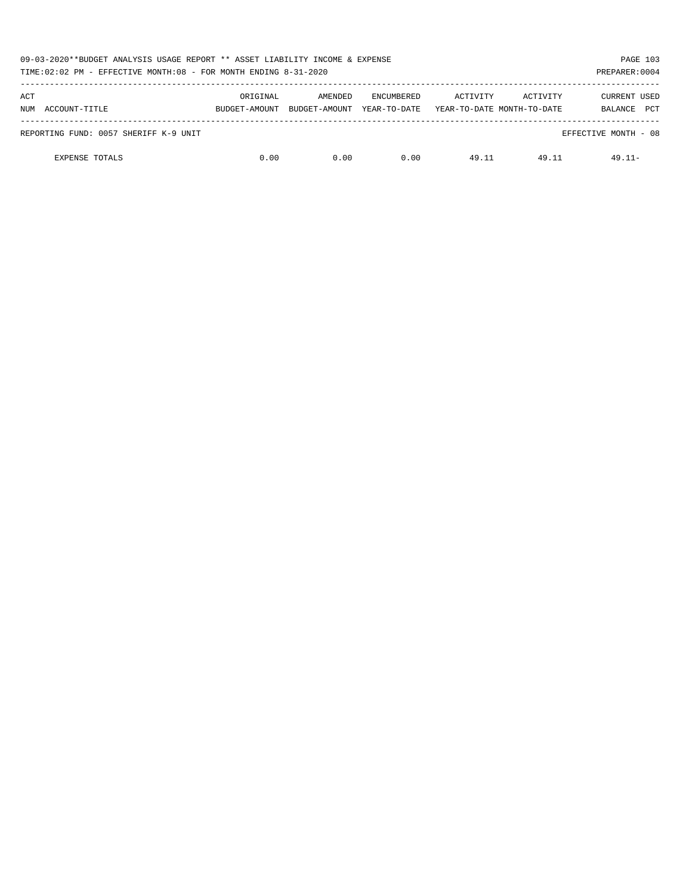09-03-2020**BUDGET ANALYSIS USAGE REPORT ** ASSET LIABILITY INCOME & EXPENSE

TIME:02:02 PM - EFFECTIVE MONTH:08 - FOR MONTH ENDING 8-31-2020

PREPARER:0004

| ACT NUM | ACCOUNT-TITLE | ORIGINAL BUDGET-AMOUNT | AMENDED BUDGET-AMOUNT | ENCUMBERED YEAR-TO-DATE | ACTIVITY YEAR-TO-DATE | ACTIVITY MONTH-TO-DATE | CURRENT BALANCE | USED PCT |
|---|---|---|---|---|---|---|---|---|
| REPORTING FUND: 0057 SHERIFF K-9 UNIT | | | | | | | EFFECTIVE MONTH - 08 | |
| | EXPENSE TOTALS | 0.00 | 0.00 | 0.00 | 49.11 | 49.11 | 49.11- | |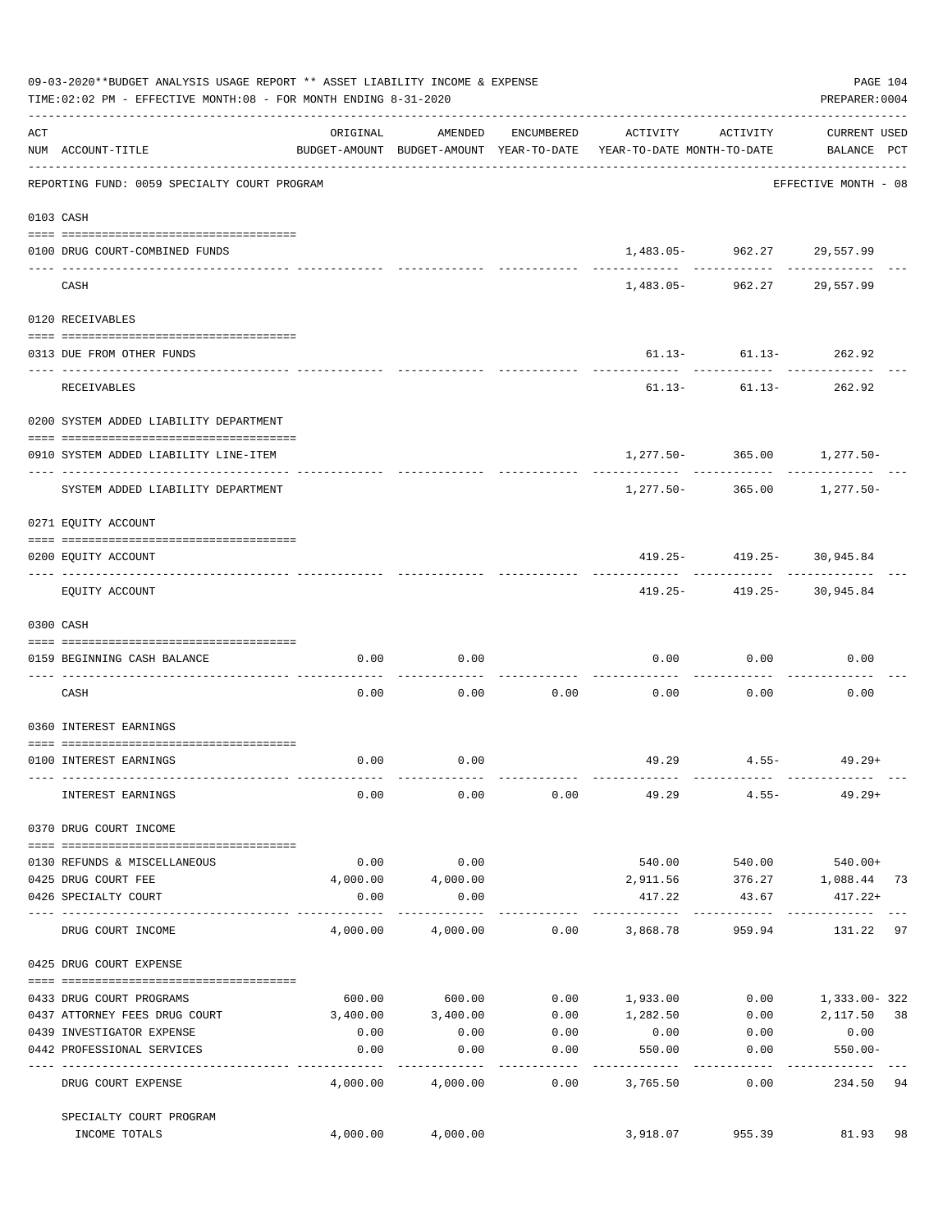09-03-2020**BUDGET ANALYSIS USAGE REPORT ** ASSET LIABILITY INCOME & EXPENSE

TIME:02:02 PM - EFFECTIVE MONTH:08 - FOR MONTH ENDING 8-31-2020

PREPARER:0004

| ACT NUM | ACCOUNT-TITLE | ORIGINAL BUDGET-AMOUNT | AMENDED BUDGET-AMOUNT | ENCUMBERED YEAR-TO-DATE | ACTIVITY YEAR-TO-DATE | ACTIVITY MONTH-TO-DATE | CURRENT BALANCE | USED PCT |
|---|---|---|---|---|---|---|---|---|
| | REPORTING FUND: 0059 SPECIALTY COURT PROGRAM | | | | | | EFFECTIVE MONTH - 08 | |
| 0103 | CASH | | | | | | | |
| 0100 | DRUG COURT-COMBINED FUNDS | | | | 1,483.05- | 962.27 | 29,557.99 | |
| | CASH | | | | 1,483.05- | 962.27 | 29,557.99 | |
| 0120 | RECEIVABLES | | | | | | | |
| 0313 | DUE FROM OTHER FUNDS | | | | 61.13- | 61.13- | 262.92 | |
| | RECEIVABLES | | | | 61.13- | 61.13- | 262.92 | |
| 0200 | SYSTEM ADDED LIABILITY DEPARTMENT | | | | | | | |
| 0910 | SYSTEM ADDED LIABILITY LINE-ITEM | | | | 1,277.50- | 365.00 | 1,277.50- | |
| | SYSTEM ADDED LIABILITY DEPARTMENT | | | | 1,277.50- | 365.00 | 1,277.50- | |
| 0271 | EQUITY ACCOUNT | | | | | | | |
| 0200 | EQUITY ACCOUNT | | | | 419.25- | 419.25- | 30,945.84 | |
| | EQUITY ACCOUNT | | | | 419.25- | 419.25- | 30,945.84 | |
| 0300 | CASH | | | | | | | |
| 0159 | BEGINNING CASH BALANCE | 0.00 | 0.00 | | 0.00 | 0.00 | 0.00 | |
| | CASH | 0.00 | 0.00 | 0.00 | 0.00 | 0.00 | 0.00 | |
| 0360 | INTEREST EARNINGS | | | | | | | |
| 0100 | INTEREST EARNINGS | 0.00 | 0.00 | | 49.29 | 4.55- | 49.29+ | |
| | INTEREST EARNINGS | 0.00 | 0.00 | 0.00 | 49.29 | 4.55- | 49.29+ | |
| 0370 | DRUG COURT INCOME | | | | | | | |
| 0130 | REFUNDS & MISCELLANEOUS | 0.00 | 0.00 | | 540.00 | 540.00 | 540.00+ | |
| 0425 | DRUG COURT FEE | 4,000.00 | 4,000.00 | | 2,911.56 | 376.27 | 1,088.44 | 73 |
| 0426 | SPECIALTY COURT | 0.00 | 0.00 | | 417.22 | 43.67 | 417.22+ | |
| | DRUG COURT INCOME | 4,000.00 | 4,000.00 | 0.00 | 3,868.78 | 959.94 | 131.22 | 97 |
| 0425 | DRUG COURT EXPENSE | | | | | | | |
| 0433 | DRUG COURT PROGRAMS | 600.00 | 600.00 | 0.00 | 1,933.00 | 0.00 | 1,333.00- | 322 |
| 0437 | ATTORNEY FEES DRUG COURT | 3,400.00 | 3,400.00 | 0.00 | 1,282.50 | 0.00 | 2,117.50 | 38 |
| 0439 | INVESTIGATOR EXPENSE | 0.00 | 0.00 | 0.00 | 0.00 | 0.00 | 0.00 | |
| 0442 | PROFESSIONAL SERVICES | 0.00 | 0.00 | 0.00 | 550.00 | 0.00 | 550.00- | |
| | DRUG COURT EXPENSE | 4,000.00 | 4,000.00 | 0.00 | 3,765.50 | 0.00 | 234.50 | 94 |
| | SPECIALTY COURT PROGRAM INCOME TOTALS | 4,000.00 | 4,000.00 | | 3,918.07 | 955.39 | 81.93 | 98 |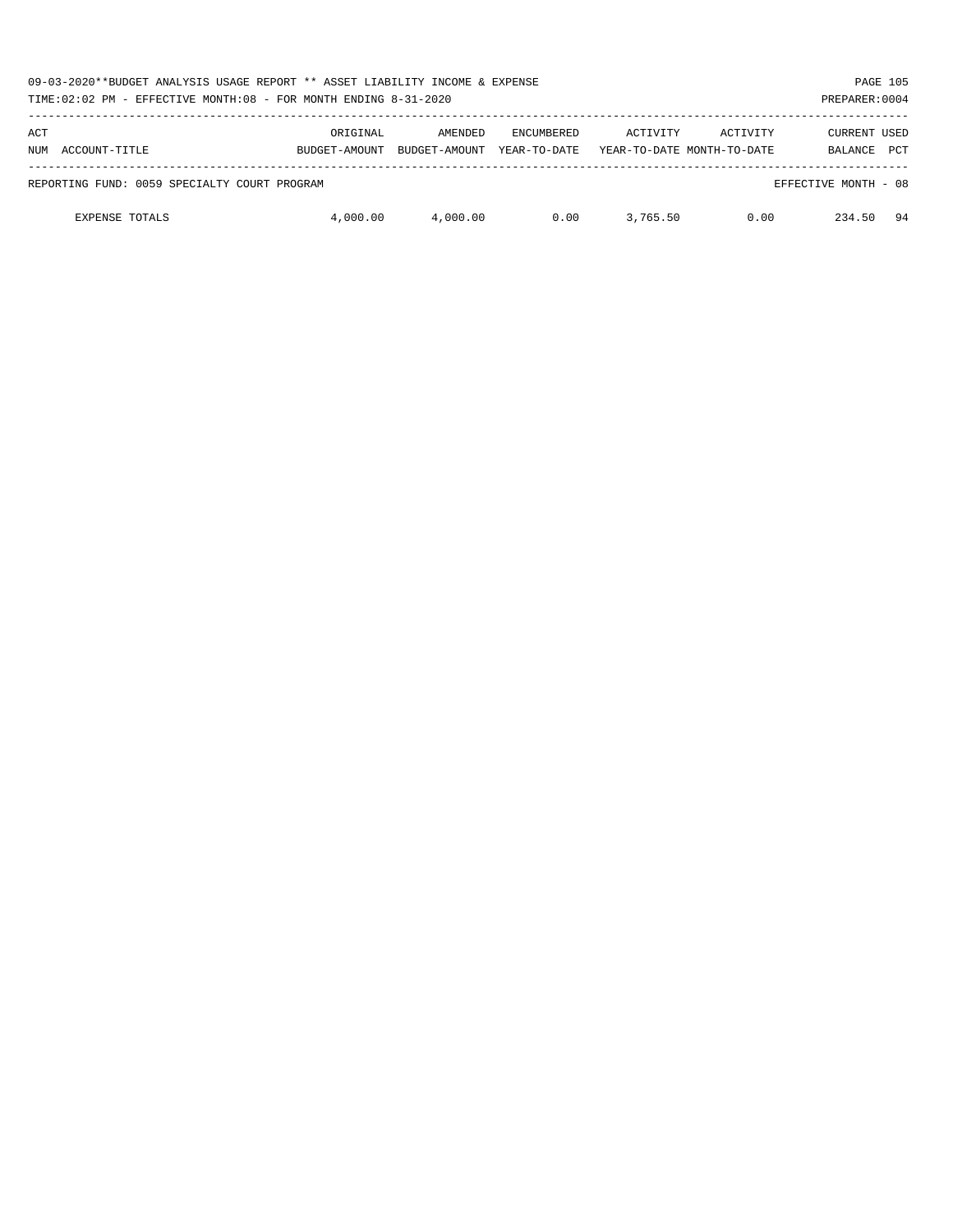| ACT NUM ACCOUNT-TITLE | ORIGINAL BUDGET-AMOUNT | AMENDED BUDGET-AMOUNT | ENCUMBERED YEAR-TO-DATE | ACTIVITY YEAR-TO-DATE | ACTIVITY MONTH-TO-DATE | CURRENT BALANCE | USED PCT |
|---|---|---|---|---|---|---|---|
| REPORTING FUND: 0059 SPECIALTY COURT PROGRAM | | | | | | EFFECTIVE MONTH - 08 | |
| EXPENSE TOTALS | 4,000.00 | 4,000.00 | 0.00 | 3,765.50 | 0.00 | 234.50 | 94 |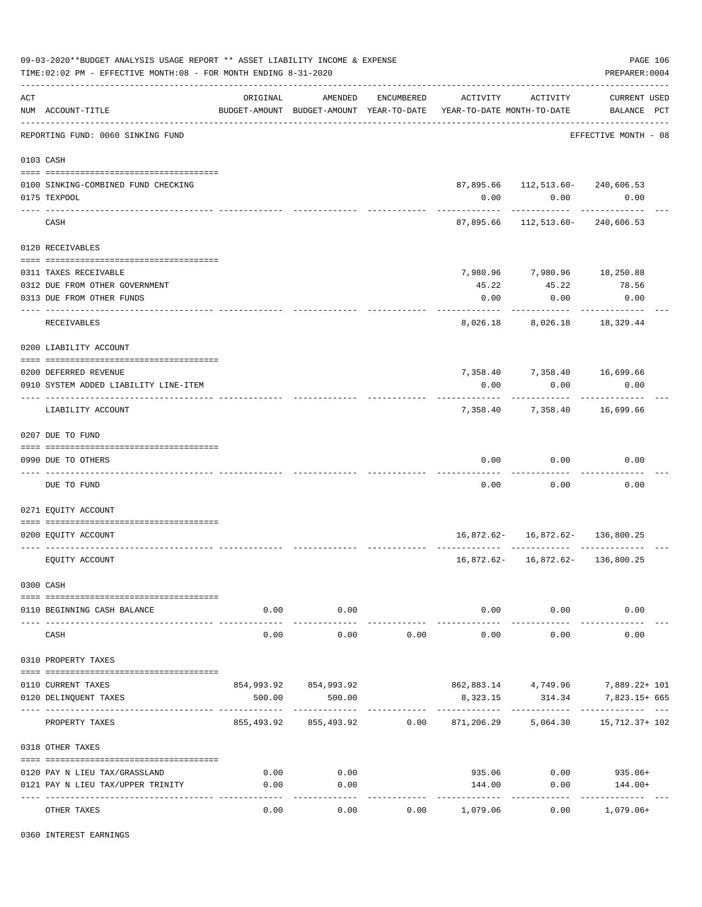09-03-2020**BUDGET ANALYSIS USAGE REPORT ** ASSET LIABILITY INCOME & EXPENSE

TIME:02:02 PM - EFFECTIVE MONTH:08 - FOR MONTH ENDING 8-31-2020

PREPARER:0004

| ACT NUM | ACCOUNT-TITLE | ORIGINAL BUDGET-AMOUNT | AMENDED BUDGET-AMOUNT | ENCUMBERED YEAR-TO-DATE | ACTIVITY YEAR-TO-DATE | ACTIVITY MONTH-TO-DATE | CURRENT USED BALANCE | PCT |
|---|---|---|---|---|---|---|---|---|
| | REPORTING FUND: 0060 SINKING FUND | | | | | | EFFECTIVE MONTH - 08 | |
| 0103 | CASH | | | | | | | |
| 0100 | SINKING-COMBINED FUND CHECKING | | | | 87,895.66 | 112,513.60- | 240,606.53 | |
| 0175 | TEXPOOL | | | | 0.00 | 0.00 | 0.00 | |
| | CASH | | | | 87,895.66 | 112,513.60- | 240,606.53 | |
| 0120 | RECEIVABLES | | | | | | | |
| 0311 | TAXES RECEIVABLE | | | | 7,980.96 | 7,980.96 | 18,250.88 | |
| 0312 | DUE FROM OTHER GOVERNMENT | | | | 45.22 | 45.22 | 78.56 | |
| 0313 | DUE FROM OTHER FUNDS | | | | 0.00 | 0.00 | 0.00 | |
| | RECEIVABLES | | | | 8,026.18 | 8,026.18 | 18,329.44 | |
| 0200 | LIABILITY ACCOUNT | | | | | | | |
| 0200 | DEFERRED REVENUE | | | | 7,358.40 | 7,358.40 | 16,699.66 | |
| 0910 | SYSTEM ADDED LIABILITY LINE-ITEM | | | | 0.00 | 0.00 | 0.00 | |
| | LIABILITY ACCOUNT | | | | 7,358.40 | 7,358.40 | 16,699.66 | |
| 0207 | DUE TO FUND | | | | | | | |
| 0990 | DUE TO OTHERS | | | | 0.00 | 0.00 | 0.00 | |
| | DUE TO FUND | | | | 0.00 | 0.00 | 0.00 | |
| 0271 | EQUITY ACCOUNT | | | | | | | |
| 0200 | EQUITY ACCOUNT | | | | 16,872.62- | 16,872.62- | 136,800.25 | |
| | EQUITY ACCOUNT | | | | 16,872.62- | 16,872.62- | 136,800.25 | |
| 0300 | CASH | | | | | | | |
| 0110 | BEGINNING CASH BALANCE | 0.00 | 0.00 | | 0.00 | 0.00 | 0.00 | |
| | CASH | 0.00 | 0.00 | 0.00 | 0.00 | 0.00 | 0.00 | |
| 0310 | PROPERTY TAXES | | | | | | | |
| 0110 | CURRENT TAXES | 854,993.92 | 854,993.92 | | 862,883.14 | 4,749.96 | 7,889.22+ | 101 |
| 0120 | DELINQUENT TAXES | 500.00 | 500.00 | | 8,323.15 | 314.34 | 7,823.15+ | 665 |
| | PROPERTY TAXES | 855,493.92 | 855,493.92 | 0.00 | 871,206.29 | 5,064.30 | 15,712.37+ | 102 |
| 0318 | OTHER TAXES | | | | | | | |
| 0120 | PAY N LIEU TAX/GRASSLAND | 0.00 | 0.00 | | 935.06 | 0.00 | 935.06+ | |
| 0121 | PAY N LIEU TAX/UPPER TRINITY | 0.00 | 0.00 | | 144.00 | 0.00 | 144.00+ | |
| | OTHER TAXES | 0.00 | 0.00 | 0.00 | 1,079.06 | 0.00 | 1,079.06+ | |
| 0360 | INTEREST EARNINGS | | | | | | | |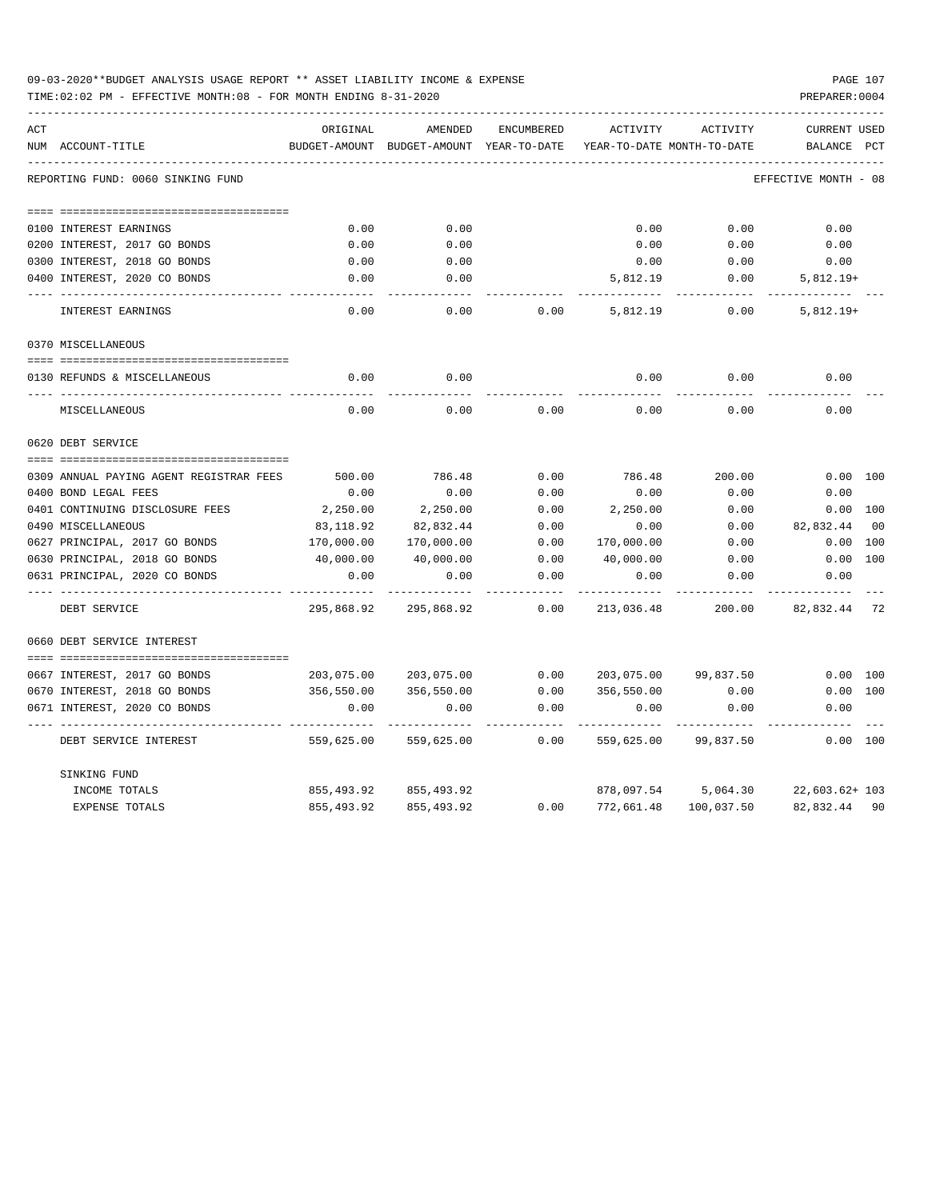09-03-2020**BUDGET ANALYSIS USAGE REPORT ** ASSET LIABILITY INCOME & EXPENSE

TIME:02:02 PM - EFFECTIVE MONTH:08 - FOR MONTH ENDING 8-31-2020

PREPARER:0004

REPORTING FUND: 0060 SINKING FUND

EFFECTIVE MONTH - 08

| ACT NUM | ACCOUNT-TITLE | ORIGINAL BUDGET-AMOUNT | AMENDED BUDGET-AMOUNT | ENCUMBERED YEAR-TO-DATE | ACTIVITY YEAR-TO-DATE | ACTIVITY MONTH-TO-DATE | CURRENT BALANCE | USED PCT |
|---|---|---|---|---|---|---|---|---|
| 0100 | INTEREST EARNINGS | 0.00 | 0.00 | | 0.00 | 0.00 | 0.00 | |
| 0200 | INTEREST, 2017 GO BONDS | 0.00 | 0.00 | | 0.00 | 0.00 | 0.00 | |
| 0300 | INTEREST, 2018 GO BONDS | 0.00 | 0.00 | | 0.00 | 0.00 | 0.00 | |
| 0400 | INTEREST, 2020 CO BONDS | 0.00 | 0.00 | | 5,812.19 | 0.00 | 5,812.19+ | |
| | INTEREST EARNINGS | 0.00 | 0.00 | 0.00 | 5,812.19 | 0.00 | 5,812.19+ | |
| | 0370 MISCELLANEOUS | | | | | | | |
| 0130 | REFUNDS & MISCELLANEOUS | 0.00 | 0.00 | | 0.00 | 0.00 | 0.00 | |
| | MISCELLANEOUS | 0.00 | 0.00 | 0.00 | 0.00 | 0.00 | 0.00 | |
| | 0620 DEBT SERVICE | | | | | | | |
| 0309 | ANNUAL PAYING AGENT REGISTRAR FEES | 500.00 | 786.48 | 0.00 | 786.48 | 200.00 | 0.00 | 100 |
| 0400 | BOND LEGAL FEES | 0.00 | 0.00 | 0.00 | 0.00 | 0.00 | 0.00 | |
| 0401 | CONTINUING DISCLOSURE FEES | 2,250.00 | 2,250.00 | 0.00 | 2,250.00 | 0.00 | 0.00 | 100 |
| 0490 | MISCELLANEOUS | 83,118.92 | 82,832.44 | 0.00 | 0.00 | 0.00 | 82,832.44 | 00 |
| 0627 | PRINCIPAL, 2017 GO BONDS | 170,000.00 | 170,000.00 | 0.00 | 170,000.00 | 0.00 | 0.00 | 100 |
| 0630 | PRINCIPAL, 2018 GO BONDS | 40,000.00 | 40,000.00 | 0.00 | 40,000.00 | 0.00 | 0.00 | 100 |
| 0631 | PRINCIPAL, 2020 CO BONDS | 0.00 | 0.00 | 0.00 | 0.00 | 0.00 | 0.00 | |
| | DEBT SERVICE | 295,868.92 | 295,868.92 | 0.00 | 213,036.48 | 200.00 | 82,832.44 | 72 |
| | 0660 DEBT SERVICE INTEREST | | | | | | | |
| 0667 | INTEREST, 2017 GO BONDS | 203,075.00 | 203,075.00 | 0.00 | 203,075.00 | 99,837.50 | 0.00 | 100 |
| 0670 | INTEREST, 2018 GO BONDS | 356,550.00 | 356,550.00 | 0.00 | 356,550.00 | 0.00 | 0.00 | 100 |
| 0671 | INTEREST, 2020 CO BONDS | 0.00 | 0.00 | 0.00 | 0.00 | 0.00 | 0.00 | |
| | DEBT SERVICE INTEREST | 559,625.00 | 559,625.00 | 0.00 | 559,625.00 | 99,837.50 | 0.00 | 100 |
| | SINKING FUND | | | | | | | |
| | INCOME TOTALS | 855,493.92 | 855,493.92 | | 878,097.54 | 5,064.30 | 22,603.62+ | 103 |
| | EXPENSE TOTALS | 855,493.92 | 855,493.92 | 0.00 | 772,661.48 | 100,037.50 | 82,832.44 | 90 |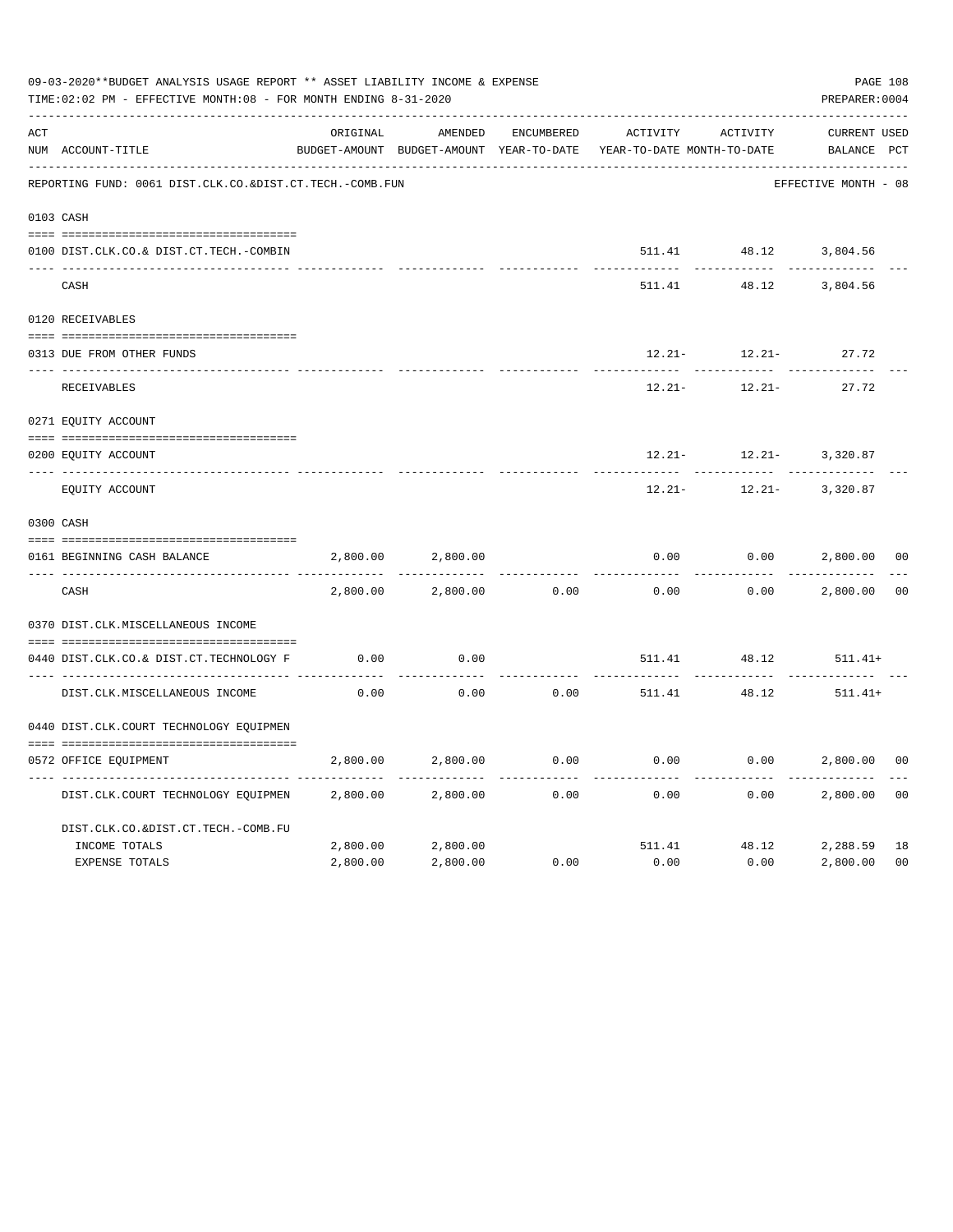09-03-2020**BUDGET ANALYSIS USAGE REPORT ** ASSET LIABILITY INCOME & EXPENSE

TIME:02:02 PM - EFFECTIVE MONTH:08 - FOR MONTH ENDING 8-31-2020

PREPARER:0004

| ACT NUM | ACCOUNT-TITLE | ORIGINAL BUDGET-AMOUNT | AMENDED BUDGET-AMOUNT | ENCUMBERED YEAR-TO-DATE | ACTIVITY YEAR-TO-DATE | ACTIVITY MONTH-TO-DATE | CURRENT BALANCE | USED PCT |
|---|---|---|---|---|---|---|---|---|
| REPORTING FUND: 0061 DIST.CLK.CO.&DIST.CT.TECH.-COMB.FUN | | | | | | | EFFECTIVE MONTH - 08 | |
| 0103 | CASH | | | | | | | |
| 0100 | DIST.CLK.CO.& DIST.CT.TECH.-COMBIN | | | | 511.41 | 48.12 | 3,804.56 | |
| | CASH | | | | 511.41 | 48.12 | 3,804.56 | |
| 0120 | RECEIVABLES | | | | | | | |
| 0313 | DUE FROM OTHER FUNDS | | | | 12.21- | 12.21- | 27.72 | |
| | RECEIVABLES | | | | 12.21- | 12.21- | 27.72 | |
| 0271 | EQUITY ACCOUNT | | | | | | | |
| 0200 | EQUITY ACCOUNT | | | | 12.21- | 12.21- | 3,320.87 | |
| | EQUITY ACCOUNT | | | | 12.21- | 12.21- | 3,320.87 | |
| 0300 | CASH | | | | | | | |
| 0161 | BEGINNING CASH BALANCE | 2,800.00 | 2,800.00 | | 0.00 | 0.00 | 2,800.00 | 00 |
| | CASH | 2,800.00 | 2,800.00 | 0.00 | 0.00 | 0.00 | 2,800.00 | 00 |
| 0370 | DIST.CLK.MISCELLANEOUS INCOME | | | | | | | |
| 0440 | DIST.CLK.CO.& DIST.CT.TECHNOLOGY F | 0.00 | 0.00 | | 511.41 | 48.12 | 511.41+ | |
| | DIST.CLK.MISCELLANEOUS INCOME | 0.00 | 0.00 | 0.00 | 511.41 | 48.12 | 511.41+ | |
| 0440 | DIST.CLK.COURT TECHNOLOGY EQUIPMEN | | | | | | | |
| 0572 | OFFICE EQUIPMENT | 2,800.00 | 2,800.00 | 0.00 | 0.00 | 0.00 | 2,800.00 | 00 |
| | DIST.CLK.COURT TECHNOLOGY EQUIPMEN | 2,800.00 | 2,800.00 | 0.00 | 0.00 | 0.00 | 2,800.00 | 00 |
| | DIST.CLK.CO.&DIST.CT.TECH.-COMB.FU | | | | | | | |
| | INCOME TOTALS | 2,800.00 | 2,800.00 | | 511.41 | 48.12 | 2,288.59 | 18 |
| | EXPENSE TOTALS | 2,800.00 | 2,800.00 | 0.00 | 0.00 | 0.00 | 2,800.00 | 00 |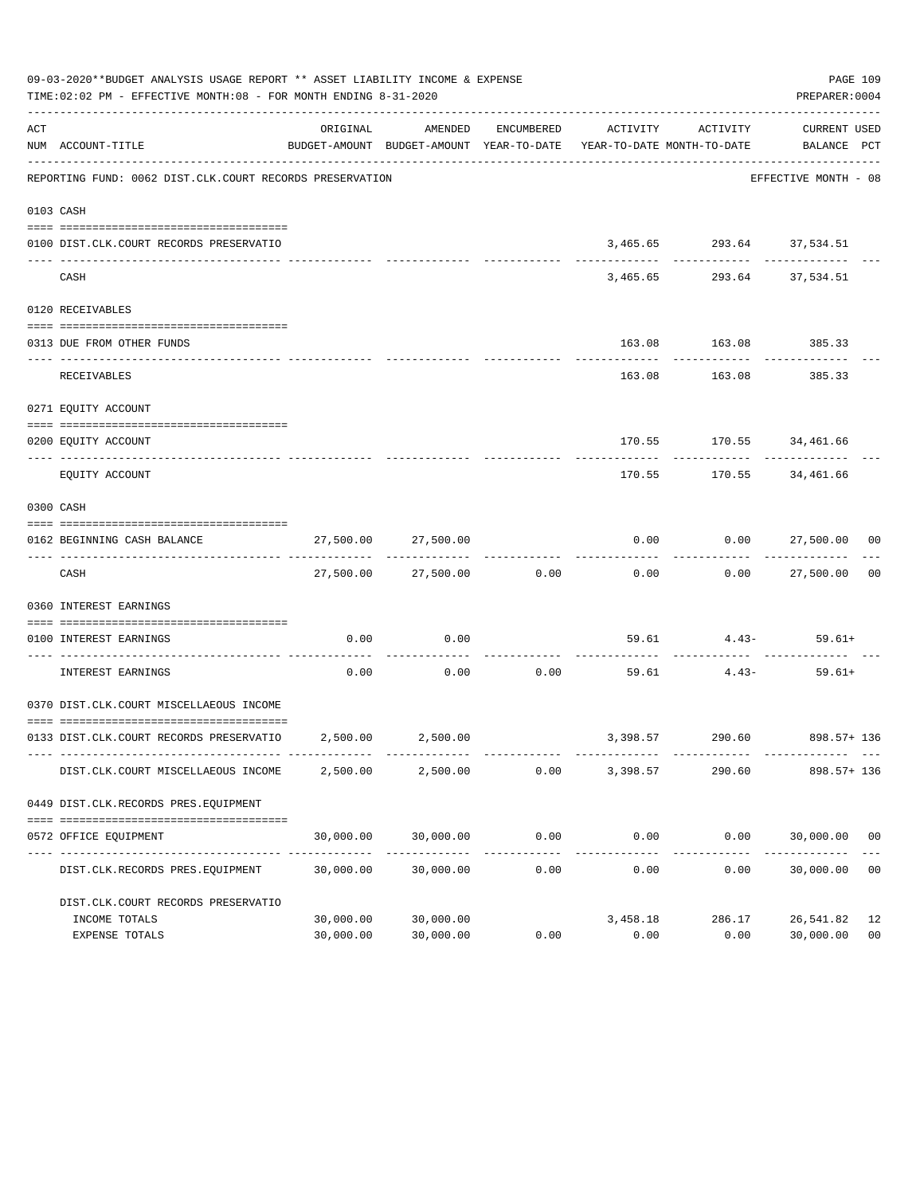09-03-2020**BUDGET ANALYSIS USAGE REPORT ** ASSET LIABILITY INCOME & EXPENSE

TIME:02:02 PM - EFFECTIVE MONTH:08 - FOR MONTH ENDING 8-31-2020

PREPARER:0004

REPORTING FUND: 0062 DIST.CLK.COURT RECORDS PRESERVATION — EFFECTIVE MONTH - 08

| ACT NUM | ACCOUNT-TITLE | ORIGINAL BUDGET-AMOUNT | AMENDED BUDGET-AMOUNT | ENCUMBERED YEAR-TO-DATE | ACTIVITY YEAR-TO-DATE | ACTIVITY MONTH-TO-DATE | CURRENT BALANCE | USED PCT |
|---|---|---|---|---|---|---|---|---|
| 0103 | CASH | | | | | | | |
| 0100 | DIST.CLK.COURT RECORDS PRESERVATIO | | | | 3,465.65 | 293.64 | 37,534.51 | |
| | CASH | | | | 3,465.65 | 293.64 | 37,534.51 | |
| 0120 | RECEIVABLES | | | | | | | |
| 0313 | DUE FROM OTHER FUNDS | | | | 163.08 | 163.08 | 385.33 | |
| | RECEIVABLES | | | | 163.08 | 163.08 | 385.33 | |
| 0271 | EQUITY ACCOUNT | | | | | | | |
| 0200 | EQUITY ACCOUNT | | | | 170.55 | 170.55 | 34,461.66 | |
| | EQUITY ACCOUNT | | | | 170.55 | 170.55 | 34,461.66 | |
| 0300 | CASH | | | | | | | |
| 0162 | BEGINNING CASH BALANCE | 27,500.00 | 27,500.00 | | 0.00 | 0.00 | 27,500.00 | 00 |
| | CASH | 27,500.00 | 27,500.00 | 0.00 | 0.00 | 0.00 | 27,500.00 | 00 |
| 0360 | INTEREST EARNINGS | | | | | | | |
| 0100 | INTEREST EARNINGS | 0.00 | 0.00 | | 59.61 | 4.43- | 59.61+ | |
| | INTEREST EARNINGS | 0.00 | 0.00 | 0.00 | 59.61 | 4.43- | 59.61+ | |
| 0370 | DIST.CLK.COURT MISCELLAEOUS INCOME | | | | | | | |
| 0133 | DIST.CLK.COURT RECORDS PRESERVATIO | 2,500.00 | 2,500.00 | | 3,398.57 | 290.60 | 898.57+ | 136 |
| | DIST.CLK.COURT MISCELLAEOUS INCOME | 2,500.00 | 2,500.00 | 0.00 | 3,398.57 | 290.60 | 898.57+ | 136 |
| 0449 | DIST.CLK.RECORDS PRES.EQUIPMENT | | | | | | | |
| 0572 | OFFICE EQUIPMENT | 30,000.00 | 30,000.00 | 0.00 | 0.00 | 0.00 | 30,000.00 | 00 |
| | DIST.CLK.RECORDS PRES.EQUIPMENT | 30,000.00 | 30,000.00 | 0.00 | 0.00 | 0.00 | 30,000.00 | 00 |
| | DIST.CLK.COURT RECORDS PRESERVATIO | | | | | | | |
| | INCOME TOTALS | 30,000.00 | 30,000.00 | | 3,458.18 | 286.17 | 26,541.82 | 12 |
| | EXPENSE TOTALS | 30,000.00 | 30,000.00 | 0.00 | 0.00 | 0.00 | 30,000.00 | 00 |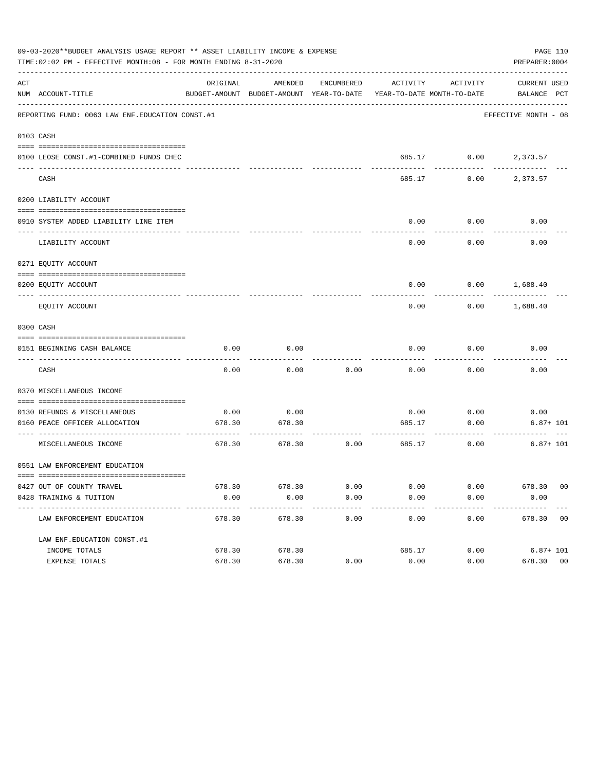09-03-2020**BUDGET ANALYSIS USAGE REPORT ** ASSET LIABILITY INCOME & EXPENSE

TIME:02:02 PM - EFFECTIVE MONTH:08 - FOR MONTH ENDING 8-31-2020

PREPARER:0004

| ACT NUM | ACCOUNT-TITLE | ORIGINAL BUDGET-AMOUNT | AMENDED BUDGET-AMOUNT | ENCUMBERED YEAR-TO-DATE | ACTIVITY YEAR-TO-DATE | ACTIVITY MONTH-TO-DATE | CURRENT BALANCE | USED PCT |
|---|---|---|---|---|---|---|---|---|
| | REPORTING FUND: 0063 LAW ENF.EDUCATION CONST.#1 | | | | | | EFFECTIVE MONTH - 08 | |
| 0103 | CASH | | | | | | | |
| 0100 | LEOSE CONST.#1-COMBINED FUNDS CHEC | | | | 685.17 | 0.00 | 2,373.57 | |
| | CASH | | | | 685.17 | 0.00 | 2,373.57 | |
| 0200 | LIABILITY ACCOUNT | | | | | | | |
| 0910 | SYSTEM ADDED LIABILITY LINE ITEM | | | | 0.00 | 0.00 | 0.00 | |
| | LIABILITY ACCOUNT | | | | 0.00 | 0.00 | 0.00 | |
| 0271 | EQUITY ACCOUNT | | | | | | | |
| 0200 | EQUITY ACCOUNT | | | | 0.00 | 0.00 | 1,688.40 | |
| | EQUITY ACCOUNT | | | | 0.00 | 0.00 | 1,688.40 | |
| 0300 | CASH | | | | | | | |
| 0151 | BEGINNING CASH BALANCE | 0.00 | 0.00 | | 0.00 | 0.00 | 0.00 | |
| | CASH | 0.00 | 0.00 | 0.00 | 0.00 | 0.00 | 0.00 | |
| 0370 | MISCELLANEOUS INCOME | | | | | | | |
| 0130 | REFUNDS & MISCELLANEOUS | 0.00 | 0.00 | | 0.00 | 0.00 | 0.00 | |
| 0160 | PEACE OFFICER ALLOCATION | 678.30 | 678.30 | | 685.17 | 0.00 | 6.87+ | 101 |
| | MISCELLANEOUS INCOME | 678.30 | 678.30 | 0.00 | 685.17 | 0.00 | 6.87+ | 101 |
| 0551 | LAW ENFORCEMENT EDUCATION | | | | | | | |
| 0427 | OUT OF COUNTY TRAVEL | 678.30 | 678.30 | 0.00 | 0.00 | 0.00 | 678.30 | 00 |
| 0428 | TRAINING & TUITION | 0.00 | 0.00 | 0.00 | 0.00 | 0.00 | 0.00 | |
| | LAW ENFORCEMENT EDUCATION | 678.30 | 678.30 | 0.00 | 0.00 | 0.00 | 678.30 | 00 |
| | LAW ENF.EDUCATION CONST.#1 | | | | | | | |
| | INCOME TOTALS | 678.30 | 678.30 | | 685.17 | 0.00 | 6.87+ | 101 |
| | EXPENSE TOTALS | 678.30 | 678.30 | 0.00 | 0.00 | 0.00 | 678.30 | 00 |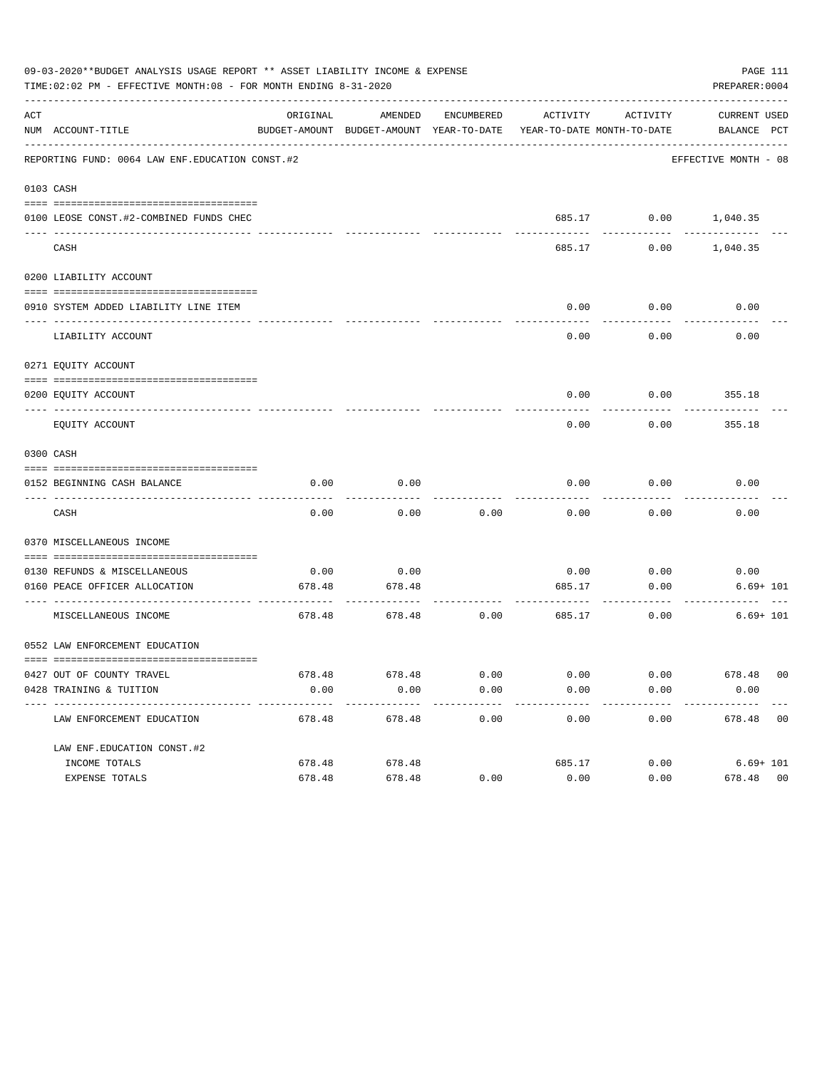09-03-2020**BUDGET ANALYSIS USAGE REPORT ** ASSET LIABILITY INCOME & EXPENSE

TIME:02:02 PM - EFFECTIVE MONTH:08 - FOR MONTH ENDING 8-31-2020

PREPARER:0004

| ACT NUM | ACCOUNT-TITLE | ORIGINAL BUDGET-AMOUNT | AMENDED BUDGET-AMOUNT | ENCUMBERED YEAR-TO-DATE | ACTIVITY YEAR-TO-DATE | ACTIVITY MONTH-TO-DATE | CURRENT BALANCE | USED PCT |
|---|---|---|---|---|---|---|---|---|
| | REPORTING FUND: 0064 LAW ENF.EDUCATION CONST.#2 | | | | | | EFFECTIVE MONTH - 08 | |
| 0103 | CASH | | | | | | | |
| 0100 | LEOSE CONST.#2-COMBINED FUNDS CHEC | | | | 685.17 | 0.00 | 1,040.35 | |
| | CASH | | | | 685.17 | 0.00 | 1,040.35 | |
| 0200 | LIABILITY ACCOUNT | | | | | | | |
| 0910 | SYSTEM ADDED LIABILITY LINE ITEM | | | | 0.00 | 0.00 | 0.00 | |
| | LIABILITY ACCOUNT | | | | 0.00 | 0.00 | 0.00 | |
| 0271 | EQUITY ACCOUNT | | | | | | | |
| 0200 | EQUITY ACCOUNT | | | | 0.00 | 0.00 | 355.18 | |
| | EQUITY ACCOUNT | | | | 0.00 | 0.00 | 355.18 | |
| 0300 | CASH | | | | | | | |
| 0152 | BEGINNING CASH BALANCE | 0.00 | 0.00 | | 0.00 | 0.00 | 0.00 | |
| | CASH | 0.00 | 0.00 | 0.00 | 0.00 | 0.00 | 0.00 | |
| 0370 | MISCELLANEOUS INCOME | | | | | | | |
| 0130 | REFUNDS & MISCELLANEOUS | 0.00 | 0.00 | | 0.00 | 0.00 | 0.00 | |
| 0160 | PEACE OFFICER ALLOCATION | 678.48 | 678.48 | | 685.17 | 0.00 | 6.69+ | 101 |
| | MISCELLANEOUS INCOME | 678.48 | 678.48 | 0.00 | 685.17 | 0.00 | 6.69+ | 101 |
| 0552 | LAW ENFORCEMENT EDUCATION | | | | | | | |
| 0427 | OUT OF COUNTY TRAVEL | 678.48 | 678.48 | 0.00 | 0.00 | 0.00 | 678.48 | 00 |
| 0428 | TRAINING & TUITION | 0.00 | 0.00 | 0.00 | 0.00 | 0.00 | 0.00 | |
| | LAW ENFORCEMENT EDUCATION | 678.48 | 678.48 | 0.00 | 0.00 | 0.00 | 678.48 | 00 |
| | LAW ENF.EDUCATION CONST.#2 | | | | | | | |
| | INCOME TOTALS | 678.48 | 678.48 | | 685.17 | 0.00 | 6.69+ | 101 |
| | EXPENSE TOTALS | 678.48 | 678.48 | 0.00 | 0.00 | 0.00 | 678.48 | 00 |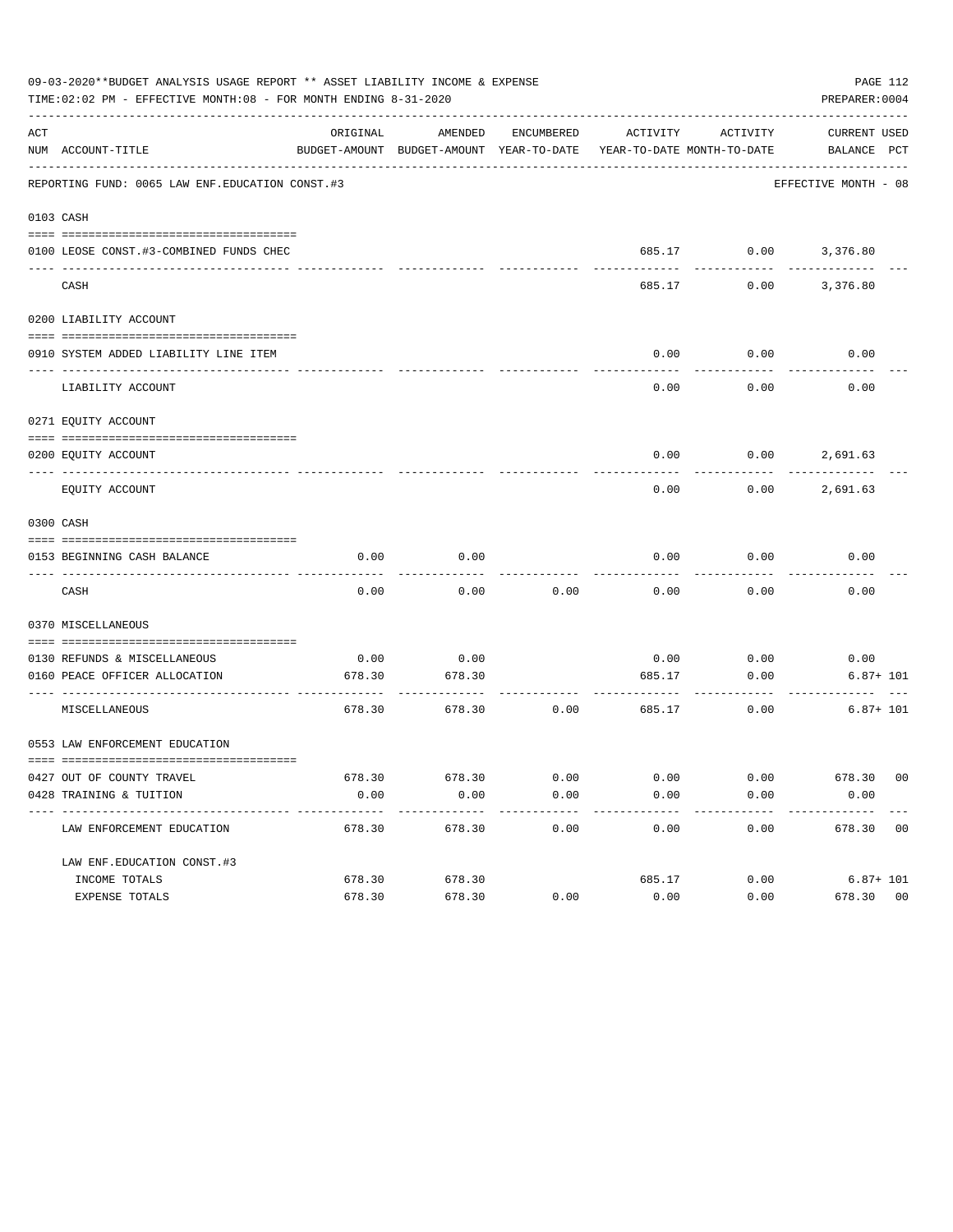09-03-2020**BUDGET ANALYSIS USAGE REPORT ** ASSET LIABILITY INCOME & EXPENSE

TIME:02:02 PM - EFFECTIVE MONTH:08 - FOR MONTH ENDING 8-31-2020

PREPARER:0004

REPORTING FUND: 0065 LAW ENF.EDUCATION CONST.#3 — EFFECTIVE MONTH - 08

| ACT NUM | ACCOUNT-TITLE | ORIGINAL BUDGET-AMOUNT | AMENDED BUDGET-AMOUNT | ENCUMBERED YEAR-TO-DATE | ACTIVITY YEAR-TO-DATE | ACTIVITY MONTH-TO-DATE | CURRENT BALANCE | USED PCT |
|---|---|---|---|---|---|---|---|---|
| **0103** | **CASH** | | | | | | | |
| 0100 | LEOSE CONST.#3-COMBINED FUNDS CHEC | | | | 685.17 | 0.00 | 3,376.80 | |
| | CASH | | | | 685.17 | 0.00 | 3,376.80 | |
| **0200** | **LIABILITY ACCOUNT** | | | | | | | |
| 0910 | SYSTEM ADDED LIABILITY LINE ITEM | | | | 0.00 | 0.00 | 0.00 | |
| | LIABILITY ACCOUNT | | | | 0.00 | 0.00 | 0.00 | |
| **0271** | **EQUITY ACCOUNT** | | | | | | | |
| 0200 | EQUITY ACCOUNT | | | | 0.00 | 0.00 | 2,691.63 | |
| | EQUITY ACCOUNT | | | | 0.00 | 0.00 | 2,691.63 | |
| **0300** | **CASH** | | | | | | | |
| 0153 | BEGINNING CASH BALANCE | 0.00 | 0.00 | | 0.00 | 0.00 | 0.00 | |
| | CASH | 0.00 | 0.00 | 0.00 | 0.00 | 0.00 | 0.00 | |
| **0370** | **MISCELLANEOUS** | | | | | | | |
| 0130 | REFUNDS & MISCELLANEOUS | 0.00 | 0.00 | | 0.00 | 0.00 | 0.00 | |
| 0160 | PEACE OFFICER ALLOCATION | 678.30 | 678.30 | | 685.17 | 0.00 | 6.87+ | 101 |
| | MISCELLANEOUS | 678.30 | 678.30 | 0.00 | 685.17 | 0.00 | 6.87+ | 101 |
| **0553** | **LAW ENFORCEMENT EDUCATION** | | | | | | | |
| 0427 | OUT OF COUNTY TRAVEL | 678.30 | 678.30 | 0.00 | 0.00 | 0.00 | 678.30 | 00 |
| 0428 | TRAINING & TUITION | 0.00 | 0.00 | 0.00 | 0.00 | 0.00 | 0.00 | |
| | LAW ENFORCEMENT EDUCATION | 678.30 | 678.30 | 0.00 | 0.00 | 0.00 | 678.30 | 00 |
| | LAW ENF.EDUCATION CONST.#3 | | | | | | | |
| | INCOME TOTALS | 678.30 | 678.30 | | 685.17 | 0.00 | 6.87+ | 101 |
| | EXPENSE TOTALS | 678.30 | 678.30 | 0.00 | 0.00 | 0.00 | 678.30 | 00 |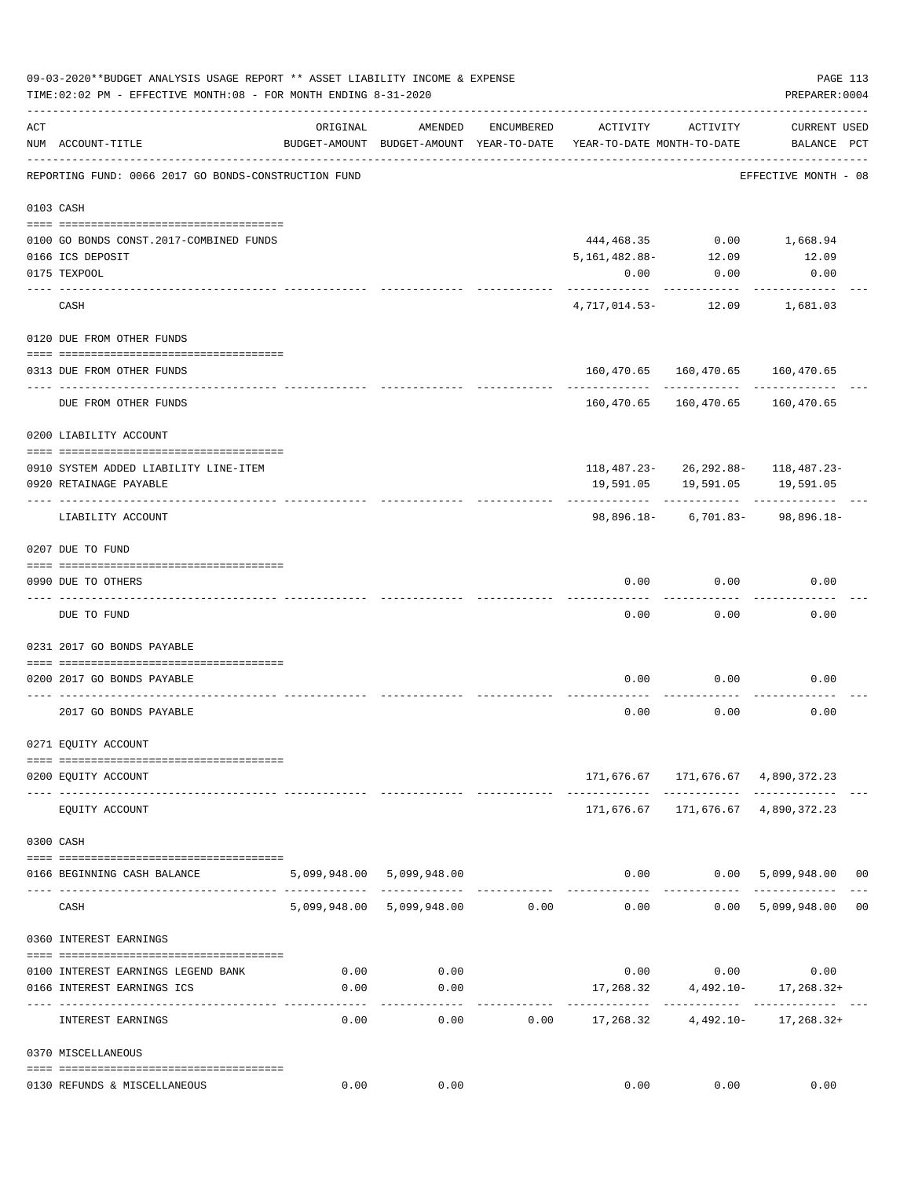09-03-2020**BUDGET ANALYSIS USAGE REPORT ** ASSET LIABILITY INCOME & EXPENSE

TIME:02:02 PM - EFFECTIVE MONTH:08 - FOR MONTH ENDING 8-31-2020

PREPARER:0004

REPORTING FUND: 0066 2017 GO BONDS-CONSTRUCTION FUND — EFFECTIVE MONTH - 08

| ACT NUM | ACCOUNT-TITLE | ORIGINAL BUDGET-AMOUNT | AMENDED BUDGET-AMOUNT | ENCUMBERED YEAR-TO-DATE | ACTIVITY YEAR-TO-DATE | ACTIVITY MONTH-TO-DATE | CURRENT BALANCE | USED PCT |
|---|---|---|---|---|---|---|---|---|
| **0103** | **CASH** | | | | | | | |
| 0100 | GO BONDS CONST.2017-COMBINED FUNDS | | | | 444,468.35 | 0.00 | 1,668.94 | |
| 0166 | ICS DEPOSIT | | | | 5,161,482.88- | 12.09 | 12.09 | |
| 0175 | TEXPOOL | | | | 0.00 | 0.00 | 0.00 | |
| | CASH | | | | 4,717,014.53- | 12.09 | 1,681.03 | |
| **0120** | **DUE FROM OTHER FUNDS** | | | | | | | |
| 0313 | DUE FROM OTHER FUNDS | | | | 160,470.65 | 160,470.65 | 160,470.65 | |
| | DUE FROM OTHER FUNDS | | | | 160,470.65 | 160,470.65 | 160,470.65 | |
| **0200** | **LIABILITY ACCOUNT** | | | | | | | |
| 0910 | SYSTEM ADDED LIABILITY LINE-ITEM | | | | 118,487.23- | 26,292.88- | 118,487.23- | |
| 0920 | RETAINAGE PAYABLE | | | | 19,591.05 | 19,591.05 | 19,591.05 | |
| | LIABILITY ACCOUNT | | | | 98,896.18- | 6,701.83- | 98,896.18- | |
| **0207** | **DUE TO FUND** | | | | | | | |
| 0990 | DUE TO OTHERS | | | | 0.00 | 0.00 | 0.00 | |
| | DUE TO FUND | | | | 0.00 | 0.00 | 0.00 | |
| **0231** | **2017 GO BONDS PAYABLE** | | | | | | | |
| 0200 | 2017 GO BONDS PAYABLE | | | | 0.00 | 0.00 | 0.00 | |
| | 2017 GO BONDS PAYABLE | | | | 0.00 | 0.00 | 0.00 | |
| **0271** | **EQUITY ACCOUNT** | | | | | | | |
| 0200 | EQUITY ACCOUNT | | | | 171,676.67 | 171,676.67 | 4,890,372.23 | |
| | EQUITY ACCOUNT | | | | 171,676.67 | 171,676.67 | 4,890,372.23 | |
| **0300** | **CASH** | | | | | | | |
| 0166 | BEGINNING CASH BALANCE | 5,099,948.00 | 5,099,948.00 | | 0.00 | 0.00 | 5,099,948.00 | 00 |
| | CASH | 5,099,948.00 | 5,099,948.00 | 0.00 | 0.00 | 0.00 | 5,099,948.00 | 00 |
| **0360** | **INTEREST EARNINGS** | | | | | | | |
| 0100 | INTEREST EARNINGS LEGEND BANK | 0.00 | 0.00 | | 0.00 | 0.00 | 0.00 | |
| 0166 | INTEREST EARNINGS ICS | 0.00 | 0.00 | | 17,268.32 | 4,492.10- | 17,268.32+ | |
| | INTEREST EARNINGS | 0.00 | 0.00 | 0.00 | 17,268.32 | 4,492.10- | 17,268.32+ | |
| **0370** | **MISCELLANEOUS** | | | | | | | |
| 0130 | REFUNDS & MISCELLANEOUS | 0.00 | 0.00 | | 0.00 | 0.00 | 0.00 | |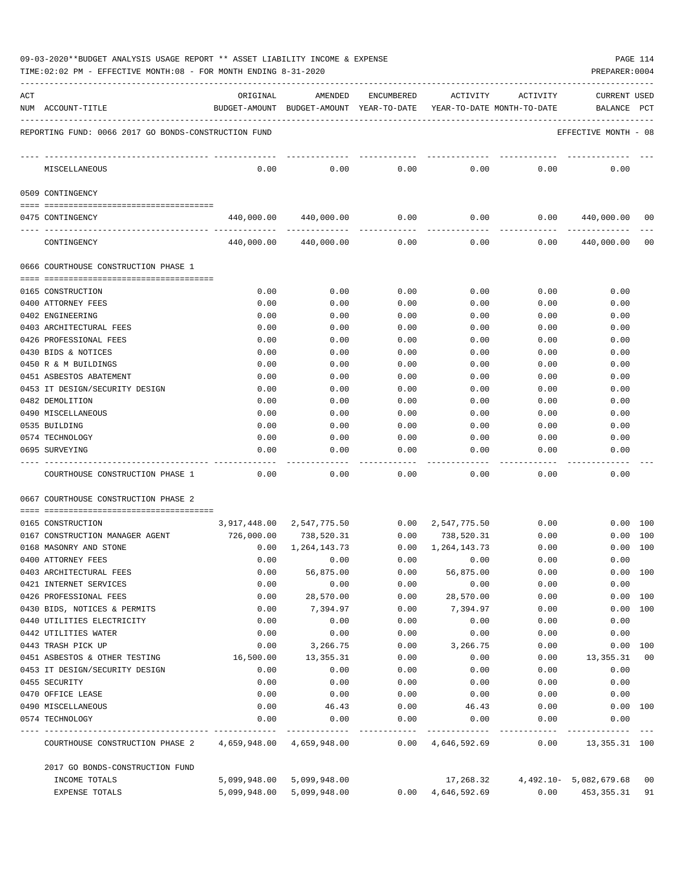09-03-2020**BUDGET ANALYSIS USAGE REPORT ** ASSET LIABILITY INCOME & EXPENSE

TIME:02:02 PM - EFFECTIVE MONTH:08 - FOR MONTH ENDING 8-31-2020

PREPARER:0004

REPORTING FUND: 0066 2017 GO BONDS-CONSTRUCTION FUND

EFFECTIVE MONTH - 08

| ACT NUM | ACCOUNT-TITLE | ORIGINAL BUDGET-AMOUNT | AMENDED BUDGET-AMOUNT | ENCUMBERED YEAR-TO-DATE | ACTIVITY YEAR-TO-DATE | ACTIVITY MONTH-TO-DATE | CURRENT BALANCE | USED PCT |
|---|---|---|---|---|---|---|---|---|
| | MISCELLANEOUS | 0.00 | 0.00 | 0.00 | 0.00 | 0.00 | 0.00 | |
| | **0509 CONTINGENCY** | | | | | | | |
| 0475 | CONTINGENCY | 440,000.00 | 440,000.00 | 0.00 | 0.00 | 0.00 | 440,000.00 | 00 |
| | CONTINGENCY | 440,000.00 | 440,000.00 | 0.00 | 0.00 | 0.00 | 440,000.00 | 00 |
| | **0666 COURTHOUSE CONSTRUCTION PHASE 1** | | | | | | | |
| 0165 | CONSTRUCTION | 0.00 | 0.00 | 0.00 | 0.00 | 0.00 | 0.00 | |
| 0400 | ATTORNEY FEES | 0.00 | 0.00 | 0.00 | 0.00 | 0.00 | 0.00 | |
| 0402 | ENGINEERING | 0.00 | 0.00 | 0.00 | 0.00 | 0.00 | 0.00 | |
| 0403 | ARCHITECTURAL FEES | 0.00 | 0.00 | 0.00 | 0.00 | 0.00 | 0.00 | |
| 0426 | PROFESSIONAL FEES | 0.00 | 0.00 | 0.00 | 0.00 | 0.00 | 0.00 | |
| 0430 | BIDS & NOTICES | 0.00 | 0.00 | 0.00 | 0.00 | 0.00 | 0.00 | |
| 0450 | R & M BUILDINGS | 0.00 | 0.00 | 0.00 | 0.00 | 0.00 | 0.00 | |
| 0451 | ASBESTOS ABATEMENT | 0.00 | 0.00 | 0.00 | 0.00 | 0.00 | 0.00 | |
| 0453 | IT DESIGN/SECURITY DESIGN | 0.00 | 0.00 | 0.00 | 0.00 | 0.00 | 0.00 | |
| 0482 | DEMOLITION | 0.00 | 0.00 | 0.00 | 0.00 | 0.00 | 0.00 | |
| 0490 | MISCELLANEOUS | 0.00 | 0.00 | 0.00 | 0.00 | 0.00 | 0.00 | |
| 0535 | BUILDING | 0.00 | 0.00 | 0.00 | 0.00 | 0.00 | 0.00 | |
| 0574 | TECHNOLOGY | 0.00 | 0.00 | 0.00 | 0.00 | 0.00 | 0.00 | |
| 0695 | SURVEYING | 0.00 | 0.00 | 0.00 | 0.00 | 0.00 | 0.00 | |
| | COURTHOUSE CONSTRUCTION PHASE 1 | 0.00 | 0.00 | 0.00 | 0.00 | 0.00 | 0.00 | |
| | **0667 COURTHOUSE CONSTRUCTION PHASE 2** | | | | | | | |
| 0165 | CONSTRUCTION | 3,917,448.00 | 2,547,775.50 | 0.00 | 2,547,775.50 | 0.00 | 0.00 | 100 |
| 0167 | CONSTRUCTION MANAGER AGENT | 726,000.00 | 738,520.31 | 0.00 | 738,520.31 | 0.00 | 0.00 | 100 |
| 0168 | MASONRY AND STONE | 0.00 | 1,264,143.73 | 0.00 | 1,264,143.73 | 0.00 | 0.00 | 100 |
| 0400 | ATTORNEY FEES | 0.00 | 0.00 | 0.00 | 0.00 | 0.00 | 0.00 | |
| 0403 | ARCHITECTURAL FEES | 0.00 | 56,875.00 | 0.00 | 56,875.00 | 0.00 | 0.00 | 100 |
| 0421 | INTERNET SERVICES | 0.00 | 0.00 | 0.00 | 0.00 | 0.00 | 0.00 | |
| 0426 | PROFESSIONAL FEES | 0.00 | 28,570.00 | 0.00 | 28,570.00 | 0.00 | 0.00 | 100 |
| 0430 | BIDS, NOTICES & PERMITS | 0.00 | 7,394.97 | 0.00 | 7,394.97 | 0.00 | 0.00 | 100 |
| 0440 | UTILITIES ELECTRICITY | 0.00 | 0.00 | 0.00 | 0.00 | 0.00 | 0.00 | |
| 0442 | UTILITIES WATER | 0.00 | 0.00 | 0.00 | 0.00 | 0.00 | 0.00 | |
| 0443 | TRASH PICK UP | 0.00 | 3,266.75 | 0.00 | 3,266.75 | 0.00 | 0.00 | 100 |
| 0451 | ASBESTOS & OTHER TESTING | 16,500.00 | 13,355.31 | 0.00 | 0.00 | 0.00 | 13,355.31 | 00 |
| 0453 | IT DESIGN/SECURITY DESIGN | 0.00 | 0.00 | 0.00 | 0.00 | 0.00 | 0.00 | |
| 0455 | SECURITY | 0.00 | 0.00 | 0.00 | 0.00 | 0.00 | 0.00 | |
| 0470 | OFFICE LEASE | 0.00 | 0.00 | 0.00 | 0.00 | 0.00 | 0.00 | |
| 0490 | MISCELLANEOUS | 0.00 | 46.43 | 0.00 | 46.43 | 0.00 | 0.00 | 100 |
| 0574 | TECHNOLOGY | 0.00 | 0.00 | 0.00 | 0.00 | 0.00 | 0.00 | |
| | COURTHOUSE CONSTRUCTION PHASE 2 | 4,659,948.00 | 4,659,948.00 | 0.00 | 4,646,592.69 | 0.00 | 13,355.31 | 100 |
| | **2017 GO BONDS-CONSTRUCTION FUND** | | | | | | | |
| | INCOME TOTALS | 5,099,948.00 | 5,099,948.00 | | 17,268.32 | 4,492.10- | 5,082,679.68 | 00 |
| | EXPENSE TOTALS | 5,099,948.00 | 5,099,948.00 | 0.00 | 4,646,592.69 | 0.00 | 453,355.31 | 91 |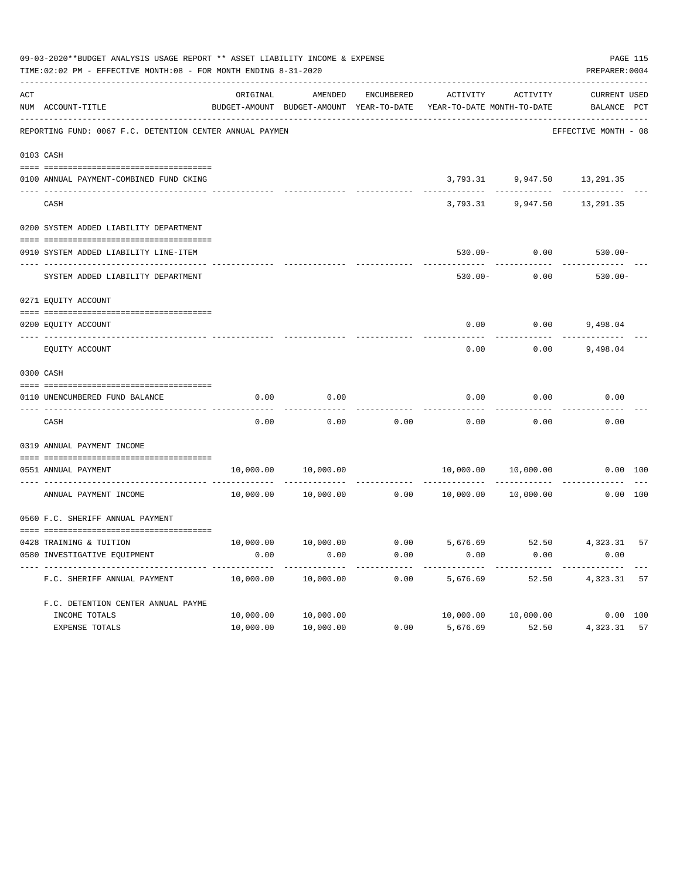09-03-2020**BUDGET ANALYSIS USAGE REPORT ** ASSET LIABILITY INCOME & EXPENSE

TIME:02:02 PM - EFFECTIVE MONTH:08 - FOR MONTH ENDING 8-31-2020

PREPARER:0004

REPORTING FUND: 0067 F.C. DETENTION CENTER ANNUAL PAYMEN — EFFECTIVE MONTH - 08

| ACT NUM | ACCOUNT-TITLE | ORIGINAL BUDGET-AMOUNT | AMENDED BUDGET-AMOUNT | ENCUMBERED YEAR-TO-DATE | ACTIVITY YEAR-TO-DATE | ACTIVITY MONTH-TO-DATE | CURRENT BALANCE | USED PCT |
|---|---|---|---|---|---|---|---|---|
| 0103 | CASH | | | | | | | |
| 0100 | ANNUAL PAYMENT-COMBINED FUND CKING | | | | 3,793.31 | 9,947.50 | 13,291.35 | |
| | CASH | | | | 3,793.31 | 9,947.50 | 13,291.35 | |
| 0200 | SYSTEM ADDED LIABILITY DEPARTMENT | | | | | | | |
| 0910 | SYSTEM ADDED LIABILITY LINE-ITEM | | | | 530.00- | 0.00 | 530.00- | |
| | SYSTEM ADDED LIABILITY DEPARTMENT | | | | 530.00- | 0.00 | 530.00- | |
| 0271 | EQUITY ACCOUNT | | | | | | | |
| 0200 | EQUITY ACCOUNT | | | | 0.00 | 0.00 | 9,498.04 | |
| | EQUITY ACCOUNT | | | | 0.00 | 0.00 | 9,498.04 | |
| 0300 | CASH | | | | | | | |
| 0110 | UNENCUMBERED FUND BALANCE | 0.00 | 0.00 | | 0.00 | 0.00 | 0.00 | |
| | CASH | 0.00 | 0.00 | 0.00 | 0.00 | 0.00 | 0.00 | |
| 0319 | ANNUAL PAYMENT INCOME | | | | | | | |
| 0551 | ANNUAL PAYMENT | 10,000.00 | 10,000.00 | | 10,000.00 | 10,000.00 | 0.00 | 100 |
| | ANNUAL PAYMENT INCOME | 10,000.00 | 10,000.00 | 0.00 | 10,000.00 | 10,000.00 | 0.00 | 100 |
| 0560 | F.C. SHERIFF ANNUAL PAYMENT | | | | | | | |
| 0428 | TRAINING & TUITION | 10,000.00 | 10,000.00 | 0.00 | 5,676.69 | 52.50 | 4,323.31 | 57 |
| 0580 | INVESTIGATIVE EQUIPMENT | 0.00 | 0.00 | 0.00 | 0.00 | 0.00 | 0.00 | |
| | F.C. SHERIFF ANNUAL PAYMENT | 10,000.00 | 10,000.00 | 0.00 | 5,676.69 | 52.50 | 4,323.31 | 57 |
| | F.C. DETENTION CENTER ANNUAL PAYME | | | | | | | |
| | INCOME TOTALS | 10,000.00 | 10,000.00 | | 10,000.00 | 10,000.00 | 0.00 | 100 |
| | EXPENSE TOTALS | 10,000.00 | 10,000.00 | 0.00 | 5,676.69 | 52.50 | 4,323.31 | 57 |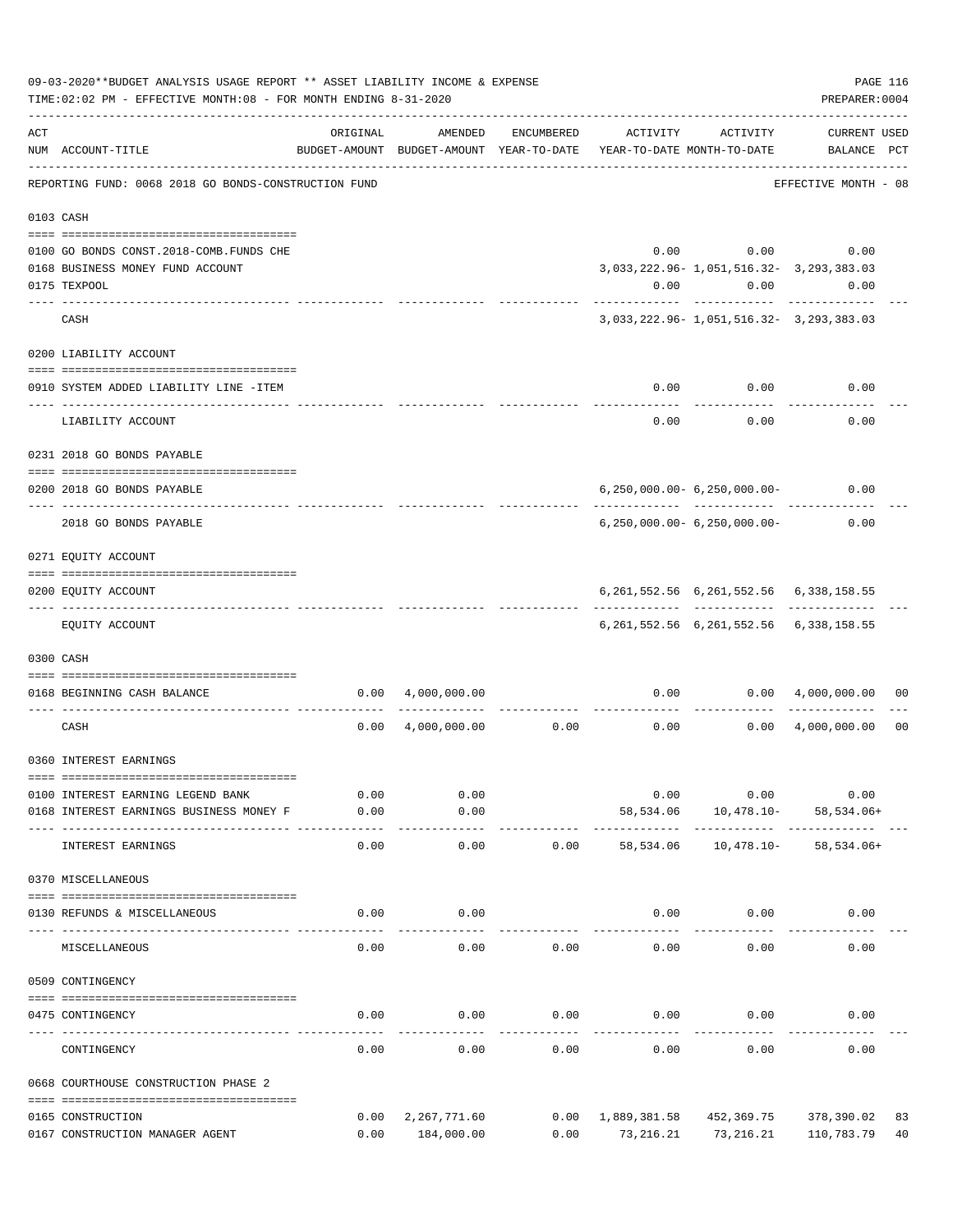09-03-2020**BUDGET ANALYSIS USAGE REPORT ** ASSET LIABILITY INCOME & EXPENSE

TIME:02:02 PM - EFFECTIVE MONTH:08 - FOR MONTH ENDING 8-31-2020

PREPARER:0004

REPORTING FUND: 0068 2018 GO BONDS-CONSTRUCTION FUND — EFFECTIVE MONTH - 08

| ACT NUM | ACCOUNT-TITLE | ORIGINAL BUDGET-AMOUNT | AMENDED BUDGET-AMOUNT | ENCUMBERED YEAR-TO-DATE | ACTIVITY YEAR-TO-DATE | ACTIVITY MONTH-TO-DATE | CURRENT BALANCE | USED PCT |
|---|---|---|---|---|---|---|---|---|
| **0103** | **CASH** | | | | | | | |
| 0100 | GO BONDS CONST.2018-COMB.FUNDS CHE | | | | 0.00 | 0.00 | 0.00 | |
| 0168 | BUSINESS MONEY FUND ACCOUNT | | | | 3,033,222.96- | 1,051,516.32- | 3,293,383.03 | |
| 0175 | TEXPOOL | | | | 0.00 | 0.00 | 0.00 | |
| | CASH | | | | 3,033,222.96- | 1,051,516.32- | 3,293,383.03 | |
| **0200** | **LIABILITY ACCOUNT** | | | | | | | |
| 0910 | SYSTEM ADDED LIABILITY LINE -ITEM | | | | 0.00 | 0.00 | 0.00 | |
| | LIABILITY ACCOUNT | | | | 0.00 | 0.00 | 0.00 | |
| **0231** | **2018 GO BONDS PAYABLE** | | | | | | | |
| 0200 | 2018 GO BONDS PAYABLE | | | | 6,250,000.00- | 6,250,000.00- | 0.00 | |
| | 2018 GO BONDS PAYABLE | | | | 6,250,000.00- | 6,250,000.00- | 0.00 | |
| **0271** | **EQUITY ACCOUNT** | | | | | | | |
| 0200 | EQUITY ACCOUNT | | | | 6,261,552.56 | 6,261,552.56 | 6,338,158.55 | |
| | EQUITY ACCOUNT | | | | 6,261,552.56 | 6,261,552.56 | 6,338,158.55 | |
| **0300** | **CASH** | | | | | | | |
| 0168 | BEGINNING CASH BALANCE | 0.00 | 4,000,000.00 | | 0.00 | 0.00 | 4,000,000.00 | 00 |
| | CASH | 0.00 | 4,000,000.00 | 0.00 | 0.00 | 0.00 | 4,000,000.00 | 00 |
| **0360** | **INTEREST EARNINGS** | | | | | | | |
| 0100 | INTEREST EARNING LEGEND BANK | 0.00 | 0.00 | | 0.00 | 0.00 | 0.00 | |
| 0168 | INTEREST EARNINGS BUSINESS MONEY F | 0.00 | 0.00 | | 58,534.06 | 10,478.10- | 58,534.06+ | |
| | INTEREST EARNINGS | 0.00 | 0.00 | 0.00 | 58,534.06 | 10,478.10- | 58,534.06+ | |
| **0370** | **MISCELLANEOUS** | | | | | | | |
| 0130 | REFUNDS & MISCELLANEOUS | 0.00 | 0.00 | | 0.00 | 0.00 | 0.00 | |
| | MISCELLANEOUS | 0.00 | 0.00 | 0.00 | 0.00 | 0.00 | 0.00 | |
| **0509** | **CONTINGENCY** | | | | | | | |
| 0475 | CONTINGENCY | 0.00 | 0.00 | 0.00 | 0.00 | 0.00 | 0.00 | |
| | CONTINGENCY | 0.00 | 0.00 | 0.00 | 0.00 | 0.00 | 0.00 | |
| **0668** | **COURTHOUSE CONSTRUCTION PHASE 2** | | | | | | | |
| 0165 | CONSTRUCTION | 0.00 | 2,267,771.60 | 0.00 | 1,889,381.58 | 452,369.75 | 378,390.02 | 83 |
| 0167 | CONSTRUCTION MANAGER AGENT | 0.00 | 184,000.00 | 0.00 | 73,216.21 | 73,216.21 | 110,783.79 | 40 |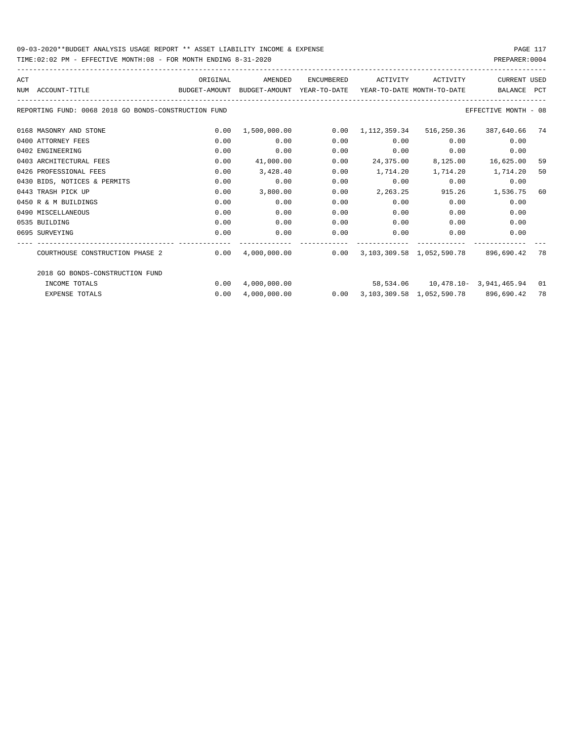09-03-2020**BUDGET ANALYSIS USAGE REPORT ** ASSET LIABILITY INCOME & EXPENSE

TIME:02:02 PM - EFFECTIVE MONTH:08 - FOR MONTH ENDING 8-31-2020

PREPARER:0004

| ACT NUM | ACCOUNT-TITLE | ORIGINAL BUDGET-AMOUNT | AMENDED BUDGET-AMOUNT | ENCUMBERED YEAR-TO-DATE | ACTIVITY YEAR-TO-DATE | ACTIVITY MONTH-TO-DATE | CURRENT BALANCE | USED PCT |
|---|---|---|---|---|---|---|---|---|
| REPORTING FUND: 0068 2018 GO BONDS-CONSTRUCTION FUND | | | | | | | EFFECTIVE MONTH - 08 | |
| 0168 | MASONRY AND STONE | 0.00 | 1,500,000.00 | 0.00 | 1,112,359.34 | 516,250.36 | 387,640.66 | 74 |
| 0400 | ATTORNEY FEES | 0.00 | 0.00 | 0.00 | 0.00 | 0.00 | 0.00 | |
| 0402 | ENGINEERING | 0.00 | 0.00 | 0.00 | 0.00 | 0.00 | 0.00 | |
| 0403 | ARCHITECTURAL FEES | 0.00 | 41,000.00 | 0.00 | 24,375.00 | 8,125.00 | 16,625.00 | 59 |
| 0426 | PROFESSIONAL FEES | 0.00 | 3,428.40 | 0.00 | 1,714.20 | 1,714.20 | 1,714.20 | 50 |
| 0430 | BIDS, NOTICES & PERMITS | 0.00 | 0.00 | 0.00 | 0.00 | 0.00 | 0.00 | |
| 0443 | TRASH PICK UP | 0.00 | 3,800.00 | 0.00 | 2,263.25 | 915.26 | 1,536.75 | 60 |
| 0450 | R & M BUILDINGS | 0.00 | 0.00 | 0.00 | 0.00 | 0.00 | 0.00 | |
| 0490 | MISCELLANEOUS | 0.00 | 0.00 | 0.00 | 0.00 | 0.00 | 0.00 | |
| 0535 | BUILDING | 0.00 | 0.00 | 0.00 | 0.00 | 0.00 | 0.00 | |
| 0695 | SURVEYING | 0.00 | 0.00 | 0.00 | 0.00 | 0.00 | 0.00 | |
| | COURTHOUSE CONSTRUCTION PHASE 2 | 0.00 | 4,000,000.00 | 0.00 | 3,103,309.58 | 1,052,590.78 | 896,690.42 | 78 |
| | 2018 GO BONDS-CONSTRUCTION FUND | | | | | | | |
| | INCOME TOTALS | 0.00 | 4,000,000.00 | | 58,534.06 | 10,478.10- | 3,941,465.94 | 01 |
| | EXPENSE TOTALS | 0.00 | 4,000,000.00 | 0.00 | 3,103,309.58 | 1,052,590.78 | 896,690.42 | 78 |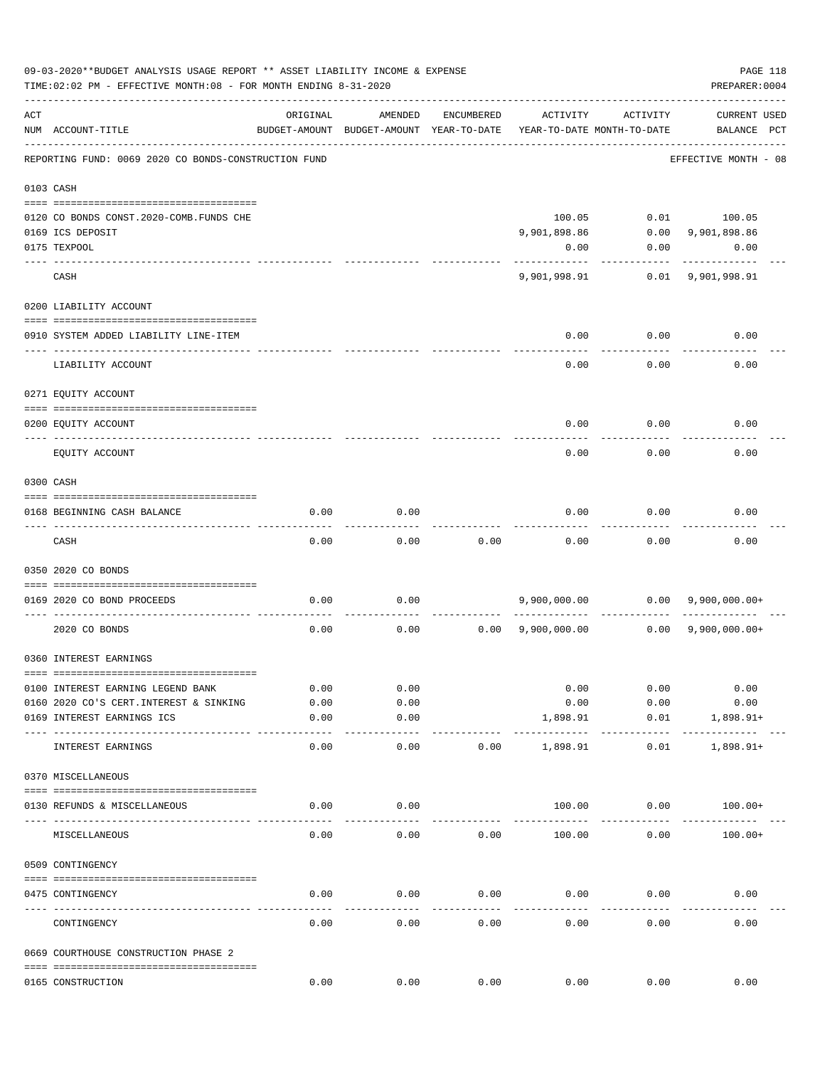09-03-2020**BUDGET ANALYSIS USAGE REPORT ** ASSET LIABILITY INCOME & EXPENSE

TIME:02:02 PM - EFFECTIVE MONTH:08 - FOR MONTH ENDING 8-31-2020

PREPARER:0004

REPORTING FUND: 0069 2020 CO BONDS-CONSTRUCTION FUND — EFFECTIVE MONTH - 08

| ACT NUM | ACCOUNT-TITLE | ORIGINAL BUDGET-AMOUNT | AMENDED BUDGET-AMOUNT | ENCUMBERED YEAR-TO-DATE | ACTIVITY YEAR-TO-DATE | ACTIVITY MONTH-TO-DATE | CURRENT BALANCE | USED PCT |
|---|---|---|---|---|---|---|---|---|
| 0103 | CASH | | | | | | | |
| 0120 | CO BONDS CONST.2020-COMB.FUNDS CHE | | | | 100.05 | 0.01 | 100.05 | |
| 0169 | ICS DEPOSIT | | | | 9,901,898.86 | 0.00 | 9,901,898.86 | |
| 0175 | TEXPOOL | | | | 0.00 | 0.00 | 0.00 | |
| | CASH | | | | 9,901,998.91 | 0.01 | 9,901,998.91 | |
| 0200 | LIABILITY ACCOUNT | | | | | | | |
| 0910 | SYSTEM ADDED LIABILITY LINE-ITEM | | | | 0.00 | 0.00 | 0.00 | |
| | LIABILITY ACCOUNT | | | | 0.00 | 0.00 | 0.00 | |
| 0271 | EQUITY ACCOUNT | | | | | | | |
| 0200 | EQUITY ACCOUNT | | | | 0.00 | 0.00 | 0.00 | |
| | EQUITY ACCOUNT | | | | 0.00 | 0.00 | 0.00 | |
| 0300 | CASH | | | | | | | |
| 0168 | BEGINNING CASH BALANCE | 0.00 | 0.00 | | 0.00 | 0.00 | 0.00 | |
| | CASH | 0.00 | 0.00 | 0.00 | 0.00 | 0.00 | 0.00 | |
| 0350 | 2020 CO BONDS | | | | | | | |
| 0169 | 2020 CO BOND PROCEEDS | 0.00 | 0.00 | | 9,900,000.00 | 0.00 | 9,900,000.00+ | |
| | 2020 CO BONDS | 0.00 | 0.00 | 0.00 | 9,900,000.00 | 0.00 | 9,900,000.00+ | |
| 0360 | INTEREST EARNINGS | | | | | | | |
| 0100 | INTEREST EARNING LEGEND BANK | 0.00 | 0.00 | | 0.00 | 0.00 | 0.00 | |
| 0160 | 2020 CO'S CERT.INTEREST & SINKING | 0.00 | 0.00 | | 0.00 | 0.00 | 0.00 | |
| 0169 | INTEREST EARNINGS ICS | 0.00 | 0.00 | | 1,898.91 | 0.01 | 1,898.91+ | |
| | INTEREST EARNINGS | 0.00 | 0.00 | 0.00 | 1,898.91 | 0.01 | 1,898.91+ | |
| 0370 | MISCELLANEOUS | | | | | | | |
| 0130 | REFUNDS & MISCELLANEOUS | 0.00 | 0.00 | | 100.00 | 0.00 | 100.00+ | |
| | MISCELLANEOUS | 0.00 | 0.00 | 0.00 | 100.00 | 0.00 | 100.00+ | |
| 0509 | CONTINGENCY | | | | | | | |
| 0475 | CONTINGENCY | 0.00 | 0.00 | 0.00 | 0.00 | 0.00 | 0.00 | |
| | CONTINGENCY | 0.00 | 0.00 | 0.00 | 0.00 | 0.00 | 0.00 | |
| 0669 | COURTHOUSE CONSTRUCTION PHASE 2 | | | | | | | |
| 0165 | CONSTRUCTION | 0.00 | 0.00 | 0.00 | 0.00 | 0.00 | 0.00 | |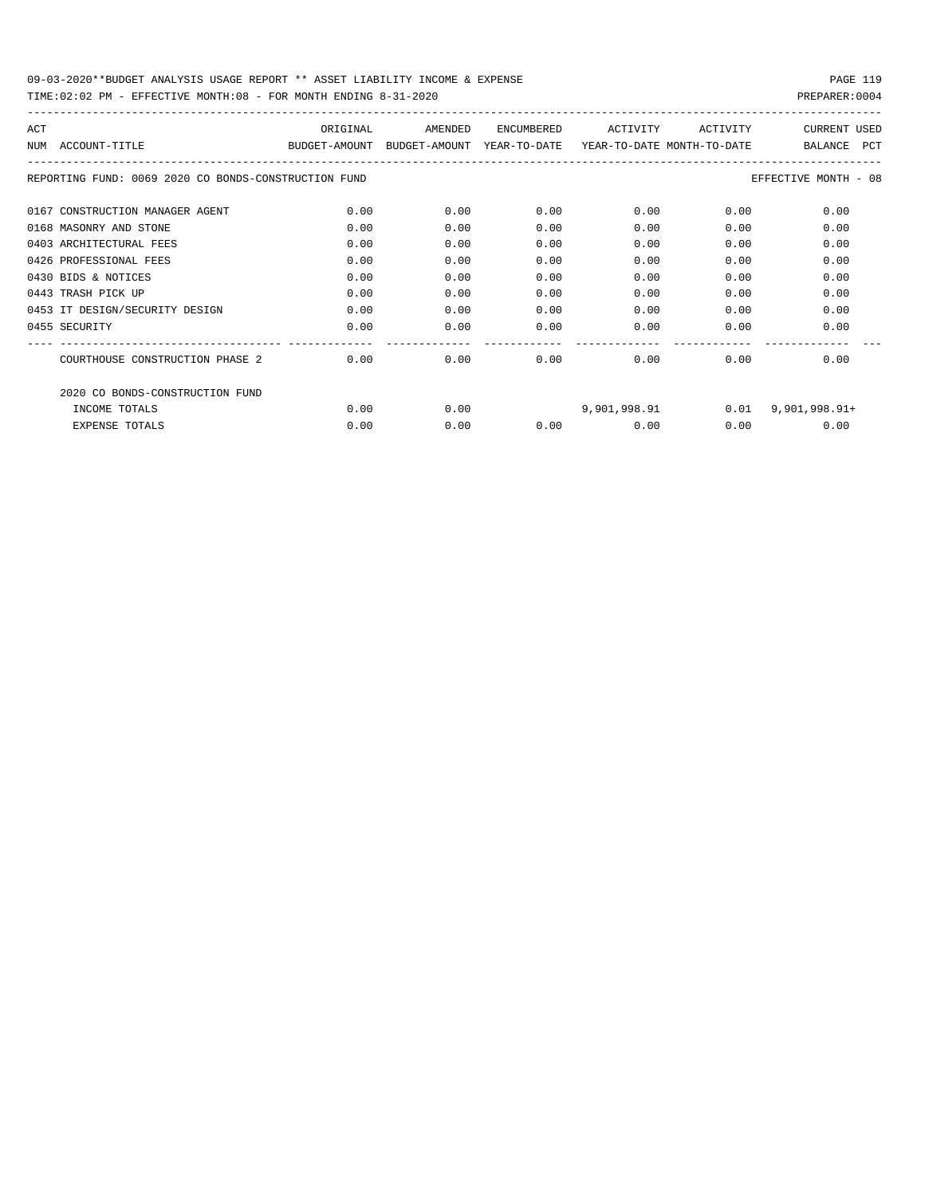09-03-2020**BUDGET ANALYSIS USAGE REPORT ** ASSET LIABILITY INCOME & EXPENSE

TIME:02:02 PM - EFFECTIVE MONTH:08 - FOR MONTH ENDING 8-31-2020

PREPARER:0004

REPORTING FUND: 0069 2020 CO BONDS-CONSTRUCTION FUND — EFFECTIVE MONTH - 08

| ACT NUM | ACCOUNT-TITLE | ORIGINAL BUDGET-AMOUNT | AMENDED BUDGET-AMOUNT | ENCUMBERED YEAR-TO-DATE | ACTIVITY YEAR-TO-DATE | ACTIVITY MONTH-TO-DATE | CURRENT BALANCE | USED PCT |
|---|---|---|---|---|---|---|---|---|
| 0167 | CONSTRUCTION MANAGER AGENT | 0.00 | 0.00 | 0.00 | 0.00 | 0.00 | 0.00 | |
| 0168 | MASONRY AND STONE | 0.00 | 0.00 | 0.00 | 0.00 | 0.00 | 0.00 | |
| 0403 | ARCHITECTURAL FEES | 0.00 | 0.00 | 0.00 | 0.00 | 0.00 | 0.00 | |
| 0426 | PROFESSIONAL FEES | 0.00 | 0.00 | 0.00 | 0.00 | 0.00 | 0.00 | |
| 0430 | BIDS & NOTICES | 0.00 | 0.00 | 0.00 | 0.00 | 0.00 | 0.00 | |
| 0443 | TRASH PICK UP | 0.00 | 0.00 | 0.00 | 0.00 | 0.00 | 0.00 | |
| 0453 | IT DESIGN/SECURITY DESIGN | 0.00 | 0.00 | 0.00 | 0.00 | 0.00 | 0.00 | |
| 0455 | SECURITY | 0.00 | 0.00 | 0.00 | 0.00 | 0.00 | 0.00 | |
| | COURTHOUSE CONSTRUCTION PHASE 2 | 0.00 | 0.00 | 0.00 | 0.00 | 0.00 | 0.00 | |
| | 2020 CO BONDS-CONSTRUCTION FUND | | | | | | | |
| | INCOME TOTALS | 0.00 | 0.00 | | 9,901,998.91 | 0.01 | 9,901,998.91+ | |
| | EXPENSE TOTALS | 0.00 | 0.00 | 0.00 | 0.00 | 0.00 | 0.00 | |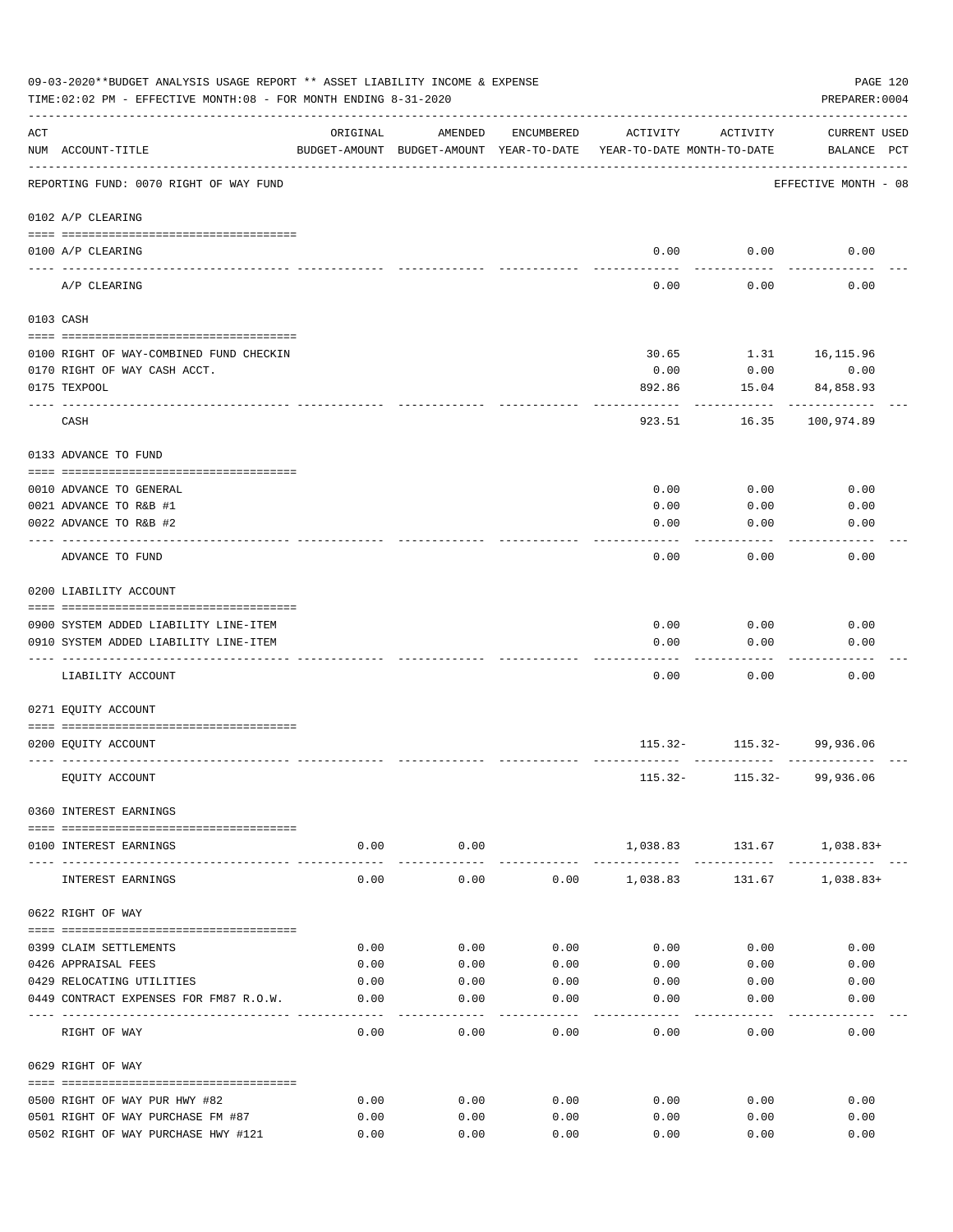09-03-2020**BUDGET ANALYSIS USAGE REPORT ** ASSET LIABILITY INCOME & EXPENSE

TIME:02:02 PM - EFFECTIVE MONTH:08 - FOR MONTH ENDING 8-31-2020

PREPARER:0004

| ACT NUM | ACCOUNT-TITLE | ORIGINAL BUDGET-AMOUNT | AMENDED BUDGET-AMOUNT | ENCUMBERED YEAR-TO-DATE | ACTIVITY YEAR-TO-DATE | ACTIVITY MONTH-TO-DATE | CURRENT BALANCE | USED PCT |
|---|---|---|---|---|---|---|---|---|
| | REPORTING FUND: 0070 RIGHT OF WAY FUND | | | | | | EFFECTIVE MONTH - 08 | |
| | 0102 A/P CLEARING | | | | | | | |
| 0100 | A/P CLEARING | | | | 0.00 | 0.00 | 0.00 | |
| | A/P CLEARING | | | | 0.00 | 0.00 | 0.00 | |
| | 0103 CASH | | | | | | | |
| 0100 | RIGHT OF WAY-COMBINED FUND CHECKIN | | | | 30.65 | 1.31 | 16,115.96 | |
| 0170 | RIGHT OF WAY CASH ACCT. | | | | 0.00 | 0.00 | 0.00 | |
| 0175 | TEXPOOL | | | | 892.86 | 15.04 | 84,858.93 | |
| | CASH | | | | 923.51 | 16.35 | 100,974.89 | |
| | 0133 ADVANCE TO FUND | | | | | | | |
| 0010 | ADVANCE TO GENERAL | | | | 0.00 | 0.00 | 0.00 | |
| 0021 | ADVANCE TO R&B #1 | | | | 0.00 | 0.00 | 0.00 | |
| 0022 | ADVANCE TO R&B #2 | | | | 0.00 | 0.00 | 0.00 | |
| | ADVANCE TO FUND | | | | 0.00 | 0.00 | 0.00 | |
| | 0200 LIABILITY ACCOUNT | | | | | | | |
| 0900 | SYSTEM ADDED LIABILITY LINE-ITEM | | | | 0.00 | 0.00 | 0.00 | |
| 0910 | SYSTEM ADDED LIABILITY LINE-ITEM | | | | 0.00 | 0.00 | 0.00 | |
| | LIABILITY ACCOUNT | | | | 0.00 | 0.00 | 0.00 | |
| | 0271 EQUITY ACCOUNT | | | | | | | |
| 0200 | EQUITY ACCOUNT | | | | 115.32- | 115.32- | 99,936.06 | |
| | EQUITY ACCOUNT | | | | 115.32- | 115.32- | 99,936.06 | |
| | 0360 INTEREST EARNINGS | | | | | | | |
| 0100 | INTEREST EARNINGS | 0.00 | 0.00 | | 1,038.83 | 131.67 | 1,038.83+ | |
| | INTEREST EARNINGS | 0.00 | 0.00 | 0.00 | 1,038.83 | 131.67 | 1,038.83+ | |
| | 0622 RIGHT OF WAY | | | | | | | |
| 0399 | CLAIM SETTLEMENTS | 0.00 | 0.00 | 0.00 | 0.00 | 0.00 | 0.00 | |
| 0426 | APPRAISAL FEES | 0.00 | 0.00 | 0.00 | 0.00 | 0.00 | 0.00 | |
| 0429 | RELOCATING UTILITIES | 0.00 | 0.00 | 0.00 | 0.00 | 0.00 | 0.00 | |
| 0449 | CONTRACT EXPENSES FOR FM87 R.O.W. | 0.00 | 0.00 | 0.00 | 0.00 | 0.00 | 0.00 | |
| | RIGHT OF WAY | 0.00 | 0.00 | 0.00 | 0.00 | 0.00 | 0.00 | |
| | 0629 RIGHT OF WAY | | | | | | | |
| 0500 | RIGHT OF WAY PUR HWY #82 | 0.00 | 0.00 | 0.00 | 0.00 | 0.00 | 0.00 | |
| 0501 | RIGHT OF WAY PURCHASE FM #87 | 0.00 | 0.00 | 0.00 | 0.00 | 0.00 | 0.00 | |
| 0502 | RIGHT OF WAY PURCHASE HWY #121 | 0.00 | 0.00 | 0.00 | 0.00 | 0.00 | 0.00 | |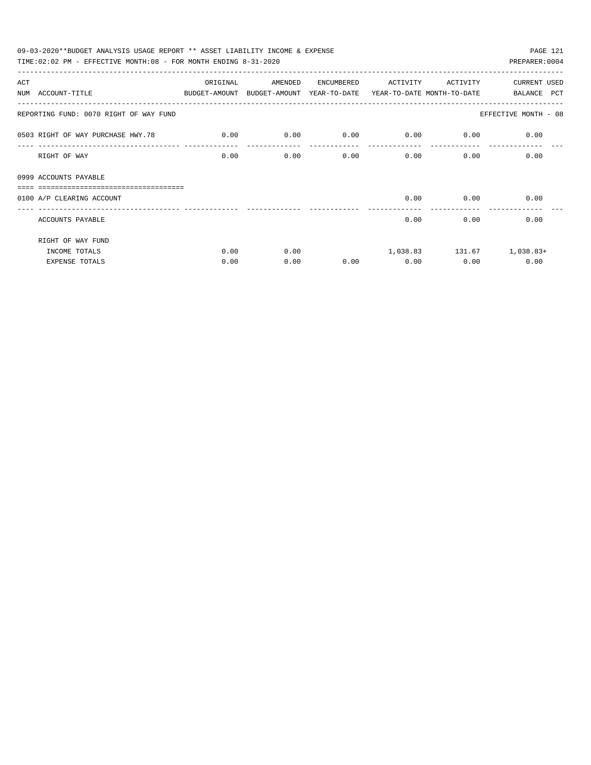09-03-2020**BUDGET ANALYSIS USAGE REPORT ** ASSET LIABILITY INCOME & EXPENSE

TIME:02:02 PM - EFFECTIVE MONTH:08 - FOR MONTH ENDING 8-31-2020

PREPARER:0004

| ACT NUM | ACCOUNT-TITLE | ORIGINAL BUDGET-AMOUNT | AMENDED BUDGET-AMOUNT | ENCUMBERED YEAR-TO-DATE | ACTIVITY YEAR-TO-DATE | ACTIVITY MONTH-TO-DATE | CURRENT BALANCE | USED PCT |
|---|---|---|---|---|---|---|---|---|
| | REPORTING FUND: 0070 RIGHT OF WAY FUND | | | | | | EFFECTIVE MONTH - 08 | |
| 0503 | RIGHT OF WAY PURCHASE HWY.78 | 0.00 | 0.00 | 0.00 | 0.00 | 0.00 | 0.00 | |
| | RIGHT OF WAY | 0.00 | 0.00 | 0.00 | 0.00 | 0.00 | 0.00 | |
| 0999 | ACCOUNTS PAYABLE | | | | | | | |
| 0100 | A/P CLEARING ACCOUNT | | | | 0.00 | 0.00 | 0.00 | |
| | ACCOUNTS PAYABLE | | | | 0.00 | 0.00 | 0.00 | |
| | RIGHT OF WAY FUND | | | | | | | |
| | INCOME TOTALS | 0.00 | 0.00 | | 1,038.83 | 131.67 | 1,038.83+ | |
| | EXPENSE TOTALS | 0.00 | 0.00 | 0.00 | 0.00 | 0.00 | 0.00 | |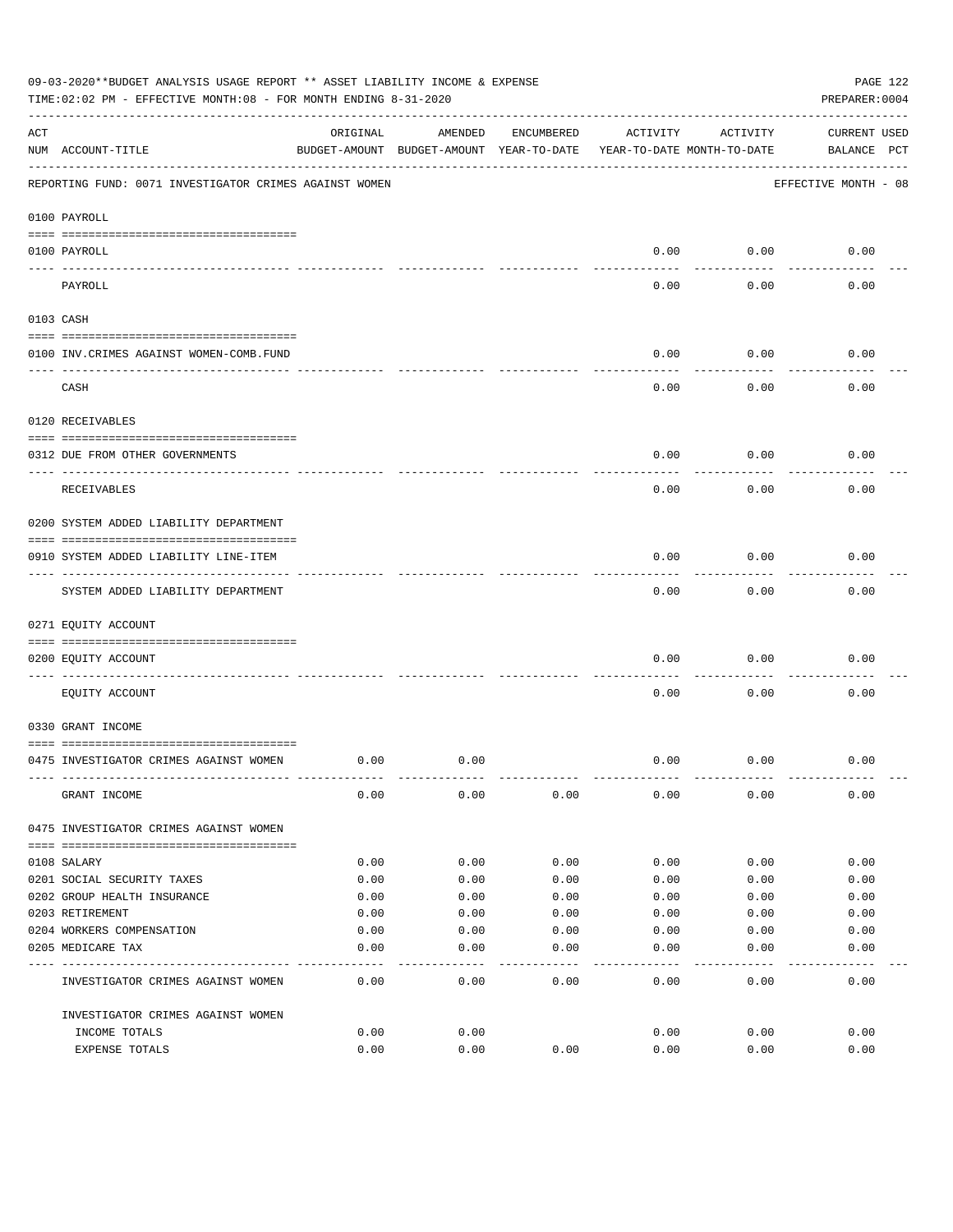09-03-2020**BUDGET ANALYSIS USAGE REPORT ** ASSET LIABILITY INCOME & EXPENSE

TIME:02:02 PM - EFFECTIVE MONTH:08 - FOR MONTH ENDING 8-31-2020

PREPARER:0004

| ACT NUM | ACCOUNT-TITLE | ORIGINAL BUDGET-AMOUNT | AMENDED BUDGET-AMOUNT | ENCUMBERED YEAR-TO-DATE | ACTIVITY YEAR-TO-DATE | ACTIVITY MONTH-TO-DATE | CURRENT BALANCE | USED PCT |
|---|---|---|---|---|---|---|---|---|
| | REPORTING FUND: 0071 INVESTIGATOR CRIMES AGAINST WOMEN | | | | | | EFFECTIVE MONTH - 08 | |
| | 0100 PAYROLL | | | | | | | |
| 0100 | PAYROLL | | | | 0.00 | 0.00 | 0.00 | |
| | PAYROLL | | | | 0.00 | 0.00 | 0.00 | |
| | 0103 CASH | | | | | | | |
| 0100 | INV.CRIMES AGAINST WOMEN-COMB.FUND | | | | 0.00 | 0.00 | 0.00 | |
| | CASH | | | | 0.00 | 0.00 | 0.00 | |
| | 0120 RECEIVABLES | | | | | | | |
| 0312 | DUE FROM OTHER GOVERNMENTS | | | | 0.00 | 0.00 | 0.00 | |
| | RECEIVABLES | | | | 0.00 | 0.00 | 0.00 | |
| | 0200 SYSTEM ADDED LIABILITY DEPARTMENT | | | | | | | |
| 0910 | SYSTEM ADDED LIABILITY LINE-ITEM | | | | 0.00 | 0.00 | 0.00 | |
| | SYSTEM ADDED LIABILITY DEPARTMENT | | | | 0.00 | 0.00 | 0.00 | |
| | 0271 EQUITY ACCOUNT | | | | | | | |
| 0200 | EQUITY ACCOUNT | | | | 0.00 | 0.00 | 0.00 | |
| | EQUITY ACCOUNT | | | | 0.00 | 0.00 | 0.00 | |
| | 0330 GRANT INCOME | | | | | | | |
| 0475 | INVESTIGATOR CRIMES AGAINST WOMEN | 0.00 | 0.00 | | 0.00 | 0.00 | 0.00 | |
| | GRANT INCOME | 0.00 | 0.00 | 0.00 | 0.00 | 0.00 | 0.00 | |
| | 0475 INVESTIGATOR CRIMES AGAINST WOMEN | | | | | | | |
| 0108 | SALARY | 0.00 | 0.00 | 0.00 | 0.00 | 0.00 | 0.00 | |
| 0201 | SOCIAL SECURITY TAXES | 0.00 | 0.00 | 0.00 | 0.00 | 0.00 | 0.00 | |
| 0202 | GROUP HEALTH INSURANCE | 0.00 | 0.00 | 0.00 | 0.00 | 0.00 | 0.00 | |
| 0203 | RETIREMENT | 0.00 | 0.00 | 0.00 | 0.00 | 0.00 | 0.00 | |
| 0204 | WORKERS COMPENSATION | 0.00 | 0.00 | 0.00 | 0.00 | 0.00 | 0.00 | |
| 0205 | MEDICARE TAX | 0.00 | 0.00 | 0.00 | 0.00 | 0.00 | 0.00 | |
| | INVESTIGATOR CRIMES AGAINST WOMEN | 0.00 | 0.00 | 0.00 | 0.00 | 0.00 | 0.00 | |
| | INVESTIGATOR CRIMES AGAINST WOMEN | | | | | | | |
| | INCOME TOTALS | 0.00 | 0.00 | | 0.00 | 0.00 | 0.00 | |
| | EXPENSE TOTALS | 0.00 | 0.00 | 0.00 | 0.00 | 0.00 | 0.00 | |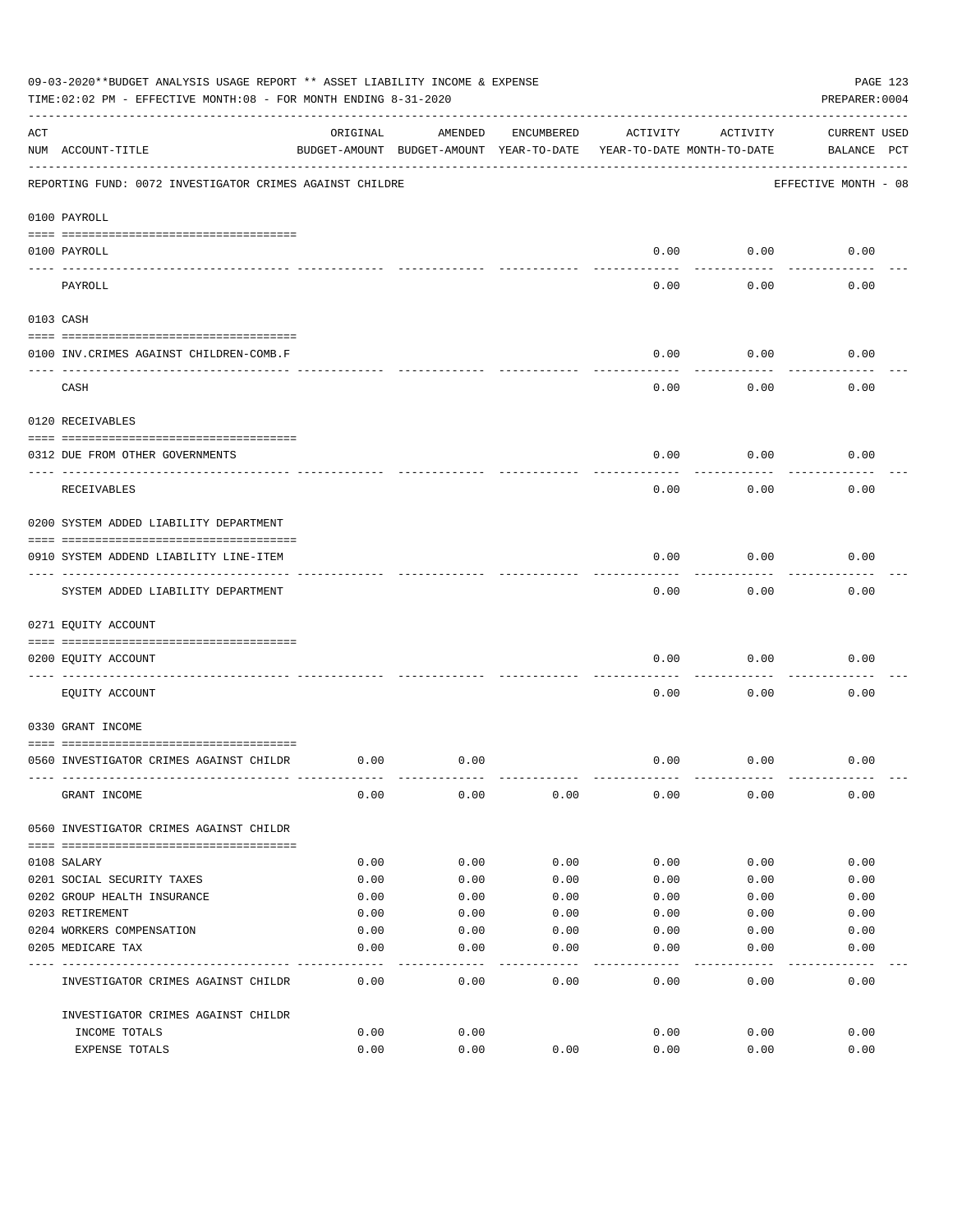09-03-2020**BUDGET ANALYSIS USAGE REPORT ** ASSET LIABILITY INCOME & EXPENSE

TIME:02:02 PM - EFFECTIVE MONTH:08 - FOR MONTH ENDING 8-31-2020

PREPARER:0004

REPORTING FUND: 0072 INVESTIGATOR CRIMES AGAINST CHILDRE — EFFECTIVE MONTH - 08

| ACT NUM | ACCOUNT-TITLE | ORIGINAL BUDGET-AMOUNT | AMENDED BUDGET-AMOUNT | ENCUMBERED YEAR-TO-DATE | ACTIVITY YEAR-TO-DATE | ACTIVITY MONTH-TO-DATE | CURRENT BALANCE | USED PCT |
|---|---|---|---|---|---|---|---|---|
| | **0100 PAYROLL** | | | | | | | |
| 0100 | PAYROLL | | | | 0.00 | 0.00 | 0.00 | |
| | PAYROLL | | | | 0.00 | 0.00 | 0.00 | |
| | **0103 CASH** | | | | | | | |
| 0100 | INV.CRIMES AGAINST CHILDREN-COMB.F | | | | 0.00 | 0.00 | 0.00 | |
| | CASH | | | | 0.00 | 0.00 | 0.00 | |
| | **0120 RECEIVABLES** | | | | | | | |
| 0312 | DUE FROM OTHER GOVERNMENTS | | | | 0.00 | 0.00 | 0.00 | |
| | RECEIVABLES | | | | 0.00 | 0.00 | 0.00 | |
| | **0200 SYSTEM ADDED LIABILITY DEPARTMENT** | | | | | | | |
| 0910 | SYSTEM ADDEND LIABILITY LINE-ITEM | | | | 0.00 | 0.00 | 0.00 | |
| | SYSTEM ADDED LIABILITY DEPARTMENT | | | | 0.00 | 0.00 | 0.00 | |
| | **0271 EQUITY ACCOUNT** | | | | | | | |
| 0200 | EQUITY ACCOUNT | | | | 0.00 | 0.00 | 0.00 | |
| | EQUITY ACCOUNT | | | | 0.00 | 0.00 | 0.00 | |
| | **0330 GRANT INCOME** | | | | | | | |
| 0560 | INVESTIGATOR CRIMES AGAINST CHILDR | 0.00 | 0.00 | | 0.00 | 0.00 | 0.00 | |
| | GRANT INCOME | 0.00 | 0.00 | 0.00 | 0.00 | 0.00 | 0.00 | |
| | **0560 INVESTIGATOR CRIMES AGAINST CHILDR** | | | | | | | |
| 0108 | SALARY | 0.00 | 0.00 | 0.00 | 0.00 | 0.00 | 0.00 | |
| 0201 | SOCIAL SECURITY TAXES | 0.00 | 0.00 | 0.00 | 0.00 | 0.00 | 0.00 | |
| 0202 | GROUP HEALTH INSURANCE | 0.00 | 0.00 | 0.00 | 0.00 | 0.00 | 0.00 | |
| 0203 | RETIREMENT | 0.00 | 0.00 | 0.00 | 0.00 | 0.00 | 0.00 | |
| 0204 | WORKERS COMPENSATION | 0.00 | 0.00 | 0.00 | 0.00 | 0.00 | 0.00 | |
| 0205 | MEDICARE TAX | 0.00 | 0.00 | 0.00 | 0.00 | 0.00 | 0.00 | |
| | INVESTIGATOR CRIMES AGAINST CHILDR | 0.00 | 0.00 | 0.00 | 0.00 | 0.00 | 0.00 | |
| | INVESTIGATOR CRIMES AGAINST CHILDR | | | | | | | |
| | INCOME TOTALS | 0.00 | 0.00 | | 0.00 | 0.00 | 0.00 | |
| | EXPENSE TOTALS | 0.00 | 0.00 | 0.00 | 0.00 | 0.00 | 0.00 | |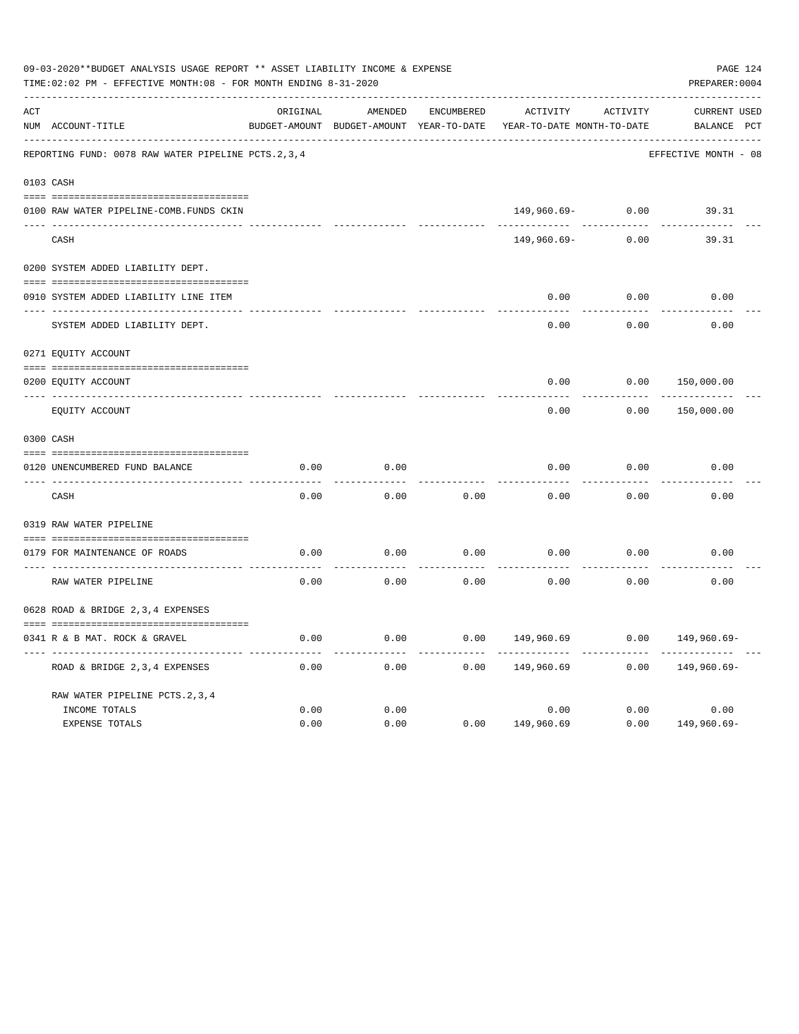09-03-2020**BUDGET ANALYSIS USAGE REPORT ** ASSET LIABILITY INCOME & EXPENSE

TIME:02:02 PM - EFFECTIVE MONTH:08 - FOR MONTH ENDING 8-31-2020

PREPARER:0004

REPORTING FUND: 0078 RAW WATER PIPELINE PCTS.2,3,4 — EFFECTIVE MONTH - 08

| ACT NUM | ACCOUNT-TITLE | ORIGINAL BUDGET-AMOUNT | AMENDED BUDGET-AMOUNT | ENCUMBERED YEAR-TO-DATE | ACTIVITY YEAR-TO-DATE | ACTIVITY MONTH-TO-DATE | CURRENT BALANCE | USED PCT |
|---|---|---|---|---|---|---|---|---|
| 0103 | CASH | | | | | | | |
| 0100 | RAW WATER PIPELINE-COMB.FUNDS CKIN | | | | 149,960.69- | 0.00 | 39.31 | |
| | CASH | | | | 149,960.69- | 0.00 | 39.31 | |
| 0200 | SYSTEM ADDED LIABILITY DEPT. | | | | | | | |
| 0910 | SYSTEM ADDED LIABILITY LINE ITEM | | | | 0.00 | 0.00 | 0.00 | |
| | SYSTEM ADDED LIABILITY DEPT. | | | | 0.00 | 0.00 | 0.00 | |
| 0271 | EQUITY ACCOUNT | | | | | | | |
| 0200 | EQUITY ACCOUNT | | | | 0.00 | 0.00 | 150,000.00 | |
| | EQUITY ACCOUNT | | | | 0.00 | 0.00 | 150,000.00 | |
| 0300 | CASH | | | | | | | |
| 0120 | UNENCUMBERED FUND BALANCE | 0.00 | 0.00 | | 0.00 | 0.00 | 0.00 | |
| | CASH | 0.00 | 0.00 | 0.00 | 0.00 | 0.00 | 0.00 | |
| 0319 | RAW WATER PIPELINE | | | | | | | |
| 0179 | FOR MAINTENANCE OF ROADS | 0.00 | 0.00 | 0.00 | 0.00 | 0.00 | 0.00 | |
| | RAW WATER PIPELINE | 0.00 | 0.00 | 0.00 | 0.00 | 0.00 | 0.00 | |
| 0628 | ROAD & BRIDGE 2,3,4 EXPENSES | | | | | | | |
| 0341 | R & B MAT. ROCK & GRAVEL | 0.00 | 0.00 | 0.00 | 149,960.69 | 0.00 | 149,960.69- | |
| | ROAD & BRIDGE 2,3,4 EXPENSES | 0.00 | 0.00 | 0.00 | 149,960.69 | 0.00 | 149,960.69- | |
| | RAW WATER PIPELINE PCTS.2,3,4 | | | | | | | |
| | INCOME TOTALS | 0.00 | 0.00 | | 0.00 | 0.00 | 0.00 | |
| | EXPENSE TOTALS | 0.00 | 0.00 | 0.00 | 149,960.69 | 0.00 | 149,960.69- | |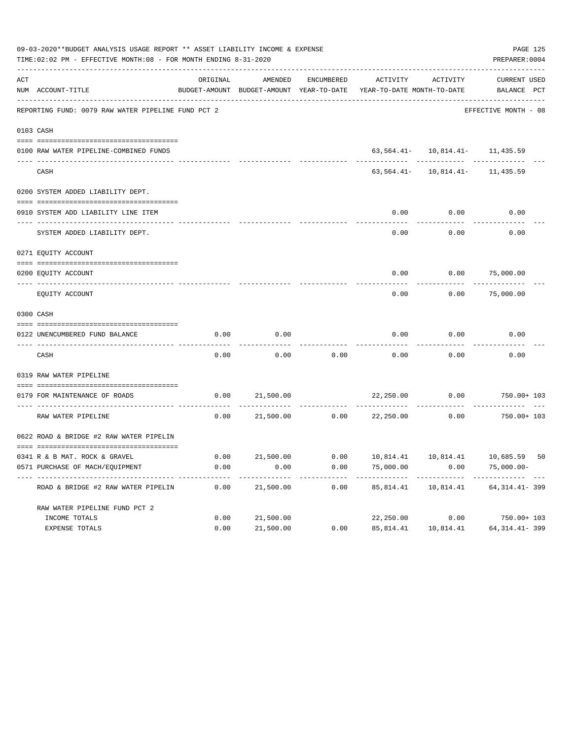09-03-2020**BUDGET ANALYSIS USAGE REPORT ** ASSET LIABILITY INCOME & EXPENSE

TIME:02:02 PM - EFFECTIVE MONTH:08 - FOR MONTH ENDING 8-31-2020

PREPARER:0004

| ACT NUM | ACCOUNT-TITLE | ORIGINAL BUDGET-AMOUNT | AMENDED BUDGET-AMOUNT | ENCUMBERED YEAR-TO-DATE | ACTIVITY YEAR-TO-DATE | ACTIVITY MONTH-TO-DATE | CURRENT BALANCE | USED PCT |
|---|---|---|---|---|---|---|---|---|
| | REPORTING FUND: 0079 RAW WATER PIPELINE FUND PCT 2 | | | | | | EFFECTIVE MONTH - 08 | |
| 0103 | CASH | | | | | | | |
| 0100 | RAW WATER PIPELINE-COMBINED FUNDS | | | | 63,564.41- | 10,814.41- | 11,435.59 | |
| | CASH | | | | 63,564.41- | 10,814.41- | 11,435.59 | |
| 0200 | SYSTEM ADDED LIABILITY DEPT. | | | | | | | |
| 0910 | SYSTEM ADD LIABILITY LINE ITEM | | | | 0.00 | 0.00 | 0.00 | |
| | SYSTEM ADDED LIABILITY DEPT. | | | | 0.00 | 0.00 | 0.00 | |
| 0271 | EQUITY ACCOUNT | | | | | | | |
| 0200 | EQUITY ACCOUNT | | | | 0.00 | 0.00 | 75,000.00 | |
| | EQUITY ACCOUNT | | | | 0.00 | 0.00 | 75,000.00 | |
| 0300 | CASH | | | | | | | |
| 0122 | UNENCUMBERED FUND BALANCE | 0.00 | 0.00 | | 0.00 | 0.00 | 0.00 | |
| | CASH | 0.00 | 0.00 | 0.00 | 0.00 | 0.00 | 0.00 | |
| 0319 | RAW WATER PIPELINE | | | | | | | |
| 0179 | FOR MAINTENANCE OF ROADS | 0.00 | 21,500.00 | | 22,250.00 | 0.00 | 750.00+ | 103 |
| | RAW WATER PIPELINE | 0.00 | 21,500.00 | 0.00 | 22,250.00 | 0.00 | 750.00+ | 103 |
| 0622 | ROAD & BRIDGE #2 RAW WATER PIPELIN | | | | | | | |
| 0341 | R & B MAT. ROCK & GRAVEL | 0.00 | 21,500.00 | 0.00 | 10,814.41 | 10,814.41 | 10,685.59 | 50 |
| 0571 | PURCHASE OF MACH/EQUIPMENT | 0.00 | 0.00 | 0.00 | 75,000.00 | 0.00 | 75,000.00- | |
| | ROAD & BRIDGE #2 RAW WATER PIPELIN | 0.00 | 21,500.00 | 0.00 | 85,814.41 | 10,814.41 | 64,314.41- | 399 |
| | RAW WATER PIPELINE FUND PCT 2 | | | | | | | |
| | INCOME TOTALS | 0.00 | 21,500.00 | | 22,250.00 | 0.00 | 750.00+ | 103 |
| | EXPENSE TOTALS | 0.00 | 21,500.00 | 0.00 | 85,814.41 | 10,814.41 | 64,314.41- | 399 |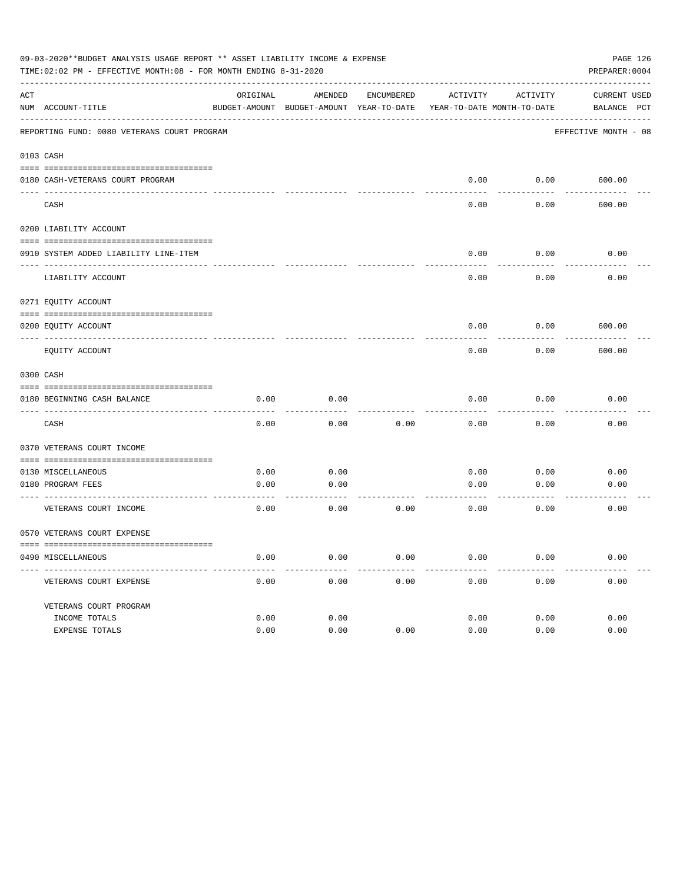09-03-2020**BUDGET ANALYSIS USAGE REPORT ** ASSET LIABILITY INCOME & EXPENSE

TIME:02:02 PM - EFFECTIVE MONTH:08 - FOR MONTH ENDING 8-31-2020

PREPARER:0004

REPORTING FUND: 0080 VETERANS COURT PROGRAM — EFFECTIVE MONTH - 08

| ACT NUM | ACCOUNT-TITLE | ORIGINAL BUDGET-AMOUNT | AMENDED BUDGET-AMOUNT | ENCUMBERED YEAR-TO-DATE | ACTIVITY YEAR-TO-DATE | ACTIVITY MONTH-TO-DATE | CURRENT BALANCE | USED PCT |
|---|---|---|---|---|---|---|---|---|
| **0103** | **CASH** | | | | | | | |
| 0180 | CASH-VETERANS COURT PROGRAM | | | | 0.00 | 0.00 | 600.00 | |
| | CASH | | | | 0.00 | 0.00 | 600.00 | |
| **0200** | **LIABILITY ACCOUNT** | | | | | | | |
| 0910 | SYSTEM ADDED LIABILITY LINE-ITEM | | | | 0.00 | 0.00 | 0.00 | |
| | LIABILITY ACCOUNT | | | | 0.00 | 0.00 | 0.00 | |
| **0271** | **EQUITY ACCOUNT** | | | | | | | |
| 0200 | EQUITY ACCOUNT | | | | 0.00 | 0.00 | 600.00 | |
| | EQUITY ACCOUNT | | | | 0.00 | 0.00 | 600.00 | |
| **0300** | **CASH** | | | | | | | |
| 0180 | BEGINNING CASH BALANCE | 0.00 | 0.00 | | 0.00 | 0.00 | 0.00 | |
| | CASH | 0.00 | 0.00 | 0.00 | 0.00 | 0.00 | 0.00 | |
| **0370** | **VETERANS COURT INCOME** | | | | | | | |
| 0130 | MISCELLANEOUS | 0.00 | 0.00 | | 0.00 | 0.00 | 0.00 | |
| 0180 | PROGRAM FEES | 0.00 | 0.00 | | 0.00 | 0.00 | 0.00 | |
| | VETERANS COURT INCOME | 0.00 | 0.00 | 0.00 | 0.00 | 0.00 | 0.00 | |
| **0570** | **VETERANS COURT EXPENSE** | | | | | | | |
| 0490 | MISCELLANEOUS | 0.00 | 0.00 | 0.00 | 0.00 | 0.00 | 0.00 | |
| | VETERANS COURT EXPENSE | 0.00 | 0.00 | 0.00 | 0.00 | 0.00 | 0.00 | |
| | VETERANS COURT PROGRAM | | | | | | | |
| | INCOME TOTALS | 0.00 | 0.00 | | 0.00 | 0.00 | 0.00 | |
| | EXPENSE TOTALS | 0.00 | 0.00 | 0.00 | 0.00 | 0.00 | 0.00 | |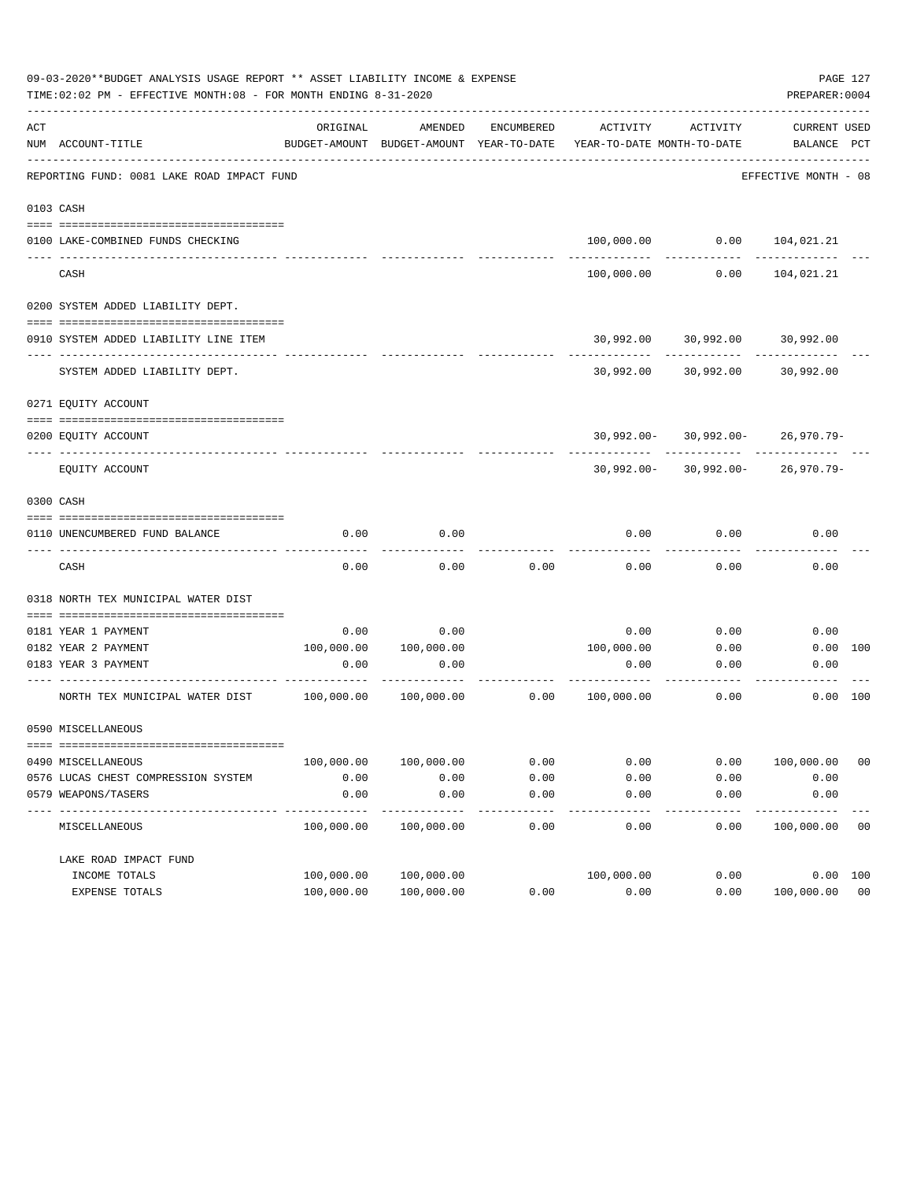09-03-2020**BUDGET ANALYSIS USAGE REPORT ** ASSET LIABILITY INCOME & EXPENSE

TIME:02:02 PM - EFFECTIVE MONTH:08 - FOR MONTH ENDING 8-31-2020

PREPARER:0004

| ACT NUM | ACCOUNT-TITLE | ORIGINAL BUDGET-AMOUNT | AMENDED BUDGET-AMOUNT | ENCUMBERED YEAR-TO-DATE | ACTIVITY YEAR-TO-DATE | ACTIVITY MONTH-TO-DATE | CURRENT BALANCE | USED PCT |
|---|---|---|---|---|---|---|---|---|
| | REPORTING FUND: 0081 LAKE ROAD IMPACT FUND | | | | | | EFFECTIVE MONTH - 08 | |
| 0103 | CASH | | | | | | | |
| 0100 | LAKE-COMBINED FUNDS CHECKING | | | | 100,000.00 | 0.00 | 104,021.21 | |
| | CASH | | | | 100,000.00 | 0.00 | 104,021.21 | |
| 0200 | SYSTEM ADDED LIABILITY DEPT. | | | | | | | |
| 0910 | SYSTEM ADDED LIABILITY LINE ITEM | | | | 30,992.00 | 30,992.00 | 30,992.00 | |
| | SYSTEM ADDED LIABILITY DEPT. | | | | 30,992.00 | 30,992.00 | 30,992.00 | |
| 0271 | EQUITY ACCOUNT | | | | | | | |
| 0200 | EQUITY ACCOUNT | | | | 30,992.00- | 30,992.00- | 26,970.79- | |
| | EQUITY ACCOUNT | | | | 30,992.00- | 30,992.00- | 26,970.79- | |
| 0300 | CASH | | | | | | | |
| 0110 | UNENCUMBERED FUND BALANCE | 0.00 | 0.00 | | 0.00 | 0.00 | 0.00 | |
| | CASH | 0.00 | 0.00 | 0.00 | 0.00 | 0.00 | 0.00 | |
| 0318 | NORTH TEX MUNICIPAL WATER DIST | | | | | | | |
| 0181 | YEAR 1 PAYMENT | 0.00 | 0.00 | | 0.00 | 0.00 | 0.00 | |
| 0182 | YEAR 2 PAYMENT | 100,000.00 | 100,000.00 | | 100,000.00 | 0.00 | 0.00 | 100 |
| 0183 | YEAR 3 PAYMENT | 0.00 | 0.00 | | 0.00 | 0.00 | 0.00 | |
| | NORTH TEX MUNICIPAL WATER DIST | 100,000.00 | 100,000.00 | 0.00 | 100,000.00 | 0.00 | 0.00 | 100 |
| 0590 | MISCELLANEOUS | | | | | | | |
| 0490 | MISCELLANEOUS | 100,000.00 | 100,000.00 | 0.00 | 0.00 | 0.00 | 100,000.00 | 00 |
| 0576 | LUCAS CHEST COMPRESSION SYSTEM | 0.00 | 0.00 | 0.00 | 0.00 | 0.00 | 0.00 | |
| 0579 | WEAPONS/TASERS | 0.00 | 0.00 | 0.00 | 0.00 | 0.00 | 0.00 | |
| | MISCELLANEOUS | 100,000.00 | 100,000.00 | 0.00 | 0.00 | 0.00 | 100,000.00 | 00 |
| | LAKE ROAD IMPACT FUND | | | | | | | |
| | INCOME TOTALS | 100,000.00 | 100,000.00 | | 100,000.00 | 0.00 | 0.00 | 100 |
| | EXPENSE TOTALS | 100,000.00 | 100,000.00 | 0.00 | 0.00 | 0.00 | 100,000.00 | 00 |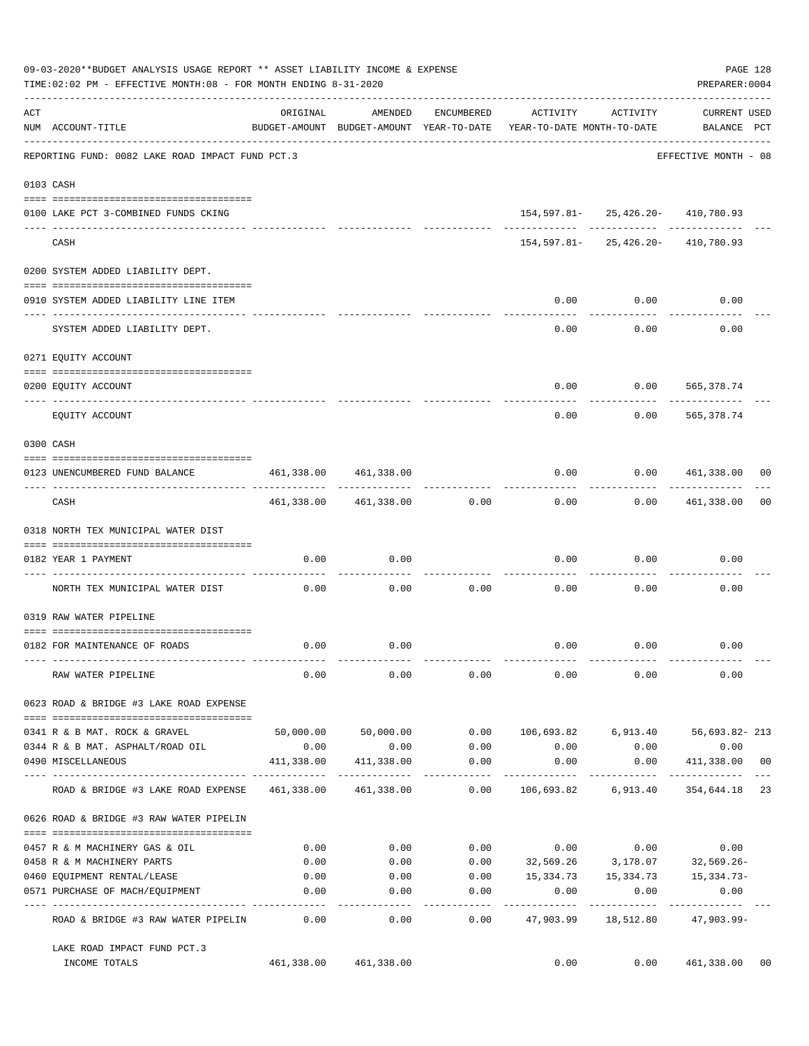09-03-2020**BUDGET ANALYSIS USAGE REPORT ** ASSET LIABILITY INCOME & EXPENSE

TIME:02:02 PM - EFFECTIVE MONTH:08 - FOR MONTH ENDING 8-31-2020

PREPARER:0004

REPORTING FUND: 0082 LAKE ROAD IMPACT FUND PCT.3 — EFFECTIVE MONTH - 08

| ACT NUM | ACCOUNT-TITLE | ORIGINAL BUDGET-AMOUNT | AMENDED BUDGET-AMOUNT | ENCUMBERED YEAR-TO-DATE | ACTIVITY YEAR-TO-DATE | ACTIVITY MONTH-TO-DATE | CURRENT BALANCE | USED PCT |
|---|---|---|---|---|---|---|---|---|
| **0103** | **CASH** | | | | | | | |
| 0100 | LAKE PCT 3-COMBINED FUNDS CKING | | | | 154,597.81- | 25,426.20- | 410,780.93 | |
| | CASH | | | | 154,597.81- | 25,426.20- | 410,780.93 | |
| **0200** | **SYSTEM ADDED LIABILITY DEPT.** | | | | | | | |
| 0910 | SYSTEM ADDED LIABILITY LINE ITEM | | | | 0.00 | 0.00 | 0.00 | |
| | SYSTEM ADDED LIABILITY DEPT. | | | | 0.00 | 0.00 | 0.00 | |
| **0271** | **EQUITY ACCOUNT** | | | | | | | |
| 0200 | EQUITY ACCOUNT | | | | 0.00 | 0.00 | 565,378.74 | |
| | EQUITY ACCOUNT | | | | 0.00 | 0.00 | 565,378.74 | |
| **0300** | **CASH** | | | | | | | |
| 0123 | UNENCUMBERED FUND BALANCE | 461,338.00 | 461,338.00 | | 0.00 | 0.00 | 461,338.00 | 00 |
| | CASH | 461,338.00 | 461,338.00 | 0.00 | 0.00 | 0.00 | 461,338.00 | 00 |
| **0318** | **NORTH TEX MUNICIPAL WATER DIST** | | | | | | | |
| 0182 | YEAR 1 PAYMENT | 0.00 | 0.00 | | 0.00 | 0.00 | 0.00 | |
| | NORTH TEX MUNICIPAL WATER DIST | 0.00 | 0.00 | 0.00 | 0.00 | 0.00 | 0.00 | |
| **0319** | **RAW WATER PIPELINE** | | | | | | | |
| 0182 | FOR MAINTENANCE OF ROADS | 0.00 | 0.00 | | 0.00 | 0.00 | 0.00 | |
| | RAW WATER PIPELINE | 0.00 | 0.00 | 0.00 | 0.00 | 0.00 | 0.00 | |
| **0623** | **ROAD & BRIDGE #3 LAKE ROAD EXPENSE** | | | | | | | |
| 0341 | R & B MAT. ROCK & GRAVEL | 50,000.00 | 50,000.00 | 0.00 | 106,693.82 | 6,913.40 | 56,693.82- | 213 |
| 0344 | R & B MAT. ASPHALT/ROAD OIL | 0.00 | 0.00 | 0.00 | 0.00 | 0.00 | 0.00 | |
| 0490 | MISCELLANEOUS | 411,338.00 | 411,338.00 | 0.00 | 0.00 | 0.00 | 411,338.00 | 00 |
| | ROAD & BRIDGE #3 LAKE ROAD EXPENSE | 461,338.00 | 461,338.00 | 0.00 | 106,693.82 | 6,913.40 | 354,644.18 | 23 |
| **0626** | **ROAD & BRIDGE #3 RAW WATER PIPELIN** | | | | | | | |
| 0457 | R & M MACHINERY GAS & OIL | 0.00 | 0.00 | 0.00 | 0.00 | 0.00 | 0.00 | |
| 0458 | R & M MACHINERY PARTS | 0.00 | 0.00 | 0.00 | 32,569.26 | 3,178.07 | 32,569.26- | |
| 0460 | EQUIPMENT RENTAL/LEASE | 0.00 | 0.00 | 0.00 | 15,334.73 | 15,334.73 | 15,334.73- | |
| 0571 | PURCHASE OF MACH/EQUIPMENT | 0.00 | 0.00 | 0.00 | 0.00 | 0.00 | 0.00 | |
| | ROAD & BRIDGE #3 RAW WATER PIPELIN | 0.00 | 0.00 | 0.00 | 47,903.99 | 18,512.80 | 47,903.99- | |
| | LAKE ROAD IMPACT FUND PCT.3 INCOME TOTALS | 461,338.00 | 461,338.00 | | 0.00 | 0.00 | 461,338.00 | 00 |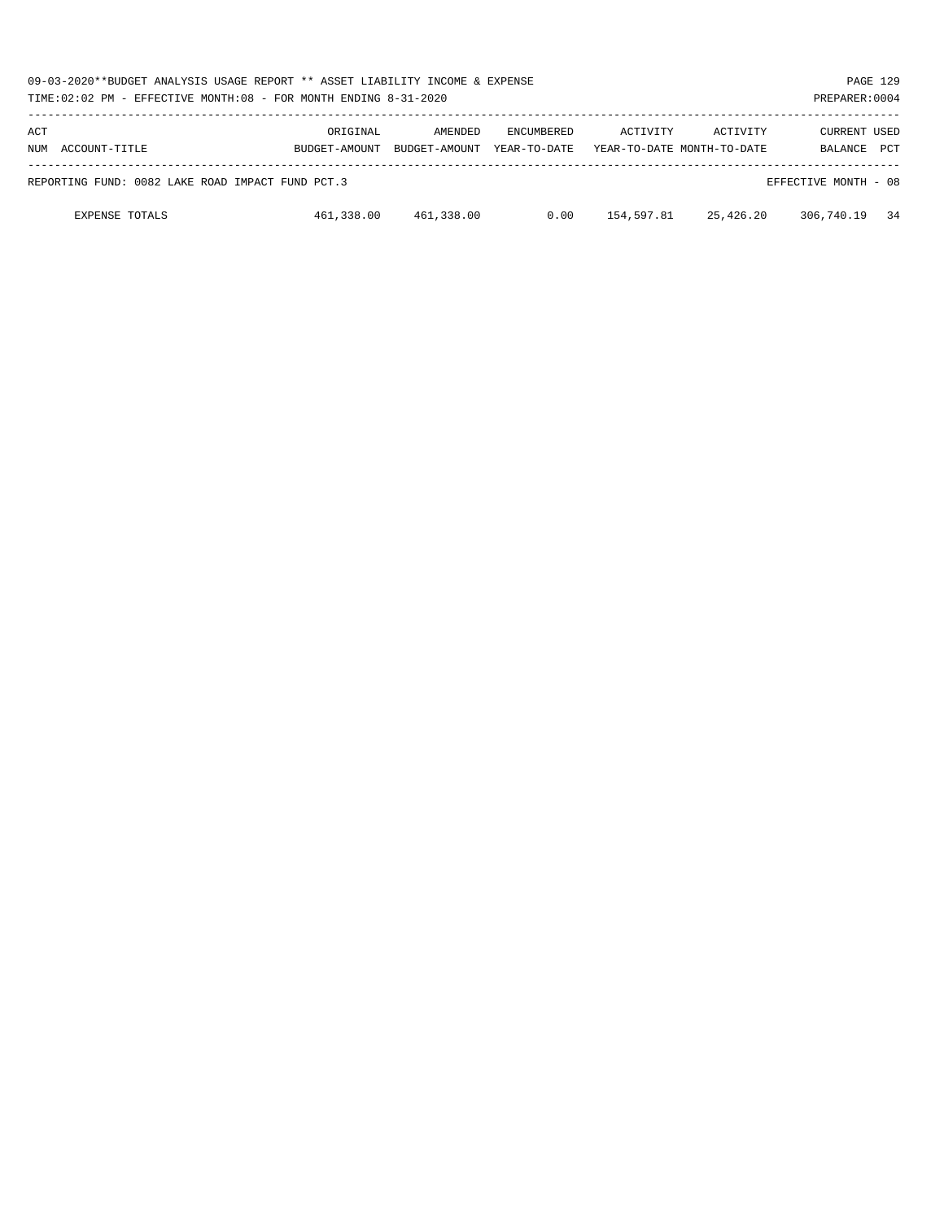| ACT NUM ACCOUNT-TITLE | ORIGINAL BUDGET-AMOUNT | AMENDED BUDGET-AMOUNT | ENCUMBERED YEAR-TO-DATE | ACTIVITY YEAR-TO-DATE | ACTIVITY MONTH-TO-DATE | CURRENT BALANCE | USED PCT |
|---|---|---|---|---|---|---|---|
| REPORTING FUND: 0082 LAKE ROAD IMPACT FUND PCT.3 | | | | | | EFFECTIVE MONTH - 08 | |
| EXPENSE TOTALS | 461,338.00 | 461,338.00 | 0.00 | 154,597.81 | 25,426.20 | 306,740.19 | 34 |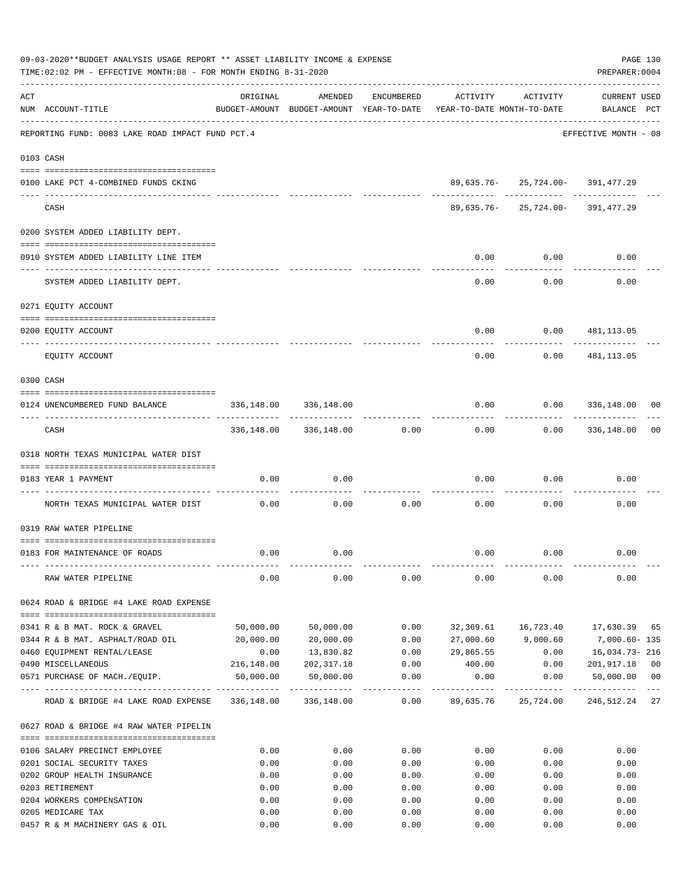09-03-2020**BUDGET ANALYSIS USAGE REPORT ** ASSET LIABILITY INCOME & EXPENSE

TIME:02:02 PM - EFFECTIVE MONTH:08 - FOR MONTH ENDING 8-31-2020

PREPARER:0004

| ACT NUM | ACCOUNT-TITLE | ORIGINAL BUDGET-AMOUNT | AMENDED BUDGET-AMOUNT | ENCUMBERED YEAR-TO-DATE | ACTIVITY YEAR-TO-DATE | ACTIVITY MONTH-TO-DATE | CURRENT USED BALANCE | PCT |
|---|---|---|---|---|---|---|---|---|
| | REPORTING FUND: 0083 LAKE ROAD IMPACT FUND PCT.4 | | | | | | EFFECTIVE MONTH - 08 | |
| | 0103 CASH | | | | | | | |
| 0100 | LAKE PCT 4-COMBINED FUNDS CKING | | | | 89,635.76- | 25,724.00- | 391,477.29 | |
| | CASH | | | | 89,635.76- | 25,724.00- | 391,477.29 | |
| | 0200 SYSTEM ADDED LIABILITY DEPT. | | | | | | | |
| 0910 | SYSTEM ADDED LIABILITY LINE ITEM | | | | 0.00 | 0.00 | 0.00 | |
| | SYSTEM ADDED LIABILITY DEPT. | | | | 0.00 | 0.00 | 0.00 | |
| | 0271 EQUITY ACCOUNT | | | | | | | |
| 0200 | EQUITY ACCOUNT | | | | 0.00 | 0.00 | 481,113.05 | |
| | EQUITY ACCOUNT | | | | 0.00 | 0.00 | 481,113.05 | |
| | 0300 CASH | | | | | | | |
| 0124 | UNENCUMBERED FUND BALANCE | 336,148.00 | 336,148.00 | | 0.00 | 0.00 | 336,148.00 | 00 |
| | CASH | 336,148.00 | 336,148.00 | 0.00 | 0.00 | 0.00 | 336,148.00 | 00 |
| | 0318 NORTH TEXAS MUNICIPAL WATER DIST | | | | | | | |
| 0183 | YEAR 1 PAYMENT | 0.00 | 0.00 | | 0.00 | 0.00 | 0.00 | |
| | NORTH TEXAS MUNICIPAL WATER DIST | 0.00 | 0.00 | 0.00 | 0.00 | 0.00 | 0.00 | |
| | 0319 RAW WATER PIPELINE | | | | | | | |
| 0183 | FOR MAINTENANCE OF ROADS | 0.00 | 0.00 | | 0.00 | 0.00 | 0.00 | |
| | RAW WATER PIPELINE | 0.00 | 0.00 | 0.00 | 0.00 | 0.00 | 0.00 | |
| | 0624 ROAD & BRIDGE #4 LAKE ROAD EXPENSE | | | | | | | |
| 0341 | R & B MAT. ROCK & GRAVEL | 50,000.00 | 50,000.00 | 0.00 | 32,369.61 | 16,723.40 | 17,630.39 | 65 |
| 0344 | R & B MAT. ASPHALT/ROAD OIL | 20,000.00 | 20,000.00 | 0.00 | 27,000.60 | 9,000.60 | 7,000.60- | 135 |
| 0460 | EQUIPMENT RENTAL/LEASE | 0.00 | 13,830.82 | 0.00 | 29,865.55 | 0.00 | 16,034.73- | 216 |
| 0490 | MISCELLANEOUS | 216,148.00 | 202,317.18 | 0.00 | 400.00 | 0.00 | 201,917.18 | 00 |
| 0571 | PURCHASE OF MACH./EQUIP. | 50,000.00 | 50,000.00 | 0.00 | 0.00 | 0.00 | 50,000.00 | 00 |
| | ROAD & BRIDGE #4 LAKE ROAD EXPENSE | 336,148.00 | 336,148.00 | 0.00 | 89,635.76 | 25,724.00 | 246,512.24 | 27 |
| | 0627 ROAD & BRIDGE #4 RAW WATER PIPELIN | | | | | | | |
| 0106 | SALARY PRECINCT EMPLOYEE | 0.00 | 0.00 | 0.00 | 0.00 | 0.00 | 0.00 | |
| 0201 | SOCIAL SECURITY TAXES | 0.00 | 0.00 | 0.00 | 0.00 | 0.00 | 0.00 | |
| 0202 | GROUP HEALTH INSURANCE | 0.00 | 0.00 | 0.00 | 0.00 | 0.00 | 0.00 | |
| 0203 | RETIREMENT | 0.00 | 0.00 | 0.00 | 0.00 | 0.00 | 0.00 | |
| 0204 | WORKERS COMPENSATION | 0.00 | 0.00 | 0.00 | 0.00 | 0.00 | 0.00 | |
| 0205 | MEDICARE TAX | 0.00 | 0.00 | 0.00 | 0.00 | 0.00 | 0.00 | |
| 0457 | R & M MACHINERY GAS & OIL | 0.00 | 0.00 | 0.00 | 0.00 | 0.00 | 0.00 | |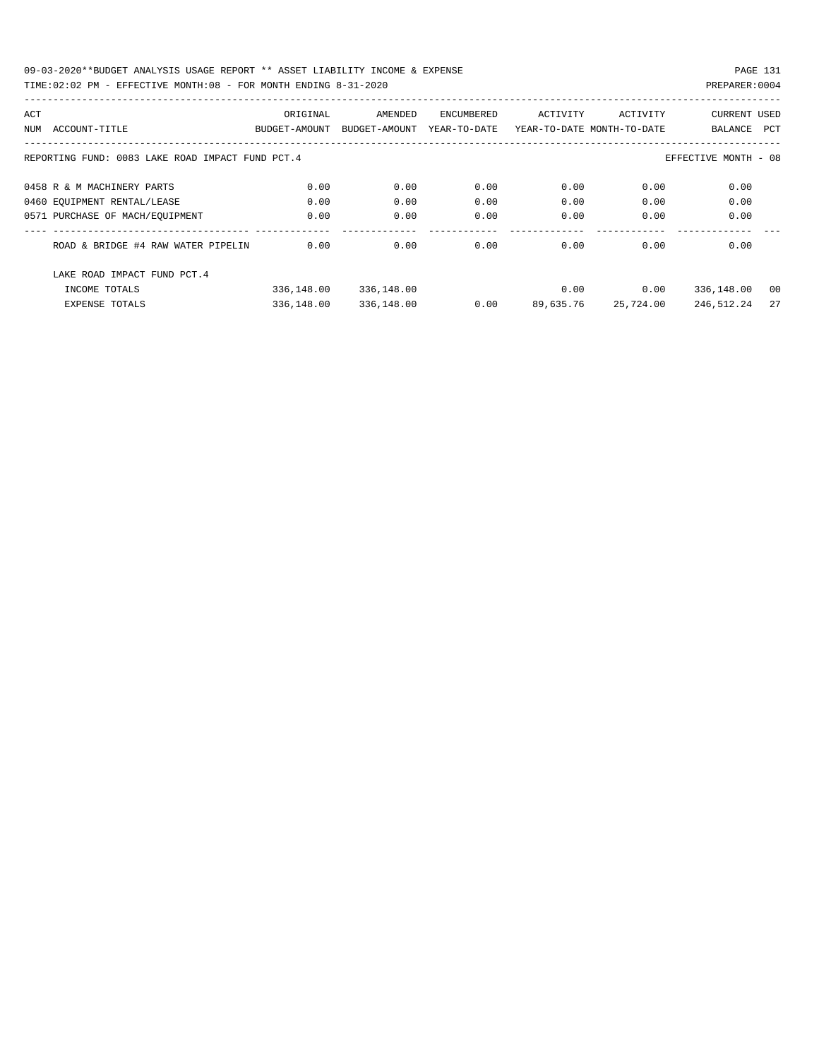09-03-2020**BUDGET ANALYSIS USAGE REPORT ** ASSET LIABILITY INCOME & EXPENSE

TIME:02:02 PM - EFFECTIVE MONTH:08 - FOR MONTH ENDING 8-31-2020

| ACT NUM ACCOUNT-TITLE | ORIGINAL BUDGET-AMOUNT | AMENDED BUDGET-AMOUNT | ENCUMBERED YEAR-TO-DATE | ACTIVITY YEAR-TO-DATE | ACTIVITY MONTH-TO-DATE | CURRENT BALANCE | USED PCT |
|---|---|---|---|---|---|---|---|
| REPORTING FUND: 0083 LAKE ROAD IMPACT FUND PCT.4 | | | | | | EFFECTIVE MONTH - 08 | |
| 0458 R & M MACHINERY PARTS | 0.00 | 0.00 | 0.00 | 0.00 | 0.00 | 0.00 | |
| 0460 EQUIPMENT RENTAL/LEASE | 0.00 | 0.00 | 0.00 | 0.00 | 0.00 | 0.00 | |
| 0571 PURCHASE OF MACH/EQUIPMENT | 0.00 | 0.00 | 0.00 | 0.00 | 0.00 | 0.00 | |
| ROAD & BRIDGE #4 RAW WATER PIPELIN | 0.00 | 0.00 | 0.00 | 0.00 | 0.00 | 0.00 | |
| LAKE ROAD IMPACT FUND PCT.4 | | | | | | | |
| INCOME TOTALS | 336,148.00 | 336,148.00 | | 0.00 | 0.00 | 336,148.00 | 00 |
| EXPENSE TOTALS | 336,148.00 | 336,148.00 | 0.00 | 89,635.76 | 25,724.00 | 246,512.24 | 27 |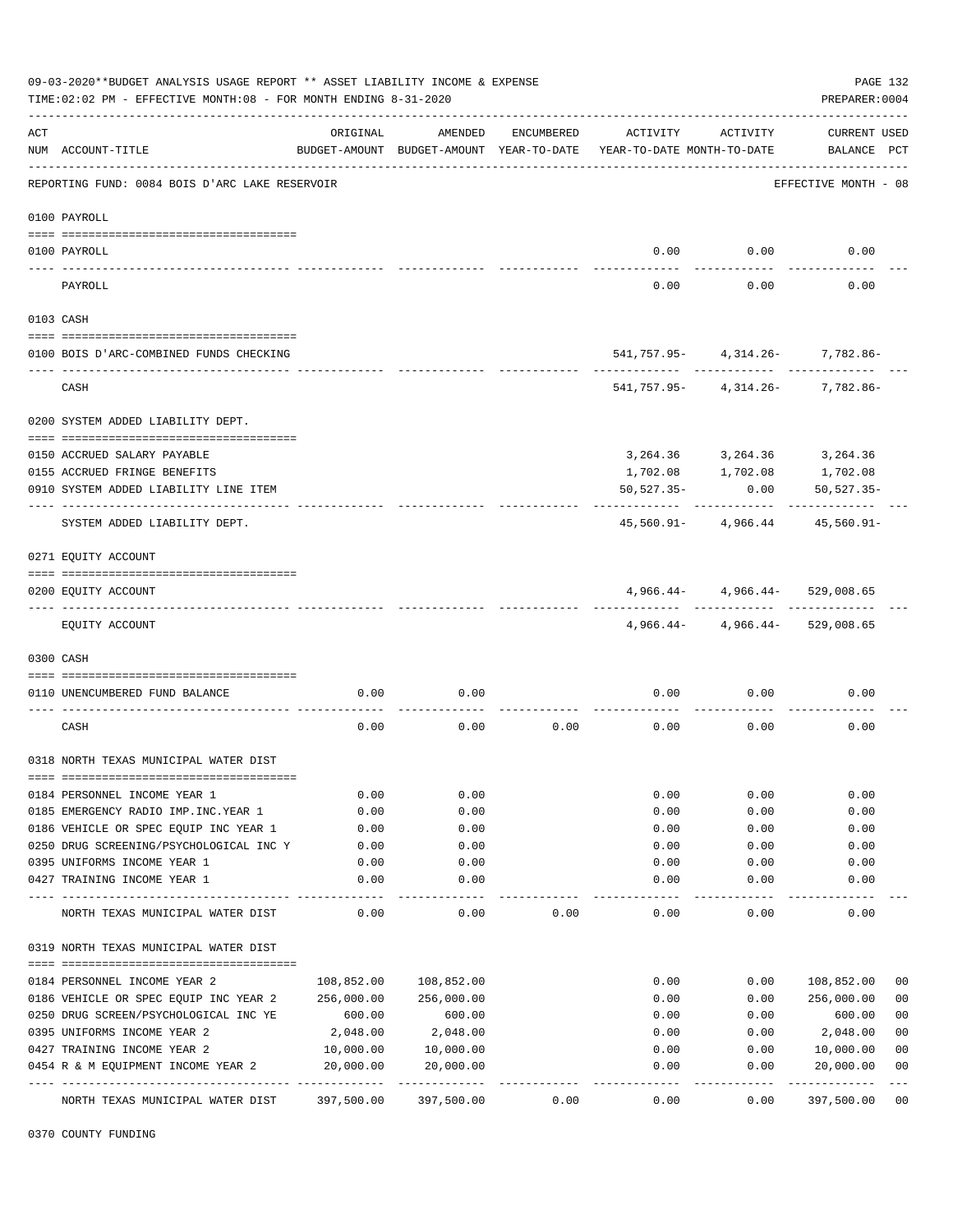09-03-2020**BUDGET ANALYSIS USAGE REPORT ** ASSET LIABILITY INCOME & EXPENSE

TIME:02:02 PM - EFFECTIVE MONTH:08 - FOR MONTH ENDING 8-31-2020

PREPARER:0004

| ACT NUM | ACCOUNT-TITLE | ORIGINAL BUDGET-AMOUNT | AMENDED BUDGET-AMOUNT | ENCUMBERED YEAR-TO-DATE | ACTIVITY YEAR-TO-DATE | ACTIVITY MONTH-TO-DATE | CURRENT USED BALANCE | PCT |
|---|---|---|---|---|---|---|---|---|
| | REPORTING FUND: 0084 BOIS D'ARC LAKE RESERVOIR | | | | | | EFFECTIVE MONTH - 08 | |
| | 0100 PAYROLL | | | | | | | |
| 0100 | PAYROLL | | | | 0.00 | 0.00 | 0.00 | |
| | PAYROLL | | | | 0.00 | 0.00 | 0.00 | |
| | 0103 CASH | | | | | | | |
| 0100 | BOIS D'ARC-COMBINED FUNDS CHECKING | | | | 541,757.95- | 4,314.26- | 7,782.86- | |
| | CASH | | | | 541,757.95- | 4,314.26- | 7,782.86- | |
| | 0200 SYSTEM ADDED LIABILITY DEPT. | | | | | | | |
| 0150 | ACCRUED SALARY PAYABLE | | | | 3,264.36 | 3,264.36 | 3,264.36 | |
| 0155 | ACCRUED FRINGE BENEFITS | | | | 1,702.08 | 1,702.08 | 1,702.08 | |
| 0910 | SYSTEM ADDED LIABILITY LINE ITEM | | | | 50,527.35- | 0.00 | 50,527.35- | |
| | SYSTEM ADDED LIABILITY DEPT. | | | | 45,560.91- | 4,966.44 | 45,560.91- | |
| | 0271 EQUITY ACCOUNT | | | | | | | |
| 0200 | EQUITY ACCOUNT | | | | 4,966.44- | 4,966.44- | 529,008.65 | |
| | EQUITY ACCOUNT | | | | 4,966.44- | 4,966.44- | 529,008.65 | |
| | 0300 CASH | | | | | | | |
| 0110 | UNENCUMBERED FUND BALANCE | 0.00 | 0.00 | | 0.00 | 0.00 | 0.00 | |
| | CASH | 0.00 | 0.00 | 0.00 | 0.00 | 0.00 | 0.00 | |
| | 0318 NORTH TEXAS MUNICIPAL WATER DIST | | | | | | | |
| 0184 | PERSONNEL INCOME YEAR 1 | 0.00 | 0.00 | | 0.00 | 0.00 | 0.00 | |
| 0185 | EMERGENCY RADIO IMP.INC.YEAR 1 | 0.00 | 0.00 | | 0.00 | 0.00 | 0.00 | |
| 0186 | VEHICLE OR SPEC EQUIP INC YEAR 1 | 0.00 | 0.00 | | 0.00 | 0.00 | 0.00 | |
| 0250 | DRUG SCREENING/PSYCHOLOGICAL INC Y | 0.00 | 0.00 | | 0.00 | 0.00 | 0.00 | |
| 0395 | UNIFORMS INCOME YEAR 1 | 0.00 | 0.00 | | 0.00 | 0.00 | 0.00 | |
| 0427 | TRAINING INCOME YEAR 1 | 0.00 | 0.00 | | 0.00 | 0.00 | 0.00 | |
| | NORTH TEXAS MUNICIPAL WATER DIST | 0.00 | 0.00 | 0.00 | 0.00 | 0.00 | 0.00 | |
| | 0319 NORTH TEXAS MUNICIPAL WATER DIST | | | | | | | |
| 0184 | PERSONNEL INCOME YEAR 2 | 108,852.00 | 108,852.00 | | 0.00 | 0.00 | 108,852.00 | 00 |
| 0186 | VEHICLE OR SPEC EQUIP INC YEAR 2 | 256,000.00 | 256,000.00 | | 0.00 | 0.00 | 256,000.00 | 00 |
| 0250 | DRUG SCREEN/PSYCHOLOGICAL INC YE | 600.00 | 600.00 | | 0.00 | 0.00 | 600.00 | 00 |
| 0395 | UNIFORMS INCOME YEAR 2 | 2,048.00 | 2,048.00 | | 0.00 | 0.00 | 2,048.00 | 00 |
| 0427 | TRAINING INCOME YEAR 2 | 10,000.00 | 10,000.00 | | 0.00 | 0.00 | 10,000.00 | 00 |
| 0454 | R & M EQUIPMENT INCOME YEAR 2 | 20,000.00 | 20,000.00 | | 0.00 | 0.00 | 20,000.00 | 00 |
| | NORTH TEXAS MUNICIPAL WATER DIST | 397,500.00 | 397,500.00 | 0.00 | 0.00 | 0.00 | 397,500.00 | 00 |
| | 0370 COUNTY FUNDING | | | | | | | |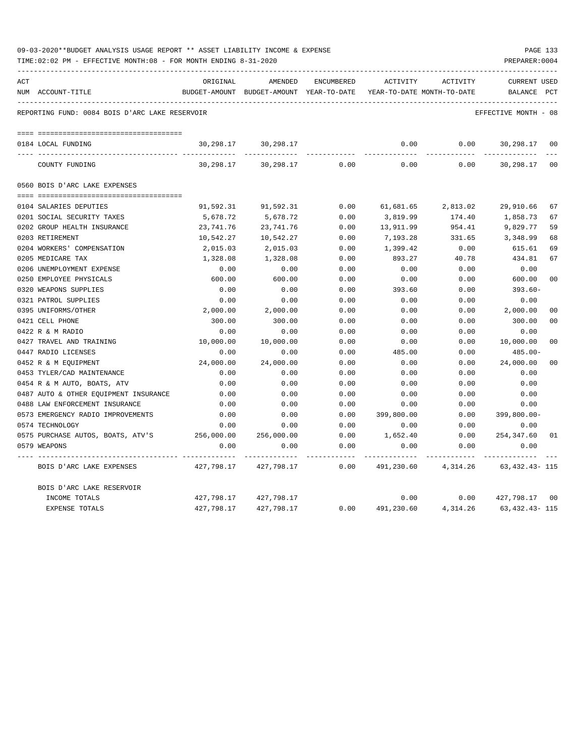09-03-2020**BUDGET ANALYSIS USAGE REPORT ** ASSET LIABILITY INCOME & EXPENSE

TIME:02:02 PM - EFFECTIVE MONTH:08 - FOR MONTH ENDING 8-31-2020

PREPARER:0004

| ACT NUM | ACCOUNT-TITLE | ORIGINAL BUDGET-AMOUNT | AMENDED BUDGET-AMOUNT | ENCUMBERED YEAR-TO-DATE | ACTIVITY YEAR-TO-DATE | ACTIVITY MONTH-TO-DATE | CURRENT BALANCE | USED PCT |
|---|---|---|---|---|---|---|---|---|
| | REPORTING FUND: 0084 BOIS D'ARC LAKE RESERVOIR | | | | | | EFFECTIVE MONTH - 08 | |
| 0184 | LOCAL FUNDING | 30,298.17 | 30,298.17 | | 0.00 | 0.00 | 30,298.17 | 00 |
| | COUNTY FUNDING | 30,298.17 | 30,298.17 | 0.00 | 0.00 | 0.00 | 30,298.17 | 00 |
| | 0560 BOIS D'ARC LAKE EXPENSES | | | | | | | |
| 0104 | SALARIES DEPUTIES | 91,592.31 | 91,592.31 | 0.00 | 61,681.65 | 2,813.02 | 29,910.66 | 67 |
| 0201 | SOCIAL SECURITY TAXES | 5,678.72 | 5,678.72 | 0.00 | 3,819.99 | 174.40 | 1,858.73 | 67 |
| 0202 | GROUP HEALTH INSURANCE | 23,741.76 | 23,741.76 | 0.00 | 13,911.99 | 954.41 | 9,829.77 | 59 |
| 0203 | RETIREMENT | 10,542.27 | 10,542.27 | 0.00 | 7,193.28 | 331.65 | 3,348.99 | 68 |
| 0204 | WORKERS' COMPENSATION | 2,015.03 | 2,015.03 | 0.00 | 1,399.42 | 0.00 | 615.61 | 69 |
| 0205 | MEDICARE TAX | 1,328.08 | 1,328.08 | 0.00 | 893.27 | 40.78 | 434.81 | 67 |
| 0206 | UNEMPLOYMENT EXPENSE | 0.00 | 0.00 | 0.00 | 0.00 | 0.00 | 0.00 | |
| 0250 | EMPLOYEE PHYSICALS | 600.00 | 600.00 | 0.00 | 0.00 | 0.00 | 600.00 | 00 |
| 0320 | WEAPONS SUPPLIES | 0.00 | 0.00 | 0.00 | 393.60 | 0.00 | 393.60- | |
| 0321 | PATROL SUPPLIES | 0.00 | 0.00 | 0.00 | 0.00 | 0.00 | 0.00 | |
| 0395 | UNIFORMS/OTHER | 2,000.00 | 2,000.00 | 0.00 | 0.00 | 0.00 | 2,000.00 | 00 |
| 0421 | CELL PHONE | 300.00 | 300.00 | 0.00 | 0.00 | 0.00 | 300.00 | 00 |
| 0422 | R & M RADIO | 0.00 | 0.00 | 0.00 | 0.00 | 0.00 | 0.00 | |
| 0427 | TRAVEL AND TRAINING | 10,000.00 | 10,000.00 | 0.00 | 0.00 | 0.00 | 10,000.00 | 00 |
| 0447 | RADIO LICENSES | 0.00 | 0.00 | 0.00 | 485.00 | 0.00 | 485.00- | |
| 0452 | R & M EQUIPMENT | 24,000.00 | 24,000.00 | 0.00 | 0.00 | 0.00 | 24,000.00 | 00 |
| 0453 | TYLER/CAD MAINTENANCE | 0.00 | 0.00 | 0.00 | 0.00 | 0.00 | 0.00 | |
| 0454 | R & M AUTO, BOATS, ATV | 0.00 | 0.00 | 0.00 | 0.00 | 0.00 | 0.00 | |
| 0487 | AUTO & OTHER EQUIPMENT INSURANCE | 0.00 | 0.00 | 0.00 | 0.00 | 0.00 | 0.00 | |
| 0488 | LAW ENFORCEMENT INSURANCE | 0.00 | 0.00 | 0.00 | 0.00 | 0.00 | 0.00 | |
| 0573 | EMERGENCY RADIO IMPROVEMENTS | 0.00 | 0.00 | 0.00 | 399,800.00 | 0.00 | 399,800.00- | |
| 0574 | TECHNOLOGY | 0.00 | 0.00 | 0.00 | 0.00 | 0.00 | 0.00 | |
| 0575 | PURCHASE AUTOS, BOATS, ATV'S | 256,000.00 | 256,000.00 | 0.00 | 1,652.40 | 0.00 | 254,347.60 | 01 |
| 0579 | WEAPONS | 0.00 | 0.00 | 0.00 | 0.00 | 0.00 | 0.00 | |
| | BOIS D'ARC LAKE EXPENSES | 427,798.17 | 427,798.17 | 0.00 | 491,230.60 | 4,314.26 | 63,432.43- | 115 |
| | BOIS D'ARC LAKE RESERVOIR | | | | | | | |
| | INCOME TOTALS | 427,798.17 | 427,798.17 | | 0.00 | 0.00 | 427,798.17 | 00 |
| | EXPENSE TOTALS | 427,798.17 | 427,798.17 | 0.00 | 491,230.60 | 4,314.26 | 63,432.43- | 115 |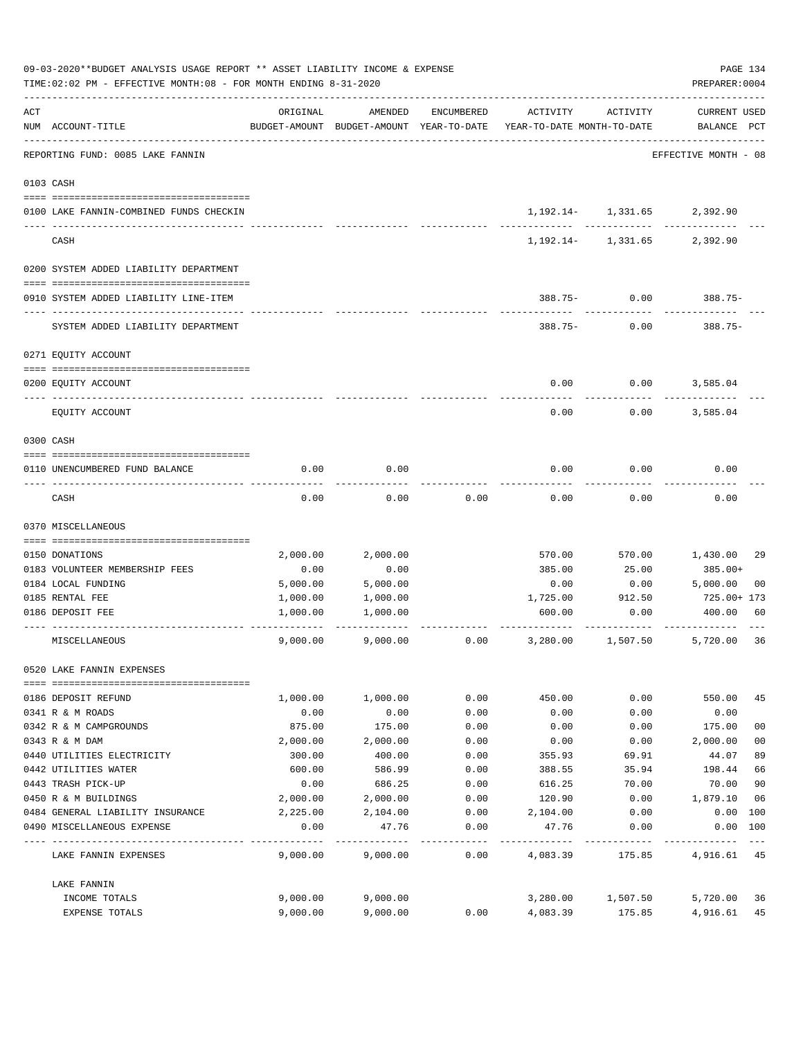09-03-2020**BUDGET ANALYSIS USAGE REPORT ** ASSET LIABILITY INCOME & EXPENSE

TIME:02:02 PM - EFFECTIVE MONTH:08 - FOR MONTH ENDING 8-31-2020

PREPARER:0004

| ACT NUM | ACCOUNT-TITLE | ORIGINAL BUDGET-AMOUNT | AMENDED BUDGET-AMOUNT | ENCUMBERED YEAR-TO-DATE | ACTIVITY YEAR-TO-DATE | ACTIVITY MONTH-TO-DATE | CURRENT USED BALANCE | PCT |
|---|---|---|---|---|---|---|---|---|
| | REPORTING FUND: 0085 LAKE FANNIN | | | | | | EFFECTIVE MONTH - 08 | |
| 0103 | CASH | | | | | | | |
| 0100 | LAKE FANNIN-COMBINED FUNDS CHECKIN | | | | 1,192.14- | 1,331.65 | 2,392.90 | |
| | CASH | | | | 1,192.14- | 1,331.65 | 2,392.90 | |
| 0200 | SYSTEM ADDED LIABILITY DEPARTMENT | | | | | | | |
| 0910 | SYSTEM ADDED LIABILITY LINE-ITEM | | | | 388.75- | 0.00 | 388.75- | |
| | SYSTEM ADDED LIABILITY DEPARTMENT | | | | 388.75- | 0.00 | 388.75- | |
| 0271 | EQUITY ACCOUNT | | | | | | | |
| 0200 | EQUITY ACCOUNT | | | | 0.00 | 0.00 | 3,585.04 | |
| | EQUITY ACCOUNT | | | | 0.00 | 0.00 | 3,585.04 | |
| 0300 | CASH | | | | | | | |
| 0110 | UNENCUMBERED FUND BALANCE | 0.00 | 0.00 | | 0.00 | 0.00 | 0.00 | |
| | CASH | 0.00 | 0.00 | 0.00 | 0.00 | 0.00 | 0.00 | |
| 0370 | MISCELLANEOUS | | | | | | | |
| 0150 | DONATIONS | 2,000.00 | 2,000.00 | | 570.00 | 570.00 | 1,430.00 | 29 |
| 0183 | VOLUNTEER MEMBERSHIP FEES | 0.00 | 0.00 | | 385.00 | 25.00 | 385.00+ | |
| 0184 | LOCAL FUNDING | 5,000.00 | 5,000.00 | | 0.00 | 0.00 | 5,000.00 | 00 |
| 0185 | RENTAL FEE | 1,000.00 | 1,000.00 | | 1,725.00 | 912.50 | 725.00+ | 173 |
| 0186 | DEPOSIT FEE | 1,000.00 | 1,000.00 | | 600.00 | 0.00 | 400.00 | 60 |
| | MISCELLANEOUS | 9,000.00 | 9,000.00 | 0.00 | 3,280.00 | 1,507.50 | 5,720.00 | 36 |
| 0520 | LAKE FANNIN EXPENSES | | | | | | | |
| 0186 | DEPOSIT REFUND | 1,000.00 | 1,000.00 | 0.00 | 450.00 | 0.00 | 550.00 | 45 |
| 0341 | R & M ROADS | 0.00 | 0.00 | 0.00 | 0.00 | 0.00 | 0.00 | |
| 0342 | R & M CAMPGROUNDS | 875.00 | 175.00 | 0.00 | 0.00 | 0.00 | 175.00 | 00 |
| 0343 | R & M DAM | 2,000.00 | 2,000.00 | 0.00 | 0.00 | 0.00 | 2,000.00 | 00 |
| 0440 | UTILITIES ELECTRICITY | 300.00 | 400.00 | 0.00 | 355.93 | 69.91 | 44.07 | 89 |
| 0442 | UTILITIES WATER | 600.00 | 586.99 | 0.00 | 388.55 | 35.94 | 198.44 | 66 |
| 0443 | TRASH PICK-UP | 0.00 | 686.25 | 0.00 | 616.25 | 70.00 | 70.00 | 90 |
| 0450 | R & M BUILDINGS | 2,000.00 | 2,000.00 | 0.00 | 120.90 | 0.00 | 1,879.10 | 06 |
| 0484 | GENERAL LIABILITY INSURANCE | 2,225.00 | 2,104.00 | 0.00 | 2,104.00 | 0.00 | 0.00 | 100 |
| 0490 | MISCELLANEOUS EXPENSE | 0.00 | 47.76 | 0.00 | 47.76 | 0.00 | 0.00 | 100 |
| | LAKE FANNIN EXPENSES | 9,000.00 | 9,000.00 | 0.00 | 4,083.39 | 175.85 | 4,916.61 | 45 |
| | LAKE FANNIN | | | | | | | |
| | INCOME TOTALS | 9,000.00 | 9,000.00 | | 3,280.00 | 1,507.50 | 5,720.00 | 36 |
| | EXPENSE TOTALS | 9,000.00 | 9,000.00 | 0.00 | 4,083.39 | 175.85 | 4,916.61 | 45 |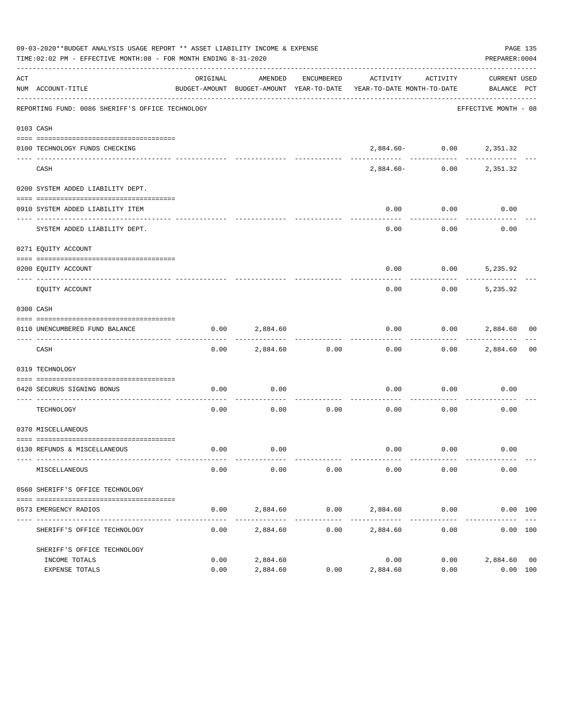09-03-2020**BUDGET ANALYSIS USAGE REPORT ** ASSET LIABILITY INCOME & EXPENSE

TIME:02:02 PM - EFFECTIVE MONTH:08 - FOR MONTH ENDING 8-31-2020

PREPARER:0004

| ACT NUM | ACCOUNT-TITLE | ORIGINAL BUDGET-AMOUNT | AMENDED BUDGET-AMOUNT | ENCUMBERED YEAR-TO-DATE | ACTIVITY YEAR-TO-DATE | ACTIVITY MONTH-TO-DATE | CURRENT BALANCE | USED PCT |
|---|---|---|---|---|---|---|---|---|
| | REPORTING FUND: 0086 SHERIFF'S OFFICE TECHNOLOGY | | | | | | EFFECTIVE MONTH - 08 | |
| 0103 | CASH | | | | | | | |
| 0100 | TECHNOLOGY FUNDS CHECKING | | | | 2,884.60- | 0.00 | 2,351.32 | |
| | CASH | | | | 2,884.60- | 0.00 | 2,351.32 | |
| 0200 | SYSTEM ADDED LIABILITY DEPT. | | | | | | | |
| 0910 | SYSTEM ADDED LIABILITY ITEM | | | | 0.00 | 0.00 | 0.00 | |
| | SYSTEM ADDED LIABILITY DEPT. | | | | 0.00 | 0.00 | 0.00 | |
| 0271 | EQUITY ACCOUNT | | | | | | | |
| 0200 | EQUITY ACCOUNT | | | | 0.00 | 0.00 | 5,235.92 | |
| | EQUITY ACCOUNT | | | | 0.00 | 0.00 | 5,235.92 | |
| 0300 | CASH | | | | | | | |
| 0110 | UNENCUMBERED FUND BALANCE | 0.00 | 2,884.60 | | 0.00 | 0.00 | 2,884.60 | 00 |
| | CASH | 0.00 | 2,884.60 | 0.00 | 0.00 | 0.00 | 2,884.60 | 00 |
| 0319 | TECHNOLOGY | | | | | | | |
| 0420 | SECURUS SIGNING BONUS | 0.00 | 0.00 | | 0.00 | 0.00 | 0.00 | |
| | TECHNOLOGY | 0.00 | 0.00 | 0.00 | 0.00 | 0.00 | 0.00 | |
| 0370 | MISCELLANEOUS | | | | | | | |
| 0130 | REFUNDS & MISCELLANEOUS | 0.00 | 0.00 | | 0.00 | 0.00 | 0.00 | |
| | MISCELLANEOUS | 0.00 | 0.00 | 0.00 | 0.00 | 0.00 | 0.00 | |
| 0560 | SHERIFF'S OFFICE TECHNOLOGY | | | | | | | |
| 0573 | EMERGENCY RADIOS | 0.00 | 2,884.60 | 0.00 | 2,884.60 | 0.00 | 0.00 | 100 |
| | SHERIFF'S OFFICE TECHNOLOGY | 0.00 | 2,884.60 | 0.00 | 2,884.60 | 0.00 | 0.00 | 100 |
| | SHERIFF'S OFFICE TECHNOLOGY | | | | | | | |
| | INCOME TOTALS | 0.00 | 2,884.60 | | 0.00 | 0.00 | 2,884.60 | 00 |
| | EXPENSE TOTALS | 0.00 | 2,884.60 | 0.00 | 2,884.60 | 0.00 | 0.00 | 100 |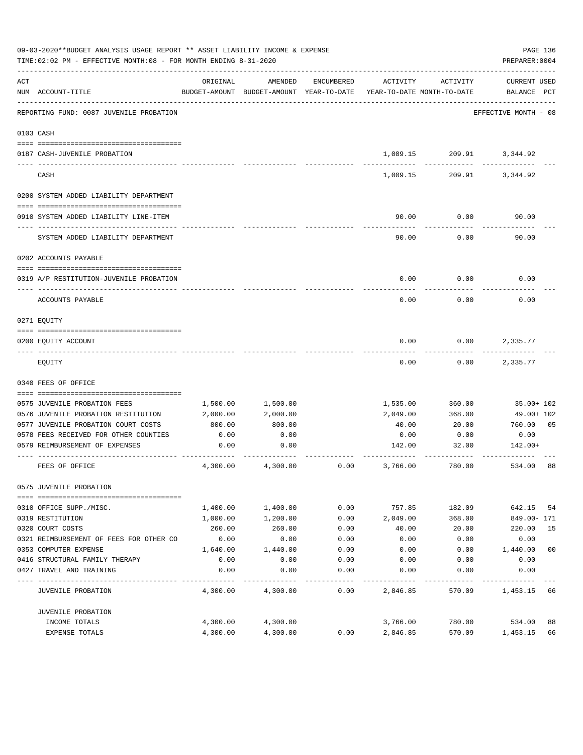09-03-2020**BUDGET ANALYSIS USAGE REPORT ** ASSET LIABILITY INCOME & EXPENSE

TIME:02:02 PM - EFFECTIVE MONTH:08 - FOR MONTH ENDING 8-31-2020

PREPARER:0004

| ACT NUM | ACCOUNT-TITLE | ORIGINAL BUDGET-AMOUNT | AMENDED BUDGET-AMOUNT | ENCUMBERED YEAR-TO-DATE | ACTIVITY YEAR-TO-DATE | ACTIVITY MONTH-TO-DATE | CURRENT BALANCE | USED PCT |
|---|---|---|---|---|---|---|---|---|
| | REPORTING FUND: 0087 JUVENILE PROBATION | | | | | | EFFECTIVE MONTH - 08 | |
| | 0103 CASH | | | | | | | |
| 0187 | CASH-JUVENILE PROBATION | | | | 1,009.15 | 209.91 | 3,344.92 | |
| | CASH | | | | 1,009.15 | 209.91 | 3,344.92 | |
| | 0200 SYSTEM ADDED LIABILITY DEPARTMENT | | | | | | | |
| 0910 | SYSTEM ADDED LIABILITY LINE-ITEM | | | | 90.00 | 0.00 | 90.00 | |
| | SYSTEM ADDED LIABILITY DEPARTMENT | | | | 90.00 | 0.00 | 90.00 | |
| | 0202 ACCOUNTS PAYABLE | | | | | | | |
| 0319 | A/P RESTITUTION-JUVENILE PROBATION | | | | 0.00 | 0.00 | 0.00 | |
| | ACCOUNTS PAYABLE | | | | 0.00 | 0.00 | 0.00 | |
| | 0271 EQUITY | | | | | | | |
| 0200 | EQUITY ACCOUNT | | | | 0.00 | 0.00 | 2,335.77 | |
| | EQUITY | | | | 0.00 | 0.00 | 2,335.77 | |
| | 0340 FEES OF OFFICE | | | | | | | |
| 0575 | JUVENILE PROBATION FEES | 1,500.00 | 1,500.00 | | 1,535.00 | 360.00 | 35.00+ | 102 |
| 0576 | JUVENILE PROBATION RESTITUTION | 2,000.00 | 2,000.00 | | 2,049.00 | 368.00 | 49.00+ | 102 |
| 0577 | JUVENILE PROBATION COURT COSTS | 800.00 | 800.00 | | 40.00 | 20.00 | 760.00 | 05 |
| 0578 | FEES RECEIVED FOR OTHER COUNTIES | 0.00 | 0.00 | | 0.00 | 0.00 | 0.00 | |
| 0579 | REIMBURSEMENT OF EXPENSES | 0.00 | 0.00 | | 142.00 | 32.00 | 142.00+ | |
| | FEES OF OFFICE | 4,300.00 | 4,300.00 | 0.00 | 3,766.00 | 780.00 | 534.00 | 88 |
| | 0575 JUVENILE PROBATION | | | | | | | |
| 0310 | OFFICE SUPP./MISC. | 1,400.00 | 1,400.00 | 0.00 | 757.85 | 182.09 | 642.15 | 54 |
| 0319 | RESTITUTION | 1,000.00 | 1,200.00 | 0.00 | 2,049.00 | 368.00 | 849.00- | 171 |
| 0320 | COURT COSTS | 260.00 | 260.00 | 0.00 | 40.00 | 20.00 | 220.00 | 15 |
| 0321 | REIMBURSEMENT OF FEES FOR OTHER CO | 0.00 | 0.00 | 0.00 | 0.00 | 0.00 | 0.00 | |
| 0353 | COMPUTER EXPENSE | 1,640.00 | 1,440.00 | 0.00 | 0.00 | 0.00 | 1,440.00 | 00 |
| 0416 | STRUCTURAL FAMILY THERAPY | 0.00 | 0.00 | 0.00 | 0.00 | 0.00 | 0.00 | |
| 0427 | TRAVEL AND TRAINING | 0.00 | 0.00 | 0.00 | 0.00 | 0.00 | 0.00 | |
| | JUVENILE PROBATION | 4,300.00 | 4,300.00 | 0.00 | 2,846.85 | 570.09 | 1,453.15 | 66 |
| | JUVENILE PROBATION | | | | | | | |
| | INCOME TOTALS | 4,300.00 | 4,300.00 | | 3,766.00 | 780.00 | 534.00 | 88 |
| | EXPENSE TOTALS | 4,300.00 | 4,300.00 | 0.00 | 2,846.85 | 570.09 | 1,453.15 | 66 |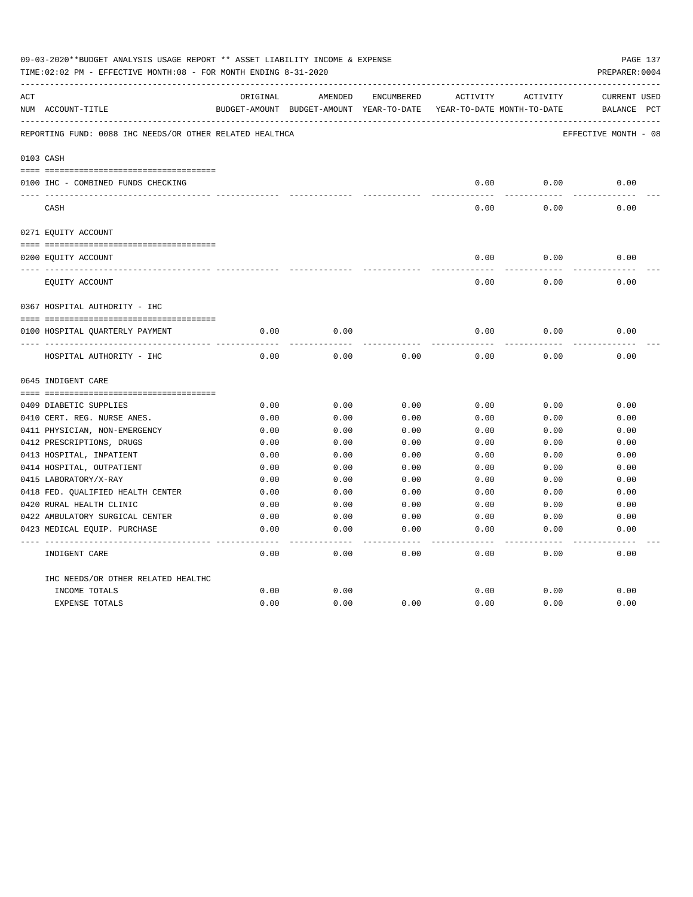09-03-2020**BUDGET ANALYSIS USAGE REPORT ** ASSET LIABILITY INCOME & EXPENSE

TIME:02:02 PM - EFFECTIVE MONTH:08 - FOR MONTH ENDING 8-31-2020

PREPARER:0004

| ACT NUM | ACCOUNT-TITLE | ORIGINAL BUDGET-AMOUNT | AMENDED BUDGET-AMOUNT | ENCUMBERED YEAR-TO-DATE | ACTIVITY YEAR-TO-DATE | ACTIVITY MONTH-TO-DATE | CURRENT BALANCE | USED PCT |
|---|---|---|---|---|---|---|---|---|
| | REPORTING FUND: 0088 IHC NEEDS/OR OTHER RELATED HEALTHCA | | | | | | EFFECTIVE MONTH - 08 | |
| 0103 | CASH | | | | | | | |
| 0100 | IHC - COMBINED FUNDS CHECKING | | | | 0.00 | 0.00 | 0.00 | |
| | CASH | | | | 0.00 | 0.00 | 0.00 | |
| 0271 | EQUITY ACCOUNT | | | | | | | |
| 0200 | EQUITY ACCOUNT | | | | 0.00 | 0.00 | 0.00 | |
| | EQUITY ACCOUNT | | | | 0.00 | 0.00 | 0.00 | |
| 0367 | HOSPITAL AUTHORITY - IHC | | | | | | | |
| 0100 | HOSPITAL QUARTERLY PAYMENT | 0.00 | 0.00 | | 0.00 | 0.00 | 0.00 | |
| | HOSPITAL AUTHORITY - IHC | 0.00 | 0.00 | 0.00 | 0.00 | 0.00 | 0.00 | |
| 0645 | INDIGENT CARE | | | | | | | |
| 0409 | DIABETIC SUPPLIES | 0.00 | 0.00 | 0.00 | 0.00 | 0.00 | 0.00 | |
| 0410 | CERT. REG. NURSE ANES. | 0.00 | 0.00 | 0.00 | 0.00 | 0.00 | 0.00 | |
| 0411 | PHYSICIAN, NON-EMERGENCY | 0.00 | 0.00 | 0.00 | 0.00 | 0.00 | 0.00 | |
| 0412 | PRESCRIPTIONS, DRUGS | 0.00 | 0.00 | 0.00 | 0.00 | 0.00 | 0.00 | |
| 0413 | HOSPITAL, INPATIENT | 0.00 | 0.00 | 0.00 | 0.00 | 0.00 | 0.00 | |
| 0414 | HOSPITAL, OUTPATIENT | 0.00 | 0.00 | 0.00 | 0.00 | 0.00 | 0.00 | |
| 0415 | LABORATORY/X-RAY | 0.00 | 0.00 | 0.00 | 0.00 | 0.00 | 0.00 | |
| 0418 | FED. QUALIFIED HEALTH CENTER | 0.00 | 0.00 | 0.00 | 0.00 | 0.00 | 0.00 | |
| 0420 | RURAL HEALTH CLINIC | 0.00 | 0.00 | 0.00 | 0.00 | 0.00 | 0.00 | |
| 0422 | AMBULATORY SURGICAL CENTER | 0.00 | 0.00 | 0.00 | 0.00 | 0.00 | 0.00 | |
| 0423 | MEDICAL EQUIP. PURCHASE | 0.00 | 0.00 | 0.00 | 0.00 | 0.00 | 0.00 | |
| | INDIGENT CARE | 0.00 | 0.00 | 0.00 | 0.00 | 0.00 | 0.00 | |
| | IHC NEEDS/OR OTHER RELATED HEALTHC | | | | | | | |
| | INCOME TOTALS | 0.00 | 0.00 | | 0.00 | 0.00 | 0.00 | |
| | EXPENSE TOTALS | 0.00 | 0.00 | 0.00 | 0.00 | 0.00 | 0.00 | |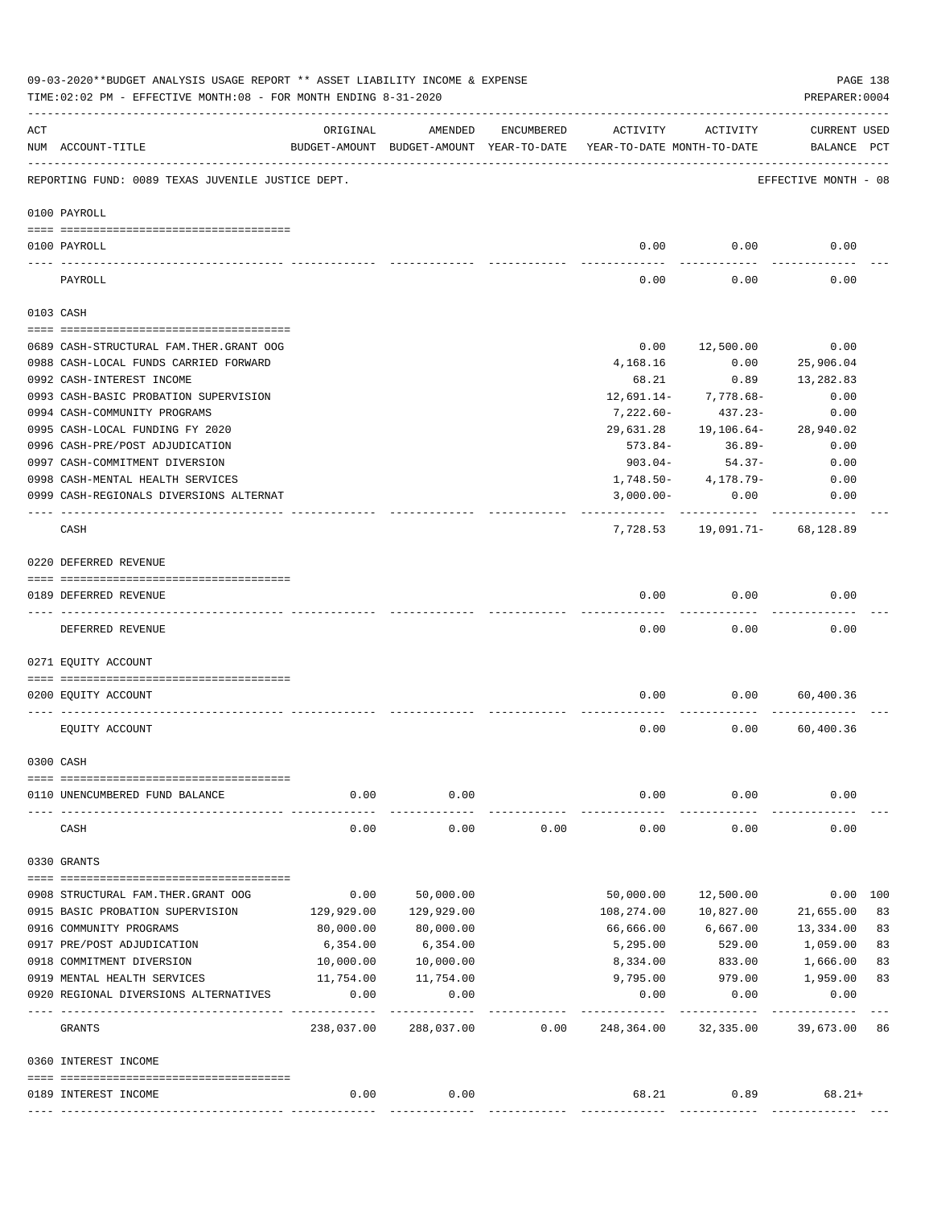09-03-2020**BUDGET ANALYSIS USAGE REPORT ** ASSET LIABILITY INCOME & EXPENSE

TIME:02:02 PM - EFFECTIVE MONTH:08 - FOR MONTH ENDING 8-31-2020

PREPARER:0004

| ACT NUM | ACCOUNT-TITLE | ORIGINAL BUDGET-AMOUNT | AMENDED BUDGET-AMOUNT | ENCUMBERED YEAR-TO-DATE | ACTIVITY YEAR-TO-DATE | ACTIVITY MONTH-TO-DATE | CURRENT BALANCE | USED PCT |
|---|---|---|---|---|---|---|---|---|
| | REPORTING FUND: 0089 TEXAS JUVENILE JUSTICE DEPT. | | | | | | EFFECTIVE MONTH - 08 | |
| | **0100 PAYROLL** | | | | | | | |
| 0100 | PAYROLL | | | | 0.00 | 0.00 | 0.00 | |
| | PAYROLL | | | | 0.00 | 0.00 | 0.00 | |
| | **0103 CASH** | | | | | | | |
| 0689 | CASH-STRUCTURAL FAM.THER.GRANT OOG | | | | 0.00 | 12,500.00 | 0.00 | |
| 0988 | CASH-LOCAL FUNDS CARRIED FORWARD | | | | 4,168.16 | 0.00 | 25,906.04 | |
| 0992 | CASH-INTEREST INCOME | | | | 68.21 | 0.89 | 13,282.83 | |
| 0993 | CASH-BASIC PROBATION SUPERVISION | | | | 12,691.14- | 7,778.68- | 0.00 | |
| 0994 | CASH-COMMUNITY PROGRAMS | | | | 7,222.60- | 437.23- | 0.00 | |
| 0995 | CASH-LOCAL FUNDING FY 2020 | | | | 29,631.28 | 19,106.64- | 28,940.02 | |
| 0996 | CASH-PRE/POST ADJUDICATION | | | | 573.84- | 36.89- | 0.00 | |
| 0997 | CASH-COMMITMENT DIVERSION | | | | 903.04- | 54.37- | 0.00 | |
| 0998 | CASH-MENTAL HEALTH SERVICES | | | | 1,748.50- | 4,178.79- | 0.00 | |
| 0999 | CASH-REGIONALS DIVERSIONS ALTERNAT | | | | 3,000.00- | 0.00 | 0.00 | |
| | CASH | | | | 7,728.53 | 19,091.71- | 68,128.89 | |
| | **0220 DEFERRED REVENUE** | | | | | | | |
| 0189 | DEFERRED REVENUE | | | | 0.00 | 0.00 | 0.00 | |
| | DEFERRED REVENUE | | | | 0.00 | 0.00 | 0.00 | |
| | **0271 EQUITY ACCOUNT** | | | | | | | |
| 0200 | EQUITY ACCOUNT | | | | 0.00 | 0.00 | 60,400.36 | |
| | EQUITY ACCOUNT | | | | 0.00 | 0.00 | 60,400.36 | |
| | **0300 CASH** | | | | | | | |
| 0110 | UNENCUMBERED FUND BALANCE | 0.00 | 0.00 | | 0.00 | 0.00 | 0.00 | |
| | CASH | 0.00 | 0.00 | 0.00 | 0.00 | 0.00 | 0.00 | |
| | **0330 GRANTS** | | | | | | | |
| 0908 | STRUCTURAL FAM.THER.GRANT OOG | 0.00 | 50,000.00 | | 50,000.00 | 12,500.00 | 0.00 | 100 |
| 0915 | BASIC PROBATION SUPERVISION | 129,929.00 | 129,929.00 | | 108,274.00 | 10,827.00 | 21,655.00 | 83 |
| 0916 | COMMUNITY PROGRAMS | 80,000.00 | 80,000.00 | | 66,666.00 | 6,667.00 | 13,334.00 | 83 |
| 0917 | PRE/POST ADJUDICATION | 6,354.00 | 6,354.00 | | 5,295.00 | 529.00 | 1,059.00 | 83 |
| 0918 | COMMITMENT DIVERSION | 10,000.00 | 10,000.00 | | 8,334.00 | 833.00 | 1,666.00 | 83 |
| 0919 | MENTAL HEALTH SERVICES | 11,754.00 | 11,754.00 | | 9,795.00 | 979.00 | 1,959.00 | 83 |
| 0920 | REGIONAL DIVERSIONS ALTERNATIVES | 0.00 | 0.00 | | 0.00 | 0.00 | 0.00 | |
| | GRANTS | 238,037.00 | 288,037.00 | 0.00 | 248,364.00 | 32,335.00 | 39,673.00 | 86 |
| | **0360 INTEREST INCOME** | | | | | | | |
| 0189 | INTEREST INCOME | 0.00 | 0.00 | | 68.21 | 0.89 | 68.21+ | |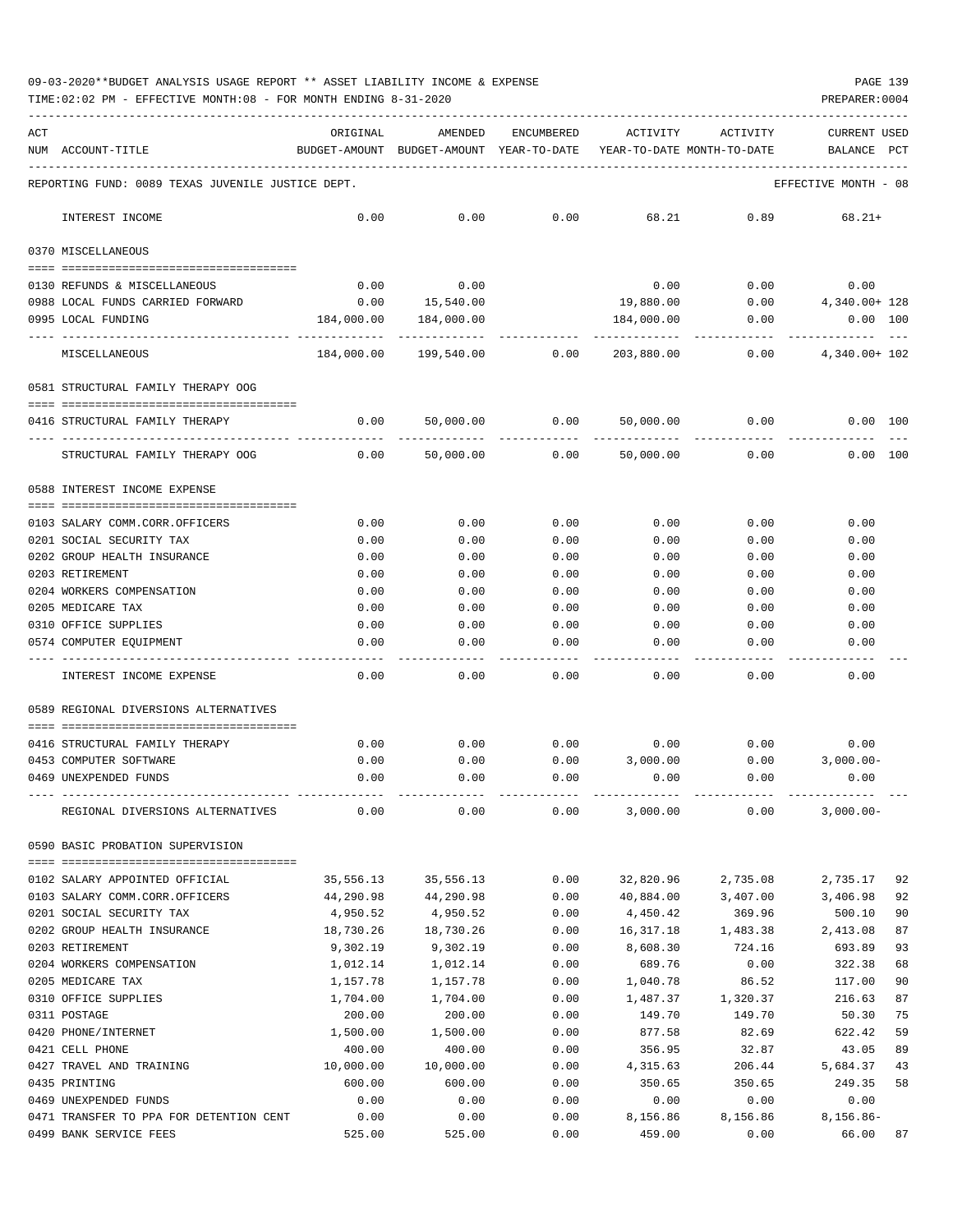09-03-2020**BUDGET ANALYSIS USAGE REPORT ** ASSET LIABILITY INCOME & EXPENSE

TIME:02:02 PM - EFFECTIVE MONTH:08 - FOR MONTH ENDING 8-31-2020

PREPARER:0004

| ACT NUM | ACCOUNT-TITLE | ORIGINAL BUDGET-AMOUNT | AMENDED BUDGET-AMOUNT | ENCUMBERED YEAR-TO-DATE | ACTIVITY YEAR-TO-DATE | ACTIVITY MONTH-TO-DATE | CURRENT USED BALANCE | PCT |
|---|---|---|---|---|---|---|---|---|
| | REPORTING FUND: 0089 TEXAS JUVENILE JUSTICE DEPT. | | | | | | EFFECTIVE MONTH - 08 | |
| | INTEREST INCOME | 0.00 | 0.00 | 0.00 | 68.21 | 0.89 | 68.21+ | |
| | 0370 MISCELLANEOUS | | | | | | | |
| 0130 | REFUNDS & MISCELLANEOUS | 0.00 | 0.00 | | 0.00 | 0.00 | 0.00 | |
| 0988 | LOCAL FUNDS CARRIED FORWARD | 0.00 | 15,540.00 | | 19,880.00 | 0.00 | 4,340.00+ | 128 |
| 0995 | LOCAL FUNDING | 184,000.00 | 184,000.00 | | 184,000.00 | 0.00 | 0.00 | 100 |
| | MISCELLANEOUS | 184,000.00 | 199,540.00 | 0.00 | 203,880.00 | 0.00 | 4,340.00+ | 102 |
| | 0581 STRUCTURAL FAMILY THERAPY OOG | | | | | | | |
| 0416 | STRUCTURAL FAMILY THERAPY | 0.00 | 50,000.00 | 0.00 | 50,000.00 | 0.00 | 0.00 | 100 |
| | STRUCTURAL FAMILY THERAPY OOG | 0.00 | 50,000.00 | 0.00 | 50,000.00 | 0.00 | 0.00 | 100 |
| | 0588 INTEREST INCOME EXPENSE | | | | | | | |
| 0103 | SALARY COMM.CORR.OFFICERS | 0.00 | 0.00 | 0.00 | 0.00 | 0.00 | 0.00 | |
| 0201 | SOCIAL SECURITY TAX | 0.00 | 0.00 | 0.00 | 0.00 | 0.00 | 0.00 | |
| 0202 | GROUP HEALTH INSURANCE | 0.00 | 0.00 | 0.00 | 0.00 | 0.00 | 0.00 | |
| 0203 | RETIREMENT | 0.00 | 0.00 | 0.00 | 0.00 | 0.00 | 0.00 | |
| 0204 | WORKERS COMPENSATION | 0.00 | 0.00 | 0.00 | 0.00 | 0.00 | 0.00 | |
| 0205 | MEDICARE TAX | 0.00 | 0.00 | 0.00 | 0.00 | 0.00 | 0.00 | |
| 0310 | OFFICE SUPPLIES | 0.00 | 0.00 | 0.00 | 0.00 | 0.00 | 0.00 | |
| 0574 | COMPUTER EQUIPMENT | 0.00 | 0.00 | 0.00 | 0.00 | 0.00 | 0.00 | |
| | INTEREST INCOME EXPENSE | 0.00 | 0.00 | 0.00 | 0.00 | 0.00 | 0.00 | |
| | 0589 REGIONAL DIVERSIONS ALTERNATIVES | | | | | | | |
| 0416 | STRUCTURAL FAMILY THERAPY | 0.00 | 0.00 | 0.00 | 0.00 | 0.00 | 0.00 | |
| 0453 | COMPUTER SOFTWARE | 0.00 | 0.00 | 0.00 | 3,000.00 | 0.00 | 3,000.00- | |
| 0469 | UNEXPENDED FUNDS | 0.00 | 0.00 | 0.00 | 0.00 | 0.00 | 0.00 | |
| | REGIONAL DIVERSIONS ALTERNATIVES | 0.00 | 0.00 | 0.00 | 3,000.00 | 0.00 | 3,000.00- | |
| | 0590 BASIC PROBATION SUPERVISION | | | | | | | |
| 0102 | SALARY APPOINTED OFFICIAL | 35,556.13 | 35,556.13 | 0.00 | 32,820.96 | 2,735.08 | 2,735.17 | 92 |
| 0103 | SALARY COMM.CORR.OFFICERS | 44,290.98 | 44,290.98 | 0.00 | 40,884.00 | 3,407.00 | 3,406.98 | 92 |
| 0201 | SOCIAL SECURITY TAX | 4,950.52 | 4,950.52 | 0.00 | 4,450.42 | 369.96 | 500.10 | 90 |
| 0202 | GROUP HEALTH INSURANCE | 18,730.26 | 18,730.26 | 0.00 | 16,317.18 | 1,483.38 | 2,413.08 | 87 |
| 0203 | RETIREMENT | 9,302.19 | 9,302.19 | 0.00 | 8,608.30 | 724.16 | 693.89 | 93 |
| 0204 | WORKERS COMPENSATION | 1,012.14 | 1,012.14 | 0.00 | 689.76 | 0.00 | 322.38 | 68 |
| 0205 | MEDICARE TAX | 1,157.78 | 1,157.78 | 0.00 | 1,040.78 | 86.52 | 117.00 | 90 |
| 0310 | OFFICE SUPPLIES | 1,704.00 | 1,704.00 | 0.00 | 1,487.37 | 1,320.37 | 216.63 | 87 |
| 0311 | POSTAGE | 200.00 | 200.00 | 0.00 | 149.70 | 149.70 | 50.30 | 75 |
| 0420 | PHONE/INTERNET | 1,500.00 | 1,500.00 | 0.00 | 877.58 | 82.69 | 622.42 | 59 |
| 0421 | CELL PHONE | 400.00 | 400.00 | 0.00 | 356.95 | 32.87 | 43.05 | 89 |
| 0427 | TRAVEL AND TRAINING | 10,000.00 | 10,000.00 | 0.00 | 4,315.63 | 206.44 | 5,684.37 | 43 |
| 0435 | PRINTING | 600.00 | 600.00 | 0.00 | 350.65 | 350.65 | 249.35 | 58 |
| 0469 | UNEXPENDED FUNDS | 0.00 | 0.00 | 0.00 | 0.00 | 0.00 | 0.00 | |
| 0471 | TRANSFER TO PPA FOR DETENTION CENT | 0.00 | 0.00 | 0.00 | 8,156.86 | 8,156.86 | 8,156.86- | |
| 0499 | BANK SERVICE FEES | 525.00 | 525.00 | 0.00 | 459.00 | 0.00 | 66.00 | 87 |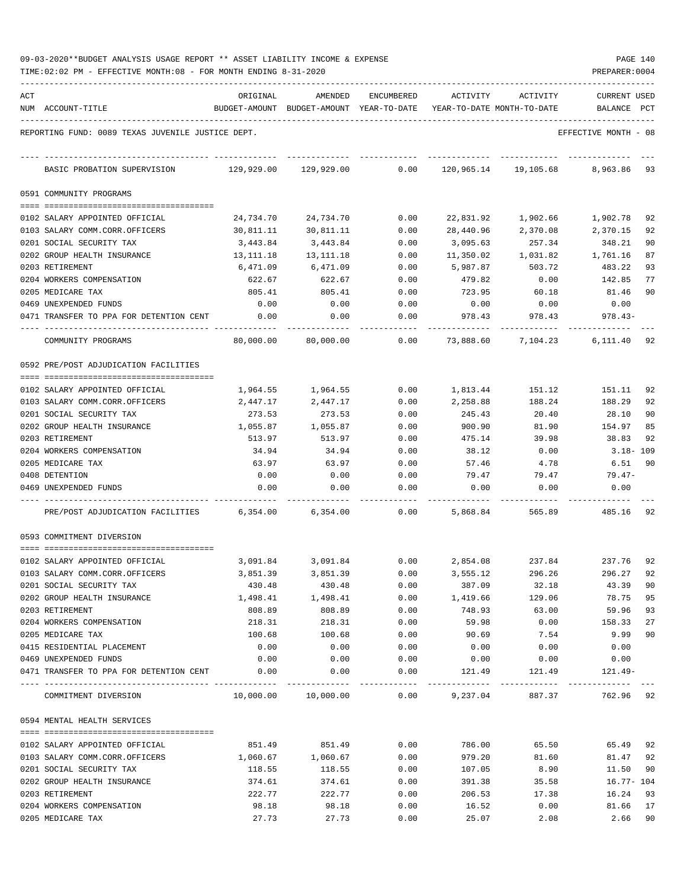09-03-2020**BUDGET ANALYSIS USAGE REPORT ** ASSET LIABILITY INCOME & EXPENSE

TIME:02:02 PM - EFFECTIVE MONTH:08 - FOR MONTH ENDING 8-31-2020

PREPARER:0004

| ACT NUM | ACCOUNT-TITLE | ORIGINAL BUDGET-AMOUNT | AMENDED BUDGET-AMOUNT | ENCUMBERED YEAR-TO-DATE | ACTIVITY YEAR-TO-DATE | ACTIVITY MONTH-TO-DATE | CURRENT USED BALANCE | PCT |
|---|---|---|---|---|---|---|---|---|
| | REPORTING FUND: 0089 TEXAS JUVENILE JUSTICE DEPT. | | | | | | EFFECTIVE MONTH - 08 | |
| | BASIC PROBATION SUPERVISION | 129,929.00 | 129,929.00 | 0.00 | 120,965.14 | 19,105.68 | 8,963.86 | 93 |
| | **0591 COMMUNITY PROGRAMS** | | | | | | | |
| 0102 | SALARY APPOINTED OFFICIAL | 24,734.70 | 24,734.70 | 0.00 | 22,831.92 | 1,902.66 | 1,902.78 | 92 |
| 0103 | SALARY COMM.CORR.OFFICERS | 30,811.11 | 30,811.11 | 0.00 | 28,440.96 | 2,370.08 | 2,370.15 | 92 |
| 0201 | SOCIAL SECURITY TAX | 3,443.84 | 3,443.84 | 0.00 | 3,095.63 | 257.34 | 348.21 | 90 |
| 0202 | GROUP HEALTH INSURANCE | 13,111.18 | 13,111.18 | 0.00 | 11,350.02 | 1,031.82 | 1,761.16 | 87 |
| 0203 | RETIREMENT | 6,471.09 | 6,471.09 | 0.00 | 5,987.87 | 503.72 | 483.22 | 93 |
| 0204 | WORKERS COMPENSATION | 622.67 | 622.67 | 0.00 | 479.82 | 0.00 | 142.85 | 77 |
| 0205 | MEDICARE TAX | 805.41 | 805.41 | 0.00 | 723.95 | 60.18 | 81.46 | 90 |
| 0469 | UNEXPENDED FUNDS | 0.00 | 0.00 | 0.00 | 0.00 | 0.00 | 0.00 | |
| 0471 | TRANSFER TO PPA FOR DETENTION CENT | 0.00 | 0.00 | 0.00 | 978.43 | 978.43 | 978.43- | |
| | COMMUNITY PROGRAMS | 80,000.00 | 80,000.00 | 0.00 | 73,888.60 | 7,104.23 | 6,111.40 | 92 |
| | **0592 PRE/POST ADJUDICATION FACILITIES** | | | | | | | |
| 0102 | SALARY APPOINTED OFFICIAL | 1,964.55 | 1,964.55 | 0.00 | 1,813.44 | 151.12 | 151.11 | 92 |
| 0103 | SALARY COMM.CORR.OFFICERS | 2,447.17 | 2,447.17 | 0.00 | 2,258.88 | 188.24 | 188.29 | 92 |
| 0201 | SOCIAL SECURITY TAX | 273.53 | 273.53 | 0.00 | 245.43 | 20.40 | 28.10 | 90 |
| 0202 | GROUP HEALTH INSURANCE | 1,055.87 | 1,055.87 | 0.00 | 900.90 | 81.90 | 154.97 | 85 |
| 0203 | RETIREMENT | 513.97 | 513.97 | 0.00 | 475.14 | 39.98 | 38.83 | 92 |
| 0204 | WORKERS COMPENSATION | 34.94 | 34.94 | 0.00 | 38.12 | 0.00 | 3.18- | 109 |
| 0205 | MEDICARE TAX | 63.97 | 63.97 | 0.00 | 57.46 | 4.78 | 6.51 | 90 |
| 0408 | DETENTION | 0.00 | 0.00 | 0.00 | 79.47 | 79.47 | 79.47- | |
| 0469 | UNEXPENDED FUNDS | 0.00 | 0.00 | 0.00 | 0.00 | 0.00 | 0.00 | |
| | PRE/POST ADJUDICATION FACILITIES | 6,354.00 | 6,354.00 | 0.00 | 5,868.84 | 565.89 | 485.16 | 92 |
| | **0593 COMMITMENT DIVERSION** | | | | | | | |
| 0102 | SALARY APPOINTED OFFICIAL | 3,091.84 | 3,091.84 | 0.00 | 2,854.08 | 237.84 | 237.76 | 92 |
| 0103 | SALARY COMM.CORR.OFFICERS | 3,851.39 | 3,851.39 | 0.00 | 3,555.12 | 296.26 | 296.27 | 92 |
| 0201 | SOCIAL SECURITY TAX | 430.48 | 430.48 | 0.00 | 387.09 | 32.18 | 43.39 | 90 |
| 0202 | GROUP HEALTH INSURANCE | 1,498.41 | 1,498.41 | 0.00 | 1,419.66 | 129.06 | 78.75 | 95 |
| 0203 | RETIREMENT | 808.89 | 808.89 | 0.00 | 748.93 | 63.00 | 59.96 | 93 |
| 0204 | WORKERS COMPENSATION | 218.31 | 218.31 | 0.00 | 59.98 | 0.00 | 158.33 | 27 |
| 0205 | MEDICARE TAX | 100.68 | 100.68 | 0.00 | 90.69 | 7.54 | 9.99 | 90 |
| 0415 | RESIDENTIAL PLACEMENT | 0.00 | 0.00 | 0.00 | 0.00 | 0.00 | 0.00 | |
| 0469 | UNEXPENDED FUNDS | 0.00 | 0.00 | 0.00 | 0.00 | 0.00 | 0.00 | |
| 0471 | TRANSFER TO PPA FOR DETENTION CENT | 0.00 | 0.00 | 0.00 | 121.49 | 121.49 | 121.49- | |
| | COMMITMENT DIVERSION | 10,000.00 | 10,000.00 | 0.00 | 9,237.04 | 887.37 | 762.96 | 92 |
| | **0594 MENTAL HEALTH SERVICES** | | | | | | | |
| 0102 | SALARY APPOINTED OFFICIAL | 851.49 | 851.49 | 0.00 | 786.00 | 65.50 | 65.49 | 92 |
| 0103 | SALARY COMM.CORR.OFFICERS | 1,060.67 | 1,060.67 | 0.00 | 979.20 | 81.60 | 81.47 | 92 |
| 0201 | SOCIAL SECURITY TAX | 118.55 | 118.55 | 0.00 | 107.05 | 8.90 | 11.50 | 90 |
| 0202 | GROUP HEALTH INSURANCE | 374.61 | 374.61 | 0.00 | 391.38 | 35.58 | 16.77- | 104 |
| 0203 | RETIREMENT | 222.77 | 222.77 | 0.00 | 206.53 | 17.38 | 16.24 | 93 |
| 0204 | WORKERS COMPENSATION | 98.18 | 98.18 | 0.00 | 16.52 | 0.00 | 81.66 | 17 |
| 0205 | MEDICARE TAX | 27.73 | 27.73 | 0.00 | 25.07 | 2.08 | 2.66 | 90 |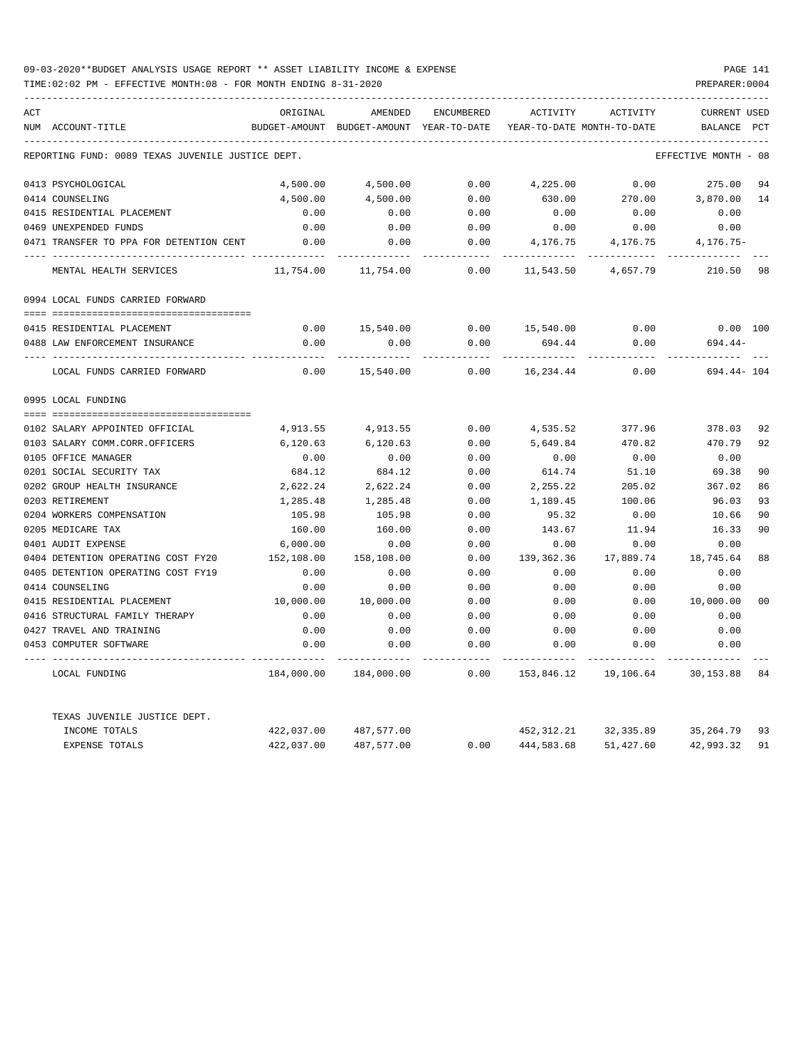09-03-2020**BUDGET ANALYSIS USAGE REPORT ** ASSET LIABILITY INCOME & EXPENSE

TIME:02:02 PM - EFFECTIVE MONTH:08 - FOR MONTH ENDING 8-31-2020

PREPARER:0004

| ACT NUM | ACCOUNT-TITLE | ORIGINAL BUDGET-AMOUNT | AMENDED BUDGET-AMOUNT | ENCUMBERED YEAR-TO-DATE | ACTIVITY YEAR-TO-DATE | ACTIVITY MONTH-TO-DATE | CURRENT BALANCE | USED PCT |
|---|---|---|---|---|---|---|---|---|
| | REPORTING FUND: 0089 TEXAS JUVENILE JUSTICE DEPT. | | | | | | EFFECTIVE MONTH - 08 | |
| 0413 | PSYCHOLOGICAL | 4,500.00 | 4,500.00 | 0.00 | 4,225.00 | 0.00 | 275.00 | 94 |
| 0414 | COUNSELING | 4,500.00 | 4,500.00 | 0.00 | 630.00 | 270.00 | 3,870.00 | 14 |
| 0415 | RESIDENTIAL PLACEMENT | 0.00 | 0.00 | 0.00 | 0.00 | 0.00 | 0.00 | |
| 0469 | UNEXPENDED FUNDS | 0.00 | 0.00 | 0.00 | 0.00 | 0.00 | 0.00 | |
| 0471 | TRANSFER TO PPA FOR DETENTION CENT | 0.00 | 0.00 | 0.00 | 4,176.75 | 4,176.75 | 4,176.75- | |
| | MENTAL HEALTH SERVICES | 11,754.00 | 11,754.00 | 0.00 | 11,543.50 | 4,657.79 | 210.50 | 98 |
| | 0994 LOCAL FUNDS CARRIED FORWARD | | | | | | | |
| 0415 | RESIDENTIAL PLACEMENT | 0.00 | 15,540.00 | 0.00 | 15,540.00 | 0.00 | 0.00 | 100 |
| 0488 | LAW ENFORCEMENT INSURANCE | 0.00 | 0.00 | 0.00 | 694.44 | 0.00 | 694.44- | |
| | LOCAL FUNDS CARRIED FORWARD | 0.00 | 15,540.00 | 0.00 | 16,234.44 | 0.00 | 694.44- | 104 |
| | 0995 LOCAL FUNDING | | | | | | | |
| 0102 | SALARY APPOINTED OFFICIAL | 4,913.55 | 4,913.55 | 0.00 | 4,535.52 | 377.96 | 378.03 | 92 |
| 0103 | SALARY COMM.CORR.OFFICERS | 6,120.63 | 6,120.63 | 0.00 | 5,649.84 | 470.82 | 470.79 | 92 |
| 0105 | OFFICE MANAGER | 0.00 | 0.00 | 0.00 | 0.00 | 0.00 | 0.00 | |
| 0201 | SOCIAL SECURITY TAX | 684.12 | 684.12 | 0.00 | 614.74 | 51.10 | 69.38 | 90 |
| 0202 | GROUP HEALTH INSURANCE | 2,622.24 | 2,622.24 | 0.00 | 2,255.22 | 205.02 | 367.02 | 86 |
| 0203 | RETIREMENT | 1,285.48 | 1,285.48 | 0.00 | 1,189.45 | 100.06 | 96.03 | 93 |
| 0204 | WORKERS COMPENSATION | 105.98 | 105.98 | 0.00 | 95.32 | 0.00 | 10.66 | 90 |
| 0205 | MEDICARE TAX | 160.00 | 160.00 | 0.00 | 143.67 | 11.94 | 16.33 | 90 |
| 0401 | AUDIT EXPENSE | 6,000.00 | 0.00 | 0.00 | 0.00 | 0.00 | 0.00 | |
| 0404 | DETENTION OPERATING COST FY20 | 152,108.00 | 158,108.00 | 0.00 | 139,362.36 | 17,889.74 | 18,745.64 | 88 |
| 0405 | DETENTION OPERATING COST FY19 | 0.00 | 0.00 | 0.00 | 0.00 | 0.00 | 0.00 | |
| 0414 | COUNSELING | 0.00 | 0.00 | 0.00 | 0.00 | 0.00 | 0.00 | |
| 0415 | RESIDENTIAL PLACEMENT | 10,000.00 | 10,000.00 | 0.00 | 0.00 | 0.00 | 10,000.00 | 00 |
| 0416 | STRUCTURAL FAMILY THERAPY | 0.00 | 0.00 | 0.00 | 0.00 | 0.00 | 0.00 | |
| 0427 | TRAVEL AND TRAINING | 0.00 | 0.00 | 0.00 | 0.00 | 0.00 | 0.00 | |
| 0453 | COMPUTER SOFTWARE | 0.00 | 0.00 | 0.00 | 0.00 | 0.00 | 0.00 | |
| | LOCAL FUNDING | 184,000.00 | 184,000.00 | 0.00 | 153,846.12 | 19,106.64 | 30,153.88 | 84 |
| | TEXAS JUVENILE JUSTICE DEPT. | | | | | | | |
| | INCOME TOTALS | 422,037.00 | 487,577.00 | | 452,312.21 | 32,335.89 | 35,264.79 | 93 |
| | EXPENSE TOTALS | 422,037.00 | 487,577.00 | 0.00 | 444,583.68 | 51,427.60 | 42,993.32 | 91 |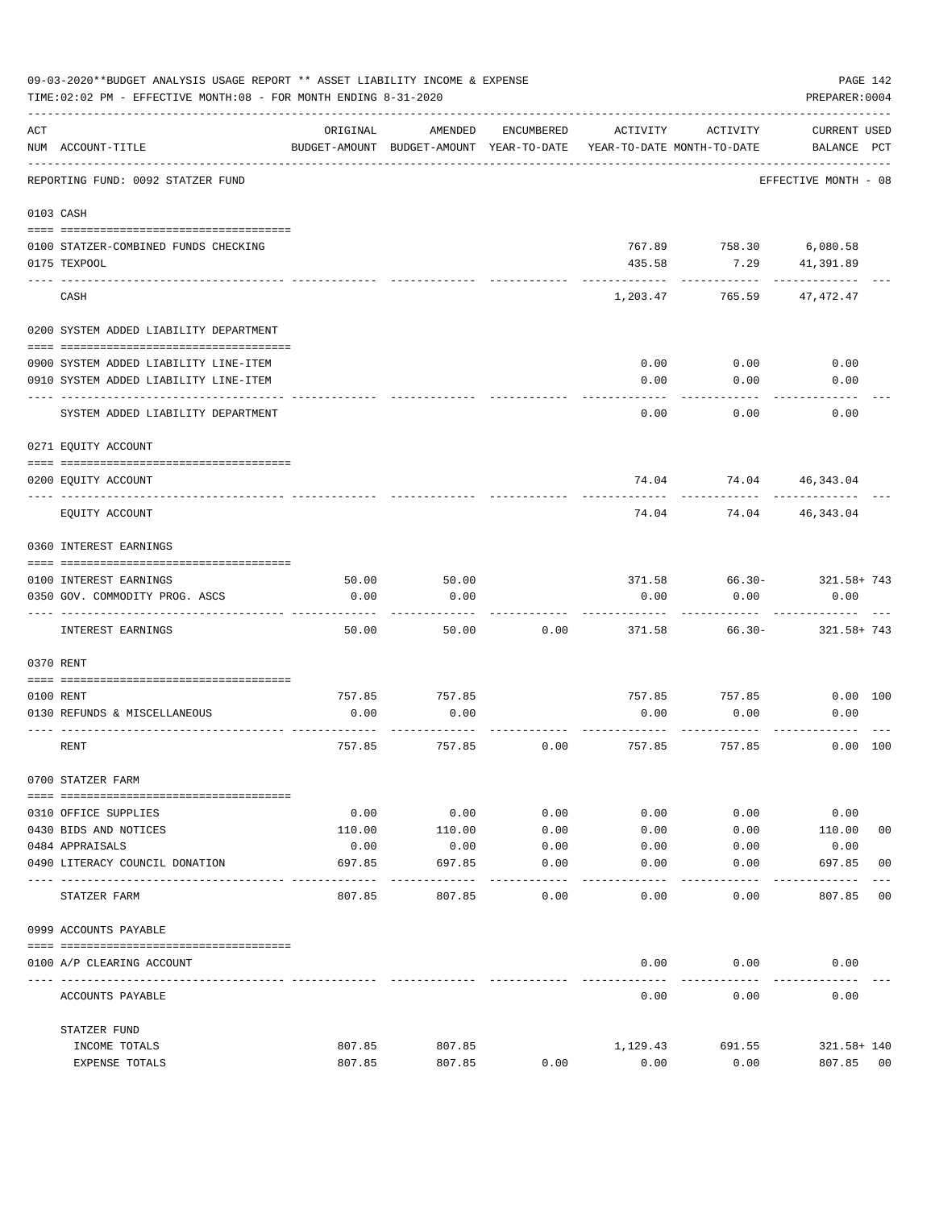09-03-2020**BUDGET ANALYSIS USAGE REPORT ** ASSET LIABILITY INCOME & EXPENSE

TIME:02:02 PM - EFFECTIVE MONTH:08 - FOR MONTH ENDING 8-31-2020

PREPARER:0004

| ACT NUM | ACCOUNT-TITLE | ORIGINAL BUDGET-AMOUNT | AMENDED BUDGET-AMOUNT | ENCUMBERED YEAR-TO-DATE | ACTIVITY YEAR-TO-DATE | ACTIVITY MONTH-TO-DATE | CURRENT USED BALANCE | PCT |
|---|---|---|---|---|---|---|---|---|
| | REPORTING FUND: 0092 STATZER FUND | | | | | | EFFECTIVE MONTH - 08 | |
| | **0103 CASH** | | | | | | | |
| 0100 | STATZER-COMBINED FUNDS CHECKING | | | | 767.89 | 758.30 | 6,080.58 | |
| 0175 | TEXPOOL | | | | 435.58 | 7.29 | 41,391.89 | |
| | CASH | | | | 1,203.47 | 765.59 | 47,472.47 | |
| | **0200 SYSTEM ADDED LIABILITY DEPARTMENT** | | | | | | | |
| 0900 | SYSTEM ADDED LIABILITY LINE-ITEM | | | | 0.00 | 0.00 | 0.00 | |
| 0910 | SYSTEM ADDED LIABILITY LINE-ITEM | | | | 0.00 | 0.00 | 0.00 | |
| | SYSTEM ADDED LIABILITY DEPARTMENT | | | | 0.00 | 0.00 | 0.00 | |
| | **0271 EQUITY ACCOUNT** | | | | | | | |
| 0200 | EQUITY ACCOUNT | | | | 74.04 | 74.04 | 46,343.04 | |
| | EQUITY ACCOUNT | | | | 74.04 | 74.04 | 46,343.04 | |
| | **0360 INTEREST EARNINGS** | | | | | | | |
| 0100 | INTEREST EARNINGS | 50.00 | 50.00 | | 371.58 | 66.30- | 321.58+ | 743 |
| 0350 | GOV. COMMODITY PROG. ASCS | 0.00 | 0.00 | | 0.00 | 0.00 | 0.00 | |
| | INTEREST EARNINGS | 50.00 | 50.00 | 0.00 | 371.58 | 66.30- | 321.58+ | 743 |
| | **0370 RENT** | | | | | | | |
| 0100 | RENT | 757.85 | 757.85 | | 757.85 | 757.85 | 0.00 | 100 |
| 0130 | REFUNDS & MISCELLANEOUS | 0.00 | 0.00 | | 0.00 | 0.00 | 0.00 | |
| | RENT | 757.85 | 757.85 | 0.00 | 757.85 | 757.85 | 0.00 | 100 |
| | **0700 STATZER FARM** | | | | | | | |
| 0310 | OFFICE SUPPLIES | 0.00 | 0.00 | 0.00 | 0.00 | 0.00 | 0.00 | |
| 0430 | BIDS AND NOTICES | 110.00 | 110.00 | 0.00 | 0.00 | 0.00 | 110.00 | 00 |
| 0484 | APPRAISALS | 0.00 | 0.00 | 0.00 | 0.00 | 0.00 | 0.00 | |
| 0490 | LITERACY COUNCIL DONATION | 697.85 | 697.85 | 0.00 | 0.00 | 0.00 | 697.85 | 00 |
| | STATZER FARM | 807.85 | 807.85 | 0.00 | 0.00 | 0.00 | 807.85 | 00 |
| | **0999 ACCOUNTS PAYABLE** | | | | | | | |
| 0100 | A/P CLEARING ACCOUNT | | | | 0.00 | 0.00 | 0.00 | |
| | ACCOUNTS PAYABLE | | | | 0.00 | 0.00 | 0.00 | |
| | STATZER FUND | | | | | | | |
| | INCOME TOTALS | 807.85 | 807.85 | | 1,129.43 | 691.55 | 321.58+ | 140 |
| | EXPENSE TOTALS | 807.85 | 807.85 | 0.00 | 0.00 | 0.00 | 807.85 | 00 |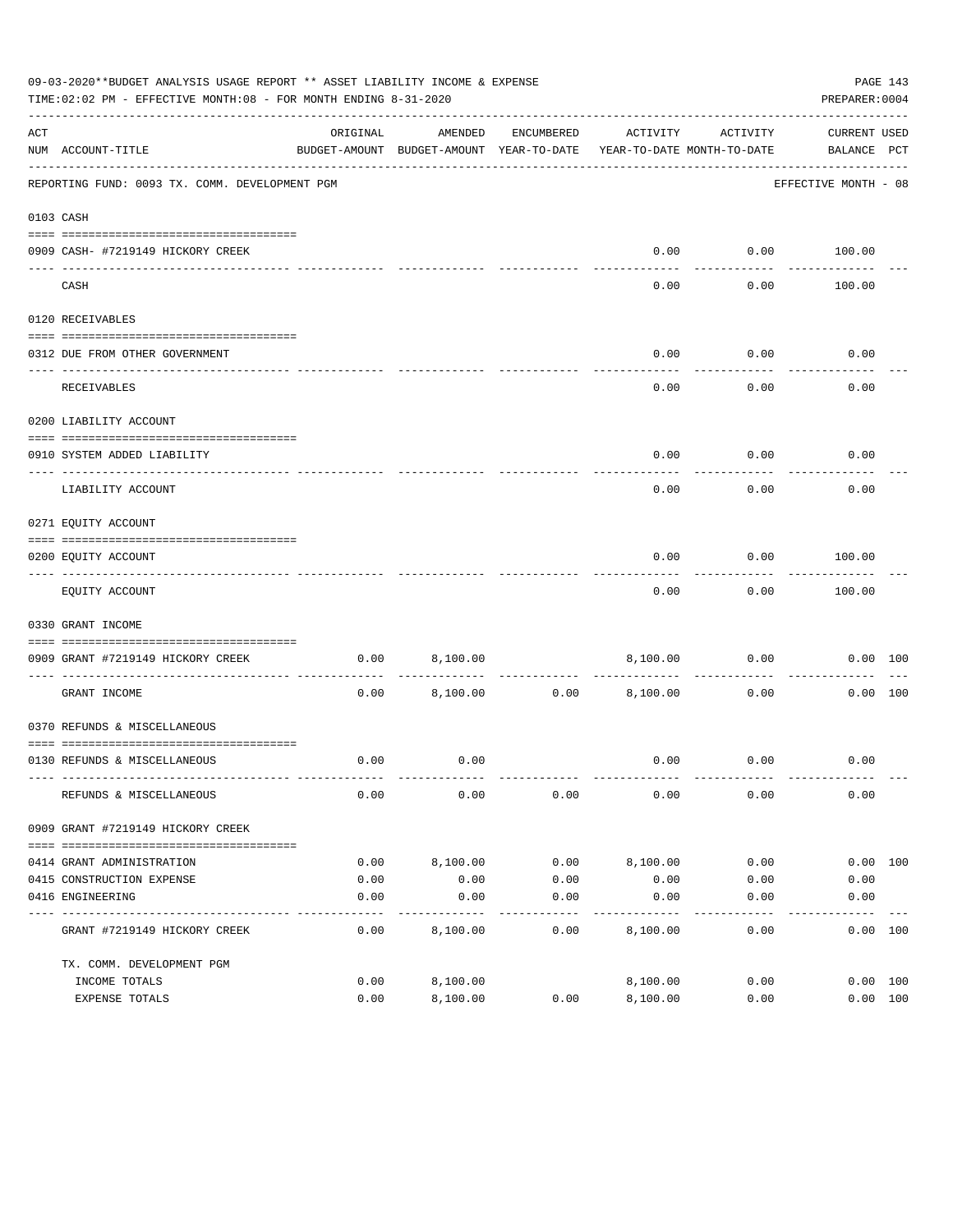09-03-2020**BUDGET ANALYSIS USAGE REPORT ** ASSET LIABILITY INCOME & EXPENSE

TIME:02:02 PM - EFFECTIVE MONTH:08 - FOR MONTH ENDING 8-31-2020

PREPARER:0004

REPORTING FUND: 0093 TX. COMM. DEVELOPMENT PGM — EFFECTIVE MONTH - 08

| ACT NUM | ACCOUNT-TITLE | ORIGINAL BUDGET-AMOUNT | AMENDED BUDGET-AMOUNT | ENCUMBERED YEAR-TO-DATE | ACTIVITY YEAR-TO-DATE | ACTIVITY MONTH-TO-DATE | CURRENT BALANCE | USED PCT |
|---|---|---|---|---|---|---|---|---|
| 0103 | CASH | | | | | | | |
| 0909 | CASH- #7219149 HICKORY CREEK | | | | 0.00 | 0.00 | 100.00 | |
| | CASH | | | | 0.00 | 0.00 | 100.00 | |
| 0120 | RECEIVABLES | | | | | | | |
| 0312 | DUE FROM OTHER GOVERNMENT | | | | 0.00 | 0.00 | 0.00 | |
| | RECEIVABLES | | | | 0.00 | 0.00 | 0.00 | |
| 0200 | LIABILITY ACCOUNT | | | | | | | |
| 0910 | SYSTEM ADDED LIABILITY | | | | 0.00 | 0.00 | 0.00 | |
| | LIABILITY ACCOUNT | | | | 0.00 | 0.00 | 0.00 | |
| 0271 | EQUITY ACCOUNT | | | | | | | |
| 0200 | EQUITY ACCOUNT | | | | 0.00 | 0.00 | 100.00 | |
| | EQUITY ACCOUNT | | | | 0.00 | 0.00 | 100.00 | |
| 0330 | GRANT INCOME | | | | | | | |
| 0909 | GRANT #7219149 HICKORY CREEK | 0.00 | 8,100.00 | | 8,100.00 | 0.00 | 0.00 | 100 |
| | GRANT INCOME | 0.00 | 8,100.00 | 0.00 | 8,100.00 | 0.00 | 0.00 | 100 |
| 0370 | REFUNDS & MISCELLANEOUS | | | | | | | |
| 0130 | REFUNDS & MISCELLANEOUS | 0.00 | 0.00 | | 0.00 | 0.00 | 0.00 | |
| | REFUNDS & MISCELLANEOUS | 0.00 | 0.00 | 0.00 | 0.00 | 0.00 | 0.00 | |
| 0909 | GRANT #7219149 HICKORY CREEK | | | | | | | |
| 0414 | GRANT ADMINISTRATION | 0.00 | 8,100.00 | 0.00 | 8,100.00 | 0.00 | 0.00 | 100 |
| 0415 | CONSTRUCTION EXPENSE | 0.00 | 0.00 | 0.00 | 0.00 | 0.00 | 0.00 | |
| 0416 | ENGINEERING | 0.00 | 0.00 | 0.00 | 0.00 | 0.00 | 0.00 | |
| | GRANT #7219149 HICKORY CREEK | 0.00 | 8,100.00 | 0.00 | 8,100.00 | 0.00 | 0.00 | 100 |
| | TX. COMM. DEVELOPMENT PGM | | | | | | | |
| | INCOME TOTALS | 0.00 | 8,100.00 | | 8,100.00 | 0.00 | 0.00 | 100 |
| | EXPENSE TOTALS | 0.00 | 8,100.00 | 0.00 | 8,100.00 | 0.00 | 0.00 | 100 |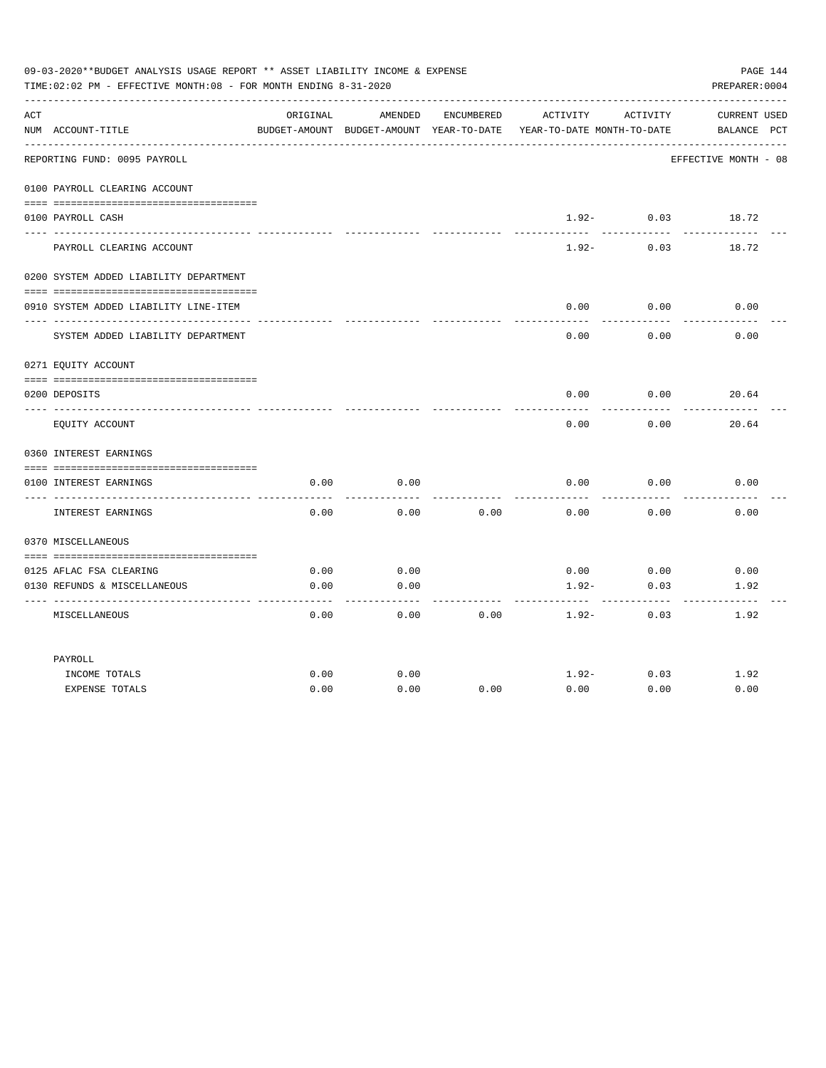09-03-2020**BUDGET ANALYSIS USAGE REPORT ** ASSET LIABILITY INCOME & EXPENSE

TIME:02:02 PM - EFFECTIVE MONTH:08 - FOR MONTH ENDING 8-31-2020

PREPARER:0004

| ACT NUM | ACCOUNT-TITLE | ORIGINAL BUDGET-AMOUNT | AMENDED BUDGET-AMOUNT | ENCUMBERED YEAR-TO-DATE | ACTIVITY YEAR-TO-DATE | ACTIVITY MONTH-TO-DATE | CURRENT BALANCE | USED PCT |
|---|---|---|---|---|---|---|---|---|
| | REPORTING FUND: 0095 PAYROLL | | | | | | EFFECTIVE MONTH - 08 | |
| | 0100 PAYROLL CLEARING ACCOUNT | | | | | | | |
| 0100 | PAYROLL CASH | | | | 1.92- | 0.03 | 18.72 | |
| | PAYROLL CLEARING ACCOUNT | | | | 1.92- | 0.03 | 18.72 | |
| | 0200 SYSTEM ADDED LIABILITY DEPARTMENT | | | | | | | |
| 0910 | SYSTEM ADDED LIABILITY LINE-ITEM | | | | 0.00 | 0.00 | 0.00 | |
| | SYSTEM ADDED LIABILITY DEPARTMENT | | | | 0.00 | 0.00 | 0.00 | |
| | 0271 EQUITY ACCOUNT | | | | | | | |
| 0200 | DEPOSITS | | | | 0.00 | 0.00 | 20.64 | |
| | EQUITY ACCOUNT | | | | 0.00 | 0.00 | 20.64 | |
| | 0360 INTEREST EARNINGS | | | | | | | |
| 0100 | INTEREST EARNINGS | 0.00 | 0.00 | | 0.00 | 0.00 | 0.00 | |
| | INTEREST EARNINGS | 0.00 | 0.00 | 0.00 | 0.00 | 0.00 | 0.00 | |
| | 0370 MISCELLANEOUS | | | | | | | |
| 0125 | AFLAC FSA CLEARING | 0.00 | 0.00 | | 0.00 | 0.00 | 0.00 | |
| 0130 | REFUNDS & MISCELLANEOUS | 0.00 | 0.00 | | 1.92- | 0.03 | 1.92 | |
| | MISCELLANEOUS | 0.00 | 0.00 | 0.00 | 1.92- | 0.03 | 1.92 | |
| | PAYROLL | | | | | | | |
| | INCOME TOTALS | 0.00 | 0.00 | | 1.92- | 0.03 | 1.92 | |
| | EXPENSE TOTALS | 0.00 | 0.00 | 0.00 | 0.00 | 0.00 | 0.00 | |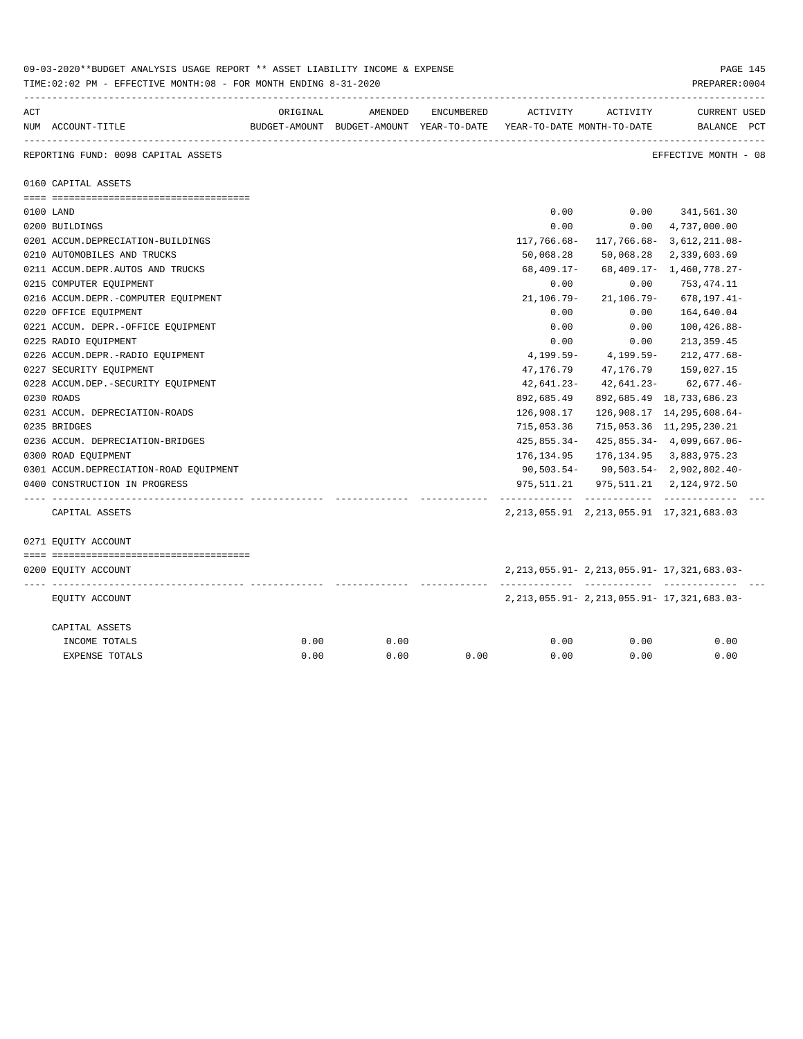09-03-2020**BUDGET ANALYSIS USAGE REPORT ** ASSET LIABILITY INCOME & EXPENSE

TIME:02:02 PM - EFFECTIVE MONTH:08 - FOR MONTH ENDING 8-31-2020

PREPARER:0004

| ACT NUM | ACCOUNT-TITLE | ORIGINAL BUDGET-AMOUNT | AMENDED BUDGET-AMOUNT | ENCUMBERED YEAR-TO-DATE | ACTIVITY YEAR-TO-DATE | ACTIVITY MONTH-TO-DATE | CURRENT BALANCE | USED PCT |
|---|---|---|---|---|---|---|---|---|
| | REPORTING FUND: 0098 CAPITAL ASSETS | | | | | | EFFECTIVE MONTH - 08 | |
| | 0160 CAPITAL ASSETS | | | | | | | |
| 0100 | LAND | | | | 0.00 | 0.00 | 341,561.30 | |
| 0200 | BUILDINGS | | | | 0.00 | 0.00 | 4,737,000.00 | |
| 0201 | ACCUM.DEPRECIATION-BUILDINGS | | | | 117,766.68- | 117,766.68- | 3,612,211.08- | |
| 0210 | AUTOMOBILES AND TRUCKS | | | | 50,068.28 | 50,068.28 | 2,339,603.69 | |
| 0211 | ACCUM.DEPR.AUTOS AND TRUCKS | | | | 68,409.17- | 68,409.17- | 1,460,778.27- | |
| 0215 | COMPUTER EQUIPMENT | | | | 0.00 | 0.00 | 753,474.11 | |
| 0216 | ACCUM.DEPR.-COMPUTER EQUIPMENT | | | | 21,106.79- | 21,106.79- | 678,197.41- | |
| 0220 | OFFICE EQUIPMENT | | | | 0.00 | 0.00 | 164,640.04 | |
| 0221 | ACCUM. DEPR.-OFFICE EQUIPMENT | | | | 0.00 | 0.00 | 100,426.88- | |
| 0225 | RADIO EQUIPMENT | | | | 0.00 | 0.00 | 213,359.45 | |
| 0226 | ACCUM.DEPR.-RADIO EQUIPMENT | | | | 4,199.59- | 4,199.59- | 212,477.68- | |
| 0227 | SECURITY EQUIPMENT | | | | 47,176.79 | 47,176.79 | 159,027.15 | |
| 0228 | ACCUM.DEP.-SECURITY EQUIPMENT | | | | 42,641.23- | 42,641.23- | 62,677.46- | |
| 0230 | ROADS | | | | 892,685.49 | 892,685.49 | 18,733,686.23 | |
| 0231 | ACCUM. DEPRECIATION-ROADS | | | | 126,908.17 | 126,908.17 | 14,295,608.64- | |
| 0235 | BRIDGES | | | | 715,053.36 | 715,053.36 | 11,295,230.21 | |
| 0236 | ACCUM. DEPRECIATION-BRIDGES | | | | 425,855.34- | 425,855.34- | 4,099,667.06- | |
| 0300 | ROAD EQUIPMENT | | | | 176,134.95 | 176,134.95 | 3,883,975.23 | |
| 0301 | ACCUM.DEPRECIATION-ROAD EQUIPMENT | | | | 90,503.54- | 90,503.54- | 2,902,802.40- | |
| 0400 | CONSTRUCTION IN PROGRESS | | | | 975,511.21 | 975,511.21 | 2,124,972.50 | |
| | CAPITAL ASSETS | | | | 2,213,055.91 | 2,213,055.91 | 17,321,683.03 | |
| | 0271 EQUITY ACCOUNT | | | | | | | |
| 0200 | EQUITY ACCOUNT | | | | 2,213,055.91- | 2,213,055.91- | 17,321,683.03- | |
| | EQUITY ACCOUNT | | | | 2,213,055.91- | 2,213,055.91- | 17,321,683.03- | |
| | CAPITAL ASSETS | | | | | | | |
| | INCOME TOTALS | 0.00 | 0.00 | | 0.00 | 0.00 | 0.00 | |
| | EXPENSE TOTALS | 0.00 | 0.00 | 0.00 | 0.00 | 0.00 | 0.00 | |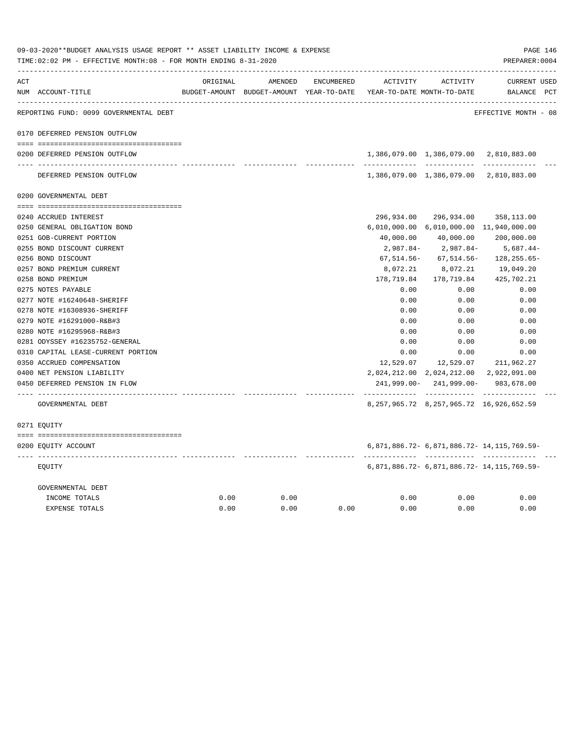09-03-2020**BUDGET ANALYSIS USAGE REPORT ** ASSET LIABILITY INCOME & EXPENSE

TIME:02:02 PM - EFFECTIVE MONTH:08 - FOR MONTH ENDING 8-31-2020

PREPARER:0004

| ACT NUM | ACCOUNT-TITLE | ORIGINAL BUDGET-AMOUNT | AMENDED BUDGET-AMOUNT | ENCUMBERED YEAR-TO-DATE | ACTIVITY YEAR-TO-DATE | ACTIVITY MONTH-TO-DATE | CURRENT BALANCE | USED PCT |
|---|---|---|---|---|---|---|---|---|
| | REPORTING FUND: 0099 GOVERNMENTAL DEBT | | | | | | EFFECTIVE MONTH - 08 | |
| 0170 | DEFERRED PENSION OUTFLOW | | | | | | | |
| 0200 | DEFERRED PENSION OUTFLOW | | | | 1,386,079.00 | 1,386,079.00 | 2,810,883.00 | |
| | DEFERRED PENSION OUTFLOW | | | | 1,386,079.00 | 1,386,079.00 | 2,810,883.00 | |
| 0200 | GOVERNMENTAL DEBT | | | | | | | |
| 0240 | ACCRUED INTEREST | | | | 296,934.00 | 296,934.00 | 358,113.00 | |
| 0250 | GENERAL OBLIGATION BOND | | | | 6,010,000.00 | 6,010,000.00 | 11,940,000.00 | |
| 0251 | GOB-CURRENT PORTION | | | | 40,000.00 | 40,000.00 | 200,000.00 | |
| 0255 | BOND DISCOUNT CURRENT | | | | 2,987.84- | 2,987.84- | 5,687.44- | |
| 0256 | BOND DISCOUNT | | | | 67,514.56- | 67,514.56- | 128,255.65- | |
| 0257 | BOND PREMIUM CURRENT | | | | 8,072.21 | 8,072.21 | 19,049.20 | |
| 0258 | BOND PREMIUM | | | | 178,719.84 | 178,719.84 | 425,702.21 | |
| 0275 | NOTES PAYABLE | | | | 0.00 | 0.00 | 0.00 | |
| 0277 | NOTE #16240648-SHERIFF | | | | 0.00 | 0.00 | 0.00 | |
| 0278 | NOTE #16308936-SHERIFF | | | | 0.00 | 0.00 | 0.00 | |
| 0279 | NOTE #16291000-R&B#3 | | | | 0.00 | 0.00 | 0.00 | |
| 0280 | NOTE #16295968-R&B#3 | | | | 0.00 | 0.00 | 0.00 | |
| 0281 | ODYSSEY #16235752-GENERAL | | | | 0.00 | 0.00 | 0.00 | |
| 0310 | CAPITAL LEASE-CURRENT PORTION | | | | 0.00 | 0.00 | 0.00 | |
| 0350 | ACCRUED COMPENSATION | | | | 12,529.07 | 12,529.07 | 211,962.27 | |
| 0400 | NET PENSION LIABILITY | | | | 2,024,212.00 | 2,024,212.00 | 2,922,091.00 | |
| 0450 | DEFERRED PENSION IN FLOW | | | | 241,999.00- | 241,999.00- | 983,678.00 | |
| | GOVERNMENTAL DEBT | | | | 8,257,965.72 | 8,257,965.72 | 16,926,652.59 | |
| 0271 | EQUITY | | | | | | | |
| 0200 | EQUITY ACCOUNT | | | | 6,871,886.72- | 6,871,886.72- | 14,115,769.59- | |
| | EQUITY | | | | 6,871,886.72- | 6,871,886.72- | 14,115,769.59- | |
| | GOVERNMENTAL DEBT | | | | | | | |
| | INCOME TOTALS | 0.00 | 0.00 | | 0.00 | 0.00 | 0.00 | |
| | EXPENSE TOTALS | 0.00 | 0.00 | 0.00 | 0.00 | 0.00 | 0.00 | |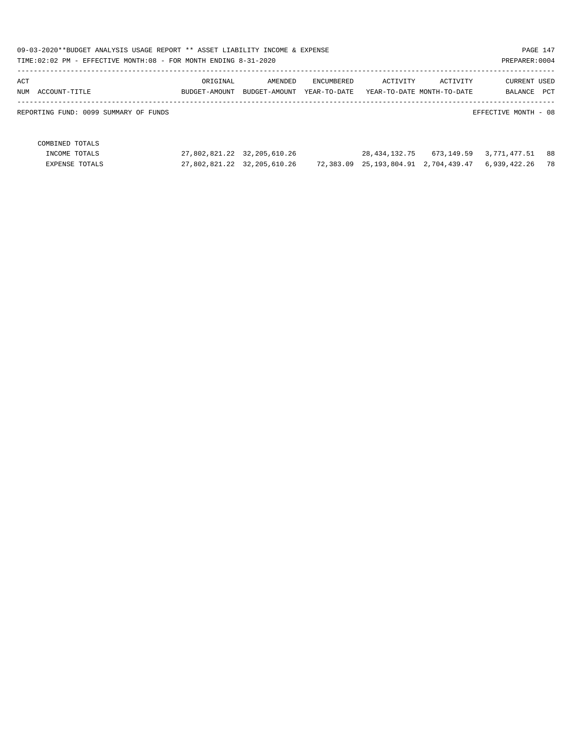REPORTING FUND: 0099 SUMMARY OF FUNDS

EFFECTIVE MONTH - 08

| ACT NUM ACCOUNT-TITLE | ORIGINAL BUDGET-AMOUNT | AMENDED BUDGET-AMOUNT | ENCUMBERED YEAR-TO-DATE | ACTIVITY YEAR-TO-DATE | ACTIVITY MONTH-TO-DATE | CURRENT BALANCE | USED PCT |
|---|---|---|---|---|---|---|---|
| COMBINED TOTALS | | | | | | | |
| INCOME TOTALS | 27,802,821.22 | 32,205,610.26 | | 28,434,132.75 | 673,149.59 | 3,771,477.51 | 88 |
| EXPENSE TOTALS | 27,802,821.22 | 32,205,610.26 | 72,383.09 | 25,193,804.91 | 2,704,439.47 | 6,939,422.26 | 78 |